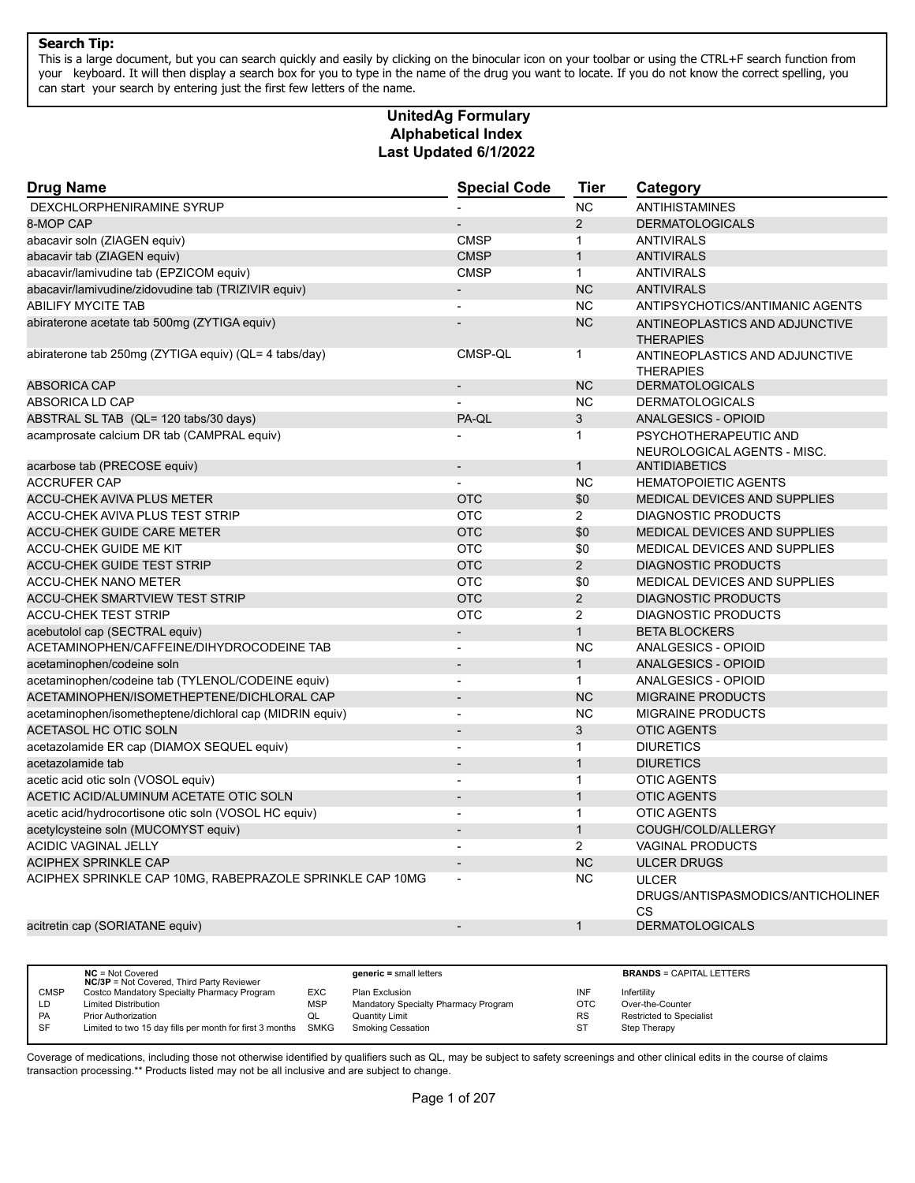**Search Tip:**
This is a large document, but you can search quickly and easily by clicking on the binocular icon on your toolbar or using the CTRL+F search function from your keyboard. It will then display a search box for you to type in the name of the drug you want to locate. If you do not know the correct spelling, you can start your search by entering just the first few letters of the name.

# UnitedAg Formulary
## Alphabetical Index
### Last Updated 6/1/2022

| Drug Name | Special Code | Tier | Category |
|---|---|---|---|
| DEXCHLORPHENIRAMINE SYRUP | - | NC | ANTIHISTAMINES |
| 8-MOP CAP | - | 2 | DERMATOLOGICALS |
| abacavir soln (ZIAGEN equiv) | CMSP | 1 | ANTIVIRALS |
| abacavir tab (ZIAGEN equiv) | CMSP | 1 | ANTIVIRALS |
| abacavir/lamivudine tab (EPZICOM equiv) | CMSP | 1 | ANTIVIRALS |
| abacavir/lamivudine/zidovudine tab (TRIZIVIR equiv) | - | NC | ANTIVIRALS |
| ABILIFY MYCITE TAB | - | NC | ANTIPSYCHOTICS/ANTIMANIC AGENTS |
| abiraterone acetate tab 500mg (ZYTIGA equiv) | - | NC | ANTINEOPLASTICS AND ADJUNCTIVE THERAPIES |
| abiraterone tab 250mg (ZYTIGA equiv) (QL= 4 tabs/day) | CMSP-QL | 1 | ANTINEOPLASTICS AND ADJUNCTIVE THERAPIES |
| ABSORICA CAP | - | NC | DERMATOLOGICALS |
| ABSORICA LD CAP | - | NC | DERMATOLOGICALS |
| ABSTRAL SL TAB (QL= 120 tabs/30 days) | PA-QL | 3 | ANALGESICS - OPIOID |
| acamprosate calcium DR tab (CAMPRAL equiv) | - | 1 | PSYCHOTHERAPEUTIC AND NEUROLOGICAL AGENTS - MISC. |
| acarbose tab (PRECOSE equiv) | - | 1 | ANTIDIABETICS |
| ACCRUFER CAP | - | NC | HEMATOPOIETIC AGENTS |
| ACCU-CHEK AVIVA PLUS METER | OTC | $0 | MEDICAL DEVICES AND SUPPLIES |
| ACCU-CHEK AVIVA PLUS TEST STRIP | OTC | 2 | DIAGNOSTIC PRODUCTS |
| ACCU-CHEK GUIDE CARE METER | OTC | $0 | MEDICAL DEVICES AND SUPPLIES |
| ACCU-CHEK GUIDE ME KIT | OTC | $0 | MEDICAL DEVICES AND SUPPLIES |
| ACCU-CHEK GUIDE TEST STRIP | OTC | 2 | DIAGNOSTIC PRODUCTS |
| ACCU-CHEK NANO METER | OTC | $0 | MEDICAL DEVICES AND SUPPLIES |
| ACCU-CHEK SMARTVIEW TEST STRIP | OTC | 2 | DIAGNOSTIC PRODUCTS |
| ACCU-CHEK TEST STRIP | OTC | 2 | DIAGNOSTIC PRODUCTS |
| acebutolol cap (SECTRAL equiv) | - | 1 | BETA BLOCKERS |
| ACETAMINOPHEN/CAFFEINE/DIHYDROCODEINE TAB | - | NC | ANALGESICS - OPIOID |
| acetaminophen/codeine soln | - | 1 | ANALGESICS - OPIOID |
| acetaminophen/codeine tab (TYLENOL/CODEINE equiv) | - | 1 | ANALGESICS - OPIOID |
| ACETAMINOPHEN/ISOMETHEPTENE/DICHLORAL CAP | - | NC | MIGRAINE PRODUCTS |
| acetaminophen/isometheptene/dichloral cap (MIDRIN equiv) | - | NC | MIGRAINE PRODUCTS |
| ACETASOL HC OTIC SOLN | - | 3 | OTIC AGENTS |
| acetazolamide ER cap (DIAMOX SEQUEL equiv) | - | 1 | DIURETICS |
| acetazolamide tab | - | 1 | DIURETICS |
| acetic acid otic soln (VOSOL equiv) | - | 1 | OTIC AGENTS |
| ACETIC ACID/ALUMINUM ACETATE OTIC SOLN | - | 1 | OTIC AGENTS |
| acetic acid/hydrocortisone otic soln (VOSOL HC equiv) | - | 1 | OTIC AGENTS |
| acetylcysteine soln (MUCOMYST equiv) | - | 1 | COUGH/COLD/ALLERGY |
| ACIDIC VAGINAL JELLY | - | 2 | VAGINAL PRODUCTS |
| ACIPHEX SPRINKLE CAP | - | NC | ULCER DRUGS |
| ACIPHEX SPRINKLE CAP 10MG, RABEPRAZOLE SPRINKLE CAP 10MG | - | NC | ULCER DRUGS/ANTISPASMODICS/ANTICHOLINERGICS |
| acitretin cap (SORIATANE equiv) | - | 1 | DERMATOLOGICALS |

| | | | | | |
|---|---|---|---|---|---|
| **NC** = Not Covered; **NC/3P** = Not Covered, Third Party Reviewer | | **generic =** small letters | | **BRANDS** = CAPITAL LETTERS | |
| CMSP | Costco Mandatory Specialty Pharmacy Program | EXC | Plan Exclusion | INF | Infertility |
| LD | Limited Distribution | MSP | Mandatory Specialty Pharmacy Program | OTC | Over-the-Counter |
| PA | Prior Authorization | QL | Quantity Limit | RS | Restricted to Specialist |
| SF | Limited to two 15 day fills per month for first 3 months | SMKG | Smoking Cessation | ST | Step Therapy |

Coverage of medications, including those not otherwise identified by qualifiers such as QL, may be subject to safety screenings and other clinical edits in the course of claims transaction processing.** Products listed may not be all inclusive and are subject to change.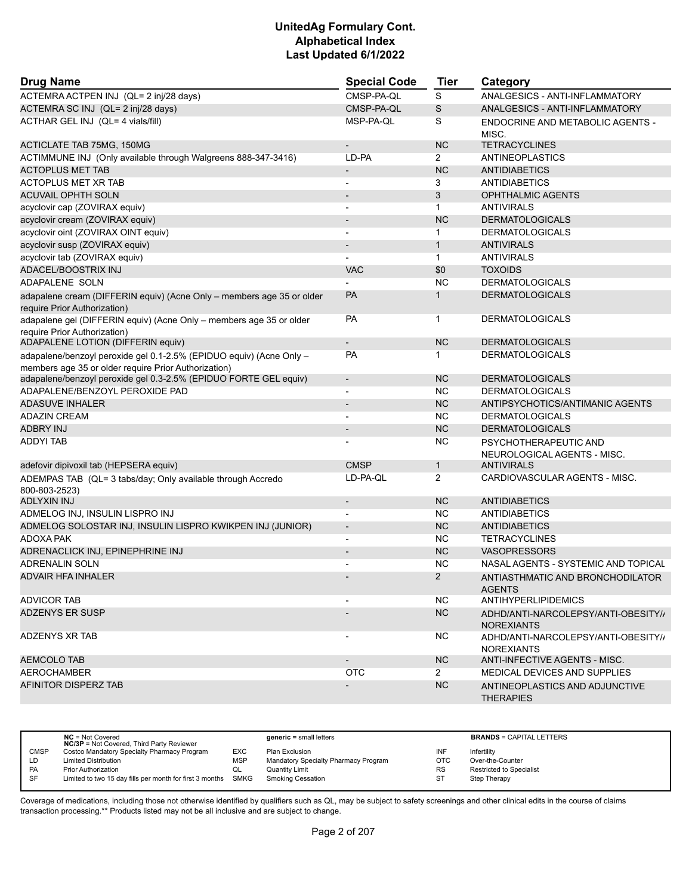# UnitedAg Formulary Cont.
## Alphabetical Index
### Last Updated 6/1/2022

| Drug Name | Special Code | Tier | Category |
|---|---|---|---|
| ACTEMRA ACTPEN INJ (QL= 2 inj/28 days) | CMSP-PA-QL | S | ANALGESICS - ANTI-INFLAMMATORY |
| ACTEMRA SC INJ (QL= 2 inj/28 days) | CMSP-PA-QL | S | ANALGESICS - ANTI-INFLAMMATORY |
| ACTHAR GEL INJ (QL= 4 vials/fill) | MSP-PA-QL | S | ENDOCRINE AND METABOLIC AGENTS - MISC. |
| ACTICLATE TAB 75MG, 150MG | - | NC | TETRACYCLINES |
| ACTIMMUNE INJ (Only available through Walgreens 888-347-3416) | LD-PA | 2 | ANTINEOPLASTICS |
| ACTOPLUS MET TAB | - | NC | ANTIDIABETICS |
| ACTOPLUS MET XR TAB | - | 3 | ANTIDIABETICS |
| ACUVAIL OPHTH SOLN | - | 3 | OPHTHALMIC AGENTS |
| acyclovir cap (ZOVIRAX equiv) | - | 1 | ANTIVIRALS |
| acyclovir cream (ZOVIRAX equiv) | - | NC | DERMATOLOGICALS |
| acyclovir oint (ZOVIRAX OINT equiv) | - | 1 | DERMATOLOGICALS |
| acyclovir susp (ZOVIRAX equiv) | - | 1 | ANTIVIRALS |
| acyclovir tab (ZOVIRAX equiv) | - | 1 | ANTIVIRALS |
| ADACEL/BOOSTRIX INJ | VAC | $0 | TOXOIDS |
| ADAPALENE SOLN | - | NC | DERMATOLOGICALS |
| adapalene cream (DIFFERIN equiv) (Acne Only – members age 35 or older require Prior Authorization) | PA | 1 | DERMATOLOGICALS |
| adapalene gel (DIFFERIN equiv) (Acne Only – members age 35 or older require Prior Authorization) | PA | 1 | DERMATOLOGICALS |
| ADAPALENE LOTION (DIFFERIN equiv) | - | NC | DERMATOLOGICALS |
| adapalene/benzoyl peroxide gel 0.1-2.5% (EPIDUO equiv) (Acne Only – members age 35 or older require Prior Authorization) | PA | 1 | DERMATOLOGICALS |
| adapalene/benzoyl peroxide gel 0.3-2.5% (EPIDUO FORTE GEL equiv) | - | NC | DERMATOLOGICALS |
| ADAPALENE/BENZOYL PEROXIDE PAD | - | NC | DERMATOLOGICALS |
| ADASUVE INHALER | - | NC | ANTIPSYCHOTICS/ANTIMANIC AGENTS |
| ADAZIN CREAM | - | NC | DERMATOLOGICALS |
| ADBRY INJ | - | NC | DERMATOLOGICALS |
| ADDYI TAB | - | NC | PSYCHOTHERAPEUTIC AND NEUROLOGICAL AGENTS - MISC. |
| adefovir dipivoxil tab (HEPSERA equiv) | CMSP | 1 | ANTIVIRALS |
| ADEMPAS TAB (QL= 3 tabs/day; Only available through Accredo 800-803-2523) | LD-PA-QL | 2 | CARDIOVASCULAR AGENTS - MISC. |
| ADLYXIN INJ | - | NC | ANTIDIABETICS |
| ADMELOG INJ, INSULIN LISPRO INJ | - | NC | ANTIDIABETICS |
| ADMELOG SOLOSTAR INJ, INSULIN LISPRO KWIKPEN INJ (JUNIOR) | - | NC | ANTIDIABETICS |
| ADOXA PAK | - | NC | TETRACYCLINES |
| ADRENACLICK INJ, EPINEPHRINE INJ | - | NC | VASOPRESSORS |
| ADRENALIN SOLN | - | NC | NASAL AGENTS - SYSTEMIC AND TOPICAL |
| ADVAIR HFA INHALER | - | 2 | ANTIASTHMATIC AND BRONCHODILATOR AGENTS |
| ADVICOR TAB | - | NC | ANTIHYPERLIPIDEMICS |
| ADZENYS ER SUSP | - | NC | ADHD/ANTI-NARCOLEPSY/ANTI-OBESITY/ANOREXIANTS |
| ADZENYS XR TAB | - | NC | ADHD/ANTI-NARCOLEPSY/ANTI-OBESITY/ANOREXIANTS |
| AEMCOLO TAB | - | NC | ANTI-INFECTIVE AGENTS - MISC. |
| AEROCHAMBER | OTC | 2 | MEDICAL DEVICES AND SUPPLIES |
| AFINITOR DISPERZ TAB | - | NC | ANTINEOPLASTICS AND ADJUNCTIVE THERAPIES |

| | | | | | |
|---|---|---|---|---|---|
| NC = Not Covered<br>NC/3P = Not Covered, Third Party Reviewer | | generic = small letters | | BRANDS = CAPITAL LETTERS | |
| CMSP | Costco Mandatory Specialty Pharmacy Program | EXC | Plan Exclusion | INF | Infertility |
| LD | Limited Distribution | MSP | Mandatory Specialty Pharmacy Program | OTC | Over-the-Counter |
| PA | Prior Authorization | QL | Quantity Limit | RS | Restricted to Specialist |
| SF | Limited to two 15 day fills per month for first 3 months | SMKG | Smoking Cessation | ST | Step Therapy |

Coverage of medications, including those not otherwise identified by qualifiers such as QL, may be subject to safety screenings and other clinical edits in the course of claims transaction processing.** Products listed may not be all inclusive and are subject to change.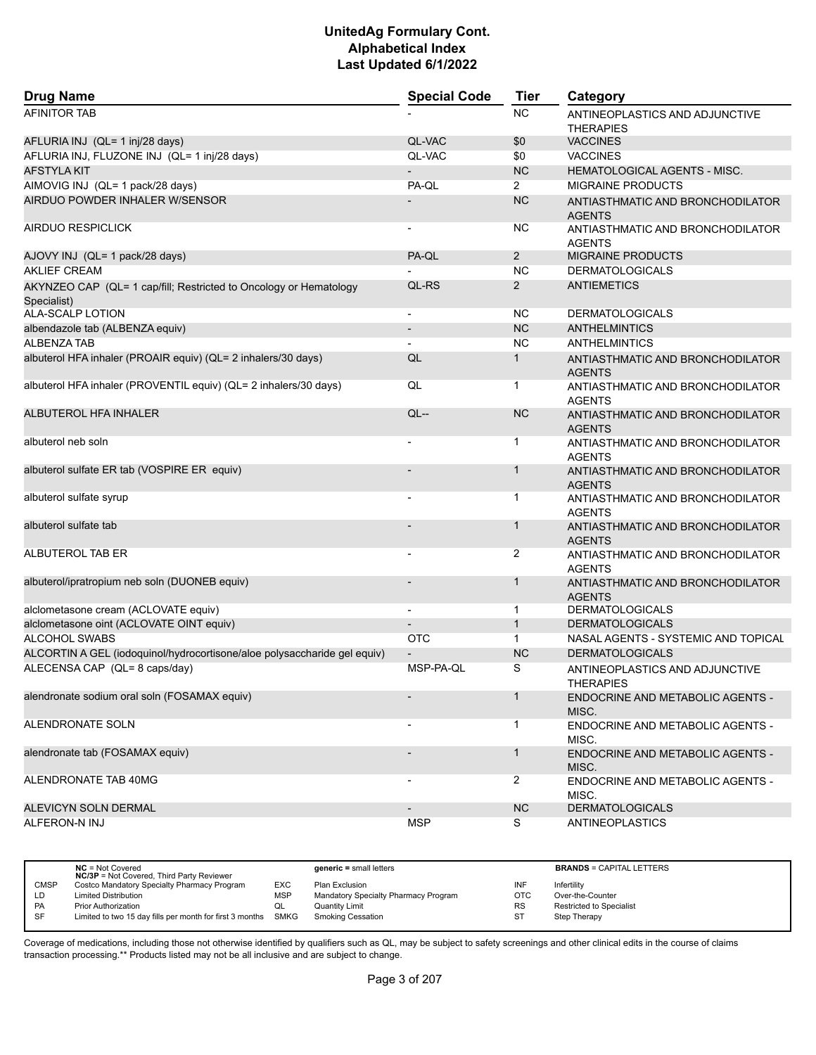# UnitedAg Formulary Cont.
## Alphabetical Index
### Last Updated 6/1/2022

| Drug Name | Special Code | Tier | Category |
|---|---|---|---|
| AFINITOR TAB | - | NC | ANTINEOPLASTICS AND ADJUNCTIVE THERAPIES |
| AFLURIA INJ (QL= 1 inj/28 days) | QL-VAC | $0 | VACCINES |
| AFLURIA INJ, FLUZONE INJ (QL= 1 inj/28 days) | QL-VAC | $0 | VACCINES |
| AFSTYLA KIT | - | NC | HEMATOLOGICAL AGENTS - MISC. |
| AIMOVIG INJ (QL= 1 pack/28 days) | PA-QL | 2 | MIGRAINE PRODUCTS |
| AIRDUO POWDER INHALER W/SENSOR | - | NC | ANTIASTHMATIC AND BRONCHODILATOR AGENTS |
| AIRDUO RESPICLICK | - | NC | ANTIASTHMATIC AND BRONCHODILATOR AGENTS |
| AJOVY INJ (QL= 1 pack/28 days) | PA-QL | 2 | MIGRAINE PRODUCTS |
| AKLIEF CREAM | - | NC | DERMATOLOGICALS |
| AKYNZEO CAP (QL= 1 cap/fill; Restricted to Oncology or Hematology Specialist) | QL-RS | 2 | ANTIEMETICS |
| ALA-SCALP LOTION | - | NC | DERMATOLOGICALS |
| albendazole tab (ALBENZA equiv) | - | NC | ANTHELMINTICS |
| ALBENZA TAB | - | NC | ANTHELMINTICS |
| albuterol HFA inhaler (PROAIR equiv) (QL= 2 inhalers/30 days) | QL | 1 | ANTIASTHMATIC AND BRONCHODILATOR AGENTS |
| albuterol HFA inhaler (PROVENTIL equiv) (QL= 2 inhalers/30 days) | QL | 1 | ANTIASTHMATIC AND BRONCHODILATOR AGENTS |
| ALBUTEROL HFA INHALER | QL-- | NC | ANTIASTHMATIC AND BRONCHODILATOR AGENTS |
| albuterol neb soln | - | 1 | ANTIASTHMATIC AND BRONCHODILATOR AGENTS |
| albuterol sulfate ER tab (VOSPIRE ER equiv) | - | 1 | ANTIASTHMATIC AND BRONCHODILATOR AGENTS |
| albuterol sulfate syrup | - | 1 | ANTIASTHMATIC AND BRONCHODILATOR AGENTS |
| albuterol sulfate tab | - | 1 | ANTIASTHMATIC AND BRONCHODILATOR AGENTS |
| ALBUTEROL TAB ER | - | 2 | ANTIASTHMATIC AND BRONCHODILATOR AGENTS |
| albuterol/ipratropium neb soln (DUONEB equiv) | - | 1 | ANTIASTHMATIC AND BRONCHODILATOR AGENTS |
| alclometasone cream (ACLOVATE equiv) | - | 1 | DERMATOLOGICALS |
| alclometasone oint (ACLOVATE OINT equiv) | - | 1 | DERMATOLOGICALS |
| ALCOHOL SWABS | OTC | 1 | NASAL AGENTS - SYSTEMIC AND TOPICAL |
| ALCORTIN A GEL (iodoquinol/hydrocortisone/aloe polysaccharide gel equiv) | - | NC | DERMATOLOGICALS |
| ALECENSA CAP (QL= 8 caps/day) | MSP-PA-QL | S | ANTINEOPLASTICS AND ADJUNCTIVE THERAPIES |
| alendronate sodium oral soln (FOSAMAX equiv) | - | 1 | ENDOCRINE AND METABOLIC AGENTS - MISC. |
| ALENDRONATE SOLN | - | 1 | ENDOCRINE AND METABOLIC AGENTS - MISC. |
| alendronate tab (FOSAMAX equiv) | - | 1 | ENDOCRINE AND METABOLIC AGENTS - MISC. |
| ALENDRONATE TAB 40MG | - | 2 | ENDOCRINE AND METABOLIC AGENTS - MISC. |
| ALEVICYN SOLN DERMAL | - | NC | DERMATOLOGICALS |
| ALFERON-N INJ | MSP | S | ANTINEOPLASTICS |

| | | | | | |
|---|---|---|---|---|---|
| | **NC** = Not Covered<br>**NC/3P** = Not Covered, Third Party Reviewer | | **generic =** small letters | | **BRANDS** = CAPITAL LETTERS |
| CMSP | Costco Mandatory Specialty Pharmacy Program | EXC | Plan Exclusion | INF | Infertility |
| LD | Limited Distribution | MSP | Mandatory Specialty Pharmacy Program | OTC | Over-the-Counter |
| PA | Prior Authorization | QL | Quantity Limit | RS | Restricted to Specialist |
| SF | Limited to two 15 day fills per month for first 3 months | SMKG | Smoking Cessation | ST | Step Therapy |

Coverage of medications, including those not otherwise identified by qualifiers such as QL, may be subject to safety screenings and other clinical edits in the course of claims transaction processing.** Products listed may not be all inclusive and are subject to change.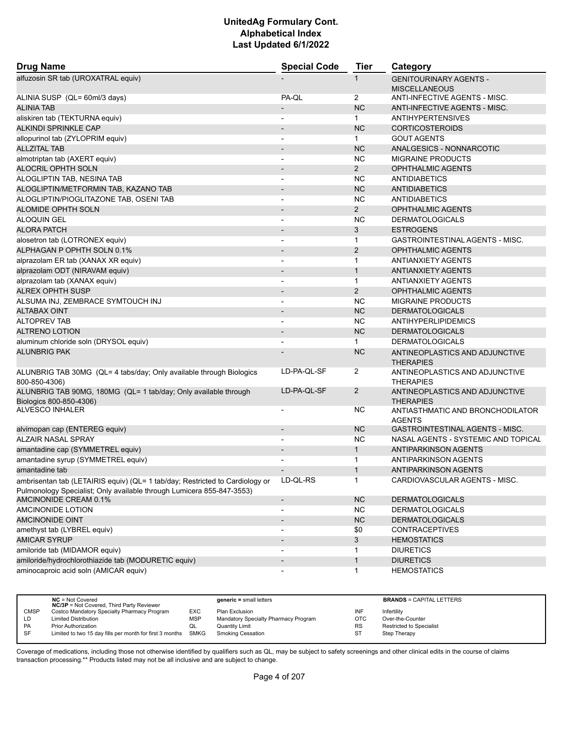# UnitedAg Formulary Cont.
# Alphabetical Index
# Last Updated 6/1/2022

| Drug Name | Special Code | Tier | Category |
|---|---|---|---|
| alfuzosin SR tab (UROXATRAL equiv) | - | 1 | GENITOURINARY AGENTS - MISCELLANEOUS |
| ALINIA SUSP (QL= 60ml/3 days) | PA-QL | 2 | ANTI-INFECTIVE AGENTS - MISC. |
| ALINIA TAB | - | NC | ANTI-INFECTIVE AGENTS - MISC. |
| aliskiren tab (TEKTURNA equiv) | - | 1 | ANTIHYPERTENSIVES |
| ALKINDI SPRINKLE CAP | - | NC | CORTICOSTEROIDS |
| allopurinol tab (ZYLOPRIM equiv) | - | 1 | GOUT AGENTS |
| ALLZITAL TAB | - | NC | ANALGESICS - NONNARCOTIC |
| almotriptan tab (AXERT equiv) | - | NC | MIGRAINE PRODUCTS |
| ALOCRIL OPHTH SOLN | - | 2 | OPHTHALMIC AGENTS |
| ALOGLIPTIN TAB, NESINA TAB | - | NC | ANTIDIABETICS |
| ALOGLIPTIN/METFORMIN TAB, KAZANO TAB | - | NC | ANTIDIABETICS |
| ALOGLIPTIN/PIOGLITAZONE TAB, OSENI TAB | - | NC | ANTIDIABETICS |
| ALOMIDE OPHTH SOLN | - | 2 | OPHTHALMIC AGENTS |
| ALOQUIN GEL | - | NC | DERMATOLOGICALS |
| ALORA PATCH | - | 3 | ESTROGENS |
| alosetron tab (LOTRONEX equiv) | - | 1 | GASTROINTESTINAL AGENTS - MISC. |
| ALPHAGAN P OPHTH SOLN 0.1% | - | 2 | OPHTHALMIC AGENTS |
| alprazolam ER tab (XANAX XR equiv) | - | 1 | ANTIANXIETY AGENTS |
| alprazolam ODT (NIRAVAM equiv) | - | 1 | ANTIANXIETY AGENTS |
| alprazolam tab (XANAX equiv) | - | 1 | ANTIANXIETY AGENTS |
| ALREX OPHTH SUSP | - | 2 | OPHTHALMIC AGENTS |
| ALSUMA INJ, ZEMBRACE SYMTOUCH INJ | - | NC | MIGRAINE PRODUCTS |
| ALTABAX OINT | - | NC | DERMATOLOGICALS |
| ALTOPREV TAB | - | NC | ANTIHYPERLIPIDEMICS |
| ALTRENO LOTION | - | NC | DERMATOLOGICALS |
| aluminum chloride soln (DRYSOL equiv) | - | 1 | DERMATOLOGICALS |
| ALUNBRIG PAK | - | NC | ANTINEOPLASTICS AND ADJUNCTIVE THERAPIES |
| ALUNBRIG TAB 30MG (QL= 4 tabs/day; Only available through Biologics 800-850-4306) | LD-PA-QL-SF | 2 | ANTINEOPLASTICS AND ADJUNCTIVE THERAPIES |
| ALUNBRIG TAB 90MG, 180MG (QL= 1 tab/day; Only available through Biologics 800-850-4306) | LD-PA-QL-SF | 2 | ANTINEOPLASTICS AND ADJUNCTIVE THERAPIES |
| ALVESCO INHALER | - | NC | ANTIASTHMATIC AND BRONCHODILATOR AGENTS |
| alvimopan cap (ENTEREG equiv) | - | NC | GASTROINTESTINAL AGENTS - MISC. |
| ALZAIR NASAL SPRAY | - | NC | NASAL AGENTS - SYSTEMIC AND TOPICAL |
| amantadine cap (SYMMETREL equiv) | - | 1 | ANTIPARKINSON AGENTS |
| amantadine syrup (SYMMETREL equiv) | - | 1 | ANTIPARKINSON AGENTS |
| amantadine tab | - | 1 | ANTIPARKINSON AGENTS |
| ambrisentan tab (LETAIRIS equiv) (QL= 1 tab/day; Restricted to Cardiology or Pulmonology Specialist; Only available through Lumicera 855-847-3553) | LD-QL-RS | 1 | CARDIOVASCULAR AGENTS - MISC. |
| AMCINONIDE CREAM 0.1% | - | NC | DERMATOLOGICALS |
| AMCINONIDE LOTION | - | NC | DERMATOLOGICALS |
| AMCINONIDE OINT | - | NC | DERMATOLOGICALS |
| amethyst tab (LYBREL equiv) | - | $0 | CONTRACEPTIVES |
| AMICAR SYRUP | - | 3 | HEMOSTATICS |
| amiloride tab (MIDAMOR equiv) | - | 1 | DIURETICS |
| amiloride/hydrochlorothiazide tab (MODURETIC equiv) | - | 1 | DIURETICS |
| aminocaproic acid soln (AMICAR equiv) | - | 1 | HEMOSTATICS |

| | | | | | |
|---|---|---|---|---|---|
| **NC** = Not Covered<br>**NC/3P** = Not Covered, Third Party Reviewer | | **generic =** small letters | | **BRANDS** = CAPITAL LETTERS | |
| CMSP | Costco Mandatory Specialty Pharmacy Program | EXC | Plan Exclusion | INF | Infertility |
| LD | Limited Distribution | MSP | Mandatory Specialty Pharmacy Program | OTC | Over-the-Counter |
| PA | Prior Authorization | QL | Quantity Limit | RS | Restricted to Specialist |
| SF | Limited to two 15 day fills per month for first 3 months | SMKG | Smoking Cessation | ST | Step Therapy |

Coverage of medications, including those not otherwise identified by qualifiers such as QL, may be subject to safety screenings and other clinical edits in the course of claims transaction processing.** Products listed may not be all inclusive and are subject to change.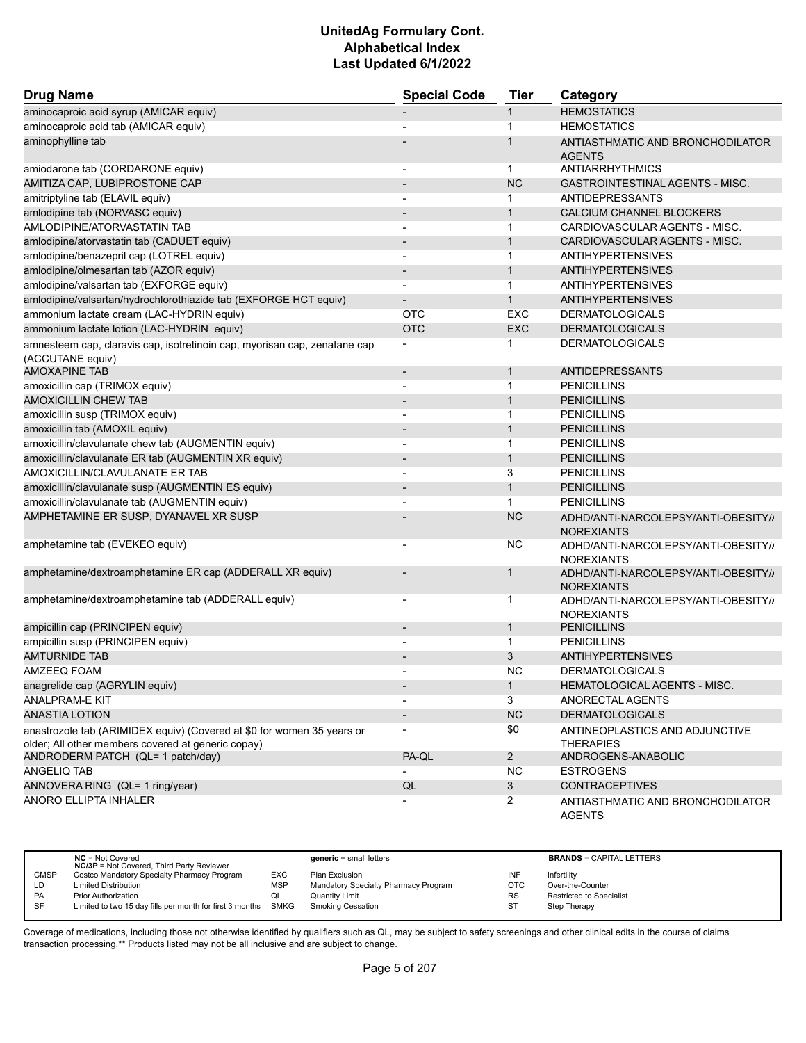# UnitedAg Formulary Cont.
## Alphabetical Index
### Last Updated 6/1/2022

| Drug Name | Special Code | Tier | Category |
|---|---|---|---|
| aminocaproic acid syrup (AMICAR equiv) | - | 1 | HEMOSTATICS |
| aminocaproic acid tab (AMICAR equiv) | - | 1 | HEMOSTATICS |
| aminophylline tab | - | 1 | ANTIASTHMATIC AND BRONCHODILATOR AGENTS |
| amiodarone tab (CORDARONE equiv) | - | 1 | ANTIARRHYTHMICS |
| AMITIZA CAP, LUBIPROSTONE CAP | - | NC | GASTROINTESTINAL AGENTS - MISC. |
| amitriptyline tab (ELAVIL equiv) | - | 1 | ANTIDEPRESSANTS |
| amlodipine tab (NORVASC equiv) | - | 1 | CALCIUM CHANNEL BLOCKERS |
| AMLODIPINE/ATORVASTATIN TAB | - | 1 | CARDIOVASCULAR AGENTS - MISC. |
| amlodipine/atorvastatin tab (CADUET equiv) | - | 1 | CARDIOVASCULAR AGENTS - MISC. |
| amlodipine/benazepril cap (LOTREL equiv) | - | 1 | ANTIHYPERTENSIVES |
| amlodipine/olmesartan tab (AZOR equiv) | - | 1 | ANTIHYPERTENSIVES |
| amlodipine/valsartan tab (EXFORGE equiv) | - | 1 | ANTIHYPERTENSIVES |
| amlodipine/valsartan/hydrochlorothiazide tab (EXFORGE HCT equiv) | - | 1 | ANTIHYPERTENSIVES |
| ammonium lactate cream (LAC-HYDRIN equiv) | OTC | EXC | DERMATOLOGICALS |
| ammonium lactate lotion (LAC-HYDRIN equiv) | OTC | EXC | DERMATOLOGICALS |
| amnesteem cap, claravis cap, isotretinoin cap, myorisan cap, zenatane cap (ACCUTANE equiv) | - | 1 | DERMATOLOGICALS |
| AMOXAPINE TAB | - | 1 | ANTIDEPRESSANTS |
| amoxicillin cap (TRIMOX equiv) | - | 1 | PENICILLINS |
| AMOXICILLIN CHEW TAB | - | 1 | PENICILLINS |
| amoxicillin susp (TRIMOX equiv) | - | 1 | PENICILLINS |
| amoxicillin tab (AMOXIL equiv) | - | 1 | PENICILLINS |
| amoxicillin/clavulanate chew tab (AUGMENTIN equiv) | - | 1 | PENICILLINS |
| amoxicillin/clavulanate ER tab (AUGMENTIN XR equiv) | - | 1 | PENICILLINS |
| AMOXICILLIN/CLAVULANATE ER TAB | - | 3 | PENICILLINS |
| amoxicillin/clavulanate susp (AUGMENTIN ES equiv) | - | 1 | PENICILLINS |
| amoxicillin/clavulanate tab (AUGMENTIN equiv) | - | 1 | PENICILLINS |
| AMPHETAMINE ER SUSP, DYANAVEL XR SUSP | - | NC | ADHD/ANTI-NARCOLEPSY/ANTI-OBESITY/ANOREXIANTS |
| amphetamine tab (EVEKEO equiv) | - | NC | ADHD/ANTI-NARCOLEPSY/ANTI-OBESITY/ANOREXIANTS |
| amphetamine/dextroamphetamine ER cap (ADDERALL XR equiv) | - | 1 | ADHD/ANTI-NARCOLEPSY/ANTI-OBESITY/ANOREXIANTS |
| amphetamine/dextroamphetamine tab (ADDERALL equiv) | - | 1 | ADHD/ANTI-NARCOLEPSY/ANTI-OBESITY/ANOREXIANTS |
| ampicillin cap (PRINCIPEN equiv) | - | 1 | PENICILLINS |
| ampicillin susp (PRINCIPEN equiv) | - | 1 | PENICILLINS |
| AMTURNIDE TAB | - | 3 | ANTIHYPERTENSIVES |
| AMZEEQ FOAM | - | NC | DERMATOLOGICALS |
| anagrelide cap (AGRYLIN equiv) | - | 1 | HEMATOLOGICAL AGENTS - MISC. |
| ANALPRAM-E KIT | - | 3 | ANORECTAL AGENTS |
| ANASTIA LOTION | - | NC | DERMATOLOGICALS |
| anastrozole tab (ARIMIDEX equiv) (Covered at $0 for women 35 years or older; All other members covered at generic copay) | - | $0 | ANTINEOPLASTICS AND ADJUNCTIVE THERAPIES |
| ANDRODERM PATCH (QL= 1 patch/day) | PA-QL | 2 | ANDROGENS-ANABOLIC |
| ANGELIQ TAB | - | NC | ESTROGENS |
| ANNOVERA RING (QL= 1 ring/year) | QL | 3 | CONTRACEPTIVES |
| ANORO ELLIPTA INHALER | - | 2 | ANTIASTHMATIC AND BRONCHODILATOR AGENTS |

| | | | | | |
|---|---|---|---|---|---|
| | **NC** = Not Covered<br>**NC/3P** = Not Covered, Third Party Reviewer | | **generic** = small letters | | **BRANDS** = CAPITAL LETTERS |
| CMSP | Costco Mandatory Specialty Pharmacy Program | EXC | Plan Exclusion | INF | Infertility |
| LD | Limited Distribution | MSP | Mandatory Specialty Pharmacy Program | OTC | Over-the-Counter |
| PA | Prior Authorization | QL | Quantity Limit | RS | Restricted to Specialist |
| SF | Limited to two 15 day fills per month for first 3 months | SMKG | Smoking Cessation | ST | Step Therapy |

Coverage of medications, including those not otherwise identified by qualifiers such as QL, may be subject to safety screenings and other clinical edits in the course of claims transaction processing.** Products listed may not be all inclusive and are subject to change.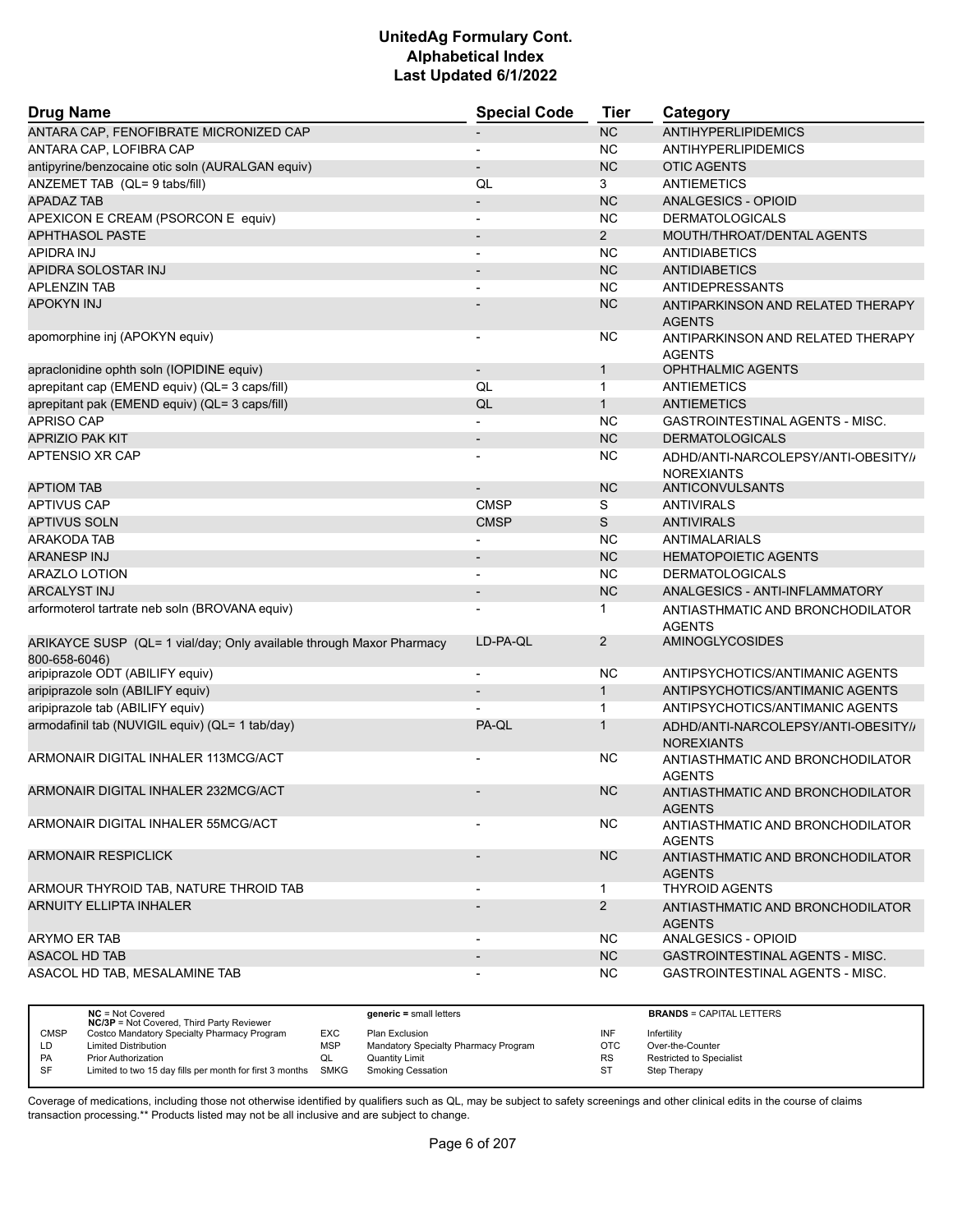# UnitedAg Formulary Cont.
# Alphabetical Index
# Last Updated 6/1/2022

| Drug Name | Special Code | Tier | Category |
|---|---|---|---|
| ANTARA CAP, FENOFIBRATE MICRONIZED CAP | - | NC | ANTIHYPERLIPIDEMICS |
| ANTARA CAP, LOFIBRA CAP | - | NC | ANTIHYPERLIPIDEMICS |
| antipyrine/benzocaine otic soln (AURALGAN equiv) | - | NC | OTIC AGENTS |
| ANZEMET TAB (QL= 9 tabs/fill) | QL | 3 | ANTIEMETICS |
| APADAZ TAB | - | NC | ANALGESICS - OPIOID |
| APEXICON E CREAM (PSORCON E equiv) | - | NC | DERMATOLOGICALS |
| APHTHASOL PASTE | - | 2 | MOUTH/THROAT/DENTAL AGENTS |
| APIDRA INJ | - | NC | ANTIDIABETICS |
| APIDRA SOLOSTAR INJ | - | NC | ANTIDIABETICS |
| APLENZIN TAB | - | NC | ANTIDEPRESSANTS |
| APOKYN INJ | - | NC | ANTIPARKINSON AND RELATED THERAPY AGENTS |
| apomorphine inj (APOKYN equiv) | - | NC | ANTIPARKINSON AND RELATED THERAPY AGENTS |
| apraclonidine ophth soln (IOPIDINE equiv) | - | 1 | OPHTHALMIC AGENTS |
| aprepitant cap (EMEND equiv) (QL= 3 caps/fill) | QL | 1 | ANTIEMETICS |
| aprepitant pak (EMEND equiv) (QL= 3 caps/fill) | QL | 1 | ANTIEMETICS |
| APRISO CAP | - | NC | GASTROINTESTINAL AGENTS - MISC. |
| APRIZIO PAK KIT | - | NC | DERMATOLOGICALS |
| APTENSIO XR CAP | - | NC | ADHD/ANTI-NARCOLEPSY/ANTI-OBESITY/ANOREXIANTS |
| APTIOM TAB | - | NC | ANTICONVULSANTS |
| APTIVUS CAP | CMSP | S | ANTIVIRALS |
| APTIVUS SOLN | CMSP | S | ANTIVIRALS |
| ARAKODA TAB | - | NC | ANTIMALARIALS |
| ARANESP INJ | - | NC | HEMATOPOIETIC AGENTS |
| ARAZLO LOTION | - | NC | DERMATOLOGICALS |
| ARCALYST INJ | - | NC | ANALGESICS - ANTI-INFLAMMATORY |
| arformoterol tartrate neb soln (BROVANA equiv) | - | 1 | ANTIASTHMATIC AND BRONCHODILATOR AGENTS |
| ARIKAYCE SUSP (QL= 1 vial/day; Only available through Maxor Pharmacy 800-658-6046) | LD-PA-QL | 2 | AMINOGLYCOSIDES |
| aripiprazole ODT (ABILIFY equiv) | - | NC | ANTIPSYCHOTICS/ANTIMANIC AGENTS |
| aripiprazole soln (ABILIFY equiv) | - | 1 | ANTIPSYCHOTICS/ANTIMANIC AGENTS |
| aripiprazole tab (ABILIFY equiv) | - | 1 | ANTIPSYCHOTICS/ANTIMANIC AGENTS |
| armodafinil tab (NUVIGIL equiv) (QL= 1 tab/day) | PA-QL | 1 | ADHD/ANTI-NARCOLEPSY/ANTI-OBESITY/ANOREXIANTS |
| ARMONAIR DIGITAL INHALER 113MCG/ACT | - | NC | ANTIASTHMATIC AND BRONCHODILATOR AGENTS |
| ARMONAIR DIGITAL INHALER 232MCG/ACT | - | NC | ANTIASTHMATIC AND BRONCHODILATOR AGENTS |
| ARMONAIR DIGITAL INHALER 55MCG/ACT | - | NC | ANTIASTHMATIC AND BRONCHODILATOR AGENTS |
| ARMONAIR RESPICLICK | - | NC | ANTIASTHMATIC AND BRONCHODILATOR AGENTS |
| ARMOUR THYROID TAB, NATURE THROID TAB | - | 1 | THYROID AGENTS |
| ARNUITY ELLIPTA INHALER | - | 2 | ANTIASTHMATIC AND BRONCHODILATOR AGENTS |
| ARYMO ER TAB | - | NC | ANALGESICS - OPIOID |
| ASACOL HD TAB | - | NC | GASTROINTESTINAL AGENTS - MISC. |
| ASACOL HD TAB, MESALAMINE TAB | - | NC | GASTROINTESTINAL AGENTS - MISC. |

| | NC = Not Covered<br>NC/3P = Not Covered, Third Party Reviewer | | generic = small letters | | BRANDS = CAPITAL LETTERS |
|---|---|---|---|---|---|
| CMSP | Costco Mandatory Specialty Pharmacy Program | EXC | Plan Exclusion | INF | Infertility |
| LD | Limited Distribution | MSP | Mandatory Specialty Pharmacy Program | OTC | Over-the-Counter |
| PA | Prior Authorization | QL | Quantity Limit | RS | Restricted to Specialist |
| SF | Limited to two 15 day fills per month for first 3 months | SMKG | Smoking Cessation | ST | Step Therapy |

Coverage of medications, including those not otherwise identified by qualifiers such as QL, may be subject to safety screenings and other clinical edits in the course of claims transaction processing.** Products listed may not be all inclusive and are subject to change.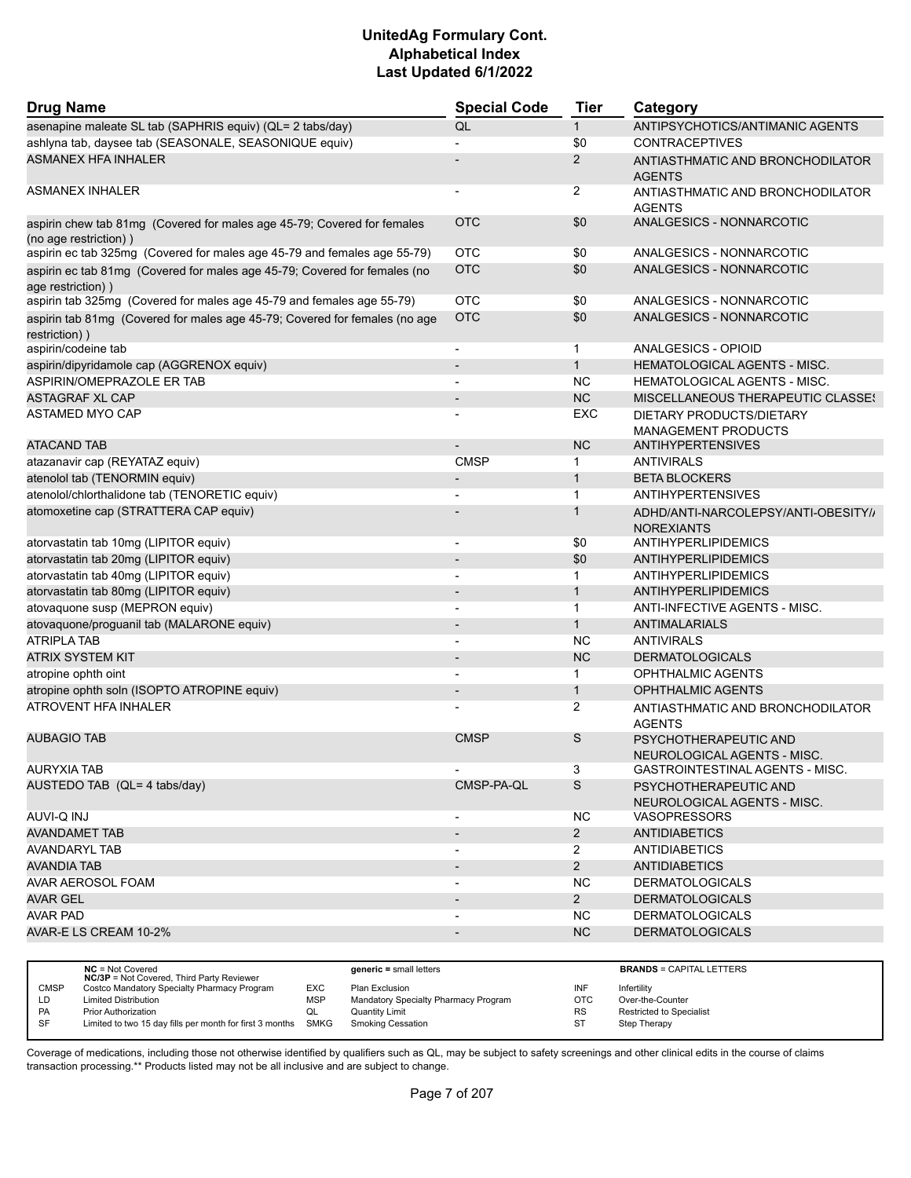# UnitedAg Formulary Cont.
# Alphabetical Index
# Last Updated 6/1/2022

| Drug Name | Special Code | Tier | Category |
|---|---|---|---|
| asenapine maleate SL tab (SAPHRIS equiv) (QL= 2 tabs/day) | QL | 1 | ANTIPSYCHOTICS/ANTIMANIC AGENTS |
| ashlyna tab, daysee tab (SEASONALE, SEASONIQUE equiv) | - | $0 | CONTRACEPTIVES |
| ASMANEX HFA INHALER | - | 2 | ANTIASTHMATIC AND BRONCHODILATOR AGENTS |
| ASMANEX INHALER | - | 2 | ANTIASTHMATIC AND BRONCHODILATOR AGENTS |
| aspirin chew tab 81mg (Covered for males age 45-79; Covered for females (no age restriction) ) | OTC | $0 | ANALGESICS - NONNARCOTIC |
| aspirin ec tab 325mg (Covered for males age 45-79 and females age 55-79) | OTC | $0 | ANALGESICS - NONNARCOTIC |
| aspirin ec tab 81mg (Covered for males age 45-79; Covered for females (no age restriction) ) | OTC | $0 | ANALGESICS - NONNARCOTIC |
| aspirin tab 325mg (Covered for males age 45-79 and females age 55-79) | OTC | $0 | ANALGESICS - NONNARCOTIC |
| aspirin tab 81mg (Covered for males age 45-79; Covered for females (no age restriction) ) | OTC | $0 | ANALGESICS - NONNARCOTIC |
| aspirin/codeine tab | - | 1 | ANALGESICS - OPIOID |
| aspirin/dipyridamole cap (AGGRENOX equiv) | - | 1 | HEMATOLOGICAL AGENTS - MISC. |
| ASPIRIN/OMEPRAZOLE ER TAB | - | NC | HEMATOLOGICAL AGENTS - MISC. |
| ASTAGRAF XL CAP | - | NC | MISCELLANEOUS THERAPEUTIC CLASSES |
| ASTAMED MYO CAP | - | EXC | DIETARY PRODUCTS/DIETARY MANAGEMENT PRODUCTS |
| ATACAND TAB | - | NC | ANTIHYPERTENSIVES |
| atazanavir cap (REYATAZ equiv) | CMSP | 1 | ANTIVIRALS |
| atenolol tab (TENORMIN equiv) | - | 1 | BETA BLOCKERS |
| atenolol/chlorthalidone tab (TENORETIC equiv) | - | 1 | ANTIHYPERTENSIVES |
| atomoxetine cap (STRATTERA CAP equiv) | - | 1 | ADHD/ANTI-NARCOLEPSY/ANTI-OBESITY/ANOREXIANTS |
| atorvastatin tab 10mg (LIPITOR equiv) | - | $0 | ANTIHYPERLIPIDEMICS |
| atorvastatin tab 20mg (LIPITOR equiv) | - | $0 | ANTIHYPERLIPIDEMICS |
| atorvastatin tab 40mg (LIPITOR equiv) | - | 1 | ANTIHYPERLIPIDEMICS |
| atorvastatin tab 80mg (LIPITOR equiv) | - | 1 | ANTIHYPERLIPIDEMICS |
| atovaquone susp (MEPRON equiv) | - | 1 | ANTI-INFECTIVE AGENTS - MISC. |
| atovaquone/proguanil tab (MALARONE equiv) | - | 1 | ANTIMALARIALS |
| ATRIPLA TAB | - | NC | ANTIVIRALS |
| ATRIX SYSTEM KIT | - | NC | DERMATOLOGICALS |
| atropine ophth oint | - | 1 | OPHTHALMIC AGENTS |
| atropine ophth soln (ISOPTO ATROPINE equiv) | - | 1 | OPHTHALMIC AGENTS |
| ATROVENT HFA INHALER | - | 2 | ANTIASTHMATIC AND BRONCHODILATOR AGENTS |
| AUBAGIO TAB | CMSP | S | PSYCHOTHERAPEUTIC AND NEUROLOGICAL AGENTS - MISC. |
| AURYXIA TAB | - | 3 | GASTROINTESTINAL AGENTS - MISC. |
| AUSTEDO TAB (QL= 4 tabs/day) | CMSP-PA-QL | S | PSYCHOTHERAPEUTIC AND NEUROLOGICAL AGENTS - MISC. |
| AUVI-Q INJ | - | NC | VASOPRESSORS |
| AVANDAMET TAB | - | 2 | ANTIDIABETICS |
| AVANDARYL TAB | - | 2 | ANTIDIABETICS |
| AVANDIA TAB | - | 2 | ANTIDIABETICS |
| AVAR AEROSOL FOAM | - | NC | DERMATOLOGICALS |
| AVAR GEL | - | 2 | DERMATOLOGICALS |
| AVAR PAD | - | NC | DERMATOLOGICALS |
| AVAR-E LS CREAM 10-2% | - | NC | DERMATOLOGICALS |

| Code | Description | Code | Description | Code | Description |
|---|---|---|---|---|---|
| NC | Not Covered | | generic = small letters | | BRANDS = CAPITAL LETTERS |
| NC/3P | Not Covered, Third Party Reviewer | | | | |
| CMSP | Costco Mandatory Specialty Pharmacy Program | EXC | Plan Exclusion | INF | Infertility |
| LD | Limited Distribution | MSP | Mandatory Specialty Pharmacy Program | OTC | Over-the-Counter |
| PA | Prior Authorization | QL | Quantity Limit | RS | Restricted to Specialist |
| SF | Limited to two 15 day fills per month for first 3 months | SMKG | Smoking Cessation | ST | Step Therapy |

Coverage of medications, including those not otherwise identified by qualifiers such as QL, may be subject to safety screenings and other clinical edits in the course of claims transaction processing.** Products listed may not be all inclusive and are subject to change.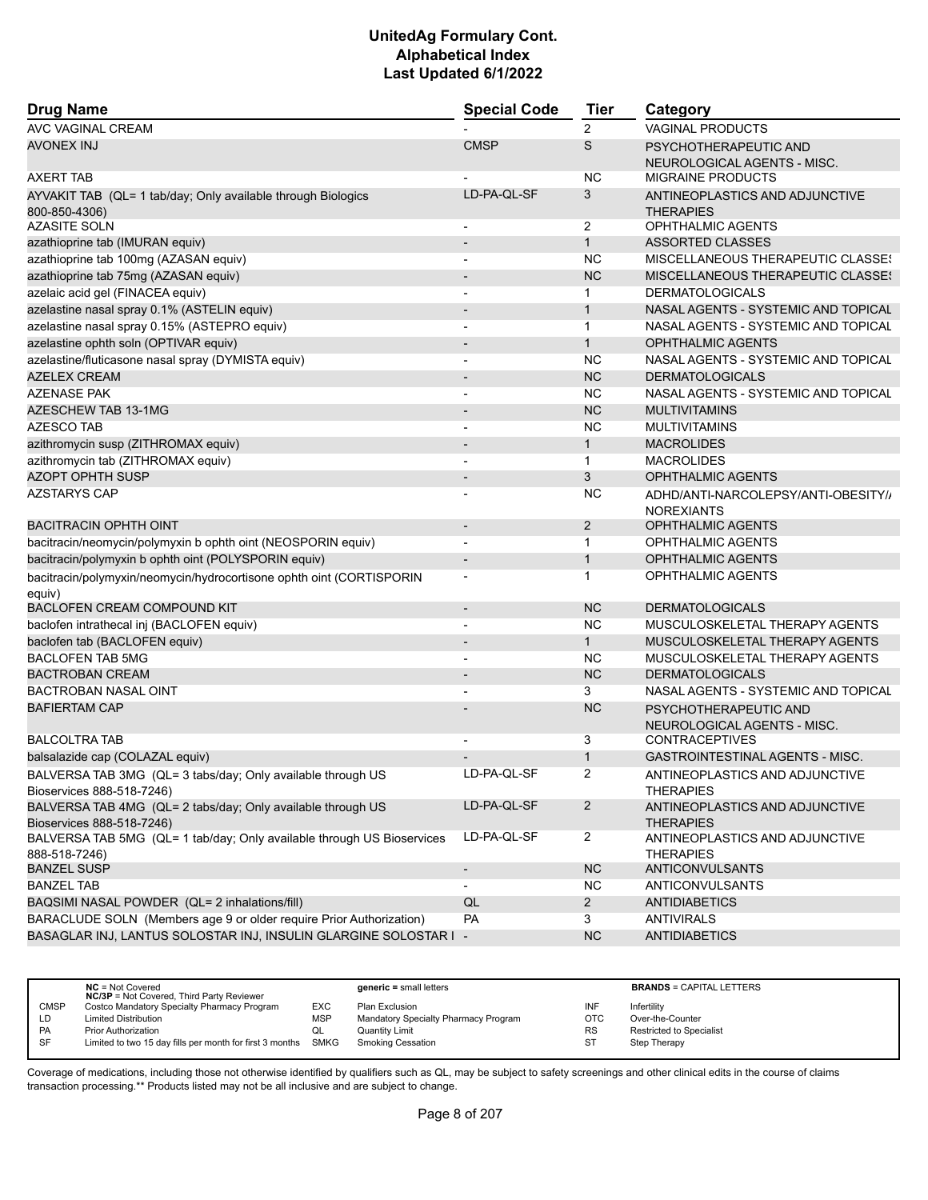# UnitedAg Formulary Cont.
# Alphabetical Index
# Last Updated 6/1/2022

| Drug Name | Special Code | Tier | Category |
|---|---|---|---|
| AVC VAGINAL CREAM | - | 2 | VAGINAL PRODUCTS |
| AVONEX INJ | CMSP | S | PSYCHOTHERAPEUTIC AND NEUROLOGICAL AGENTS - MISC. |
| AXERT TAB | - | NC | MIGRAINE PRODUCTS |
| AYVAKIT TAB (QL= 1 tab/day; Only available through Biologics 800-850-4306) | LD-PA-QL-SF | 3 | ANTINEOPLASTICS AND ADJUNCTIVE THERAPIES |
| AZASITE SOLN | - | 2 | OPHTHALMIC AGENTS |
| azathioprine tab (IMURAN equiv) | - | 1 | ASSORTED CLASSES |
| azathioprine tab 100mg (AZASAN equiv) | - | NC | MISCELLANEOUS THERAPEUTIC CLASSES |
| azathioprine tab 75mg (AZASAN equiv) | - | NC | MISCELLANEOUS THERAPEUTIC CLASSES |
| azelaic acid gel (FINACEA equiv) | - | 1 | DERMATOLOGICALS |
| azelastine nasal spray 0.1% (ASTELIN equiv) | - | 1 | NASAL AGENTS - SYSTEMIC AND TOPICAL |
| azelastine nasal spray 0.15% (ASTEPRO equiv) | - | 1 | NASAL AGENTS - SYSTEMIC AND TOPICAL |
| azelastine ophth soln (OPTIVAR equiv) | - | 1 | OPHTHALMIC AGENTS |
| azelastine/fluticasone nasal spray (DYMISTA equiv) | - | NC | NASAL AGENTS - SYSTEMIC AND TOPICAL |
| AZELEX CREAM | - | NC | DERMATOLOGICALS |
| AZENASE PAK | - | NC | NASAL AGENTS - SYSTEMIC AND TOPICAL |
| AZESCHEW TAB 13-1MG | - | NC | MULTIVITAMINS |
| AZESCO TAB | - | NC | MULTIVITAMINS |
| azithromycin susp (ZITHROMAX equiv) | - | 1 | MACROLIDES |
| azithromycin tab (ZITHROMAX equiv) | - | 1 | MACROLIDES |
| AZOPT OPHTH SUSP | - | 3 | OPHTHALMIC AGENTS |
| AZSTARYS CAP | - | NC | ADHD/ANTI-NARCOLEPSY/ANTI-OBESITY/ANOREXIANTS |
| BACITRACIN OPHTH OINT | - | 2 | OPHTHALMIC AGENTS |
| bacitracin/neomycin/polymyxin b ophth oint (NEOSPORIN equiv) | - | 1 | OPHTHALMIC AGENTS |
| bacitracin/polymyxin b ophth oint (POLYSPORIN equiv) | - | 1 | OPHTHALMIC AGENTS |
| bacitracin/polymyxin/neomycin/hydrocortisone ophth oint (CORTISPORIN equiv) | - | 1 | OPHTHALMIC AGENTS |
| BACLOFEN CREAM COMPOUND KIT | - | NC | DERMATOLOGICALS |
| baclofen intrathecal inj (BACLOFEN equiv) | - | NC | MUSCULOSKELETAL THERAPY AGENTS |
| baclofen tab (BACLOFEN equiv) | - | 1 | MUSCULOSKELETAL THERAPY AGENTS |
| BACLOFEN TAB 5MG | - | NC | MUSCULOSKELETAL THERAPY AGENTS |
| BACTROBAN CREAM | - | NC | DERMATOLOGICALS |
| BACTROBAN NASAL OINT | - | 3 | NASAL AGENTS - SYSTEMIC AND TOPICAL |
| BAFIERTAM CAP | - | NC | PSYCHOTHERAPEUTIC AND NEUROLOGICAL AGENTS - MISC. |
| BALCOLTRA TAB | - | 3 | CONTRACEPTIVES |
| balsalazide cap (COLAZAL equiv) | - | 1 | GASTROINTESTINAL AGENTS - MISC. |
| BALVERSA TAB 3MG (QL= 3 tabs/day; Only available through US Bioservices 888-518-7246) | LD-PA-QL-SF | 2 | ANTINEOPLASTICS AND ADJUNCTIVE THERAPIES |
| BALVERSA TAB 4MG (QL= 2 tabs/day; Only available through US Bioservices 888-518-7246) | LD-PA-QL-SF | 2 | ANTINEOPLASTICS AND ADJUNCTIVE THERAPIES |
| BALVERSA TAB 5MG (QL= 1 tab/day; Only available through US Bioservices 888-518-7246) | LD-PA-QL-SF | 2 | ANTINEOPLASTICS AND ADJUNCTIVE THERAPIES |
| BANZEL SUSP | - | NC | ANTICONVULSANTS |
| BANZEL TAB | - | NC | ANTICONVULSANTS |
| BAQSIMI NASAL POWDER (QL= 2 inhalations/fill) | QL | 2 | ANTIDIABETICS |
| BARACLUDE SOLN (Members age 9 or older require Prior Authorization) | PA | 3 | ANTIVIRALS |
| BASAGLAR INJ, LANTUS SOLOSTAR INJ, INSULIN GLARGINE SOLOSTAR I | - | NC | ANTIDIABETICS |

| | | | | | |
|---|---|---|---|---|---|
| **NC** = Not Covered<br>**NC/3P** = Not Covered, Third Party Reviewer | | **generic =** small letters | | **BRANDS** = CAPITAL LETTERS | |
| CMSP | Costco Mandatory Specialty Pharmacy Program | EXC | Plan Exclusion | INF | Infertility |
| LD | Limited Distribution | MSP | Mandatory Specialty Pharmacy Program | OTC | Over-the-Counter |
| PA | Prior Authorization | QL | Quantity Limit | RS | Restricted to Specialist |
| SF | Limited to two 15 day fills per month for first 3 months | SMKG | Smoking Cessation | ST | Step Therapy |

Coverage of medications, including those not otherwise identified by qualifiers such as QL, may be subject to safety screenings and other clinical edits in the course of claims transaction processing.** Products listed may not be all inclusive and are subject to change.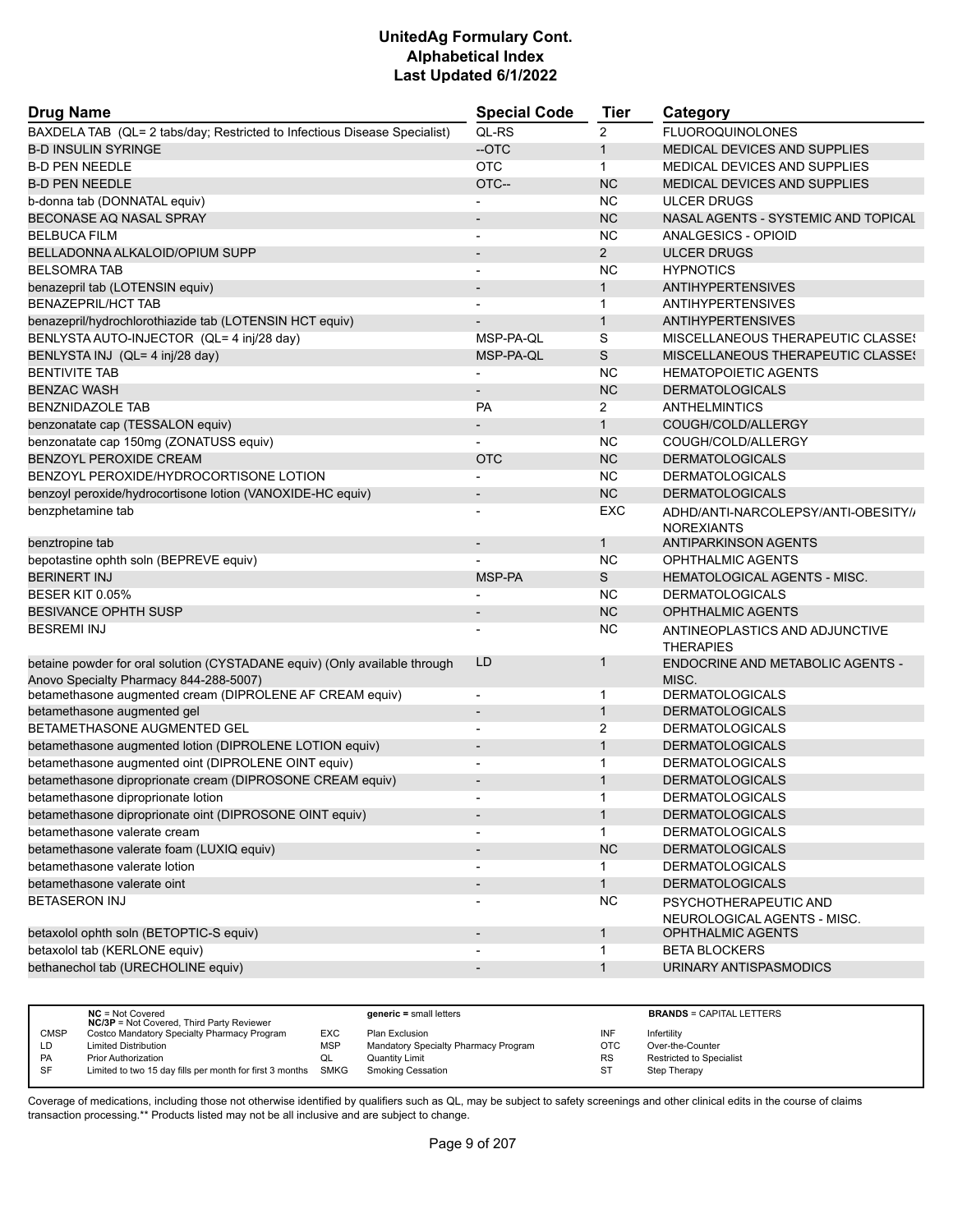# UnitedAg Formulary Cont.
## Alphabetical Index
### Last Updated 6/1/2022

| Drug Name | Special Code | Tier | Category |
|---|---|---|---|
| BAXDELA TAB (QL= 2 tabs/day; Restricted to Infectious Disease Specialist) | QL-RS | 2 | FLUOROQUINOLONES |
| B-D INSULIN SYRINGE | --OTC | 1 | MEDICAL DEVICES AND SUPPLIES |
| B-D PEN NEEDLE | OTC | 1 | MEDICAL DEVICES AND SUPPLIES |
| B-D PEN NEEDLE | OTC-- | NC | MEDICAL DEVICES AND SUPPLIES |
| b-donna tab (DONNATAL equiv) | - | NC | ULCER DRUGS |
| BECONASE AQ NASAL SPRAY | - | NC | NASAL AGENTS - SYSTEMIC AND TOPICAL |
| BELBUCA FILM | - | NC | ANALGESICS - OPIOID |
| BELLADONNA ALKALOID/OPIUM SUPP | - | 2 | ULCER DRUGS |
| BELSOMRA TAB | - | NC | HYPNOTICS |
| benazepril tab (LOTENSIN equiv) | - | 1 | ANTIHYPERTENSIVES |
| BENAZEPRIL/HCT TAB | - | 1 | ANTIHYPERTENSIVES |
| benazepril/hydrochlorothiazide tab (LOTENSIN HCT equiv) | - | 1 | ANTIHYPERTENSIVES |
| BENLYSTA AUTO-INJECTOR (QL= 4 inj/28 day) | MSP-PA-QL | S | MISCELLANEOUS THERAPEUTIC CLASSES |
| BENLYSTA INJ (QL= 4 inj/28 day) | MSP-PA-QL | S | MISCELLANEOUS THERAPEUTIC CLASSES |
| BENTIVITE TAB | - | NC | HEMATOPOIETIC AGENTS |
| BENZAC WASH | - | NC | DERMATOLOGICALS |
| BENZNIDAZOLE TAB | PA | 2 | ANTHELMINTICS |
| benzonatate cap (TESSALON equiv) | - | 1 | COUGH/COLD/ALLERGY |
| benzonatate cap 150mg (ZONATUSS equiv) | - | NC | COUGH/COLD/ALLERGY |
| BENZOYL PEROXIDE CREAM | OTC | NC | DERMATOLOGICALS |
| BENZOYL PEROXIDE/HYDROCORTISONE LOTION | - | NC | DERMATOLOGICALS |
| benzoyl peroxide/hydrocortisone lotion (VANOXIDE-HC equiv) | - | NC | DERMATOLOGICALS |
| benzphetamine tab | - | EXC | ADHD/ANTI-NARCOLEPSY/ANTI-OBESITY/ANOREXIANTS |
| benztropine tab | - | 1 | ANTIPARKINSON AGENTS |
| bepotastine ophth soln (BEPREVE equiv) | - | NC | OPHTHALMIC AGENTS |
| BERINERT INJ | MSP-PA | S | HEMATOLOGICAL AGENTS - MISC. |
| BESER KIT 0.05% | - | NC | DERMATOLOGICALS |
| BESIVANCE OPHTH SUSP | - | NC | OPHTHALMIC AGENTS |
| BESREMI INJ | - | NC | ANTINEOPLASTICS AND ADJUNCTIVE THERAPIES |
| betaine powder for oral solution (CYSTADANE equiv) (Only available through Anovo Specialty Pharmacy 844-288-5007) | LD | 1 | ENDOCRINE AND METABOLIC AGENTS - MISC. |
| betamethasone augmented cream (DIPROLENE AF CREAM equiv) | - | 1 | DERMATOLOGICALS |
| betamethasone augmented gel | - | 1 | DERMATOLOGICALS |
| BETAMETHASONE AUGMENTED GEL | - | 2 | DERMATOLOGICALS |
| betamethasone augmented lotion (DIPROLENE LOTION equiv) | - | 1 | DERMATOLOGICALS |
| betamethasone augmented oint (DIPROLENE OINT equiv) | - | 1 | DERMATOLOGICALS |
| betamethasone diproprionate cream (DIPROSONE CREAM equiv) | - | 1 | DERMATOLOGICALS |
| betamethasone diproprionate lotion | - | 1 | DERMATOLOGICALS |
| betamethasone diproprionate oint (DIPROSONE OINT equiv) | - | 1 | DERMATOLOGICALS |
| betamethasone valerate cream | - | 1 | DERMATOLOGICALS |
| betamethasone valerate foam (LUXIQ equiv) | - | NC | DERMATOLOGICALS |
| betamethasone valerate lotion | - | 1 | DERMATOLOGICALS |
| betamethasone valerate oint | - | 1 | DERMATOLOGICALS |
| BETASERON INJ | - | NC | PSYCHOTHERAPEUTIC AND NEUROLOGICAL AGENTS - MISC. |
| betaxolol ophth soln (BETOPTIC-S equiv) | - | 1 | OPHTHALMIC AGENTS |
| betaxolol tab (KERLONE equiv) | - | 1 | BETA BLOCKERS |
| bethanechol tab (URECHOLINE equiv) | - | 1 | URINARY ANTISPASMODICS |

| | | | | | |
|---|---|---|---|---|---|
| | **NC** = Not Covered<br>**NC/3P** = Not Covered, Third Party Reviewer | | **generic =** small letters | | **BRANDS** = CAPITAL LETTERS |
| CMSP | Costco Mandatory Specialty Pharmacy Program | EXC | Plan Exclusion | INF | Infertility |
| LD | Limited Distribution | MSP | Mandatory Specialty Pharmacy Program | OTC | Over-the-Counter |
| PA | Prior Authorization | QL | Quantity Limit | RS | Restricted to Specialist |
| SF | Limited to two 15 day fills per month for first 3 months | SMKG | Smoking Cessation | ST | Step Therapy |

Coverage of medications, including those not otherwise identified by qualifiers such as QL, may be subject to safety screenings and other clinical edits in the course of claims transaction processing.** Products listed may not be all inclusive and are subject to change.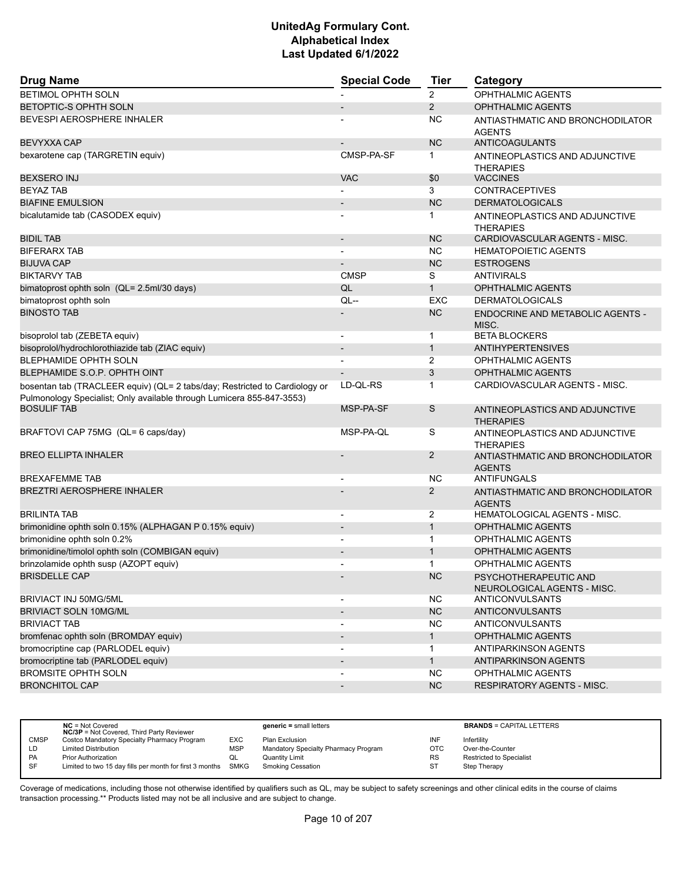# UnitedAg Formulary Cont.
# Alphabetical Index
# Last Updated 6/1/2022

| Drug Name | Special Code | Tier | Category |
|---|---|---|---|
| BETIMOL OPHTH SOLN | - | 2 | OPHTHALMIC AGENTS |
| BETOPTIC-S OPHTH SOLN | - | 2 | OPHTHALMIC AGENTS |
| BEVESPI AEROSPHERE INHALER | - | NC | ANTIASTHMATIC AND BRONCHODILATOR AGENTS |
| BEVYXXA CAP | - | NC | ANTICOAGULANTS |
| bexarotene cap (TARGRETIN equiv) | CMSP-PA-SF | 1 | ANTINEOPLASTICS AND ADJUNCTIVE THERAPIES |
| BEXSERO INJ | VAC | $0 | VACCINES |
| BEYAZ TAB | - | 3 | CONTRACEPTIVES |
| BIAFINE EMULSION | - | NC | DERMATOLOGICALS |
| bicalutamide tab (CASODEX equiv) | - | 1 | ANTINEOPLASTICS AND ADJUNCTIVE THERAPIES |
| BIDIL TAB | - | NC | CARDIOVASCULAR AGENTS - MISC. |
| BIFERARX TAB | - | NC | HEMATOPOIETIC AGENTS |
| BIJUVA CAP | - | NC | ESTROGENS |
| BIKTARVY TAB | CMSP | S | ANTIVIRALS |
| bimatoprost ophth soln (QL= 2.5ml/30 days) | QL | 1 | OPHTHALMIC AGENTS |
| bimatoprost ophth soln | QL-- | EXC | DERMATOLOGICALS |
| BINOSTO TAB | - | NC | ENDOCRINE AND METABOLIC AGENTS - MISC. |
| bisoprolol tab (ZEBETA equiv) | - | 1 | BETA BLOCKERS |
| bisoprolol/hydrochlorothiazide tab (ZIAC equiv) | - | 1 | ANTIHYPERTENSIVES |
| BLEPHAMIDE OPHTH SOLN | - | 2 | OPHTHALMIC AGENTS |
| BLEPHAMIDE S.O.P. OPHTH OINT | - | 3 | OPHTHALMIC AGENTS |
| bosentan tab (TRACLEER equiv) (QL= 2 tabs/day; Restricted to Cardiology or Pulmonology Specialist; Only available through Lumicera 855-847-3553) | LD-QL-RS | 1 | CARDIOVASCULAR AGENTS - MISC. |
| BOSULIF TAB | MSP-PA-SF | S | ANTINEOPLASTICS AND ADJUNCTIVE THERAPIES |
| BRAFTOVI CAP 75MG (QL= 6 caps/day) | MSP-PA-QL | S | ANTINEOPLASTICS AND ADJUNCTIVE THERAPIES |
| BREO ELLIPTA INHALER | - | 2 | ANTIASTHMATIC AND BRONCHODILATOR AGENTS |
| BREXAFEMME TAB | - | NC | ANTIFUNGALS |
| BREZTRI AEROSPHERE INHALER | - | 2 | ANTIASTHMATIC AND BRONCHODILATOR AGENTS |
| BRILINTA TAB | - | 2 | HEMATOLOGICAL AGENTS - MISC. |
| brimonidine ophth soln 0.15% (ALPHAGAN P 0.15% equiv) | - | 1 | OPHTHALMIC AGENTS |
| brimonidine ophth soln 0.2% | - | 1 | OPHTHALMIC AGENTS |
| brimonidine/timolol ophth soln (COMBIGAN equiv) | - | 1 | OPHTHALMIC AGENTS |
| brinzolamide ophth susp (AZOPT equiv) | - | 1 | OPHTHALMIC AGENTS |
| BRISDELLE CAP | - | NC | PSYCHOTHERAPEUTIC AND NEUROLOGICAL AGENTS - MISC. |
| BRIVIACT INJ 50MG/5ML | - | NC | ANTICONVULSANTS |
| BRIVIACT SOLN 10MG/ML | - | NC | ANTICONVULSANTS |
| BRIVIACT TAB | - | NC | ANTICONVULSANTS |
| bromfenac ophth soln (BROMDAY equiv) | - | 1 | OPHTHALMIC AGENTS |
| bromocriptine cap (PARLODEL equiv) | - | 1 | ANTIPARKINSON AGENTS |
| bromocriptine tab (PARLODEL equiv) | - | 1 | ANTIPARKINSON AGENTS |
| BROMSITE OPHTH SOLN | - | NC | OPHTHALMIC AGENTS |
| BRONCHITOL CAP | - | NC | RESPIRATORY AGENTS - MISC. |

| | NC = Not Covered<br>NC/3P = Not Covered, Third Party Reviewer | | generic = small letters | | BRANDS = CAPITAL LETTERS |
|---|---|---|---|---|---|
| CMSP | Costco Mandatory Specialty Pharmacy Program | EXC | Plan Exclusion | INF | Infertility |
| LD | Limited Distribution | MSP | Mandatory Specialty Pharmacy Program | OTC | Over-the-Counter |
| PA | Prior Authorization | QL | Quantity Limit | RS | Restricted to Specialist |
| SF | Limited to two 15 day fills per month for first 3 months | SMKG | Smoking Cessation | ST | Step Therapy |

Coverage of medications, including those not otherwise identified by qualifiers such as QL, may be subject to safety screenings and other clinical edits in the course of claims transaction processing.** Products listed may not be all inclusive and are subject to change.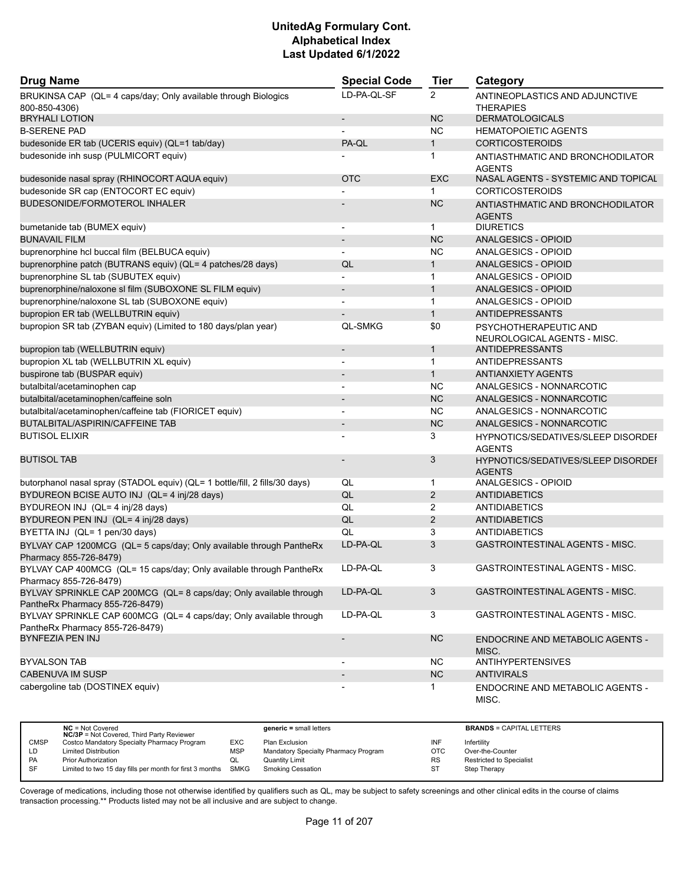# UnitedAg Formulary Cont.
## Alphabetical Index
### Last Updated 6/1/2022

| Drug Name | Special Code | Tier | Category |
|---|---|---|---|
| BRUKINSA CAP (QL= 4 caps/day; Only available through Biologics 800-850-4306) | LD-PA-QL-SF | 2 | ANTINEOPLASTICS AND ADJUNCTIVE THERAPIES |
| BRYHALI LOTION | - | NC | DERMATOLOGICALS |
| B-SERENE PAD | - | NC | HEMATOPOIETIC AGENTS |
| budesonide ER tab (UCERIS equiv) (QL=1 tab/day) | PA-QL | 1 | CORTICOSTEROIDS |
| budesonide inh susp (PULMICORT equiv) | - | 1 | ANTIASTHMATIC AND BRONCHODILATOR AGENTS |
| budesonide nasal spray (RHINOCORT AQUA equiv) | OTC | EXC | NASAL AGENTS - SYSTEMIC AND TOPICAL |
| budesonide SR cap (ENTOCORT EC equiv) | - | 1 | CORTICOSTEROIDS |
| BUDESONIDE/FORMOTEROL INHALER | - | NC | ANTIASTHMATIC AND BRONCHODILATOR AGENTS |
| bumetanide tab (BUMEX equiv) | - | 1 | DIURETICS |
| BUNAVAIL FILM | - | NC | ANALGESICS - OPIOID |
| buprenorphine hcl buccal film (BELBUCA equiv) | - | NC | ANALGESICS - OPIOID |
| buprenorphine patch (BUTRANS equiv) (QL= 4 patches/28 days) | QL | 1 | ANALGESICS - OPIOID |
| buprenorphine SL tab (SUBUTEX equiv) | - | 1 | ANALGESICS - OPIOID |
| buprenorphine/naloxone sl film (SUBOXONE SL FILM equiv) | - | 1 | ANALGESICS - OPIOID |
| buprenorphine/naloxone SL tab (SUBOXONE equiv) | - | 1 | ANALGESICS - OPIOID |
| bupropion ER tab (WELLBUTRIN equiv) | - | 1 | ANTIDEPRESSANTS |
| bupropion SR tab (ZYBAN equiv) (Limited to 180 days/plan year) | QL-SMKG | $0 | PSYCHOTHERAPEUTIC AND NEUROLOGICAL AGENTS - MISC. |
| bupropion tab (WELLBUTRIN equiv) | - | 1 | ANTIDEPRESSANTS |
| bupropion XL tab (WELLBUTRIN XL equiv) | - | 1 | ANTIDEPRESSANTS |
| buspirone tab (BUSPAR equiv) | - | 1 | ANTIANXIETY AGENTS |
| butalbital/acetaminophen cap | - | NC | ANALGESICS - NONNARCOTIC |
| butalbital/acetaminophen/caffeine soln | - | NC | ANALGESICS - NONNARCOTIC |
| butalbital/acetaminophen/caffeine tab (FIORICET equiv) | - | NC | ANALGESICS - NONNARCOTIC |
| BUTALBITAL/ASPIRIN/CAFFEINE TAB | - | NC | ANALGESICS - NONNARCOTIC |
| BUTISOL ELIXIR | - | 3 | HYPNOTICS/SEDATIVES/SLEEP DISORDER AGENTS |
| BUTISOL TAB | - | 3 | HYPNOTICS/SEDATIVES/SLEEP DISORDER AGENTS |
| butorphanol nasal spray (STADOL equiv) (QL= 1 bottle/fill, 2 fills/30 days) | QL | 1 | ANALGESICS - OPIOID |
| BYDUREON BCISE AUTO INJ (QL= 4 inj/28 days) | QL | 2 | ANTIDIABETICS |
| BYDUREON INJ (QL= 4 inj/28 days) | QL | 2 | ANTIDIABETICS |
| BYDUREON PEN INJ (QL= 4 inj/28 days) | QL | 2 | ANTIDIABETICS |
| BYETTA INJ (QL= 1 pen/30 days) | QL | 3 | ANTIDIABETICS |
| BYLVAY CAP 1200MCG (QL= 5 caps/day; Only available through PantheRx Pharmacy 855-726-8479) | LD-PA-QL | 3 | GASTROINTESTINAL AGENTS - MISC. |
| BYLVAY CAP 400MCG (QL= 15 caps/day; Only available through PantheRx Pharmacy 855-726-8479) | LD-PA-QL | 3 | GASTROINTESTINAL AGENTS - MISC. |
| BYLVAY SPRINKLE CAP 200MCG (QL= 8 caps/day; Only available through PantheRx Pharmacy 855-726-8479) | LD-PA-QL | 3 | GASTROINTESTINAL AGENTS - MISC. |
| BYLVAY SPRINKLE CAP 600MCG (QL= 4 caps/day; Only available through PantheRx Pharmacy 855-726-8479) | LD-PA-QL | 3 | GASTROINTESTINAL AGENTS - MISC. |
| BYNFEZIA PEN INJ | - | NC | ENDOCRINE AND METABOLIC AGENTS - MISC. |
| BYVALSON TAB | - | NC | ANTIHYPERTENSIVES |
| CABENUVA IM SUSP | - | NC | ANTIVIRALS |
| cabergoline tab (DOSTINEX equiv) | - | 1 | ENDOCRINE AND METABOLIC AGENTS - MISC. |

| | | | | | |
|---|---|---|---|---|---|
| | **NC** = Not Covered<br>**NC/3P** = Not Covered, Third Party Reviewer | | **generic** = small letters | | **BRANDS** = CAPITAL LETTERS |
| CMSP | Costco Mandatory Specialty Pharmacy Program | EXC | Plan Exclusion | INF | Infertility |
| LD | Limited Distribution | MSP | Mandatory Specialty Pharmacy Program | OTC | Over-the-Counter |
| PA | Prior Authorization | QL | Quantity Limit | RS | Restricted to Specialist |
| SF | Limited to two 15 day fills per month for first 3 months | SMKG | Smoking Cessation | ST | Step Therapy |

Coverage of medications, including those not otherwise identified by qualifiers such as QL, may be subject to safety screenings and other clinical edits in the course of claims transaction processing.** Products listed may not be all inclusive and are subject to change.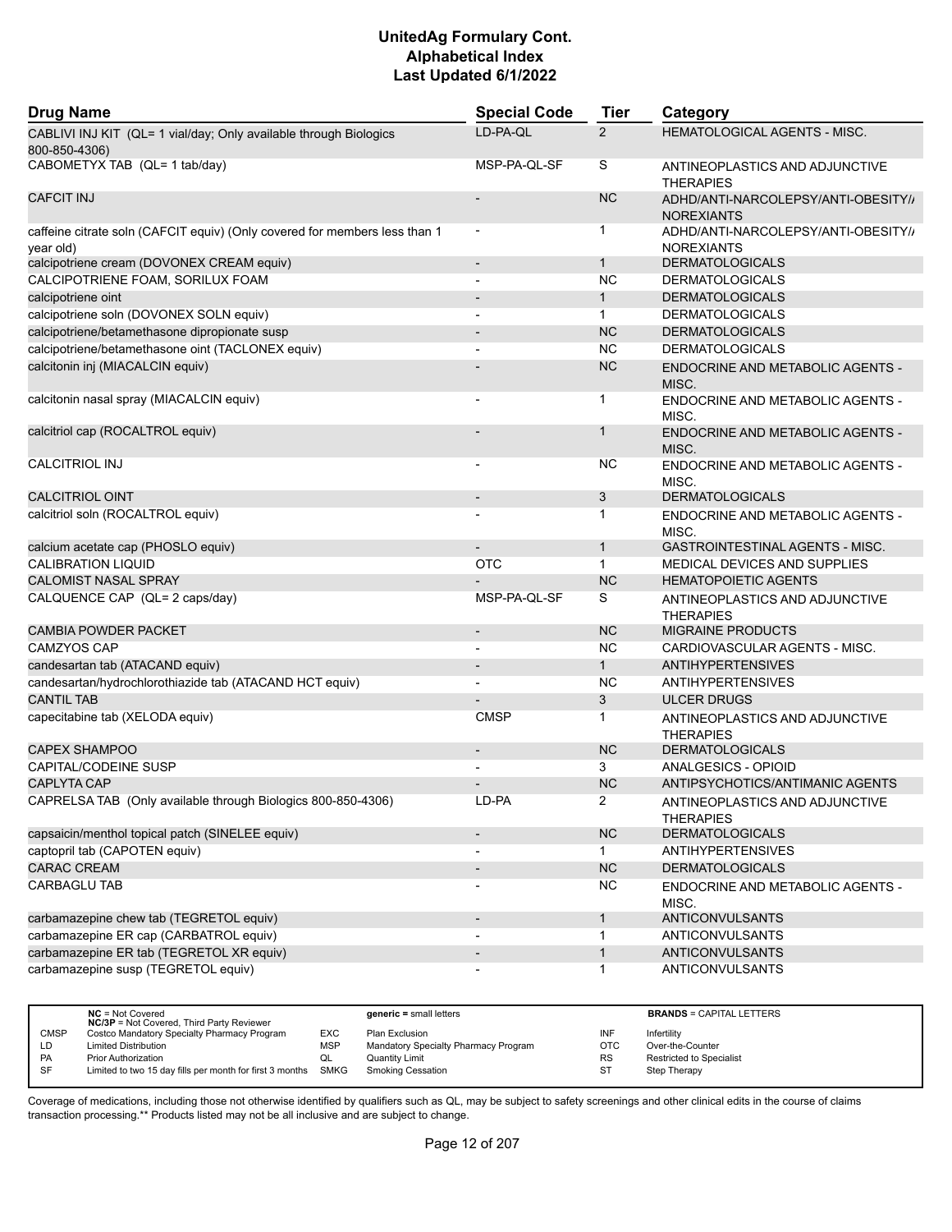# UnitedAg Formulary Cont.
# Alphabetical Index
# Last Updated 6/1/2022

| Drug Name | Special Code | Tier | Category |
|---|---|---|---|
| CABLIVI INJ KIT (QL= 1 vial/day; Only available through Biologics 800-850-4306) | LD-PA-QL | 2 | HEMATOLOGICAL AGENTS - MISC. |
| CABOMETYX TAB (QL= 1 tab/day) | MSP-PA-QL-SF | S | ANTINEOPLASTICS AND ADJUNCTIVE THERAPIES |
| CAFCIT INJ | - | NC | ADHD/ANTI-NARCOLEPSY/ANTI-OBESITY/ANOREXIANTS |
| caffeine citrate soln (CAFCIT equiv) (Only covered for members less than 1 year old) | - | 1 | ADHD/ANTI-NARCOLEPSY/ANTI-OBESITY/ANOREXIANTS |
| calcipotriene cream (DOVONEX CREAM equiv) | - | 1 | DERMATOLOGICALS |
| CALCIPOTRIENE FOAM, SORILUX FOAM | - | NC | DERMATOLOGICALS |
| calcipotriene oint | - | 1 | DERMATOLOGICALS |
| calcipotriene soln (DOVONEX SOLN equiv) | - | 1 | DERMATOLOGICALS |
| calcipotriene/betamethasone dipropionate susp | - | NC | DERMATOLOGICALS |
| calcipotriene/betamethasone oint (TACLONEX equiv) | - | NC | DERMATOLOGICALS |
| calcitonin inj (MIACALCIN equiv) | - | NC | ENDOCRINE AND METABOLIC AGENTS - MISC. |
| calcitonin nasal spray (MIACALCIN equiv) | - | 1 | ENDOCRINE AND METABOLIC AGENTS - MISC. |
| calcitriol cap (ROCALTROL equiv) | - | 1 | ENDOCRINE AND METABOLIC AGENTS - MISC. |
| CALCITRIOL INJ | - | NC | ENDOCRINE AND METABOLIC AGENTS - MISC. |
| CALCITRIOL OINT | - | 3 | DERMATOLOGICALS |
| calcitriol soln (ROCALTROL equiv) | - | 1 | ENDOCRINE AND METABOLIC AGENTS - MISC. |
| calcium acetate cap (PHOSLO equiv) | - | 1 | GASTROINTESTINAL AGENTS - MISC. |
| CALIBRATION LIQUID | OTC | 1 | MEDICAL DEVICES AND SUPPLIES |
| CALOMIST NASAL SPRAY | - | NC | HEMATOPOIETIC AGENTS |
| CALQUENCE CAP (QL= 2 caps/day) | MSP-PA-QL-SF | S | ANTINEOPLASTICS AND ADJUNCTIVE THERAPIES |
| CAMBIA POWDER PACKET | - | NC | MIGRAINE PRODUCTS |
| CAMZYOS CAP | - | NC | CARDIOVASCULAR AGENTS - MISC. |
| candesartan tab (ATACAND equiv) | - | 1 | ANTIHYPERTENSIVES |
| candesartan/hydrochlorothiazide tab (ATACAND HCT equiv) | - | NC | ANTIHYPERTENSIVES |
| CANTIL TAB | - | 3 | ULCER DRUGS |
| capecitabine tab (XELODA equiv) | CMSP | 1 | ANTINEOPLASTICS AND ADJUNCTIVE THERAPIES |
| CAPEX SHAMPOO | - | NC | DERMATOLOGICALS |
| CAPITAL/CODEINE SUSP | - | 3 | ANALGESICS - OPIOID |
| CAPLYTA CAP | - | NC | ANTIPSYCHOTICS/ANTIMANIC AGENTS |
| CAPRELSA TAB (Only available through Biologics 800-850-4306) | LD-PA | 2 | ANTINEOPLASTICS AND ADJUNCTIVE THERAPIES |
| capsaicin/menthol topical patch (SINELEE equiv) | - | NC | DERMATOLOGICALS |
| captopril tab (CAPOTEN equiv) | - | 1 | ANTIHYPERTENSIVES |
| CARAC CREAM | - | NC | DERMATOLOGICALS |
| CARBAGLU TAB | - | NC | ENDOCRINE AND METABOLIC AGENTS - MISC. |
| carbamazepine chew tab (TEGRETOL equiv) | - | 1 | ANTICONVULSANTS |
| carbamazepine ER cap (CARBATROL equiv) | - | 1 | ANTICONVULSANTS |
| carbamazepine ER tab (TEGRETOL XR equiv) | - | 1 | ANTICONVULSANTS |
| carbamazepine susp (TEGRETOL equiv) | - | 1 | ANTICONVULSANTS |

| | NC = Not Covered; NC/3P = Not Covered, Third Party Reviewer | | generic = small letters | | BRANDS = CAPITAL LETTERS |
|---|---|---|---|---|---|
| CMSP | Costco Mandatory Specialty Pharmacy Program | EXC | Plan Exclusion | INF | Infertility |
| LD | Limited Distribution | MSP | Mandatory Specialty Pharmacy Program | OTC | Over-the-Counter |
| PA | Prior Authorization | QL | Quantity Limit | RS | Restricted to Specialist |
| SF | Limited to two 15 day fills per month for first 3 months | SMKG | Smoking Cessation | ST | Step Therapy |

Coverage of medications, including those not otherwise identified by qualifiers such as QL, may be subject to safety screenings and other clinical edits in the course of claims transaction processing.** Products listed may not be all inclusive and are subject to change.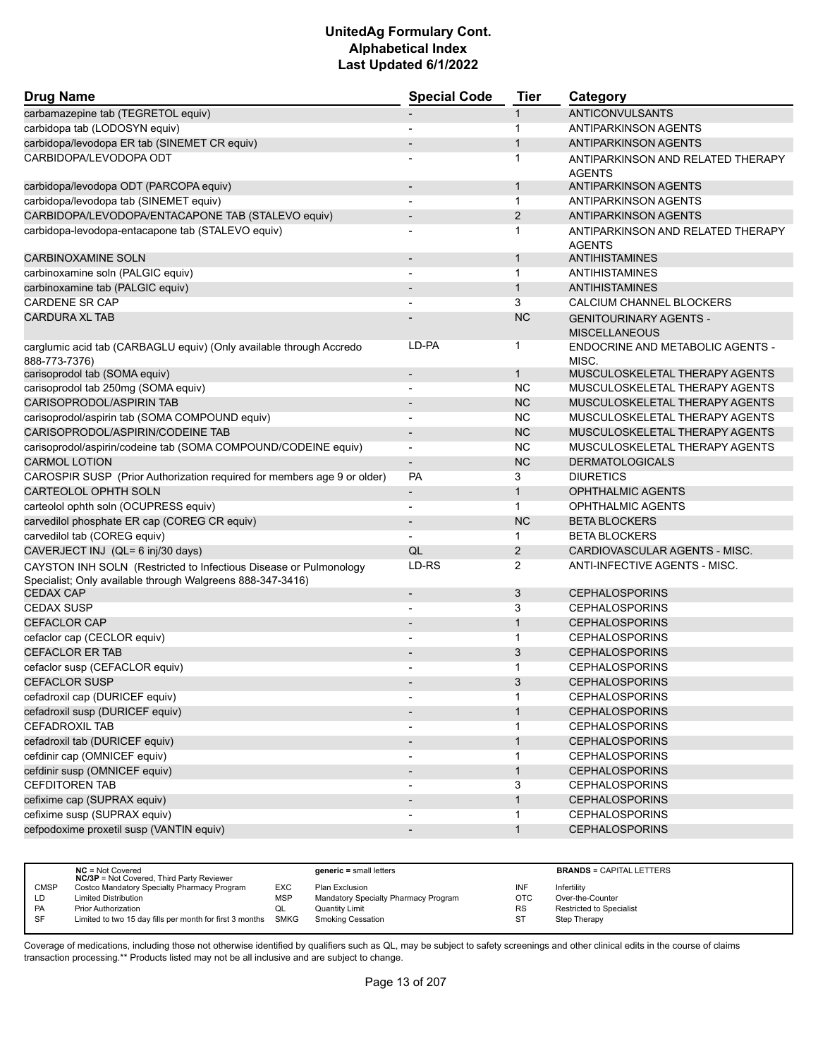# UnitedAg Formulary Cont.
## Alphabetical Index
### Last Updated 6/1/2022

| Drug Name | Special Code | Tier | Category |
| --- | --- | --- | --- |
| carbamazepine tab (TEGRETOL equiv) | - | 1 | ANTICONVULSANTS |
| carbidopa tab (LODOSYN equiv) | - | 1 | ANTIPARKINSON AGENTS |
| carbidopa/levodopa ER tab (SINEMET CR equiv) | - | 1 | ANTIPARKINSON AGENTS |
| CARBIDOPA/LEVODOPA ODT | - | 1 | ANTIPARKINSON AND RELATED THERAPY AGENTS |
| carbidopa/levodopa ODT (PARCOPA equiv) | - | 1 | ANTIPARKINSON AGENTS |
| carbidopa/levodopa tab (SINEMET equiv) | - | 1 | ANTIPARKINSON AGENTS |
| CARBIDOPA/LEVODOPA/ENTACAPONE TAB (STALEVO equiv) | - | 2 | ANTIPARKINSON AGENTS |
| carbidopa-levodopa-entacapone tab (STALEVO equiv) | - | 1 | ANTIPARKINSON AND RELATED THERAPY AGENTS |
| CARBINOXAMINE SOLN | - | 1 | ANTIHISTAMINES |
| carbinoxamine soln (PALGIC equiv) | - | 1 | ANTIHISTAMINES |
| carbinoxamine tab (PALGIC equiv) | - | 1 | ANTIHISTAMINES |
| CARDENE SR CAP | - | 3 | CALCIUM CHANNEL BLOCKERS |
| CARDURA XL TAB | - | NC | GENITOURINARY AGENTS - MISCELLANEOUS |
| carglumic acid tab (CARBAGLU equiv) (Only available through Accredo 888-773-7376) | LD-PA | 1 | ENDOCRINE AND METABOLIC AGENTS - MISC. |
| carisoprodol tab (SOMA equiv) | - | 1 | MUSCULOSKELETAL THERAPY AGENTS |
| carisoprodol tab 250mg (SOMA equiv) | - | NC | MUSCULOSKELETAL THERAPY AGENTS |
| CARISOPRODOL/ASPIRIN TAB | - | NC | MUSCULOSKELETAL THERAPY AGENTS |
| carisoprodol/aspirin tab (SOMA COMPOUND equiv) | - | NC | MUSCULOSKELETAL THERAPY AGENTS |
| CARISOPRODOL/ASPIRIN/CODEINE TAB | - | NC | MUSCULOSKELETAL THERAPY AGENTS |
| carisoprodol/aspirin/codeine tab (SOMA COMPOUND/CODEINE equiv) | - | NC | MUSCULOSKELETAL THERAPY AGENTS |
| CARMOL LOTION | - | NC | DERMATOLOGICALS |
| CAROSPIR SUSP (Prior Authorization required for members age 9 or older) | PA | 3 | DIURETICS |
| CARTEOLOL OPHTH SOLN | - | 1 | OPHTHALMIC AGENTS |
| carteolol ophth soln (OCUPRESS equiv) | - | 1 | OPHTHALMIC AGENTS |
| carvedilol phosphate ER cap (COREG CR equiv) | - | NC | BETA BLOCKERS |
| carvedilol tab (COREG equiv) | - | 1 | BETA BLOCKERS |
| CAVERJECT INJ (QL= 6 inj/30 days) | QL | 2 | CARDIOVASCULAR AGENTS - MISC. |
| CAYSTON INH SOLN (Restricted to Infectious Disease or Pulmonology Specialist; Only available through Walgreens 888-347-3416) | LD-RS | 2 | ANTI-INFECTIVE AGENTS - MISC. |
| CEDAX CAP | - | 3 | CEPHALOSPORINS |
| CEDAX SUSP | - | 3 | CEPHALOSPORINS |
| CEFACLOR CAP | - | 1 | CEPHALOSPORINS |
| cefaclor cap (CECLOR equiv) | - | 1 | CEPHALOSPORINS |
| CEFACLOR ER TAB | - | 3 | CEPHALOSPORINS |
| cefaclor susp (CEFACLOR equiv) | - | 1 | CEPHALOSPORINS |
| CEFACLOR SUSP | - | 3 | CEPHALOSPORINS |
| cefadroxil cap (DURICEF equiv) | - | 1 | CEPHALOSPORINS |
| cefadroxil susp (DURICEF equiv) | - | 1 | CEPHALOSPORINS |
| CEFADROXIL TAB | - | 1 | CEPHALOSPORINS |
| cefadroxil tab (DURICEF equiv) | - | 1 | CEPHALOSPORINS |
| cefdinir cap (OMNICEF equiv) | - | 1 | CEPHALOSPORINS |
| cefdinir susp (OMNICEF equiv) | - | 1 | CEPHALOSPORINS |
| CEFDITOREN TAB | - | 3 | CEPHALOSPORINS |
| cefixime cap (SUPRAX equiv) | - | 1 | CEPHALOSPORINS |
| cefixime susp (SUPRAX equiv) | - | 1 | CEPHALOSPORINS |
| cefpodoxime proxetil susp (VANTIN equiv) | - | 1 | CEPHALOSPORINS |

| | | | | | |
| --- | --- | --- | --- | --- | --- |
| | **NC** = Not Covered **NC/3P** = Not Covered, Third Party Reviewer | | **generic** = small letters | | **BRANDS** = CAPITAL LETTERS |
| CMSP | Costco Mandatory Specialty Pharmacy Program | EXC | Plan Exclusion | INF | Infertility |
| LD | Limited Distribution | MSP | Mandatory Specialty Pharmacy Program | OTC | Over-the-Counter |
| PA | Prior Authorization | QL | Quantity Limit | RS | Restricted to Specialist |
| SF | Limited to two 15 day fills per month for first 3 months | SMKG | Smoking Cessation | ST | Step Therapy |

Coverage of medications, including those not otherwise identified by qualifiers such as QL, may be subject to safety screenings and other clinical edits in the course of claims transaction processing.** Products listed may not be all inclusive and are subject to change.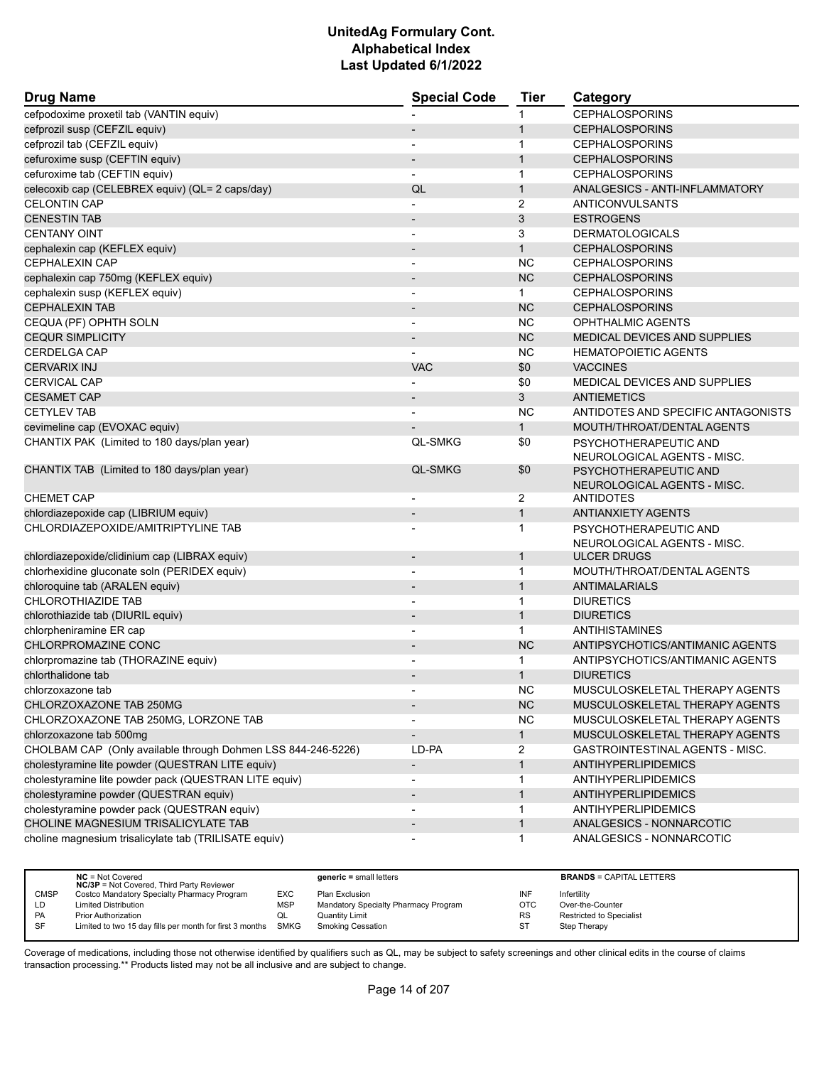# UnitedAg Formulary Cont.
# Alphabetical Index
# Last Updated 6/1/2022

| Drug Name | Special Code | Tier | Category |
|---|---|---|---|
| cefpodoxime proxetil tab (VANTIN equiv) | - | 1 | CEPHALOSPORINS |
| cefprozil susp (CEFZIL equiv) | - | 1 | CEPHALOSPORINS |
| cefprozil tab (CEFZIL equiv) | - | 1 | CEPHALOSPORINS |
| cefuroxime susp (CEFTIN equiv) | - | 1 | CEPHALOSPORINS |
| cefuroxime tab (CEFTIN equiv) | - | 1 | CEPHALOSPORINS |
| celecoxib cap (CELEBREX equiv) (QL= 2 caps/day) | QL | 1 | ANALGESICS - ANTI-INFLAMMATORY |
| CELONTIN CAP | - | 2 | ANTICONVULSANTS |
| CENESTIN TAB | - | 3 | ESTROGENS |
| CENTANY OINT | - | 3 | DERMATOLOGICALS |
| cephalexin cap (KEFLEX equiv) | - | 1 | CEPHALOSPORINS |
| CEPHALEXIN CAP | - | NC | CEPHALOSPORINS |
| cephalexin cap 750mg (KEFLEX equiv) | - | NC | CEPHALOSPORINS |
| cephalexin susp (KEFLEX equiv) | - | 1 | CEPHALOSPORINS |
| CEPHALEXIN TAB | - | NC | CEPHALOSPORINS |
| CEQUA (PF) OPHTH SOLN | - | NC | OPHTHALMIC AGENTS |
| CEQUR SIMPLICITY | - | NC | MEDICAL DEVICES AND SUPPLIES |
| CERDELGA CAP | - | NC | HEMATOPOIETIC AGENTS |
| CERVARIX INJ | VAC | $0 | VACCINES |
| CERVICAL CAP | - | $0 | MEDICAL DEVICES AND SUPPLIES |
| CESAMET CAP | - | 3 | ANTIEMETICS |
| CETYLEV TAB | - | NC | ANTIDOTES AND SPECIFIC ANTAGONISTS |
| cevimeline cap (EVOXAC equiv) | - | 1 | MOUTH/THROAT/DENTAL AGENTS |
| CHANTIX PAK (Limited to 180 days/plan year) | QL-SMKG | $0 | PSYCHOTHERAPEUTIC AND NEUROLOGICAL AGENTS - MISC. |
| CHANTIX TAB (Limited to 180 days/plan year) | QL-SMKG | $0 | PSYCHOTHERAPEUTIC AND NEUROLOGICAL AGENTS - MISC. |
| CHEMET CAP | - | 2 | ANTIDOTES |
| chlordiazepoxide cap (LIBRIUM equiv) | - | 1 | ANTIANXIETY AGENTS |
| CHLORDIAZEPOXIDE/AMITRIPTYLINE TAB | - | 1 | PSYCHOTHERAPEUTIC AND NEUROLOGICAL AGENTS - MISC. |
| chlordiazepoxide/clidinium cap (LIBRAX equiv) | - | 1 | ULCER DRUGS |
| chlorhexidine gluconate soln (PERIDEX equiv) | - | 1 | MOUTH/THROAT/DENTAL AGENTS |
| chloroquine tab (ARALEN equiv) | - | 1 | ANTIMALARIALS |
| CHLOROTHIAZIDE TAB | - | 1 | DIURETICS |
| chlorothiazide tab (DIURIL equiv) | - | 1 | DIURETICS |
| chlorpheniramine ER cap | - | 1 | ANTIHISTAMINES |
| CHLORPROMAZINE CONC | - | NC | ANTIPSYCHOTICS/ANTIMANIC AGENTS |
| chlorpromazine tab (THORAZINE equiv) | - | 1 | ANTIPSYCHOTICS/ANTIMANIC AGENTS |
| chlorthalidone tab | - | 1 | DIURETICS |
| chlorzoxazone tab | - | NC | MUSCULOSKELETAL THERAPY AGENTS |
| CHLORZOXAZONE TAB 250MG | - | NC | MUSCULOSKELETAL THERAPY AGENTS |
| CHLORZOXAZONE TAB 250MG, LORZONE TAB | - | NC | MUSCULOSKELETAL THERAPY AGENTS |
| chlorzoxazone tab 500mg | - | 1 | MUSCULOSKELETAL THERAPY AGENTS |
| CHOLBAM CAP (Only available through Dohmen LSS 844-246-5226) | LD-PA | 2 | GASTROINTESTINAL AGENTS - MISC. |
| cholestyramine lite powder (QUESTRAN LITE equiv) | - | 1 | ANTIHYPERLIPIDEMICS |
| cholestyramine lite powder pack (QUESTRAN LITE equiv) | - | 1 | ANTIHYPERLIPIDEMICS |
| cholestyramine powder (QUESTRAN equiv) | - | 1 | ANTIHYPERLIPIDEMICS |
| cholestyramine powder pack (QUESTRAN equiv) | - | 1 | ANTIHYPERLIPIDEMICS |
| CHOLINE MAGNESIUM TRISALICYLATE TAB | - | 1 | ANALGESICS - NONNARCOTIC |
| choline magnesium trisalicylate tab (TRILISATE equiv) | - | 1 | ANALGESICS - NONNARCOTIC |

| | NC = Not Covered<br>NC/3P = Not Covered, Third Party Reviewer | | generic = small letters | | BRANDS = CAPITAL LETTERS |
|---|---|---|---|---|---|
| CMSP | Costco Mandatory Specialty Pharmacy Program | EXC | Plan Exclusion | INF | Infertility |
| LD | Limited Distribution | MSP | Mandatory Specialty Pharmacy Program | OTC | Over-the-Counter |
| PA | Prior Authorization | QL | Quantity Limit | RS | Restricted to Specialist |
| SF | Limited to two 15 day fills per month for first 3 months | SMKG | Smoking Cessation | ST | Step Therapy |

Coverage of medications, including those not otherwise identified by qualifiers such as QL, may be subject to safety screenings and other clinical edits in the course of claims transaction processing.** Products listed may not be all inclusive and are subject to change.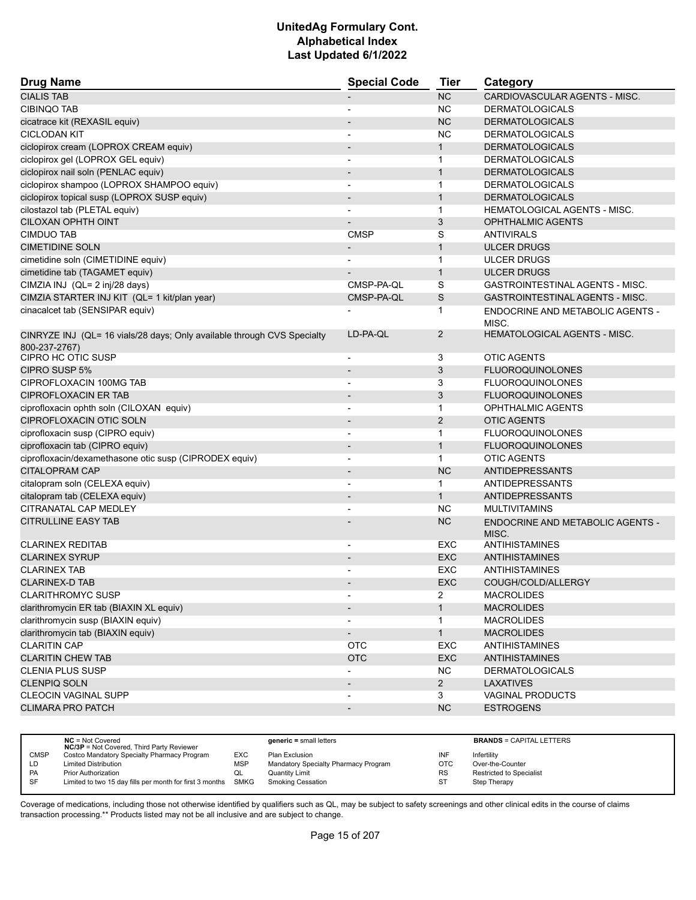# UnitedAg Formulary Cont.
# Alphabetical Index
# Last Updated 6/1/2022

| Drug Name | Special Code | Tier | Category |
|---|---|---|---|
| CIALIS TAB | - | NC | CARDIOVASCULAR AGENTS - MISC. |
| CIBINQO TAB | - | NC | DERMATOLOGICALS |
| cicatrace kit (REXASIL equiv) | - | NC | DERMATOLOGICALS |
| CICLODAN KIT | - | NC | DERMATOLOGICALS |
| ciclopirox cream (LOPROX CREAM equiv) | - | 1 | DERMATOLOGICALS |
| ciclopirox gel (LOPROX GEL equiv) | - | 1 | DERMATOLOGICALS |
| ciclopirox nail soln (PENLAC equiv) | - | 1 | DERMATOLOGICALS |
| ciclopirox shampoo (LOPROX SHAMPOO equiv) | - | 1 | DERMATOLOGICALS |
| ciclopirox topical susp (LOPROX SUSP equiv) | - | 1 | DERMATOLOGICALS |
| cilostazol tab (PLETAL equiv) | - | 1 | HEMATOLOGICAL AGENTS - MISC. |
| CILOXAN OPHTH OINT | - | 3 | OPHTHALMIC AGENTS |
| CIMDUO TAB | CMSP | S | ANTIVIRALS |
| CIMETIDINE SOLN | - | 1 | ULCER DRUGS |
| cimetidine soln (CIMETIDINE equiv) | - | 1 | ULCER DRUGS |
| cimetidine tab (TAGAMET equiv) | - | 1 | ULCER DRUGS |
| CIMZIA INJ (QL= 2 inj/28 days) | CMSP-PA-QL | S | GASTROINTESTINAL AGENTS - MISC. |
| CIMZIA STARTER INJ KIT (QL= 1 kit/plan year) | CMSP-PA-QL | S | GASTROINTESTINAL AGENTS - MISC. |
| cinacalcet tab (SENSIPAR equiv) | - | 1 | ENDOCRINE AND METABOLIC AGENTS - MISC. |
| CINRYZE INJ (QL= 16 vials/28 days; Only available through CVS Specialty 800-237-2767) | LD-PA-QL | 2 | HEMATOLOGICAL AGENTS - MISC. |
| CIPRO HC OTIC SUSP | - | 3 | OTIC AGENTS |
| CIPRO SUSP 5% | - | 3 | FLUOROQUINOLONES |
| CIPROFLOXACIN 100MG TAB | - | 3 | FLUOROQUINOLONES |
| CIPROFLOXACIN ER TAB | - | 3 | FLUOROQUINOLONES |
| ciprofloxacin ophth soln (CILOXAN equiv) | - | 1 | OPHTHALMIC AGENTS |
| CIPROFLOXACIN OTIC SOLN | - | 2 | OTIC AGENTS |
| ciprofloxacin susp (CIPRO equiv) | - | 1 | FLUOROQUINOLONES |
| ciprofloxacin tab (CIPRO equiv) | - | 1 | FLUOROQUINOLONES |
| ciprofloxacin/dexamethasone otic susp (CIPRODEX equiv) | - | 1 | OTIC AGENTS |
| CITALOPRAM CAP | - | NC | ANTIDEPRESSANTS |
| citalopram soln (CELEXA equiv) | - | 1 | ANTIDEPRESSANTS |
| citalopram tab (CELEXA equiv) | - | 1 | ANTIDEPRESSANTS |
| CITRANATAL CAP MEDLEY | - | NC | MULTIVITAMINS |
| CITRULLINE EASY TAB | - | NC | ENDOCRINE AND METABOLIC AGENTS - MISC. |
| CLARINEX REDITAB | - | EXC | ANTIHISTAMINES |
| CLARINEX SYRUP | - | EXC | ANTIHISTAMINES |
| CLARINEX TAB | - | EXC | ANTIHISTAMINES |
| CLARINEX-D TAB | - | EXC | COUGH/COLD/ALLERGY |
| CLARITHROMYC SUSP | - | 2 | MACROLIDES |
| clarithromycin ER tab (BIAXIN XL equiv) | - | 1 | MACROLIDES |
| clarithromycin susp (BIAXIN equiv) | - | 1 | MACROLIDES |
| clarithromycin tab (BIAXIN equiv) | - | 1 | MACROLIDES |
| CLARITIN CAP | OTC | EXC | ANTIHISTAMINES |
| CLARITIN CHEW TAB | OTC | EXC | ANTIHISTAMINES |
| CLENIA PLUS SUSP | - | NC | DERMATOLOGICALS |
| CLENPIQ SOLN | - | 2 | LAXATIVES |
| CLEOCIN VAGINAL SUPP | - | 3 | VAGINAL PRODUCTS |
| CLIMARA PRO PATCH | - | NC | ESTROGENS |

| | | | | | |
|---|---|---|---|---|---|
| **NC** = Not Covered<br>**NC/3P** = Not Covered, Third Party Reviewer | | **generic =** small letters | | **BRANDS** = CAPITAL LETTERS | |
| CMSP | Costco Mandatory Specialty Pharmacy Program | EXC | Plan Exclusion | INF | Infertility |
| LD | Limited Distribution | MSP | Mandatory Specialty Pharmacy Program | OTC | Over-the-Counter |
| PA | Prior Authorization | QL | Quantity Limit | RS | Restricted to Specialist |
| SF | Limited to two 15 day fills per month for first 3 months | SMKG | Smoking Cessation | ST | Step Therapy |

Coverage of medications, including those not otherwise identified by qualifiers such as QL, may be subject to safety screenings and other clinical edits in the course of claims transaction processing.** Products listed may not be all inclusive and are subject to change.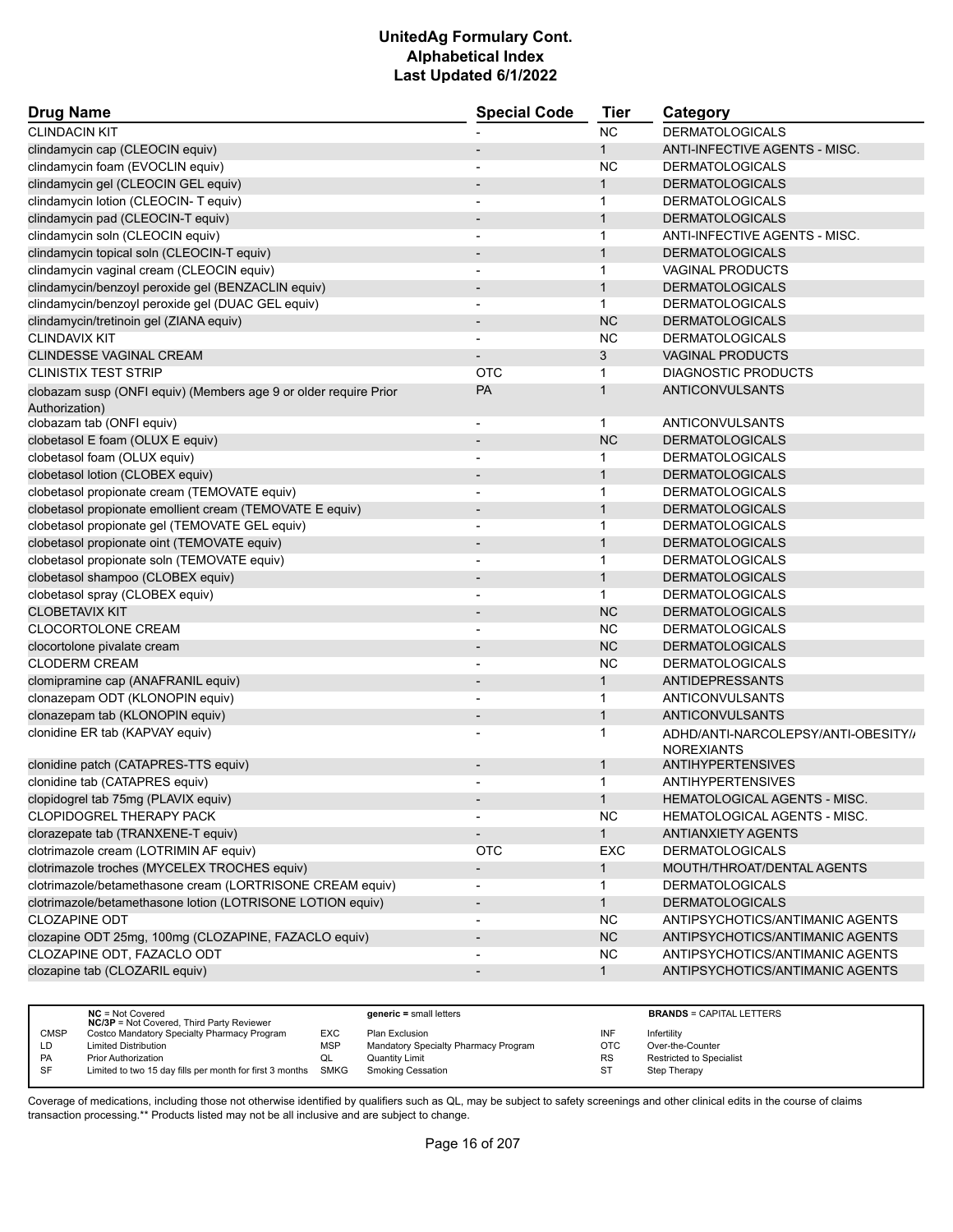# UnitedAg Formulary Cont.
# Alphabetical Index
# Last Updated 6/1/2022

| Drug Name | Special Code | Tier | Category |
|---|---|---|---|
| CLINDACIN KIT | - | NC | DERMATOLOGICALS |
| clindamycin cap (CLEOCIN equiv) | - | 1 | ANTI-INFECTIVE AGENTS - MISC. |
| clindamycin foam (EVOCLIN equiv) | - | NC | DERMATOLOGICALS |
| clindamycin gel (CLEOCIN GEL equiv) | - | 1 | DERMATOLOGICALS |
| clindamycin lotion (CLEOCIN- T equiv) | - | 1 | DERMATOLOGICALS |
| clindamycin pad (CLEOCIN-T equiv) | - | 1 | DERMATOLOGICALS |
| clindamycin soln (CLEOCIN equiv) | - | 1 | ANTI-INFECTIVE AGENTS - MISC. |
| clindamycin topical soln (CLEOCIN-T equiv) | - | 1 | DERMATOLOGICALS |
| clindamycin vaginal cream (CLEOCIN equiv) | - | 1 | VAGINAL PRODUCTS |
| clindamycin/benzoyl peroxide gel (BENZACLIN equiv) | - | 1 | DERMATOLOGICALS |
| clindamycin/benzoyl peroxide gel (DUAC GEL equiv) | - | 1 | DERMATOLOGICALS |
| clindamycin/tretinoin gel (ZIANA equiv) | - | NC | DERMATOLOGICALS |
| CLINDAVIX KIT | - | NC | DERMATOLOGICALS |
| CLINDESSE VAGINAL CREAM | - | 3 | VAGINAL PRODUCTS |
| CLINISTIX TEST STRIP | OTC | 1 | DIAGNOSTIC PRODUCTS |
| clobazam susp (ONFI equiv) (Members age 9 or older require Prior Authorization) | PA | 1 | ANTICONVULSANTS |
| clobazam tab (ONFI equiv) | - | 1 | ANTICONVULSANTS |
| clobetasol E foam (OLUX E equiv) | - | NC | DERMATOLOGICALS |
| clobetasol foam (OLUX equiv) | - | 1 | DERMATOLOGICALS |
| clobetasol lotion (CLOBEX equiv) | - | 1 | DERMATOLOGICALS |
| clobetasol propionate cream (TEMOVATE equiv) | - | 1 | DERMATOLOGICALS |
| clobetasol propionate emollient cream (TEMOVATE E equiv) | - | 1 | DERMATOLOGICALS |
| clobetasol propionate gel (TEMOVATE GEL equiv) | - | 1 | DERMATOLOGICALS |
| clobetasol propionate oint (TEMOVATE equiv) | - | 1 | DERMATOLOGICALS |
| clobetasol propionate soln (TEMOVATE equiv) | - | 1 | DERMATOLOGICALS |
| clobetasol shampoo (CLOBEX equiv) | - | 1 | DERMATOLOGICALS |
| clobetasol spray (CLOBEX equiv) | - | 1 | DERMATOLOGICALS |
| CLOBETAVIX KIT | - | NC | DERMATOLOGICALS |
| CLOCORTOLONE CREAM | - | NC | DERMATOLOGICALS |
| clocortolone pivalate cream | - | NC | DERMATOLOGICALS |
| CLODERM CREAM | - | NC | DERMATOLOGICALS |
| clomipramine cap (ANAFRANIL equiv) | - | 1 | ANTIDEPRESSANTS |
| clonazepam ODT (KLONOPIN equiv) | - | 1 | ANTICONVULSANTS |
| clonazepam tab (KLONOPIN equiv) | - | 1 | ANTICONVULSANTS |
| clonidine ER tab (KAPVAY equiv) | - | 1 | ADHD/ANTI-NARCOLEPSY/ANTI-OBESITY/ NOREXIANTS |
| clonidine patch (CATAPRES-TTS equiv) | - | 1 | ANTIHYPERTENSIVES |
| clonidine tab (CATAPRES equiv) | - | 1 | ANTIHYPERTENSIVES |
| clopidogrel tab 75mg (PLAVIX equiv) | - | 1 | HEMATOLOGICAL AGENTS - MISC. |
| CLOPIDOGREL THERAPY PACK | - | NC | HEMATOLOGICAL AGENTS - MISC. |
| clorazepate tab (TRANXENE-T equiv) | - | 1 | ANTIANXIETY AGENTS |
| clotrimazole cream (LOTRIMIN AF equiv) | OTC | EXC | DERMATOLOGICALS |
| clotrimazole troches (MYCELEX TROCHES equiv) | - | 1 | MOUTH/THROAT/DENTAL AGENTS |
| clotrimazole/betamethasone cream (LORTRISONE CREAM equiv) | - | 1 | DERMATOLOGICALS |
| clotrimazole/betamethasone lotion (LOTRISONE LOTION equiv) | - | 1 | DERMATOLOGICALS |
| CLOZAPINE ODT | - | NC | ANTIPSYCHOTICS/ANTIMANIC AGENTS |
| clozapine ODT 25mg, 100mg (CLOZAPINE, FAZACLO equiv) | - | NC | ANTIPSYCHOTICS/ANTIMANIC AGENTS |
| CLOZAPINE ODT, FAZACLO ODT | - | NC | ANTIPSYCHOTICS/ANTIMANIC AGENTS |
| clozapine tab (CLOZARIL equiv) | - | 1 | ANTIPSYCHOTICS/ANTIMANIC AGENTS |

| | | | | | |
|---|---|---|---|---|---|
| | **NC** = Not Covered<br>**NC/3P** = Not Covered, Third Party Reviewer | | **generic** = small letters | | **BRANDS** = CAPITAL LETTERS |
| CMSP | Costco Mandatory Specialty Pharmacy Program | EXC | Plan Exclusion | INF | Infertility |
| LD | Limited Distribution | MSP | Mandatory Specialty Pharmacy Program | OTC | Over-the-Counter |
| PA | Prior Authorization | QL | Quantity Limit | RS | Restricted to Specialist |
| SF | Limited to two 15 day fills per month for first 3 months | SMKG | Smoking Cessation | ST | Step Therapy |

Coverage of medications, including those not otherwise identified by qualifiers such as QL, may be subject to safety screenings and other clinical edits in the course of claims transaction processing.** Products listed may not be all inclusive and are subject to change.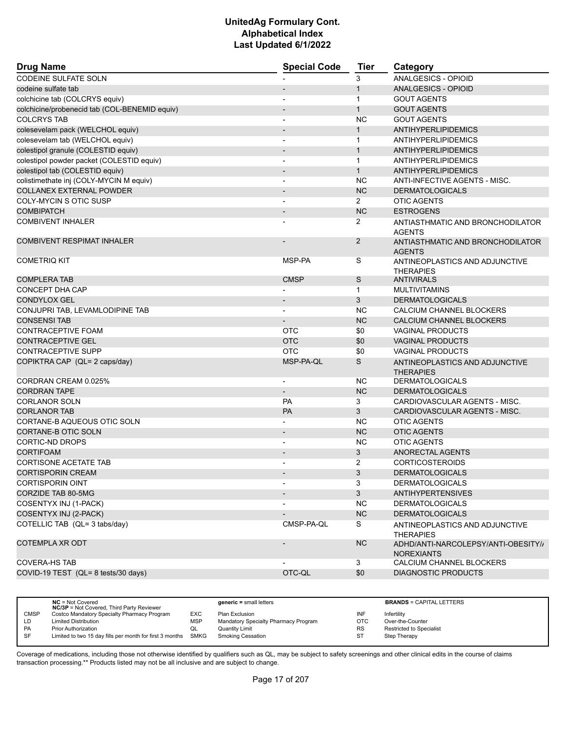# UnitedAg Formulary Cont.
## Alphabetical Index
### Last Updated 6/1/2022

| Drug Name | Special Code | Tier | Category |
|---|---|---|---|
| CODEINE SULFATE SOLN | - | 3 | ANALGESICS - OPIOID |
| codeine sulfate tab | - | 1 | ANALGESICS - OPIOID |
| colchicine tab (COLCRYS equiv) | - | 1 | GOUT AGENTS |
| colchicine/probenecid tab (COL-BENEMID equiv) | - | 1 | GOUT AGENTS |
| COLCRYS TAB | - | NC | GOUT AGENTS |
| colesevelam pack (WELCHOL equiv) | - | 1 | ANTIHYPERLIPIDEMICS |
| colesevelam tab (WELCHOL equiv) | - | 1 | ANTIHYPERLIPIDEMICS |
| colestipol granule (COLESTID equiv) | - | 1 | ANTIHYPERLIPIDEMICS |
| colestipol powder packet (COLESTID equiv) | - | 1 | ANTIHYPERLIPIDEMICS |
| colestipol tab (COLESTID equiv) | - | 1 | ANTIHYPERLIPIDEMICS |
| colistimethate inj (COLY-MYCIN M equiv) | - | NC | ANTI-INFECTIVE AGENTS - MISC. |
| COLLANEX EXTERNAL POWDER | - | NC | DERMATOLOGICALS |
| COLY-MYCIN S OTIC SUSP | - | 2 | OTIC AGENTS |
| COMBIPATCH | - | NC | ESTROGENS |
| COMBIVENT INHALER | - | 2 | ANTIASTHMATIC AND BRONCHODILATOR AGENTS |
| COMBIVENT RESPIMAT INHALER | - | 2 | ANTIASTHMATIC AND BRONCHODILATOR AGENTS |
| COMETRIQ KIT | MSP-PA | S | ANTINEOPLASTICS AND ADJUNCTIVE THERAPIES |
| COMPLERA TAB | CMSP | S | ANTIVIRALS |
| CONCEPT DHA CAP | - | 1 | MULTIVITAMINS |
| CONDYLOX GEL | - | 3 | DERMATOLOGICALS |
| CONJUPRI TAB, LEVAMLODIPINE TAB | - | NC | CALCIUM CHANNEL BLOCKERS |
| CONSENSI TAB | - | NC | CALCIUM CHANNEL BLOCKERS |
| CONTRACEPTIVE FOAM | OTC | $0 | VAGINAL PRODUCTS |
| CONTRACEPTIVE GEL | OTC | $0 | VAGINAL PRODUCTS |
| CONTRACEPTIVE SUPP | OTC | $0 | VAGINAL PRODUCTS |
| COPIKTRA CAP (QL= 2 caps/day) | MSP-PA-QL | S | ANTINEOPLASTICS AND ADJUNCTIVE THERAPIES |
| CORDRAN CREAM 0.025% | - | NC | DERMATOLOGICALS |
| CORDRAN TAPE | - | NC | DERMATOLOGICALS |
| CORLANOR SOLN | PA | 3 | CARDIOVASCULAR AGENTS - MISC. |
| CORLANOR TAB | PA | 3 | CARDIOVASCULAR AGENTS - MISC. |
| CORTANE-B AQUEOUS OTIC SOLN | - | NC | OTIC AGENTS |
| CORTANE-B OTIC SOLN | - | NC | OTIC AGENTS |
| CORTIC-ND DROPS | - | NC | OTIC AGENTS |
| CORTIFOAM | - | 3 | ANORECTAL AGENTS |
| CORTISONE ACETATE TAB | - | 2 | CORTICOSTEROIDS |
| CORTISPORIN CREAM | - | 3 | DERMATOLOGICALS |
| CORTISPORIN OINT | - | 3 | DERMATOLOGICALS |
| CORZIDE TAB 80-5MG | - | 3 | ANTIHYPERTENSIVES |
| COSENTYX INJ (1-PACK) | - | NC | DERMATOLOGICALS |
| COSENTYX INJ (2-PACK) | - | NC | DERMATOLOGICALS |
| COTELLIC TAB (QL= 3 tabs/day) | CMSP-PA-QL | S | ANTINEOPLASTICS AND ADJUNCTIVE THERAPIES |
| COTEMPLA XR ODT | - | NC | ADHD/ANTI-NARCOLEPSY/ANTI-OBESITY/ NOREXIANTS |
| COVERA-HS TAB | - | 3 | CALCIUM CHANNEL BLOCKERS |
| COVID-19 TEST (QL= 8 tests/30 days) | OTC-QL | $0 | DIAGNOSTIC PRODUCTS |

| | | | | | |
|---|---|---|---|---|---|
| **NC** = Not Covered<br>**NC/3P** = Not Covered, Third Party Reviewer | | **generic =** small letters | | **BRANDS** = CAPITAL LETTERS | |
| CMSP | Costco Mandatory Specialty Pharmacy Program | EXC | Plan Exclusion | INF | Infertility |
| LD | Limited Distribution | MSP | Mandatory Specialty Pharmacy Program | OTC | Over-the-Counter |
| PA | Prior Authorization | QL | Quantity Limit | RS | Restricted to Specialist |
| SF | Limited to two 15 day fills per month for first 3 months | SMKG | Smoking Cessation | ST | Step Therapy |

Coverage of medications, including those not otherwise identified by qualifiers such as QL, may be subject to safety screenings and other clinical edits in the course of claims transaction processing.** Products listed may not be all inclusive and are subject to change.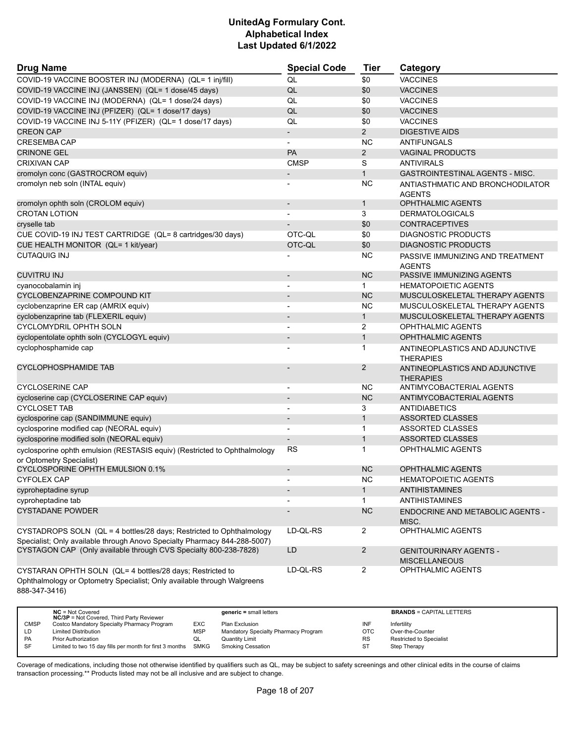| Drug Name | Special Code | Tier | Category |
|---|---|---|---|
| COVID-19 VACCINE BOOSTER INJ (MODERNA) (QL= 1 inj/fill) | QL | $0 | VACCINES |
| COVID-19 VACCINE INJ (JANSSEN) (QL= 1 dose/45 days) | QL | $0 | VACCINES |
| COVID-19 VACCINE INJ (MODERNA) (QL= 1 dose/24 days) | QL | $0 | VACCINES |
| COVID-19 VACCINE INJ (PFIZER) (QL= 1 dose/17 days) | QL | $0 | VACCINES |
| COVID-19 VACCINE INJ 5-11Y (PFIZER) (QL= 1 dose/17 days) | QL | $0 | VACCINES |
| CREON CAP | - | 2 | DIGESTIVE AIDS |
| CRESEMBA CAP | - | NC | ANTIFUNGALS |
| CRINONE GEL | PA | 2 | VAGINAL PRODUCTS |
| CRIXIVAN CAP | CMSP | S | ANTIVIRALS |
| cromolyn conc (GASTROCROM equiv) | - | 1 | GASTROINTESTINAL AGENTS - MISC. |
| cromolyn neb soln (INTAL equiv) | - | NC | ANTIASTHMATIC AND BRONCHODILATOR AGENTS |
| cromolyn ophth soln (CROLOM equiv) | - | 1 | OPHTHALMIC AGENTS |
| CROTAN LOTION | - | 3 | DERMATOLOGICALS |
| cryselle tab | - | $0 | CONTRACEPTIVES |
| CUE COVID-19 INJ TEST CARTRIDGE (QL= 8 cartridges/30 days) | OTC-QL | $0 | DIAGNOSTIC PRODUCTS |
| CUE HEALTH MONITOR (QL= 1 kit/year) | OTC-QL | $0 | DIAGNOSTIC PRODUCTS |
| CUTAQUIG INJ | - | NC | PASSIVE IMMUNIZING AND TREATMENT AGENTS |
| CUVITRU INJ | - | NC | PASSIVE IMMUNIZING AGENTS |
| cyanocobalamin inj | - | 1 | HEMATOPOIETIC AGENTS |
| CYCLOBENZAPRINE COMPOUND KIT | - | NC | MUSCULOSKELETAL THERAPY AGENTS |
| cyclobenzaprine ER cap (AMRIX equiv) | - | NC | MUSCULOSKELETAL THERAPY AGENTS |
| cyclobenzaprine tab (FLEXERIL equiv) | - | 1 | MUSCULOSKELETAL THERAPY AGENTS |
| CYCLOMYDRIL OPHTH SOLN | - | 2 | OPHTHALMIC AGENTS |
| cyclopentolate ophth soln (CYCLOGYL equiv) | - | 1 | OPHTHALMIC AGENTS |
| cyclophosphamide cap | - | 1 | ANTINEOPLASTICS AND ADJUNCTIVE THERAPIES |
| CYCLOPHOSPHAMIDE TAB | - | 2 | ANTINEOPLASTICS AND ADJUNCTIVE THERAPIES |
| CYCLOSERINE CAP | - | NC | ANTIMYCOBACTERIAL AGENTS |
| cycloserine cap (CYCLOSERINE CAP equiv) | - | NC | ANTIMYCOBACTERIAL AGENTS |
| CYCLOSET TAB | - | 3 | ANTIDIABETICS |
| cyclosporine cap (SANDIMMUNE equiv) | - | 1 | ASSORTED CLASSES |
| cyclosporine modified cap (NEORAL equiv) | - | 1 | ASSORTED CLASSES |
| cyclosporine modified soln (NEORAL equiv) | - | 1 | ASSORTED CLASSES |
| cyclosporine ophth emulsion (RESTASIS equiv) (Restricted to Ophthalmology or Optometry Specialist) | RS | 1 | OPHTHALMIC AGENTS |
| CYCLOSPORINE OPHTH EMULSION 0.1% | - | NC | OPHTHALMIC AGENTS |
| CYFOLEX CAP | - | NC | HEMATOPOIETIC AGENTS |
| cyproheptadine syrup | - | 1 | ANTIHISTAMINES |
| cyproheptadine tab | - | 1 | ANTIHISTAMINES |
| CYSTADANE POWDER | - | NC | ENDOCRINE AND METABOLIC AGENTS - MISC. |
| CYSTADROPS SOLN (QL = 4 bottles/28 days; Restricted to Ophthalmology Specialist; Only available through Anovo Specialty Pharmacy 844-288-5007) | LD-QL-RS | 2 | OPHTHALMIC AGENTS |
| CYSTAGON CAP (Only available through CVS Specialty 800-238-7828) | LD | 2 | GENITOURINARY AGENTS - MISCELLANEOUS |
| CYSTARAN OPHTH SOLN (QL= 4 bottles/28 days; Restricted to Ophthalmology or Optometry Specialist; Only available through Walgreens 888-347-3416) | LD-QL-RS | 2 | OPHTHALMIC AGENTS |

| | | | | | |
|---|---|---|---|---|---|
| | **NC** = Not Covered<br>**NC/3P** = Not Covered, Third Party Reviewer | | **generic =** small letters | | **BRANDS** = CAPITAL LETTERS |
| CMSP | Costco Mandatory Specialty Pharmacy Program | EXC | Plan Exclusion | INF | Infertility |
| LD | Limited Distribution | MSP | Mandatory Specialty Pharmacy Program | OTC | Over-the-Counter |
| PA | Prior Authorization | QL | Quantity Limit | RS | Restricted to Specialist |
| SF | Limited to two 15 day fills per month for first 3 months | SMKG | Smoking Cessation | ST | Step Therapy |

Coverage of medications, including those not otherwise identified by qualifiers such as QL, may be subject to safety screenings and other clinical edits in the course of claims transaction processing.** Products listed may not be all inclusive and are subject to change.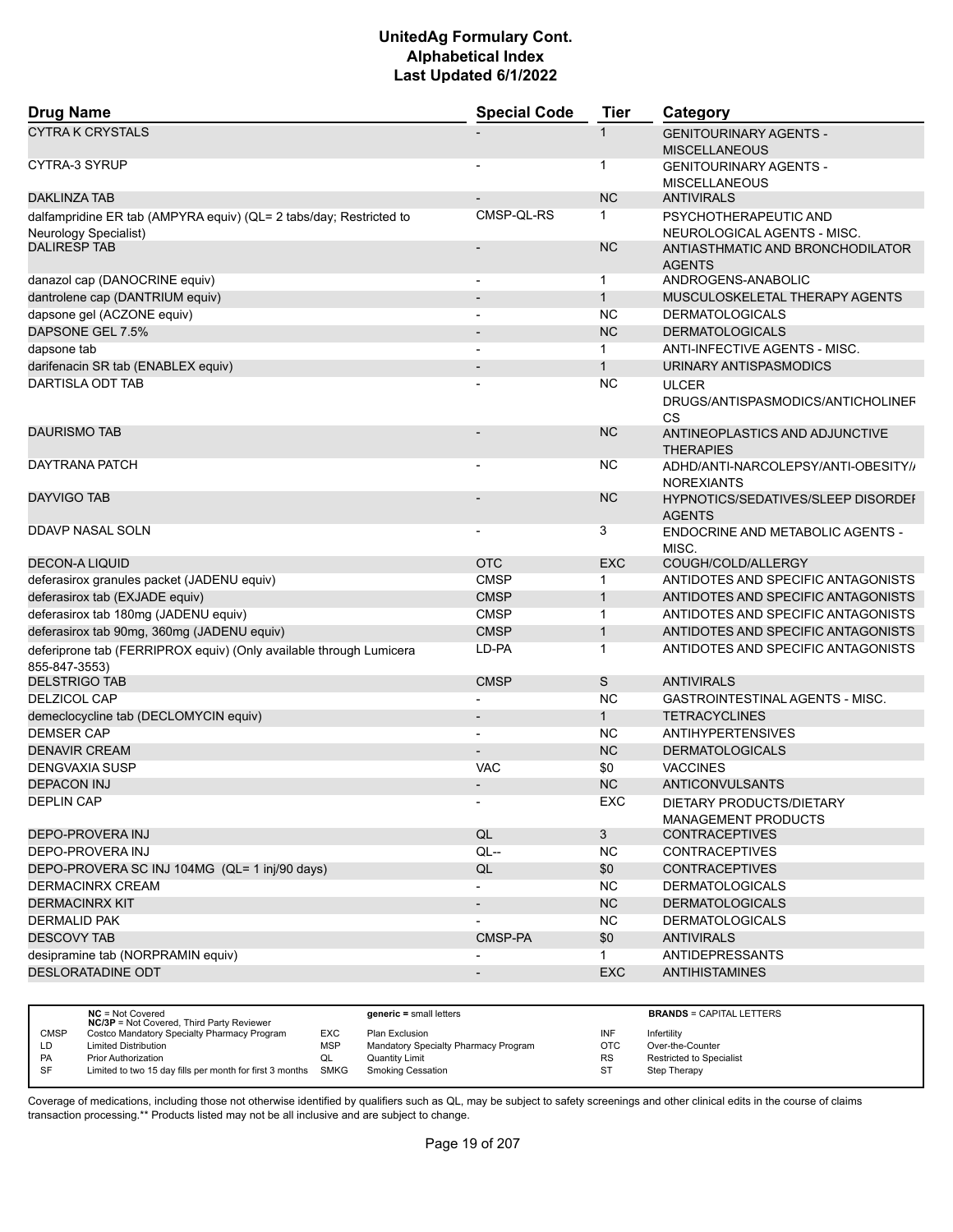# UnitedAg Formulary Cont.
# Alphabetical Index
# Last Updated 6/1/2022

| Drug Name | Special Code | Tier | Category |
|---|---|---|---|
| CYTRA K CRYSTALS | - | 1 | GENITOURINARY AGENTS - MISCELLANEOUS |
| CYTRA-3 SYRUP | - | 1 | GENITOURINARY AGENTS - MISCELLANEOUS |
| DAKLINZA TAB | - | NC | ANTIVIRALS |
| dalfampridine ER tab (AMPYRA equiv) (QL= 2 tabs/day; Restricted to Neurology Specialist) | CMSP-QL-RS | 1 | PSYCHOTHERAPEUTIC AND NEUROLOGICAL AGENTS - MISC. |
| DALIRESP TAB | - | NC | ANTIASTHMATIC AND BRONCHODILATOR AGENTS |
| danazol cap (DANOCRINE equiv) | - | 1 | ANDROGENS-ANABOLIC |
| dantrolene cap (DANTRIUM equiv) | - | 1 | MUSCULOSKELETAL THERAPY AGENTS |
| dapsone gel (ACZONE equiv) | - | NC | DERMATOLOGICALS |
| DAPSONE GEL 7.5% | - | NC | DERMATOLOGICALS |
| dapsone tab | - | 1 | ANTI-INFECTIVE AGENTS - MISC. |
| darifenacin SR tab (ENABLEX equiv) | - | 1 | URINARY ANTISPASMODICS |
| DARTISLA ODT TAB | - | NC | ULCER DRUGS/ANTISPASMODICS/ANTICHOLINERGICS |
| DAURISMO TAB | - | NC | ANTINEOPLASTICS AND ADJUNCTIVE THERAPIES |
| DAYTRANA PATCH | - | NC | ADHD/ANTI-NARCOLEPSY/ANTI-OBESITY/ANOREXIANTS |
| DAYVIGO TAB | - | NC | HYPNOTICS/SEDATIVES/SLEEP DISORDER AGENTS |
| DDAVP NASAL SOLN | - | 3 | ENDOCRINE AND METABOLIC AGENTS - MISC. |
| DECON-A LIQUID | OTC | EXC | COUGH/COLD/ALLERGY |
| deferasirox granules packet (JADENU equiv) | CMSP | 1 | ANTIDOTES AND SPECIFIC ANTAGONISTS |
| deferasirox tab (EXJADE equiv) | CMSP | 1 | ANTIDOTES AND SPECIFIC ANTAGONISTS |
| deferasirox tab 180mg (JADENU equiv) | CMSP | 1 | ANTIDOTES AND SPECIFIC ANTAGONISTS |
| deferasirox tab 90mg, 360mg (JADENU equiv) | CMSP | 1 | ANTIDOTES AND SPECIFIC ANTAGONISTS |
| deferiprone tab (FERRIPROX equiv) (Only available through Lumicera 855-847-3553) | LD-PA | 1 | ANTIDOTES AND SPECIFIC ANTAGONISTS |
| DELSTRIGO TAB | CMSP | S | ANTIVIRALS |
| DELZICOL CAP | - | NC | GASTROINTESTINAL AGENTS - MISC. |
| demeclocycline tab (DECLOMYCIN equiv) | - | 1 | TETRACYCLINES |
| DEMSER CAP | - | NC | ANTIHYPERTENSIVES |
| DENAVIR CREAM | - | NC | DERMATOLOGICALS |
| DENGVAXIA SUSP | VAC | $0 | VACCINES |
| DEPACON INJ | - | NC | ANTICONVULSANTS |
| DEPLIN CAP | - | EXC | DIETARY PRODUCTS/DIETARY MANAGEMENT PRODUCTS |
| DEPO-PROVERA INJ | QL | 3 | CONTRACEPTIVES |
| DEPO-PROVERA INJ | QL-- | NC | CONTRACEPTIVES |
| DEPO-PROVERA SC INJ 104MG (QL= 1 inj/90 days) | QL | $0 | CONTRACEPTIVES |
| DERMACINRX CREAM | - | NC | DERMATOLOGICALS |
| DERMACINRX KIT | - | NC | DERMATOLOGICALS |
| DERMALID PAK | - | NC | DERMATOLOGICALS |
| DESCOVY TAB | CMSP-PA | $0 | ANTIVIRALS |
| desipramine tab (NORPRAMIN equiv) | - | 1 | ANTIDEPRESSANTS |
| DESLORATADINE ODT | - | EXC | ANTIHISTAMINES |

| | | | | | |
|---|---|---|---|---|---|
| | **NC** = Not Covered<br>**NC/3P** = Not Covered, Third Party Reviewer | | **generic** = small letters | | **BRANDS** = CAPITAL LETTERS |
| CMSP | Costco Mandatory Specialty Pharmacy Program | EXC | Plan Exclusion | INF | Infertility |
| LD | Limited Distribution | MSP | Mandatory Specialty Pharmacy Program | OTC | Over-the-Counter |
| PA | Prior Authorization | QL | Quantity Limit | RS | Restricted to Specialist |
| SF | Limited to two 15 day fills per month for first 3 months | SMKG | Smoking Cessation | ST | Step Therapy |

Coverage of medications, including those not otherwise identified by qualifiers such as QL, may be subject to safety screenings and other clinical edits in the course of claims transaction processing.** Products listed may not be all inclusive and are subject to change.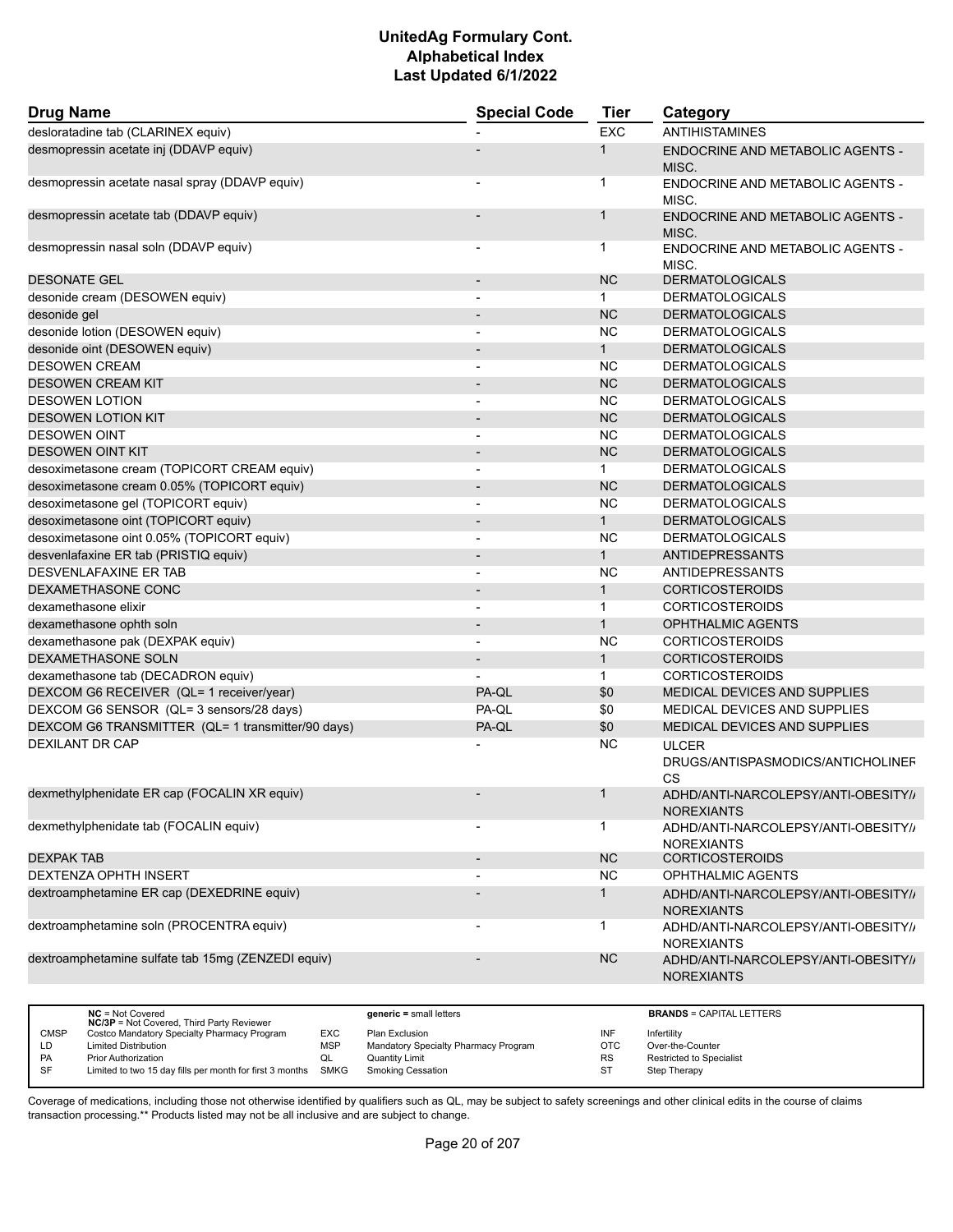# UnitedAg Formulary Cont.
## Alphabetical Index
### Last Updated 6/1/2022

| Drug Name | Special Code | Tier | Category |
|---|---|---|---|
| desloratadine tab (CLARINEX equiv) | - | EXC | ANTIHISTAMINES |
| desmopressin acetate inj (DDAVP equiv) | - | 1 | ENDOCRINE AND METABOLIC AGENTS - MISC. |
| desmopressin acetate nasal spray (DDAVP equiv) | - | 1 | ENDOCRINE AND METABOLIC AGENTS - MISC. |
| desmopressin acetate tab (DDAVP equiv) | - | 1 | ENDOCRINE AND METABOLIC AGENTS - MISC. |
| desmopressin nasal soln (DDAVP equiv) | - | 1 | ENDOCRINE AND METABOLIC AGENTS - MISC. |
| DESONATE GEL | - | NC | DERMATOLOGICALS |
| desonide cream (DESOWEN equiv) | - | 1 | DERMATOLOGICALS |
| desonide gel | - | NC | DERMATOLOGICALS |
| desonide lotion (DESOWEN equiv) | - | NC | DERMATOLOGICALS |
| desonide oint (DESOWEN equiv) | - | 1 | DERMATOLOGICALS |
| DESOWEN CREAM | - | NC | DERMATOLOGICALS |
| DESOWEN CREAM KIT | - | NC | DERMATOLOGICALS |
| DESOWEN LOTION | - | NC | DERMATOLOGICALS |
| DESOWEN LOTION KIT | - | NC | DERMATOLOGICALS |
| DESOWEN OINT | - | NC | DERMATOLOGICALS |
| DESOWEN OINT KIT | - | NC | DERMATOLOGICALS |
| desoximetasone cream (TOPICORT CREAM equiv) | - | 1 | DERMATOLOGICALS |
| desoximetasone cream 0.05% (TOPICORT equiv) | - | NC | DERMATOLOGICALS |
| desoximetasone gel (TOPICORT equiv) | - | NC | DERMATOLOGICALS |
| desoximetasone oint (TOPICORT equiv) | - | 1 | DERMATOLOGICALS |
| desoximetasone oint 0.05% (TOPICORT equiv) | - | NC | DERMATOLOGICALS |
| desvenlafaxine ER tab (PRISTIQ equiv) | - | 1 | ANTIDEPRESSANTS |
| DESVENLAFAXINE ER TAB | - | NC | ANTIDEPRESSANTS |
| DEXAMETHASONE CONC | - | 1 | CORTICOSTEROIDS |
| dexamethasone elixir | - | 1 | CORTICOSTEROIDS |
| dexamethasone ophth soln | - | 1 | OPHTHALMIC AGENTS |
| dexamethasone pak (DEXPAK equiv) | - | NC | CORTICOSTEROIDS |
| DEXAMETHASONE SOLN | - | 1 | CORTICOSTEROIDS |
| dexamethasone tab (DECADRON equiv) | - | 1 | CORTICOSTEROIDS |
| DEXCOM G6 RECEIVER (QL= 1 receiver/year) | PA-QL | $0 | MEDICAL DEVICES AND SUPPLIES |
| DEXCOM G6 SENSOR (QL= 3 sensors/28 days) | PA-QL | $0 | MEDICAL DEVICES AND SUPPLIES |
| DEXCOM G6 TRANSMITTER (QL= 1 transmitter/90 days) | PA-QL | $0 | MEDICAL DEVICES AND SUPPLIES |
| DEXILANT DR CAP | - | NC | ULCER DRUGS/ANTISPASMODICS/ANTICHOLINERGICS |
| dexmethylphenidate ER cap (FOCALIN XR equiv) | - | 1 | ADHD/ANTI-NARCOLEPSY/ANTI-OBESITY/ANOREXIANTS |
| dexmethylphenidate tab (FOCALIN equiv) | - | 1 | ADHD/ANTI-NARCOLEPSY/ANTI-OBESITY/ANOREXIANTS |
| DEXPAK TAB | - | NC | CORTICOSTEROIDS |
| DEXTENZA OPHTH INSERT | - | NC | OPHTHALMIC AGENTS |
| dextroamphetamine ER cap (DEXEDRINE equiv) | - | 1 | ADHD/ANTI-NARCOLEPSY/ANTI-OBESITY/ANOREXIANTS |
| dextroamphetamine soln (PROCENTRA equiv) | - | 1 | ADHD/ANTI-NARCOLEPSY/ANTI-OBESITY/ANOREXIANTS |
| dextroamphetamine sulfate tab 15mg (ZENZEDI equiv) | - | NC | ADHD/ANTI-NARCOLEPSY/ANTI-OBESITY/ANOREXIANTS |

| | | | | | |
|---|---|---|---|---|---|
| | **NC** = Not Covered<br>**NC/3P** = Not Covered, Third Party Reviewer | | **generic** = small letters | | **BRANDS** = CAPITAL LETTERS |
| CMSP | Costco Mandatory Specialty Pharmacy Program | EXC | Plan Exclusion | INF | Infertility |
| LD | Limited Distribution | MSP | Mandatory Specialty Pharmacy Program | OTC | Over-the-Counter |
| PA | Prior Authorization | QL | Quantity Limit | RS | Restricted to Specialist |
| SF | Limited to two 15 day fills per month for first 3 months | SMKG | Smoking Cessation | ST | Step Therapy |

Coverage of medications, including those not otherwise identified by qualifiers such as QL, may be subject to safety screenings and other clinical edits in the course of claims transaction processing.** Products listed may not be all inclusive and are subject to change.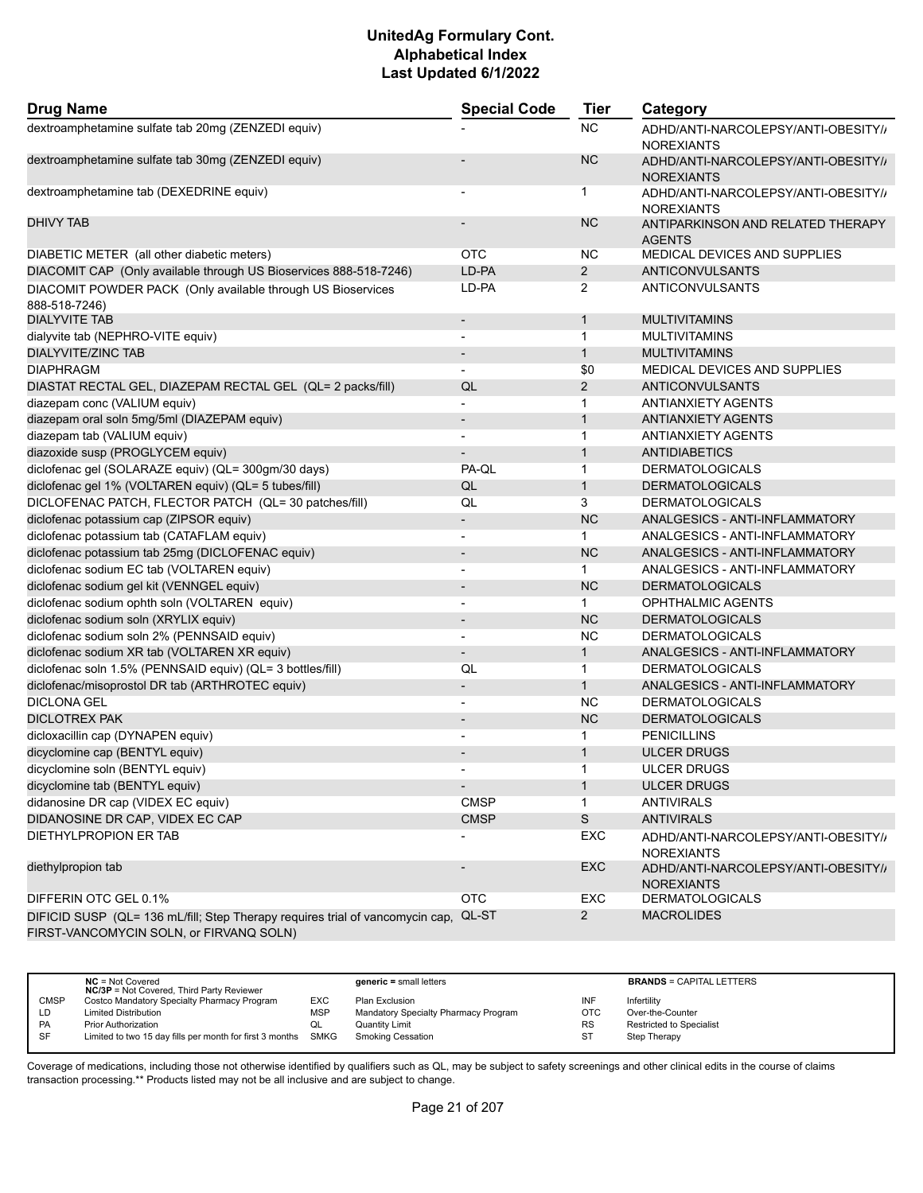# UnitedAg Formulary Cont.
# Alphabetical Index
# Last Updated 6/1/2022

| Drug Name | Special Code | Tier | Category |
|---|---|---|---|
| dextroamphetamine sulfate tab 20mg (ZENZEDI equiv) | - | NC | ADHD/ANTI-NARCOLEPSY/ANTI-OBESITY/ANOREXIANTS |
| dextroamphetamine sulfate tab 30mg (ZENZEDI equiv) | - | NC | ADHD/ANTI-NARCOLEPSY/ANTI-OBESITY/ANOREXIANTS |
| dextroamphetamine tab (DEXEDRINE equiv) | - | 1 | ADHD/ANTI-NARCOLEPSY/ANTI-OBESITY/ANOREXIANTS |
| DHIVY TAB | - | NC | ANTIPARKINSON AND RELATED THERAPY AGENTS |
| DIABETIC METER (all other diabetic meters) | OTC | NC | MEDICAL DEVICES AND SUPPLIES |
| DIACOMIT CAP (Only available through US Bioservices 888-518-7246) | LD-PA | 2 | ANTICONVULSANTS |
| DIACOMIT POWDER PACK (Only available through US Bioservices 888-518-7246) | LD-PA | 2 | ANTICONVULSANTS |
| DIALYVITE TAB | - | 1 | MULTIVITAMINS |
| dialyvite tab (NEPHRO-VITE equiv) | - | 1 | MULTIVITAMINS |
| DIALYVITE/ZINC TAB | - | 1 | MULTIVITAMINS |
| DIAPHRAGM | - | $0 | MEDICAL DEVICES AND SUPPLIES |
| DIASTAT RECTAL GEL, DIAZEPAM RECTAL GEL (QL= 2 packs/fill) | QL | 2 | ANTICONVULSANTS |
| diazepam conc (VALIUM equiv) | - | 1 | ANTIANXIETY AGENTS |
| diazepam oral soln 5mg/5ml (DIAZEPAM equiv) | - | 1 | ANTIANXIETY AGENTS |
| diazepam tab (VALIUM equiv) | - | 1 | ANTIANXIETY AGENTS |
| diazoxide susp (PROGLYCEM equiv) | - | 1 | ANTIDIABETICS |
| diclofenac gel (SOLARAZE equiv) (QL= 300gm/30 days) | PA-QL | 1 | DERMATOLOGICALS |
| diclofenac gel 1% (VOLTAREN equiv) (QL= 5 tubes/fill) | QL | 1 | DERMATOLOGICALS |
| DICLOFENAC PATCH, FLECTOR PATCH (QL= 30 patches/fill) | QL | 3 | DERMATOLOGICALS |
| diclofenac potassium cap (ZIPSOR equiv) | - | NC | ANALGESICS - ANTI-INFLAMMATORY |
| diclofenac potassium tab (CATAFLAM equiv) | - | 1 | ANALGESICS - ANTI-INFLAMMATORY |
| diclofenac potassium tab 25mg (DICLOFENAC equiv) | - | NC | ANALGESICS - ANTI-INFLAMMATORY |
| diclofenac sodium EC tab (VOLTAREN equiv) | - | 1 | ANALGESICS - ANTI-INFLAMMATORY |
| diclofenac sodium gel kit (VENNGEL equiv) | - | NC | DERMATOLOGICALS |
| diclofenac sodium ophth soln (VOLTAREN equiv) | - | 1 | OPHTHALMIC AGENTS |
| diclofenac sodium soln (XRYLIX equiv) | - | NC | DERMATOLOGICALS |
| diclofenac sodium soln 2% (PENNSAID equiv) | - | NC | DERMATOLOGICALS |
| diclofenac sodium XR tab (VOLTAREN XR equiv) | - | 1 | ANALGESICS - ANTI-INFLAMMATORY |
| diclofenac soln 1.5% (PENNSAID equiv) (QL= 3 bottles/fill) | QL | 1 | DERMATOLOGICALS |
| diclofenac/misoprostol DR tab (ARTHROTEC equiv) | - | 1 | ANALGESICS - ANTI-INFLAMMATORY |
| DICLONA GEL | - | NC | DERMATOLOGICALS |
| DICLOTREX PAK | - | NC | DERMATOLOGICALS |
| dicloxacillin cap (DYNAPEN equiv) | - | 1 | PENICILLINS |
| dicyclomine cap (BENTYL equiv) | - | 1 | ULCER DRUGS |
| dicyclomine soln (BENTYL equiv) | - | 1 | ULCER DRUGS |
| dicyclomine tab (BENTYL equiv) | - | 1 | ULCER DRUGS |
| didanosine DR cap (VIDEX EC equiv) | CMSP | 1 | ANTIVIRALS |
| DIDANOSINE DR CAP, VIDEX EC CAP | CMSP | S | ANTIVIRALS |
| DIETHYLPROPION ER TAB | - | EXC | ADHD/ANTI-NARCOLEPSY/ANTI-OBESITY/ANOREXIANTS |
| diethylpropion tab | - | EXC | ADHD/ANTI-NARCOLEPSY/ANTI-OBESITY/ANOREXIANTS |
| DIFFERIN OTC GEL 0.1% | OTC | EXC | DERMATOLOGICALS |
| DIFICID SUSP (QL= 136 mL/fill; Step Therapy requires trial of vancomycin cap, FIRST-VANCOMYCIN SOLN, or FIRVANQ SOLN) | QL-ST | 2 | MACROLIDES |

| | | | | | |
|---|---|---|---|---|---|
| | **NC** = Not Covered<br>**NC/3P** = Not Covered, Third Party Reviewer | | **generic =** small letters | | **BRANDS** = CAPITAL LETTERS |
| CMSP | Costco Mandatory Specialty Pharmacy Program | EXC | Plan Exclusion | INF | Infertility |
| LD | Limited Distribution | MSP | Mandatory Specialty Pharmacy Program | OTC | Over-the-Counter |
| PA | Prior Authorization | QL | Quantity Limit | RS | Restricted to Specialist |
| SF | Limited to two 15 day fills per month for first 3 months | SMKG | Smoking Cessation | ST | Step Therapy |

Coverage of medications, including those not otherwise identified by qualifiers such as QL, may be subject to safety screenings and other clinical edits in the course of claims transaction processing.** Products listed may not be all inclusive and are subject to change.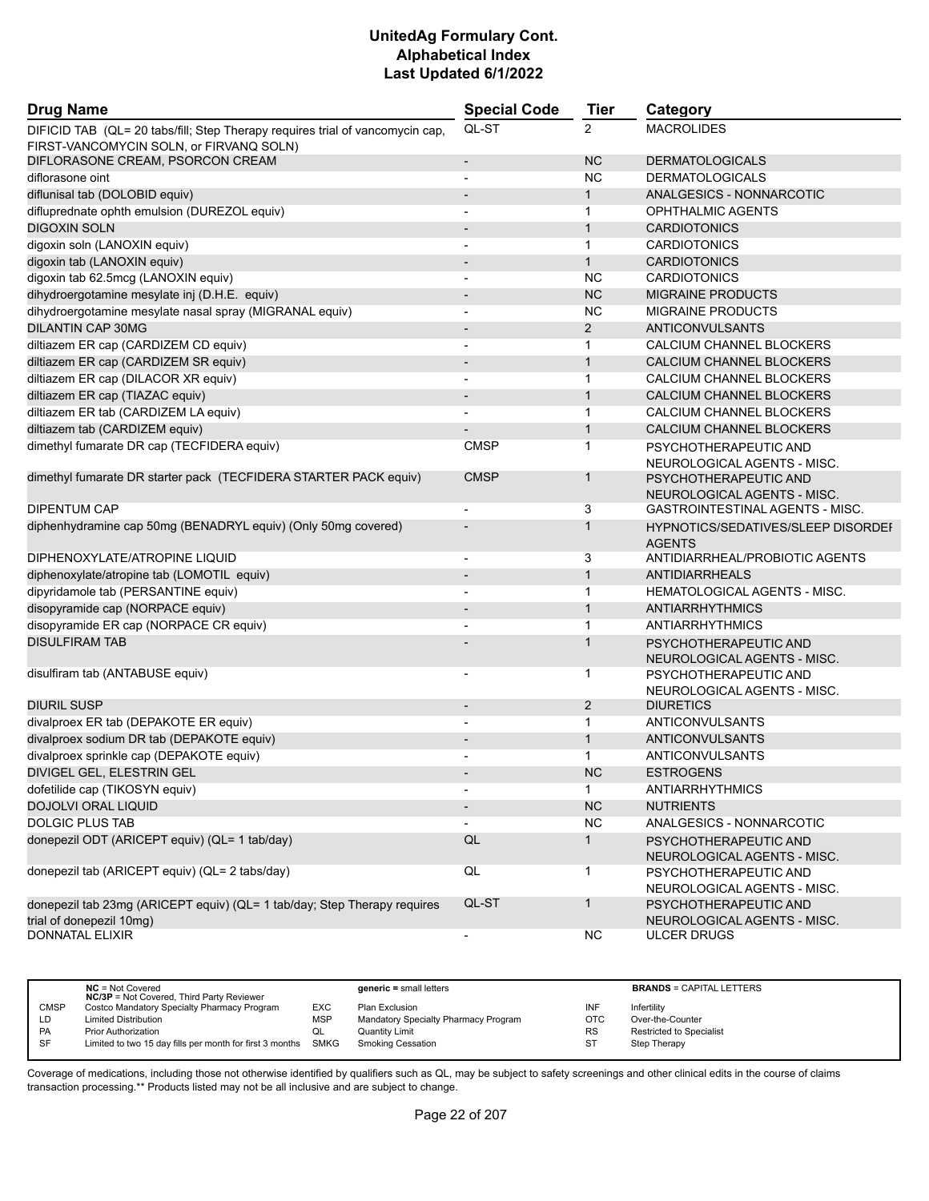| Drug Name | Special Code | Tier | Category |
| --- | --- | --- | --- |
| DIFICID TAB (QL= 20 tabs/fill; Step Therapy requires trial of vancomycin cap, FIRST-VANCOMYCIN SOLN, or FIRVANQ SOLN) | QL-ST | 2 | MACROLIDES |
| DIFLORASONE CREAM, PSORCON CREAM | - | NC | DERMATOLOGICALS |
| diflorasone oint | - | NC | DERMATOLOGICALS |
| diflunisal tab (DOLOBID equiv) | - | 1 | ANALGESICS - NONNARCOTIC |
| difluprednate ophth emulsion (DUREZOL equiv) | - | 1 | OPHTHALMIC AGENTS |
| DIGOXIN SOLN | - | 1 | CARDIOTONICS |
| digoxin soln (LANOXIN equiv) | - | 1 | CARDIOTONICS |
| digoxin tab (LANOXIN equiv) | - | 1 | CARDIOTONICS |
| digoxin tab 62.5mcg (LANOXIN equiv) | - | NC | CARDIOTONICS |
| dihydroergotamine mesylate inj (D.H.E. equiv) | - | NC | MIGRAINE PRODUCTS |
| dihydroergotamine mesylate nasal spray (MIGRANAL equiv) | - | NC | MIGRAINE PRODUCTS |
| DILANTIN CAP 30MG | - | 2 | ANTICONVULSANTS |
| diltiazem ER cap (CARDIZEM CD equiv) | - | 1 | CALCIUM CHANNEL BLOCKERS |
| diltiazem ER cap (CARDIZEM SR equiv) | - | 1 | CALCIUM CHANNEL BLOCKERS |
| diltiazem ER cap (DILACOR XR equiv) | - | 1 | CALCIUM CHANNEL BLOCKERS |
| diltiazem ER cap (TIAZAC equiv) | - | 1 | CALCIUM CHANNEL BLOCKERS |
| diltiazem ER tab (CARDIZEM LA equiv) | - | 1 | CALCIUM CHANNEL BLOCKERS |
| diltiazem tab (CARDIZEM equiv) | - | 1 | CALCIUM CHANNEL BLOCKERS |
| dimethyl fumarate DR cap (TECFIDERA equiv) | CMSP | 1 | PSYCHOTHERAPEUTIC AND NEUROLOGICAL AGENTS - MISC. |
| dimethyl fumarate DR starter pack (TECFIDERA STARTER PACK equiv) | CMSP | 1 | PSYCHOTHERAPEUTIC AND NEUROLOGICAL AGENTS - MISC. |
| DIPENTUM CAP | - | 3 | GASTROINTESTINAL AGENTS - MISC. |
| diphenhydramine cap 50mg (BENADRYL equiv) (Only 50mg covered) | - | 1 | HYPNOTICS/SEDATIVES/SLEEP DISORDER AGENTS |
| DIPHENOXYLATE/ATROPINE LIQUID | - | 3 | ANTIDIARRHEAL/PROBIOTIC AGENTS |
| diphenoxylate/atropine tab (LOMOTIL equiv) | - | 1 | ANTIDIARRHEALS |
| dipyridamole tab (PERSANTINE equiv) | - | 1 | HEMATOLOGICAL AGENTS - MISC. |
| disopyramide cap (NORPACE equiv) | - | 1 | ANTIARRHYTHMICS |
| disopyramide ER cap (NORPACE CR equiv) | - | 1 | ANTIARRHYTHMICS |
| DISULFIRAM TAB | - | 1 | PSYCHOTHERAPEUTIC AND NEUROLOGICAL AGENTS - MISC. |
| disulfiram tab (ANTABUSE equiv) | - | 1 | PSYCHOTHERAPEUTIC AND NEUROLOGICAL AGENTS - MISC. |
| DIURIL SUSP | - | 2 | DIURETICS |
| divalproex ER tab (DEPAKOTE ER equiv) | - | 1 | ANTICONVULSANTS |
| divalproex sodium DR tab (DEPAKOTE equiv) | - | 1 | ANTICONVULSANTS |
| divalproex sprinkle cap (DEPAKOTE equiv) | - | 1 | ANTICONVULSANTS |
| DIVIGEL GEL, ELESTRIN GEL | - | NC | ESTROGENS |
| dofetilide cap (TIKOSYN equiv) | - | 1 | ANTIARRHYTHMICS |
| DOJOLVI ORAL LIQUID | - | NC | NUTRIENTS |
| DOLGIC PLUS TAB | - | NC | ANALGESICS - NONNARCOTIC |
| donepezil ODT (ARICEPT equiv) (QL= 1 tab/day) | QL | 1 | PSYCHOTHERAPEUTIC AND NEUROLOGICAL AGENTS - MISC. |
| donepezil tab (ARICEPT equiv) (QL= 2 tabs/day) | QL | 1 | PSYCHOTHERAPEUTIC AND NEUROLOGICAL AGENTS - MISC. |
| donepezil tab 23mg (ARICEPT equiv) (QL= 1 tab/day; Step Therapy requires trial of donepezil 10mg) | QL-ST | 1 | PSYCHOTHERAPEUTIC AND NEUROLOGICAL AGENTS - MISC. |
| DONNATAL ELIXIR | - | NC | ULCER DRUGS |

| | | | | | |
| --- | --- | --- | --- | --- | --- |
| | **NC** = Not Covered<br>**NC/3P** = Not Covered, Third Party Reviewer | | **generic** = small letters | | **BRANDS** = CAPITAL LETTERS |
| CMSP | Costco Mandatory Specialty Pharmacy Program | EXC | Plan Exclusion | INF | Infertility |
| LD | Limited Distribution | MSP | Mandatory Specialty Pharmacy Program | OTC | Over-the-Counter |
| PA | Prior Authorization | QL | Quantity Limit | RS | Restricted to Specialist |
| SF | Limited to two 15 day fills per month for first 3 months | SMKG | Smoking Cessation | ST | Step Therapy |

Coverage of medications, including those not otherwise identified by qualifiers such as QL, may be subject to safety screenings and other clinical edits in the course of claims transaction processing.** Products listed may not be all inclusive and are subject to change.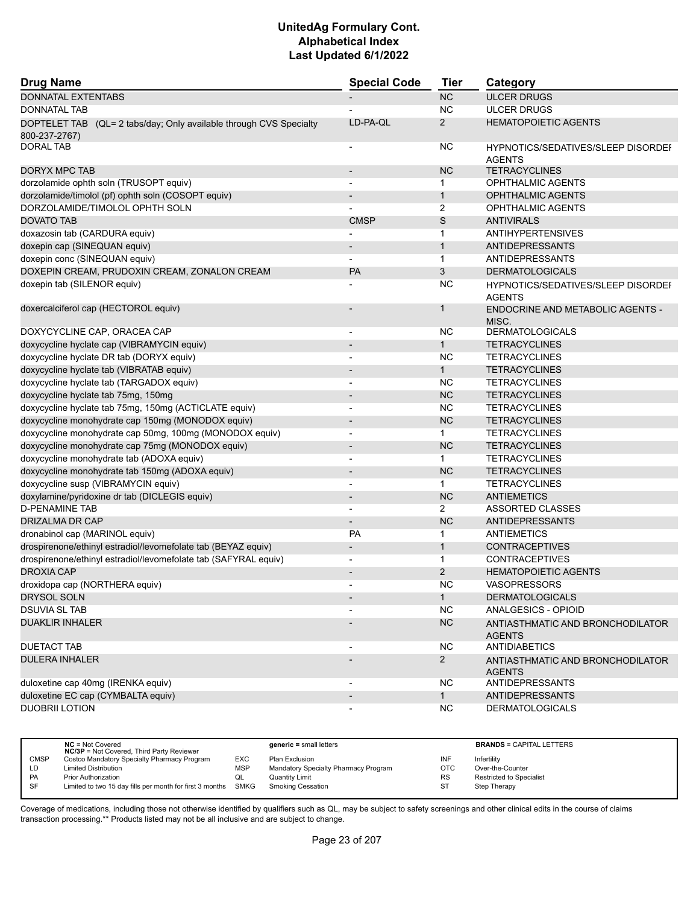# UnitedAg Formulary Cont.
## Alphabetical Index
### Last Updated 6/1/2022

| Drug Name | Special Code | Tier | Category |
|---|---|---|---|
| DONNATAL EXTENTABS | - | NC | ULCER DRUGS |
| DONNATAL TAB | - | NC | ULCER DRUGS |
| DOPTELET TAB (QL= 2 tabs/day; Only available through CVS Specialty 800-237-2767) | LD-PA-QL | 2 | HEMATOPOIETIC AGENTS |
| DORAL TAB | - | NC | HYPNOTICS/SEDATIVES/SLEEP DISORDER AGENTS |
| DORYX MPC TAB | - | NC | TETRACYCLINES |
| dorzolamide ophth soln (TRUSOPT equiv) | - | 1 | OPHTHALMIC AGENTS |
| dorzolamide/timolol (pf) ophth soln (COSOPT equiv) | - | 1 | OPHTHALMIC AGENTS |
| DORZOLAMIDE/TIMOLOL OPHTH SOLN | - | 2 | OPHTHALMIC AGENTS |
| DOVATO TAB | CMSP | S | ANTIVIRALS |
| doxazosin tab (CARDURA equiv) | - | 1 | ANTIHYPERTENSIVES |
| doxepin cap (SINEQUAN equiv) | - | 1 | ANTIDEPRESSANTS |
| doxepin conc (SINEQUAN equiv) | - | 1 | ANTIDEPRESSANTS |
| DOXEPIN CREAM, PRUDOXIN CREAM, ZONALON CREAM | PA | 3 | DERMATOLOGICALS |
| doxepin tab (SILENOR equiv) | - | NC | HYPNOTICS/SEDATIVES/SLEEP DISORDER AGENTS |
| doxercalciferol cap (HECTOROL equiv) | - | 1 | ENDOCRINE AND METABOLIC AGENTS - MISC. |
| DOXYCYCLINE CAP, ORACEA CAP | - | NC | DERMATOLOGICALS |
| doxycycline hyclate cap (VIBRAMYCIN equiv) | - | 1 | TETRACYCLINES |
| doxycycline hyclate DR tab (DORYX equiv) | - | NC | TETRACYCLINES |
| doxycycline hyclate tab (VIBRATAB equiv) | - | 1 | TETRACYCLINES |
| doxycycline hyclate tab (TARGADOX equiv) | - | NC | TETRACYCLINES |
| doxycycline hyclate tab 75mg, 150mg | - | NC | TETRACYCLINES |
| doxycycline hyclate tab 75mg, 150mg (ACTICLATE equiv) | - | NC | TETRACYCLINES |
| doxycycline monohydrate cap 150mg (MONODOX equiv) | - | NC | TETRACYCLINES |
| doxycycline monohydrate cap 50mg, 100mg (MONODOX equiv) | - | 1 | TETRACYCLINES |
| doxycycline monohydrate cap 75mg (MONODOX equiv) | - | NC | TETRACYCLINES |
| doxycycline monohydrate tab (ADOXA equiv) | - | 1 | TETRACYCLINES |
| doxycycline monohydrate tab 150mg (ADOXA equiv) | - | NC | TETRACYCLINES |
| doxycycline susp (VIBRAMYCIN equiv) | - | 1 | TETRACYCLINES |
| doxylamine/pyridoxine dr tab (DICLEGIS equiv) | - | NC | ANTIEMETICS |
| D-PENAMINE TAB | - | 2 | ASSORTED CLASSES |
| DRIZALMA DR CAP | - | NC | ANTIDEPRESSANTS |
| dronabinol cap (MARINOL equiv) | PA | 1 | ANTIEMETICS |
| drospirenone/ethinyl estradiol/levomefolate tab (BEYAZ equiv) | - | 1 | CONTRACEPTIVES |
| drospirenone/ethinyl estradiol/levomefolate tab (SAFYRAL equiv) | - | 1 | CONTRACEPTIVES |
| DROXIA CAP | - | 2 | HEMATOPOIETIC AGENTS |
| droxidopa cap (NORTHERA equiv) | - | NC | VASOPRESSORS |
| DRYSOL SOLN | - | 1 | DERMATOLOGICALS |
| DSUVIA SL TAB | - | NC | ANALGESICS - OPIOID |
| DUAKLIR INHALER | - | NC | ANTIASTHMATIC AND BRONCHODILATOR AGENTS |
| DUETACT TAB | - | NC | ANTIDIABETICS |
| DULERA INHALER | - | 2 | ANTIASTHMATIC AND BRONCHODILATOR AGENTS |
| duloxetine cap 40mg (IRENKA equiv) | - | NC | ANTIDEPRESSANTS |
| duloxetine EC cap (CYMBALTA equiv) | - | 1 | ANTIDEPRESSANTS |
| DUOBRII LOTION | - | NC | DERMATOLOGICALS |

| | NC = Not Covered<br>NC/3P = Not Covered, Third Party Reviewer | | generic = small letters | | BRANDS = CAPITAL LETTERS |
|---|---|---|---|---|---|
| CMSP | Costco Mandatory Specialty Pharmacy Program | EXC | Plan Exclusion | INF | Infertility |
| LD | Limited Distribution | MSP | Mandatory Specialty Pharmacy Program | OTC | Over-the-Counter |
| PA | Prior Authorization | QL | Quantity Limit | RS | Restricted to Specialist |
| SF | Limited to two 15 day fills per month for first 3 months | SMKG | Smoking Cessation | ST | Step Therapy |

Coverage of medications, including those not otherwise identified by qualifiers such as QL, may be subject to safety screenings and other clinical edits in the course of claims transaction processing.** Products listed may not be all inclusive and are subject to change.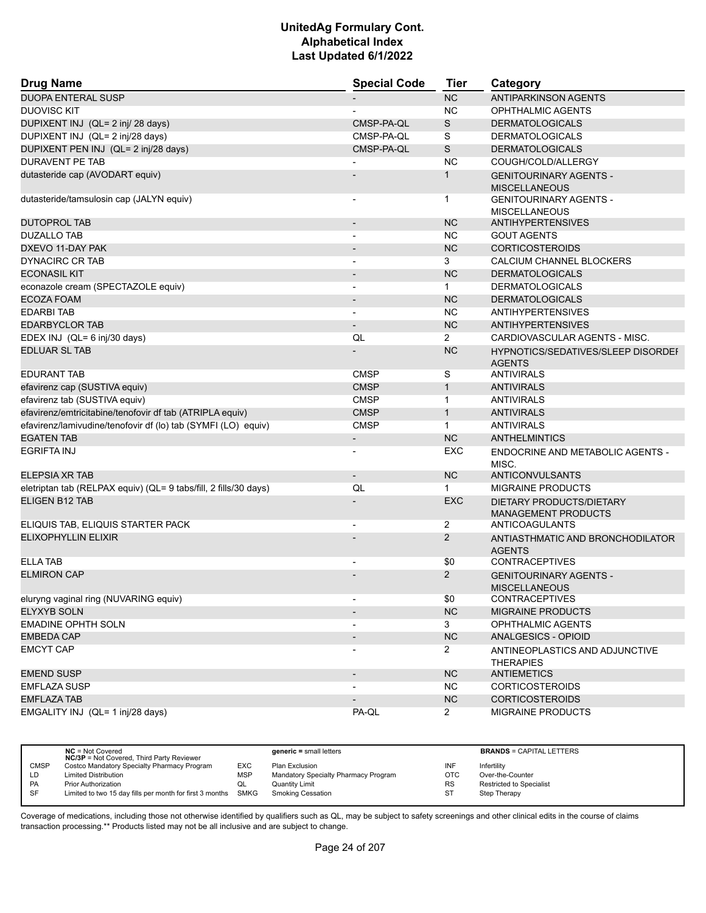# UnitedAg Formulary Cont.
# Alphabetical Index
# Last Updated 6/1/2022

| Drug Name | Special Code | Tier | Category |
|---|---|---|---|
| DUOPA ENTERAL SUSP | - | NC | ANTIPARKINSON AGENTS |
| DUOVISC KIT | - | NC | OPHTHALMIC AGENTS |
| DUPIXENT INJ (QL= 2 inj/ 28 days) | CMSP-PA-QL | S | DERMATOLOGICALS |
| DUPIXENT INJ (QL= 2 inj/28 days) | CMSP-PA-QL | S | DERMATOLOGICALS |
| DUPIXENT PEN INJ (QL= 2 inj/28 days) | CMSP-PA-QL | S | DERMATOLOGICALS |
| DURAVENT PE TAB | - | NC | COUGH/COLD/ALLERGY |
| dutasteride cap (AVODART equiv) | - | 1 | GENITOURINARY AGENTS - MISCELLANEOUS |
| dutasteride/tamsulosin cap (JALYN equiv) | - | 1 | GENITOURINARY AGENTS - MISCELLANEOUS |
| DUTOPROL TAB | - | NC | ANTIHYPERTENSIVES |
| DUZALLO TAB | - | NC | GOUT AGENTS |
| DXEVO 11-DAY PAK | - | NC | CORTICOSTEROIDS |
| DYNACIRC CR TAB | - | 3 | CALCIUM CHANNEL BLOCKERS |
| ECONASIL KIT | - | NC | DERMATOLOGICALS |
| econazole cream (SPECTAZOLE equiv) | - | 1 | DERMATOLOGICALS |
| ECOZA FOAM | - | NC | DERMATOLOGICALS |
| EDARBI TAB | - | NC | ANTIHYPERTENSIVES |
| EDARBYCLOR TAB | - | NC | ANTIHYPERTENSIVES |
| EDEX INJ (QL= 6 inj/30 days) | QL | 2 | CARDIOVASCULAR AGENTS - MISC. |
| EDLUAR SL TAB | - | NC | HYPNOTICS/SEDATIVES/SLEEP DISORDER AGENTS |
| EDURANT TAB | CMSP | S | ANTIVIRALS |
| efavirenz cap (SUSTIVA equiv) | CMSP | 1 | ANTIVIRALS |
| efavirenz tab (SUSTIVA equiv) | CMSP | 1 | ANTIVIRALS |
| efavirenz/emtricitabine/tenofovir df tab (ATRIPLA equiv) | CMSP | 1 | ANTIVIRALS |
| efavirenz/lamivudine/tenofovir df (lo) tab (SYMFI (LO) equiv) | CMSP | 1 | ANTIVIRALS |
| EGATEN TAB | - | NC | ANTHELMINTICS |
| EGRIFTA INJ | - | EXC | ENDOCRINE AND METABOLIC AGENTS - MISC. |
| ELEPSIA XR TAB | - | NC | ANTICONVULSANTS |
| eletriptan tab (RELPAX equiv) (QL= 9 tabs/fill, 2 fills/30 days) | QL | 1 | MIGRAINE PRODUCTS |
| ELIGEN B12 TAB | - | EXC | DIETARY PRODUCTS/DIETARY MANAGEMENT PRODUCTS |
| ELIQUIS TAB, ELIQUIS STARTER PACK | - | 2 | ANTICOAGULANTS |
| ELIXOPHYLLIN ELIXIR | - | 2 | ANTIASTHMATIC AND BRONCHODILATOR AGENTS |
| ELLA TAB | - | $0 | CONTRACEPTIVES |
| ELMIRON CAP | - | 2 | GENITOURINARY AGENTS - MISCELLANEOUS |
| eluryng vaginal ring (NUVARING equiv) | - | $0 | CONTRACEPTIVES |
| ELYXYB SOLN | - | NC | MIGRAINE PRODUCTS |
| EMADINE OPHTH SOLN | - | 3 | OPHTHALMIC AGENTS |
| EMBEDA CAP | - | NC | ANALGESICS - OPIOID |
| EMCYT CAP | - | 2 | ANTINEOPLASTICS AND ADJUNCTIVE THERAPIES |
| EMEND SUSP | - | NC | ANTIEMETICS |
| EMFLAZA SUSP | - | NC | CORTICOSTEROIDS |
| EMFLAZA TAB | - | NC | CORTICOSTEROIDS |
| EMGALITY INJ (QL= 1 inj/28 days) | PA-QL | 2 | MIGRAINE PRODUCTS |

| | | | | | |
|---|---|---|---|---|---|
| **NC** = Not Covered<br>**NC/3P** = Not Covered, Third Party Reviewer | | **generic =** small letters | | **BRANDS** = CAPITAL LETTERS | |
| CMSP | Costco Mandatory Specialty Pharmacy Program | EXC | Plan Exclusion | INF | Infertility |
| LD | Limited Distribution | MSP | Mandatory Specialty Pharmacy Program | OTC | Over-the-Counter |
| PA | Prior Authorization | QL | Quantity Limit | RS | Restricted to Specialist |
| SF | Limited to two 15 day fills per month for first 3 months | SMKG | Smoking Cessation | ST | Step Therapy |

Coverage of medications, including those not otherwise identified by qualifiers such as QL, may be subject to safety screenings and other clinical edits in the course of claims transaction processing.** Products listed may not be all inclusive and are subject to change.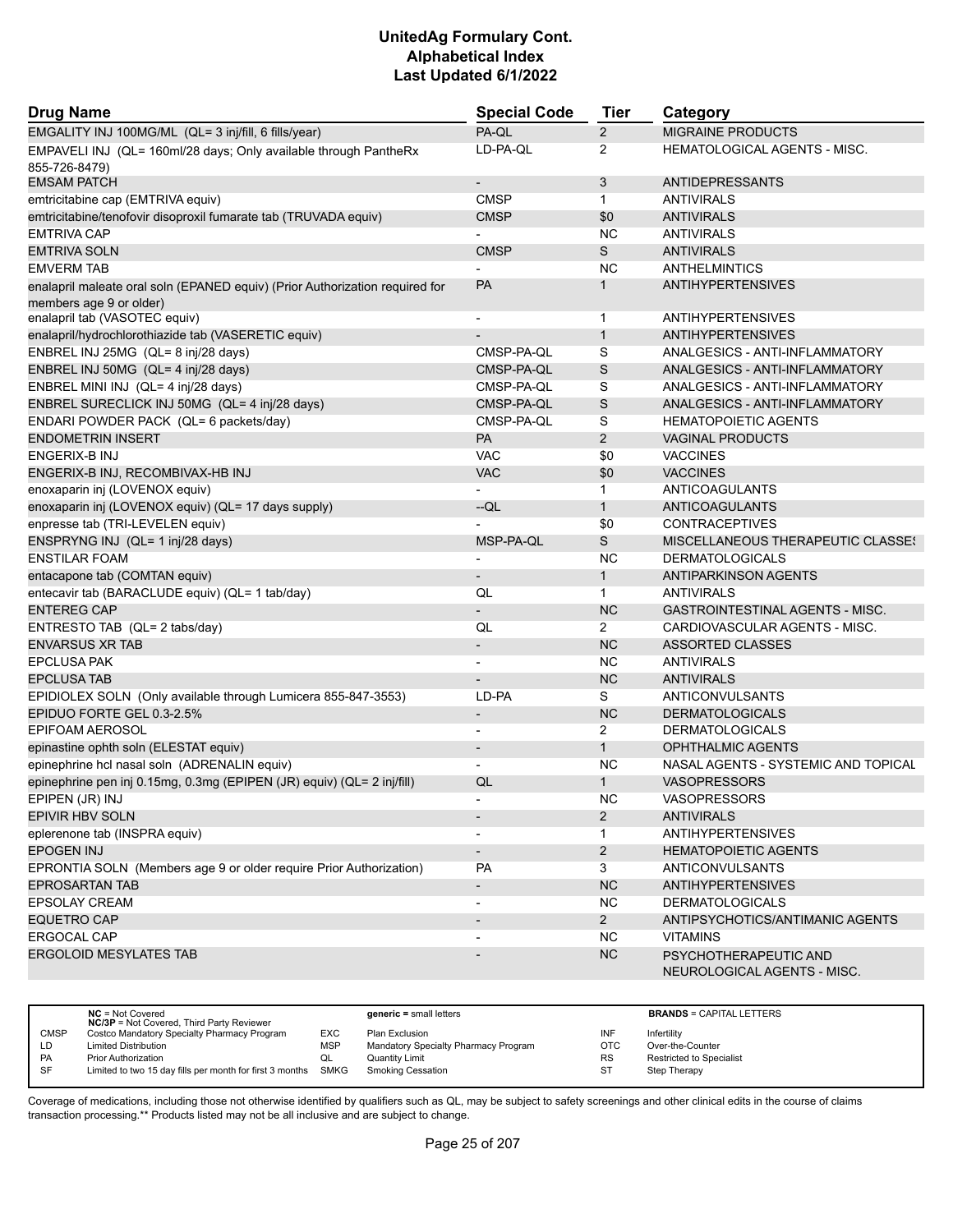# UnitedAg Formulary Cont.
## Alphabetical Index
### Last Updated 6/1/2022

| Drug Name | Special Code | Tier | Category |
|---|---|---|---|
| EMGALITY INJ 100MG/ML (QL= 3 inj/fill, 6 fills/year) | PA-QL | 2 | MIGRAINE PRODUCTS |
| EMPAVELI INJ (QL= 160ml/28 days; Only available through PantheRx 855-726-8479) | LD-PA-QL | 2 | HEMATOLOGICAL AGENTS - MISC. |
| EMSAM PATCH | - | 3 | ANTIDEPRESSANTS |
| emtricitabine cap (EMTRIVA equiv) | CMSP | 1 | ANTIVIRALS |
| emtricitabine/tenofovir disoproxil fumarate tab (TRUVADA equiv) | CMSP | $0 | ANTIVIRALS |
| EMTRIVA CAP | - | NC | ANTIVIRALS |
| EMTRIVA SOLN | CMSP | S | ANTIVIRALS |
| EMVERM TAB | - | NC | ANTHELMINTICS |
| enalapril maleate oral soln (EPANED equiv) (Prior Authorization required for members age 9 or older) | PA | 1 | ANTIHYPERTENSIVES |
| enalapril tab (VASOTEC equiv) | - | 1 | ANTIHYPERTENSIVES |
| enalapril/hydrochlorothiazide tab (VASERETIC equiv) | - | 1 | ANTIHYPERTENSIVES |
| ENBREL INJ 25MG (QL= 8 inj/28 days) | CMSP-PA-QL | S | ANALGESICS - ANTI-INFLAMMATORY |
| ENBREL INJ 50MG (QL= 4 inj/28 days) | CMSP-PA-QL | S | ANALGESICS - ANTI-INFLAMMATORY |
| ENBREL MINI INJ (QL= 4 inj/28 days) | CMSP-PA-QL | S | ANALGESICS - ANTI-INFLAMMATORY |
| ENBREL SURECLICK INJ 50MG (QL= 4 inj/28 days) | CMSP-PA-QL | S | ANALGESICS - ANTI-INFLAMMATORY |
| ENDARI POWDER PACK (QL= 6 packets/day) | CMSP-PA-QL | S | HEMATOPOIETIC AGENTS |
| ENDOMETRIN INSERT | PA | 2 | VAGINAL PRODUCTS |
| ENGERIX-B INJ | VAC | $0 | VACCINES |
| ENGERIX-B INJ, RECOMBIVAX-HB INJ | VAC | $0 | VACCINES |
| enoxaparin inj (LOVENOX equiv) | - | 1 | ANTICOAGULANTS |
| enoxaparin inj (LOVENOX equiv) (QL= 17 days supply) | --QL | 1 | ANTICOAGULANTS |
| enpresse tab (TRI-LEVELEN equiv) | - | $0 | CONTRACEPTIVES |
| ENSPRYNG INJ (QL= 1 inj/28 days) | MSP-PA-QL | S | MISCELLANEOUS THERAPEUTIC CLASSES |
| ENSTILAR FOAM | - | NC | DERMATOLOGICALS |
| entacapone tab (COMTAN equiv) | - | 1 | ANTIPARKINSON AGENTS |
| entecavir tab (BARACLUDE equiv) (QL= 1 tab/day) | QL | 1 | ANTIVIRALS |
| ENTEREG CAP | - | NC | GASTROINTESTINAL AGENTS - MISC. |
| ENTRESTO TAB (QL= 2 tabs/day) | QL | 2 | CARDIOVASCULAR AGENTS - MISC. |
| ENVARSUS XR TAB | - | NC | ASSORTED CLASSES |
| EPCLUSA PAK | - | NC | ANTIVIRALS |
| EPCLUSA TAB | - | NC | ANTIVIRALS |
| EPIDIOLEX SOLN (Only available through Lumicera 855-847-3553) | LD-PA | S | ANTICONVULSANTS |
| EPIDUO FORTE GEL 0.3-2.5% | - | NC | DERMATOLOGICALS |
| EPIFOAM AEROSOL | - | 2 | DERMATOLOGICALS |
| epinastine ophth soln (ELESTAT equiv) | - | 1 | OPHTHALMIC AGENTS |
| epinephrine hcl nasal soln (ADRENALIN equiv) | - | NC | NASAL AGENTS - SYSTEMIC AND TOPICAL |
| epinephrine pen inj 0.15mg, 0.3mg (EPIPEN (JR) equiv) (QL= 2 inj/fill) | QL | 1 | VASOPRESSORS |
| EPIPEN (JR) INJ | - | NC | VASOPRESSORS |
| EPIVIR HBV SOLN | - | 2 | ANTIVIRALS |
| eplerenone tab (INSPRA equiv) | - | 1 | ANTIHYPERTENSIVES |
| EPOGEN INJ | - | 2 | HEMATOPOIETIC AGENTS |
| EPRONTIA SOLN (Members age 9 or older require Prior Authorization) | PA | 3 | ANTICONVULSANTS |
| EPROSARTAN TAB | - | NC | ANTIHYPERTENSIVES |
| EPSOLAY CREAM | - | NC | DERMATOLOGICALS |
| EQUETRO CAP | - | 2 | ANTIPSYCHOTICS/ANTIMANIC AGENTS |
| ERGOCAL CAP | - | NC | VITAMINS |
| ERGOLOID MESYLATES TAB | - | NC | PSYCHOTHERAPEUTIC AND NEUROLOGICAL AGENTS - MISC. |

| | | | | | |
|---|---|---|---|---|---|
| **NC** = Not Covered<br>**NC/3P** = Not Covered, Third Party Reviewer | | **generic =** small letters | | **BRANDS** = CAPITAL LETTERS | |
| CMSP | Costco Mandatory Specialty Pharmacy Program | EXC | Plan Exclusion | INF | Infertility |
| LD | Limited Distribution | MSP | Mandatory Specialty Pharmacy Program | OTC | Over-the-Counter |
| PA | Prior Authorization | QL | Quantity Limit | RS | Restricted to Specialist |
| SF | Limited to two 15 day fills per month for first 3 months | SMKG | Smoking Cessation | ST | Step Therapy |

Coverage of medications, including those not otherwise identified by qualifiers such as QL, may be subject to safety screenings and other clinical edits in the course of claims transaction processing.** Products listed may not be all inclusive and are subject to change.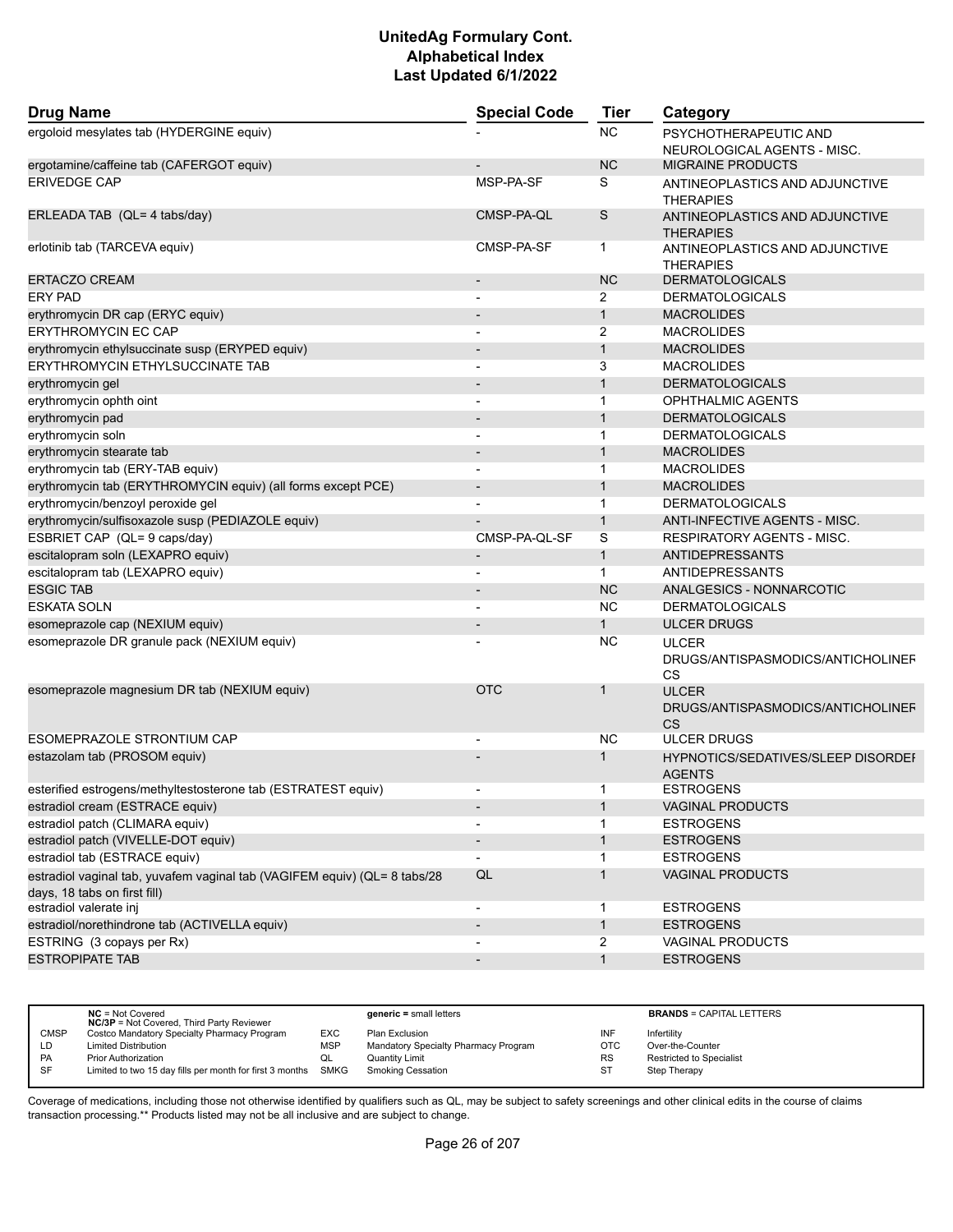# UnitedAg Formulary Cont.
## Alphabetical Index
### Last Updated 6/1/2022

| Drug Name | Special Code | Tier | Category |
|---|---|---|---|
| ergoloid mesylates tab (HYDERGINE equiv) | - | NC | PSYCHOTHERAPEUTIC AND NEUROLOGICAL AGENTS - MISC. |
| ergotamine/caffeine tab (CAFERGOT equiv) | - | NC | MIGRAINE PRODUCTS |
| ERIVEDGE CAP | MSP-PA-SF | S | ANTINEOPLASTICS AND ADJUNCTIVE THERAPIES |
| ERLEADA TAB (QL= 4 tabs/day) | CMSP-PA-QL | S | ANTINEOPLASTICS AND ADJUNCTIVE THERAPIES |
| erlotinib tab (TARCEVA equiv) | CMSP-PA-SF | 1 | ANTINEOPLASTICS AND ADJUNCTIVE THERAPIES |
| ERTACZO CREAM | - | NC | DERMATOLOGICALS |
| ERY PAD | - | 2 | DERMATOLOGICALS |
| erythromycin DR cap (ERYC equiv) | - | 1 | MACROLIDES |
| ERYTHROMYCIN EC CAP | - | 2 | MACROLIDES |
| erythromycin ethylsuccinate susp (ERYPED equiv) | - | 1 | MACROLIDES |
| ERYTHROMYCIN ETHYLSUCCINATE TAB | - | 3 | MACROLIDES |
| erythromycin gel | - | 1 | DERMATOLOGICALS |
| erythromycin ophth oint | - | 1 | OPHTHALMIC AGENTS |
| erythromycin pad | - | 1 | DERMATOLOGICALS |
| erythromycin soln | - | 1 | DERMATOLOGICALS |
| erythromycin stearate tab | - | 1 | MACROLIDES |
| erythromycin tab (ERY-TAB equiv) | - | 1 | MACROLIDES |
| erythromycin tab (ERYTHROMYCIN equiv) (all forms except PCE) | - | 1 | MACROLIDES |
| erythromycin/benzoyl peroxide gel | - | 1 | DERMATOLOGICALS |
| erythromycin/sulfisoxazole susp (PEDIAZOLE equiv) | - | 1 | ANTI-INFECTIVE AGENTS - MISC. |
| ESBRIET CAP (QL= 9 caps/day) | CMSP-PA-QL-SF | S | RESPIRATORY AGENTS - MISC. |
| escitalopram soln (LEXAPRO equiv) | - | 1 | ANTIDEPRESSANTS |
| escitalopram tab (LEXAPRO equiv) | - | 1 | ANTIDEPRESSANTS |
| ESGIC TAB | - | NC | ANALGESICS - NONNARCOTIC |
| ESKATA SOLN | - | NC | DERMATOLOGICALS |
| esomeprazole cap (NEXIUM equiv) | - | 1 | ULCER DRUGS |
| esomeprazole DR granule pack (NEXIUM equiv) | - | NC | ULCER DRUGS/ANTISPASMODICS/ANTICHOLINERGICS |
| esomeprazole magnesium DR tab (NEXIUM equiv) | OTC | 1 | ULCER DRUGS/ANTISPASMODICS/ANTICHOLINERGICS |
| ESOMEPRAZOLE STRONTIUM CAP | - | NC | ULCER DRUGS |
| estazolam tab (PROSOM equiv) | - | 1 | HYPNOTICS/SEDATIVES/SLEEP DISORDER AGENTS |
| esterified estrogens/methyltestosterone tab (ESTRATEST equiv) | - | 1 | ESTROGENS |
| estradiol cream (ESTRACE equiv) | - | 1 | VAGINAL PRODUCTS |
| estradiol patch (CLIMARA equiv) | - | 1 | ESTROGENS |
| estradiol patch (VIVELLE-DOT equiv) | - | 1 | ESTROGENS |
| estradiol tab (ESTRACE equiv) | - | 1 | ESTROGENS |
| estradiol vaginal tab, yuvafem vaginal tab (VAGIFEM equiv) (QL= 8 tabs/28 days, 18 tabs on first fill) | QL | 1 | VAGINAL PRODUCTS |
| estradiol valerate inj | - | 1 | ESTROGENS |
| estradiol/norethindrone tab (ACTIVELLA equiv) | - | 1 | ESTROGENS |
| ESTRING (3 copays per Rx) | - | 2 | VAGINAL PRODUCTS |
| ESTROPIPATE TAB | - | 1 | ESTROGENS |

| | | | | | |
|---|---|---|---|---|---|
| **NC** = Not Covered<br>**NC/3P** = Not Covered, Third Party Reviewer | | **generic =** small letters | | **BRANDS** = CAPITAL LETTERS | |
| CMSP | Costco Mandatory Specialty Pharmacy Program | EXC | Plan Exclusion | INF | Infertility |
| LD | Limited Distribution | MSP | Mandatory Specialty Pharmacy Program | OTC | Over-the-Counter |
| PA | Prior Authorization | QL | Quantity Limit | RS | Restricted to Specialist |
| SF | Limited to two 15 day fills per month for first 3 months | SMKG | Smoking Cessation | ST | Step Therapy |

Coverage of medications, including those not otherwise identified by qualifiers such as QL, may be subject to safety screenings and other clinical edits in the course of claims transaction processing.** Products listed may not be all inclusive and are subject to change.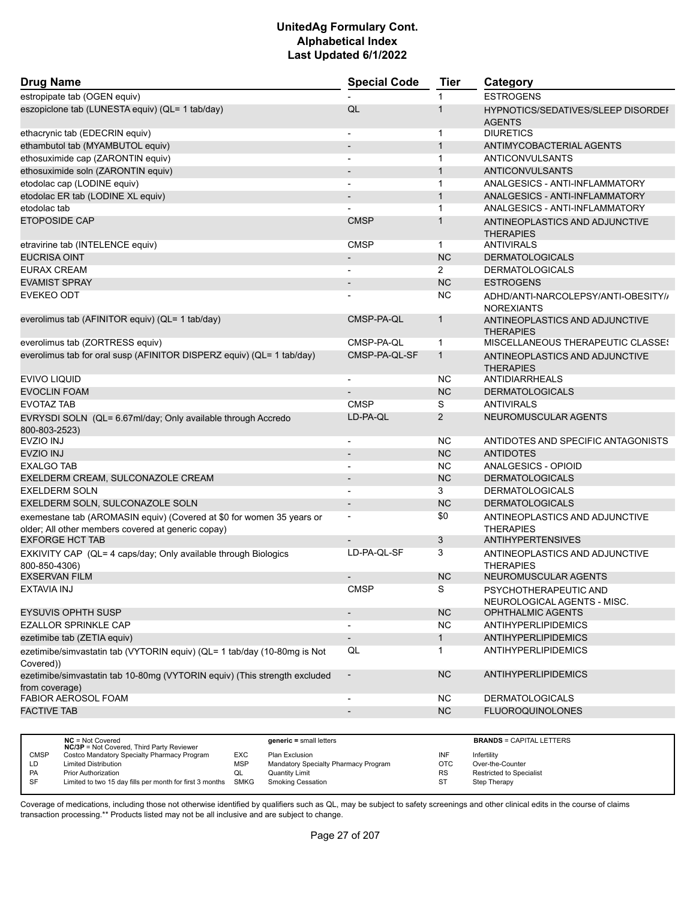# UnitedAg Formulary Cont.
# Alphabetical Index
# Last Updated 6/1/2022

| Drug Name | Special Code | Tier | Category |
|---|---|---|---|
| estropipate tab (OGEN equiv) | - | 1 | ESTROGENS |
| eszopiclone tab (LUNESTA equiv) (QL= 1 tab/day) | QL | 1 | HYPNOTICS/SEDATIVES/SLEEP DISORDEI AGENTS |
| ethacrynic tab (EDECRIN equiv) | - | 1 | DIURETICS |
| ethambutol tab (MYAMBUTOL equiv) | - | 1 | ANTIMYCOBACTERIAL AGENTS |
| ethosuximide cap (ZARONTIN equiv) | - | 1 | ANTICONVULSANTS |
| ethosuximide soln (ZARONTIN equiv) | - | 1 | ANTICONVULSANTS |
| etodolac cap (LODINE equiv) | - | 1 | ANALGESICS - ANTI-INFLAMMATORY |
| etodolac ER tab (LODINE XL equiv) | - | 1 | ANALGESICS - ANTI-INFLAMMATORY |
| etodolac tab | - | 1 | ANALGESICS - ANTI-INFLAMMATORY |
| ETOPOSIDE CAP | CMSP | 1 | ANTINEOPLASTICS AND ADJUNCTIVE THERAPIES |
| etravirine tab (INTELENCE equiv) | CMSP | 1 | ANTIVIRALS |
| EUCRISA OINT | - | NC | DERMATOLOGICALS |
| EURAX CREAM | - | 2 | DERMATOLOGICALS |
| EVAMIST SPRAY | - | NC | ESTROGENS |
| EVEKEO ODT | - | NC | ADHD/ANTI-NARCOLEPSY/ANTI-OBESITY/ NOREXIANTS |
| everolimus tab (AFINITOR equiv) (QL= 1 tab/day) | CMSP-PA-QL | 1 | ANTINEOPLASTICS AND ADJUNCTIVE THERAPIES |
| everolimus tab (ZORTRESS equiv) | CMSP-PA-QL | 1 | MISCELLANEOUS THERAPEUTIC CLASSES |
| everolimus tab for oral susp (AFINITOR DISPERZ equiv) (QL= 1 tab/day) | CMSP-PA-QL-SF | 1 | ANTINEOPLASTICS AND ADJUNCTIVE THERAPIES |
| EVIVO LIQUID | - | NC | ANTIDIARRHEALS |
| EVOCLIN FOAM | - | NC | DERMATOLOGICALS |
| EVOTAZ TAB | CMSP | S | ANTIVIRALS |
| EVRYSDI SOLN (QL= 6.67ml/day; Only available through Accredo 800-803-2523) | LD-PA-QL | 2 | NEUROMUSCULAR AGENTS |
| EVZIO INJ | - | NC | ANTIDOTES AND SPECIFIC ANTAGONISTS |
| EVZIO INJ | - | NC | ANTIDOTES |
| EXALGO TAB | - | NC | ANALGESICS - OPIOID |
| EXELDERM CREAM, SULCONAZOLE CREAM | - | NC | DERMATOLOGICALS |
| EXELDERM SOLN | - | 3 | DERMATOLOGICALS |
| EXELDERM SOLN, SULCONAZOLE SOLN | - | NC | DERMATOLOGICALS |
| exemestane tab (AROMASIN equiv) (Covered at $0 for women 35 years or older; All other members covered at generic copay) | - | $0 | ANTINEOPLASTICS AND ADJUNCTIVE THERAPIES |
| EXFORGE HCT TAB | - | 3 | ANTIHYPERTENSIVES |
| EXKIVITY CAP (QL= 4 caps/day; Only available through Biologics 800-850-4306) | LD-PA-QL-SF | 3 | ANTINEOPLASTICS AND ADJUNCTIVE THERAPIES |
| EXSERVAN FILM | - | NC | NEUROMUSCULAR AGENTS |
| EXTAVIA INJ | CMSP | S | PSYCHOTHERAPEUTIC AND NEUROLOGICAL AGENTS - MISC. |
| EYSUVIS OPHTH SUSP | - | NC | OPHTHALMIC AGENTS |
| EZALLOR SPRINKLE CAP | - | NC | ANTIHYPERLIPIDEMICS |
| ezetimibe tab (ZETIA equiv) | - | 1 | ANTIHYPERLIPIDEMICS |
| ezetimibe/simvastatin tab (VYTORIN equiv) (QL= 1 tab/day (10-80mg is Not Covered)) | QL | 1 | ANTIHYPERLIPIDEMICS |
| ezetimibe/simvastatin tab 10-80mg (VYTORIN equiv) (This strength excluded from coverage) | - | NC | ANTIHYPERLIPIDEMICS |
| FABIOR AEROSOL FOAM | - | NC | DERMATOLOGICALS |
| FACTIVE TAB | - | NC | FLUOROQUINOLONES |

| | | | | | | |
|---|---|---|---|---|---|---|
| | **NC** = Not Covered **NC/3P** = Not Covered, Third Party Reviewer | | **generic =** small letters | | **BRANDS** = CAPITAL LETTERS |
| CMSP | Costco Mandatory Specialty Pharmacy Program | EXC | Plan Exclusion | INF | Infertility |
| LD | Limited Distribution | MSP | Mandatory Specialty Pharmacy Program | OTC | Over-the-Counter |
| PA | Prior Authorization | QL | Quantity Limit | RS | Restricted to Specialist |
| SF | Limited to two 15 day fills per month for first 3 months | SMKG | Smoking Cessation | ST | Step Therapy |

Coverage of medications, including those not otherwise identified by qualifiers such as QL, may be subject to safety screenings and other clinical edits in the course of claims transaction processing.** Products listed may not be all inclusive and are subject to change.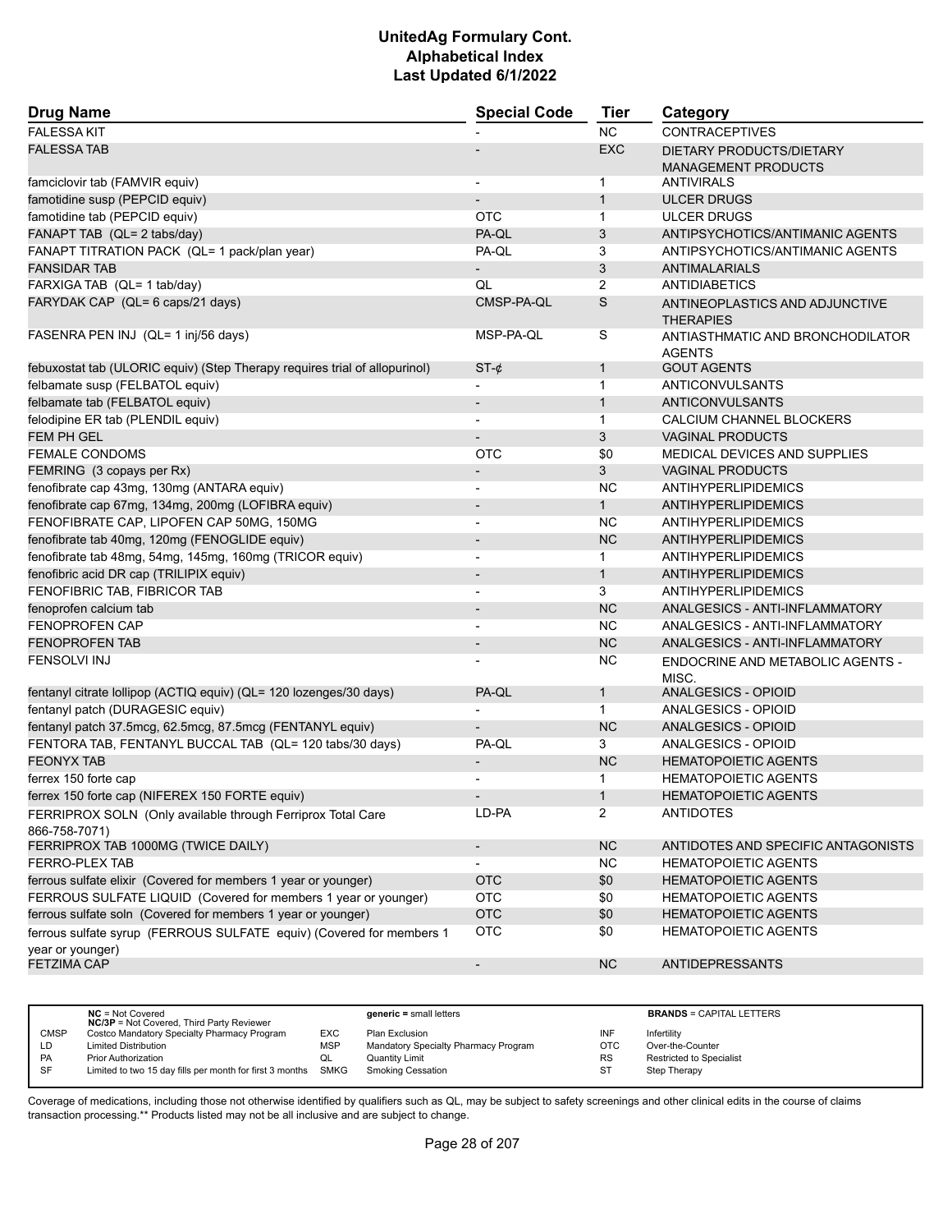# UnitedAg Formulary Cont.
## Alphabetical Index
### Last Updated 6/1/2022

| Drug Name | Special Code | Tier | Category |
|---|---|---|---|
| FALESSA KIT | - | NC | CONTRACEPTIVES |
| FALESSA TAB | - | EXC | DIETARY PRODUCTS/DIETARY MANAGEMENT PRODUCTS |
| famciclovir tab (FAMVIR equiv) | - | 1 | ANTIVIRALS |
| famotidine susp (PEPCID equiv) | - | 1 | ULCER DRUGS |
| famotidine tab (PEPCID equiv) | OTC | 1 | ULCER DRUGS |
| FANAPT TAB (QL= 2 tabs/day) | PA-QL | 3 | ANTIPSYCHOTICS/ANTIMANIC AGENTS |
| FANAPT TITRATION PACK (QL= 1 pack/plan year) | PA-QL | 3 | ANTIPSYCHOTICS/ANTIMANIC AGENTS |
| FANSIDAR TAB | - | 3 | ANTIMALARIALS |
| FARXIGA TAB (QL= 1 tab/day) | QL | 2 | ANTIDIABETICS |
| FARYDAK CAP (QL= 6 caps/21 days) | CMSP-PA-QL | S | ANTINEOPLASTICS AND ADJUNCTIVE THERAPIES |
| FASENRA PEN INJ (QL= 1 inj/56 days) | MSP-PA-QL | S | ANTIASTHMATIC AND BRONCHODILATOR AGENTS |
| febuxostat tab (ULORIC equiv) (Step Therapy requires trial of allopurinol) | ST-¢ | 1 | GOUT AGENTS |
| felbamate susp (FELBATOL equiv) | - | 1 | ANTICONVULSANTS |
| felbamate tab (FELBATOL equiv) | - | 1 | ANTICONVULSANTS |
| felodipine ER tab (PLENDIL equiv) | - | 1 | CALCIUM CHANNEL BLOCKERS |
| FEM PH GEL | - | 3 | VAGINAL PRODUCTS |
| FEMALE CONDOMS | OTC | $0 | MEDICAL DEVICES AND SUPPLIES |
| FEMRING (3 copays per Rx) | - | 3 | VAGINAL PRODUCTS |
| fenofibrate cap 43mg, 130mg (ANTARA equiv) | - | NC | ANTIHYPERLIPIDEMICS |
| fenofibrate cap 67mg, 134mg, 200mg (LOFIBRA equiv) | - | 1 | ANTIHYPERLIPIDEMICS |
| FENOFIBRATE CAP, LIPOFEN CAP 50MG, 150MG | - | NC | ANTIHYPERLIPIDEMICS |
| fenofibrate tab 40mg, 120mg (FENOGLIDE equiv) | - | NC | ANTIHYPERLIPIDEMICS |
| fenofibrate tab 48mg, 54mg, 145mg, 160mg (TRICOR equiv) | - | 1 | ANTIHYPERLIPIDEMICS |
| fenofibric acid DR cap (TRILIPIX equiv) | - | 1 | ANTIHYPERLIPIDEMICS |
| FENOFIBRIC TAB, FIBRICOR TAB | - | 3 | ANTIHYPERLIPIDEMICS |
| fenoprofen calcium tab | - | NC | ANALGESICS - ANTI-INFLAMMATORY |
| FENOPROFEN CAP | - | NC | ANALGESICS - ANTI-INFLAMMATORY |
| FENOPROFEN TAB | - | NC | ANALGESICS - ANTI-INFLAMMATORY |
| FENSOLVI INJ | - | NC | ENDOCRINE AND METABOLIC AGENTS - MISC. |
| fentanyl citrate lollipop (ACTIQ equiv) (QL= 120 lozenges/30 days) | PA-QL | 1 | ANALGESICS - OPIOID |
| fentanyl patch (DURAGESIC equiv) | - | 1 | ANALGESICS - OPIOID |
| fentanyl patch 37.5mcg, 62.5mcg, 87.5mcg (FENTANYL equiv) | - | NC | ANALGESICS - OPIOID |
| FENTORA TAB, FENTANYL BUCCAL TAB (QL= 120 tabs/30 days) | PA-QL | 3 | ANALGESICS - OPIOID |
| FEONYX TAB | - | NC | HEMATOPOIETIC AGENTS |
| ferrex 150 forte cap | - | 1 | HEMATOPOIETIC AGENTS |
| ferrex 150 forte cap (NIFEREX 150 FORTE equiv) | - | 1 | HEMATOPOIETIC AGENTS |
| FERRIPROX SOLN (Only available through Ferriprox Total Care 866-758-7071) | LD-PA | 2 | ANTIDOTES |
| FERRIPROX TAB 1000MG (TWICE DAILY) | - | NC | ANTIDOTES AND SPECIFIC ANTAGONISTS |
| FERRO-PLEX TAB | - | NC | HEMATOPOIETIC AGENTS |
| ferrous sulfate elixir (Covered for members 1 year or younger) | OTC | $0 | HEMATOPOIETIC AGENTS |
| FERROUS SULFATE LIQUID (Covered for members 1 year or younger) | OTC | $0 | HEMATOPOIETIC AGENTS |
| ferrous sulfate soln (Covered for members 1 year or younger) | OTC | $0 | HEMATOPOIETIC AGENTS |
| ferrous sulfate syrup (FERROUS SULFATE equiv) (Covered for members 1 year or younger) | OTC | $0 | HEMATOPOIETIC AGENTS |
| FETZIMA CAP | - | NC | ANTIDEPRESSANTS |

| | | | | | |
|---|---|---|---|---|---|
| | **NC** = Not Covered<br>**NC/3P** = Not Covered, Third Party Reviewer | | **generic =** small letters | | **BRANDS** = CAPITAL LETTERS |
| CMSP | Costco Mandatory Specialty Pharmacy Program | EXC | Plan Exclusion | INF | Infertility |
| LD | Limited Distribution | MSP | Mandatory Specialty Pharmacy Program | OTC | Over-the-Counter |
| PA | Prior Authorization | QL | Quantity Limit | RS | Restricted to Specialist |
| SF | Limited to two 15 day fills per month for first 3 months | SMKG | Smoking Cessation | ST | Step Therapy |

Coverage of medications, including those not otherwise identified by qualifiers such as QL, may be subject to safety screenings and other clinical edits in the course of claims transaction processing.** Products listed may not be all inclusive and are subject to change.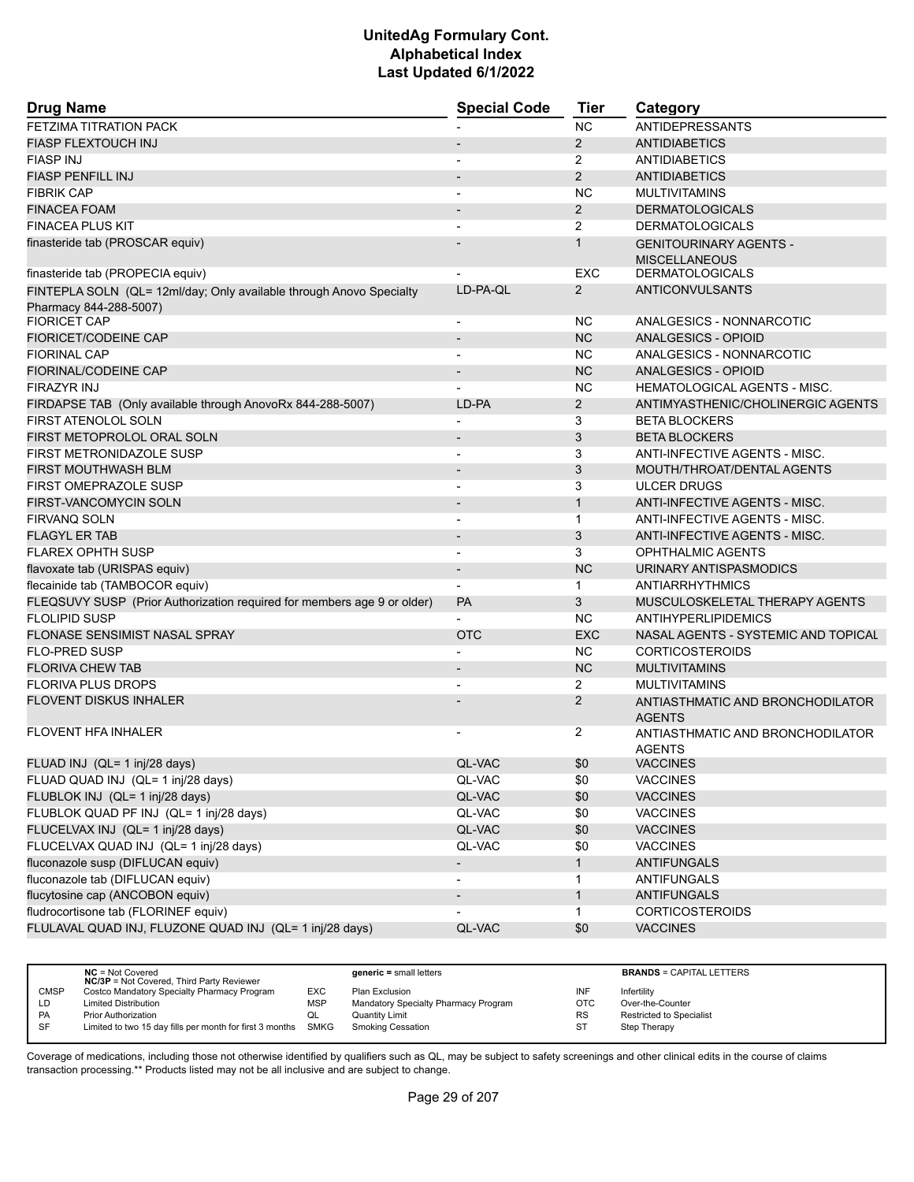# UnitedAg Formulary Cont.
## Alphabetical Index
### Last Updated 6/1/2022

| Drug Name | Special Code | Tier | Category |
|---|---|---|---|
| FETZIMA TITRATION PACK | - | NC | ANTIDEPRESSANTS |
| FIASP FLEXTOUCH INJ | - | 2 | ANTIDIABETICS |
| FIASP INJ | - | 2 | ANTIDIABETICS |
| FIASP PENFILL INJ | - | 2 | ANTIDIABETICS |
| FIBRIK CAP | - | NC | MULTIVITAMINS |
| FINACEA FOAM | - | 2 | DERMATOLOGICALS |
| FINACEA PLUS KIT | - | 2 | DERMATOLOGICALS |
| finasteride tab (PROSCAR equiv) | - | 1 | GENITOURINARY AGENTS - MISCELLANEOUS |
| finasteride tab (PROPECIA equiv) | - | EXC | DERMATOLOGICALS |
| FINTEPLA SOLN (QL= 12ml/day; Only available through Anovo Specialty Pharmacy 844-288-5007) | LD-PA-QL | 2 | ANTICONVULSANTS |
| FIORICET CAP | - | NC | ANALGESICS - NONNARCOTIC |
| FIORICET/CODEINE CAP | - | NC | ANALGESICS - OPIOID |
| FIORINAL CAP | - | NC | ANALGESICS - NONNARCOTIC |
| FIORINAL/CODEINE CAP | - | NC | ANALGESICS - OPIOID |
| FIRAZYR INJ | - | NC | HEMATOLOGICAL AGENTS - MISC. |
| FIRDAPSE TAB (Only available through AnovoRx 844-288-5007) | LD-PA | 2 | ANTIMYASTHENIC/CHOLINERGIC AGENTS |
| FIRST ATENOLOL SOLN | - | 3 | BETA BLOCKERS |
| FIRST METOPROLOL ORAL SOLN | - | 3 | BETA BLOCKERS |
| FIRST METRONIDAZOLE SUSP | - | 3 | ANTI-INFECTIVE AGENTS - MISC. |
| FIRST MOUTHWASH BLM | - | 3 | MOUTH/THROAT/DENTAL AGENTS |
| FIRST OMEPRAZOLE SUSP | - | 3 | ULCER DRUGS |
| FIRST-VANCOMYCIN SOLN | - | 1 | ANTI-INFECTIVE AGENTS - MISC. |
| FIRVANQ SOLN | - | 1 | ANTI-INFECTIVE AGENTS - MISC. |
| FLAGYL ER TAB | - | 3 | ANTI-INFECTIVE AGENTS - MISC. |
| FLAREX OPHTH SUSP | - | 3 | OPHTHALMIC AGENTS |
| flavoxate tab (URISPAS equiv) | - | NC | URINARY ANTISPASMODICS |
| flecainide tab (TAMBOCOR equiv) | - | 1 | ANTIARRHYTHMICS |
| FLEQSUVY SUSP (Prior Authorization required for members age 9 or older) | PA | 3 | MUSCULOSKELETAL THERAPY AGENTS |
| FLOLIPID SUSP | - | NC | ANTIHYPERLIPIDEMICS |
| FLONASE SENSIMIST NASAL SPRAY | OTC | EXC | NASAL AGENTS - SYSTEMIC AND TOPICAL |
| FLO-PRED SUSP | - | NC | CORTICOSTEROIDS |
| FLORIVA CHEW TAB | - | NC | MULTIVITAMINS |
| FLORIVA PLUS DROPS | - | 2 | MULTIVITAMINS |
| FLOVENT DISKUS INHALER | - | 2 | ANTIASTHMATIC AND BRONCHODILATOR AGENTS |
| FLOVENT HFA INHALER | - | 2 | ANTIASTHMATIC AND BRONCHODILATOR AGENTS |
| FLUAD INJ (QL= 1 inj/28 days) | QL-VAC | $0 | VACCINES |
| FLUAD QUAD INJ (QL= 1 inj/28 days) | QL-VAC | $0 | VACCINES |
| FLUBLOK INJ (QL= 1 inj/28 days) | QL-VAC | $0 | VACCINES |
| FLUBLOK QUAD PF INJ (QL= 1 inj/28 days) | QL-VAC | $0 | VACCINES |
| FLUCELVAX INJ (QL= 1 inj/28 days) | QL-VAC | $0 | VACCINES |
| FLUCELVAX QUAD INJ (QL= 1 inj/28 days) | QL-VAC | $0 | VACCINES |
| fluconazole susp (DIFLUCAN equiv) | - | 1 | ANTIFUNGALS |
| fluconazole tab (DIFLUCAN equiv) | - | 1 | ANTIFUNGALS |
| flucytosine cap (ANCOBON equiv) | - | 1 | ANTIFUNGALS |
| fludrocortisone tab (FLORINEF equiv) | - | 1 | CORTICOSTEROIDS |
| FLULAVAL QUAD INJ, FLUZONE QUAD INJ (QL= 1 inj/28 days) | QL-VAC | $0 | VACCINES |

| | | | | | |
|---|---|---|---|---|---|
| | **NC** = Not Covered<br>**NC/3P** = Not Covered, Third Party Reviewer | | **generic =** small letters | | **BRANDS** = CAPITAL LETTERS |
| CMSP | Costco Mandatory Specialty Pharmacy Program | EXC | Plan Exclusion | INF | Infertility |
| LD | Limited Distribution | MSP | Mandatory Specialty Pharmacy Program | OTC | Over-the-Counter |
| PA | Prior Authorization | QL | Quantity Limit | RS | Restricted to Specialist |
| SF | Limited to two 15 day fills per month for first 3 months | SMKG | Smoking Cessation | ST | Step Therapy |

Coverage of medications, including those not otherwise identified by qualifiers such as QL, may be subject to safety screenings and other clinical edits in the course of claims transaction processing.** Products listed may not be all inclusive and are subject to change.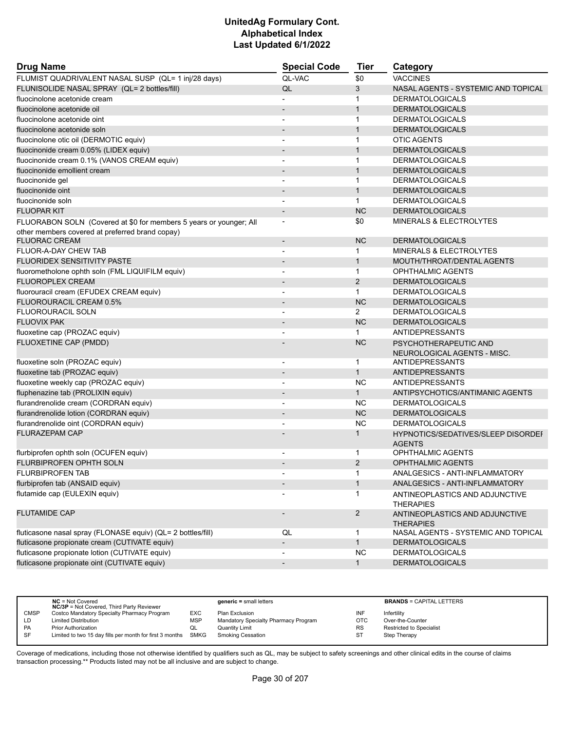# UnitedAg Formulary Cont.
## Alphabetical Index
### Last Updated 6/1/2022

| Drug Name | Special Code | Tier | Category |
|---|---|---|---|
| FLUMIST QUADRIVALENT NASAL SUSP (QL= 1 inj/28 days) | QL-VAC | $0 | VACCINES |
| FLUNISOLIDE NASAL SPRAY (QL= 2 bottles/fill) | QL | 3 | NASAL AGENTS - SYSTEMIC AND TOPICAL |
| fluocinolone acetonide cream | - | 1 | DERMATOLOGICALS |
| fluocinolone acetonide oil | - | 1 | DERMATOLOGICALS |
| fluocinolone acetonide oint | - | 1 | DERMATOLOGICALS |
| fluocinolone acetonide soln | - | 1 | DERMATOLOGICALS |
| fluocinolone otic oil (DERMOTIC equiv) | - | 1 | OTIC AGENTS |
| fluocinonide cream 0.05% (LIDEX equiv) | - | 1 | DERMATOLOGICALS |
| fluocinonide cream 0.1% (VANOS CREAM equiv) | - | 1 | DERMATOLOGICALS |
| fluocinonide emollient cream | - | 1 | DERMATOLOGICALS |
| fluocinonide gel | - | 1 | DERMATOLOGICALS |
| fluocinonide oint | - | 1 | DERMATOLOGICALS |
| fluocinonide soln | - | 1 | DERMATOLOGICALS |
| FLUOPAR KIT | - | NC | DERMATOLOGICALS |
| FLUORABON SOLN (Covered at $0 for members 5 years or younger; All other members covered at preferred brand copay) | - | $0 | MINERALS & ELECTROLYTES |
| FLUORAC CREAM | - | NC | DERMATOLOGICALS |
| FLUOR-A-DAY CHEW TAB | - | 1 | MINERALS & ELECTROLYTES |
| FLUORIDEX SENSITIVITY PASTE | - | 1 | MOUTH/THROAT/DENTAL AGENTS |
| fluorometholone ophth soln (FML LIQUIFILM equiv) | - | 1 | OPHTHALMIC AGENTS |
| FLUOROPLEX CREAM | - | 2 | DERMATOLOGICALS |
| fluorouracil cream (EFUDEX CREAM equiv) | - | 1 | DERMATOLOGICALS |
| FLUOROURACIL CREAM 0.5% | - | NC | DERMATOLOGICALS |
| FLUOROURACIL SOLN | - | 2 | DERMATOLOGICALS |
| FLUOVIX PAK | - | NC | DERMATOLOGICALS |
| fluoxetine cap (PROZAC equiv) | - | 1 | ANTIDEPRESSANTS |
| FLUOXETINE CAP (PMDD) | - | NC | PSYCHOTHERAPEUTIC AND NEUROLOGICAL AGENTS - MISC. |
| fluoxetine soln (PROZAC equiv) | - | 1 | ANTIDEPRESSANTS |
| fluoxetine tab (PROZAC equiv) | - | 1 | ANTIDEPRESSANTS |
| fluoxetine weekly cap (PROZAC equiv) | - | NC | ANTIDEPRESSANTS |
| fluphenazine tab (PROLIXIN equiv) | - | 1 | ANTIPSYCHOTICS/ANTIMANIC AGENTS |
| flurandrenolide cream (CORDRAN equiv) | - | NC | DERMATOLOGICALS |
| flurandrenolide lotion (CORDRAN equiv) | - | NC | DERMATOLOGICALS |
| flurandrenolide oint (CORDRAN equiv) | - | NC | DERMATOLOGICALS |
| FLURAZEPAM CAP | - | 1 | HYPNOTICS/SEDATIVES/SLEEP DISORDER AGENTS |
| flurbiprofen ophth soln (OCUFEN equiv) | - | 1 | OPHTHALMIC AGENTS |
| FLURBIPROFEN OPHTH SOLN | - | 2 | OPHTHALMIC AGENTS |
| FLURBIPROFEN TAB | - | 1 | ANALGESICS - ANTI-INFLAMMATORY |
| flurbiprofen tab (ANSAID equiv) | - | 1 | ANALGESICS - ANTI-INFLAMMATORY |
| flutamide cap (EULEXIN equiv) | - | 1 | ANTINEOPLASTICS AND ADJUNCTIVE THERAPIES |
| FLUTAMIDE CAP | - | 2 | ANTINEOPLASTICS AND ADJUNCTIVE THERAPIES |
| fluticasone nasal spray (FLONASE equiv) (QL= 2 bottles/fill) | QL | 1 | NASAL AGENTS - SYSTEMIC AND TOPICAL |
| fluticasone propionate cream (CUTIVATE equiv) | - | 1 | DERMATOLOGICALS |
| fluticasone propionate lotion (CUTIVATE equiv) | - | NC | DERMATOLOGICALS |
| fluticasone propionate oint (CUTIVATE equiv) | - | 1 | DERMATOLOGICALS |

| | | | | | |
|---|---|---|---|---|---|
| | **NC** = Not Covered<br>**NC/3P** = Not Covered, Third Party Reviewer | | **generic =** small letters | | **BRANDS** = CAPITAL LETTERS |
| CMSP | Costco Mandatory Specialty Pharmacy Program | EXC | Plan Exclusion | INF | Infertility |
| LD | Limited Distribution | MSP | Mandatory Specialty Pharmacy Program | OTC | Over-the-Counter |
| PA | Prior Authorization | QL | Quantity Limit | RS | Restricted to Specialist |
| SF | Limited to two 15 day fills per month for first 3 months | SMKG | Smoking Cessation | ST | Step Therapy |

Coverage of medications, including those not otherwise identified by qualifiers such as QL, may be subject to safety screenings and other clinical edits in the course of claims transaction processing.** Products listed may not be all inclusive and are subject to change.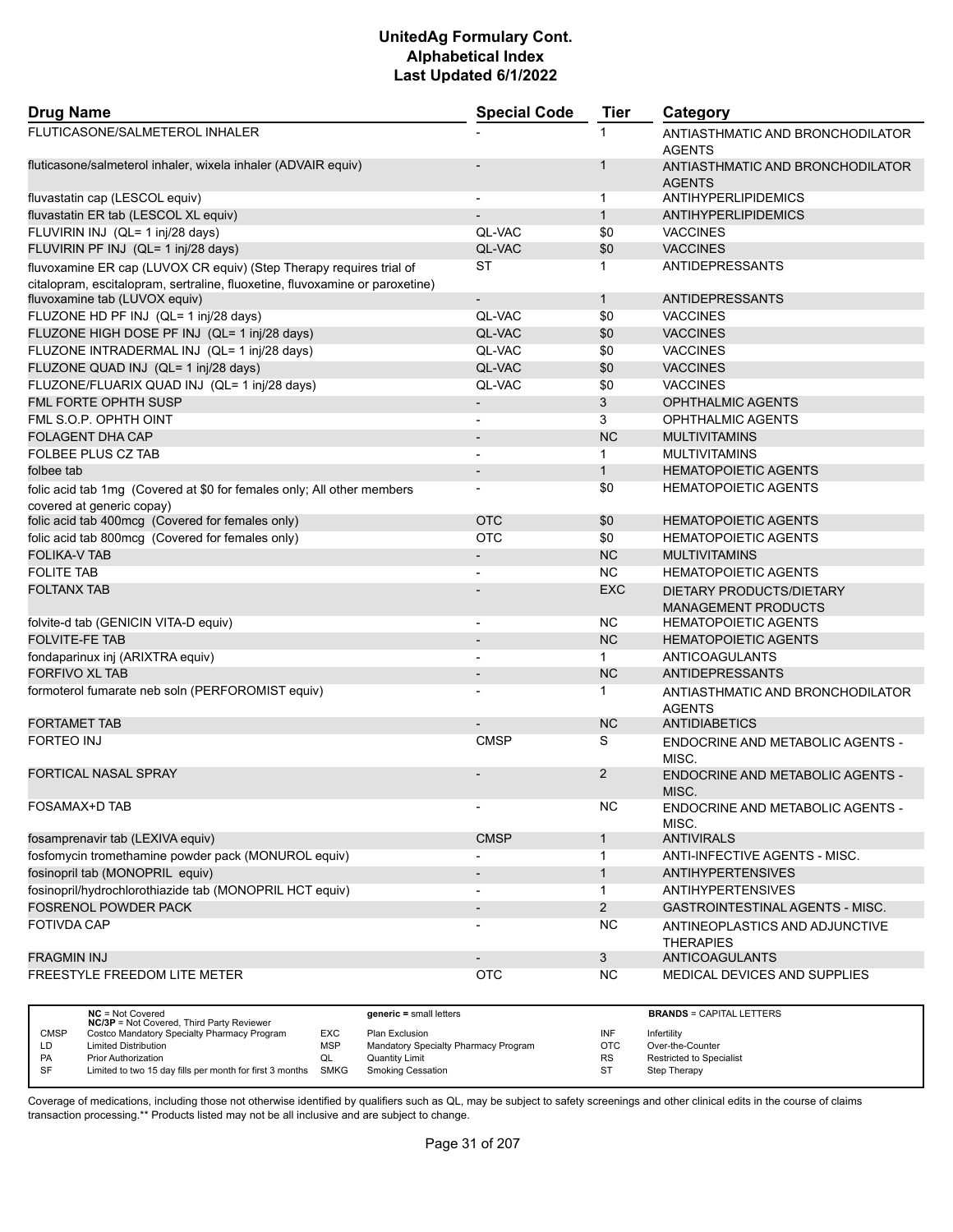# UnitedAg Formulary Cont.
## Alphabetical Index
### Last Updated 6/1/2022

| Drug Name | Special Code | Tier | Category |
|---|---|---|---|
| FLUTICASONE/SALMETEROL INHALER | - | 1 | ANTIASTHMATIC AND BRONCHODILATOR AGENTS |
| fluticasone/salmeterol inhaler, wixela inhaler (ADVAIR equiv) | - | 1 | ANTIASTHMATIC AND BRONCHODILATOR AGENTS |
| fluvastatin cap (LESCOL equiv) | - | 1 | ANTIHYPERLIPIDEMICS |
| fluvastatin ER tab (LESCOL XL equiv) | - | 1 | ANTIHYPERLIPIDEMICS |
| FLUVIRIN INJ (QL= 1 inj/28 days) | QL-VAC | $0 | VACCINES |
| FLUVIRIN PF INJ (QL= 1 inj/28 days) | QL-VAC | $0 | VACCINES |
| fluvoxamine ER cap (LUVOX CR equiv) (Step Therapy requires trial of citalopram, escitalopram, sertraline, fluoxetine, fluvoxamine or paroxetine) | ST | 1 | ANTIDEPRESSANTS |
| fluvoxamine tab (LUVOX equiv) | - | 1 | ANTIDEPRESSANTS |
| FLUZONE HD PF INJ (QL= 1 inj/28 days) | QL-VAC | $0 | VACCINES |
| FLUZONE HIGH DOSE PF INJ (QL= 1 inj/28 days) | QL-VAC | $0 | VACCINES |
| FLUZONE INTRADERMAL INJ (QL= 1 inj/28 days) | QL-VAC | $0 | VACCINES |
| FLUZONE QUAD INJ (QL= 1 inj/28 days) | QL-VAC | $0 | VACCINES |
| FLUZONE/FLUARIX QUAD INJ (QL= 1 inj/28 days) | QL-VAC | $0 | VACCINES |
| FML FORTE OPHTH SUSP | - | 3 | OPHTHALMIC AGENTS |
| FML S.O.P. OPHTH OINT | - | 3 | OPHTHALMIC AGENTS |
| FOLAGENT DHA CAP | - | NC | MULTIVITAMINS |
| FOLBEE PLUS CZ TAB | - | 1 | MULTIVITAMINS |
| folbee tab | - | 1 | HEMATOPOIETIC AGENTS |
| folic acid tab 1mg (Covered at $0 for females only; All other members covered at generic copay) | - | $0 | HEMATOPOIETIC AGENTS |
| folic acid tab 400mcg (Covered for females only) | OTC | $0 | HEMATOPOIETIC AGENTS |
| folic acid tab 800mcg (Covered for females only) | OTC | $0 | HEMATOPOIETIC AGENTS |
| FOLIKA-V TAB | - | NC | MULTIVITAMINS |
| FOLITE TAB | - | NC | HEMATOPOIETIC AGENTS |
| FOLTANX TAB | - | EXC | DIETARY PRODUCTS/DIETARY MANAGEMENT PRODUCTS |
| folvite-d tab (GENICIN VITA-D equiv) | - | NC | HEMATOPOIETIC AGENTS |
| FOLVITE-FE TAB | - | NC | HEMATOPOIETIC AGENTS |
| fondaparinux inj (ARIXTRA equiv) | - | 1 | ANTICOAGULANTS |
| FORFIVO XL TAB | - | NC | ANTIDEPRESSANTS |
| formoterol fumarate neb soln (PERFOROMIST equiv) | - | 1 | ANTIASTHMATIC AND BRONCHODILATOR AGENTS |
| FORTAMET TAB | - | NC | ANTIDIABETICS |
| FORTEO INJ | CMSP | S | ENDOCRINE AND METABOLIC AGENTS - MISC. |
| FORTICAL NASAL SPRAY | - | 2 | ENDOCRINE AND METABOLIC AGENTS - MISC. |
| FOSAMAX+D TAB | - | NC | ENDOCRINE AND METABOLIC AGENTS - MISC. |
| fosamprenavir tab (LEXIVA equiv) | CMSP | 1 | ANTIVIRALS |
| fosfomycin tromethamine powder pack (MONUROL equiv) | - | 1 | ANTI-INFECTIVE AGENTS - MISC. |
| fosinopril tab (MONOPRIL equiv) | - | 1 | ANTIHYPERTENSIVES |
| fosinopril/hydrochlorothiazide tab (MONOPRIL HCT equiv) | - | 1 | ANTIHYPERTENSIVES |
| FOSRENOL POWDER PACK | - | 2 | GASTROINTESTINAL AGENTS - MISC. |
| FOTIVDA CAP | - | NC | ANTINEOPLASTICS AND ADJUNCTIVE THERAPIES |
| FRAGMIN INJ | - | 3 | ANTICOAGULANTS |
| FREESTYLE FREEDOM LITE METER | OTC | NC | MEDICAL DEVICES AND SUPPLIES |

| | | | | | |
|---|---|---|---|---|---|
| | **NC** = Not Covered<br>**NC/3P** = Not Covered, Third Party Reviewer | | **generic** = small letters | | **BRANDS** = CAPITAL LETTERS |
| CMSP | Costco Mandatory Specialty Pharmacy Program | EXC | Plan Exclusion | INF | Infertility |
| LD | Limited Distribution | MSP | Mandatory Specialty Pharmacy Program | OTC | Over-the-Counter |
| PA | Prior Authorization | QL | Quantity Limit | RS | Restricted to Specialist |
| SF | Limited to two 15 day fills per month for first 3 months | SMKG | Smoking Cessation | ST | Step Therapy |

Coverage of medications, including those not otherwise identified by qualifiers such as QL, may be subject to safety screenings and other clinical edits in the course of claims transaction processing.** Products listed may not be all inclusive and are subject to change.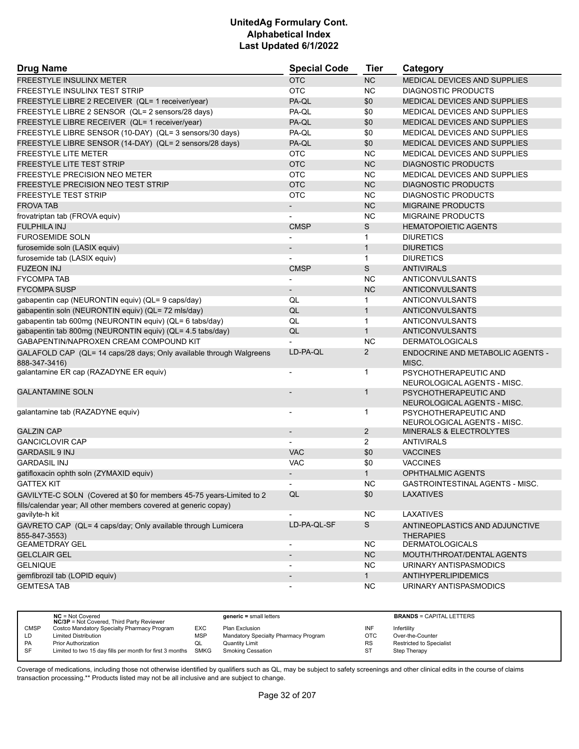# UnitedAg Formulary Cont.
## Alphabetical Index
### Last Updated 6/1/2022

| Drug Name | Special Code | Tier | Category |
|---|---|---|---|
| FREESTYLE INSULINX METER | OTC | NC | MEDICAL DEVICES AND SUPPLIES |
| FREESTYLE INSULINX TEST STRIP | OTC | NC | DIAGNOSTIC PRODUCTS |
| FREESTYLE LIBRE 2 RECEIVER (QL= 1 receiver/year) | PA-QL | $0 | MEDICAL DEVICES AND SUPPLIES |
| FREESTYLE LIBRE 2 SENSOR (QL= 2 sensors/28 days) | PA-QL | $0 | MEDICAL DEVICES AND SUPPLIES |
| FREESTYLE LIBRE RECEIVER (QL= 1 receiver/year) | PA-QL | $0 | MEDICAL DEVICES AND SUPPLIES |
| FREESTYLE LIBRE SENSOR (10-DAY) (QL= 3 sensors/30 days) | PA-QL | $0 | MEDICAL DEVICES AND SUPPLIES |
| FREESTYLE LIBRE SENSOR (14-DAY) (QL= 2 sensors/28 days) | PA-QL | $0 | MEDICAL DEVICES AND SUPPLIES |
| FREESTYLE LITE METER | OTC | NC | MEDICAL DEVICES AND SUPPLIES |
| FREESTYLE LITE TEST STRIP | OTC | NC | DIAGNOSTIC PRODUCTS |
| FREESTYLE PRECISION NEO METER | OTC | NC | MEDICAL DEVICES AND SUPPLIES |
| FREESTYLE PRECISION NEO TEST STRIP | OTC | NC | DIAGNOSTIC PRODUCTS |
| FREESTYLE TEST STRIP | OTC | NC | DIAGNOSTIC PRODUCTS |
| FROVA TAB | - | NC | MIGRAINE PRODUCTS |
| frovatriptan tab (FROVA equiv) | - | NC | MIGRAINE PRODUCTS |
| FULPHILA INJ | CMSP | S | HEMATOPOIETIC AGENTS |
| FUROSEMIDE SOLN | - | 1 | DIURETICS |
| furosemide soln (LASIX equiv) | - | 1 | DIURETICS |
| furosemide tab (LASIX equiv) | - | 1 | DIURETICS |
| FUZEON INJ | CMSP | S | ANTIVIRALS |
| FYCOMPA TAB | - | NC | ANTICONVULSANTS |
| FYCOMPA SUSP | - | NC | ANTICONVULSANTS |
| gabapentin cap (NEURONTIN equiv) (QL= 9 caps/day) | QL | 1 | ANTICONVULSANTS |
| gabapentin soln (NEURONTIN equiv) (QL= 72 mls/day) | QL | 1 | ANTICONVULSANTS |
| gabapentin tab 600mg (NEURONTIN equiv) (QL= 6 tabs/day) | QL | 1 | ANTICONVULSANTS |
| gabapentin tab 800mg (NEURONTIN equiv) (QL= 4.5 tabs/day) | QL | 1 | ANTICONVULSANTS |
| GABAPENTIN/NAPROXEN CREAM COMPOUND KIT | - | NC | DERMATOLOGICALS |
| GALAFOLD CAP (QL= 14 caps/28 days; Only available through Walgreens 888-347-3416) | LD-PA-QL | 2 | ENDOCRINE AND METABOLIC AGENTS - MISC. |
| galantamine ER cap (RAZADYNE ER equiv) | - | 1 | PSYCHOTHERAPEUTIC AND NEUROLOGICAL AGENTS - MISC. |
| GALANTAMINE SOLN | - | 1 | PSYCHOTHERAPEUTIC AND NEUROLOGICAL AGENTS - MISC. |
| galantamine tab (RAZADYNE equiv) | - | 1 | PSYCHOTHERAPEUTIC AND NEUROLOGICAL AGENTS - MISC. |
| GALZIN CAP | - | 2 | MINERALS & ELECTROLYTES |
| GANCICLOVIR CAP | - | 2 | ANTIVIRALS |
| GARDASIL 9 INJ | VAC | $0 | VACCINES |
| GARDASIL INJ | VAC | $0 | VACCINES |
| gatifloxacin ophth soln (ZYMAXID equiv) | - | 1 | OPHTHALMIC AGENTS |
| GATTEX KIT | - | NC | GASTROINTESTINAL AGENTS - MISC. |
| GAVILYTE-C SOLN (Covered at $0 for members 45-75 years-Limited to 2 fills/calendar year; All other members covered at generic copay) | QL | $0 | LAXATIVES |
| gavilyte-h kit | - | NC | LAXATIVES |
| GAVRETO CAP (QL= 4 caps/day; Only available through Lumicera 855-847-3553) | LD-PA-QL-SF | S | ANTINEOPLASTICS AND ADJUNCTIVE THERAPIES |
| GEAMETDRAY GEL | - | NC | DERMATOLOGICALS |
| GELCLAIR GEL | - | NC | MOUTH/THROAT/DENTAL AGENTS |
| GELNIQUE | - | NC | URINARY ANTISPASMODICS |
| gemfibrozil tab (LOPID equiv) | - | 1 | ANTIHYPERLIPIDEMICS |
| GEMTESA TAB | - | NC | URINARY ANTISPASMODICS |

| | | | | | |
|---|---|---|---|---|---|
| | **NC** = Not Covered<br>**NC/3P** = Not Covered, Third Party Reviewer | | **generic** = small letters | | **BRANDS** = CAPITAL LETTERS |
| CMSP | Costco Mandatory Specialty Pharmacy Program | EXC | Plan Exclusion | INF | Infertility |
| LD | Limited Distribution | MSP | Mandatory Specialty Pharmacy Program | OTC | Over-the-Counter |
| PA | Prior Authorization | QL | Quantity Limit | RS | Restricted to Specialist |
| SF | Limited to two 15 day fills per month for first 3 months | SMKG | Smoking Cessation | ST | Step Therapy |

Coverage of medications, including those not otherwise identified by qualifiers such as QL, may be subject to safety screenings and other clinical edits in the course of claims transaction processing.** Products listed may not be all inclusive and are subject to change.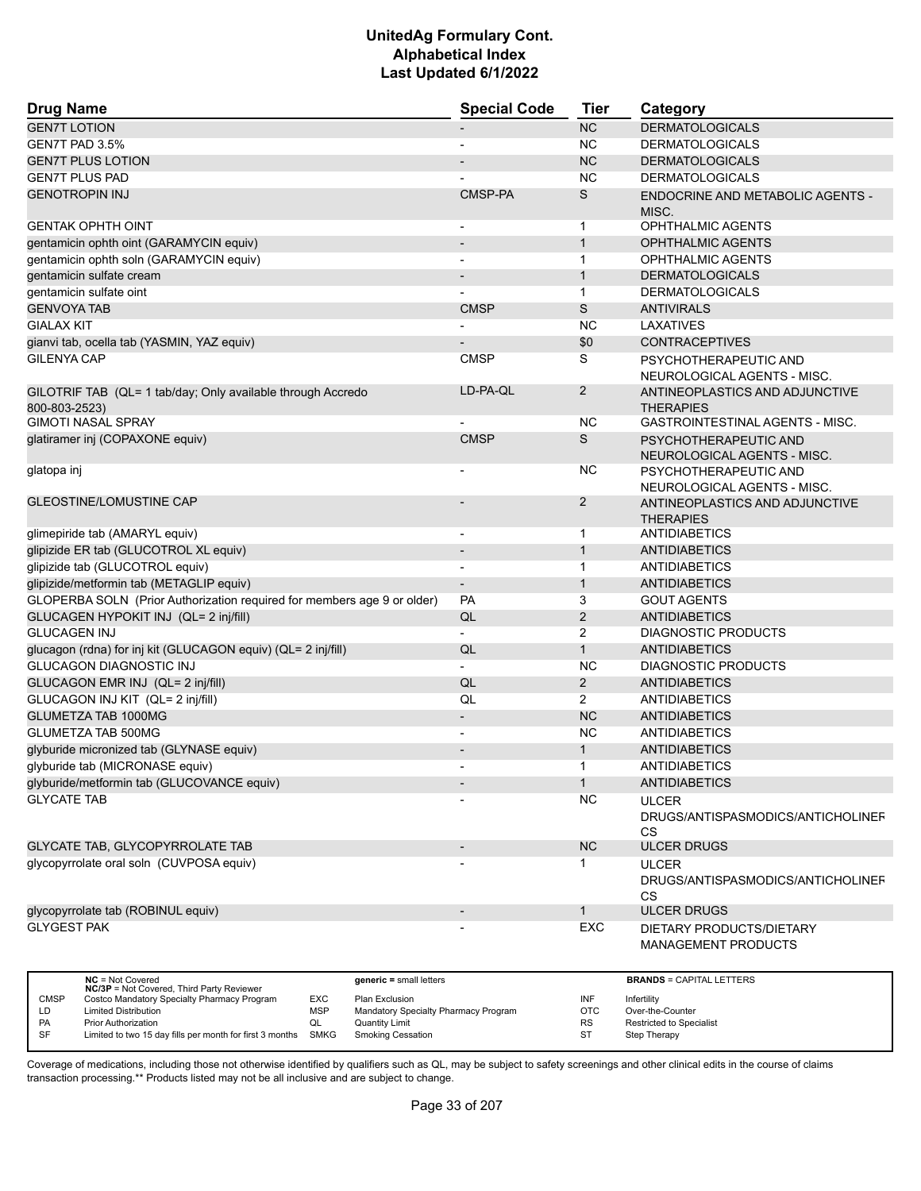# UnitedAg Formulary Cont.
# Alphabetical Index
# Last Updated 6/1/2022

| Drug Name | Special Code | Tier | Category |
|---|---|---|---|
| GEN7T LOTION | - | NC | DERMATOLOGICALS |
| GEN7T PAD 3.5% | - | NC | DERMATOLOGICALS |
| GEN7T PLUS LOTION | - | NC | DERMATOLOGICALS |
| GEN7T PLUS PAD | - | NC | DERMATOLOGICALS |
| GENOTROPIN INJ | CMSP-PA | S | ENDOCRINE AND METABOLIC AGENTS - MISC. |
| GENTAK OPHTH OINT | - | 1 | OPHTHALMIC AGENTS |
| gentamicin ophth oint (GARAMYCIN equiv) | - | 1 | OPHTHALMIC AGENTS |
| gentamicin ophth soln (GARAMYCIN equiv) | - | 1 | OPHTHALMIC AGENTS |
| gentamicin sulfate cream | - | 1 | DERMATOLOGICALS |
| gentamicin sulfate oint | - | 1 | DERMATOLOGICALS |
| GENVOYA TAB | CMSP | S | ANTIVIRALS |
| GIALAX KIT | - | NC | LAXATIVES |
| gianvi tab, ocella tab (YASMIN, YAZ equiv) | - | $0 | CONTRACEPTIVES |
| GILENYA CAP | CMSP | S | PSYCHOTHERAPEUTIC AND NEUROLOGICAL AGENTS - MISC. |
| GILOTRIF TAB (QL= 1 tab/day; Only available through Accredo 800-803-2523) | LD-PA-QL | 2 | ANTINEOPLASTICS AND ADJUNCTIVE THERAPIES |
| GIMOTI NASAL SPRAY | - | NC | GASTROINTESTINAL AGENTS - MISC. |
| glatiramer inj (COPAXONE equiv) | CMSP | S | PSYCHOTHERAPEUTIC AND NEUROLOGICAL AGENTS - MISC. |
| glatopa inj | - | NC | PSYCHOTHERAPEUTIC AND NEUROLOGICAL AGENTS - MISC. |
| GLEOSTINE/LOMUSTINE CAP | - | 2 | ANTINEOPLASTICS AND ADJUNCTIVE THERAPIES |
| glimepiride tab (AMARYL equiv) | - | 1 | ANTIDIABETICS |
| glipizide ER tab (GLUCOTROL XL equiv) | - | 1 | ANTIDIABETICS |
| glipizide tab (GLUCOTROL equiv) | - | 1 | ANTIDIABETICS |
| glipizide/metformin tab (METAGLIP equiv) | - | 1 | ANTIDIABETICS |
| GLOPERBA SOLN (Prior Authorization required for members age 9 or older) | PA | 3 | GOUT AGENTS |
| GLUCAGEN HYPOKIT INJ (QL= 2 inj/fill) | QL | 2 | ANTIDIABETICS |
| GLUCAGEN INJ | - | 2 | DIAGNOSTIC PRODUCTS |
| glucagon (rdna) for inj kit (GLUCAGON equiv) (QL= 2 inj/fill) | QL | 1 | ANTIDIABETICS |
| GLUCAGON DIAGNOSTIC INJ | - | NC | DIAGNOSTIC PRODUCTS |
| GLUCAGON EMR INJ (QL= 2 inj/fill) | QL | 2 | ANTIDIABETICS |
| GLUCAGON INJ KIT (QL= 2 inj/fill) | QL | 2 | ANTIDIABETICS |
| GLUMETZA TAB 1000MG | - | NC | ANTIDIABETICS |
| GLUMETZA TAB 500MG | - | NC | ANTIDIABETICS |
| glyburide micronized tab (GLYNASE equiv) | - | 1 | ANTIDIABETICS |
| glyburide tab (MICRONASE equiv) | - | 1 | ANTIDIABETICS |
| glyburide/metformin tab (GLUCOVANCE equiv) | - | 1 | ANTIDIABETICS |
| GLYCATE TAB | - | NC | ULCER DRUGS/ANTISPASMODICS/ANTICHOLINERGICS |
| GLYCATE TAB, GLYCOPYRROLATE TAB | - | NC | ULCER DRUGS |
| glycopyrrolate oral soln (CUVPOSA equiv) | - | 1 | ULCER DRUGS/ANTISPASMODICS/ANTICHOLINERGICS |
| glycopyrrolate tab (ROBINUL equiv) | - | 1 | ULCER DRUGS |
| GLYGEST PAK | - | EXC | DIETARY PRODUCTS/DIETARY MANAGEMENT PRODUCTS |

| | | | | | |
|---|---|---|---|---|---|
| **NC** = Not Covered<br>**NC/3P** = Not Covered, Third Party Reviewer | | **generic** = small letters | | **BRANDS** = CAPITAL LETTERS | |
| CMSP | Costco Mandatory Specialty Pharmacy Program | EXC | Plan Exclusion | INF | Infertility |
| LD | Limited Distribution | MSP | Mandatory Specialty Pharmacy Program | OTC | Over-the-Counter |
| PA | Prior Authorization | QL | Quantity Limit | RS | Restricted to Specialist |
| SF | Limited to two 15 day fills per month for first 3 months | SMKG | Smoking Cessation | ST | Step Therapy |

Coverage of medications, including those not otherwise identified by qualifiers such as QL, may be subject to safety screenings and other clinical edits in the course of claims transaction processing.** Products listed may not be all inclusive and are subject to change.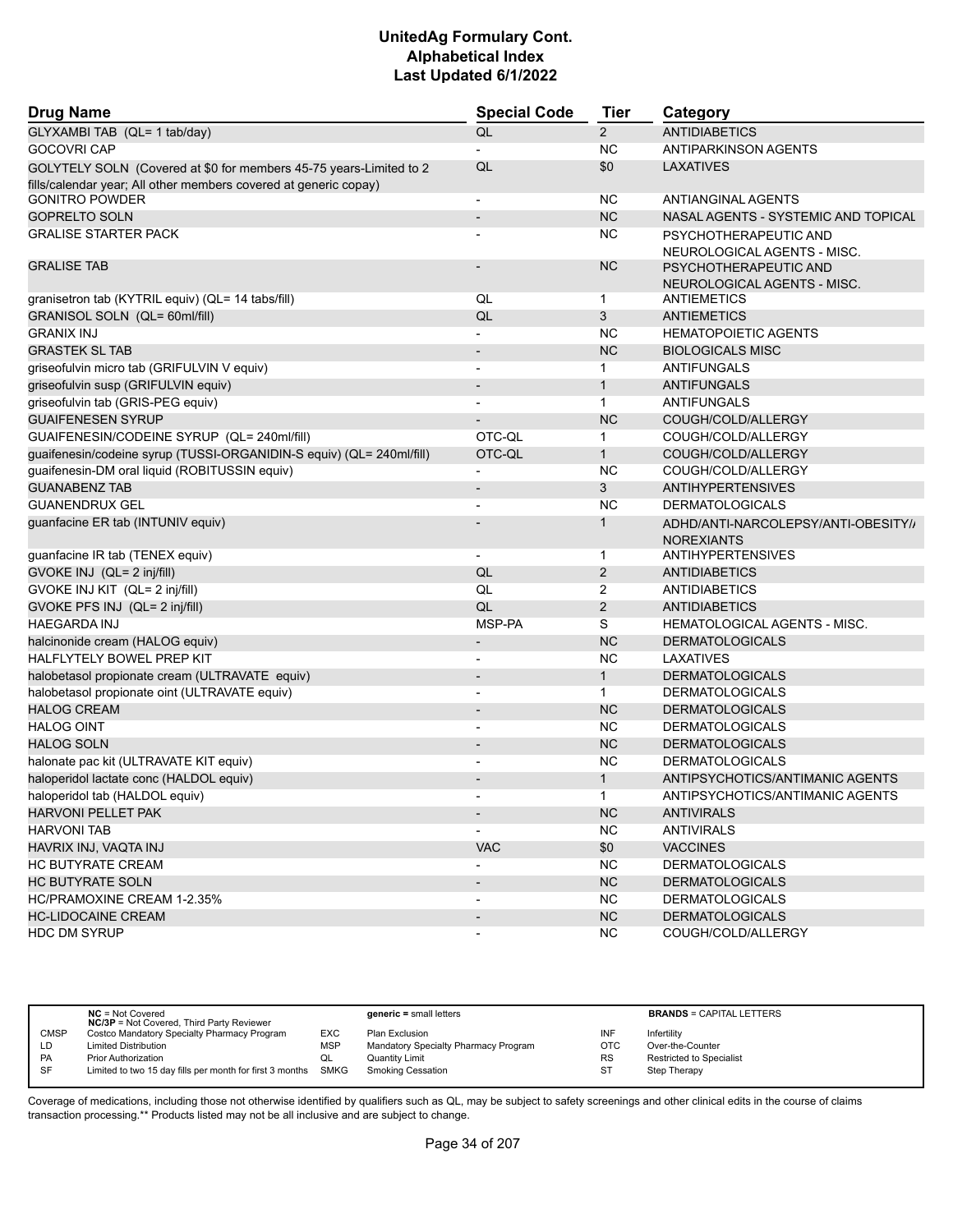| Drug Name | Special Code | Tier | Category |
|---|---|---|---|
| GLYXAMBI TAB (QL= 1 tab/day) | QL | 2 | ANTIDIABETICS |
| GOCOVRI CAP | - | NC | ANTIPARKINSON AGENTS |
| GOLYTELY SOLN (Covered at $0 for members 45-75 years-Limited to 2 fills/calendar year; All other members covered at generic copay) | QL | $0 | LAXATIVES |
| GONITRO POWDER | - | NC | ANTIANGINAL AGENTS |
| GOPRELTO SOLN | - | NC | NASAL AGENTS - SYSTEMIC AND TOPICAL |
| GRALISE STARTER PACK | - | NC | PSYCHOTHERAPEUTIC AND NEUROLOGICAL AGENTS - MISC. |
| GRALISE TAB | - | NC | PSYCHOTHERAPEUTIC AND NEUROLOGICAL AGENTS - MISC. |
| granisetron tab (KYTRIL equiv) (QL= 14 tabs/fill) | QL | 1 | ANTIEMETICS |
| GRANISOL SOLN (QL= 60ml/fill) | QL | 3 | ANTIEMETICS |
| GRANIX INJ | - | NC | HEMATOPOIETIC AGENTS |
| GRASTEK SL TAB | - | NC | BIOLOGICALS MISC |
| griseofulvin micro tab (GRIFULVIN V equiv) | - | 1 | ANTIFUNGALS |
| griseofulvin susp (GRIFULVIN equiv) | - | 1 | ANTIFUNGALS |
| griseofulvin tab (GRIS-PEG equiv) | - | 1 | ANTIFUNGALS |
| GUAIFENESEN SYRUP | - | NC | COUGH/COLD/ALLERGY |
| GUAIFENESIN/CODEINE SYRUP (QL= 240ml/fill) | OTC-QL | 1 | COUGH/COLD/ALLERGY |
| guaifenesin/codeine syrup (TUSSI-ORGANIDIN-S equiv) (QL= 240ml/fill) | OTC-QL | 1 | COUGH/COLD/ALLERGY |
| guaifenesin-DM oral liquid (ROBITUSSIN equiv) | - | NC | COUGH/COLD/ALLERGY |
| GUANABENZ TAB | - | 3 | ANTIHYPERTENSIVES |
| GUANENDRUX GEL | - | NC | DERMATOLOGICALS |
| guanfacine ER tab (INTUNIV equiv) | - | 1 | ADHD/ANTI-NARCOLEPSY/ANTI-OBESITY/ANOREXIANTS |
| guanfacine IR tab (TENEX equiv) | - | 1 | ANTIHYPERTENSIVES |
| GVOKE INJ (QL= 2 inj/fill) | QL | 2 | ANTIDIABETICS |
| GVOKE INJ KIT (QL= 2 inj/fill) | QL | 2 | ANTIDIABETICS |
| GVOKE PFS INJ (QL= 2 inj/fill) | QL | 2 | ANTIDIABETICS |
| HAEGARDA INJ | MSP-PA | S | HEMATOLOGICAL AGENTS - MISC. |
| halcinonide cream (HALOG equiv) | - | NC | DERMATOLOGICALS |
| HALFLYTELY BOWEL PREP KIT | - | NC | LAXATIVES |
| halobetasol propionate cream (ULTRAVATE equiv) | - | 1 | DERMATOLOGICALS |
| halobetasol propionate oint (ULTRAVATE equiv) | - | 1 | DERMATOLOGICALS |
| HALOG CREAM | - | NC | DERMATOLOGICALS |
| HALOG OINT | - | NC | DERMATOLOGICALS |
| HALOG SOLN | - | NC | DERMATOLOGICALS |
| halonate pac kit (ULTRAVATE KIT equiv) | - | NC | DERMATOLOGICALS |
| haloperidol lactate conc (HALDOL equiv) | - | 1 | ANTIPSYCHOTICS/ANTIMANIC AGENTS |
| haloperidol tab (HALDOL equiv) | - | 1 | ANTIPSYCHOTICS/ANTIMANIC AGENTS |
| HARVONI PELLET PAK | - | NC | ANTIVIRALS |
| HARVONI TAB | - | NC | ANTIVIRALS |
| HAVRIX INJ, VAQTA INJ | VAC | $0 | VACCINES |
| HC BUTYRATE CREAM | - | NC | DERMATOLOGICALS |
| HC BUTYRATE SOLN | - | NC | DERMATOLOGICALS |
| HC/PRAMOXINE CREAM 1-2.35% | - | NC | DERMATOLOGICALS |
| HC-LIDOCAINE CREAM | - | NC | DERMATOLOGICALS |
| HDC DM SYRUP | - | NC | COUGH/COLD/ALLERGY |

| | NC = Not Covered<br>NC/3P = Not Covered, Third Party Reviewer | | generic = small letters | | BRANDS = CAPITAL LETTERS |
|---|---|---|---|---|---|
| CMSP | Costco Mandatory Specialty Pharmacy Program | EXC | Plan Exclusion | INF | Infertility |
| LD | Limited Distribution | MSP | Mandatory Specialty Pharmacy Program | OTC | Over-the-Counter |
| PA | Prior Authorization | QL | Quantity Limit | RS | Restricted to Specialist |
| SF | Limited to two 15 day fills per month for first 3 months | SMKG | Smoking Cessation | ST | Step Therapy |

Coverage of medications, including those not otherwise identified by qualifiers such as QL, may be subject to safety screenings and other clinical edits in the course of claims transaction processing.** Products listed may not be all inclusive and are subject to change.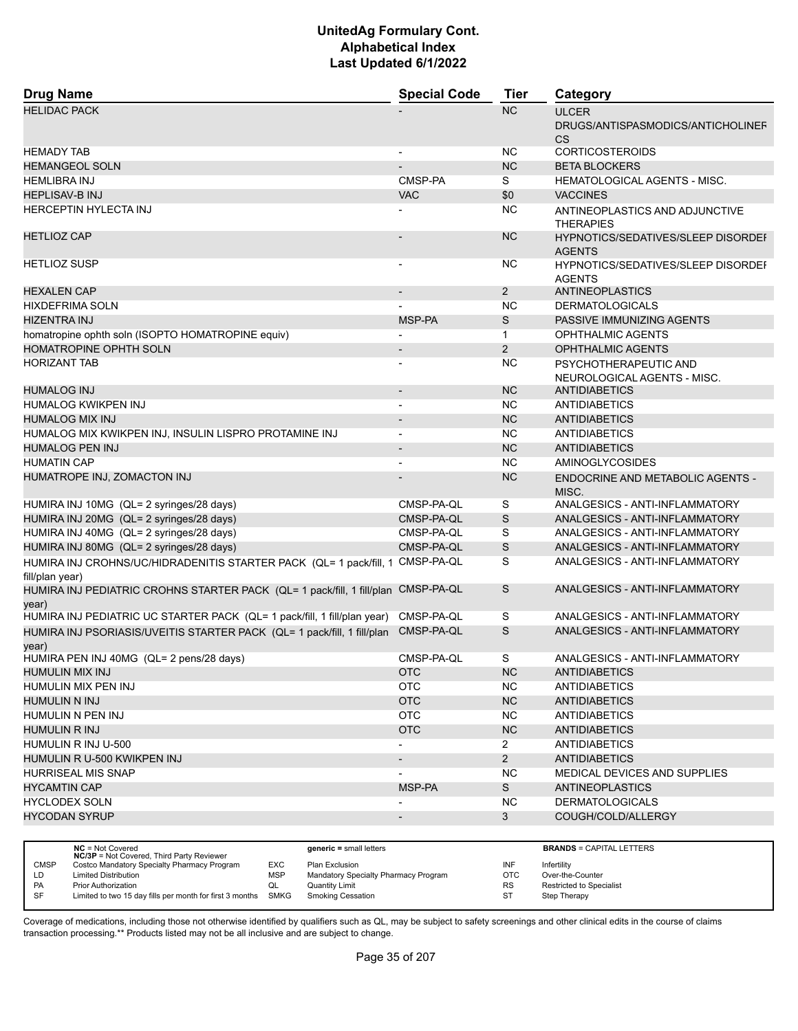# UnitedAg Formulary Cont.
## Alphabetical Index
### Last Updated 6/1/2022

| Drug Name | Special Code | Tier | Category |
|---|---|---|---|
| HELIDAC PACK | - | NC | ULCER DRUGS/ANTISPASMODICS/ANTICHOLINERGICS |
| HEMADY TAB | - | NC | CORTICOSTEROIDS |
| HEMANGEOL SOLN | - | NC | BETA BLOCKERS |
| HEMLIBRA INJ | CMSP-PA | S | HEMATOLOGICAL AGENTS - MISC. |
| HEPLISAV-B INJ | VAC | $0 | VACCINES |
| HERCEPTIN HYLECTA INJ | - | NC | ANTINEOPLASTICS AND ADJUNCTIVE THERAPIES |
| HETLIOZ CAP | - | NC | HYPNOTICS/SEDATIVES/SLEEP DISORDER AGENTS |
| HETLIOZ SUSP | - | NC | HYPNOTICS/SEDATIVES/SLEEP DISORDER AGENTS |
| HEXALEN CAP | - | 2 | ANTINEOPLASTICS |
| HIXDEFRIMA SOLN | - | NC | DERMATOLOGICALS |
| HIZENTRA INJ | MSP-PA | S | PASSIVE IMMUNIZING AGENTS |
| homatropine ophth soln (ISOPTO HOMATROPINE equiv) | - | 1 | OPHTHALMIC AGENTS |
| HOMATROPINE OPHTH SOLN | - | 2 | OPHTHALMIC AGENTS |
| HORIZANT TAB | - | NC | PSYCHOTHERAPEUTIC AND NEUROLOGICAL AGENTS - MISC. |
| HUMALOG INJ | - | NC | ANTIDIABETICS |
| HUMALOG KWIKPEN INJ | - | NC | ANTIDIABETICS |
| HUMALOG MIX INJ | - | NC | ANTIDIABETICS |
| HUMALOG MIX KWIKPEN INJ, INSULIN LISPRO PROTAMINE INJ | - | NC | ANTIDIABETICS |
| HUMALOG PEN INJ | - | NC | ANTIDIABETICS |
| HUMATIN CAP | - | NC | AMINOGLYCOSIDES |
| HUMATROPE INJ, ZOMACTON INJ | - | NC | ENDOCRINE AND METABOLIC AGENTS - MISC. |
| HUMIRA INJ 10MG (QL= 2 syringes/28 days) | CMSP-PA-QL | S | ANALGESICS - ANTI-INFLAMMATORY |
| HUMIRA INJ 20MG (QL= 2 syringes/28 days) | CMSP-PA-QL | S | ANALGESICS - ANTI-INFLAMMATORY |
| HUMIRA INJ 40MG (QL= 2 syringes/28 days) | CMSP-PA-QL | S | ANALGESICS - ANTI-INFLAMMATORY |
| HUMIRA INJ 80MG (QL= 2 syringes/28 days) | CMSP-PA-QL | S | ANALGESICS - ANTI-INFLAMMATORY |
| HUMIRA INJ CROHNS/UC/HIDRADENITIS STARTER PACK (QL= 1 pack/fill, 1 fill/plan year) | CMSP-PA-QL | S | ANALGESICS - ANTI-INFLAMMATORY |
| HUMIRA INJ PEDIATRIC CROHNS STARTER PACK (QL= 1 pack/fill, 1 fill/plan year) | CMSP-PA-QL | S | ANALGESICS - ANTI-INFLAMMATORY |
| HUMIRA INJ PEDIATRIC UC STARTER PACK (QL= 1 pack/fill, 1 fill/plan year) | CMSP-PA-QL | S | ANALGESICS - ANTI-INFLAMMATORY |
| HUMIRA INJ PSORIASIS/UVEITIS STARTER PACK (QL= 1 pack/fill, 1 fill/plan year) | CMSP-PA-QL | S | ANALGESICS - ANTI-INFLAMMATORY |
| HUMIRA PEN INJ 40MG (QL= 2 pens/28 days) | CMSP-PA-QL | S | ANALGESICS - ANTI-INFLAMMATORY |
| HUMULIN MIX INJ | OTC | NC | ANTIDIABETICS |
| HUMULIN MIX PEN INJ | OTC | NC | ANTIDIABETICS |
| HUMULIN N INJ | OTC | NC | ANTIDIABETICS |
| HUMULIN N PEN INJ | OTC | NC | ANTIDIABETICS |
| HUMULIN R INJ | OTC | NC | ANTIDIABETICS |
| HUMULIN R INJ U-500 | - | 2 | ANTIDIABETICS |
| HUMULIN R U-500 KWIKPEN INJ | - | 2 | ANTIDIABETICS |
| HURRISEAL MIS SNAP | - | NC | MEDICAL DEVICES AND SUPPLIES |
| HYCAMTIN CAP | MSP-PA | S | ANTINEOPLASTICS |
| HYCLODEX SOLN | - | NC | DERMATOLOGICALS |
| HYCODAN SYRUP | - | 3 | COUGH/COLD/ALLERGY |

| | | | | | |
|---|---|---|---|---|---|
| | **NC** = Not Covered<br>**NC/3P** = Not Covered, Third Party Reviewer | | **generic =** small letters | | **BRANDS** = CAPITAL LETTERS |
| CMSP | Costco Mandatory Specialty Pharmacy Program | EXC | Plan Exclusion | INF | Infertility |
| LD | Limited Distribution | MSP | Mandatory Specialty Pharmacy Program | OTC | Over-the-Counter |
| PA | Prior Authorization | QL | Quantity Limit | RS | Restricted to Specialist |
| SF | Limited to two 15 day fills per month for first 3 months | SMKG | Smoking Cessation | ST | Step Therapy |

Coverage of medications, including those not otherwise identified by qualifiers such as QL, may be subject to safety screenings and other clinical edits in the course of claims transaction processing.** Products listed may not be all inclusive and are subject to change.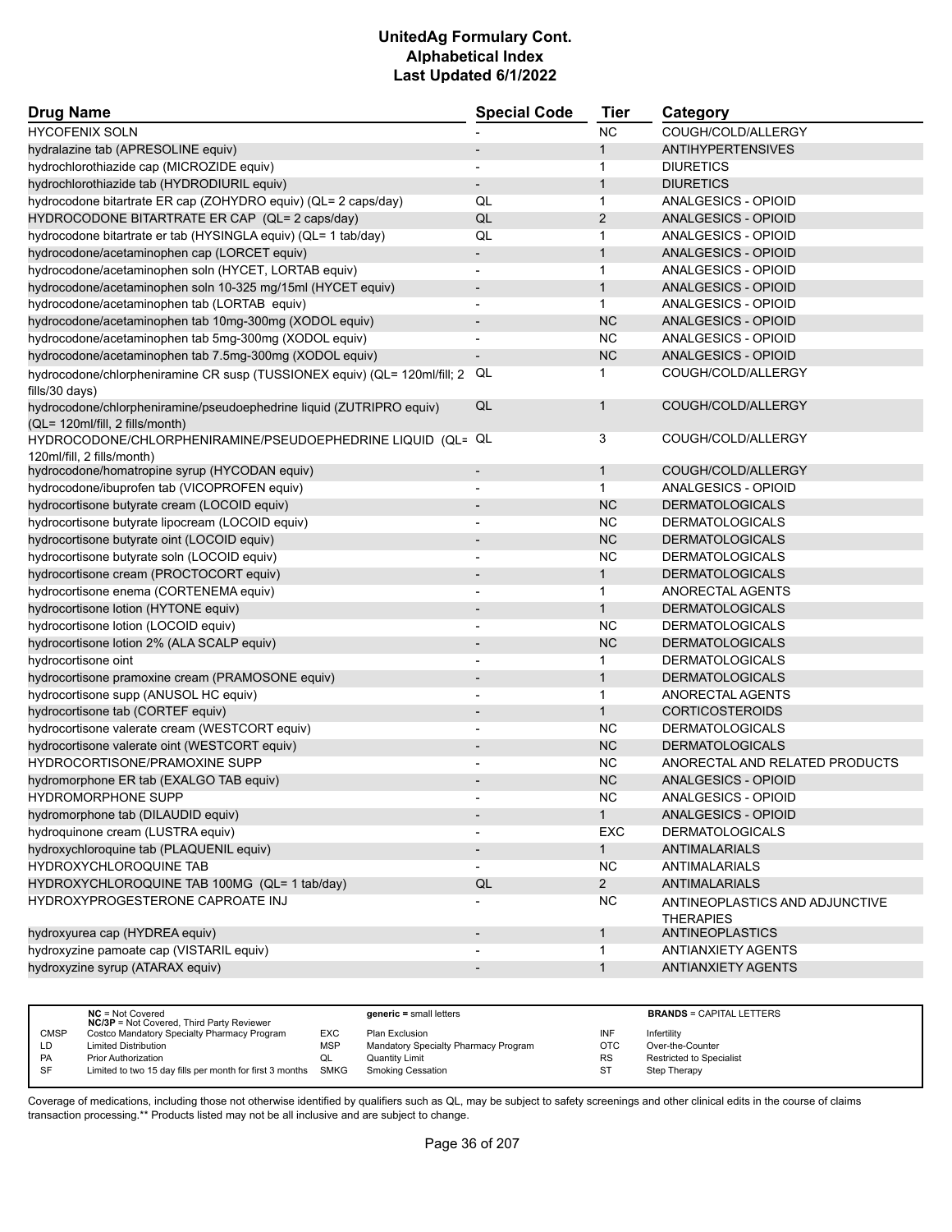# UnitedAg Formulary Cont.
# Alphabetical Index
# Last Updated 6/1/2022

| Drug Name | Special Code | Tier | Category |
|---|---|---|---|
| HYCOFENIX SOLN | - | NC | COUGH/COLD/ALLERGY |
| hydralazine tab (APRESOLINE equiv) | - | 1 | ANTIHYPERTENSIVES |
| hydrochlorothiazide cap (MICROZIDE equiv) | - | 1 | DIURETICS |
| hydrochlorothiazide tab (HYDRODIURIL equiv) | - | 1 | DIURETICS |
| hydrocodone bitartrate ER cap (ZOHYDRO equiv) (QL= 2 caps/day) | QL | 1 | ANALGESICS - OPIOID |
| HYDROCODONE BITARTRATE ER CAP (QL= 2 caps/day) | QL | 2 | ANALGESICS - OPIOID |
| hydrocodone bitartrate er tab (HYSINGLA equiv) (QL= 1 tab/day) | QL | 1 | ANALGESICS - OPIOID |
| hydrocodone/acetaminophen cap (LORCET equiv) | - | 1 | ANALGESICS - OPIOID |
| hydrocodone/acetaminophen soln (HYCET, LORTAB equiv) | - | 1 | ANALGESICS - OPIOID |
| hydrocodone/acetaminophen soln 10-325 mg/15ml (HYCET equiv) | - | 1 | ANALGESICS - OPIOID |
| hydrocodone/acetaminophen tab (LORTAB equiv) | - | 1 | ANALGESICS - OPIOID |
| hydrocodone/acetaminophen tab 10mg-300mg (XODOL equiv) | - | NC | ANALGESICS - OPIOID |
| hydrocodone/acetaminophen tab 5mg-300mg (XODOL equiv) | - | NC | ANALGESICS - OPIOID |
| hydrocodone/acetaminophen tab 7.5mg-300mg (XODOL equiv) | - | NC | ANALGESICS - OPIOID |
| hydrocodone/chlorpheniramine CR susp (TUSSIONEX equiv) (QL= 120ml/fill; 2 fills/30 days) | QL | 1 | COUGH/COLD/ALLERGY |
| hydrocodone/chlorpheniramine/pseudoephedrine liquid (ZUTRIPRO equiv) (QL= 120ml/fill, 2 fills/month) | QL | 1 | COUGH/COLD/ALLERGY |
| HYDROCODONE/CHLORPHENIRAMINE/PSEUDOEPHEDRINE LIQUID (QL= 120ml/fill, 2 fills/month) | QL | 3 | COUGH/COLD/ALLERGY |
| hydrocodone/homatropine syrup (HYCODAN equiv) | - | 1 | COUGH/COLD/ALLERGY |
| hydrocodone/ibuprofen tab (VICOPROFEN equiv) | - | 1 | ANALGESICS - OPIOID |
| hydrocortisone butyrate cream (LOCOID equiv) | - | NC | DERMATOLOGICALS |
| hydrocortisone butyrate lipocream (LOCOID equiv) | - | NC | DERMATOLOGICALS |
| hydrocortisone butyrate oint (LOCOID equiv) | - | NC | DERMATOLOGICALS |
| hydrocortisone butyrate soln (LOCOID equiv) | - | NC | DERMATOLOGICALS |
| hydrocortisone cream (PROCTOCORT equiv) | - | 1 | DERMATOLOGICALS |
| hydrocortisone enema (CORTENEMA equiv) | - | 1 | ANORECTAL AGENTS |
| hydrocortisone lotion (HYTONE equiv) | - | 1 | DERMATOLOGICALS |
| hydrocortisone lotion (LOCOID equiv) | - | NC | DERMATOLOGICALS |
| hydrocortisone lotion 2% (ALA SCALP equiv) | - | NC | DERMATOLOGICALS |
| hydrocortisone oint | - | 1 | DERMATOLOGICALS |
| hydrocortisone pramoxine cream (PRAMOSONE equiv) | - | 1 | DERMATOLOGICALS |
| hydrocortisone supp (ANUSOL HC equiv) | - | 1 | ANORECTAL AGENTS |
| hydrocortisone tab (CORTEF equiv) | - | 1 | CORTICOSTEROIDS |
| hydrocortisone valerate cream (WESTCORT equiv) | - | NC | DERMATOLOGICALS |
| hydrocortisone valerate oint (WESTCORT equiv) | - | NC | DERMATOLOGICALS |
| HYDROCORTISONE/PRAMOXINE SUPP | - | NC | ANORECTAL AND RELATED PRODUCTS |
| hydromorphone ER tab (EXALGO TAB equiv) | - | NC | ANALGESICS - OPIOID |
| HYDROMORPHONE SUPP | - | NC | ANALGESICS - OPIOID |
| hydromorphone tab (DILAUDID equiv) | - | 1 | ANALGESICS - OPIOID |
| hydroquinone cream (LUSTRA equiv) | - | EXC | DERMATOLOGICALS |
| hydroxychloroquine tab (PLAQUENIL equiv) | - | 1 | ANTIMALARIALS |
| HYDROXYCHLOROQUINE TAB | - | NC | ANTIMALARIALS |
| HYDROXYCHLOROQUINE TAB 100MG (QL= 1 tab/day) | QL | 2 | ANTIMALARIALS |
| HYDROXYPROGESTERONE CAPROATE INJ | - | NC | ANTINEOPLASTICS AND ADJUNCTIVE THERAPIES |
| hydroxyurea cap (HYDREA equiv) | - | 1 | ANTINEOPLASTICS |
| hydroxyzine pamoate cap (VISTARIL equiv) | - | 1 | ANTIANXIETY AGENTS |
| hydroxyzine syrup (ATARAX equiv) | - | 1 | ANTIANXIETY AGENTS |

| | | | | | |
|---|---|---|---|---|---|
| | **NC** = Not Covered<br>**NC/3P** = Not Covered, Third Party Reviewer | | **generic =** small letters | | **BRANDS** = CAPITAL LETTERS |
| CMSP | Costco Mandatory Specialty Pharmacy Program | EXC | Plan Exclusion | INF | Infertility |
| LD | Limited Distribution | MSP | Mandatory Specialty Pharmacy Program | OTC | Over-the-Counter |
| PA | Prior Authorization | QL | Quantity Limit | RS | Restricted to Specialist |
| SF | Limited to two 15 day fills per month for first 3 months | SMKG | Smoking Cessation | ST | Step Therapy |

Coverage of medications, including those not otherwise identified by qualifiers such as QL, may be subject to safety screenings and other clinical edits in the course of claims transaction processing.** Products listed may not be all inclusive and are subject to change.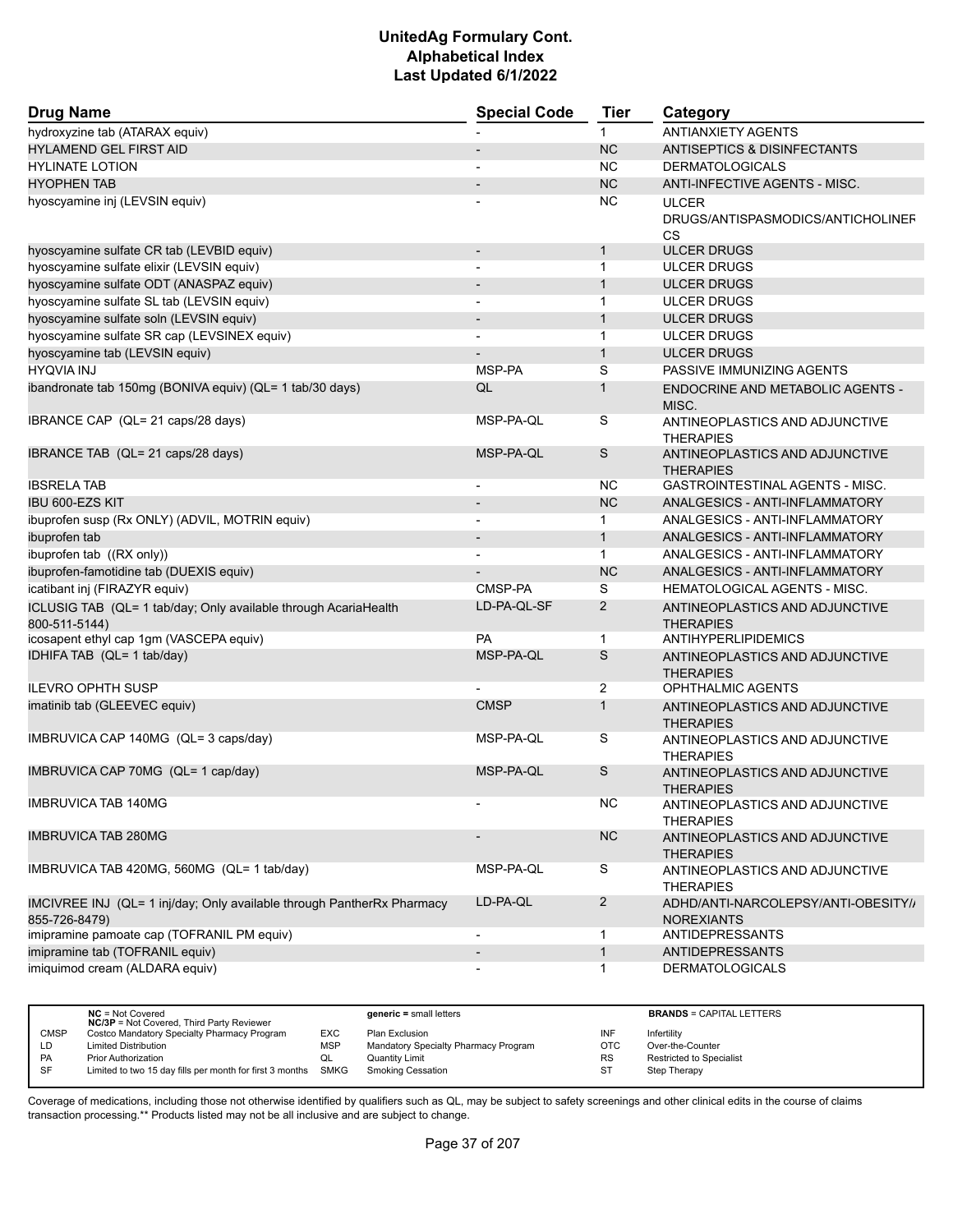# UnitedAg Formulary Cont.
# Alphabetical Index
# Last Updated 6/1/2022

| Drug Name | Special Code | Tier | Category |
|---|---|---|---|
| hydroxyzine tab (ATARAX equiv) | - | 1 | ANTIANXIETY AGENTS |
| HYLAMEND GEL FIRST AID | - | NC | ANTISEPTICS & DISINFECTANTS |
| HYLINATE LOTION | - | NC | DERMATOLOGICALS |
| HYOPHEN TAB | - | NC | ANTI-INFECTIVE AGENTS - MISC. |
| hyoscyamine inj (LEVSIN equiv) | - | NC | ULCER DRUGS/ANTISPASMODICS/ANTICHOLINERGICS |
| hyoscyamine sulfate CR tab (LEVBID equiv) | - | 1 | ULCER DRUGS |
| hyoscyamine sulfate elixir (LEVSIN equiv) | - | 1 | ULCER DRUGS |
| hyoscyamine sulfate ODT (ANASPAZ equiv) | - | 1 | ULCER DRUGS |
| hyoscyamine sulfate SL tab (LEVSIN equiv) | - | 1 | ULCER DRUGS |
| hyoscyamine sulfate soln (LEVSIN equiv) | - | 1 | ULCER DRUGS |
| hyoscyamine sulfate SR cap (LEVSINEX equiv) | - | 1 | ULCER DRUGS |
| hyoscyamine tab (LEVSIN equiv) | - | 1 | ULCER DRUGS |
| HYQVIA INJ | MSP-PA | S | PASSIVE IMMUNIZING AGENTS |
| ibandronate tab 150mg (BONIVA equiv) (QL= 1 tab/30 days) | QL | 1 | ENDOCRINE AND METABOLIC AGENTS - MISC. |
| IBRANCE CAP (QL= 21 caps/28 days) | MSP-PA-QL | S | ANTINEOPLASTICS AND ADJUNCTIVE THERAPIES |
| IBRANCE TAB (QL= 21 caps/28 days) | MSP-PA-QL | S | ANTINEOPLASTICS AND ADJUNCTIVE THERAPIES |
| IBSRELA TAB | - | NC | GASTROINTESTINAL AGENTS - MISC. |
| IBU 600-EZS KIT | - | NC | ANALGESICS - ANTI-INFLAMMATORY |
| ibuprofen susp (Rx ONLY) (ADVIL, MOTRIN equiv) | - | 1 | ANALGESICS - ANTI-INFLAMMATORY |
| ibuprofen tab | - | 1 | ANALGESICS - ANTI-INFLAMMATORY |
| ibuprofen tab ((RX only)) | - | 1 | ANALGESICS - ANTI-INFLAMMATORY |
| ibuprofen-famotidine tab (DUEXIS equiv) | - | NC | ANALGESICS - ANTI-INFLAMMATORY |
| icatibant inj (FIRAZYR equiv) | CMSP-PA | S | HEMATOLOGICAL AGENTS - MISC. |
| ICLUSIG TAB (QL= 1 tab/day; Only available through AcariaHealth 800-511-5144) | LD-PA-QL-SF | 2 | ANTINEOPLASTICS AND ADJUNCTIVE THERAPIES |
| icosapent ethyl cap 1gm (VASCEPA equiv) | PA | 1 | ANTIHYPERLIPIDEMICS |
| IDHIFA TAB (QL= 1 tab/day) | MSP-PA-QL | S | ANTINEOPLASTICS AND ADJUNCTIVE THERAPIES |
| ILEVRO OPHTH SUSP | - | 2 | OPHTHALMIC AGENTS |
| imatinib tab (GLEEVEC equiv) | CMSP | 1 | ANTINEOPLASTICS AND ADJUNCTIVE THERAPIES |
| IMBRUVICA CAP 140MG (QL= 3 caps/day) | MSP-PA-QL | S | ANTINEOPLASTICS AND ADJUNCTIVE THERAPIES |
| IMBRUVICA CAP 70MG (QL= 1 cap/day) | MSP-PA-QL | S | ANTINEOPLASTICS AND ADJUNCTIVE THERAPIES |
| IMBRUVICA TAB 140MG | - | NC | ANTINEOPLASTICS AND ADJUNCTIVE THERAPIES |
| IMBRUVICA TAB 280MG | - | NC | ANTINEOPLASTICS AND ADJUNCTIVE THERAPIES |
| IMBRUVICA TAB 420MG, 560MG (QL= 1 tab/day) | MSP-PA-QL | S | ANTINEOPLASTICS AND ADJUNCTIVE THERAPIES |
| IMCIVREE INJ (QL= 1 inj/day; Only available through PantherRx Pharmacy 855-726-8479) | LD-PA-QL | 2 | ADHD/ANTI-NARCOLEPSY/ANTI-OBESITY/ANOREXIANTS |
| imipramine pamoate cap (TOFRANIL PM equiv) | - | 1 | ANTIDEPRESSANTS |
| imipramine tab (TOFRANIL equiv) | - | 1 | ANTIDEPRESSANTS |
| imiquimod cream (ALDARA equiv) | - | 1 | DERMATOLOGICALS |

| | | | | | |
|---|---|---|---|---|---|
| | **NC** = Not Covered<br>**NC/3P** = Not Covered, Third Party Reviewer | | **generic =** small letters | | **BRANDS** = CAPITAL LETTERS |
| CMSP | Costco Mandatory Specialty Pharmacy Program | EXC | Plan Exclusion | INF | Infertility |
| LD | Limited Distribution | MSP | Mandatory Specialty Pharmacy Program | OTC | Over-the-Counter |
| PA | Prior Authorization | QL | Quantity Limit | RS | Restricted to Specialist |
| SF | Limited to two 15 day fills per month for first 3 months | SMKG | Smoking Cessation | ST | Step Therapy |

Coverage of medications, including those not otherwise identified by qualifiers such as QL, may be subject to safety screenings and other clinical edits in the course of claims transaction processing.** Products listed may not be all inclusive and are subject to change.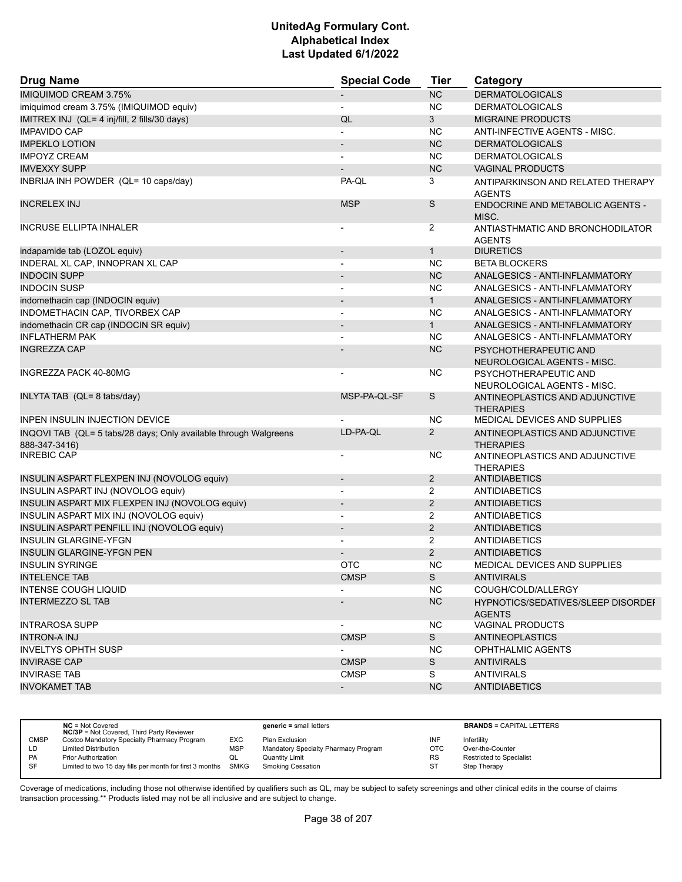# UnitedAg Formulary Cont.
# Alphabetical Index
# Last Updated 6/1/2022

| Drug Name | Special Code | Tier | Category |
|---|---|---|---|
| IMIQUIMOD CREAM 3.75% | - | NC | DERMATOLOGICALS |
| imiquimod cream 3.75% (IMIQUIMOD equiv) | - | NC | DERMATOLOGICALS |
| IMITREX INJ (QL= 4 inj/fill, 2 fills/30 days) | QL | 3 | MIGRAINE PRODUCTS |
| IMPAVIDO CAP | - | NC | ANTI-INFECTIVE AGENTS - MISC. |
| IMPEKLO LOTION | - | NC | DERMATOLOGICALS |
| IMPOYZ CREAM | - | NC | DERMATOLOGICALS |
| IMVEXXY SUPP | - | NC | VAGINAL PRODUCTS |
| INBRIJA INH POWDER (QL= 10 caps/day) | PA-QL | 3 | ANTIPARKINSON AND RELATED THERAPY AGENTS |
| INCRELEX INJ | MSP | S | ENDOCRINE AND METABOLIC AGENTS - MISC. |
| INCRUSE ELLIPTA INHALER | - | 2 | ANTIASTHMATIC AND BRONCHODILATOR AGENTS |
| indapamide tab (LOZOL equiv) | - | 1 | DIURETICS |
| INDERAL XL CAP, INNOPRAN XL CAP | - | NC | BETA BLOCKERS |
| INDOCIN SUPP | - | NC | ANALGESICS - ANTI-INFLAMMATORY |
| INDOCIN SUSP | - | NC | ANALGESICS - ANTI-INFLAMMATORY |
| indomethacin cap (INDOCIN equiv) | - | 1 | ANALGESICS - ANTI-INFLAMMATORY |
| INDOMETHACIN CAP, TIVORBEX CAP | - | NC | ANALGESICS - ANTI-INFLAMMATORY |
| indomethacin CR cap (INDOCIN SR equiv) | - | 1 | ANALGESICS - ANTI-INFLAMMATORY |
| INFLATHERM PAK | - | NC | ANALGESICS - ANTI-INFLAMMATORY |
| INGREZZA CAP | - | NC | PSYCHOTHERAPEUTIC AND NEUROLOGICAL AGENTS - MISC. |
| INGREZZA PACK 40-80MG | - | NC | PSYCHOTHERAPEUTIC AND NEUROLOGICAL AGENTS - MISC. |
| INLYTA TAB (QL= 8 tabs/day) | MSP-PA-QL-SF | S | ANTINEOPLASTICS AND ADJUNCTIVE THERAPIES |
| INPEN INSULIN INJECTION DEVICE | - | NC | MEDICAL DEVICES AND SUPPLIES |
| INQOVI TAB (QL= 5 tabs/28 days; Only available through Walgreens 888-347-3416) | LD-PA-QL | 2 | ANTINEOPLASTICS AND ADJUNCTIVE THERAPIES |
| INREBIC CAP | - | NC | ANTINEOPLASTICS AND ADJUNCTIVE THERAPIES |
| INSULIN ASPART FLEXPEN INJ (NOVOLOG equiv) | - | 2 | ANTIDIABETICS |
| INSULIN ASPART INJ (NOVOLOG equiv) | - | 2 | ANTIDIABETICS |
| INSULIN ASPART MIX FLEXPEN INJ (NOVOLOG equiv) | - | 2 | ANTIDIABETICS |
| INSULIN ASPART MIX INJ (NOVOLOG equiv) | - | 2 | ANTIDIABETICS |
| INSULIN ASPART PENFILL INJ (NOVOLOG equiv) | - | 2 | ANTIDIABETICS |
| INSULIN GLARGINE-YFGN | - | 2 | ANTIDIABETICS |
| INSULIN GLARGINE-YFGN PEN | - | 2 | ANTIDIABETICS |
| INSULIN SYRINGE | OTC | NC | MEDICAL DEVICES AND SUPPLIES |
| INTELENCE TAB | CMSP | S | ANTIVIRALS |
| INTENSE COUGH LIQUID | - | NC | COUGH/COLD/ALLERGY |
| INTERMEZZO SL TAB | - | NC | HYPNOTICS/SEDATIVES/SLEEP DISORDER AGENTS |
| INTRAROSA SUPP | - | NC | VAGINAL PRODUCTS |
| INTRON-A INJ | CMSP | S | ANTINEOPLASTICS |
| INVELTYS OPHTH SUSP | - | NC | OPHTHALMIC AGENTS |
| INVIRASE CAP | CMSP | S | ANTIVIRALS |
| INVIRASE TAB | CMSP | S | ANTIVIRALS |
| INVOKAMET TAB | - | NC | ANTIDIABETICS |

| | | | | | |
|---|---|---|---|---|---|
| **NC** = Not Covered<br>**NC/3P** = Not Covered, Third Party Reviewer | | **generic** = small letters | | **BRANDS** = CAPITAL LETTERS | |
| CMSP | Costco Mandatory Specialty Pharmacy Program | EXC | Plan Exclusion | INF | Infertility |
| LD | Limited Distribution | MSP | Mandatory Specialty Pharmacy Program | OTC | Over-the-Counter |
| PA | Prior Authorization | QL | Quantity Limit | RS | Restricted to Specialist |
| SF | Limited to two 15 day fills per month for first 3 months | SMKG | Smoking Cessation | ST | Step Therapy |

Coverage of medications, including those not otherwise identified by qualifiers such as QL, may be subject to safety screenings and other clinical edits in the course of claims transaction processing.** Products listed may not be all inclusive and are subject to change.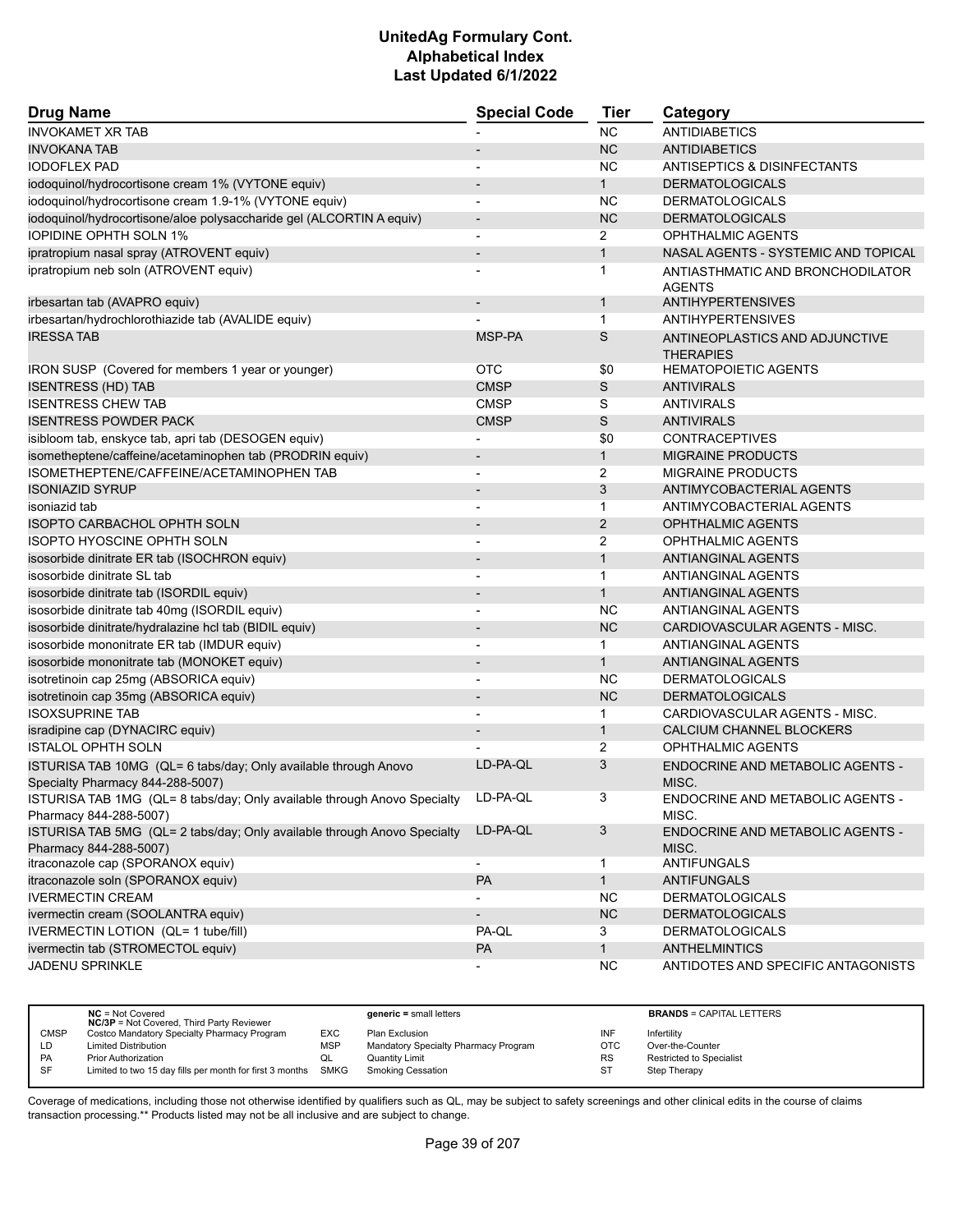# UnitedAg Formulary Cont.
## Alphabetical Index
### Last Updated 6/1/2022

| Drug Name | Special Code | Tier | Category |
|---|---|---|---|
| INVOKAMET XR TAB | - | NC | ANTIDIABETICS |
| INVOKANA TAB | - | NC | ANTIDIABETICS |
| IODOFLEX PAD | - | NC | ANTISEPTICS & DISINFECTANTS |
| iodoquinol/hydrocortisone cream 1% (VYTONE equiv) | - | 1 | DERMATOLOGICALS |
| iodoquinol/hydrocortisone cream 1.9-1% (VYTONE equiv) | - | NC | DERMATOLOGICALS |
| iodoquinol/hydrocortisone/aloe polysaccharide gel (ALCORTIN A equiv) | - | NC | DERMATOLOGICALS |
| IOPIDINE OPHTH SOLN 1% | - | 2 | OPHTHALMIC AGENTS |
| ipratropium nasal spray (ATROVENT equiv) | - | 1 | NASAL AGENTS - SYSTEMIC AND TOPICAL |
| ipratropium neb soln (ATROVENT equiv) | - | 1 | ANTIASTHMATIC AND BRONCHODILATOR AGENTS |
| irbesartan tab (AVAPRO equiv) | - | 1 | ANTIHYPERTENSIVES |
| irbesartan/hydrochlorothiazide tab (AVALIDE equiv) | - | 1 | ANTIHYPERTENSIVES |
| IRESSA TAB | MSP-PA | S | ANTINEOPLASTICS AND ADJUNCTIVE THERAPIES |
| IRON SUSP (Covered for members 1 year or younger) | OTC | $0 | HEMATOPOIETIC AGENTS |
| ISENTRESS (HD) TAB | CMSP | S | ANTIVIRALS |
| ISENTRESS CHEW TAB | CMSP | S | ANTIVIRALS |
| ISENTRESS POWDER PACK | CMSP | S | ANTIVIRALS |
| isibloom tab, enskyce tab, apri tab (DESOGEN equiv) | - | $0 | CONTRACEPTIVES |
| isometheptene/caffeine/acetaminophen tab (PRODRIN equiv) | - | 1 | MIGRAINE PRODUCTS |
| ISOMETHEPTENE/CAFFEINE/ACETAMINOPHEN TAB | - | 2 | MIGRAINE PRODUCTS |
| ISONIAZID SYRUP | - | 3 | ANTIMYCOBACTERIAL AGENTS |
| isoniazid tab | - | 1 | ANTIMYCOBACTERIAL AGENTS |
| ISOPTO CARBACHOL OPHTH SOLN | - | 2 | OPHTHALMIC AGENTS |
| ISOPTO HYOSCINE OPHTH SOLN | - | 2 | OPHTHALMIC AGENTS |
| isosorbide dinitrate ER tab (ISOCHRON equiv) | - | 1 | ANTIANGINAL AGENTS |
| isosorbide dinitrate SL tab | - | 1 | ANTIANGINAL AGENTS |
| isosorbide dinitrate tab (ISORDIL equiv) | - | 1 | ANTIANGINAL AGENTS |
| isosorbide dinitrate tab 40mg (ISORDIL equiv) | - | NC | ANTIANGINAL AGENTS |
| isosorbide dinitrate/hydralazine hcl tab (BIDIL equiv) | - | NC | CARDIOVASCULAR AGENTS - MISC. |
| isosorbide mononitrate ER tab (IMDUR equiv) | - | 1 | ANTIANGINAL AGENTS |
| isosorbide mononitrate tab (MONOKET equiv) | - | 1 | ANTIANGINAL AGENTS |
| isotretinoin cap 25mg (ABSORICA equiv) | - | NC | DERMATOLOGICALS |
| isotretinoin cap 35mg (ABSORICA equiv) | - | NC | DERMATOLOGICALS |
| ISOXSUPRINE TAB | - | 1 | CARDIOVASCULAR AGENTS - MISC. |
| isradipine cap (DYNACIRC equiv) | - | 1 | CALCIUM CHANNEL BLOCKERS |
| ISTALOL OPHTH SOLN | - | 2 | OPHTHALMIC AGENTS |
| ISTURISA TAB 10MG (QL= 6 tabs/day; Only available through Anovo Specialty Pharmacy 844-288-5007) | LD-PA-QL | 3 | ENDOCRINE AND METABOLIC AGENTS - MISC. |
| ISTURISA TAB 1MG (QL= 8 tabs/day; Only available through Anovo Specialty Pharmacy 844-288-5007) | LD-PA-QL | 3 | ENDOCRINE AND METABOLIC AGENTS - MISC. |
| ISTURISA TAB 5MG (QL= 2 tabs/day; Only available through Anovo Specialty Pharmacy 844-288-5007) | LD-PA-QL | 3 | ENDOCRINE AND METABOLIC AGENTS - MISC. |
| itraconazole cap (SPORANOX equiv) | - | 1 | ANTIFUNGALS |
| itraconazole soln (SPORANOX equiv) | PA | 1 | ANTIFUNGALS |
| IVERMECTIN CREAM | - | NC | DERMATOLOGICALS |
| ivermectin cream (SOOLANTRA equiv) | - | NC | DERMATOLOGICALS |
| IVERMECTIN LOTION (QL= 1 tube/fill) | PA-QL | 3 | DERMATOLOGICALS |
| ivermectin tab (STROMECTOL equiv) | PA | 1 | ANTHELMINTICS |
| JADENU SPRINKLE | - | NC | ANTIDOTES AND SPECIFIC ANTAGONISTS |

| | | | | | | |
|---|---|---|---|---|---|---|
| | **NC** = Not Covered<br>**NC/3P** = Not Covered, Third Party Reviewer | | **generic =** small letters | | **BRANDS** = CAPITAL LETTERS |
| CMSP | Costco Mandatory Specialty Pharmacy Program | EXC | Plan Exclusion | INF | Infertility |
| LD | Limited Distribution | MSP | Mandatory Specialty Pharmacy Program | OTC | Over-the-Counter |
| PA | Prior Authorization | QL | Quantity Limit | RS | Restricted to Specialist |
| SF | Limited to two 15 day fills per month for first 3 months | SMKG | Smoking Cessation | ST | Step Therapy |

Coverage of medications, including those not otherwise identified by qualifiers such as QL, may be subject to safety screenings and other clinical edits in the course of claims transaction processing.** Products listed may not be all inclusive and are subject to change.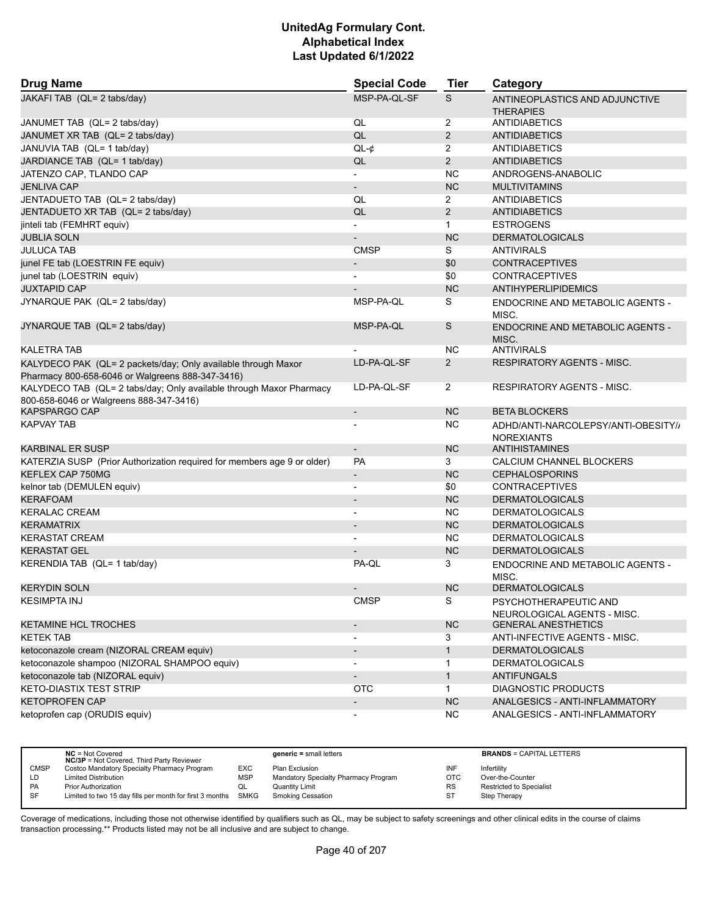# UnitedAg Formulary Cont.
# Alphabetical Index
# Last Updated 6/1/2022

| Drug Name | Special Code | Tier | Category |
|---|---|---|---|
| JAKAFI TAB (QL= 2 tabs/day) | MSP-PA-QL-SF | S | ANTINEOPLASTICS AND ADJUNCTIVE THERAPIES |
| JANUMET TAB (QL= 2 tabs/day) | QL | 2 | ANTIDIABETICS |
| JANUMET XR TAB (QL= 2 tabs/day) | QL | 2 | ANTIDIABETICS |
| JANUVIA TAB (QL= 1 tab/day) | QL-¢ | 2 | ANTIDIABETICS |
| JARDIANCE TAB (QL= 1 tab/day) | QL | 2 | ANTIDIABETICS |
| JATENZO CAP, TLANDO CAP | - | NC | ANDROGENS-ANABOLIC |
| JENLIVA CAP | - | NC | MULTIVITAMINS |
| JENTADUETO TAB (QL= 2 tabs/day) | QL | 2 | ANTIDIABETICS |
| JENTADUETO XR TAB (QL= 2 tabs/day) | QL | 2 | ANTIDIABETICS |
| jinteli tab (FEMHRT equiv) | - | 1 | ESTROGENS |
| JUBLIA SOLN | - | NC | DERMATOLOGICALS |
| JULUCA TAB | CMSP | S | ANTIVIRALS |
| junel FE tab (LOESTRIN FE equiv) | - | $0 | CONTRACEPTIVES |
| junel tab (LOESTRIN equiv) | - | $0 | CONTRACEPTIVES |
| JUXTAPID CAP | - | NC | ANTIHYPERLIPIDEMICS |
| JYNARQUE PAK (QL= 2 tabs/day) | MSP-PA-QL | S | ENDOCRINE AND METABOLIC AGENTS - MISC. |
| JYNARQUE TAB (QL= 2 tabs/day) | MSP-PA-QL | S | ENDOCRINE AND METABOLIC AGENTS - MISC. |
| KALETRA TAB | - | NC | ANTIVIRALS |
| KALYDECO PAK (QL= 2 packets/day; Only available through Maxor Pharmacy 800-658-6046 or Walgreens 888-347-3416) | LD-PA-QL-SF | 2 | RESPIRATORY AGENTS - MISC. |
| KALYDECO TAB (QL= 2 tabs/day; Only available through Maxor Pharmacy 800-658-6046 or Walgreens 888-347-3416) | LD-PA-QL-SF | 2 | RESPIRATORY AGENTS - MISC. |
| KAPSPARGO CAP | - | NC | BETA BLOCKERS |
| KAPVAY TAB | - | NC | ADHD/ANTI-NARCOLEPSY/ANTI-OBESITY/ANOREXIANTS |
| KARBINAL ER SUSP | - | NC | ANTIHISTAMINES |
| KATERZIA SUSP (Prior Authorization required for members age 9 or older) | PA | 3 | CALCIUM CHANNEL BLOCKERS |
| KEFLEX CAP 750MG | - | NC | CEPHALOSPORINS |
| kelnor tab (DEMULEN equiv) | - | $0 | CONTRACEPTIVES |
| KERAFOAM | - | NC | DERMATOLOGICALS |
| KERALAC CREAM | - | NC | DERMATOLOGICALS |
| KERAMATRIX | - | NC | DERMATOLOGICALS |
| KERASTAT CREAM | - | NC | DERMATOLOGICALS |
| KERASTAT GEL | - | NC | DERMATOLOGICALS |
| KERENDIA TAB (QL= 1 tab/day) | PA-QL | 3 | ENDOCRINE AND METABOLIC AGENTS - MISC. |
| KERYDIN SOLN | - | NC | DERMATOLOGICALS |
| KESIMPTA INJ | CMSP | S | PSYCHOTHERAPEUTIC AND NEUROLOGICAL AGENTS - MISC. |
| KETAMINE HCL TROCHES | - | NC | GENERAL ANESTHETICS |
| KETEK TAB | - | 3 | ANTI-INFECTIVE AGENTS - MISC. |
| ketoconazole cream (NIZORAL CREAM equiv) | - | 1 | DERMATOLOGICALS |
| ketoconazole shampoo (NIZORAL SHAMPOO equiv) | - | 1 | DERMATOLOGICALS |
| ketoconazole tab (NIZORAL equiv) | - | 1 | ANTIFUNGALS |
| KETO-DIASTIX TEST STRIP | OTC | 1 | DIAGNOSTIC PRODUCTS |
| KETOPROFEN CAP | - | NC | ANALGESICS - ANTI-INFLAMMATORY |
| ketoprofen cap (ORUDIS equiv) | - | NC | ANALGESICS - ANTI-INFLAMMATORY |

| | NC = Not Covered<br>NC/3P = Not Covered, Third Party Reviewer | | generic = small letters | | BRANDS = CAPITAL LETTERS |
|---|---|---|---|---|---|
| CMSP | Costco Mandatory Specialty Pharmacy Program | EXC | Plan Exclusion | INF | Infertility |
| LD | Limited Distribution | MSP | Mandatory Specialty Pharmacy Program | OTC | Over-the-Counter |
| PA | Prior Authorization | QL | Quantity Limit | RS | Restricted to Specialist |
| SF | Limited to two 15 day fills per month for first 3 months | SMKG | Smoking Cessation | ST | Step Therapy |

Coverage of medications, including those not otherwise identified by qualifiers such as QL, may be subject to safety screenings and other clinical edits in the course of claims transaction processing.** Products listed may not be all inclusive and are subject to change.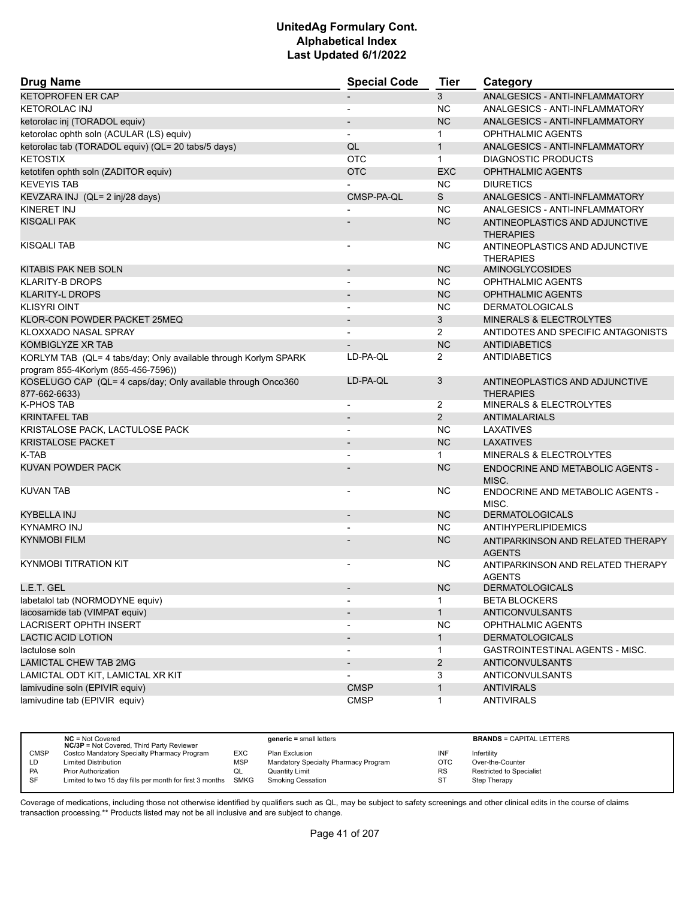# UnitedAg Formulary Cont.
## Alphabetical Index
### Last Updated 6/1/2022

| Drug Name | Special Code | Tier | Category |
|---|---|---|---|
| KETOPROFEN ER CAP | - | 3 | ANALGESICS - ANTI-INFLAMMATORY |
| KETOROLAC INJ | - | NC | ANALGESICS - ANTI-INFLAMMATORY |
| ketorolac inj (TORADOL equiv) | - | NC | ANALGESICS - ANTI-INFLAMMATORY |
| ketorolac ophth soln (ACULAR (LS) equiv) | - | 1 | OPHTHALMIC AGENTS |
| ketorolac tab (TORADOL equiv) (QL= 20 tabs/5 days) | QL | 1 | ANALGESICS - ANTI-INFLAMMATORY |
| KETOSTIX | OTC | 1 | DIAGNOSTIC PRODUCTS |
| ketotifen ophth soln (ZADITOR equiv) | OTC | EXC | OPHTHALMIC AGENTS |
| KEVEYIS TAB | - | NC | DIURETICS |
| KEVZARA INJ (QL= 2 inj/28 days) | CMSP-PA-QL | S | ANALGESICS - ANTI-INFLAMMATORY |
| KINERET INJ | - | NC | ANALGESICS - ANTI-INFLAMMATORY |
| KISQALI PAK | - | NC | ANTINEOPLASTICS AND ADJUNCTIVE THERAPIES |
| KISQALI TAB | - | NC | ANTINEOPLASTICS AND ADJUNCTIVE THERAPIES |
| KITABIS PAK NEB SOLN | - | NC | AMINOGLYCOSIDES |
| KLARITY-B DROPS | - | NC | OPHTHALMIC AGENTS |
| KLARITY-L DROPS | - | NC | OPHTHALMIC AGENTS |
| KLISYRI OINT | - | NC | DERMATOLOGICALS |
| KLOR-CON POWDER PACKET 25MEQ | - | 3 | MINERALS & ELECTROLYTES |
| KLOXXADO NASAL SPRAY | - | 2 | ANTIDOTES AND SPECIFIC ANTAGONISTS |
| KOMBIGLYZE XR TAB | - | NC | ANTIDIABETICS |
| KORLYM TAB (QL= 4 tabs/day; Only available through Korlym SPARK program 855-4Korlym (855-456-7596)) | LD-PA-QL | 2 | ANTIDIABETICS |
| KOSELUGO CAP (QL= 4 caps/day; Only available through Onco360 877-662-6633) | LD-PA-QL | 3 | ANTINEOPLASTICS AND ADJUNCTIVE THERAPIES |
| K-PHOS TAB | - | 2 | MINERALS & ELECTROLYTES |
| KRINTAFEL TAB | - | 2 | ANTIMALARIALS |
| KRISTALOSE PACK, LACTULOSE PACK | - | NC | LAXATIVES |
| KRISTALOSE PACKET | - | NC | LAXATIVES |
| K-TAB | - | 1 | MINERALS & ELECTROLYTES |
| KUVAN POWDER PACK | - | NC | ENDOCRINE AND METABOLIC AGENTS - MISC. |
| KUVAN TAB | - | NC | ENDOCRINE AND METABOLIC AGENTS - MISC. |
| KYBELLA INJ | - | NC | DERMATOLOGICALS |
| KYNAMRO INJ | - | NC | ANTIHYPERLIPIDEMICS |
| KYNMOBI FILM | - | NC | ANTIPARKINSON AND RELATED THERAPY AGENTS |
| KYNMOBI TITRATION KIT | - | NC | ANTIPARKINSON AND RELATED THERAPY AGENTS |
| L.E.T. GEL | - | NC | DERMATOLOGICALS |
| labetalol tab (NORMODYNE equiv) | - | 1 | BETA BLOCKERS |
| lacosamide tab (VIMPAT equiv) | - | 1 | ANTICONVULSANTS |
| LACRISERT OPHTH INSERT | - | NC | OPHTHALMIC AGENTS |
| LACTIC ACID LOTION | - | 1 | DERMATOLOGICALS |
| lactulose soln | - | 1 | GASTROINTESTINAL AGENTS - MISC. |
| LAMICTAL CHEW TAB 2MG | - | 2 | ANTICONVULSANTS |
| LAMICTAL ODT KIT, LAMICTAL XR KIT | - | 3 | ANTICONVULSANTS |
| lamivudine soln (EPIVIR equiv) | CMSP | 1 | ANTIVIRALS |
| lamivudine tab (EPIVIR equiv) | CMSP | 1 | ANTIVIRALS |

| | NC = Not Covered; NC/3P = Not Covered, Third Party Reviewer | | generic = small letters | | BRANDS = CAPITAL LETTERS |
|---|---|---|---|---|---|
| CMSP | Costco Mandatory Specialty Pharmacy Program | EXC | Plan Exclusion | INF | Infertility |
| LD | Limited Distribution | MSP | Mandatory Specialty Pharmacy Program | OTC | Over-the-Counter |
| PA | Prior Authorization | QL | Quantity Limit | RS | Restricted to Specialist |
| SF | Limited to two 15 day fills per month for first 3 months | SMKG | Smoking Cessation | ST | Step Therapy |

Coverage of medications, including those not otherwise identified by qualifiers such as QL, may be subject to safety screenings and other clinical edits in the course of claims transaction processing.** Products listed may not be all inclusive and are subject to change.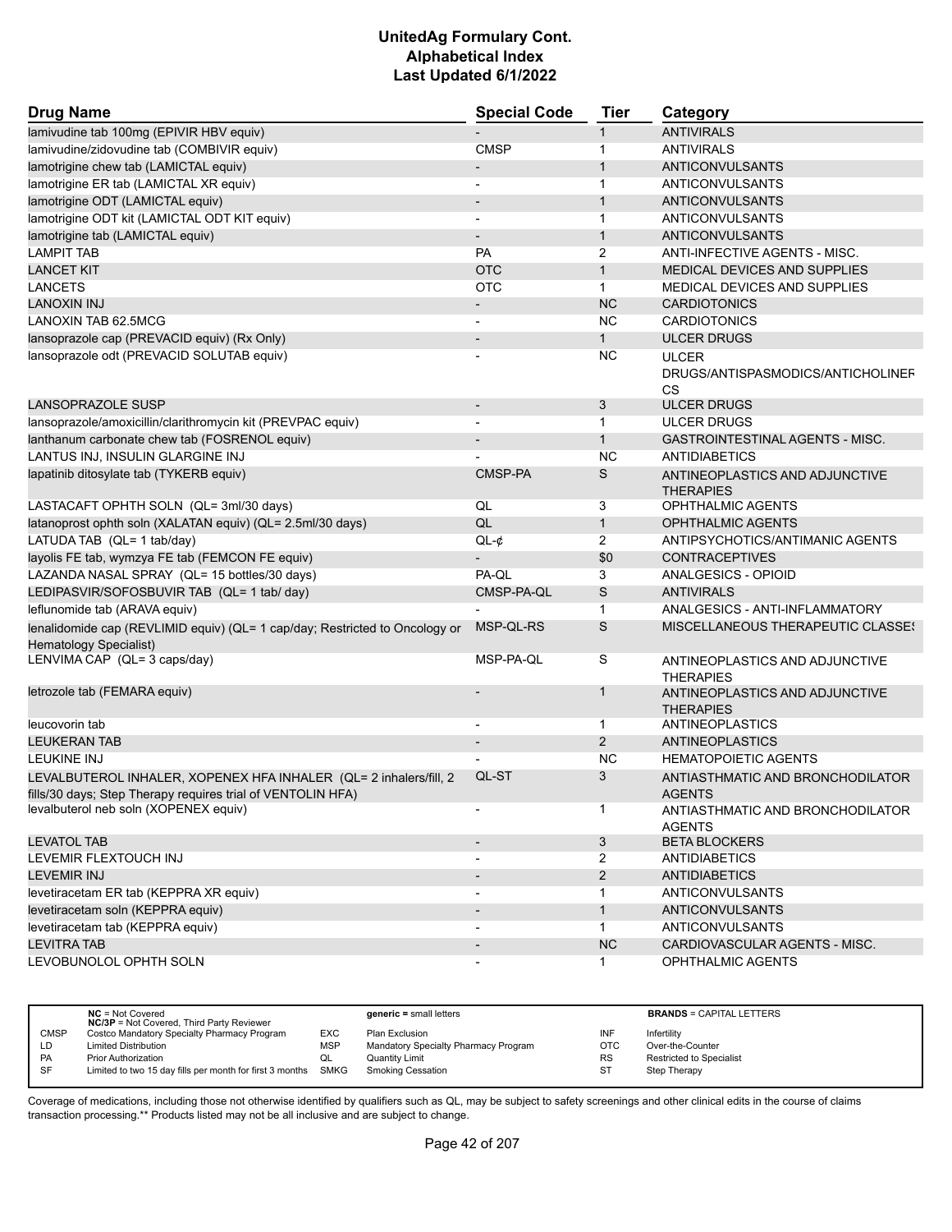# UnitedAg Formulary Cont.
## Alphabetical Index
### Last Updated 6/1/2022

| Drug Name | Special Code | Tier | Category |
|---|---|---|---|
| lamivudine tab 100mg (EPIVIR HBV equiv) | - | 1 | ANTIVIRALS |
| lamivudine/zidovudine tab (COMBIVIR equiv) | CMSP | 1 | ANTIVIRALS |
| lamotrigine chew tab (LAMICTAL equiv) | - | 1 | ANTICONVULSANTS |
| lamotrigine ER tab (LAMICTAL XR equiv) | - | 1 | ANTICONVULSANTS |
| lamotrigine ODT (LAMICTAL equiv) | - | 1 | ANTICONVULSANTS |
| lamotrigine ODT kit (LAMICTAL ODT KIT equiv) | - | 1 | ANTICONVULSANTS |
| lamotrigine tab (LAMICTAL equiv) | - | 1 | ANTICONVULSANTS |
| LAMPIT TAB | PA | 2 | ANTI-INFECTIVE AGENTS - MISC. |
| LANCET KIT | OTC | 1 | MEDICAL DEVICES AND SUPPLIES |
| LANCETS | OTC | 1 | MEDICAL DEVICES AND SUPPLIES |
| LANOXIN INJ | - | NC | CARDIOTONICS |
| LANOXIN TAB 62.5MCG | - | NC | CARDIOTONICS |
| lansoprazole cap (PREVACID equiv) (Rx Only) | - | 1 | ULCER DRUGS |
| lansoprazole odt (PREVACID SOLUTAB equiv) | - | NC | ULCER DRUGS/ANTISPASMODICS/ANTICHOLINERGICS |
| LANSOPRAZOLE SUSP | - | 3 | ULCER DRUGS |
| lansoprazole/amoxicillin/clarithromycin kit (PREVPAC equiv) | - | 1 | ULCER DRUGS |
| lanthanum carbonate chew tab (FOSRENOL equiv) | - | 1 | GASTROINTESTINAL AGENTS - MISC. |
| LANTUS INJ, INSULIN GLARGINE INJ | - | NC | ANTIDIABETICS |
| lapatinib ditosylate tab (TYKERB equiv) | CMSP-PA | S | ANTINEOPLASTICS AND ADJUNCTIVE THERAPIES |
| LASTACAFT OPHTH SOLN (QL= 3ml/30 days) | QL | 3 | OPHTHALMIC AGENTS |
| latanoprost ophth soln (XALATAN equiv) (QL= 2.5ml/30 days) | QL | 1 | OPHTHALMIC AGENTS |
| LATUDA TAB (QL= 1 tab/day) | QL-¢ | 2 | ANTIPSYCHOTICS/ANTIMANIC AGENTS |
| layolis FE tab, wymzya FE tab (FEMCON FE equiv) | - | $0 | CONTRACEPTIVES |
| LAZANDA NASAL SPRAY (QL= 15 bottles/30 days) | PA-QL | 3 | ANALGESICS - OPIOID |
| LEDIPASVIR/SOFOSBUVIR TAB (QL= 1 tab/ day) | CMSP-PA-QL | S | ANTIVIRALS |
| leflunomide tab (ARAVA equiv) | - | 1 | ANALGESICS - ANTI-INFLAMMATORY |
| lenalidomide cap (REVLIMID equiv) (QL= 1 cap/day; Restricted to Oncology or Hematology Specialist) | MSP-QL-RS | S | MISCELLANEOUS THERAPEUTIC CLASSES |
| LENVIMA CAP (QL= 3 caps/day) | MSP-PA-QL | S | ANTINEOPLASTICS AND ADJUNCTIVE THERAPIES |
| letrozole tab (FEMARA equiv) | - | 1 | ANTINEOPLASTICS AND ADJUNCTIVE THERAPIES |
| leucovorin tab | - | 1 | ANTINEOPLASTICS |
| LEUKERAN TAB | - | 2 | ANTINEOPLASTICS |
| LEUKINE INJ | - | NC | HEMATOPOIETIC AGENTS |
| LEVALBUTEROL INHALER, XOPENEX HFA INHALER (QL= 2 inhalers/fill, 2 fills/30 days; Step Therapy requires trial of VENTOLIN HFA) | QL-ST | 3 | ANTIASTHMATIC AND BRONCHODILATOR AGENTS |
| levalbuterol neb soln (XOPENEX equiv) | - | 1 | ANTIASTHMATIC AND BRONCHODILATOR AGENTS |
| LEVATOL TAB | - | 3 | BETA BLOCKERS |
| LEVEMIR FLEXTOUCH INJ | - | 2 | ANTIDIABETICS |
| LEVEMIR INJ | - | 2 | ANTIDIABETICS |
| levetiracetam ER tab (KEPPRA XR equiv) | - | 1 | ANTICONVULSANTS |
| levetiracetam soln (KEPPRA equiv) | - | 1 | ANTICONVULSANTS |
| levetiracetam tab (KEPPRA equiv) | - | 1 | ANTICONVULSANTS |
| LEVITRA TAB | - | NC | CARDIOVASCULAR AGENTS - MISC. |
| LEVOBUNOLOL OPHTH SOLN | - | 1 | OPHTHALMIC AGENTS |

| | | | | | |
|---|---|---|---|---|---|
| | **NC** = Not Covered<br>**NC/3P** = Not Covered, Third Party Reviewer | | **generic =** small letters | | **BRANDS** = CAPITAL LETTERS |
| CMSP | Costco Mandatory Specialty Pharmacy Program | EXC | Plan Exclusion | INF | Infertility |
| LD | Limited Distribution | MSP | Mandatory Specialty Pharmacy Program | OTC | Over-the-Counter |
| PA | Prior Authorization | QL | Quantity Limit | RS | Restricted to Specialist |
| SF | Limited to two 15 day fills per month for first 3 months | SMKG | Smoking Cessation | ST | Step Therapy |

Coverage of medications, including those not otherwise identified by qualifiers such as QL, may be subject to safety screenings and other clinical edits in the course of claims transaction processing.** Products listed may not be all inclusive and are subject to change.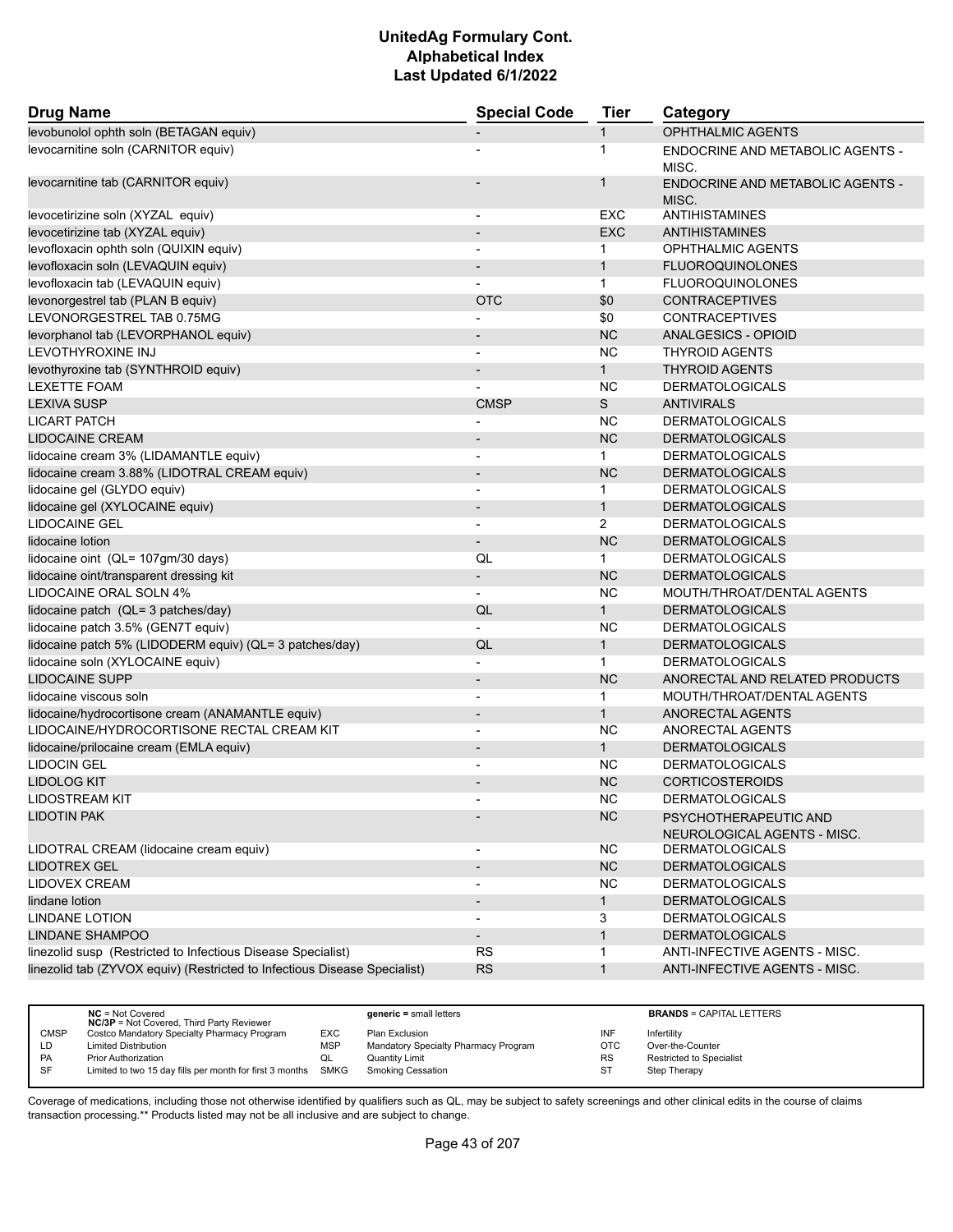# UnitedAg Formulary Cont.
## Alphabetical Index
### Last Updated 6/1/2022

| Drug Name | Special Code | Tier | Category |
|---|---|---|---|
| levobunolol ophth soln (BETAGAN equiv) | - | 1 | OPHTHALMIC AGENTS |
| levocarnitine soln (CARNITOR equiv) | - | 1 | ENDOCRINE AND METABOLIC AGENTS - MISC. |
| levocarnitine tab (CARNITOR equiv) | - | 1 | ENDOCRINE AND METABOLIC AGENTS - MISC. |
| levocetirizine soln (XYZAL equiv) | - | EXC | ANTIHISTAMINES |
| levocetirizine tab (XYZAL equiv) | - | EXC | ANTIHISTAMINES |
| levofloxacin ophth soln (QUIXIN equiv) | - | 1 | OPHTHALMIC AGENTS |
| levofloxacin soln (LEVAQUIN equiv) | - | 1 | FLUOROQUINOLONES |
| levofloxacin tab (LEVAQUIN equiv) | - | 1 | FLUOROQUINOLONES |
| levonorgestrel tab (PLAN B equiv) | OTC | $0 | CONTRACEPTIVES |
| LEVONORGESTREL TAB 0.75MG | - | $0 | CONTRACEPTIVES |
| levorphanol tab (LEVORPHANOL equiv) | - | NC | ANALGESICS - OPIOID |
| LEVOTHYROXINE INJ | - | NC | THYROID AGENTS |
| levothyroxine tab (SYNTHROID equiv) | - | 1 | THYROID AGENTS |
| LEXETTE FOAM | - | NC | DERMATOLOGICALS |
| LEXIVA SUSP | CMSP | S | ANTIVIRALS |
| LICART PATCH | - | NC | DERMATOLOGICALS |
| LIDOCAINE CREAM | - | NC | DERMATOLOGICALS |
| lidocaine cream 3% (LIDAMANTLE equiv) | - | 1 | DERMATOLOGICALS |
| lidocaine cream 3.88% (LIDOTRAL CREAM equiv) | - | NC | DERMATOLOGICALS |
| lidocaine gel (GLYDO equiv) | - | 1 | DERMATOLOGICALS |
| lidocaine gel (XYLOCAINE equiv) | - | 1 | DERMATOLOGICALS |
| LIDOCAINE GEL | - | 2 | DERMATOLOGICALS |
| lidocaine lotion | - | NC | DERMATOLOGICALS |
| lidocaine oint (QL= 107gm/30 days) | QL | 1 | DERMATOLOGICALS |
| lidocaine oint/transparent dressing kit | - | NC | DERMATOLOGICALS |
| LIDOCAINE ORAL SOLN 4% | - | NC | MOUTH/THROAT/DENTAL AGENTS |
| lidocaine patch (QL= 3 patches/day) | QL | 1 | DERMATOLOGICALS |
| lidocaine patch 3.5% (GEN7T equiv) | - | NC | DERMATOLOGICALS |
| lidocaine patch 5% (LIDODERM equiv) (QL= 3 patches/day) | QL | 1 | DERMATOLOGICALS |
| lidocaine soln (XYLOCAINE equiv) | - | 1 | DERMATOLOGICALS |
| LIDOCAINE SUPP | - | NC | ANORECTAL AND RELATED PRODUCTS |
| lidocaine viscous soln | - | 1 | MOUTH/THROAT/DENTAL AGENTS |
| lidocaine/hydrocortisone cream (ANAMANTLE equiv) | - | 1 | ANORECTAL AGENTS |
| LIDOCAINE/HYDROCORTISONE RECTAL CREAM KIT | - | NC | ANORECTAL AGENTS |
| lidocaine/prilocaine cream (EMLA equiv) | - | 1 | DERMATOLOGICALS |
| LIDOCIN GEL | - | NC | DERMATOLOGICALS |
| LIDOLOG KIT | - | NC | CORTICOSTEROIDS |
| LIDOSTREAM KIT | - | NC | DERMATOLOGICALS |
| LIDOTIN PAK | - | NC | PSYCHOTHERAPEUTIC AND NEUROLOGICAL AGENTS - MISC. |
| LIDOTRAL CREAM (lidocaine cream equiv) | - | NC | DERMATOLOGICALS |
| LIDOTREX GEL | - | NC | DERMATOLOGICALS |
| LIDOVEX CREAM | - | NC | DERMATOLOGICALS |
| lindane lotion | - | 1 | DERMATOLOGICALS |
| LINDANE LOTION | - | 3 | DERMATOLOGICALS |
| LINDANE SHAMPOO | - | 1 | DERMATOLOGICALS |
| linezolid susp (Restricted to Infectious Disease Specialist) | RS | 1 | ANTI-INFECTIVE AGENTS - MISC. |
| linezolid tab (ZYVOX equiv) (Restricted to Infectious Disease Specialist) | RS | 1 | ANTI-INFECTIVE AGENTS - MISC. |

| | | | | | |
|---|---|---|---|---|---|
| | **NC** = Not Covered<br>**NC/3P** = Not Covered, Third Party Reviewer | | **generic =** small letters | | **BRANDS** = CAPITAL LETTERS |
| CMSP | Costco Mandatory Specialty Pharmacy Program | EXC | Plan Exclusion | INF | Infertility |
| LD | Limited Distribution | MSP | Mandatory Specialty Pharmacy Program | OTC | Over-the-Counter |
| PA | Prior Authorization | QL | Quantity Limit | RS | Restricted to Specialist |
| SF | Limited to two 15 day fills per month for first 3 months | SMKG | Smoking Cessation | ST | Step Therapy |

Coverage of medications, including those not otherwise identified by qualifiers such as QL, may be subject to safety screenings and other clinical edits in the course of claims transaction processing.** Products listed may not be all inclusive and are subject to change.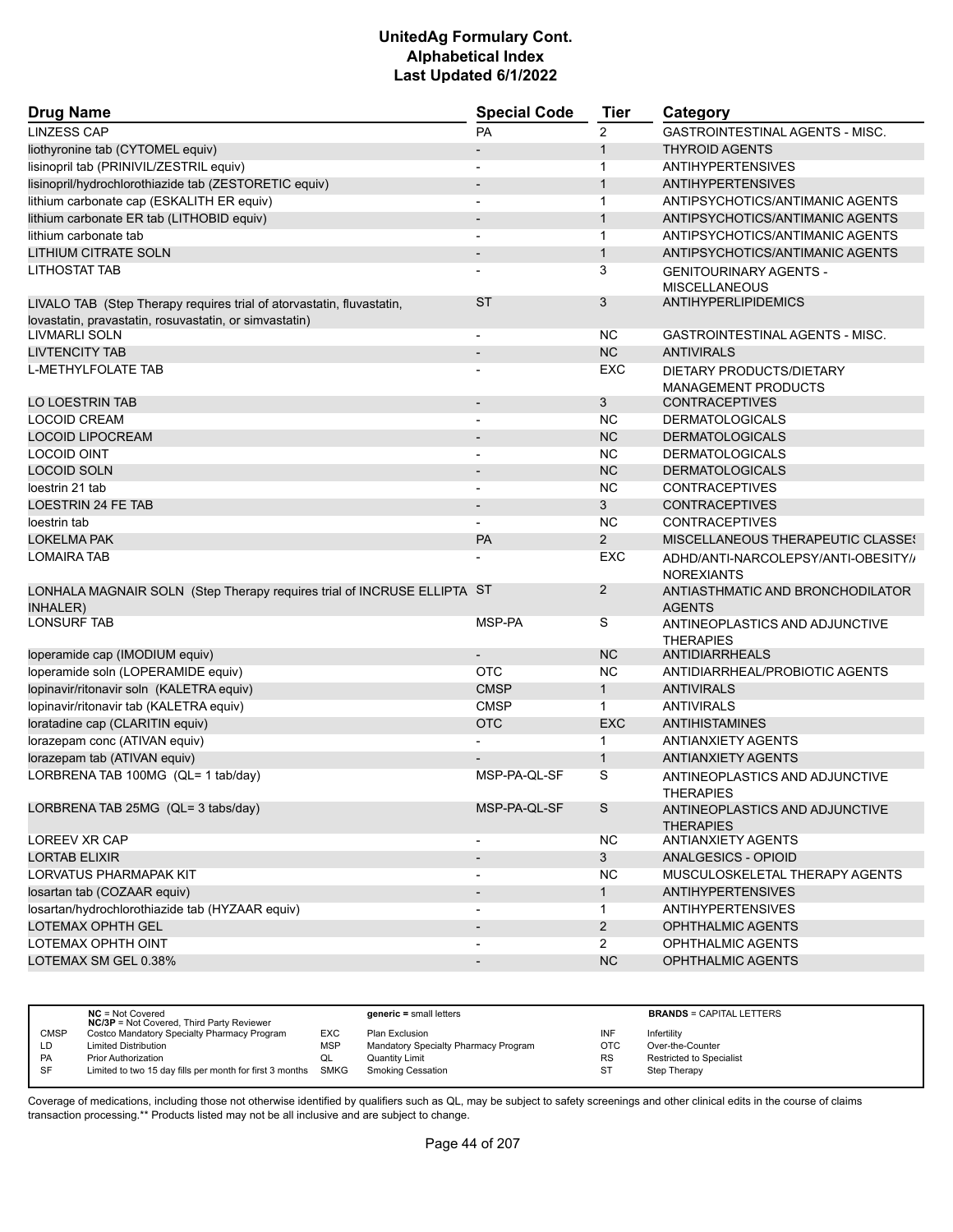# UnitedAg Formulary Cont.
# Alphabetical Index
# Last Updated 6/1/2022

| Drug Name | Special Code | Tier | Category |
|---|---|---|---|
| LINZESS CAP | PA | 2 | GASTROINTESTINAL AGENTS - MISC. |
| liothyronine tab (CYTOMEL equiv) | - | 1 | THYROID AGENTS |
| lisinopril tab (PRINIVIL/ZESTRIL equiv) | - | 1 | ANTIHYPERTENSIVES |
| lisinopril/hydrochlorothiazide tab (ZESTORETIC equiv) | - | 1 | ANTIHYPERTENSIVES |
| lithium carbonate cap (ESKALITH ER equiv) | - | 1 | ANTIPSYCHOTICS/ANTIMANIC AGENTS |
| lithium carbonate ER tab (LITHOBID equiv) | - | 1 | ANTIPSYCHOTICS/ANTIMANIC AGENTS |
| lithium carbonate tab | - | 1 | ANTIPSYCHOTICS/ANTIMANIC AGENTS |
| LITHIUM CITRATE SOLN | - | 1 | ANTIPSYCHOTICS/ANTIMANIC AGENTS |
| LITHOSTAT TAB | - | 3 | GENITOURINARY AGENTS - MISCELLANEOUS |
| LIVALO TAB (Step Therapy requires trial of atorvastatin, fluvastatin, lovastatin, pravastatin, rosuvastatin, or simvastatin) | ST | 3 | ANTIHYPERLIPIDEMICS |
| LIVMARLI SOLN | - | NC | GASTROINTESTINAL AGENTS - MISC. |
| LIVTENCITY TAB | - | NC | ANTIVIRALS |
| L-METHYLFOLATE TAB | - | EXC | DIETARY PRODUCTS/DIETARY MANAGEMENT PRODUCTS |
| LO LOESTRIN TAB | - | 3 | CONTRACEPTIVES |
| LOCOID CREAM | - | NC | DERMATOLOGICALS |
| LOCOID LIPOCREAM | - | NC | DERMATOLOGICALS |
| LOCOID OINT | - | NC | DERMATOLOGICALS |
| LOCOID SOLN | - | NC | DERMATOLOGICALS |
| loestrin 21 tab | - | NC | CONTRACEPTIVES |
| LOESTRIN 24 FE TAB | - | 3 | CONTRACEPTIVES |
| loestrin tab | - | NC | CONTRACEPTIVES |
| LOKELMA PAK | PA | 2 | MISCELLANEOUS THERAPEUTIC CLASSES |
| LOMAIRA TAB | - | EXC | ADHD/ANTI-NARCOLEPSY/ANTI-OBESITY/A NOREXIANTS |
| LONHALA MAGNAIR SOLN (Step Therapy requires trial of INCRUSE ELLIPTA INHALER) | ST | 2 | ANTIASTHMATIC AND BRONCHODILATOR AGENTS |
| LONSURF TAB | MSP-PA | S | ANTINEOPLASTICS AND ADJUNCTIVE THERAPIES |
| loperamide cap (IMODIUM equiv) | - | NC | ANTIDIARRHEALS |
| loperamide soln (LOPERAMIDE equiv) | OTC | NC | ANTIDIARRHEAL/PROBIOTIC AGENTS |
| lopinavir/ritonavir soln (KALETRA equiv) | CMSP | 1 | ANTIVIRALS |
| lopinavir/ritonavir tab (KALETRA equiv) | CMSP | 1 | ANTIVIRALS |
| loratadine cap (CLARITIN equiv) | OTC | EXC | ANTIHISTAMINES |
| lorazepam conc (ATIVAN equiv) | - | 1 | ANTIANXIETY AGENTS |
| lorazepam tab (ATIVAN equiv) | - | 1 | ANTIANXIETY AGENTS |
| LORBRENA TAB 100MG (QL= 1 tab/day) | MSP-PA-QL-SF | S | ANTINEOPLASTICS AND ADJUNCTIVE THERAPIES |
| LORBRENA TAB 25MG (QL= 3 tabs/day) | MSP-PA-QL-SF | S | ANTINEOPLASTICS AND ADJUNCTIVE THERAPIES |
| LOREEV XR CAP | - | NC | ANTIANXIETY AGENTS |
| LORTAB ELIXIR | - | 3 | ANALGESICS - OPIOID |
| LORVATUS PHARMAPAK KIT | - | NC | MUSCULOSKELETAL THERAPY AGENTS |
| losartan tab (COZAAR equiv) | - | 1 | ANTIHYPERTENSIVES |
| losartan/hydrochlorothiazide tab (HYZAAR equiv) | - | 1 | ANTIHYPERTENSIVES |
| LOTEMAX OPHTH GEL | - | 2 | OPHTHALMIC AGENTS |
| LOTEMAX OPHTH OINT | - | 2 | OPHTHALMIC AGENTS |
| LOTEMAX SM GEL 0.38% | - | NC | OPHTHALMIC AGENTS |

| | | | | | |
|---|---|---|---|---|---|
| | **NC** = Not Covered<br>**NC/3P** = Not Covered, Third Party Reviewer | | **generic** = small letters | | **BRANDS** = CAPITAL LETTERS |
| CMSP | Costco Mandatory Specialty Pharmacy Program | EXC | Plan Exclusion | INF | Infertility |
| LD | Limited Distribution | MSP | Mandatory Specialty Pharmacy Program | OTC | Over-the-Counter |
| PA | Prior Authorization | QL | Quantity Limit | RS | Restricted to Specialist |
| SF | Limited to two 15 day fills per month for first 3 months | SMKG | Smoking Cessation | ST | Step Therapy |

Coverage of medications, including those not otherwise identified by qualifiers such as QL, may be subject to safety screenings and other clinical edits in the course of claims transaction processing.** Products listed may not be all inclusive and are subject to change.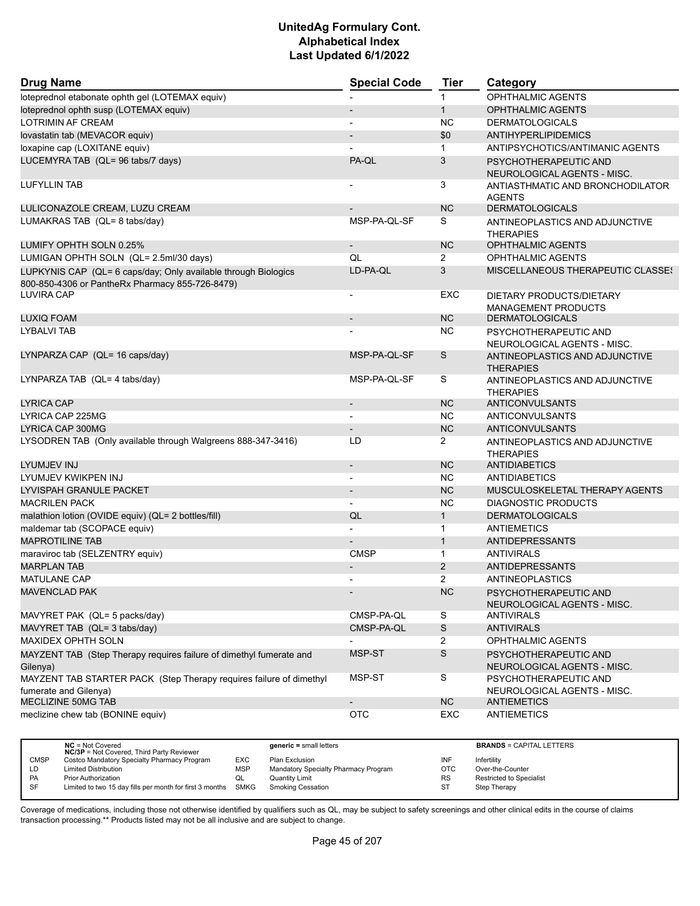# UnitedAg Formulary Cont.
## Alphabetical Index
### Last Updated 6/1/2022

| Drug Name | Special Code | Tier | Category |
|---|---|---|---|
| loteprednol etabonate ophth gel (LOTEMAX equiv) | - | 1 | OPHTHALMIC AGENTS |
| loteprednol ophth susp (LOTEMAX equiv) | - | 1 | OPHTHALMIC AGENTS |
| LOTRIMIN AF CREAM | - | NC | DERMATOLOGICALS |
| lovastatin tab (MEVACOR equiv) | - | $0 | ANTIHYPERLIPIDEMICS |
| loxapine cap (LOXITANE equiv) | - | 1 | ANTIPSYCHOTICS/ANTIMANIC AGENTS |
| LUCEMYRA TAB (QL= 96 tabs/7 days) | PA-QL | 3 | PSYCHOTHERAPEUTIC AND NEUROLOGICAL AGENTS - MISC. |
| LUFYLLIN TAB | - | 3 | ANTIASTHMATIC AND BRONCHODILATOR AGENTS |
| LULICONAZOLE CREAM, LUZU CREAM | - | NC | DERMATOLOGICALS |
| LUMAKRAS TAB (QL= 8 tabs/day) | MSP-PA-QL-SF | S | ANTINEOPLASTICS AND ADJUNCTIVE THERAPIES |
| LUMIFY OPHTH SOLN 0.25% | - | NC | OPHTHALMIC AGENTS |
| LUMIGAN OPHTH SOLN (QL= 2.5ml/30 days) | QL | 2 | OPHTHALMIC AGENTS |
| LUPKYNIS CAP (QL= 6 caps/day; Only available through Biologics 800-850-4306 or PantheRx Pharmacy 855-726-8479) | LD-PA-QL | 3 | MISCELLANEOUS THERAPEUTIC CLASSES |
| LUVIRA CAP | - | EXC | DIETARY PRODUCTS/DIETARY MANAGEMENT PRODUCTS |
| LUXIQ FOAM | - | NC | DERMATOLOGICALS |
| LYBALVI TAB | - | NC | PSYCHOTHERAPEUTIC AND NEUROLOGICAL AGENTS - MISC. |
| LYNPARZA CAP (QL= 16 caps/day) | MSP-PA-QL-SF | S | ANTINEOPLASTICS AND ADJUNCTIVE THERAPIES |
| LYNPARZA TAB (QL= 4 tabs/day) | MSP-PA-QL-SF | S | ANTINEOPLASTICS AND ADJUNCTIVE THERAPIES |
| LYRICA CAP | - | NC | ANTICONVULSANTS |
| LYRICA CAP 225MG | - | NC | ANTICONVULSANTS |
| LYRICA CAP 300MG | - | NC | ANTICONVULSANTS |
| LYSODREN TAB (Only available through Walgreens 888-347-3416) | LD | 2 | ANTINEOPLASTICS AND ADJUNCTIVE THERAPIES |
| LYUMJEV INJ | - | NC | ANTIDIABETICS |
| LYUMJEV KWIKPEN INJ | - | NC | ANTIDIABETICS |
| LYVISPAH GRANULE PACKET | - | NC | MUSCULOSKELETAL THERAPY AGENTS |
| MACRILEN PACK | - | NC | DIAGNOSTIC PRODUCTS |
| malathion lotion (OVIDE equiv) (QL= 2 bottles/fill) | QL | 1 | DERMATOLOGICALS |
| maldemar tab (SCOPACE equiv) | - | 1 | ANTIEMETICS |
| MAPROTILINE TAB | - | 1 | ANTIDEPRESSANTS |
| maraviroc tab (SELZENTRY equiv) | CMSP | 1 | ANTIVIRALS |
| MARPLAN TAB | - | 2 | ANTIDEPRESSANTS |
| MATULANE CAP | - | 2 | ANTINEOPLASTICS |
| MAVENCLAD PAK | - | NC | PSYCHOTHERAPEUTIC AND NEUROLOGICAL AGENTS - MISC. |
| MAVYRET PAK (QL= 5 packs/day) | CMSP-PA-QL | S | ANTIVIRALS |
| MAVYRET TAB (QL= 3 tabs/day) | CMSP-PA-QL | S | ANTIVIRALS |
| MAXIDEX OPHTH SOLN | - | 2 | OPHTHALMIC AGENTS |
| MAYZENT TAB (Step Therapy requires failure of dimethyl fumerate and Gilenya) | MSP-ST | S | PSYCHOTHERAPEUTIC AND NEUROLOGICAL AGENTS - MISC. |
| MAYZENT TAB STARTER PACK (Step Therapy requires failure of dimethyl fumerate and Gilenya) | MSP-ST | S | PSYCHOTHERAPEUTIC AND NEUROLOGICAL AGENTS - MISC. |
| MECLIZINE 50MG TAB | - | NC | ANTIEMETICS |
| meclizine chew tab (BONINE equiv) | OTC | EXC | ANTIEMETICS |

| | NC = Not Covered<br>NC/3P = Not Covered, Third Party Reviewer | | generic = small letters | | BRANDS = CAPITAL LETTERS |
|---|---|---|---|---|---|
| CMSP | Costco Mandatory Specialty Pharmacy Program | EXC | Plan Exclusion | INF | Infertility |
| LD | Limited Distribution | MSP | Mandatory Specialty Pharmacy Program | OTC | Over-the-Counter |
| PA | Prior Authorization | QL | Quantity Limit | RS | Restricted to Specialist |
| SF | Limited to two 15 day fills per month for first 3 months | SMKG | Smoking Cessation | ST | Step Therapy |

Coverage of medications, including those not otherwise identified by qualifiers such as QL, may be subject to safety screenings and other clinical edits in the course of claims transaction processing.** Products listed may not be all inclusive and are subject to change.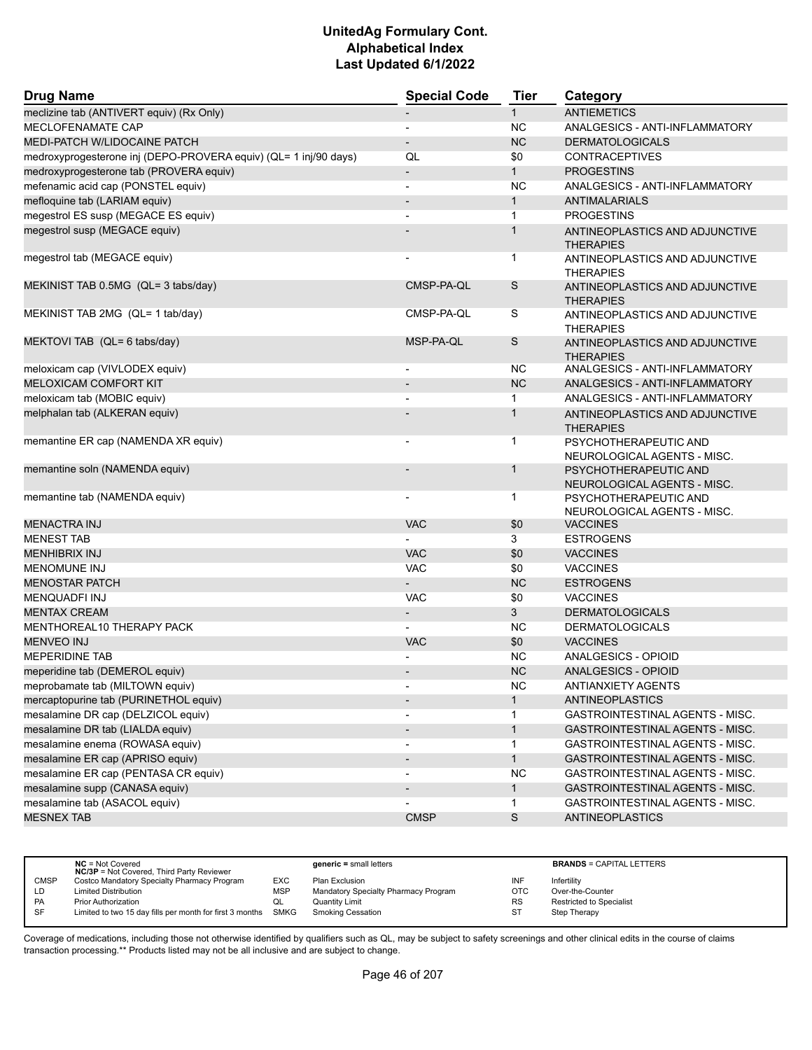# UnitedAg Formulary Cont.
## Alphabetical Index
### Last Updated 6/1/2022

| Drug Name | Special Code | Tier | Category |
|---|---|---|---|
| meclizine tab (ANTIVERT equiv) (Rx Only) | - | 1 | ANTIEMETICS |
| MECLOFENAMATE CAP | - | NC | ANALGESICS - ANTI-INFLAMMATORY |
| MEDI-PATCH W/LIDOCAINE PATCH | - | NC | DERMATOLOGICALS |
| medroxyprogesterone inj (DEPO-PROVERA equiv) (QL= 1 inj/90 days) | QL | $0 | CONTRACEPTIVES |
| medroxyprogesterone tab (PROVERA equiv) | - | 1 | PROGESTINS |
| mefenamic acid cap (PONSTEL equiv) | - | NC | ANALGESICS - ANTI-INFLAMMATORY |
| mefloquine tab (LARIAM equiv) | - | 1 | ANTIMALARIALS |
| megestrol ES susp (MEGACE ES equiv) | - | 1 | PROGESTINS |
| megestrol susp (MEGACE equiv) | - | 1 | ANTINEOPLASTICS AND ADJUNCTIVE THERAPIES |
| megestrol tab (MEGACE equiv) | - | 1 | ANTINEOPLASTICS AND ADJUNCTIVE THERAPIES |
| MEKINIST TAB 0.5MG (QL= 3 tabs/day) | CMSP-PA-QL | S | ANTINEOPLASTICS AND ADJUNCTIVE THERAPIES |
| MEKINIST TAB 2MG (QL= 1 tab/day) | CMSP-PA-QL | S | ANTINEOPLASTICS AND ADJUNCTIVE THERAPIES |
| MEKTOVI TAB (QL= 6 tabs/day) | MSP-PA-QL | S | ANTINEOPLASTICS AND ADJUNCTIVE THERAPIES |
| meloxicam cap (VIVLODEX equiv) | - | NC | ANALGESICS - ANTI-INFLAMMATORY |
| MELOXICAM COMFORT KIT | - | NC | ANALGESICS - ANTI-INFLAMMATORY |
| meloxicam tab (MOBIC equiv) | - | 1 | ANALGESICS - ANTI-INFLAMMATORY |
| melphalan tab (ALKERAN equiv) | - | 1 | ANTINEOPLASTICS AND ADJUNCTIVE THERAPIES |
| memantine ER cap (NAMENDA XR equiv) | - | 1 | PSYCHOTHERAPEUTIC AND NEUROLOGICAL AGENTS - MISC. |
| memantine soln (NAMENDA equiv) | - | 1 | PSYCHOTHERAPEUTIC AND NEUROLOGICAL AGENTS - MISC. |
| memantine tab (NAMENDA equiv) | - | 1 | PSYCHOTHERAPEUTIC AND NEUROLOGICAL AGENTS - MISC. |
| MENACTRA INJ | VAC | $0 | VACCINES |
| MENEST TAB | - | 3 | ESTROGENS |
| MENHIBRIX INJ | VAC | $0 | VACCINES |
| MENOMUNE INJ | VAC | $0 | VACCINES |
| MENOSTAR PATCH | - | NC | ESTROGENS |
| MENQUADFI INJ | VAC | $0 | VACCINES |
| MENTAX CREAM | - | 3 | DERMATOLOGICALS |
| MENTHOREAL10 THERAPY PACK | - | NC | DERMATOLOGICALS |
| MENVEO INJ | VAC | $0 | VACCINES |
| MEPERIDINE TAB | - | NC | ANALGESICS - OPIOID |
| meperidine tab (DEMEROL equiv) | - | NC | ANALGESICS - OPIOID |
| meprobamate tab (MILTOWN equiv) | - | NC | ANTIANXIETY AGENTS |
| mercaptopurine tab (PURINETHOL equiv) | - | 1 | ANTINEOPLASTICS |
| mesalamine DR cap (DELZICOL equiv) | - | 1 | GASTROINTESTINAL AGENTS - MISC. |
| mesalamine DR tab (LIALDA equiv) | - | 1 | GASTROINTESTINAL AGENTS - MISC. |
| mesalamine enema (ROWASA equiv) | - | 1 | GASTROINTESTINAL AGENTS - MISC. |
| mesalamine ER cap (APRISO equiv) | - | 1 | GASTROINTESTINAL AGENTS - MISC. |
| mesalamine ER cap (PENTASA CR equiv) | - | NC | GASTROINTESTINAL AGENTS - MISC. |
| mesalamine supp (CANASA equiv) | - | 1 | GASTROINTESTINAL AGENTS - MISC. |
| mesalamine tab (ASACOL equiv) | - | 1 | GASTROINTESTINAL AGENTS - MISC. |
| MESNEX TAB | CMSP | S | ANTINEOPLASTICS |

| | | | | | |
|---|---|---|---|---|---|
| **NC** = Not Covered<br>**NC/3P** = Not Covered, Third Party Reviewer | | **generic =** small letters | | **BRANDS** = CAPITAL LETTERS | |
| CMSP | Costco Mandatory Specialty Pharmacy Program | EXC | Plan Exclusion | INF | Infertility |
| LD | Limited Distribution | MSP | Mandatory Specialty Pharmacy Program | OTC | Over-the-Counter |
| PA | Prior Authorization | QL | Quantity Limit | RS | Restricted to Specialist |
| SF | Limited to two 15 day fills per month for first 3 months | SMKG | Smoking Cessation | ST | Step Therapy |

Coverage of medications, including those not otherwise identified by qualifiers such as QL, may be subject to safety screenings and other clinical edits in the course of claims transaction processing.** Products listed may not be all inclusive and are subject to change.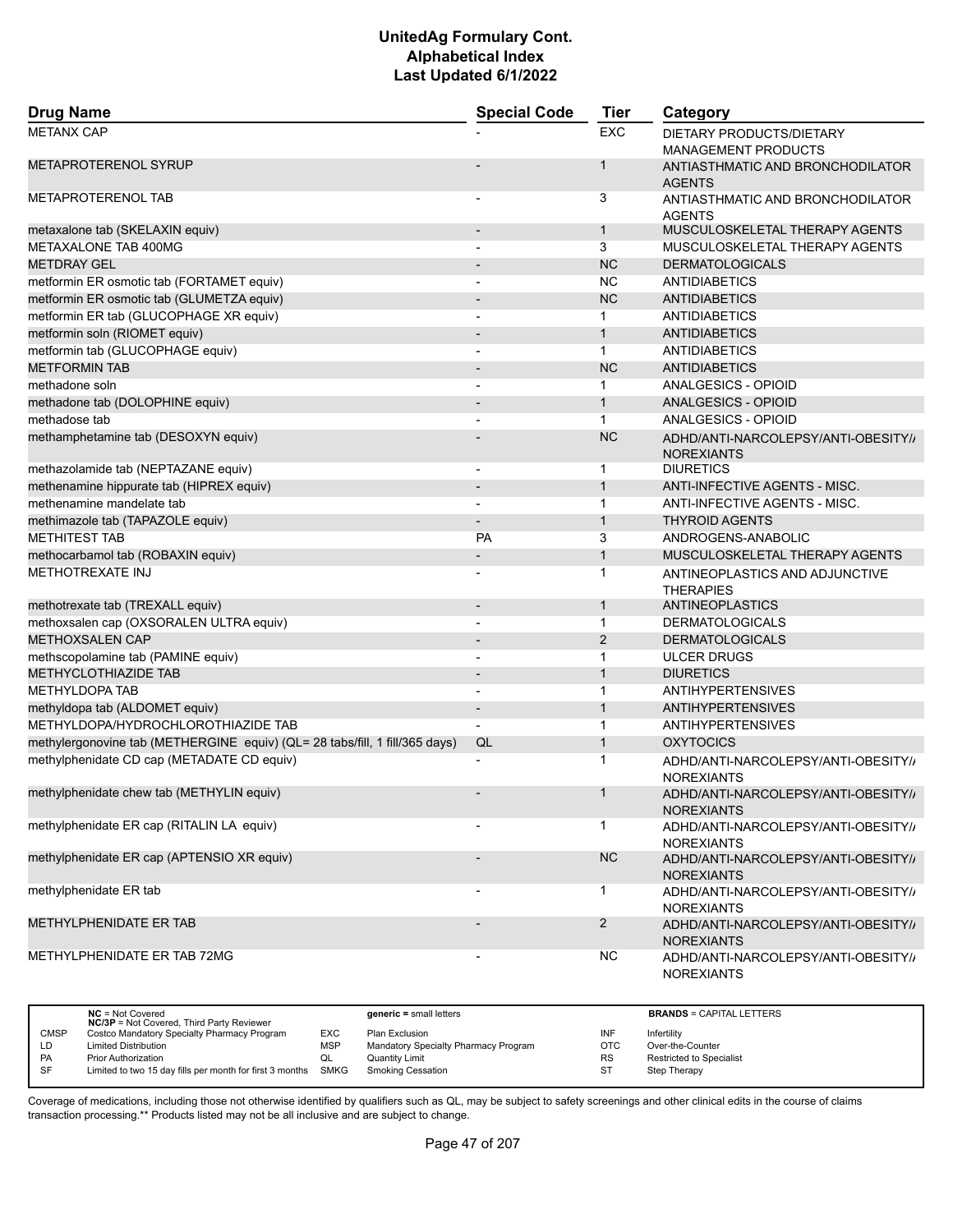# UnitedAg Formulary Cont.
# Alphabetical Index
# Last Updated 6/1/2022

| Drug Name | Special Code | Tier | Category |
|---|---|---|---|
| METANX CAP | - | EXC | DIETARY PRODUCTS/DIETARY MANAGEMENT PRODUCTS |
| METAPROTERENOL SYRUP | - | 1 | ANTIASTHMATIC AND BRONCHODILATOR AGENTS |
| METAPROTERENOL TAB | - | 3 | ANTIASTHMATIC AND BRONCHODILATOR AGENTS |
| metaxalone tab (SKELAXIN equiv) | - | 1 | MUSCULOSKELETAL THERAPY AGENTS |
| METAXALONE TAB 400MG | - | 3 | MUSCULOSKELETAL THERAPY AGENTS |
| METDRAY GEL | - | NC | DERMATOLOGICALS |
| metformin ER osmotic tab (FORTAMET equiv) | - | NC | ANTIDIABETICS |
| metformin ER osmotic tab (GLUMETZA equiv) | - | NC | ANTIDIABETICS |
| metformin ER tab (GLUCOPHAGE XR equiv) | - | 1 | ANTIDIABETICS |
| metformin soln (RIOMET equiv) | - | 1 | ANTIDIABETICS |
| metformin tab (GLUCOPHAGE equiv) | - | 1 | ANTIDIABETICS |
| METFORMIN TAB | - | NC | ANTIDIABETICS |
| methadone soln | - | 1 | ANALGESICS - OPIOID |
| methadone tab (DOLOPHINE equiv) | - | 1 | ANALGESICS - OPIOID |
| methadose tab | - | 1 | ANALGESICS - OPIOID |
| methamphetamine tab (DESOXYN equiv) | - | NC | ADHD/ANTI-NARCOLEPSY/ANTI-OBESITY/ANOREXIANTS |
| methazolamide tab (NEPTAZANE equiv) | - | 1 | DIURETICS |
| methenamine hippurate tab (HIPREX equiv) | - | 1 | ANTI-INFECTIVE AGENTS - MISC. |
| methenamine mandelate tab | - | 1 | ANTI-INFECTIVE AGENTS - MISC. |
| methimazole tab (TAPAZOLE equiv) | - | 1 | THYROID AGENTS |
| METHITEST TAB | PA | 3 | ANDROGENS-ANABOLIC |
| methocarbamol tab (ROBAXIN equiv) | - | 1 | MUSCULOSKELETAL THERAPY AGENTS |
| METHOTREXATE INJ | - | 1 | ANTINEOPLASTICS AND ADJUNCTIVE THERAPIES |
| methotrexate tab (TREXALL equiv) | - | 1 | ANTINEOPLASTICS |
| methoxsalen cap (OXSORALEN ULTRA equiv) | - | 1 | DERMATOLOGICALS |
| METHOXSALEN CAP | - | 2 | DERMATOLOGICALS |
| methscopolamine tab (PAMINE equiv) | - | 1 | ULCER DRUGS |
| METHYCLOTHIAZIDE TAB | - | 1 | DIURETICS |
| METHYLDOPA TAB | - | 1 | ANTIHYPERTENSIVES |
| methyldopa tab (ALDOMET equiv) | - | 1 | ANTIHYPERTENSIVES |
| METHYLDOPA/HYDROCHLOROTHIAZIDE TAB | - | 1 | ANTIHYPERTENSIVES |
| methylergonovine tab (METHERGINE equiv) (QL= 28 tabs/fill, 1 fill/365 days) | QL | 1 | OXYTOCICS |
| methylphenidate CD cap (METADATE CD equiv) | - | 1 | ADHD/ANTI-NARCOLEPSY/ANTI-OBESITY/ANOREXIANTS |
| methylphenidate chew tab (METHYLIN equiv) | - | 1 | ADHD/ANTI-NARCOLEPSY/ANTI-OBESITY/ANOREXIANTS |
| methylphenidate ER cap (RITALIN LA equiv) | - | 1 | ADHD/ANTI-NARCOLEPSY/ANTI-OBESITY/ANOREXIANTS |
| methylphenidate ER cap (APTENSIO XR equiv) | - | NC | ADHD/ANTI-NARCOLEPSY/ANTI-OBESITY/ANOREXIANTS |
| methylphenidate ER tab | - | 1 | ADHD/ANTI-NARCOLEPSY/ANTI-OBESITY/ANOREXIANTS |
| METHYLPHENIDATE ER TAB | - | 2 | ADHD/ANTI-NARCOLEPSY/ANTI-OBESITY/ANOREXIANTS |
| METHYLPHENIDATE ER TAB 72MG | - | NC | ADHD/ANTI-NARCOLEPSY/ANTI-OBESITY/ANOREXIANTS |

| | NC = Not Covered<br>NC/3P = Not Covered, Third Party Reviewer | | generic = small letters | | BRANDS = CAPITAL LETTERS |
|---|---|---|---|---|---|
| CMSP | Costco Mandatory Specialty Pharmacy Program | EXC | Plan Exclusion | INF | Infertility |
| LD | Limited Distribution | MSP | Mandatory Specialty Pharmacy Program | OTC | Over-the-Counter |
| PA | Prior Authorization | QL | Quantity Limit | RS | Restricted to Specialist |
| SF | Limited to two 15 day fills per month for first 3 months | SMKG | Smoking Cessation | ST | Step Therapy |

Coverage of medications, including those not otherwise identified by qualifiers such as QL, may be subject to safety screenings and other clinical edits in the course of claims transaction processing.** Products listed may not be all inclusive and are subject to change.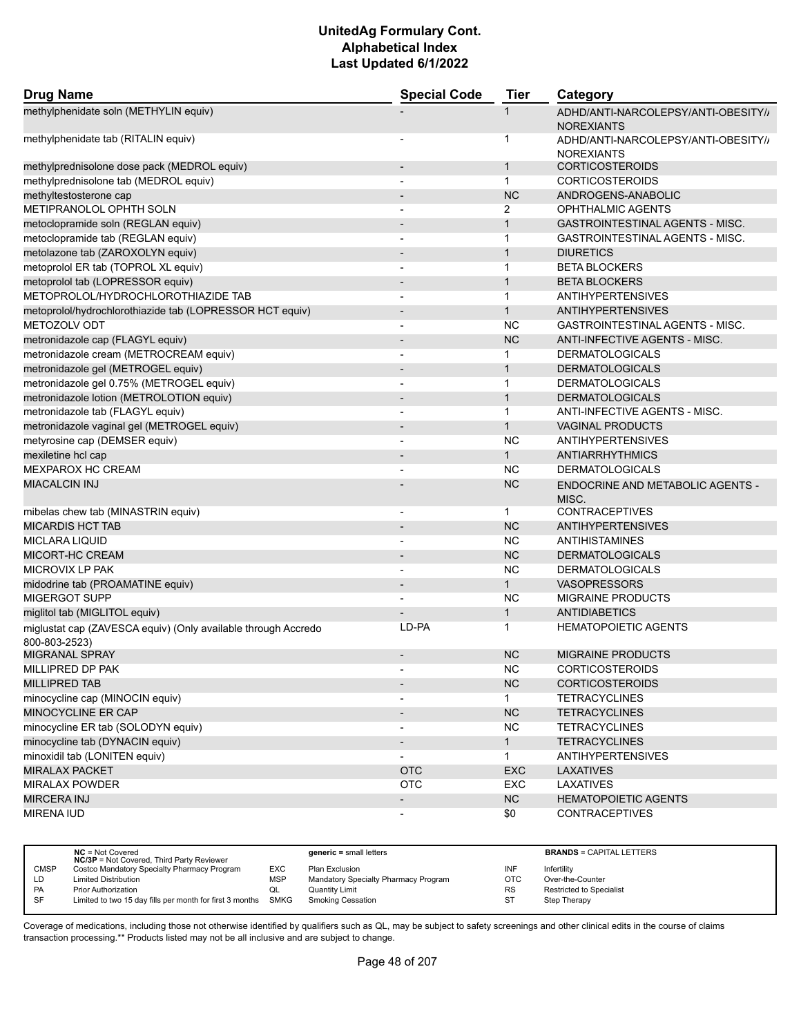# UnitedAg Formulary Cont.
# Alphabetical Index
# Last Updated 6/1/2022

| Drug Name | Special Code | Tier | Category |
|---|---|---|---|
| methylphenidate soln (METHYLIN equiv) | - | 1 | ADHD/ANTI-NARCOLEPSY/ANTI-OBESITY/ NOREXIANTS |
| methylphenidate tab (RITALIN equiv) | - | 1 | ADHD/ANTI-NARCOLEPSY/ANTI-OBESITY/ NOREXIANTS |
| methylprednisolone dose pack (MEDROL equiv) | - | 1 | CORTICOSTEROIDS |
| methylprednisolone tab (MEDROL equiv) | - | 1 | CORTICOSTEROIDS |
| methyltestosterone cap | - | NC | ANDROGENS-ANABOLIC |
| METIPRANOLOL OPHTH SOLN | - | 2 | OPHTHALMIC AGENTS |
| metoclopramide soln (REGLAN equiv) | - | 1 | GASTROINTESTINAL AGENTS - MISC. |
| metoclopramide tab (REGLAN equiv) | - | 1 | GASTROINTESTINAL AGENTS - MISC. |
| metolazone tab (ZAROXOLYN equiv) | - | 1 | DIURETICS |
| metoprolol ER tab (TOPROL XL equiv) | - | 1 | BETA BLOCKERS |
| metoprolol tab (LOPRESSOR equiv) | - | 1 | BETA BLOCKERS |
| METOPROLOL/HYDROCHLOROTHIAZIDE TAB | - | 1 | ANTIHYPERTENSIVES |
| metoprolol/hydrochlorothiazide tab (LOPRESSOR HCT equiv) | - | 1 | ANTIHYPERTENSIVES |
| METOZOLV ODT | - | NC | GASTROINTESTINAL AGENTS - MISC. |
| metronidazole cap (FLAGYL equiv) | - | NC | ANTI-INFECTIVE AGENTS - MISC. |
| metronidazole cream (METROCREAM equiv) | - | 1 | DERMATOLOGICALS |
| metronidazole gel (METROGEL equiv) | - | 1 | DERMATOLOGICALS |
| metronidazole gel 0.75% (METROGEL equiv) | - | 1 | DERMATOLOGICALS |
| metronidazole lotion (METROLOTION equiv) | - | 1 | DERMATOLOGICALS |
| metronidazole tab (FLAGYL equiv) | - | 1 | ANTI-INFECTIVE AGENTS - MISC. |
| metronidazole vaginal gel (METROGEL equiv) | - | 1 | VAGINAL PRODUCTS |
| metyrosine cap (DEMSER equiv) | - | NC | ANTIHYPERTENSIVES |
| mexiletine hcl cap | - | 1 | ANTIARRHYTHMICS |
| MEXPAROX HC CREAM | - | NC | DERMATOLOGICALS |
| MIACALCIN INJ | - | NC | ENDOCRINE AND METABOLIC AGENTS - MISC. |
| mibelas chew tab (MINASTRIN equiv) | - | 1 | CONTRACEPTIVES |
| MICARDIS HCT TAB | - | NC | ANTIHYPERTENSIVES |
| MICLARA LIQUID | - | NC | ANTIHISTAMINES |
| MICORT-HC CREAM | - | NC | DERMATOLOGICALS |
| MICROVIX LP PAK | - | NC | DERMATOLOGICALS |
| midodrine tab (PROAMATINE equiv) | - | 1 | VASOPRESSORS |
| MIGERGOT SUPP | - | NC | MIGRAINE PRODUCTS |
| miglitol tab (MIGLITOL equiv) | - | 1 | ANTIDIABETICS |
| miglustat cap (ZAVESCA equiv) (Only available through Accredo 800-803-2523) | LD-PA | 1 | HEMATOPOIETIC AGENTS |
| MIGRANAL SPRAY | - | NC | MIGRAINE PRODUCTS |
| MILLIPRED DP PAK | - | NC | CORTICOSTEROIDS |
| MILLIPRED TAB | - | NC | CORTICOSTEROIDS |
| minocycline cap (MINOCIN equiv) | - | 1 | TETRACYCLINES |
| MINOCYCLINE ER CAP | - | NC | TETRACYCLINES |
| minocycline ER tab (SOLODYN equiv) | - | NC | TETRACYCLINES |
| minocycline tab (DYNACIN equiv) | - | 1 | TETRACYCLINES |
| minoxidil tab (LONITEN equiv) | - | 1 | ANTIHYPERTENSIVES |
| MIRALAX PACKET | OTC | EXC | LAXATIVES |
| MIRALAX POWDER | OTC | EXC | LAXATIVES |
| MIRCERA INJ | - | NC | HEMATOPOIETIC AGENTS |
| MIRENA IUD | - | $0 | CONTRACEPTIVES |

| | | | | | |
|---|---|---|---|---|---|
| NC = Not Covered<br>NC/3P = Not Covered, Third Party Reviewer | | generic = small letters | | BRANDS = CAPITAL LETTERS | |
| CMSP | Costco Mandatory Specialty Pharmacy Program | EXC | Plan Exclusion | INF | Infertility |
| LD | Limited Distribution | MSP | Mandatory Specialty Pharmacy Program | OTC | Over-the-Counter |
| PA | Prior Authorization | QL | Quantity Limit | RS | Restricted to Specialist |
| SF | Limited to two 15 day fills per month for first 3 months | SMKG | Smoking Cessation | ST | Step Therapy |

Coverage of medications, including those not otherwise identified by qualifiers such as QL, may be subject to safety screenings and other clinical edits in the course of claims transaction processing.** Products listed may not be all inclusive and are subject to change.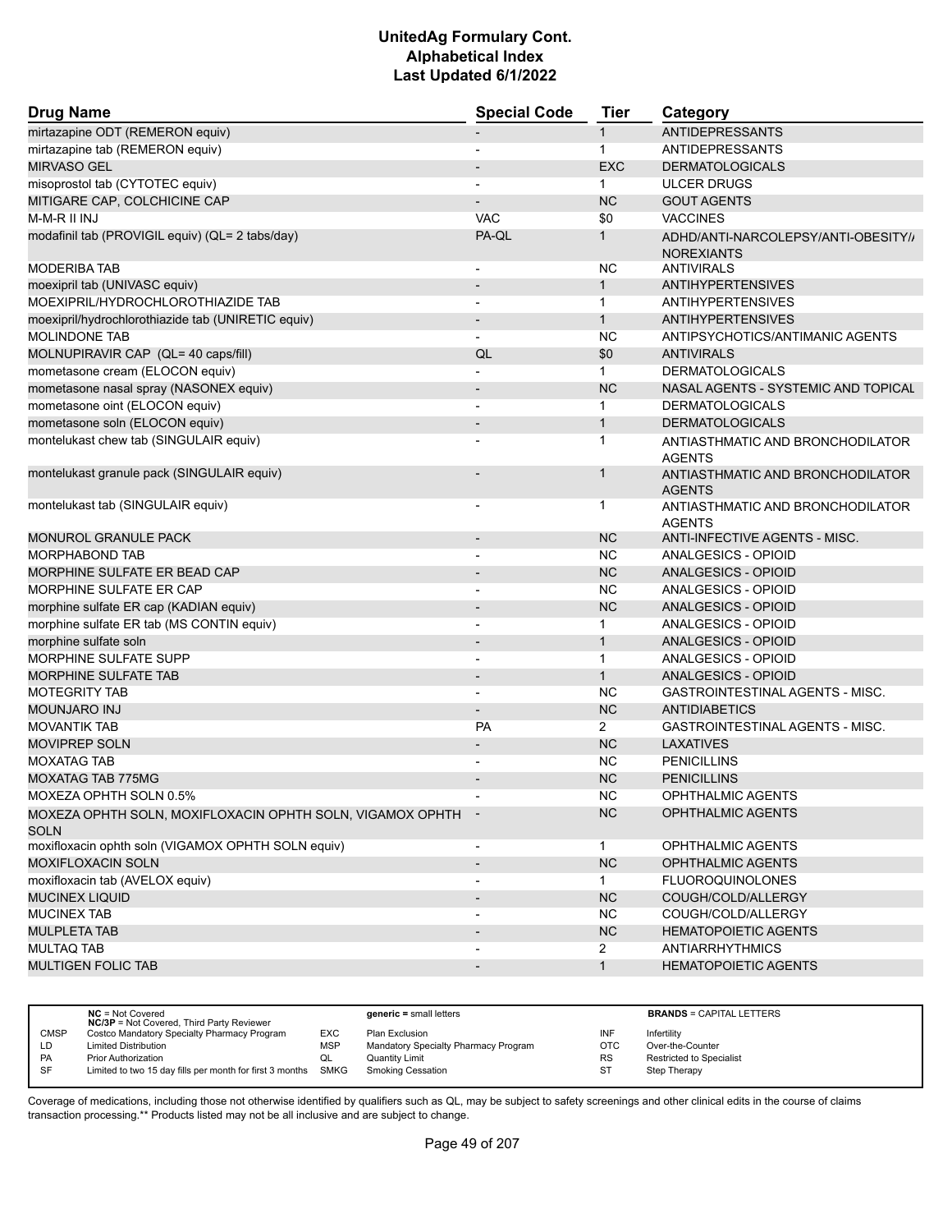# UnitedAg Formulary Cont.
# Alphabetical Index
# Last Updated 6/1/2022

| Drug Name | Special Code | Tier | Category |
|---|---|---|---|
| mirtazapine ODT (REMERON equiv) | - | 1 | ANTIDEPRESSANTS |
| mirtazapine tab (REMERON equiv) | - | 1 | ANTIDEPRESSANTS |
| MIRVASO GEL | - | EXC | DERMATOLOGICALS |
| misoprostol tab (CYTOTEC equiv) | - | 1 | ULCER DRUGS |
| MITIGARE CAP, COLCHICINE CAP | - | NC | GOUT AGENTS |
| M-M-R II INJ | VAC | $0 | VACCINES |
| modafinil tab (PROVIGIL equiv) (QL= 2 tabs/day) | PA-QL | 1 | ADHD/ANTI-NARCOLEPSY/ANTI-OBESITY/ANOREXIANTS |
| MODERIBA TAB | - | NC | ANTIVIRALS |
| moexipril tab (UNIVASC equiv) | - | 1 | ANTIHYPERTENSIVES |
| MOEXIPRIL/HYDROCHLOROTHIAZIDE TAB | - | 1 | ANTIHYPERTENSIVES |
| moexipril/hydrochlorothiazide tab (UNIRETIC equiv) | - | 1 | ANTIHYPERTENSIVES |
| MOLINDONE TAB | - | NC | ANTIPSYCHOTICS/ANTIMANIC AGENTS |
| MOLNUPIRAVIR CAP (QL= 40 caps/fill) | QL | $0 | ANTIVIRALS |
| mometasone cream (ELOCON equiv) | - | 1 | DERMATOLOGICALS |
| mometasone nasal spray (NASONEX equiv) | - | NC | NASAL AGENTS - SYSTEMIC AND TOPICAL |
| mometasone oint (ELOCON equiv) | - | 1 | DERMATOLOGICALS |
| mometasone soln (ELOCON equiv) | - | 1 | DERMATOLOGICALS |
| montelukast chew tab (SINGULAIR equiv) | - | 1 | ANTIASTHMATIC AND BRONCHODILATOR AGENTS |
| montelukast granule pack (SINGULAIR equiv) | - | 1 | ANTIASTHMATIC AND BRONCHODILATOR AGENTS |
| montelukast tab (SINGULAIR equiv) | - | 1 | ANTIASTHMATIC AND BRONCHODILATOR AGENTS |
| MONUROL GRANULE PACK | - | NC | ANTI-INFECTIVE AGENTS - MISC. |
| MORPHABOND TAB | - | NC | ANALGESICS - OPIOID |
| MORPHINE SULFATE ER BEAD CAP | - | NC | ANALGESICS - OPIOID |
| MORPHINE SULFATE ER CAP | - | NC | ANALGESICS - OPIOID |
| morphine sulfate ER cap (KADIAN equiv) | - | NC | ANALGESICS - OPIOID |
| morphine sulfate ER tab (MS CONTIN equiv) | - | 1 | ANALGESICS - OPIOID |
| morphine sulfate soln | - | 1 | ANALGESICS - OPIOID |
| MORPHINE SULFATE SUPP | - | 1 | ANALGESICS - OPIOID |
| MORPHINE SULFATE TAB | - | 1 | ANALGESICS - OPIOID |
| MOTEGRITY TAB | - | NC | GASTROINTESTINAL AGENTS - MISC. |
| MOUNJARO INJ | - | NC | ANTIDIABETICS |
| MOVANTIK TAB | PA | 2 | GASTROINTESTINAL AGENTS - MISC. |
| MOVIPREP SOLN | - | NC | LAXATIVES |
| MOXATAG TAB | - | NC | PENICILLINS |
| MOXATAG TAB 775MG | - | NC | PENICILLINS |
| MOXEZA OPHTH SOLN 0.5% | - | NC | OPHTHALMIC AGENTS |
| MOXEZA OPHTH SOLN, MOXIFLOXACIN OPHTH SOLN, VIGAMOX OPHTH SOLN | - | NC | OPHTHALMIC AGENTS |
| moxifloxacin ophth soln (VIGAMOX OPHTH SOLN equiv) | - | 1 | OPHTHALMIC AGENTS |
| MOXIFLOXACIN SOLN | - | NC | OPHTHALMIC AGENTS |
| moxifloxacin tab (AVELOX equiv) | - | 1 | FLUOROQUINOLONES |
| MUCINEX LIQUID | - | NC | COUGH/COLD/ALLERGY |
| MUCINEX TAB | - | NC | COUGH/COLD/ALLERGY |
| MULPLETA TAB | - | NC | HEMATOPOIETIC AGENTS |
| MULTAQ TAB | - | 2 | ANTIARRHYTHMICS |
| MULTIGEN FOLIC TAB | - | 1 | HEMATOPOIETIC AGENTS |

| | | | | | |
|---|---|---|---|---|---|
| **NC** = Not Covered<br>**NC/3P** = Not Covered, Third Party Reviewer | | **generic =** small letters | | **BRANDS** = CAPITAL LETTERS | |
| CMSP | Costco Mandatory Specialty Pharmacy Program | EXC | Plan Exclusion | INF | Infertility |
| LD | Limited Distribution | MSP | Mandatory Specialty Pharmacy Program | OTC | Over-the-Counter |
| PA | Prior Authorization | QL | Quantity Limit | RS | Restricted to Specialist |
| SF | Limited to two 15 day fills per month for first 3 months | SMKG | Smoking Cessation | ST | Step Therapy |

Coverage of medications, including those not otherwise identified by qualifiers such as QL, may be subject to safety screenings and other clinical edits in the course of claims transaction processing.** Products listed may not be all inclusive and are subject to change.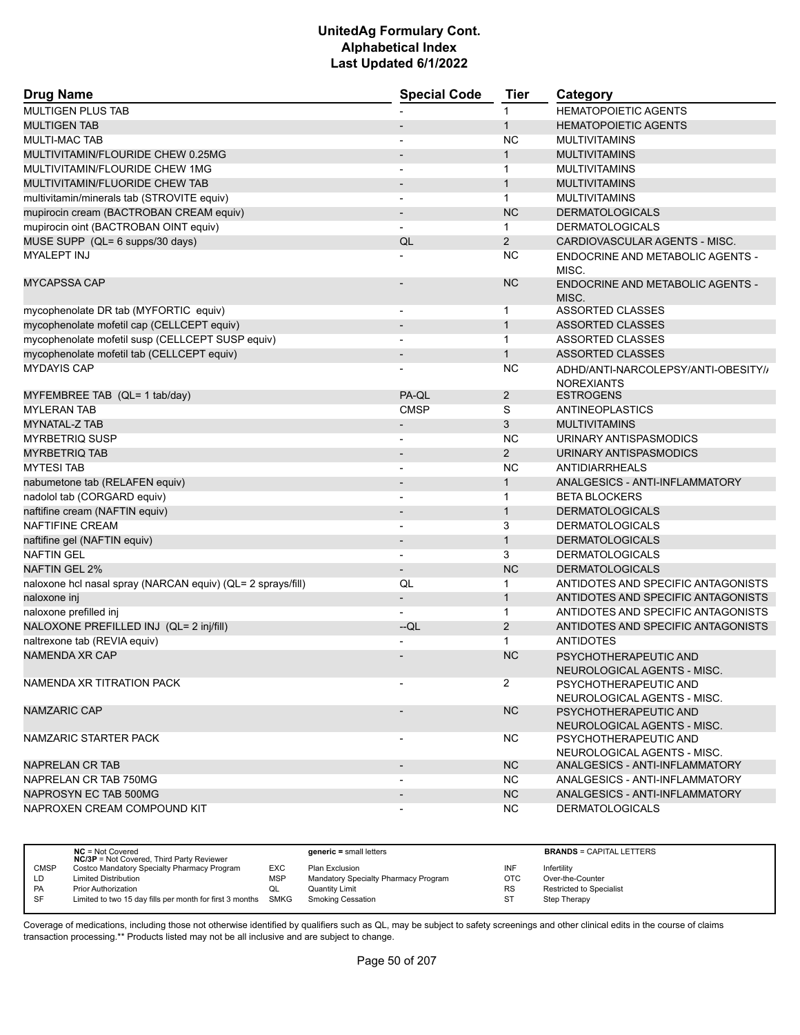# UnitedAg Formulary Cont.
## Alphabetical Index
### Last Updated 6/1/2022

| Drug Name | Special Code | Tier | Category |
|---|---|---|---|
| MULTIGEN PLUS TAB | - | 1 | HEMATOPOIETIC AGENTS |
| MULTIGEN TAB | - | 1 | HEMATOPOIETIC AGENTS |
| MULTI-MAC TAB | - | NC | MULTIVITAMINS |
| MULTIVITAMIN/FLOURIDE CHEW 0.25MG | - | 1 | MULTIVITAMINS |
| MULTIVITAMIN/FLOURIDE CHEW 1MG | - | 1 | MULTIVITAMINS |
| MULTIVITAMIN/FLUORIDE CHEW TAB | - | 1 | MULTIVITAMINS |
| multivitamin/minerals tab (STROVITE equiv) | - | 1 | MULTIVITAMINS |
| mupirocin cream (BACTROBAN CREAM equiv) | - | NC | DERMATOLOGICALS |
| mupirocin oint (BACTROBAN OINT equiv) | - | 1 | DERMATOLOGICALS |
| MUSE SUPP (QL= 6 supps/30 days) | QL | 2 | CARDIOVASCULAR AGENTS - MISC. |
| MYALEPT INJ | - | NC | ENDOCRINE AND METABOLIC AGENTS - MISC. |
| MYCAPSSA CAP | - | NC | ENDOCRINE AND METABOLIC AGENTS - MISC. |
| mycophenolate DR tab (MYFORTIC equiv) | - | 1 | ASSORTED CLASSES |
| mycophenolate mofetil cap (CELLCEPT equiv) | - | 1 | ASSORTED CLASSES |
| mycophenolate mofetil susp (CELLCEPT SUSP equiv) | - | 1 | ASSORTED CLASSES |
| mycophenolate mofetil tab (CELLCEPT equiv) | - | 1 | ASSORTED CLASSES |
| MYDAYIS CAP | - | NC | ADHD/ANTI-NARCOLEPSY/ANTI-OBESITY/ANOREXIANTS |
| MYFEMBREE TAB (QL= 1 tab/day) | PA-QL | 2 | ESTROGENS |
| MYLERAN TAB | CMSP | S | ANTINEOPLASTICS |
| MYNATAL-Z TAB | - | 3 | MULTIVITAMINS |
| MYRBETRIQ SUSP | - | NC | URINARY ANTISPASMODICS |
| MYRBETRIQ TAB | - | 2 | URINARY ANTISPASMODICS |
| MYTESI TAB | - | NC | ANTIDIARRHEALS |
| nabumetone tab (RELAFEN equiv) | - | 1 | ANALGESICS - ANTI-INFLAMMATORY |
| nadolol tab (CORGARD equiv) | - | 1 | BETA BLOCKERS |
| naftifine cream (NAFTIN equiv) | - | 1 | DERMATOLOGICALS |
| NAFTIFINE CREAM | - | 3 | DERMATOLOGICALS |
| naftifine gel (NAFTIN equiv) | - | 1 | DERMATOLOGICALS |
| NAFTIN GEL | - | 3 | DERMATOLOGICALS |
| NAFTIN GEL 2% | - | NC | DERMATOLOGICALS |
| naloxone hcl nasal spray (NARCAN equiv) (QL= 2 sprays/fill) | QL | 1 | ANTIDOTES AND SPECIFIC ANTAGONISTS |
| naloxone inj | - | 1 | ANTIDOTES AND SPECIFIC ANTAGONISTS |
| naloxone prefilled inj | - | 1 | ANTIDOTES AND SPECIFIC ANTAGONISTS |
| NALOXONE PREFILLED INJ (QL= 2 inj/fill) | --QL | 2 | ANTIDOTES AND SPECIFIC ANTAGONISTS |
| naltrexone tab (REVIA equiv) | - | 1 | ANTIDOTES |
| NAMENDA XR CAP | - | NC | PSYCHOTHERAPEUTIC AND NEUROLOGICAL AGENTS - MISC. |
| NAMENDA XR TITRATION PACK | - | 2 | PSYCHOTHERAPEUTIC AND NEUROLOGICAL AGENTS - MISC. |
| NAMZARIC CAP | - | NC | PSYCHOTHERAPEUTIC AND NEUROLOGICAL AGENTS - MISC. |
| NAMZARIC STARTER PACK | - | NC | PSYCHOTHERAPEUTIC AND NEUROLOGICAL AGENTS - MISC. |
| NAPRELAN CR TAB | - | NC | ANALGESICS - ANTI-INFLAMMATORY |
| NAPRELAN CR TAB 750MG | - | NC | ANALGESICS - ANTI-INFLAMMATORY |
| NAPROSYN EC TAB 500MG | - | NC | ANALGESICS - ANTI-INFLAMMATORY |
| NAPROXEN CREAM COMPOUND KIT | - | NC | DERMATOLOGICALS |

| | | | | | |
|---|---|---|---|---|---|
| **NC** = Not Covered<br>**NC/3P** = Not Covered, Third Party Reviewer | | **generic** = small letters | | **BRANDS** = CAPITAL LETTERS | |
| CMSP | Costco Mandatory Specialty Pharmacy Program | EXC | Plan Exclusion | INF | Infertility |
| LD | Limited Distribution | MSP | Mandatory Specialty Pharmacy Program | OTC | Over-the-Counter |
| PA | Prior Authorization | QL | Quantity Limit | RS | Restricted to Specialist |
| SF | Limited to two 15 day fills per month for first 3 months | SMKG | Smoking Cessation | ST | Step Therapy |

Coverage of medications, including those not otherwise identified by qualifiers such as QL, may be subject to safety screenings and other clinical edits in the course of claims transaction processing.** Products listed may not be all inclusive and are subject to change.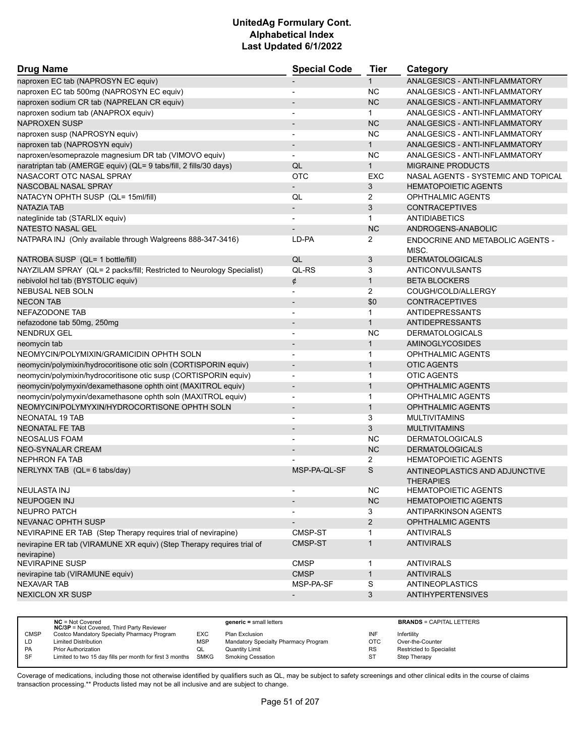# UnitedAg Formulary Cont.
# Alphabetical Index
# Last Updated 6/1/2022

| Drug Name | Special Code | Tier | Category |
|---|---|---|---|
| naproxen EC tab (NAPROSYN EC equiv) | - | 1 | ANALGESICS - ANTI-INFLAMMATORY |
| naproxen EC tab 500mg (NAPROSYN EC equiv) | - | NC | ANALGESICS - ANTI-INFLAMMATORY |
| naproxen sodium CR tab (NAPRELAN CR equiv) | - | NC | ANALGESICS - ANTI-INFLAMMATORY |
| naproxen sodium tab (ANAPROX equiv) | - | 1 | ANALGESICS - ANTI-INFLAMMATORY |
| NAPROXEN SUSP | - | NC | ANALGESICS - ANTI-INFLAMMATORY |
| naproxen susp (NAPROSYN equiv) | - | NC | ANALGESICS - ANTI-INFLAMMATORY |
| naproxen tab (NAPROSYN equiv) | - | 1 | ANALGESICS - ANTI-INFLAMMATORY |
| naproxen/esomeprazole magnesium DR tab (VIMOVO equiv) | - | NC | ANALGESICS - ANTI-INFLAMMATORY |
| naratriptan tab (AMERGE equiv) (QL= 9 tabs/fill, 2 fills/30 days) | QL | 1 | MIGRAINE PRODUCTS |
| NASACORT OTC NASAL SPRAY | OTC | EXC | NASAL AGENTS - SYSTEMIC AND TOPICAL |
| NASCOBAL NASAL SPRAY | - | 3 | HEMATOPOIETIC AGENTS |
| NATACYN OPHTH SUSP (QL= 15ml/fill) | QL | 2 | OPHTHALMIC AGENTS |
| NATAZIA TAB | - | 3 | CONTRACEPTIVES |
| nateglinide tab (STARLIX equiv) | - | 1 | ANTIDIABETICS |
| NATESTO NASAL GEL | - | NC | ANDROGENS-ANABOLIC |
| NATPARA INJ (Only available through Walgreens 888-347-3416) | LD-PA | 2 | ENDOCRINE AND METABOLIC AGENTS - MISC. |
| NATROBA SUSP (QL= 1 bottle/fill) | QL | 3 | DERMATOLOGICALS |
| NAYZILAM SPRAY (QL= 2 packs/fill; Restricted to Neurology Specialist) | QL-RS | 3 | ANTICONVULSANTS |
| nebivolol hcl tab (BYSTOLIC equiv) | ¢ | 1 | BETA BLOCKERS |
| NEBUSAL NEB SOLN | - | 2 | COUGH/COLD/ALLERGY |
| NECON TAB | - | $0 | CONTRACEPTIVES |
| NEFAZODONE TAB | - | 1 | ANTIDEPRESSANTS |
| nefazodone tab 50mg, 250mg | - | 1 | ANTIDEPRESSANTS |
| NENDRUX GEL | - | NC | DERMATOLOGICALS |
| neomycin tab | - | 1 | AMINOGLYCOSIDES |
| NEOMYCIN/POLYMIXIN/GRAMICIDIN OPHTH SOLN | - | 1 | OPHTHALMIC AGENTS |
| neomycin/polymixin/hydrocoritisone otic soln (CORTISPORIN equiv) | - | 1 | OTIC AGENTS |
| neomycin/polymixin/hydrocoritisone otic susp (CORTISPORIN equiv) | - | 1 | OTIC AGENTS |
| neomycin/polymyxin/dexamethasone ophth oint (MAXITROL equiv) | - | 1 | OPHTHALMIC AGENTS |
| neomycin/polymyxin/dexamethasone ophth soln (MAXITROL equiv) | - | 1 | OPHTHALMIC AGENTS |
| NEOMYCIN/POLYMYXIN/HYDROCORTISONE OPHTH SOLN | - | 1 | OPHTHALMIC AGENTS |
| NEONATAL 19 TAB | - | 3 | MULTIVITAMINS |
| NEONATAL FE TAB | - | 3 | MULTIVITAMINS |
| NEOSALUS FOAM | - | NC | DERMATOLOGICALS |
| NEO-SYNALAR CREAM | - | NC | DERMATOLOGICALS |
| NEPHRON FA TAB | - | 2 | HEMATOPOIETIC AGENTS |
| NERLYNX TAB (QL= 6 tabs/day) | MSP-PA-QL-SF | S | ANTINEOPLASTICS AND ADJUNCTIVE THERAPIES |
| NEULASTA INJ | - | NC | HEMATOPOIETIC AGENTS |
| NEUPOGEN INJ | - | NC | HEMATOPOIETIC AGENTS |
| NEUPRO PATCH | - | 3 | ANTIPARKINSON AGENTS |
| NEVANAC OPHTH SUSP | - | 2 | OPHTHALMIC AGENTS |
| NEVIRAPINE ER TAB (Step Therapy requires trial of nevirapine) | CMSP-ST | 1 | ANTIVIRALS |
| nevirapine ER tab (VIRAMUNE XR equiv) (Step Therapy requires trial of nevirapine) | CMSP-ST | 1 | ANTIVIRALS |
| NEVIRAPINE SUSP | CMSP | 1 | ANTIVIRALS |
| nevirapine tab (VIRAMUNE equiv) | CMSP | 1 | ANTIVIRALS |
| NEXAVAR TAB | MSP-PA-SF | S | ANTINEOPLASTICS |
| NEXICLON XR SUSP | - | 3 | ANTIHYPERTENSIVES |

| | | | | | |
|---|---|---|---|---|---|
| | **NC** = Not Covered<br>**NC/3P** = Not Covered, Third Party Reviewer | | **generic =** small letters | | **BRANDS** = CAPITAL LETTERS |
| CMSP | Costco Mandatory Specialty Pharmacy Program | EXC | Plan Exclusion | INF | Infertility |
| LD | Limited Distribution | MSP | Mandatory Specialty Pharmacy Program | OTC | Over-the-Counter |
| PA | Prior Authorization | QL | Quantity Limit | RS | Restricted to Specialist |
| SF | Limited to two 15 day fills per month for first 3 months | SMKG | Smoking Cessation | ST | Step Therapy |

Coverage of medications, including those not otherwise identified by qualifiers such as QL, may be subject to safety screenings and other clinical edits in the course of claims transaction processing.** Products listed may not be all inclusive and are subject to change.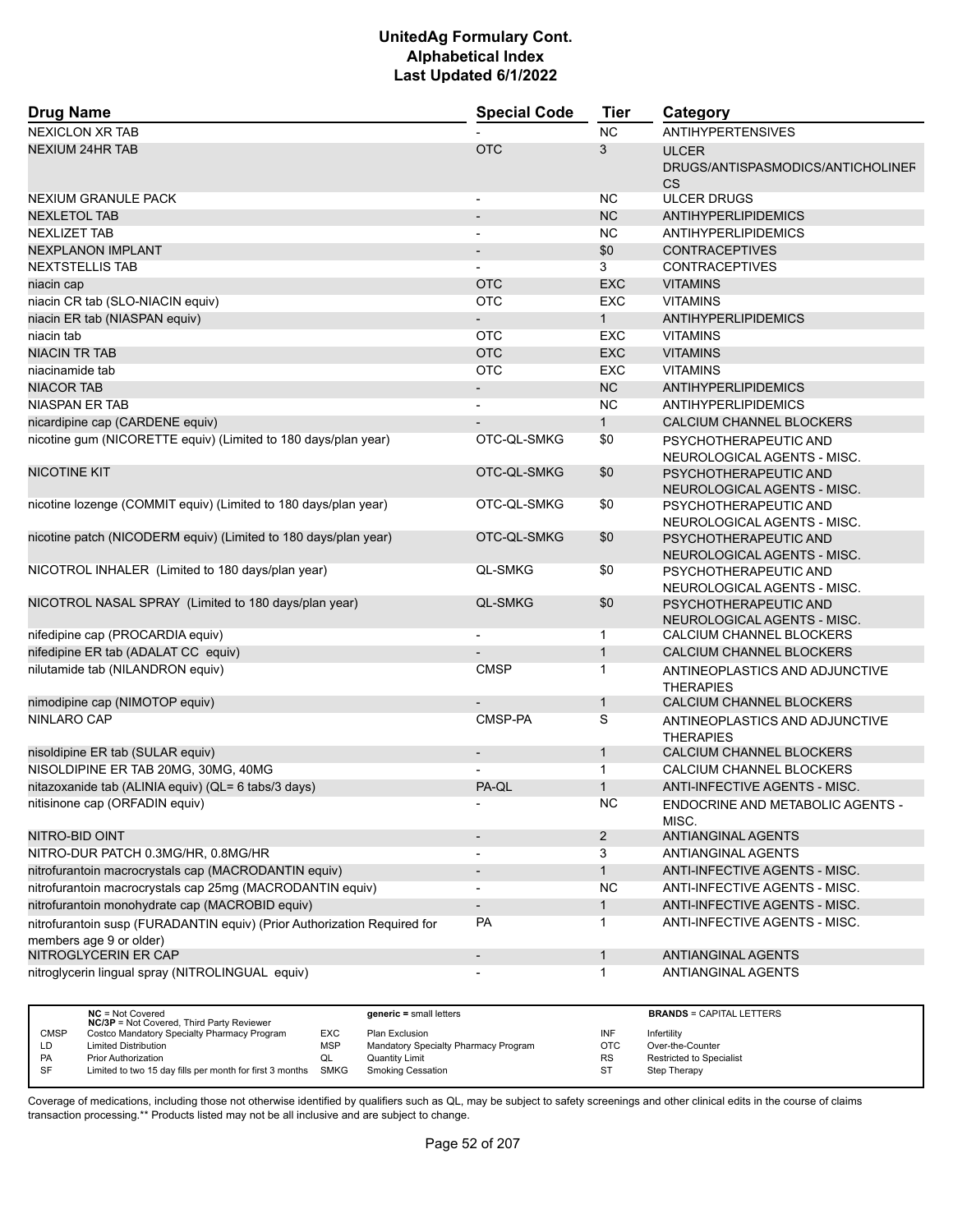# UnitedAg Formulary Cont.
## Alphabetical Index
### Last Updated 6/1/2022

| Drug Name | Special Code | Tier | Category |
|---|---|---|---|
| NEXICLON XR TAB | - | NC | ANTIHYPERTENSIVES |
| NEXIUM 24HR TAB | OTC | 3 | ULCER DRUGS/ANTISPASMODICS/ANTICHOLINERGICS |
| NEXIUM GRANULE PACK | - | NC | ULCER DRUGS |
| NEXLETOL TAB | - | NC | ANTIHYPERLIPIDEMICS |
| NEXLIZET TAB | - | NC | ANTIHYPERLIPIDEMICS |
| NEXPLANON IMPLANT | - | $0 | CONTRACEPTIVES |
| NEXTSTELLIS TAB | - | 3 | CONTRACEPTIVES |
| niacin cap | OTC | EXC | VITAMINS |
| niacin CR tab (SLO-NIACIN equiv) | OTC | EXC | VITAMINS |
| niacin ER tab (NIASPAN equiv) | - | 1 | ANTIHYPERLIPIDEMICS |
| niacin tab | OTC | EXC | VITAMINS |
| NIACIN TR TAB | OTC | EXC | VITAMINS |
| niacinamide tab | OTC | EXC | VITAMINS |
| NIACOR TAB | - | NC | ANTIHYPERLIPIDEMICS |
| NIASPAN ER TAB | - | NC | ANTIHYPERLIPIDEMICS |
| nicardipine cap (CARDENE equiv) | - | 1 | CALCIUM CHANNEL BLOCKERS |
| nicotine gum (NICORETTE equiv) (Limited to 180 days/plan year) | OTC-QL-SMKG | $0 | PSYCHOTHERAPEUTIC AND NEUROLOGICAL AGENTS - MISC. |
| NICOTINE KIT | OTC-QL-SMKG | $0 | PSYCHOTHERAPEUTIC AND NEUROLOGICAL AGENTS - MISC. |
| nicotine lozenge (COMMIT equiv) (Limited to 180 days/plan year) | OTC-QL-SMKG | $0 | PSYCHOTHERAPEUTIC AND NEUROLOGICAL AGENTS - MISC. |
| nicotine patch (NICODERM equiv) (Limited to 180 days/plan year) | OTC-QL-SMKG | $0 | PSYCHOTHERAPEUTIC AND NEUROLOGICAL AGENTS - MISC. |
| NICOTROL INHALER (Limited to 180 days/plan year) | QL-SMKG | $0 | PSYCHOTHERAPEUTIC AND NEUROLOGICAL AGENTS - MISC. |
| NICOTROL NASAL SPRAY (Limited to 180 days/plan year) | QL-SMKG | $0 | PSYCHOTHERAPEUTIC AND NEUROLOGICAL AGENTS - MISC. |
| nifedipine cap (PROCARDIA equiv) | - | 1 | CALCIUM CHANNEL BLOCKERS |
| nifedipine ER tab (ADALAT CC equiv) | - | 1 | CALCIUM CHANNEL BLOCKERS |
| nilutamide tab (NILANDRON equiv) | CMSP | 1 | ANTINEOPLASTICS AND ADJUNCTIVE THERAPIES |
| nimodipine cap (NIMOTOP equiv) | - | 1 | CALCIUM CHANNEL BLOCKERS |
| NINLARO CAP | CMSP-PA | S | ANTINEOPLASTICS AND ADJUNCTIVE THERAPIES |
| nisoldipine ER tab (SULAR equiv) | - | 1 | CALCIUM CHANNEL BLOCKERS |
| NISOLDIPINE ER TAB 20MG, 30MG, 40MG | - | 1 | CALCIUM CHANNEL BLOCKERS |
| nitazoxanide tab (ALINIA equiv) (QL= 6 tabs/3 days) | PA-QL | 1 | ANTI-INFECTIVE AGENTS - MISC. |
| nitisinone cap (ORFADIN equiv) | - | NC | ENDOCRINE AND METABOLIC AGENTS - MISC. |
| NITRO-BID OINT | - | 2 | ANTIANGINAL AGENTS |
| NITRO-DUR PATCH 0.3MG/HR, 0.8MG/HR | - | 3 | ANTIANGINAL AGENTS |
| nitrofurantoin macrocrystals cap (MACRODANTIN equiv) | - | 1 | ANTI-INFECTIVE AGENTS - MISC. |
| nitrofurantoin macrocrystals cap 25mg (MACRODANTIN equiv) | - | NC | ANTI-INFECTIVE AGENTS - MISC. |
| nitrofurantoin monohydrate cap (MACROBID equiv) | - | 1 | ANTI-INFECTIVE AGENTS - MISC. |
| nitrofurantoin susp (FURADANTIN equiv) (Prior Authorization Required for members age 9 or older) | PA | 1 | ANTI-INFECTIVE AGENTS - MISC. |
| NITROGLYCERIN ER CAP | - | 1 | ANTIANGINAL AGENTS |
| nitroglycerin lingual spray (NITROLINGUAL equiv) | - | 1 | ANTIANGINAL AGENTS |

| | | | | | |
|---|---|---|---|---|---|
| **NC** = Not Covered<br>**NC/3P** = Not Covered, Third Party Reviewer | | **generic =** small letters | | **BRANDS** = CAPITAL LETTERS | |
| CMSP | Costco Mandatory Specialty Pharmacy Program | EXC | Plan Exclusion | INF | Infertility |
| LD | Limited Distribution | MSP | Mandatory Specialty Pharmacy Program | OTC | Over-the-Counter |
| PA | Prior Authorization | QL | Quantity Limit | RS | Restricted to Specialist |
| SF | Limited to two 15 day fills per month for first 3 months | SMKG | Smoking Cessation | ST | Step Therapy |

Coverage of medications, including those not otherwise identified by qualifiers such as QL, may be subject to safety screenings and other clinical edits in the course of claims transaction processing.** Products listed may not be all inclusive and are subject to change.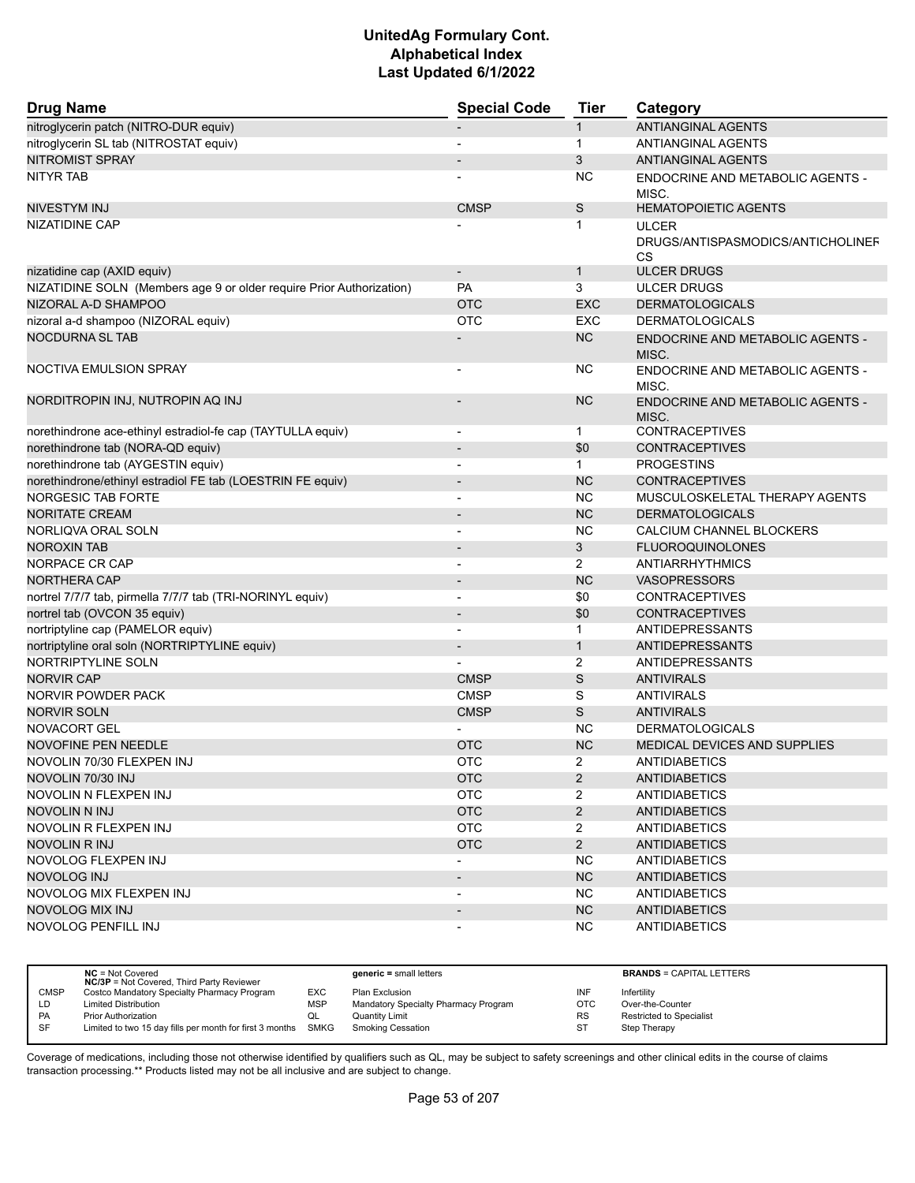# UnitedAg Formulary Cont.
# Alphabetical Index
# Last Updated 6/1/2022

| Drug Name | Special Code | Tier | Category |
|---|---|---|---|
| nitroglycerin patch (NITRO-DUR equiv) | - | 1 | ANTIANGINAL AGENTS |
| nitroglycerin SL tab (NITROSTAT equiv) | - | 1 | ANTIANGINAL AGENTS |
| NITROMIST SPRAY | - | 3 | ANTIANGINAL AGENTS |
| NITYR TAB | - | NC | ENDOCRINE AND METABOLIC AGENTS - MISC. |
| NIVESTYM INJ | CMSP | S | HEMATOPOIETIC AGENTS |
| NIZATIDINE CAP | - | 1 | ULCER DRUGS/ANTISPASMODICS/ANTICHOLINERGICS |
| nizatidine cap (AXID equiv) | - | 1 | ULCER DRUGS |
| NIZATIDINE SOLN (Members age 9 or older require Prior Authorization) | PA | 3 | ULCER DRUGS |
| NIZORAL A-D SHAMPOO | OTC | EXC | DERMATOLOGICALS |
| nizoral a-d shampoo (NIZORAL equiv) | OTC | EXC | DERMATOLOGICALS |
| NOCDURNA SL TAB | - | NC | ENDOCRINE AND METABOLIC AGENTS - MISC. |
| NOCTIVA EMULSION SPRAY | - | NC | ENDOCRINE AND METABOLIC AGENTS - MISC. |
| NORDITROPIN INJ, NUTROPIN AQ INJ | - | NC | ENDOCRINE AND METABOLIC AGENTS - MISC. |
| norethindrone ace-ethinyl estradiol-fe cap (TAYTULLA equiv) | - | 1 | CONTRACEPTIVES |
| norethindrone tab (NORA-QD equiv) | - | $0 | CONTRACEPTIVES |
| norethindrone tab (AYGESTIN equiv) | - | 1 | PROGESTINS |
| norethindrone/ethinyl estradiol FE tab (LOESTRIN FE equiv) | - | NC | CONTRACEPTIVES |
| NORGESIC TAB FORTE | - | NC | MUSCULOSKELETAL THERAPY AGENTS |
| NORITATE CREAM | - | NC | DERMATOLOGICALS |
| NORLIQVA ORAL SOLN | - | NC | CALCIUM CHANNEL BLOCKERS |
| NOROXIN TAB | - | 3 | FLUOROQUINOLONES |
| NORPACE CR CAP | - | 2 | ANTIARRHYTHMICS |
| NORTHERA CAP | - | NC | VASOPRESSORS |
| nortrel 7/7/7 tab, pirmella 7/7/7 tab (TRI-NORINYL equiv) | - | $0 | CONTRACEPTIVES |
| nortrel tab (OVCON 35 equiv) | - | $0 | CONTRACEPTIVES |
| nortriptyline cap (PAMELOR equiv) | - | 1 | ANTIDEPRESSANTS |
| nortriptyline oral soln (NORTRIPTYLINE equiv) | - | 1 | ANTIDEPRESSANTS |
| NORTRIPTYLINE SOLN | - | 2 | ANTIDEPRESSANTS |
| NORVIR CAP | CMSP | S | ANTIVIRALS |
| NORVIR POWDER PACK | CMSP | S | ANTIVIRALS |
| NORVIR SOLN | CMSP | S | ANTIVIRALS |
| NOVACORT GEL | - | NC | DERMATOLOGICALS |
| NOVOFINE PEN NEEDLE | OTC | NC | MEDICAL DEVICES AND SUPPLIES |
| NOVOLIN 70/30 FLEXPEN INJ | OTC | 2 | ANTIDIABETICS |
| NOVOLIN 70/30 INJ | OTC | 2 | ANTIDIABETICS |
| NOVOLIN N FLEXPEN INJ | OTC | 2 | ANTIDIABETICS |
| NOVOLIN N INJ | OTC | 2 | ANTIDIABETICS |
| NOVOLIN R FLEXPEN INJ | OTC | 2 | ANTIDIABETICS |
| NOVOLIN R INJ | OTC | 2 | ANTIDIABETICS |
| NOVOLOG FLEXPEN INJ | - | NC | ANTIDIABETICS |
| NOVOLOG INJ | - | NC | ANTIDIABETICS |
| NOVOLOG MIX FLEXPEN INJ | - | NC | ANTIDIABETICS |
| NOVOLOG MIX INJ | - | NC | ANTIDIABETICS |
| NOVOLOG PENFILL INJ | - | NC | ANTIDIABETICS |

| | | | | | | | |
|---|---|---|---|---|---|---|---|
| | **NC** = Not Covered<br>**NC/3P** = Not Covered, Third Party Reviewer | | **generic =** small letters | | **BRANDS** = CAPITAL LETTERS | | |
| CMSP | Costco Mandatory Specialty Pharmacy Program | EXC | Plan Exclusion | INF | Infertility | | |
| LD | Limited Distribution | MSP | Mandatory Specialty Pharmacy Program | OTC | Over-the-Counter | | |
| PA | Prior Authorization | QL | Quantity Limit | RS | Restricted to Specialist | | |
| SF | Limited to two 15 day fills per month for first 3 months | SMKG | Smoking Cessation | ST | Step Therapy | | |

Coverage of medications, including those not otherwise identified by qualifiers such as QL, may be subject to safety screenings and other clinical edits in the course of claims transaction processing.** Products listed may not be all inclusive and are subject to change.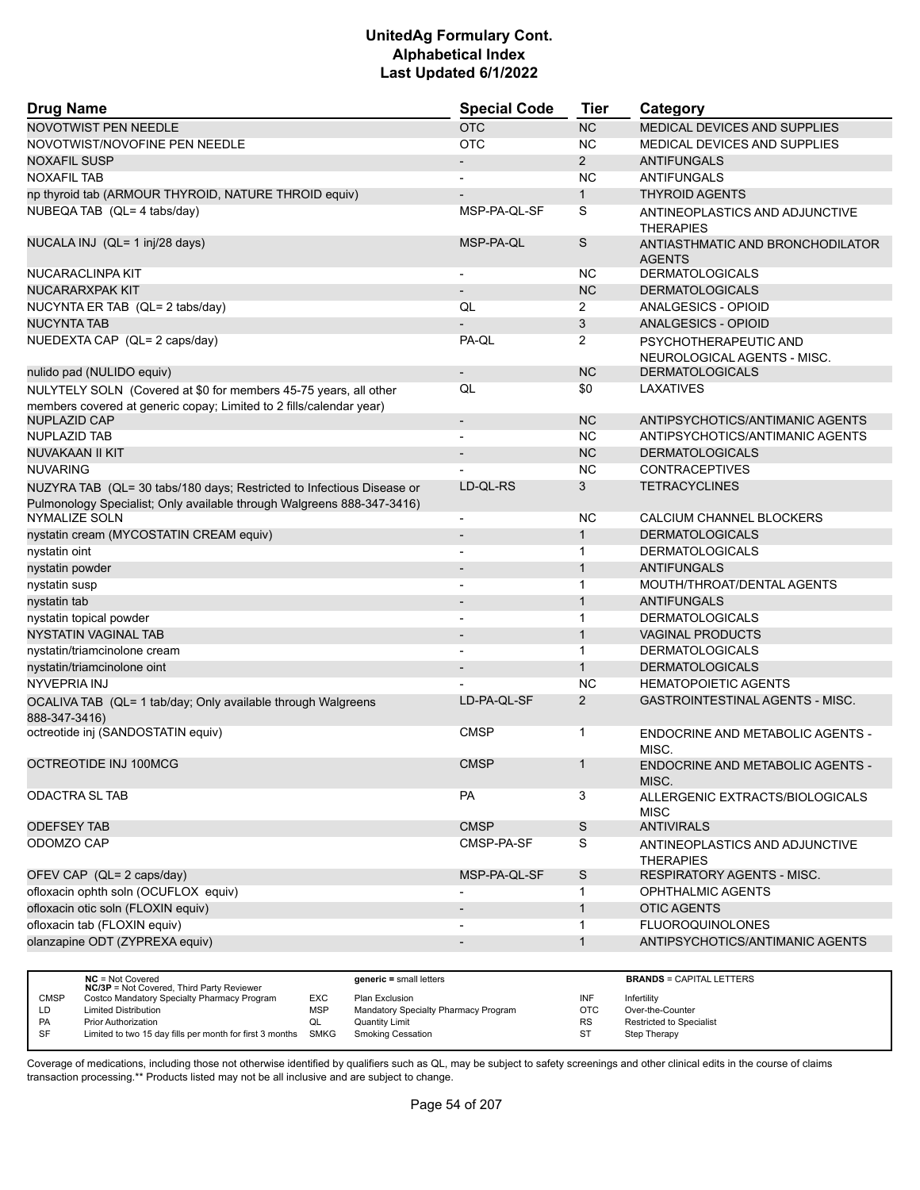| Drug Name | Special Code | Tier | Category |
|---|---|---|---|
| NOVOTWIST PEN NEEDLE | OTC | NC | MEDICAL DEVICES AND SUPPLIES |
| NOVOTWIST/NOVOFINE PEN NEEDLE | OTC | NC | MEDICAL DEVICES AND SUPPLIES |
| NOXAFIL SUSP | - | 2 | ANTIFUNGALS |
| NOXAFIL TAB | - | NC | ANTIFUNGALS |
| np thyroid tab (ARMOUR THYROID, NATURE THROID equiv) | - | 1 | THYROID AGENTS |
| NUBEQA TAB (QL= 4 tabs/day) | MSP-PA-QL-SF | S | ANTINEOPLASTICS AND ADJUNCTIVE THERAPIES |
| NUCALA INJ (QL= 1 inj/28 days) | MSP-PA-QL | S | ANTIASTHMATIC AND BRONCHODILATOR AGENTS |
| NUCARACLINPA KIT | - | NC | DERMATOLOGICALS |
| NUCARARXPAK KIT | - | NC | DERMATOLOGICALS |
| NUCYNTA ER TAB (QL= 2 tabs/day) | QL | 2 | ANALGESICS - OPIOID |
| NUCYNTA TAB | - | 3 | ANALGESICS - OPIOID |
| NUEDEXTA CAP (QL= 2 caps/day) | PA-QL | 2 | PSYCHOTHERAPEUTIC AND NEUROLOGICAL AGENTS - MISC. |
| nulido pad (NULIDO equiv) | - | NC | DERMATOLOGICALS |
| NULYTELY SOLN (Covered at $0 for members 45-75 years, all other members covered at generic copay; Limited to 2 fills/calendar year) | QL | $0 | LAXATIVES |
| NUPLAZID CAP | - | NC | ANTIPSYCHOTICS/ANTIMANIC AGENTS |
| NUPLAZID TAB | - | NC | ANTIPSYCHOTICS/ANTIMANIC AGENTS |
| NUVAKAAN II KIT | - | NC | DERMATOLOGICALS |
| NUVARING | - | NC | CONTRACEPTIVES |
| NUZYRA TAB (QL= 30 tabs/180 days; Restricted to Infectious Disease or Pulmonology Specialist; Only available through Walgreens 888-347-3416) | LD-QL-RS | 3 | TETRACYCLINES |
| NYMALIZE SOLN | - | NC | CALCIUM CHANNEL BLOCKERS |
| nystatin cream (MYCOSTATIN CREAM equiv) | - | 1 | DERMATOLOGICALS |
| nystatin oint | - | 1 | DERMATOLOGICALS |
| nystatin powder | - | 1 | ANTIFUNGALS |
| nystatin susp | - | 1 | MOUTH/THROAT/DENTAL AGENTS |
| nystatin tab | - | 1 | ANTIFUNGALS |
| nystatin topical powder | - | 1 | DERMATOLOGICALS |
| NYSTATIN VAGINAL TAB | - | 1 | VAGINAL PRODUCTS |
| nystatin/triamcinolone cream | - | 1 | DERMATOLOGICALS |
| nystatin/triamcinolone oint | - | 1 | DERMATOLOGICALS |
| NYVEPRIA INJ | - | NC | HEMATOPOIETIC AGENTS |
| OCALIVA TAB (QL= 1 tab/day; Only available through Walgreens 888-347-3416) | LD-PA-QL-SF | 2 | GASTROINTESTINAL AGENTS - MISC. |
| octreotide inj (SANDOSTATIN equiv) | CMSP | 1 | ENDOCRINE AND METABOLIC AGENTS - MISC. |
| OCTREOTIDE INJ 100MCG | CMSP | 1 | ENDOCRINE AND METABOLIC AGENTS - MISC. |
| ODACTRA SL TAB | PA | 3 | ALLERGENIC EXTRACTS/BIOLOGICALS MISC |
| ODEFSEY TAB | CMSP | S | ANTIVIRALS |
| ODOMZO CAP | CMSP-PA-SF | S | ANTINEOPLASTICS AND ADJUNCTIVE THERAPIES |
| OFEV CAP (QL= 2 caps/day) | MSP-PA-QL-SF | S | RESPIRATORY AGENTS - MISC. |
| ofloxacin ophth soln (OCUFLOX equiv) | - | 1 | OPHTHALMIC AGENTS |
| ofloxacin otic soln (FLOXIN equiv) | - | 1 | OTIC AGENTS |
| ofloxacin tab (FLOXIN equiv) | - | 1 | FLUOROQUINOLONES |
| olanzapine ODT (ZYPREXA equiv) | - | 1 | ANTIPSYCHOTICS/ANTIMANIC AGENTS |

| | NC = Not Covered<br>NC/3P = Not Covered, Third Party Reviewer | | generic = small letters | | BRANDS = CAPITAL LETTERS |
|---|---|---|---|---|---|
| CMSP | Costco Mandatory Specialty Pharmacy Program | EXC | Plan Exclusion | INF | Infertility |
| LD | Limited Distribution | MSP | Mandatory Specialty Pharmacy Program | OTC | Over-the-Counter |
| PA | Prior Authorization | QL | Quantity Limit | RS | Restricted to Specialist |
| SF | Limited to two 15 day fills per month for first 3 months | SMKG | Smoking Cessation | ST | Step Therapy |

Coverage of medications, including those not otherwise identified by qualifiers such as QL, may be subject to safety screenings and other clinical edits in the course of claims transaction processing.** Products listed may not be all inclusive and are subject to change.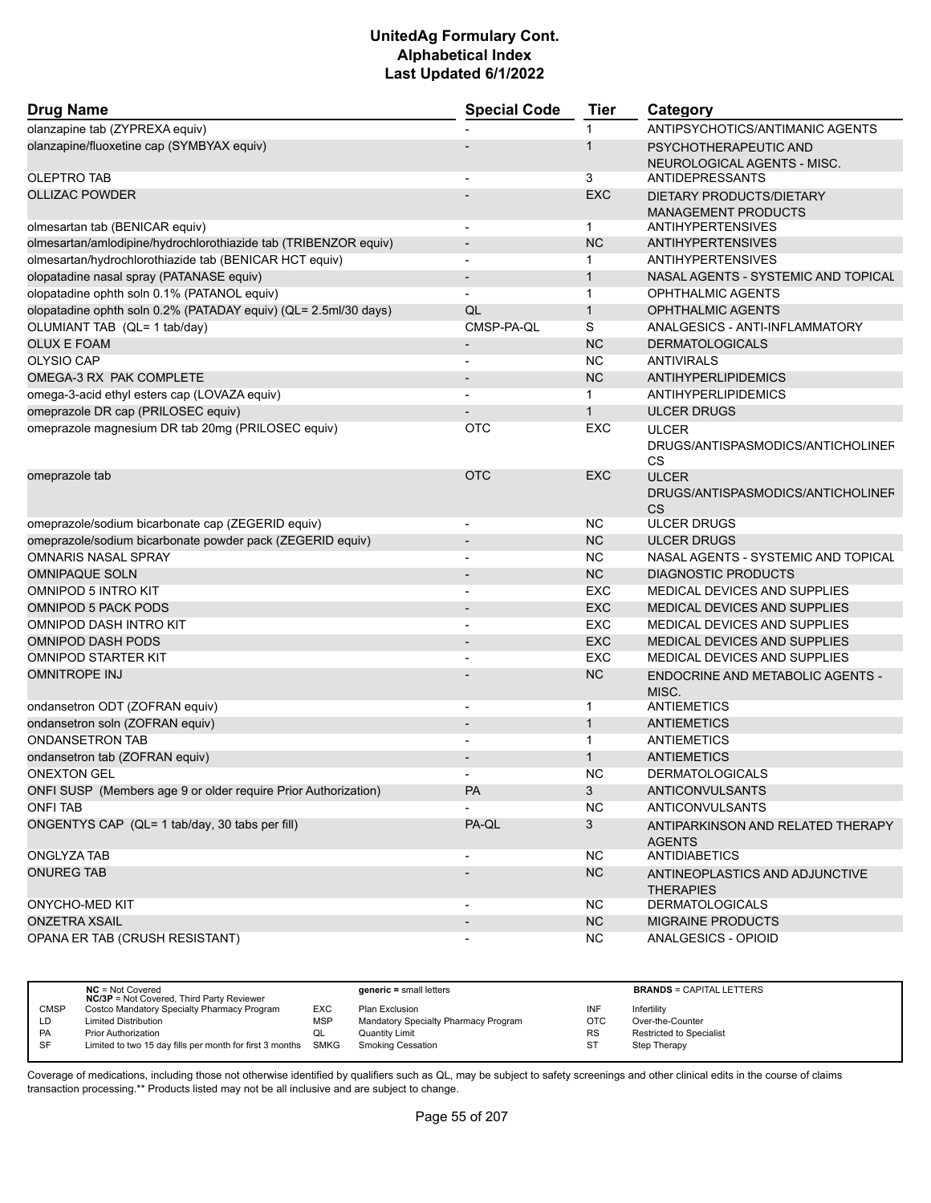# UnitedAg Formulary Cont.
# Alphabetical Index
# Last Updated 6/1/2022

| Drug Name | Special Code | Tier | Category |
|---|---|---|---|
| olanzapine tab (ZYPREXA equiv) | - | 1 | ANTIPSYCHOTICS/ANTIMANIC AGENTS |
| olanzapine/fluoxetine cap (SYMBYAX equiv) | - | 1 | PSYCHOTHERAPEUTIC AND NEUROLOGICAL AGENTS - MISC. |
| OLEPTRO TAB | - | 3 | ANTIDEPRESSANTS |
| OLLIZAC POWDER | - | EXC | DIETARY PRODUCTS/DIETARY MANAGEMENT PRODUCTS |
| olmesartan tab (BENICAR equiv) | - | 1 | ANTIHYPERTENSIVES |
| olmesartan/amlodipine/hydrochlorothiazide tab (TRIBENZOR equiv) | - | NC | ANTIHYPERTENSIVES |
| olmesartan/hydrochlorothiazide tab (BENICAR HCT equiv) | - | 1 | ANTIHYPERTENSIVES |
| olopatadine nasal spray (PATANASE equiv) | - | 1 | NASAL AGENTS - SYSTEMIC AND TOPICAL |
| olopatadine ophth soln 0.1% (PATANOL equiv) | - | 1 | OPHTHALMIC AGENTS |
| olopatadine ophth soln 0.2% (PATADAY equiv) (QL= 2.5ml/30 days) | QL | 1 | OPHTHALMIC AGENTS |
| OLUMIANT TAB (QL= 1 tab/day) | CMSP-PA-QL | S | ANALGESICS - ANTI-INFLAMMATORY |
| OLUX E FOAM | - | NC | DERMATOLOGICALS |
| OLYSIO CAP | - | NC | ANTIVIRALS |
| OMEGA-3 RX PAK COMPLETE | - | NC | ANTIHYPERLIPIDEMICS |
| omega-3-acid ethyl esters cap (LOVAZA equiv) | - | 1 | ANTIHYPERLIPIDEMICS |
| omeprazole DR cap (PRILOSEC equiv) | - | 1 | ULCER DRUGS |
| omeprazole magnesium DR tab 20mg (PRILOSEC equiv) | OTC | EXC | ULCER DRUGS/ANTISPASMODICS/ANTICHOLINERGICS |
| omeprazole tab | OTC | EXC | ULCER DRUGS/ANTISPASMODICS/ANTICHOLINERGICS |
| omeprazole/sodium bicarbonate cap (ZEGERID equiv) | - | NC | ULCER DRUGS |
| omeprazole/sodium bicarbonate powder pack (ZEGERID equiv) | - | NC | ULCER DRUGS |
| OMNARIS NASAL SPRAY | - | NC | NASAL AGENTS - SYSTEMIC AND TOPICAL |
| OMNIPAQUE SOLN | - | NC | DIAGNOSTIC PRODUCTS |
| OMNIPOD 5 INTRO KIT | - | EXC | MEDICAL DEVICES AND SUPPLIES |
| OMNIPOD 5 PACK PODS | - | EXC | MEDICAL DEVICES AND SUPPLIES |
| OMNIPOD DASH INTRO KIT | - | EXC | MEDICAL DEVICES AND SUPPLIES |
| OMNIPOD DASH PODS | - | EXC | MEDICAL DEVICES AND SUPPLIES |
| OMNIPOD STARTER KIT | - | EXC | MEDICAL DEVICES AND SUPPLIES |
| OMNITROPE INJ | - | NC | ENDOCRINE AND METABOLIC AGENTS - MISC. |
| ondansetron ODT (ZOFRAN equiv) | - | 1 | ANTIEMETICS |
| ondansetron soln (ZOFRAN equiv) | - | 1 | ANTIEMETICS |
| ONDANSETRON TAB | - | 1 | ANTIEMETICS |
| ondansetron tab (ZOFRAN equiv) | - | 1 | ANTIEMETICS |
| ONEXTON GEL | - | NC | DERMATOLOGICALS |
| ONFI SUSP (Members age 9 or older require Prior Authorization) | PA | 3 | ANTICONVULSANTS |
| ONFI TAB | - | NC | ANTICONVULSANTS |
| ONGENTYS CAP (QL= 1 tab/day, 30 tabs per fill) | PA-QL | 3 | ANTIPARKINSON AND RELATED THERAPY AGENTS |
| ONGLYZA TAB | - | NC | ANTIDIABETICS |
| ONUREG TAB | - | NC | ANTINEOPLASTICS AND ADJUNCTIVE THERAPIES |
| ONYCHO-MED KIT | - | NC | DERMATOLOGICALS |
| ONZETRA XSAIL | - | NC | MIGRAINE PRODUCTS |
| OPANA ER TAB (CRUSH RESISTANT) | - | NC | ANALGESICS - OPIOID |

| | NC = Not Covered<br>NC/3P = Not Covered, Third Party Reviewer | | generic = small letters | | BRANDS = CAPITAL LETTERS |
|---|---|---|---|---|---|
| CMSP | Costco Mandatory Specialty Pharmacy Program | EXC | Plan Exclusion | INF | Infertility |
| LD | Limited Distribution | MSP | Mandatory Specialty Pharmacy Program | OTC | Over-the-Counter |
| PA | Prior Authorization | QL | Quantity Limit | RS | Restricted to Specialist |
| SF | Limited to two 15 day fills per month for first 3 months | SMKG | Smoking Cessation | ST | Step Therapy |

Coverage of medications, including those not otherwise identified by qualifiers such as QL, may be subject to safety screenings and other clinical edits in the course of claims transaction processing.** Products listed may not be all inclusive and are subject to change.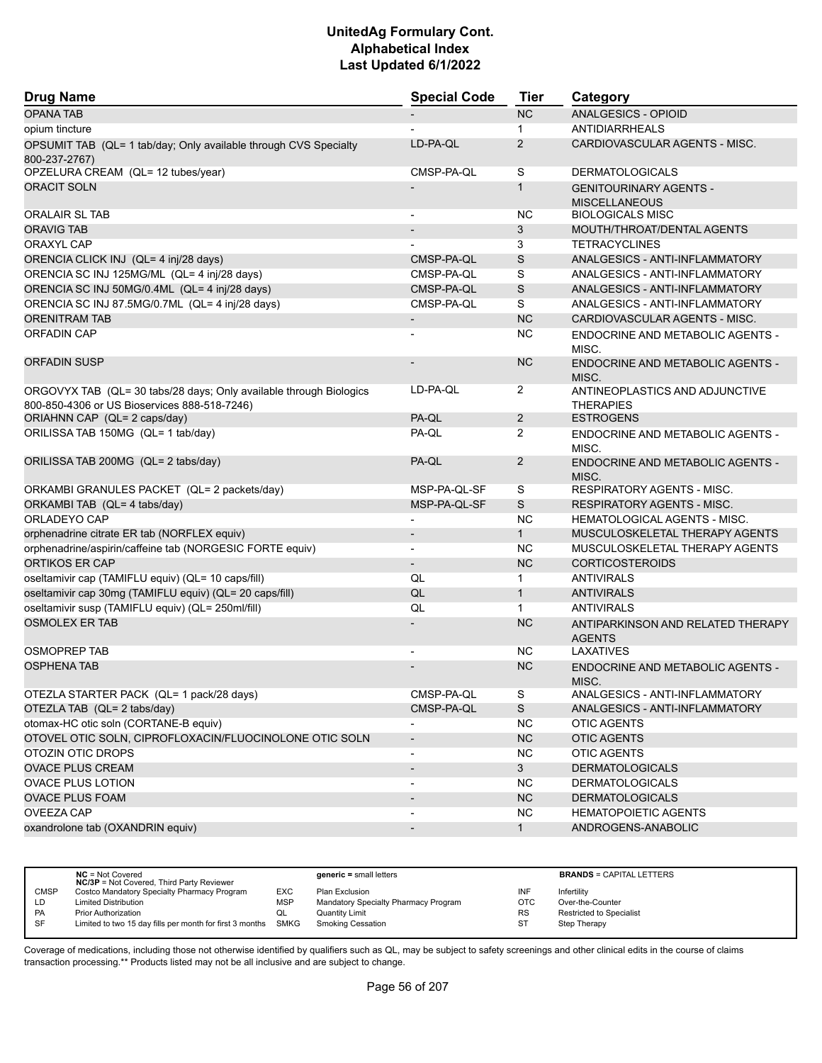# UnitedAg Formulary Cont.
## Alphabetical Index
### Last Updated 6/1/2022

| Drug Name | Special Code | Tier | Category |
|---|---|---|---|
| OPANA TAB | - | NC | ANALGESICS - OPIOID |
| opium tincture | - | 1 | ANTIDIARRHEALS |
| OPSUMIT TAB (QL= 1 tab/day; Only available through CVS Specialty 800-237-2767) | LD-PA-QL | 2 | CARDIOVASCULAR AGENTS - MISC. |
| OPZELURA CREAM (QL= 12 tubes/year) | CMSP-PA-QL | S | DERMATOLOGICALS |
| ORACIT SOLN | - | 1 | GENITOURINARY AGENTS - MISCELLANEOUS |
| ORALAIR SL TAB | - | NC | BIOLOGICALS MISC |
| ORAVIG TAB | - | 3 | MOUTH/THROAT/DENTAL AGENTS |
| ORAXYL CAP | - | 3 | TETRACYCLINES |
| ORENCIA CLICK INJ (QL= 4 inj/28 days) | CMSP-PA-QL | S | ANALGESICS - ANTI-INFLAMMATORY |
| ORENCIA SC INJ 125MG/ML (QL= 4 inj/28 days) | CMSP-PA-QL | S | ANALGESICS - ANTI-INFLAMMATORY |
| ORENCIA SC INJ 50MG/0.4ML (QL= 4 inj/28 days) | CMSP-PA-QL | S | ANALGESICS - ANTI-INFLAMMATORY |
| ORENCIA SC INJ 87.5MG/0.7ML (QL= 4 inj/28 days) | CMSP-PA-QL | S | ANALGESICS - ANTI-INFLAMMATORY |
| ORENITRAM TAB | - | NC | CARDIOVASCULAR AGENTS - MISC. |
| ORFADIN CAP | - | NC | ENDOCRINE AND METABOLIC AGENTS - MISC. |
| ORFADIN SUSP | - | NC | ENDOCRINE AND METABOLIC AGENTS - MISC. |
| ORGOVYX TAB (QL= 30 tabs/28 days; Only available through Biologics 800-850-4306 or US Bioservices 888-518-7246) | LD-PA-QL | 2 | ANTINEOPLASTICS AND ADJUNCTIVE THERAPIES |
| ORIAHNN CAP (QL= 2 caps/day) | PA-QL | 2 | ESTROGENS |
| ORILISSA TAB 150MG (QL= 1 tab/day) | PA-QL | 2 | ENDOCRINE AND METABOLIC AGENTS - MISC. |
| ORILISSA TAB 200MG (QL= 2 tabs/day) | PA-QL | 2 | ENDOCRINE AND METABOLIC AGENTS - MISC. |
| ORKAMBI GRANULES PACKET (QL= 2 packets/day) | MSP-PA-QL-SF | S | RESPIRATORY AGENTS - MISC. |
| ORKAMBI TAB (QL= 4 tabs/day) | MSP-PA-QL-SF | S | RESPIRATORY AGENTS - MISC. |
| ORLADEYO CAP | - | NC | HEMATOLOGICAL AGENTS - MISC. |
| orphenadrine citrate ER tab (NORFLEX equiv) | - | 1 | MUSCULOSKELETAL THERAPY AGENTS |
| orphenadrine/aspirin/caffeine tab (NORGESIC FORTE equiv) | - | NC | MUSCULOSKELETAL THERAPY AGENTS |
| ORTIKOS ER CAP | - | NC | CORTICOSTEROIDS |
| oseltamivir cap (TAMIFLU equiv) (QL= 10 caps/fill) | QL | 1 | ANTIVIRALS |
| oseltamivir cap 30mg (TAMIFLU equiv) (QL= 20 caps/fill) | QL | 1 | ANTIVIRALS |
| oseltamivir susp (TAMIFLU equiv) (QL= 250ml/fill) | QL | 1 | ANTIVIRALS |
| OSMOLEX ER TAB | - | NC | ANTIPARKINSON AND RELATED THERAPY AGENTS |
| OSMOPREP TAB | - | NC | LAXATIVES |
| OSPHENA TAB | - | NC | ENDOCRINE AND METABOLIC AGENTS - MISC. |
| OTEZLA STARTER PACK (QL= 1 pack/28 days) | CMSP-PA-QL | S | ANALGESICS - ANTI-INFLAMMATORY |
| OTEZLA TAB (QL= 2 tabs/day) | CMSP-PA-QL | S | ANALGESICS - ANTI-INFLAMMATORY |
| otomax-HC otic soln (CORTANE-B equiv) | - | NC | OTIC AGENTS |
| OTOVEL OTIC SOLN, CIPROFLOXACIN/FLUOCINOLONE OTIC SOLN | - | NC | OTIC AGENTS |
| OTOZIN OTIC DROPS | - | NC | OTIC AGENTS |
| OVACE PLUS CREAM | - | 3 | DERMATOLOGICALS |
| OVACE PLUS LOTION | - | NC | DERMATOLOGICALS |
| OVACE PLUS FOAM | - | NC | DERMATOLOGICALS |
| OVEEZA CAP | - | NC | HEMATOPOIETIC AGENTS |
| oxandrolone tab (OXANDRIN equiv) | - | 1 | ANDROGENS-ANABOLIC |

| | | | | | |
|---|---|---|---|---|---|
| **NC** = Not Covered<br>**NC/3P** = Not Covered, Third Party Reviewer | | **generic =** small letters | | **BRANDS** = CAPITAL LETTERS | |
| CMSP | Costco Mandatory Specialty Pharmacy Program | EXC | Plan Exclusion | INF | Infertility |
| LD | Limited Distribution | MSP | Mandatory Specialty Pharmacy Program | OTC | Over-the-Counter |
| PA | Prior Authorization | QL | Quantity Limit | RS | Restricted to Specialist |
| SF | Limited to two 15 day fills per month for first 3 months | SMKG | Smoking Cessation | ST | Step Therapy |

Coverage of medications, including those not otherwise identified by qualifiers such as QL, may be subject to safety screenings and other clinical edits in the course of claims transaction processing.** Products listed may not be all inclusive and are subject to change.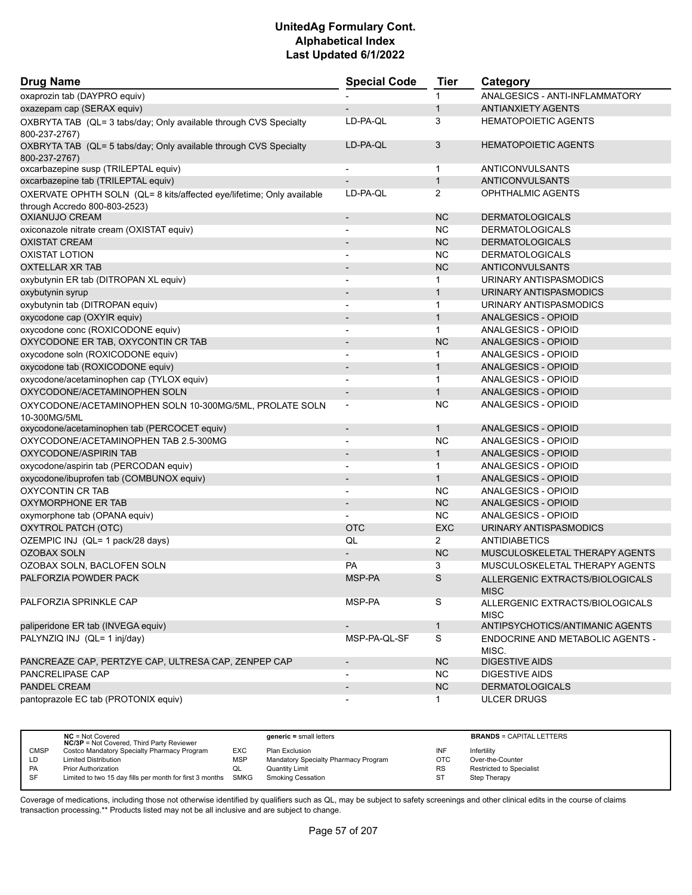# UnitedAg Formulary Cont.
# Alphabetical Index
# Last Updated 6/1/2022

| Drug Name | Special Code | Tier | Category |
|---|---|---|---|
| oxaprozin tab (DAYPRO equiv) | - | 1 | ANALGESICS - ANTI-INFLAMMATORY |
| oxazepam cap (SERAX equiv) | - | 1 | ANTIANXIETY AGENTS |
| OXBRYTA TAB (QL= 3 tabs/day; Only available through CVS Specialty 800-237-2767) | LD-PA-QL | 3 | HEMATOPOIETIC AGENTS |
| OXBRYTA TAB (QL= 5 tabs/day; Only available through CVS Specialty 800-237-2767) | LD-PA-QL | 3 | HEMATOPOIETIC AGENTS |
| oxcarbazepine susp (TRILEPTAL equiv) | - | 1 | ANTICONVULSANTS |
| oxcarbazepine tab (TRILEPTAL equiv) | - | 1 | ANTICONVULSANTS |
| OXERVATE OPHTH SOLN (QL= 8 kits/affected eye/lifetime; Only available through Accredo 800-803-2523) | LD-PA-QL | 2 | OPHTHALMIC AGENTS |
| OXIANUJO CREAM | - | NC | DERMATOLOGICALS |
| oxiconazole nitrate cream (OXISTAT equiv) | - | NC | DERMATOLOGICALS |
| OXISTAT CREAM | - | NC | DERMATOLOGICALS |
| OXISTAT LOTION | - | NC | DERMATOLOGICALS |
| OXTELLAR XR TAB | - | NC | ANTICONVULSANTS |
| oxybutynin ER tab (DITROPAN XL equiv) | - | 1 | URINARY ANTISPASMODICS |
| oxybutynin syrup | - | 1 | URINARY ANTISPASMODICS |
| oxybutynin tab (DITROPAN equiv) | - | 1 | URINARY ANTISPASMODICS |
| oxycodone cap (OXYIR equiv) | - | 1 | ANALGESICS - OPIOID |
| oxycodone conc (ROXICODONE equiv) | - | 1 | ANALGESICS - OPIOID |
| OXYCODONE ER TAB, OXYCONTIN CR TAB | - | NC | ANALGESICS - OPIOID |
| oxycodone soln (ROXICODONE equiv) | - | 1 | ANALGESICS - OPIOID |
| oxycodone tab (ROXICODONE equiv) | - | 1 | ANALGESICS - OPIOID |
| oxycodone/acetaminophen cap (TYLOX equiv) | - | 1 | ANALGESICS - OPIOID |
| OXYCODONE/ACETAMINOPHEN SOLN | - | 1 | ANALGESICS - OPIOID |
| OXYCODONE/ACETAMINOPHEN SOLN 10-300MG/5ML, PROLATE SOLN 10-300MG/5ML | - | NC | ANALGESICS - OPIOID |
| oxycodone/acetaminophen tab (PERCOCET equiv) | - | 1 | ANALGESICS - OPIOID |
| OXYCODONE/ACETAMINOPHEN TAB 2.5-300MG | - | NC | ANALGESICS - OPIOID |
| OXYCODONE/ASPIRIN TAB | - | 1 | ANALGESICS - OPIOID |
| oxycodone/aspirin tab (PERCODAN equiv) | - | 1 | ANALGESICS - OPIOID |
| oxycodone/ibuprofen tab (COMBUNOX equiv) | - | 1 | ANALGESICS - OPIOID |
| OXYCONTIN CR TAB | - | NC | ANALGESICS - OPIOID |
| OXYMORPHONE ER TAB | - | NC | ANALGESICS - OPIOID |
| oxymorphone tab (OPANA equiv) | - | NC | ANALGESICS - OPIOID |
| OXYTROL PATCH (OTC) | OTC | EXC | URINARY ANTISPASMODICS |
| OZEMPIC INJ (QL= 1 pack/28 days) | QL | 2 | ANTIDIABETICS |
| OZOBAX SOLN | - | NC | MUSCULOSKELETAL THERAPY AGENTS |
| OZOBAX SOLN, BACLOFEN SOLN | PA | 3 | MUSCULOSKELETAL THERAPY AGENTS |
| PALFORZIA POWDER PACK | MSP-PA | S | ALLERGENIC EXTRACTS/BIOLOGICALS MISC |
| PALFORZIA SPRINKLE CAP | MSP-PA | S | ALLERGENIC EXTRACTS/BIOLOGICALS MISC |
| paliperidone ER tab (INVEGA equiv) | - | 1 | ANTIPSYCHOTICS/ANTIMANIC AGENTS |
| PALYNZIQ INJ (QL= 1 inj/day) | MSP-PA-QL-SF | S | ENDOCRINE AND METABOLIC AGENTS - MISC. |
| PANCREAZE CAP, PERTZYE CAP, ULTRESA CAP, ZENPEP CAP | - | NC | DIGESTIVE AIDS |
| PANCRELIPASE CAP | - | NC | DIGESTIVE AIDS |
| PANDEL CREAM | - | NC | DERMATOLOGICALS |
| pantoprazole EC tab (PROTONIX equiv) | - | 1 | ULCER DRUGS |

| | NC = Not Covered<br>NC/3P = Not Covered, Third Party Reviewer | | generic = small letters | | BRANDS = CAPITAL LETTERS |
|---|---|---|---|---|---|
| CMSP | Costco Mandatory Specialty Pharmacy Program | EXC | Plan Exclusion | INF | Infertility |
| LD | Limited Distribution | MSP | Mandatory Specialty Pharmacy Program | OTC | Over-the-Counter |
| PA | Prior Authorization | QL | Quantity Limit | RS | Restricted to Specialist |
| SF | Limited to two 15 day fills per month for first 3 months | SMKG | Smoking Cessation | ST | Step Therapy |

Coverage of medications, including those not otherwise identified by qualifiers such as QL, may be subject to safety screenings and other clinical edits in the course of claims transaction processing.** Products listed may not be all inclusive and are subject to change.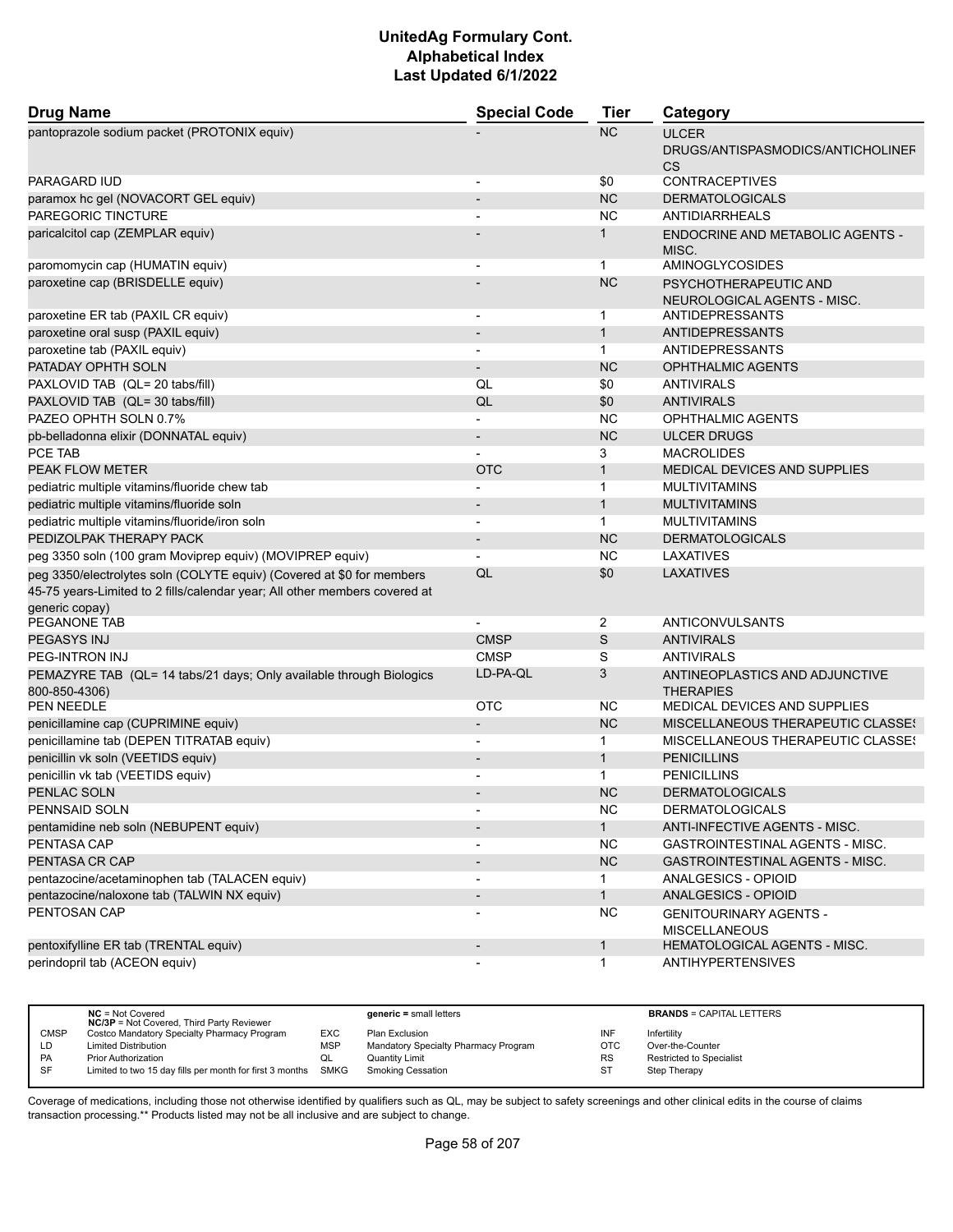# UnitedAg Formulary Cont.
## Alphabetical Index
### Last Updated 6/1/2022

| Drug Name | Special Code | Tier | Category |
|---|---|---|---|
| pantoprazole sodium packet (PROTONIX equiv) | - | NC | ULCER DRUGS/ANTISPASMODICS/ANTICHOLINERGICS |
| PARAGARD IUD | - | $0 | CONTRACEPTIVES |
| paramox hc gel (NOVACORT GEL equiv) | - | NC | DERMATOLOGICALS |
| PAREGORIC TINCTURE | - | NC | ANTIDIARRHEALS |
| paricalcitol cap (ZEMPLAR equiv) | - | 1 | ENDOCRINE AND METABOLIC AGENTS - MISC. |
| paromomycin cap (HUMATIN equiv) | - | 1 | AMINOGLYCOSIDES |
| paroxetine cap (BRISDELLE equiv) | - | NC | PSYCHOTHERAPEUTIC AND NEUROLOGICAL AGENTS - MISC. |
| paroxetine ER tab (PAXIL CR equiv) | - | 1 | ANTIDEPRESSANTS |
| paroxetine oral susp (PAXIL equiv) | - | 1 | ANTIDEPRESSANTS |
| paroxetine tab (PAXIL equiv) | - | 1 | ANTIDEPRESSANTS |
| PATADAY OPHTH SOLN | - | NC | OPHTHALMIC AGENTS |
| PAXLOVID TAB (QL= 20 tabs/fill) | QL | $0 | ANTIVIRALS |
| PAXLOVID TAB (QL= 30 tabs/fill) | QL | $0 | ANTIVIRALS |
| PAZEO OPHTH SOLN 0.7% | - | NC | OPHTHALMIC AGENTS |
| pb-belladonna elixir (DONNATAL equiv) | - | NC | ULCER DRUGS |
| PCE TAB | - | 3 | MACROLIDES |
| PEAK FLOW METER | OTC | 1 | MEDICAL DEVICES AND SUPPLIES |
| pediatric multiple vitamins/fluoride chew tab | - | 1 | MULTIVITAMINS |
| pediatric multiple vitamins/fluoride soln | - | 1 | MULTIVITAMINS |
| pediatric multiple vitamins/fluoride/iron soln | - | 1 | MULTIVITAMINS |
| PEDIZOLPAK THERAPY PACK | - | NC | DERMATOLOGICALS |
| peg 3350 soln (100 gram Moviprep equiv) (MOVIPREP equiv) | - | NC | LAXATIVES |
| peg 3350/electrolytes soln (COLYTE equiv) (Covered at $0 for members 45-75 years-Limited to 2 fills/calendar year; All other members covered at generic copay) | QL | $0 | LAXATIVES |
| PEGANONE TAB | - | 2 | ANTICONVULSANTS |
| PEGASYS INJ | CMSP | S | ANTIVIRALS |
| PEG-INTRON INJ | CMSP | S | ANTIVIRALS |
| PEMAZYRE TAB (QL= 14 tabs/21 days; Only available through Biologics 800-850-4306) | LD-PA-QL | 3 | ANTINEOPLASTICS AND ADJUNCTIVE THERAPIES |
| PEN NEEDLE | OTC | NC | MEDICAL DEVICES AND SUPPLIES |
| penicillamine cap (CUPRIMINE equiv) | - | NC | MISCELLANEOUS THERAPEUTIC CLASSES |
| penicillamine tab (DEPEN TITRATAB equiv) | - | 1 | MISCELLANEOUS THERAPEUTIC CLASSES |
| penicillin vk soln (VEETIDS equiv) | - | 1 | PENICILLINS |
| penicillin vk tab (VEETIDS equiv) | - | 1 | PENICILLINS |
| PENLAC SOLN | - | NC | DERMATOLOGICALS |
| PENNSAID SOLN | - | NC | DERMATOLOGICALS |
| pentamidine neb soln (NEBUPENT equiv) | - | 1 | ANTI-INFECTIVE AGENTS - MISC. |
| PENTASA CAP | - | NC | GASTROINTESTINAL AGENTS - MISC. |
| PENTASA CR CAP | - | NC | GASTROINTESTINAL AGENTS - MISC. |
| pentazocine/acetaminophen tab (TALACEN equiv) | - | 1 | ANALGESICS - OPIOID |
| pentazocine/naloxone tab (TALWIN NX equiv) | - | 1 | ANALGESICS - OPIOID |
| PENTOSAN CAP | - | NC | GENITOURINARY AGENTS - MISCELLANEOUS |
| pentoxifylline ER tab (TRENTAL equiv) | - | 1 | HEMATOLOGICAL AGENTS - MISC. |
| perindopril tab (ACEON equiv) | - | 1 | ANTIHYPERTENSIVES |

| | | | | | | |
|---|---|---|---|---|---|---|
| **NC** = Not Covered<br>**NC/3P** = Not Covered, Third Party Reviewer | | **generic =** small letters | | | **BRANDS** = CAPITAL LETTERS | |
| CMSP | Costco Mandatory Specialty Pharmacy Program | EXC | Plan Exclusion | INF | Infertility |
| LD | Limited Distribution | MSP | Mandatory Specialty Pharmacy Program | OTC | Over-the-Counter |
| PA | Prior Authorization | QL | Quantity Limit | RS | Restricted to Specialist |
| SF | Limited to two 15 day fills per month for first 3 months | SMKG | Smoking Cessation | ST | Step Therapy |

Coverage of medications, including those not otherwise identified by qualifiers such as QL, may be subject to safety screenings and other clinical edits in the course of claims transaction processing.** Products listed may not be all inclusive and are subject to change.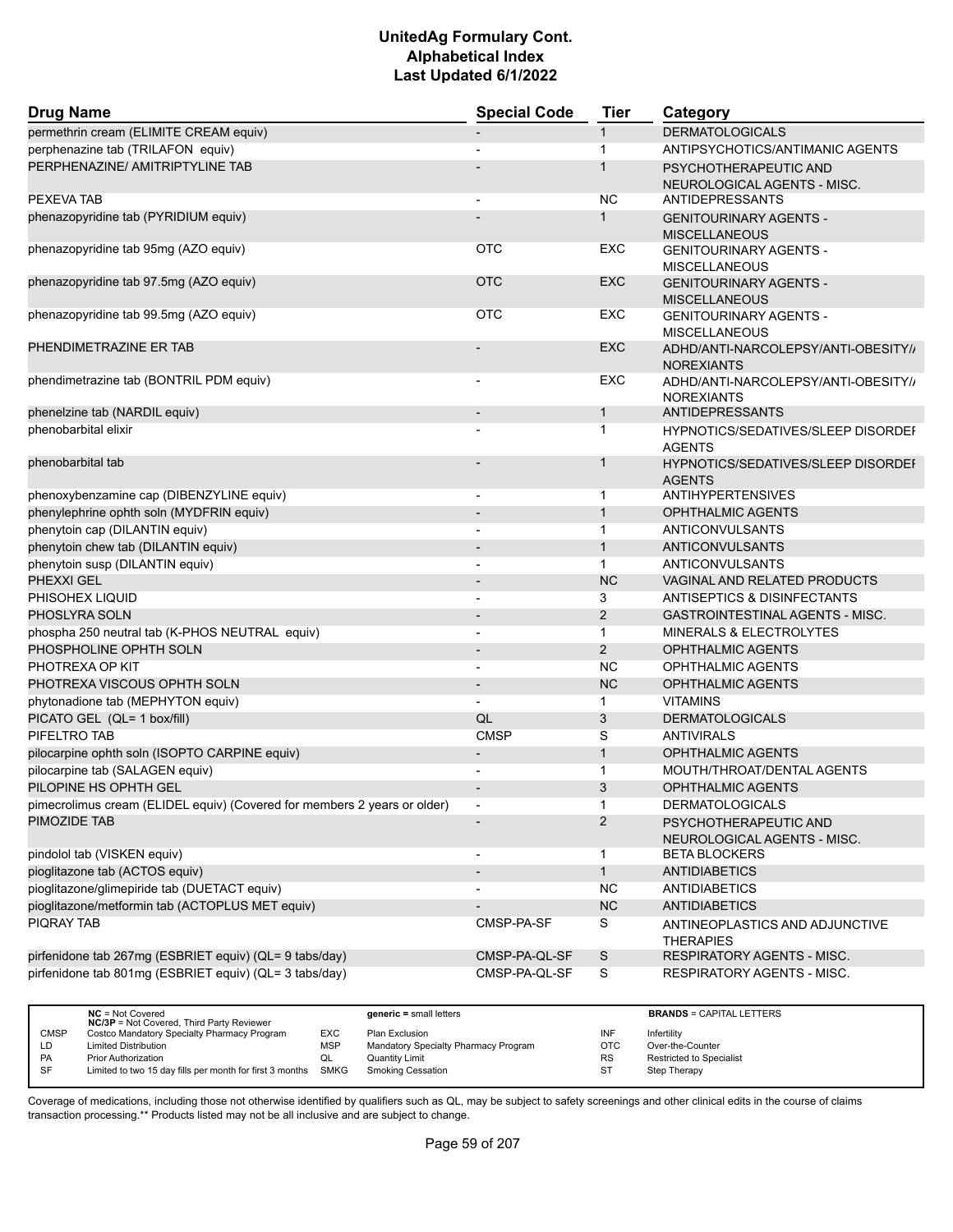# UnitedAg Formulary Cont.
## Alphabetical Index
### Last Updated 6/1/2022

| Drug Name | Special Code | Tier | Category |
|---|---|---|---|
| permethrin cream (ELIMITE CREAM equiv) | - | 1 | DERMATOLOGICALS |
| perphenazine tab (TRILAFON equiv) | - | 1 | ANTIPSYCHOTICS/ANTIMANIC AGENTS |
| PERPHENAZINE/ AMITRIPTYLINE TAB | - | 1 | PSYCHOTHERAPEUTIC AND NEUROLOGICAL AGENTS - MISC. |
| PEXEVA TAB | - | NC | ANTIDEPRESSANTS |
| phenazopyridine tab (PYRIDIUM equiv) | - | 1 | GENITOURINARY AGENTS - MISCELLANEOUS |
| phenazopyridine tab 95mg (AZO equiv) | OTC | EXC | GENITOURINARY AGENTS - MISCELLANEOUS |
| phenazopyridine tab 97.5mg (AZO equiv) | OTC | EXC | GENITOURINARY AGENTS - MISCELLANEOUS |
| phenazopyridine tab 99.5mg (AZO equiv) | OTC | EXC | GENITOURINARY AGENTS - MISCELLANEOUS |
| PHENDIMETRAZINE ER TAB | - | EXC | ADHD/ANTI-NARCOLEPSY/ANTI-OBESITY/ANOREXIANTS |
| phendimetrazine tab (BONTRIL PDM equiv) | - | EXC | ADHD/ANTI-NARCOLEPSY/ANTI-OBESITY/ANOREXIANTS |
| phenelzine tab (NARDIL equiv) | - | 1 | ANTIDEPRESSANTS |
| phenobarbital elixir | - | 1 | HYPNOTICS/SEDATIVES/SLEEP DISORDER AGENTS |
| phenobarbital tab | - | 1 | HYPNOTICS/SEDATIVES/SLEEP DISORDER AGENTS |
| phenoxybenzamine cap (DIBENZYLINE equiv) | - | 1 | ANTIHYPERTENSIVES |
| phenylephrine ophth soln (MYDFRIN equiv) | - | 1 | OPHTHALMIC AGENTS |
| phenytoin cap (DILANTIN equiv) | - | 1 | ANTICONVULSANTS |
| phenytoin chew tab (DILANTIN equiv) | - | 1 | ANTICONVULSANTS |
| phenytoin susp (DILANTIN equiv) | - | 1 | ANTICONVULSANTS |
| PHEXXI GEL | - | NC | VAGINAL AND RELATED PRODUCTS |
| PHISOHEX LIQUID | - | 3 | ANTISEPTICS & DISINFECTANTS |
| PHOSLYRA SOLN | - | 2 | GASTROINTESTINAL AGENTS - MISC. |
| phospha 250 neutral tab (K-PHOS NEUTRAL equiv) | - | 1 | MINERALS & ELECTROLYTES |
| PHOSPHOLINE OPHTH SOLN | - | 2 | OPHTHALMIC AGENTS |
| PHOTREXA OP KIT | - | NC | OPHTHALMIC AGENTS |
| PHOTREXA VISCOUS OPHTH SOLN | - | NC | OPHTHALMIC AGENTS |
| phytonadione tab (MEPHYTON equiv) | - | 1 | VITAMINS |
| PICATO GEL (QL= 1 box/fill) | QL | 3 | DERMATOLOGICALS |
| PIFELTRO TAB | CMSP | S | ANTIVIRALS |
| pilocarpine ophth soln (ISOPTO CARPINE equiv) | - | 1 | OPHTHALMIC AGENTS |
| pilocarpine tab (SALAGEN equiv) | - | 1 | MOUTH/THROAT/DENTAL AGENTS |
| PILOPINE HS OPHTH GEL | - | 3 | OPHTHALMIC AGENTS |
| pimecrolimus cream (ELIDEL equiv) (Covered for members 2 years or older) | - | 1 | DERMATOLOGICALS |
| PIMOZIDE TAB | - | 2 | PSYCHOTHERAPEUTIC AND NEUROLOGICAL AGENTS - MISC. |
| pindolol tab (VISKEN equiv) | - | 1 | BETA BLOCKERS |
| pioglitazone tab (ACTOS equiv) | - | 1 | ANTIDIABETICS |
| pioglitazone/glimepiride tab (DUETACT equiv) | - | NC | ANTIDIABETICS |
| pioglitazone/metformin tab (ACTOPLUS MET equiv) | - | NC | ANTIDIABETICS |
| PIQRAY TAB | CMSP-PA-SF | S | ANTINEOPLASTICS AND ADJUNCTIVE THERAPIES |
| pirfenidone tab 267mg (ESBRIET equiv) (QL= 9 tabs/day) | CMSP-PA-QL-SF | S | RESPIRATORY AGENTS - MISC. |
| pirfenidone tab 801mg (ESBRIET equiv) (QL= 3 tabs/day) | CMSP-PA-QL-SF | S | RESPIRATORY AGENTS - MISC. |

| | | | | | |
|---|---|---|---|---|---|
| | **NC** = Not Covered; **NC/3P** = Not Covered, Third Party Reviewer | | **generic** = small letters | | **BRANDS** = CAPITAL LETTERS |
| CMSP | Costco Mandatory Specialty Pharmacy Program | EXC | Plan Exclusion | INF | Infertility |
| LD | Limited Distribution | MSP | Mandatory Specialty Pharmacy Program | OTC | Over-the-Counter |
| PA | Prior Authorization | QL | Quantity Limit | RS | Restricted to Specialist |
| SF | Limited to two 15 day fills per month for first 3 months | SMKG | Smoking Cessation | ST | Step Therapy |

Coverage of medications, including those not otherwise identified by qualifiers such as QL, may be subject to safety screenings and other clinical edits in the course of claims transaction processing.** Products listed may not be all inclusive and are subject to change.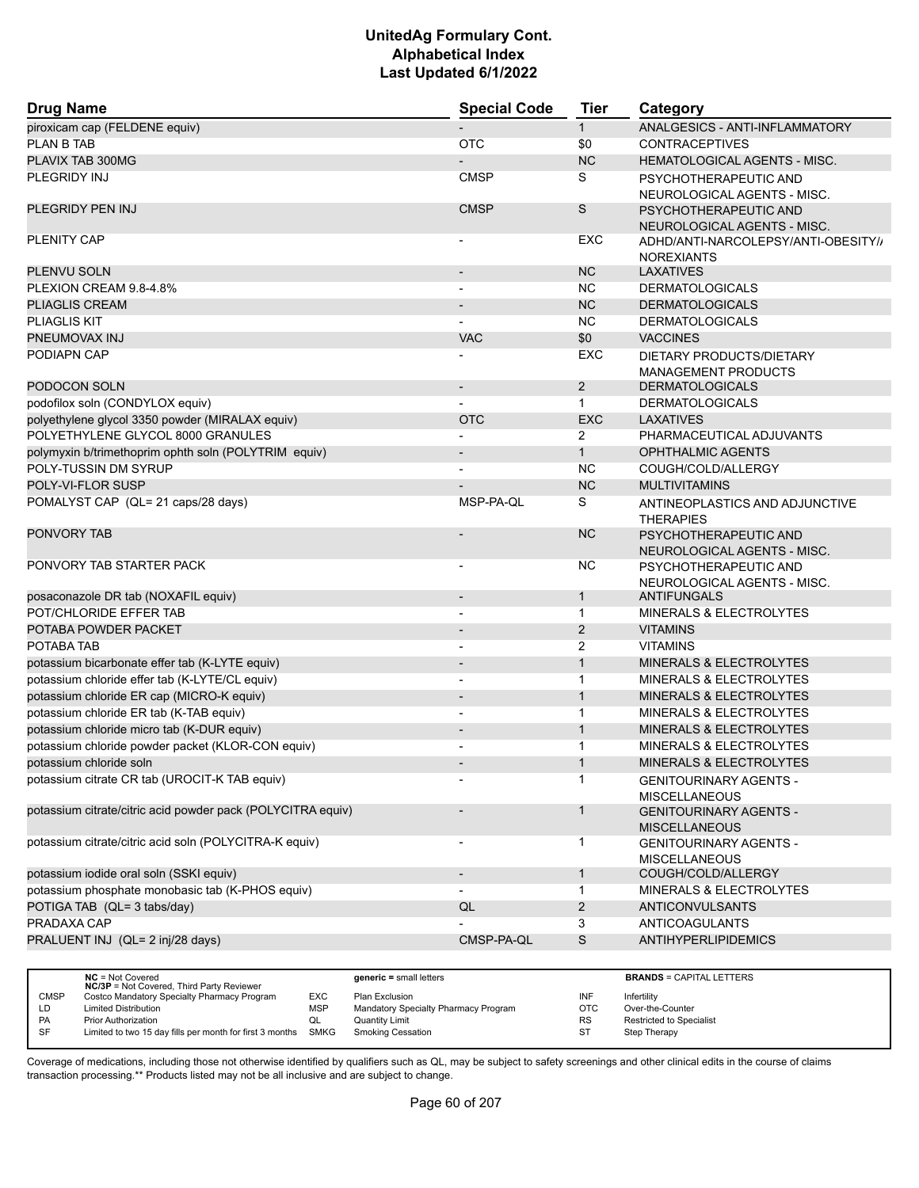# UnitedAg Formulary Cont.
## Alphabetical Index
### Last Updated 6/1/2022

| Drug Name | Special Code | Tier | Category |
|---|---|---|---|
| piroxicam cap (FELDENE equiv) | - | 1 | ANALGESICS - ANTI-INFLAMMATORY |
| PLAN B TAB | OTC | $0 | CONTRACEPTIVES |
| PLAVIX TAB 300MG | - | NC | HEMATOLOGICAL AGENTS - MISC. |
| PLEGRIDY INJ | CMSP | S | PSYCHOTHERAPEUTIC AND NEUROLOGICAL AGENTS - MISC. |
| PLEGRIDY PEN INJ | CMSP | S | PSYCHOTHERAPEUTIC AND NEUROLOGICAL AGENTS - MISC. |
| PLENITY CAP | - | EXC | ADHD/ANTI-NARCOLEPSY/ANTI-OBESITY/ANOREXIANTS |
| PLENVU SOLN | - | NC | LAXATIVES |
| PLEXION CREAM 9.8-4.8% | - | NC | DERMATOLOGICALS |
| PLIAGLIS CREAM | - | NC | DERMATOLOGICALS |
| PLIAGLIS KIT | - | NC | DERMATOLOGICALS |
| PNEUMOVAX INJ | VAC | $0 | VACCINES |
| PODIAPN CAP | - | EXC | DIETARY PRODUCTS/DIETARY MANAGEMENT PRODUCTS |
| PODOCON SOLN | - | 2 | DERMATOLOGICALS |
| podofilox soln (CONDYLOX equiv) | - | 1 | DERMATOLOGICALS |
| polyethylene glycol 3350 powder (MIRALAX equiv) | OTC | EXC | LAXATIVES |
| POLYETHYLENE GLYCOL 8000 GRANULES | - | 2 | PHARMACEUTICAL ADJUVANTS |
| polymyxin b/trimethoprim ophth soln (POLYTRIM equiv) | - | 1 | OPHTHALMIC AGENTS |
| POLY-TUSSIN DM SYRUP | - | NC | COUGH/COLD/ALLERGY |
| POLY-VI-FLOR SUSP | - | NC | MULTIVITAMINS |
| POMALYST CAP (QL= 21 caps/28 days) | MSP-PA-QL | S | ANTINEOPLASTICS AND ADJUNCTIVE THERAPIES |
| PONVORY TAB | - | NC | PSYCHOTHERAPEUTIC AND NEUROLOGICAL AGENTS - MISC. |
| PONVORY TAB STARTER PACK | - | NC | PSYCHOTHERAPEUTIC AND NEUROLOGICAL AGENTS - MISC. |
| posaconazole DR tab (NOXAFIL equiv) | - | 1 | ANTIFUNGALS |
| POT/CHLORIDE EFFER TAB | - | 1 | MINERALS & ELECTROLYTES |
| POTABA POWDER PACKET | - | 2 | VITAMINS |
| POTABA TAB | - | 2 | VITAMINS |
| potassium bicarbonate effer tab (K-LYTE equiv) | - | 1 | MINERALS & ELECTROLYTES |
| potassium chloride effer tab (K-LYTE/CL equiv) | - | 1 | MINERALS & ELECTROLYTES |
| potassium chloride ER cap (MICRO-K equiv) | - | 1 | MINERALS & ELECTROLYTES |
| potassium chloride ER tab (K-TAB equiv) | - | 1 | MINERALS & ELECTROLYTES |
| potassium chloride micro tab (K-DUR equiv) | - | 1 | MINERALS & ELECTROLYTES |
| potassium chloride powder packet (KLOR-CON equiv) | - | 1 | MINERALS & ELECTROLYTES |
| potassium chloride soln | - | 1 | MINERALS & ELECTROLYTES |
| potassium citrate CR tab (UROCIT-K TAB equiv) | - | 1 | GENITOURINARY AGENTS - MISCELLANEOUS |
| potassium citrate/citric acid powder pack (POLYCITRA equiv) | - | 1 | GENITOURINARY AGENTS - MISCELLANEOUS |
| potassium citrate/citric acid soln (POLYCITRA-K equiv) | - | 1 | GENITOURINARY AGENTS - MISCELLANEOUS |
| potassium iodide oral soln (SSKI equiv) | - | 1 | COUGH/COLD/ALLERGY |
| potassium phosphate monobasic tab (K-PHOS equiv) | - | 1 | MINERALS & ELECTROLYTES |
| POTIGA TAB (QL= 3 tabs/day) | QL | 2 | ANTICONVULSANTS |
| PRADAXA CAP | - | 3 | ANTICOAGULANTS |
| PRALUENT INJ (QL= 2 inj/28 days) | CMSP-PA-QL | S | ANTIHYPERLIPIDEMICS |

| Code | Meaning | Code | Meaning | Code | Meaning |
|---|---|---|---|---|---|
| NC | Not Covered | | generic = small letters | | BRANDS = CAPITAL LETTERS |
| NC/3P | Not Covered, Third Party Reviewer | | | | |
| CMSP | Costco Mandatory Specialty Pharmacy Program | EXC | Plan Exclusion | INF | Infertility |
| LD | Limited Distribution | MSP | Mandatory Specialty Pharmacy Program | OTC | Over-the-Counter |
| PA | Prior Authorization | QL | Quantity Limit | RS | Restricted to Specialist |
| SF | Limited to two 15 day fills per month for first 3 months | SMKG | Smoking Cessation | ST | Step Therapy |

Coverage of medications, including those not otherwise identified by qualifiers such as QL, may be subject to safety screenings and other clinical edits in the course of claims transaction processing.** Products listed may not be all inclusive and are subject to change.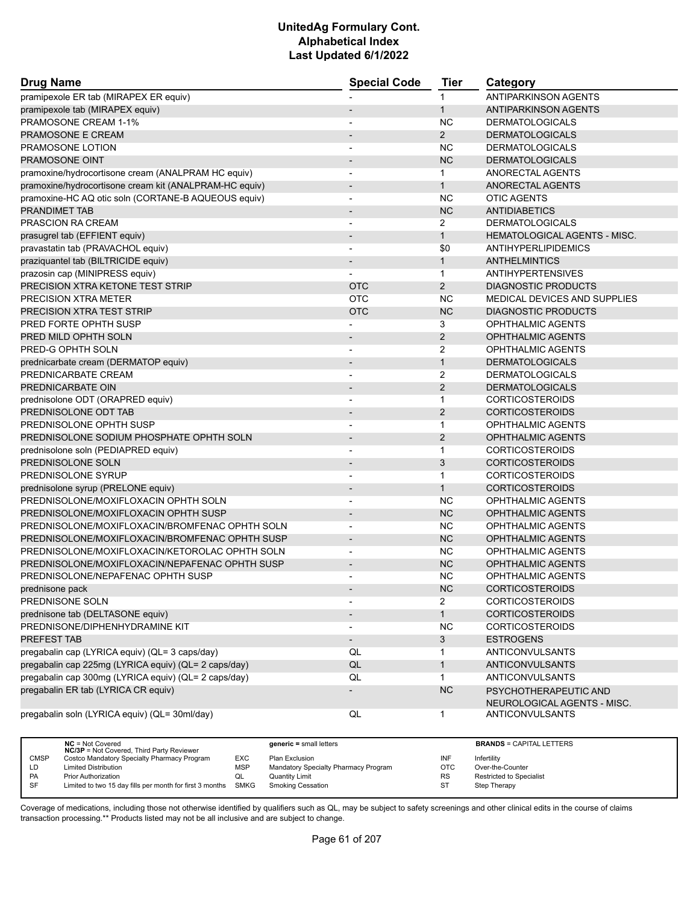# UnitedAg Formulary Cont.
## Alphabetical Index
### Last Updated 6/1/2022

| Drug Name | Special Code | Tier | Category |
|---|---|---|---|
| pramipexole ER tab (MIRAPEX ER equiv) | - | 1 | ANTIPARKINSON AGENTS |
| pramipexole tab (MIRAPEX equiv) | - | 1 | ANTIPARKINSON AGENTS |
| PRAMOSONE CREAM 1-1% | - | NC | DERMATOLOGICALS |
| PRAMOSONE E CREAM | - | 2 | DERMATOLOGICALS |
| PRAMOSONE LOTION | - | NC | DERMATOLOGICALS |
| PRAMOSONE OINT | - | NC | DERMATOLOGICALS |
| pramoxine/hydrocortisone cream (ANALPRAM HC equiv) | - | 1 | ANORECTAL AGENTS |
| pramoxine/hydrocortisone cream kit (ANALPRAM-HC equiv) | - | 1 | ANORECTAL AGENTS |
| pramoxine-HC AQ otic soln (CORTANE-B AQUEOUS equiv) | - | NC | OTIC AGENTS |
| PRANDIMET TAB | - | NC | ANTIDIABETICS |
| PRASCION RA CREAM | - | 2 | DERMATOLOGICALS |
| prasugrel tab (EFFIENT equiv) | - | 1 | HEMATOLOGICAL AGENTS - MISC. |
| pravastatin tab (PRAVACHOL equiv) | - | $0 | ANTIHYPERLIPIDEMICS |
| praziquantel tab (BILTRICIDE equiv) | - | 1 | ANTHELMINTICS |
| prazosin cap (MINIPRESS equiv) | - | 1 | ANTIHYPERTENSIVES |
| PRECISION XTRA KETONE TEST STRIP | OTC | 2 | DIAGNOSTIC PRODUCTS |
| PRECISION XTRA METER | OTC | NC | MEDICAL DEVICES AND SUPPLIES |
| PRECISION XTRA TEST STRIP | OTC | NC | DIAGNOSTIC PRODUCTS |
| PRED FORTE OPHTH SUSP | - | 3 | OPHTHALMIC AGENTS |
| PRED MILD OPHTH SOLN | - | 2 | OPHTHALMIC AGENTS |
| PRED-G OPHTH SOLN | - | 2 | OPHTHALMIC AGENTS |
| prednicarbate cream (DERMATOP equiv) | - | 1 | DERMATOLOGICALS |
| PREDNICARBATE CREAM | - | 2 | DERMATOLOGICALS |
| PREDNICARBATE OIN | - | 2 | DERMATOLOGICALS |
| prednisolone ODT (ORAPRED equiv) | - | 1 | CORTICOSTEROIDS |
| PREDNISOLONE ODT TAB | - | 2 | CORTICOSTEROIDS |
| PREDNISOLONE OPHTH SUSP | - | 1 | OPHTHALMIC AGENTS |
| PREDNISOLONE SODIUM PHOSPHATE OPHTH SOLN | - | 2 | OPHTHALMIC AGENTS |
| prednisolone soln (PEDIAPRED equiv) | - | 1 | CORTICOSTEROIDS |
| PREDNISOLONE SOLN | - | 3 | CORTICOSTEROIDS |
| PREDNISOLONE SYRUP | - | 1 | CORTICOSTEROIDS |
| prednisolone syrup (PRELONE equiv) | - | 1 | CORTICOSTEROIDS |
| PREDNISOLONE/MOXIFLOXACIN OPHTH SOLN | - | NC | OPHTHALMIC AGENTS |
| PREDNISOLONE/MOXIFLOXACIN OPHTH SUSP | - | NC | OPHTHALMIC AGENTS |
| PREDNISOLONE/MOXIFLOXACIN/BROMFENAC OPHTH SOLN | - | NC | OPHTHALMIC AGENTS |
| PREDNISOLONE/MOXIFLOXACIN/BROMFENAC OPHTH SUSP | - | NC | OPHTHALMIC AGENTS |
| PREDNISOLONE/MOXIFLOXACIN/KETOROLAC OPHTH SOLN | - | NC | OPHTHALMIC AGENTS |
| PREDNISOLONE/MOXIFLOXACIN/NEPAFENAC OPHTH SUSP | - | NC | OPHTHALMIC AGENTS |
| PREDNISOLONE/NEPAFENAC OPHTH SUSP | - | NC | OPHTHALMIC AGENTS |
| prednisone pack | - | NC | CORTICOSTEROIDS |
| PREDNISONE SOLN | - | 2 | CORTICOSTEROIDS |
| prednisone tab (DELTASONE equiv) | - | 1 | CORTICOSTEROIDS |
| PREDNISONE/DIPHENHYDRAMINE KIT | - | NC | CORTICOSTEROIDS |
| PREFEST TAB | - | 3 | ESTROGENS |
| pregabalin cap (LYRICA equiv) (QL= 3 caps/day) | QL | 1 | ANTICONVULSANTS |
| pregabalin cap 225mg (LYRICA equiv) (QL= 2 caps/day) | QL | 1 | ANTICONVULSANTS |
| pregabalin cap 300mg (LYRICA equiv) (QL= 2 caps/day) | QL | 1 | ANTICONVULSANTS |
| pregabalin ER tab (LYRICA CR equiv) | - | NC | PSYCHOTHERAPEUTIC AND NEUROLOGICAL AGENTS - MISC. |
| pregabalin soln (LYRICA equiv) (QL= 30ml/day) | QL | 1 | ANTICONVULSANTS |

| | | | | | |
|---|---|---|---|---|---|
| | **NC** = Not Covered<br>**NC/3P** = Not Covered, Third Party Reviewer | | **generic** = small letters | | **BRANDS** = CAPITAL LETTERS |
| CMSP | Costco Mandatory Specialty Pharmacy Program | EXC | Plan Exclusion | INF | Infertility |
| LD | Limited Distribution | MSP | Mandatory Specialty Pharmacy Program | OTC | Over-the-Counter |
| PA | Prior Authorization | QL | Quantity Limit | RS | Restricted to Specialist |
| SF | Limited to two 15 day fills per month for first 3 months | SMKG | Smoking Cessation | ST | Step Therapy |

Coverage of medications, including those not otherwise identified by qualifiers such as QL, may be subject to safety screenings and other clinical edits in the course of claims transaction processing.** Products listed may not be all inclusive and are subject to change.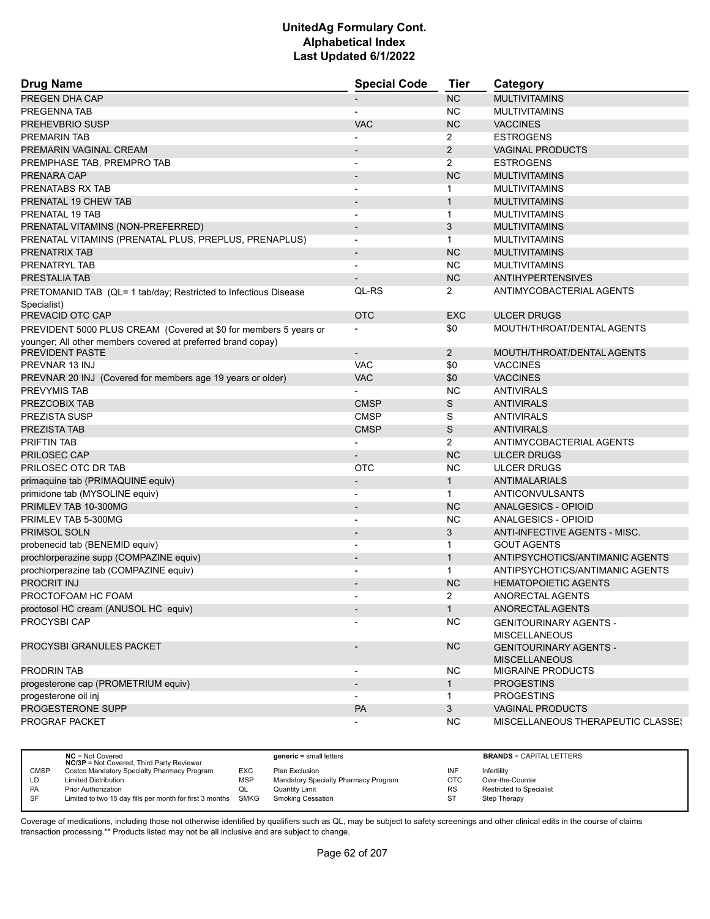# UnitedAg Formulary Cont.
## Alphabetical Index
### Last Updated 6/1/2022

| Drug Name | Special Code | Tier | Category |
|---|---|---|---|
| PREGEN DHA CAP | - | NC | MULTIVITAMINS |
| PREGENNA TAB | - | NC | MULTIVITAMINS |
| PREHEVBRIO SUSP | VAC | NC | VACCINES |
| PREMARIN TAB | - | 2 | ESTROGENS |
| PREMARIN VAGINAL CREAM | - | 2 | VAGINAL PRODUCTS |
| PREMPHASE TAB, PREMPRO TAB | - | 2 | ESTROGENS |
| PRENARA CAP | - | NC | MULTIVITAMINS |
| PRENATABS RX TAB | - | 1 | MULTIVITAMINS |
| PRENATAL 19 CHEW TAB | - | 1 | MULTIVITAMINS |
| PRENATAL 19 TAB | - | 1 | MULTIVITAMINS |
| PRENATAL VITAMINS (NON-PREFERRED) | - | 3 | MULTIVITAMINS |
| PRENATAL VITAMINS (PRENATAL PLUS, PREPLUS, PRENAPLUS) | - | 1 | MULTIVITAMINS |
| PRENATRIX TAB | - | NC | MULTIVITAMINS |
| PRENATRYL TAB | - | NC | MULTIVITAMINS |
| PRESTALIA TAB | - | NC | ANTIHYPERTENSIVES |
| PRETOMANID TAB (QL= 1 tab/day; Restricted to Infectious Disease Specialist) | QL-RS | 2 | ANTIMYCOBACTERIAL AGENTS |
| PREVACID OTC CAP | OTC | EXC | ULCER DRUGS |
| PREVIDENT 5000 PLUS CREAM (Covered at $0 for members 5 years or younger; All other members covered at preferred brand copay) | - | $0 | MOUTH/THROAT/DENTAL AGENTS |
| PREVIDENT PASTE | - | 2 | MOUTH/THROAT/DENTAL AGENTS |
| PREVNAR 13 INJ | VAC | $0 | VACCINES |
| PREVNAR 20 INJ (Covered for members age 19 years or older) | VAC | $0 | VACCINES |
| PREVYMIS TAB | - | NC | ANTIVIRALS |
| PREZCOBIX TAB | CMSP | S | ANTIVIRALS |
| PREZISTA SUSP | CMSP | S | ANTIVIRALS |
| PREZISTA TAB | CMSP | S | ANTIVIRALS |
| PRIFTIN TAB | - | 2 | ANTIMYCOBACTERIAL AGENTS |
| PRILOSEC CAP | - | NC | ULCER DRUGS |
| PRILOSEC OTC DR TAB | OTC | NC | ULCER DRUGS |
| primaquine tab (PRIMAQUINE equiv) | - | 1 | ANTIMALARIALS |
| primidone tab (MYSOLINE equiv) | - | 1 | ANTICONVULSANTS |
| PRIMLEV TAB 10-300MG | - | NC | ANALGESICS - OPIOID |
| PRIMLEV TAB 5-300MG | - | NC | ANALGESICS - OPIOID |
| PRIMSOL SOLN | - | 3 | ANTI-INFECTIVE AGENTS - MISC. |
| probenecid tab (BENEMID equiv) | - | 1 | GOUT AGENTS |
| prochlorperazine supp (COMPAZINE equiv) | - | 1 | ANTIPSYCHOTICS/ANTIMANIC AGENTS |
| prochlorperazine tab (COMPAZINE equiv) | - | 1 | ANTIPSYCHOTICS/ANTIMANIC AGENTS |
| PROCRIT INJ | - | NC | HEMATOPOIETIC AGENTS |
| PROCTOFOAM HC FOAM | - | 2 | ANORECTAL AGENTS |
| proctosol HC cream (ANUSOL HC equiv) | - | 1 | ANORECTAL AGENTS |
| PROCYSBI CAP | - | NC | GENITOURINARY AGENTS - MISCELLANEOUS |
| PROCYSBI GRANULES PACKET | - | NC | GENITOURINARY AGENTS - MISCELLANEOUS |
| PRODRIN TAB | - | NC | MIGRAINE PRODUCTS |
| progesterone cap (PROMETRIUM equiv) | - | 1 | PROGESTINS |
| progesterone oil inj | - | 1 | PROGESTINS |
| PROGESTERONE SUPP | PA | 3 | VAGINAL PRODUCTS |
| PROGRAF PACKET | - | NC | MISCELLANEOUS THERAPEUTIC CLASSES |

| | | | | | |
|---|---|---|---|---|---|
| **NC** = Not Covered; **NC/3P** = Not Covered, Third Party Reviewer | | **generic** = small letters | | **BRANDS** = CAPITAL LETTERS | |
| CMSP | Costco Mandatory Specialty Pharmacy Program | EXC | Plan Exclusion | INF | Infertility |
| LD | Limited Distribution | MSP | Mandatory Specialty Pharmacy Program | OTC | Over-the-Counter |
| PA | Prior Authorization | QL | Quantity Limit | RS | Restricted to Specialist |
| SF | Limited to two 15 day fills per month for first 3 months | SMKG | Smoking Cessation | ST | Step Therapy |

Coverage of medications, including those not otherwise identified by qualifiers such as QL, may be subject to safety screenings and other clinical edits in the course of claims transaction processing.** Products listed may not be all inclusive and are subject to change.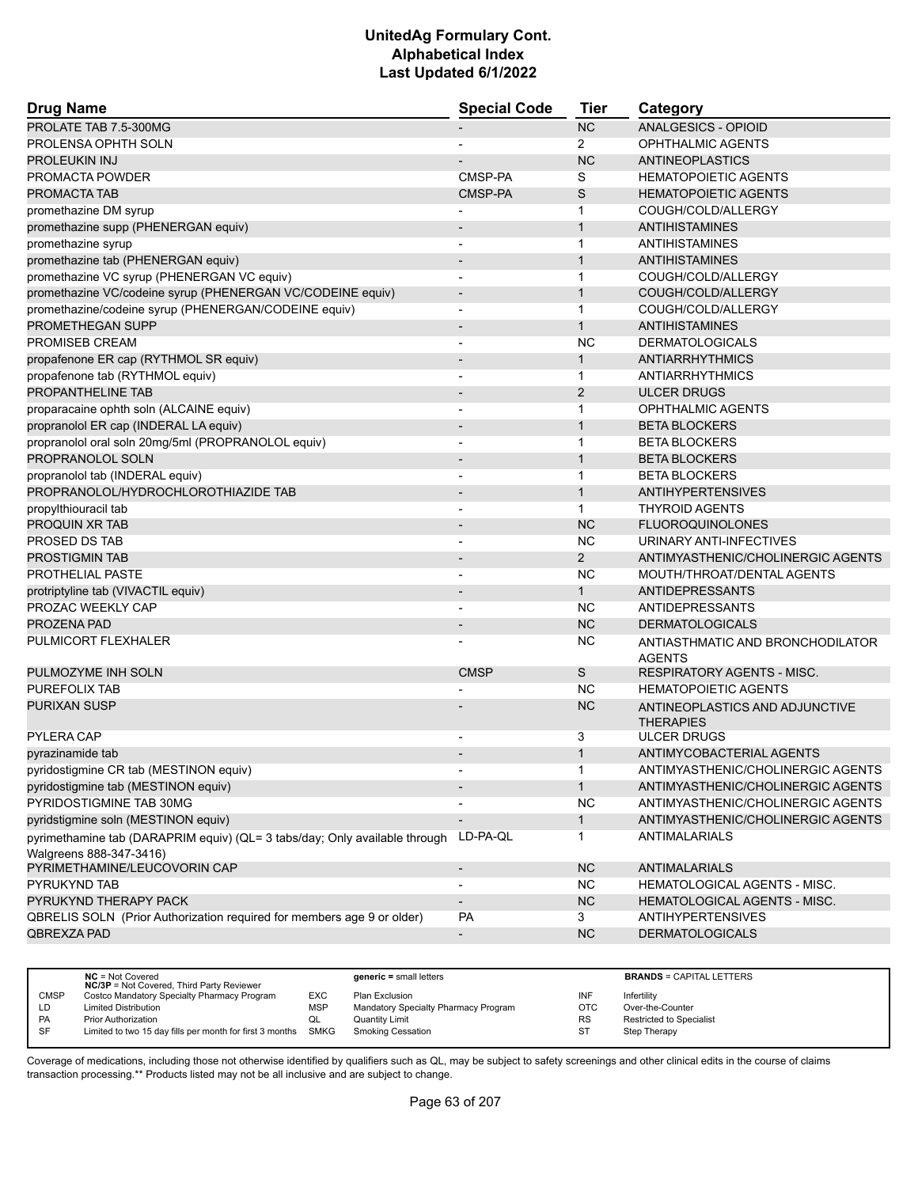# UnitedAg Formulary Cont.
## Alphabetical Index
### Last Updated 6/1/2022

| Drug Name | Special Code | Tier | Category |
|---|---|---|---|
| PROLATE TAB 7.5-300MG | - | NC | ANALGESICS - OPIOID |
| PROLENSA OPHTH SOLN | - | 2 | OPHTHALMIC AGENTS |
| PROLEUKIN INJ | - | NC | ANTINEOPLASTICS |
| PROMACTA POWDER | CMSP-PA | S | HEMATOPOIETIC AGENTS |
| PROMACTA TAB | CMSP-PA | S | HEMATOPOIETIC AGENTS |
| promethazine DM syrup | - | 1 | COUGH/COLD/ALLERGY |
| promethazine supp (PHENERGAN equiv) | - | 1 | ANTIHISTAMINES |
| promethazine syrup | - | 1 | ANTIHISTAMINES |
| promethazine tab (PHENERGAN equiv) | - | 1 | ANTIHISTAMINES |
| promethazine VC syrup (PHENERGAN VC equiv) | - | 1 | COUGH/COLD/ALLERGY |
| promethazine VC/codeine syrup (PHENERGAN VC/CODEINE equiv) | - | 1 | COUGH/COLD/ALLERGY |
| promethazine/codeine syrup (PHENERGAN/CODEINE equiv) | - | 1 | COUGH/COLD/ALLERGY |
| PROMETHEGAN SUPP | - | 1 | ANTIHISTAMINES |
| PROMISEB CREAM | - | NC | DERMATOLOGICALS |
| propafenone ER cap (RYTHMOL SR equiv) | - | 1 | ANTIARRHYTHMICS |
| propafenone tab (RYTHMOL equiv) | - | 1 | ANTIARRHYTHMICS |
| PROPANTHELINE TAB | - | 2 | ULCER DRUGS |
| proparacaine ophth soln (ALCAINE equiv) | - | 1 | OPHTHALMIC AGENTS |
| propranolol ER cap (INDERAL LA equiv) | - | 1 | BETA BLOCKERS |
| propranolol oral soln 20mg/5ml (PROPRANOLOL equiv) | - | 1 | BETA BLOCKERS |
| PROPRANOLOL SOLN | - | 1 | BETA BLOCKERS |
| propranolol tab (INDERAL equiv) | - | 1 | BETA BLOCKERS |
| PROPRANOLOL/HYDROCHLOROTHIAZIDE TAB | - | 1 | ANTIHYPERTENSIVES |
| propylthiouracil tab | - | 1 | THYROID AGENTS |
| PROQUIN XR TAB | - | NC | FLUOROQUINOLONES |
| PROSED DS TAB | - | NC | URINARY ANTI-INFECTIVES |
| PROSTIGMIN TAB | - | 2 | ANTIMYASTHENIC/CHOLINERGIC AGENTS |
| PROTHELIAL PASTE | - | NC | MOUTH/THROAT/DENTAL AGENTS |
| protriptyline tab (VIVACTIL equiv) | - | 1 | ANTIDEPRESSANTS |
| PROZAC WEEKLY CAP | - | NC | ANTIDEPRESSANTS |
| PROZENA PAD | - | NC | DERMATOLOGICALS |
| PULMICORT FLEXHALER | - | NC | ANTIASTHMATIC AND BRONCHODILATOR AGENTS |
| PULMOZYME INH SOLN | CMSP | S | RESPIRATORY AGENTS - MISC. |
| PUREFOLIX TAB | - | NC | HEMATOPOIETIC AGENTS |
| PURIXAN SUSP | - | NC | ANTINEOPLASTICS AND ADJUNCTIVE THERAPIES |
| PYLERA CAP | - | 3 | ULCER DRUGS |
| pyrazinamide tab | - | 1 | ANTIMYCOBACTERIAL AGENTS |
| pyridostigmine CR tab (MESTINON equiv) | - | 1 | ANTIMYASTHENIC/CHOLINERGIC AGENTS |
| pyridostigmine tab (MESTINON equiv) | - | 1 | ANTIMYASTHENIC/CHOLINERGIC AGENTS |
| PYRIDOSTIGMINE TAB 30MG | - | NC | ANTIMYASTHENIC/CHOLINERGIC AGENTS |
| pyridstigmine soln (MESTINON equiv) | - | 1 | ANTIMYASTHENIC/CHOLINERGIC AGENTS |
| pyrimethamine tab (DARAPRIM equiv) (QL= 3 tabs/day; Only available through Walgreens 888-347-3416) | LD-PA-QL | 1 | ANTIMALARIALS |
| PYRIMETHAMINE/LEUCOVORIN CAP | - | NC | ANTIMALARIALS |
| PYRUKYND TAB | - | NC | HEMATOLOGICAL AGENTS - MISC. |
| PYRUKYND THERAPY PACK | - | NC | HEMATOLOGICAL AGENTS - MISC. |
| QBRELIS SOLN (Prior Authorization required for members age 9 or older) | PA | 3 | ANTIHYPERTENSIVES |
| QBREXZA PAD | - | NC | DERMATOLOGICALS |

| | | | | | |
|---|---|---|---|---|---|
| **NC** = Not Covered<br>**NC/3P** = Not Covered, Third Party Reviewer | | **generic** = small letters | | **BRANDS** = CAPITAL LETTERS | |
| CMSP | Costco Mandatory Specialty Pharmacy Program | EXC | Plan Exclusion | INF | Infertility |
| LD | Limited Distribution | MSP | Mandatory Specialty Pharmacy Program | OTC | Over-the-Counter |
| PA | Prior Authorization | QL | Quantity Limit | RS | Restricted to Specialist |
| SF | Limited to two 15 day fills per month for first 3 months | SMKG | Smoking Cessation | ST | Step Therapy |

Coverage of medications, including those not otherwise identified by qualifiers such as QL, may be subject to safety screenings and other clinical edits in the course of claims transaction processing.** Products listed may not be all inclusive and are subject to change.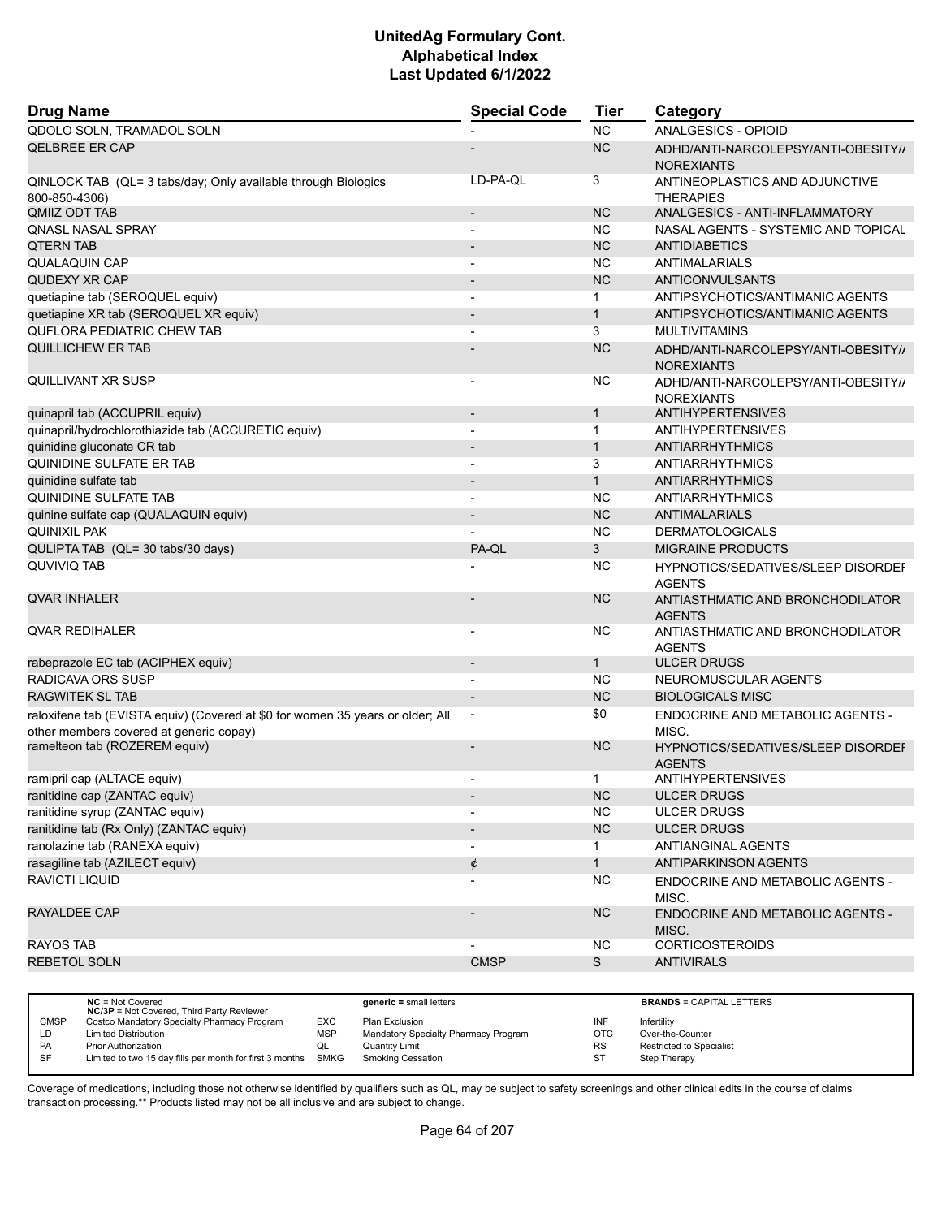# UnitedAg Formulary Cont.
# Alphabetical Index
# Last Updated 6/1/2022

| Drug Name | Special Code | Tier | Category |
|---|---|---|---|
| QDOLO SOLN, TRAMADOL SOLN | - | NC | ANALGESICS - OPIOID |
| QELBREE ER CAP | - | NC | ADHD/ANTI-NARCOLEPSY/ANTI-OBESITY/ANOREXIANTS |
| QINLOCK TAB (QL= 3 tabs/day; Only available through Biologics 800-850-4306) | LD-PA-QL | 3 | ANTINEOPLASTICS AND ADJUNCTIVE THERAPIES |
| QMIIZ ODT TAB | - | NC | ANALGESICS - ANTI-INFLAMMATORY |
| QNASL NASAL SPRAY | - | NC | NASAL AGENTS - SYSTEMIC AND TOPICAL |
| QTERN TAB | - | NC | ANTIDIABETICS |
| QUALAQUIN CAP | - | NC | ANTIMALARIALS |
| QUDEXY XR CAP | - | NC | ANTICONVULSANTS |
| quetiapine tab (SEROQUEL equiv) | - | 1 | ANTIPSYCHOTICS/ANTIMANIC AGENTS |
| quetiapine XR tab (SEROQUEL XR equiv) | - | 1 | ANTIPSYCHOTICS/ANTIMANIC AGENTS |
| QUFLORA PEDIATRIC CHEW TAB | - | 3 | MULTIVITAMINS |
| QUILLICHEW ER TAB | - | NC | ADHD/ANTI-NARCOLEPSY/ANTI-OBESITY/ANOREXIANTS |
| QUILLIVANT XR SUSP | - | NC | ADHD/ANTI-NARCOLEPSY/ANTI-OBESITY/ANOREXIANTS |
| quinapril tab (ACCUPRIL equiv) | - | 1 | ANTIHYPERTENSIVES |
| quinapril/hydrochlorothiazide tab (ACCURETIC equiv) | - | 1 | ANTIHYPERTENSIVES |
| quinidine gluconate CR tab | - | 1 | ANTIARRHYTHMICS |
| QUINIDINE SULFATE ER TAB | - | 3 | ANTIARRHYTHMICS |
| quinidine sulfate tab | - | 1 | ANTIARRHYTHMICS |
| QUINIDINE SULFATE TAB | - | NC | ANTIARRHYTHMICS |
| quinine sulfate cap (QUALAQUIN equiv) | - | NC | ANTIMALARIALS |
| QUINIXIL PAK | - | NC | DERMATOLOGICALS |
| QULIPTA TAB (QL= 30 tabs/30 days) | PA-QL | 3 | MIGRAINE PRODUCTS |
| QUVIVIQ TAB | - | NC | HYPNOTICS/SEDATIVES/SLEEP DISORDER AGENTS |
| QVAR INHALER | - | NC | ANTIASTHMATIC AND BRONCHODILATOR AGENTS |
| QVAR REDIHALER | - | NC | ANTIASTHMATIC AND BRONCHODILATOR AGENTS |
| rabeprazole EC tab (ACIPHEX equiv) | - | 1 | ULCER DRUGS |
| RADICAVA ORS SUSP | - | NC | NEUROMUSCULAR AGENTS |
| RAGWITEK SL TAB | - | NC | BIOLOGICALS MISC |
| raloxifene tab (EVISTA equiv) (Covered at $0 for women 35 years or older; All other members covered at generic copay) | - | $0 | ENDOCRINE AND METABOLIC AGENTS - MISC. |
| ramelteon tab (ROZEREM equiv) | - | NC | HYPNOTICS/SEDATIVES/SLEEP DISORDER AGENTS |
| ramipril cap (ALTACE equiv) | - | 1 | ANTIHYPERTENSIVES |
| ranitidine cap (ZANTAC equiv) | - | NC | ULCER DRUGS |
| ranitidine syrup (ZANTAC equiv) | - | NC | ULCER DRUGS |
| ranitidine tab (Rx Only) (ZANTAC equiv) | - | NC | ULCER DRUGS |
| ranolazine tab (RANEXA equiv) | - | 1 | ANTIANGINAL AGENTS |
| rasagiline tab (AZILECT equiv) | ¢ | 1 | ANTIPARKINSON AGENTS |
| RAVICTI LIQUID | - | NC | ENDOCRINE AND METABOLIC AGENTS - MISC. |
| RAYALDEE CAP | - | NC | ENDOCRINE AND METABOLIC AGENTS - MISC. |
| RAYOS TAB | - | NC | CORTICOSTEROIDS |
| REBETOL SOLN | CMSP | S | ANTIVIRALS |

| | | | | | |
|---|---|---|---|---|---|
| | **NC** = Not Covered<br>**NC/3P** = Not Covered, Third Party Reviewer | | **generic** = small letters | | **BRANDS** = CAPITAL LETTERS |
| CMSP | Costco Mandatory Specialty Pharmacy Program | EXC | Plan Exclusion | INF | Infertility |
| LD | Limited Distribution | MSP | Mandatory Specialty Pharmacy Program | OTC | Over-the-Counter |
| PA | Prior Authorization | QL | Quantity Limit | RS | Restricted to Specialist |
| SF | Limited to two 15 day fills per month for first 3 months | SMKG | Smoking Cessation | ST | Step Therapy |

Coverage of medications, including those not otherwise identified by qualifiers such as QL, may be subject to safety screenings and other clinical edits in the course of claims transaction processing.** Products listed may not be all inclusive and are subject to change.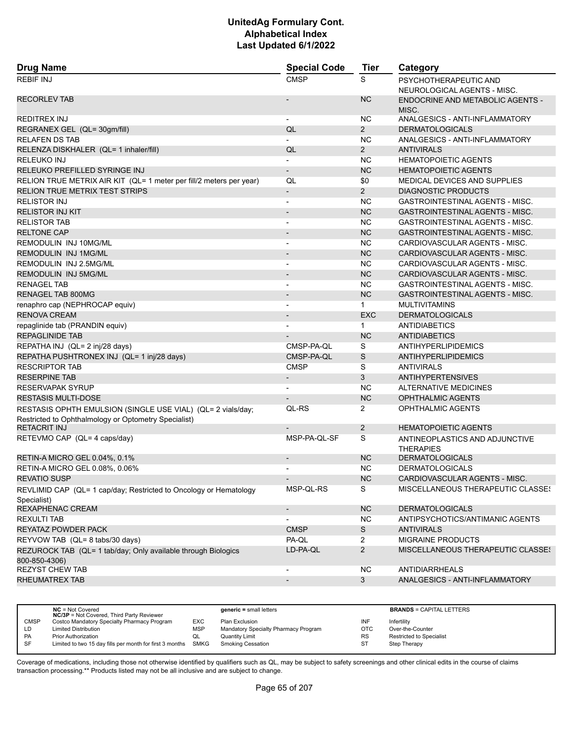# UnitedAg Formulary Cont.
## Alphabetical Index
### Last Updated 6/1/2022

| Drug Name | Special Code | Tier | Category |
|---|---|---|---|
| REBIF INJ | CMSP | S | PSYCHOTHERAPEUTIC AND NEUROLOGICAL AGENTS - MISC. |
| RECORLEV TAB | - | NC | ENDOCRINE AND METABOLIC AGENTS - MISC. |
| REDITREX INJ | - | NC | ANALGESICS - ANTI-INFLAMMATORY |
| REGRANEX GEL (QL= 30gm/fill) | QL | 2 | DERMATOLOGICALS |
| RELAFEN DS TAB | - | NC | ANALGESICS - ANTI-INFLAMMATORY |
| RELENZA DISKHALER (QL= 1 inhaler/fill) | QL | 2 | ANTIVIRALS |
| RELEUKO INJ | - | NC | HEMATOPOIETIC AGENTS |
| RELEUKO PREFILLED SYRINGE INJ | - | NC | HEMATOPOIETIC AGENTS |
| RELION TRUE METRIX AIR KIT (QL= 1 meter per fill/2 meters per year) | QL | $0 | MEDICAL DEVICES AND SUPPLIES |
| RELION TRUE METRIX TEST STRIPS | - | 2 | DIAGNOSTIC PRODUCTS |
| RELISTOR INJ | - | NC | GASTROINTESTINAL AGENTS - MISC. |
| RELISTOR INJ KIT | - | NC | GASTROINTESTINAL AGENTS - MISC. |
| RELISTOR TAB | - | NC | GASTROINTESTINAL AGENTS - MISC. |
| RELTONE CAP | - | NC | GASTROINTESTINAL AGENTS - MISC. |
| REMODULIN INJ 10MG/ML | - | NC | CARDIOVASCULAR AGENTS - MISC. |
| REMODULIN INJ 1MG/ML | - | NC | CARDIOVASCULAR AGENTS - MISC. |
| REMODULIN INJ 2.5MG/ML | - | NC | CARDIOVASCULAR AGENTS - MISC. |
| REMODULIN INJ 5MG/ML | - | NC | CARDIOVASCULAR AGENTS - MISC. |
| RENAGEL TAB | - | NC | GASTROINTESTINAL AGENTS - MISC. |
| RENAGEL TAB 800MG | - | NC | GASTROINTESTINAL AGENTS - MISC. |
| renaphro cap (NEPHROCAP equiv) | - | 1 | MULTIVITAMINS |
| RENOVA CREAM | - | EXC | DERMATOLOGICALS |
| repaglinide tab (PRANDIN equiv) | - | 1 | ANTIDIABETICS |
| REPAGLINIDE TAB | - | NC | ANTIDIABETICS |
| REPATHA INJ (QL= 2 inj/28 days) | CMSP-PA-QL | S | ANTIHYPERLIPIDEMICS |
| REPATHA PUSHTRONEX INJ (QL= 1 inj/28 days) | CMSP-PA-QL | S | ANTIHYPERLIPIDEMICS |
| RESCRIPTOR TAB | CMSP | S | ANTIVIRALS |
| RESERPINE TAB | - | 3 | ANTIHYPERTENSIVES |
| RESERVAPAK SYRUP | - | NC | ALTERNATIVE MEDICINES |
| RESTASIS MULTI-DOSE | - | NC | OPHTHALMIC AGENTS |
| RESTASIS OPHTH EMULSION (SINGLE USE VIAL) (QL= 2 vials/day; Restricted to Ophthalmology or Optometry Specialist) | QL-RS | 2 | OPHTHALMIC AGENTS |
| RETACRIT INJ | - | 2 | HEMATOPOIETIC AGENTS |
| RETEVMO CAP (QL= 4 caps/day) | MSP-PA-QL-SF | S | ANTINEOPLASTICS AND ADJUNCTIVE THERAPIES |
| RETIN-A MICRO GEL 0.04%, 0.1% | - | NC | DERMATOLOGICALS |
| RETIN-A MICRO GEL 0.08%, 0.06% | - | NC | DERMATOLOGICALS |
| REVATIO SUSP | - | NC | CARDIOVASCULAR AGENTS - MISC. |
| REVLIMID CAP (QL= 1 cap/day; Restricted to Oncology or Hematology Specialist) | MSP-QL-RS | S | MISCELLANEOUS THERAPEUTIC CLASSES |
| REXAPHENAC CREAM | - | NC | DERMATOLOGICALS |
| REXULTI TAB | - | NC | ANTIPSYCHOTICS/ANTIMANIC AGENTS |
| REYATAZ POWDER PACK | CMSP | S | ANTIVIRALS |
| REYVOW TAB (QL= 8 tabs/30 days) | PA-QL | 2 | MIGRAINE PRODUCTS |
| REZUROCK TAB (QL= 1 tab/day; Only available through Biologics 800-850-4306) | LD-PA-QL | 2 | MISCELLANEOUS THERAPEUTIC CLASSES |
| REZYST CHEW TAB | - | NC | ANTIDIARRHEALS |
| RHEUMATREX TAB | - | 3 | ANALGESICS - ANTI-INFLAMMATORY |

| | | | | | |
|---|---|---|---|---|---|
| | **NC** = Not Covered; **NC/3P** = Not Covered, Third Party Reviewer | | **generic =** small letters | | **BRANDS** = CAPITAL LETTERS |
| CMSP | Costco Mandatory Specialty Pharmacy Program | EXC | Plan Exclusion | INF | Infertility |
| LD | Limited Distribution | MSP | Mandatory Specialty Pharmacy Program | OTC | Over-the-Counter |
| PA | Prior Authorization | QL | Quantity Limit | RS | Restricted to Specialist |
| SF | Limited to two 15 day fills per month for first 3 months | SMKG | Smoking Cessation | ST | Step Therapy |

Coverage of medications, including those not otherwise identified by qualifiers such as QL, may be subject to safety screenings and other clinical edits in the course of claims transaction processing.** Products listed may not be all inclusive and are subject to change.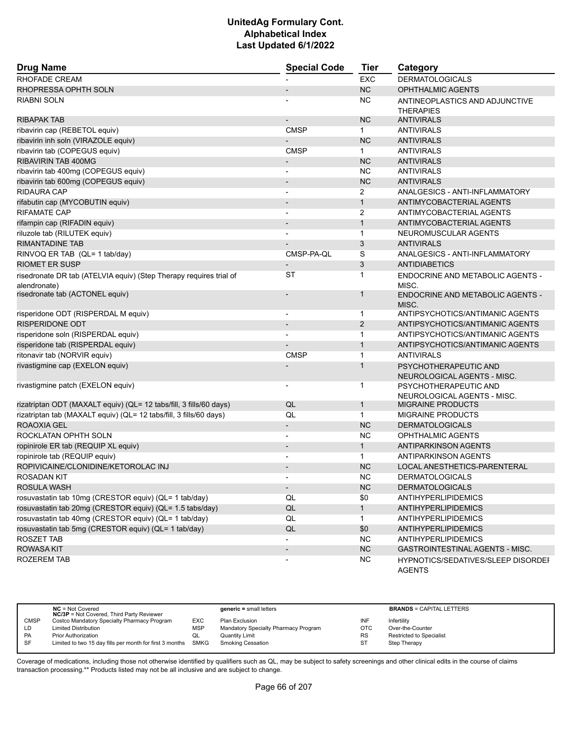# UnitedAg Formulary Cont.
# Alphabetical Index
# Last Updated 6/1/2022

| Drug Name | Special Code | Tier | Category |
|---|---|---|---|
| RHOFADE CREAM | - | EXC | DERMATOLOGICALS |
| RHOPRESSA OPHTH SOLN | - | NC | OPHTHALMIC AGENTS |
| RIABNI SOLN | - | NC | ANTINEOPLASTICS AND ADJUNCTIVE THERAPIES |
| RIBAPAK TAB | - | NC | ANTIVIRALS |
| ribavirin cap (REBETOL equiv) | CMSP | 1 | ANTIVIRALS |
| ribavirin inh soln (VIRAZOLE equiv) | - | NC | ANTIVIRALS |
| ribavirin tab (COPEGUS equiv) | CMSP | 1 | ANTIVIRALS |
| RIBAVIRIN TAB 400MG | - | NC | ANTIVIRALS |
| ribavirin tab 400mg (COPEGUS equiv) | - | NC | ANTIVIRALS |
| ribavirin tab 600mg (COPEGUS equiv) | - | NC | ANTIVIRALS |
| RIDAURA CAP | - | 2 | ANALGESICS - ANTI-INFLAMMATORY |
| rifabutin cap (MYCOBUTIN equiv) | - | 1 | ANTIMYCOBACTERIAL AGENTS |
| RIFAMATE CAP | - | 2 | ANTIMYCOBACTERIAL AGENTS |
| rifampin cap (RIFADIN equiv) | - | 1 | ANTIMYCOBACTERIAL AGENTS |
| riluzole tab (RILUTEK equiv) | - | 1 | NEUROMUSCULAR AGENTS |
| RIMANTADINE TAB | - | 3 | ANTIVIRALS |
| RINVOQ ER TAB (QL= 1 tab/day) | CMSP-PA-QL | S | ANALGESICS - ANTI-INFLAMMATORY |
| RIOMET ER SUSP | - | 3 | ANTIDIABETICS |
| risedronate DR tab (ATELVIA equiv) (Step Therapy requires trial of alendronate) | ST | 1 | ENDOCRINE AND METABOLIC AGENTS - MISC. |
| risedronate tab (ACTONEL equiv) | - | 1 | ENDOCRINE AND METABOLIC AGENTS - MISC. |
| risperidone ODT (RISPERDAL M equiv) | - | 1 | ANTIPSYCHOTICS/ANTIMANIC AGENTS |
| RISPERIDONE ODT | - | 2 | ANTIPSYCHOTICS/ANTIMANIC AGENTS |
| risperidone soln (RISPERDAL equiv) | - | 1 | ANTIPSYCHOTICS/ANTIMANIC AGENTS |
| risperidone tab (RISPERDAL equiv) | - | 1 | ANTIPSYCHOTICS/ANTIMANIC AGENTS |
| ritonavir tab (NORVIR equiv) | CMSP | 1 | ANTIVIRALS |
| rivastigmine cap (EXELON equiv) | - | 1 | PSYCHOTHERAPEUTIC AND NEUROLOGICAL AGENTS - MISC. |
| rivastigmine patch (EXELON equiv) | - | 1 | PSYCHOTHERAPEUTIC AND NEUROLOGICAL AGENTS - MISC. |
| rizatriptan ODT (MAXALT equiv) (QL= 12 tabs/fill, 3 fills/60 days) | QL | 1 | MIGRAINE PRODUCTS |
| rizatriptan tab (MAXALT equiv) (QL= 12 tabs/fill, 3 fills/60 days) | QL | 1 | MIGRAINE PRODUCTS |
| ROAOXIA GEL | - | NC | DERMATOLOGICALS |
| ROCKLATAN OPHTH SOLN | - | NC | OPHTHALMIC AGENTS |
| ropinirole ER tab (REQUIP XL equiv) | - | 1 | ANTIPARKINSON AGENTS |
| ropinirole tab (REQUIP equiv) | - | 1 | ANTIPARKINSON AGENTS |
| ROPIVICAINE/CLONIDINE/KETOROLAC INJ | - | NC | LOCAL ANESTHETICS-PARENTERAL |
| ROSADAN KIT | - | NC | DERMATOLOGICALS |
| ROSULA WASH | - | NC | DERMATOLOGICALS |
| rosuvastatin tab 10mg (CRESTOR equiv) (QL= 1 tab/day) | QL | $0 | ANTIHYPERLIPIDEMICS |
| rosuvastatin tab 20mg (CRESTOR equiv) (QL= 1.5 tabs/day) | QL | 1 | ANTIHYPERLIPIDEMICS |
| rosuvastatin tab 40mg (CRESTOR equiv) (QL= 1 tab/day) | QL | 1 | ANTIHYPERLIPIDEMICS |
| rosuvastatin tab 5mg (CRESTOR equiv) (QL= 1 tab/day) | QL | $0 | ANTIHYPERLIPIDEMICS |
| ROSZET TAB | - | NC | ANTIHYPERLIPIDEMICS |
| ROWASA KIT | - | NC | GASTROINTESTINAL AGENTS - MISC. |
| ROZEREM TAB | - | NC | HYPNOTICS/SEDATIVES/SLEEP DISORDER AGENTS |

| | | | | | |
|---|---|---|---|---|---|
| | **NC** = Not Covered<br>**NC/3P** = Not Covered, Third Party Reviewer | | **generic =** small letters | | **BRANDS** = CAPITAL LETTERS |
| CMSP | Costco Mandatory Specialty Pharmacy Program | EXC | Plan Exclusion | INF | Infertility |
| LD | Limited Distribution | MSP | Mandatory Specialty Pharmacy Program | OTC | Over-the-Counter |
| PA | Prior Authorization | QL | Quantity Limit | RS | Restricted to Specialist |
| SF | Limited to two 15 day fills per month for first 3 months | SMKG | Smoking Cessation | ST | Step Therapy |

Coverage of medications, including those not otherwise identified by qualifiers such as QL, may be subject to safety screenings and other clinical edits in the course of claims transaction processing.** Products listed may not be all inclusive and are subject to change.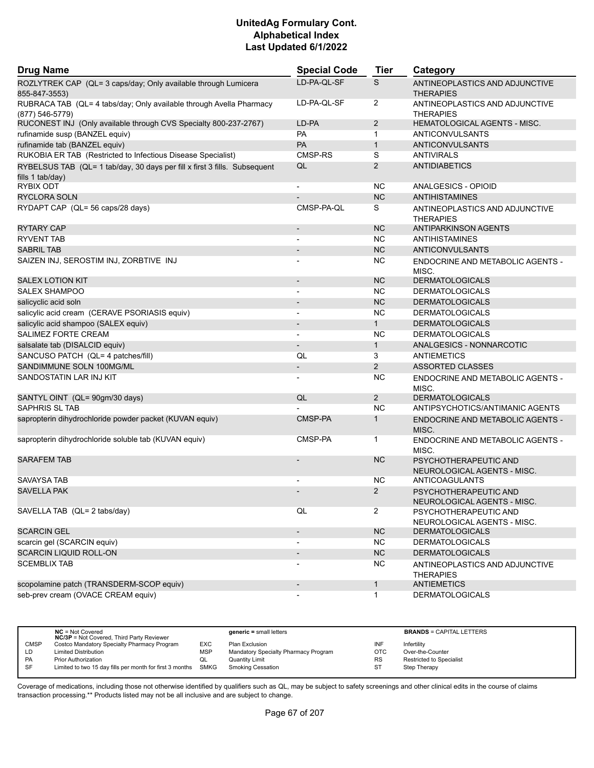| Drug Name | Special Code | Tier | Category |
|---|---|---|---|
| ROZLYTREK CAP (QL= 3 caps/day; Only available through Lumicera 855-847-3553) | LD-PA-QL-SF | S | ANTINEOPLASTICS AND ADJUNCTIVE THERAPIES |
| RUBRACA TAB (QL= 4 tabs/day; Only available through Avella Pharmacy (877) 546-5779) | LD-PA-QL-SF | 2 | ANTINEOPLASTICS AND ADJUNCTIVE THERAPIES |
| RUCONEST INJ (Only available through CVS Specialty 800-237-2767) | LD-PA | 2 | HEMATOLOGICAL AGENTS - MISC. |
| rufinamide susp (BANZEL equiv) | PA | 1 | ANTICONVULSANTS |
| rufinamide tab (BANZEL equiv) | PA | 1 | ANTICONVULSANTS |
| RUKOBIA ER TAB (Restricted to Infectious Disease Specialist) | CMSP-RS | S | ANTIVIRALS |
| RYBELSUS TAB (QL= 1 tab/day, 30 days per fill x first 3 fills. Subsequent fills 1 tab/day) | QL | 2 | ANTIDIABETICS |
| RYBIX ODT | - | NC | ANALGESICS - OPIOID |
| RYCLORA SOLN | - | NC | ANTIHISTAMINES |
| RYDAPT CAP (QL= 56 caps/28 days) | CMSP-PA-QL | S | ANTINEOPLASTICS AND ADJUNCTIVE THERAPIES |
| RYTARY CAP | - | NC | ANTIPARKINSON AGENTS |
| RYVENT TAB | - | NC | ANTIHISTAMINES |
| SABRIL TAB | - | NC | ANTICONVULSANTS |
| SAIZEN INJ, SEROSTIM INJ, ZORBTIVE INJ | - | NC | ENDOCRINE AND METABOLIC AGENTS - MISC. |
| SALEX LOTION KIT | - | NC | DERMATOLOGICALS |
| SALEX SHAMPOO | - | NC | DERMATOLOGICALS |
| salicyclic acid soln | - | NC | DERMATOLOGICALS |
| salicylic acid cream (CERAVE PSORIASIS equiv) | - | NC | DERMATOLOGICALS |
| salicylic acid shampoo (SALEX equiv) | - | 1 | DERMATOLOGICALS |
| SALIMEZ FORTE CREAM | - | NC | DERMATOLOGICALS |
| salsalate tab (DISALCID equiv) | - | 1 | ANALGESICS - NONNARCOTIC |
| SANCUSO PATCH (QL= 4 patches/fill) | QL | 3 | ANTIEMETICS |
| SANDIMMUNE SOLN 100MG/ML | - | 2 | ASSORTED CLASSES |
| SANDOSTATIN LAR INJ KIT | - | NC | ENDOCRINE AND METABOLIC AGENTS - MISC. |
| SANTYL OINT (QL= 90gm/30 days) | QL | 2 | DERMATOLOGICALS |
| SAPHRIS SL TAB | - | NC | ANTIPSYCHOTICS/ANTIMANIC AGENTS |
| sapropterin dihydrochloride powder packet (KUVAN equiv) | CMSP-PA | 1 | ENDOCRINE AND METABOLIC AGENTS - MISC. |
| sapropterin dihydrochloride soluble tab (KUVAN equiv) | CMSP-PA | 1 | ENDOCRINE AND METABOLIC AGENTS - MISC. |
| SARAFEM TAB | - | NC | PSYCHOTHERAPEUTIC AND NEUROLOGICAL AGENTS - MISC. |
| SAVAYSA TAB | - | NC | ANTICOAGULANTS |
| SAVELLA PAK | - | 2 | PSYCHOTHERAPEUTIC AND NEUROLOGICAL AGENTS - MISC. |
| SAVELLA TAB (QL= 2 tabs/day) | QL | 2 | PSYCHOTHERAPEUTIC AND NEUROLOGICAL AGENTS - MISC. |
| SCARCIN GEL | - | NC | DERMATOLOGICALS |
| scarcin gel (SCARCIN equiv) | - | NC | DERMATOLOGICALS |
| SCARCIN LIQUID ROLL-ON | - | NC | DERMATOLOGICALS |
| SCEMBLIX TAB | - | NC | ANTINEOPLASTICS AND ADJUNCTIVE THERAPIES |
| scopolamine patch (TRANSDERM-SCOP equiv) | - | 1 | ANTIEMETICS |
| seb-prev cream (OVACE CREAM equiv) | - | 1 | DERMATOLOGICALS |

| | NC = Not Covered<br>NC/3P = Not Covered, Third Party Reviewer | | generic = small letters | | BRANDS = CAPITAL LETTERS |
|---|---|---|---|---|---|
| CMSP | Costco Mandatory Specialty Pharmacy Program | EXC | Plan Exclusion | INF | Infertility |
| LD | Limited Distribution | MSP | Mandatory Specialty Pharmacy Program | OTC | Over-the-Counter |
| PA | Prior Authorization | QL | Quantity Limit | RS | Restricted to Specialist |
| SF | Limited to two 15 day fills per month for first 3 months | SMKG | Smoking Cessation | ST | Step Therapy |

Coverage of medications, including those not otherwise identified by qualifiers such as QL, may be subject to safety screenings and other clinical edits in the course of claims transaction processing.** Products listed may not be all inclusive and are subject to change.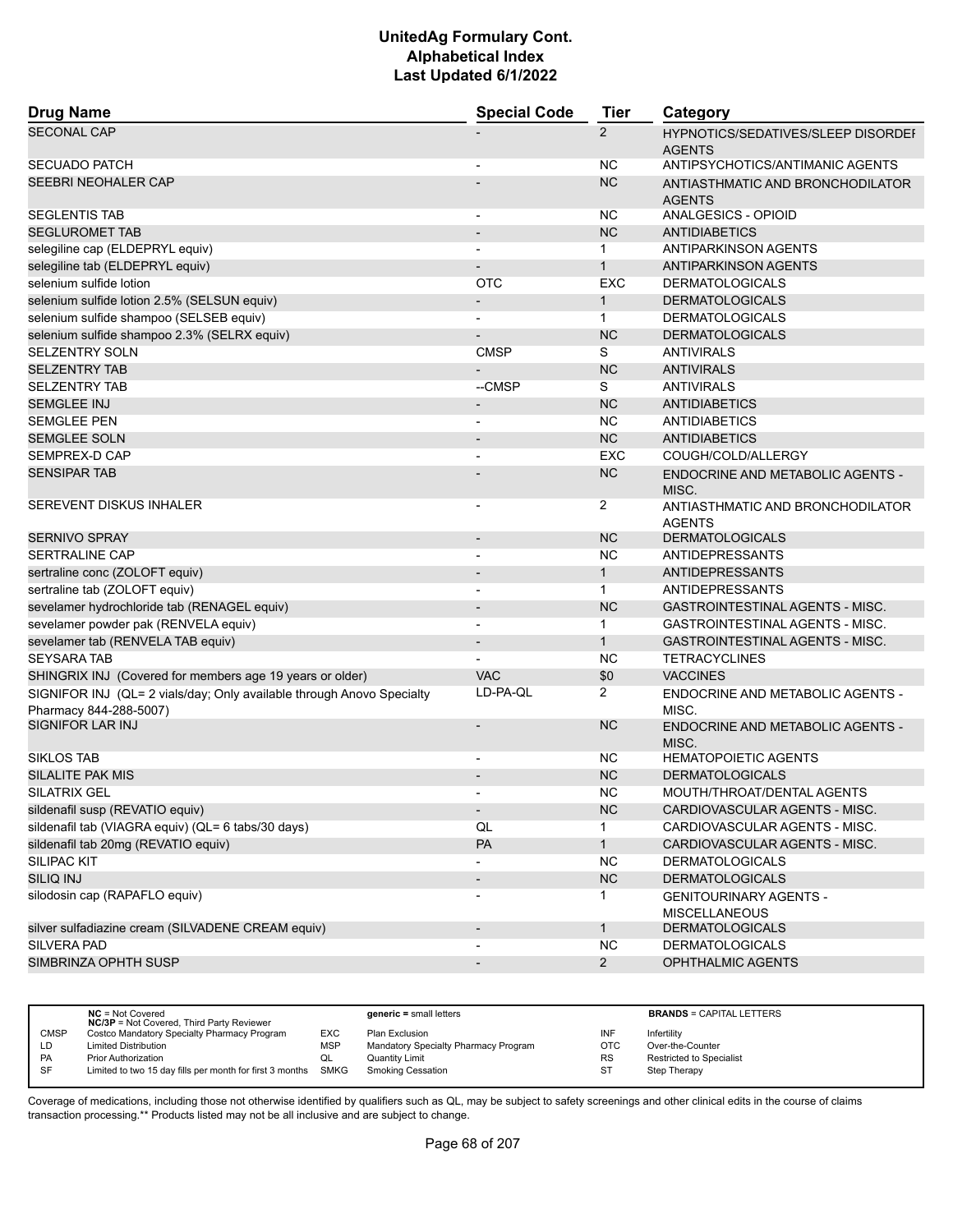# UnitedAg Formulary Cont.
## Alphabetical Index
### Last Updated 6/1/2022

| Drug Name | Special Code | Tier | Category |
|---|---|---|---|
| SECONAL CAP | - | 2 | HYPNOTICS/SEDATIVES/SLEEP DISORDER AGENTS |
| SECUADO PATCH | - | NC | ANTIPSYCHOTICS/ANTIMANIC AGENTS |
| SEEBRI NEOHALER CAP | - | NC | ANTIASTHMATIC AND BRONCHODILATOR AGENTS |
| SEGLENTIS TAB | - | NC | ANALGESICS - OPIOID |
| SEGLUROMET TAB | - | NC | ANTIDIABETICS |
| selegiline cap (ELDEPRYL equiv) | - | 1 | ANTIPARKINSON AGENTS |
| selegiline tab (ELDEPRYL equiv) | - | 1 | ANTIPARKINSON AGENTS |
| selenium sulfide lotion | OTC | EXC | DERMATOLOGICALS |
| selenium sulfide lotion 2.5% (SELSUN equiv) | - | 1 | DERMATOLOGICALS |
| selenium sulfide shampoo (SELSEB equiv) | - | 1 | DERMATOLOGICALS |
| selenium sulfide shampoo 2.3% (SELRX equiv) | - | NC | DERMATOLOGICALS |
| SELZENTRY SOLN | CMSP | S | ANTIVIRALS |
| SELZENTRY TAB | - | NC | ANTIVIRALS |
| SELZENTRY TAB | --CMSP | S | ANTIVIRALS |
| SEMGLEE INJ | - | NC | ANTIDIABETICS |
| SEMGLEE PEN | - | NC | ANTIDIABETICS |
| SEMGLEE SOLN | - | NC | ANTIDIABETICS |
| SEMPREX-D CAP | - | EXC | COUGH/COLD/ALLERGY |
| SENSIPAR TAB | - | NC | ENDOCRINE AND METABOLIC AGENTS - MISC. |
| SEREVENT DISKUS INHALER | - | 2 | ANTIASTHMATIC AND BRONCHODILATOR AGENTS |
| SERNIVO SPRAY | - | NC | DERMATOLOGICALS |
| SERTRALINE CAP | - | NC | ANTIDEPRESSANTS |
| sertraline conc (ZOLOFT equiv) | - | 1 | ANTIDEPRESSANTS |
| sertraline tab (ZOLOFT equiv) | - | 1 | ANTIDEPRESSANTS |
| sevelamer hydrochloride tab (RENAGEL equiv) | - | NC | GASTROINTESTINAL AGENTS - MISC. |
| sevelamer powder pak (RENVELA equiv) | - | 1 | GASTROINTESTINAL AGENTS - MISC. |
| sevelamer tab (RENVELA TAB equiv) | - | 1 | GASTROINTESTINAL AGENTS - MISC. |
| SEYSARA TAB | - | NC | TETRACYCLINES |
| SHINGRIX INJ (Covered for members age 19 years or older) | VAC | $0 | VACCINES |
| SIGNIFOR INJ (QL= 2 vials/day; Only available through Anovo Specialty Pharmacy 844-288-5007) | LD-PA-QL | 2 | ENDOCRINE AND METABOLIC AGENTS - MISC. |
| SIGNIFOR LAR INJ | - | NC | ENDOCRINE AND METABOLIC AGENTS - MISC. |
| SIKLOS TAB | - | NC | HEMATOPOIETIC AGENTS |
| SILALITE PAK MIS | - | NC | DERMATOLOGICALS |
| SILATRIX GEL | - | NC | MOUTH/THROAT/DENTAL AGENTS |
| sildenafil susp (REVATIO equiv) | - | NC | CARDIOVASCULAR AGENTS - MISC. |
| sildenafil tab (VIAGRA equiv) (QL= 6 tabs/30 days) | QL | 1 | CARDIOVASCULAR AGENTS - MISC. |
| sildenafil tab 20mg (REVATIO equiv) | PA | 1 | CARDIOVASCULAR AGENTS - MISC. |
| SILIPAC KIT | - | NC | DERMATOLOGICALS |
| SILIQ INJ | - | NC | DERMATOLOGICALS |
| silodosin cap (RAPAFLO equiv) | - | 1 | GENITOURINARY AGENTS - MISCELLANEOUS |
| silver sulfadiazine cream (SILVADENE CREAM equiv) | - | 1 | DERMATOLOGICALS |
| SILVERA PAD | - | NC | DERMATOLOGICALS |
| SIMBRINZA OPHTH SUSP | - | 2 | OPHTHALMIC AGENTS |

| | | | | | |
|---|---|---|---|---|---|
| | **NC** = Not Covered **NC/3P** = Not Covered, Third Party Reviewer | | **generic** = small letters | | **BRANDS** = CAPITAL LETTERS |
| CMSP | Costco Mandatory Specialty Pharmacy Program | EXC | Plan Exclusion | INF | Infertility |
| LD | Limited Distribution | MSP | Mandatory Specialty Pharmacy Program | OTC | Over-the-Counter |
| PA | Prior Authorization | QL | Quantity Limit | RS | Restricted to Specialist |
| SF | Limited to two 15 day fills per month for first 3 months | SMKG | Smoking Cessation | ST | Step Therapy |

Coverage of medications, including those not otherwise identified by qualifiers such as QL, may be subject to safety screenings and other clinical edits in the course of claims transaction processing.** Products listed may not be all inclusive and are subject to change.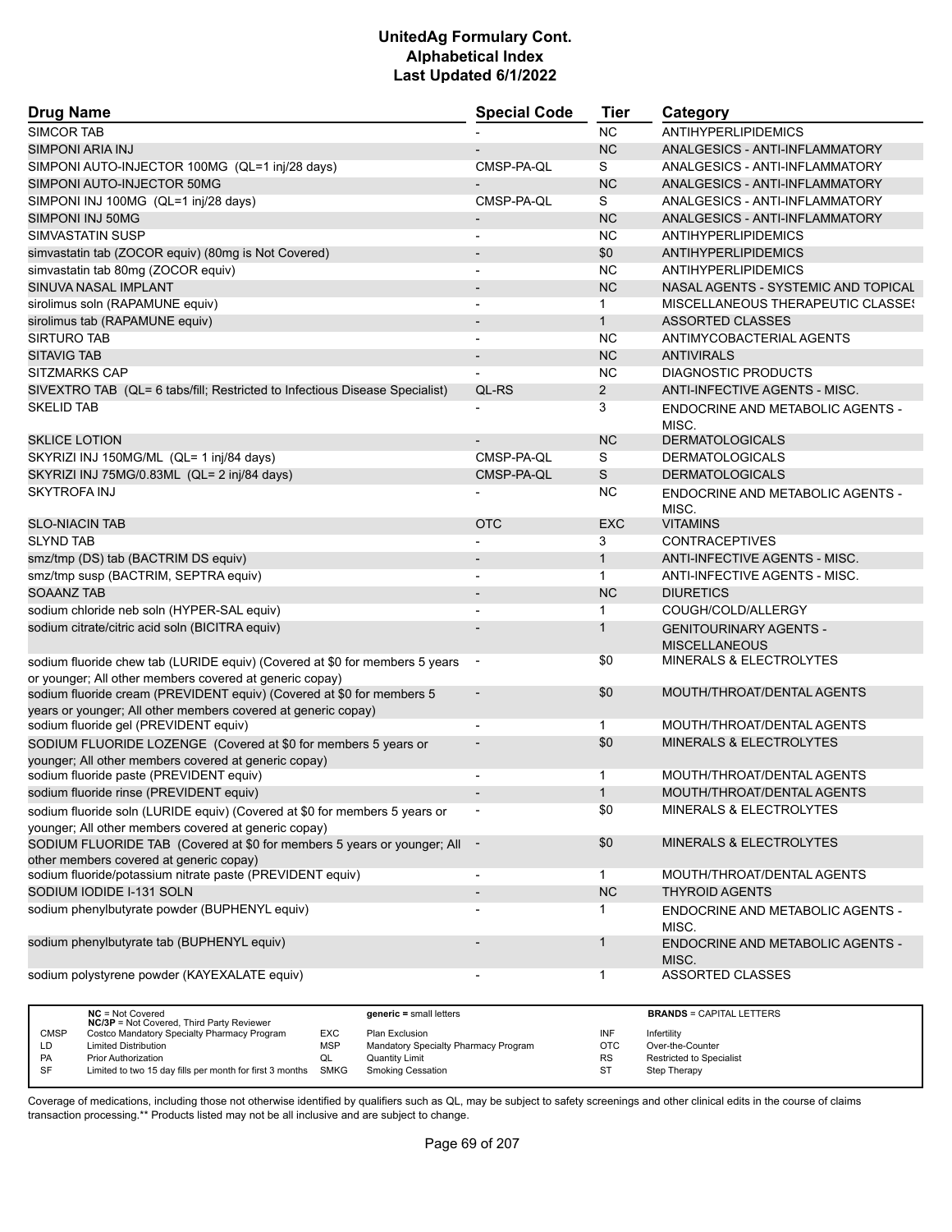# UnitedAg Formulary Cont.
# Alphabetical Index
# Last Updated 6/1/2022

| Drug Name | Special Code | Tier | Category |
|---|---|---|---|
| SIMCOR TAB | - | NC | ANTIHYPERLIPIDEMICS |
| SIMPONI ARIA INJ | - | NC | ANALGESICS - ANTI-INFLAMMATORY |
| SIMPONI AUTO-INJECTOR 100MG (QL=1 inj/28 days) | CMSP-PA-QL | S | ANALGESICS - ANTI-INFLAMMATORY |
| SIMPONI AUTO-INJECTOR 50MG | - | NC | ANALGESICS - ANTI-INFLAMMATORY |
| SIMPONI INJ 100MG (QL=1 inj/28 days) | CMSP-PA-QL | S | ANALGESICS - ANTI-INFLAMMATORY |
| SIMPONI INJ 50MG | - | NC | ANALGESICS - ANTI-INFLAMMATORY |
| SIMVASTATIN SUSP | - | NC | ANTIHYPERLIPIDEMICS |
| simvastatin tab (ZOCOR equiv) (80mg is Not Covered) | - | $0 | ANTIHYPERLIPIDEMICS |
| simvastatin tab 80mg (ZOCOR equiv) | - | NC | ANTIHYPERLIPIDEMICS |
| SINUVA NASAL IMPLANT | - | NC | NASAL AGENTS - SYSTEMIC AND TOPICAL |
| sirolimus soln (RAPAMUNE equiv) | - | 1 | MISCELLANEOUS THERAPEUTIC CLASSES |
| sirolimus tab (RAPAMUNE equiv) | - | 1 | ASSORTED CLASSES |
| SIRTURO TAB | - | NC | ANTIMYCOBACTERIAL AGENTS |
| SITAVIG TAB | - | NC | ANTIVIRALS |
| SITZMARKS CAP | - | NC | DIAGNOSTIC PRODUCTS |
| SIVEXTRO TAB (QL= 6 tabs/fill; Restricted to Infectious Disease Specialist) | QL-RS | 2 | ANTI-INFECTIVE AGENTS - MISC. |
| SKELID TAB | - | 3 | ENDOCRINE AND METABOLIC AGENTS - MISC. |
| SKLICE LOTION | - | NC | DERMATOLOGICALS |
| SKYRIZI INJ 150MG/ML (QL= 1 inj/84 days) | CMSP-PA-QL | S | DERMATOLOGICALS |
| SKYRIZI INJ 75MG/0.83ML (QL= 2 inj/84 days) | CMSP-PA-QL | S | DERMATOLOGICALS |
| SKYTROFA INJ | - | NC | ENDOCRINE AND METABOLIC AGENTS - MISC. |
| SLO-NIACIN TAB | OTC | EXC | VITAMINS |
| SLYND TAB | - | 3 | CONTRACEPTIVES |
| smz/tmp (DS) tab (BACTRIM DS equiv) | - | 1 | ANTI-INFECTIVE AGENTS - MISC. |
| smz/tmp susp (BACTRIM, SEPTRA equiv) | - | 1 | ANTI-INFECTIVE AGENTS - MISC. |
| SOAANZ TAB | - | NC | DIURETICS |
| sodium chloride neb soln (HYPER-SAL equiv) | - | 1 | COUGH/COLD/ALLERGY |
| sodium citrate/citric acid soln (BICITRA equiv) | - | 1 | GENITOURINARY AGENTS - MISCELLANEOUS |
| sodium fluoride chew tab (LURIDE equiv) (Covered at $0 for members 5 years or younger; All other members covered at generic copay) | - | $0 | MINERALS & ELECTROLYTES |
| sodium fluoride cream (PREVIDENT equiv) (Covered at $0 for members 5 years or younger; All other members covered at generic copay) | - | $0 | MOUTH/THROAT/DENTAL AGENTS |
| sodium fluoride gel (PREVIDENT equiv) | - | 1 | MOUTH/THROAT/DENTAL AGENTS |
| SODIUM FLUORIDE LOZENGE (Covered at $0 for members 5 years or younger; All other members covered at generic copay) | - | $0 | MINERALS & ELECTROLYTES |
| sodium fluoride paste (PREVIDENT equiv) | - | 1 | MOUTH/THROAT/DENTAL AGENTS |
| sodium fluoride rinse (PREVIDENT equiv) | - | 1 | MOUTH/THROAT/DENTAL AGENTS |
| sodium fluoride soln (LURIDE equiv) (Covered at $0 for members 5 years or younger; All other members covered at generic copay) | - | $0 | MINERALS & ELECTROLYTES |
| SODIUM FLUORIDE TAB (Covered at $0 for members 5 years or younger; All other members covered at generic copay) | - | $0 | MINERALS & ELECTROLYTES |
| sodium fluoride/potassium nitrate paste (PREVIDENT equiv) | - | 1 | MOUTH/THROAT/DENTAL AGENTS |
| SODIUM IODIDE I-131 SOLN | - | NC | THYROID AGENTS |
| sodium phenylbutyrate powder (BUPHENYL equiv) | - | 1 | ENDOCRINE AND METABOLIC AGENTS - MISC. |
| sodium phenylbutyrate tab (BUPHENYL equiv) | - | 1 | ENDOCRINE AND METABOLIC AGENTS - MISC. |
| sodium polystyrene powder (KAYEXALATE equiv) | - | 1 | ASSORTED CLASSES |

| | | | | | | |
|---|---|---|---|---|---|---|
| | **NC** = Not Covered<br>**NC/3P** = Not Covered, Third Party Reviewer | | **generic =** small letters | | **BRANDS** = CAPITAL LETTERS | |
| CMSP | Costco Mandatory Specialty Pharmacy Program | EXC | Plan Exclusion | INF | Infertility | |
| LD | Limited Distribution | MSP | Mandatory Specialty Pharmacy Program | OTC | Over-the-Counter | |
| PA | Prior Authorization | QL | Quantity Limit | RS | Restricted to Specialist | |
| SF | Limited to two 15 day fills per month for first 3 months | SMKG | Smoking Cessation | ST | Step Therapy | |

Coverage of medications, including those not otherwise identified by qualifiers such as QL, may be subject to safety screenings and other clinical edits in the course of claims transaction processing.** Products listed may not be all inclusive and are subject to change.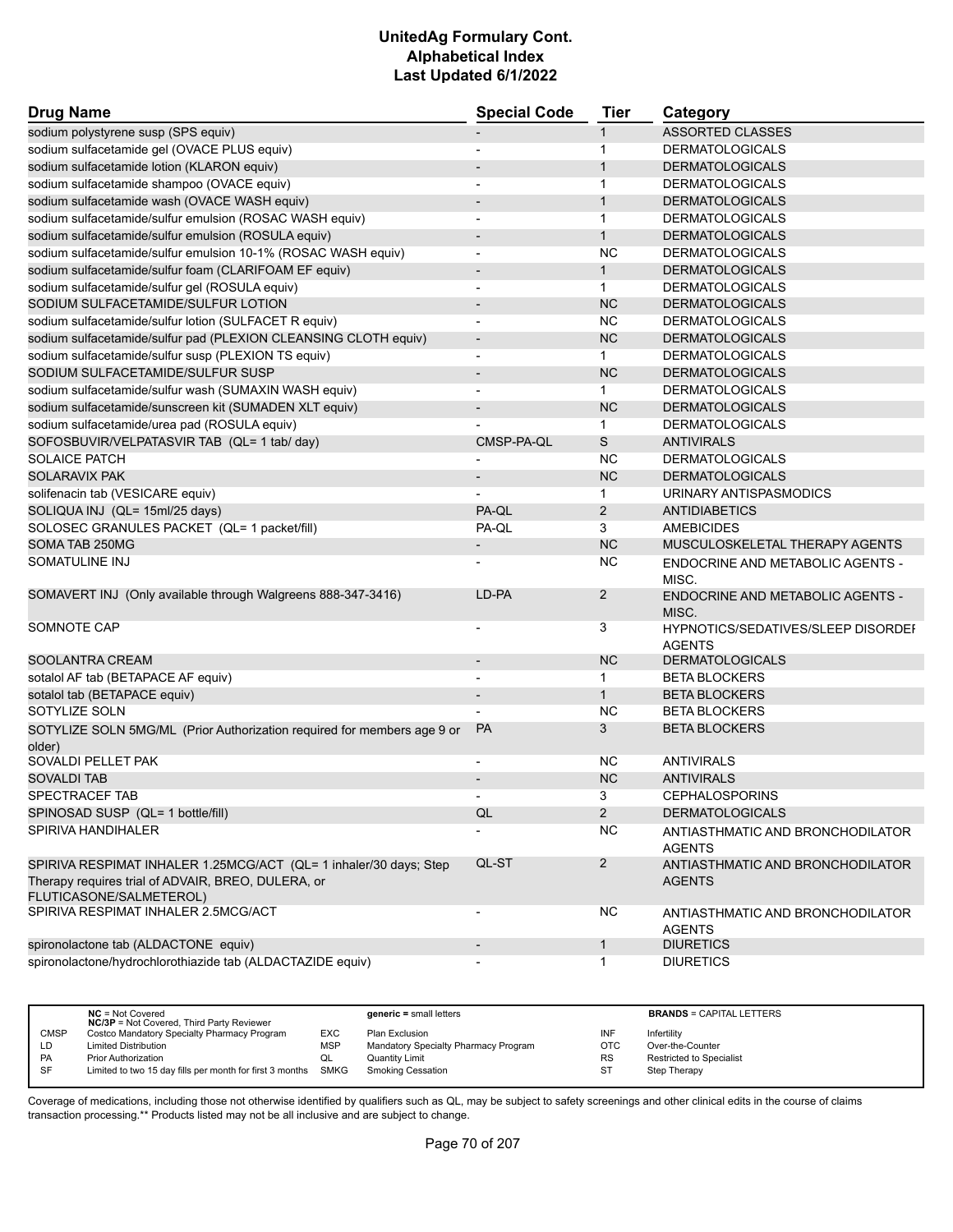# UnitedAg Formulary Cont.
# Alphabetical Index
# Last Updated 6/1/2022

| Drug Name | Special Code | Tier | Category |
|---|---|---|---|
| sodium polystyrene susp (SPS equiv) | - | 1 | ASSORTED CLASSES |
| sodium sulfacetamide gel (OVACE PLUS equiv) | - | 1 | DERMATOLOGICALS |
| sodium sulfacetamide lotion (KLARON equiv) | - | 1 | DERMATOLOGICALS |
| sodium sulfacetamide shampoo (OVACE equiv) | - | 1 | DERMATOLOGICALS |
| sodium sulfacetamide wash (OVACE WASH equiv) | - | 1 | DERMATOLOGICALS |
| sodium sulfacetamide/sulfur emulsion (ROSAC WASH equiv) | - | 1 | DERMATOLOGICALS |
| sodium sulfacetamide/sulfur emulsion (ROSULA equiv) | - | 1 | DERMATOLOGICALS |
| sodium sulfacetamide/sulfur emulsion 10-1% (ROSAC WASH equiv) | - | NC | DERMATOLOGICALS |
| sodium sulfacetamide/sulfur foam (CLARIFOAM EF equiv) | - | 1 | DERMATOLOGICALS |
| sodium sulfacetamide/sulfur gel (ROSULA equiv) | - | 1 | DERMATOLOGICALS |
| SODIUM SULFACETAMIDE/SULFUR LOTION | - | NC | DERMATOLOGICALS |
| sodium sulfacetamide/sulfur lotion (SULFACET R equiv) | - | NC | DERMATOLOGICALS |
| sodium sulfacetamide/sulfur pad (PLEXION CLEANSING CLOTH equiv) | - | NC | DERMATOLOGICALS |
| sodium sulfacetamide/sulfur susp (PLEXION TS equiv) | - | 1 | DERMATOLOGICALS |
| SODIUM SULFACETAMIDE/SULFUR SUSP | - | NC | DERMATOLOGICALS |
| sodium sulfacetamide/sulfur wash (SUMAXIN WASH equiv) | - | 1 | DERMATOLOGICALS |
| sodium sulfacetamide/sunscreen kit (SUMADEN XLT equiv) | - | NC | DERMATOLOGICALS |
| sodium sulfacetamide/urea pad (ROSULA equiv) | - | 1 | DERMATOLOGICALS |
| SOFOSBUVIR/VELPATASVIR TAB (QL= 1 tab/ day) | CMSP-PA-QL | S | ANTIVIRALS |
| SOLAICE PATCH | - | NC | DERMATOLOGICALS |
| SOLARAVIX PAK | - | NC | DERMATOLOGICALS |
| solifenacin tab (VESICARE equiv) | - | 1 | URINARY ANTISPASMODICS |
| SOLIQUA INJ (QL= 15ml/25 days) | PA-QL | 2 | ANTIDIABETICS |
| SOLOSEC GRANULES PACKET (QL= 1 packet/fill) | PA-QL | 3 | AMEBICIDES |
| SOMA TAB 250MG | - | NC | MUSCULOSKELETAL THERAPY AGENTS |
| SOMATULINE INJ | - | NC | ENDOCRINE AND METABOLIC AGENTS - MISC. |
| SOMAVERT INJ (Only available through Walgreens 888-347-3416) | LD-PA | 2 | ENDOCRINE AND METABOLIC AGENTS - MISC. |
| SOMNOTE CAP | - | 3 | HYPNOTICS/SEDATIVES/SLEEP DISORDEI AGENTS |
| SOOLANTRA CREAM | - | NC | DERMATOLOGICALS |
| sotalol AF tab (BETAPACE AF equiv) | - | 1 | BETA BLOCKERS |
| sotalol tab (BETAPACE equiv) | - | 1 | BETA BLOCKERS |
| SOTYLIZE SOLN | - | NC | BETA BLOCKERS |
| SOTYLIZE SOLN 5MG/ML (Prior Authorization required for members age 9 or older) | PA | 3 | BETA BLOCKERS |
| SOVALDI PELLET PAK | - | NC | ANTIVIRALS |
| SOVALDI TAB | - | NC | ANTIVIRALS |
| SPECTRACEF TAB | - | 3 | CEPHALOSPORINS |
| SPINOSAD SUSP (QL= 1 bottle/fill) | QL | 2 | DERMATOLOGICALS |
| SPIRIVA HANDIHALER | - | NC | ANTIASTHMATIC AND BRONCHODILATOR AGENTS |
| SPIRIVA RESPIMAT INHALER 1.25MCG/ACT (QL= 1 inhaler/30 days; Step Therapy requires trial of ADVAIR, BREO, DULERA, or FLUTICASONE/SALMETEROL) | QL-ST | 2 | ANTIASTHMATIC AND BRONCHODILATOR AGENTS |
| SPIRIVA RESPIMAT INHALER 2.5MCG/ACT | - | NC | ANTIASTHMATIC AND BRONCHODILATOR AGENTS |
| spironolactone tab (ALDACTONE equiv) | - | 1 | DIURETICS |
| spironolactone/hydrochlorothiazide tab (ALDACTAZIDE equiv) | - | 1 | DIURETICS |

| | NC = Not Covered<br>NC/3P = Not Covered, Third Party Reviewer | | generic = small letters | | BRANDS = CAPITAL LETTERS |
|---|---|---|---|---|---|
| CMSP | Costco Mandatory Specialty Pharmacy Program | EXC | Plan Exclusion | INF | Infertility |
| LD | Limited Distribution | MSP | Mandatory Specialty Pharmacy Program | OTC | Over-the-Counter |
| PA | Prior Authorization | QL | Quantity Limit | RS | Restricted to Specialist |
| SF | Limited to two 15 day fills per month for first 3 months | SMKG | Smoking Cessation | ST | Step Therapy |

Coverage of medications, including those not otherwise identified by qualifiers such as QL, may be subject to safety screenings and other clinical edits in the course of claims transaction processing.** Products listed may not be all inclusive and are subject to change.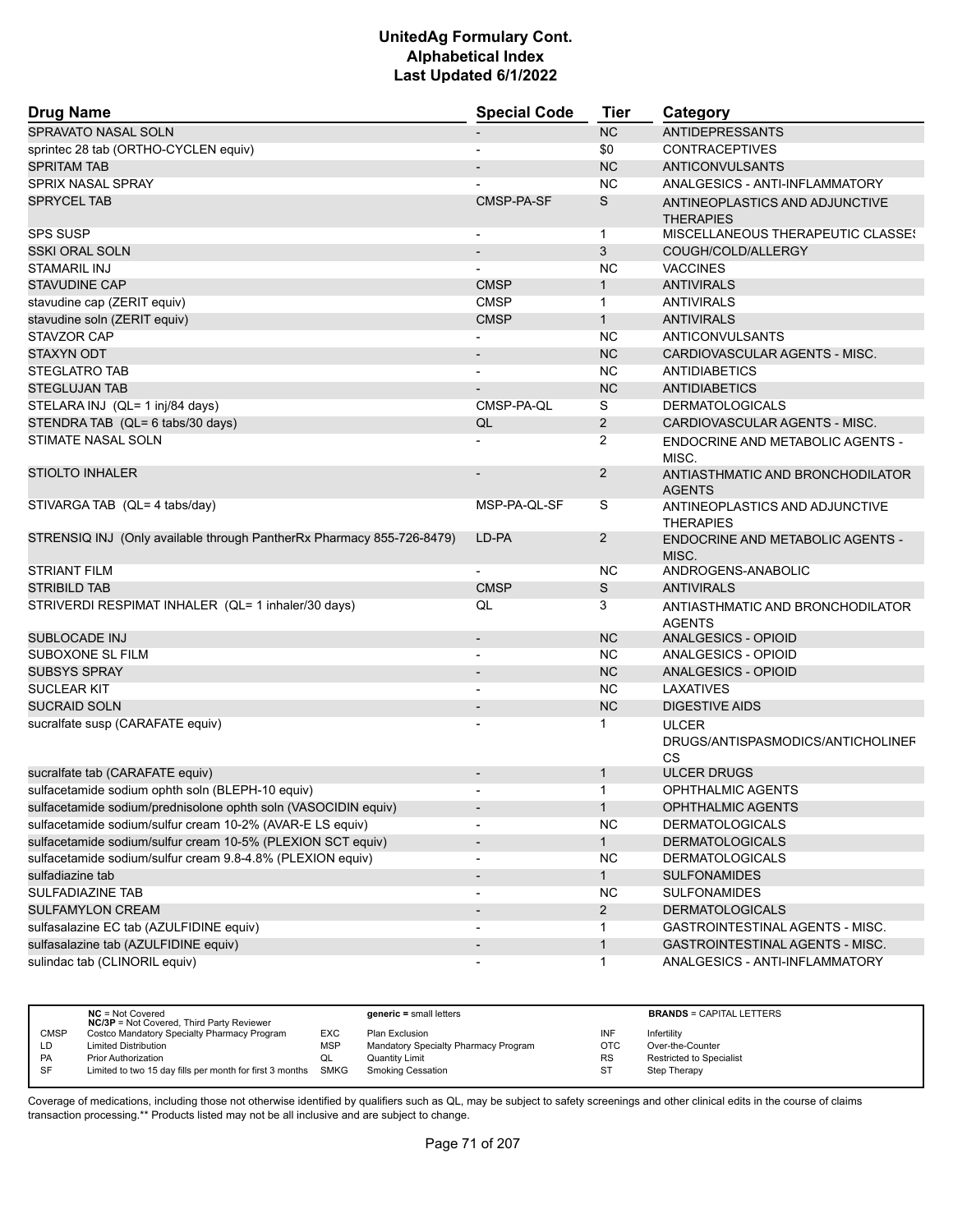# UnitedAg Formulary Cont.
## Alphabetical Index
### Last Updated 6/1/2022

| Drug Name | Special Code | Tier | Category |
|---|---|---|---|
| SPRAVATO NASAL SOLN | - | NC | ANTIDEPRESSANTS |
| sprintec 28 tab (ORTHO-CYCLEN equiv) | - | $0 | CONTRACEPTIVES |
| SPRITAM TAB | - | NC | ANTICONVULSANTS |
| SPRIX NASAL SPRAY | - | NC | ANALGESICS - ANTI-INFLAMMATORY |
| SPRYCEL TAB | CMSP-PA-SF | S | ANTINEOPLASTICS AND ADJUNCTIVE THERAPIES |
| SPS SUSP | - | 1 | MISCELLANEOUS THERAPEUTIC CLASSES |
| SSKI ORAL SOLN | - | 3 | COUGH/COLD/ALLERGY |
| STAMARIL INJ | - | NC | VACCINES |
| STAVUDINE CAP | CMSP | 1 | ANTIVIRALS |
| stavudine cap (ZERIT equiv) | CMSP | 1 | ANTIVIRALS |
| stavudine soln (ZERIT equiv) | CMSP | 1 | ANTIVIRALS |
| STAVZOR CAP | - | NC | ANTICONVULSANTS |
| STAXYN ODT | - | NC | CARDIOVASCULAR AGENTS - MISC. |
| STEGLATRO TAB | - | NC | ANTIDIABETICS |
| STEGLUJAN TAB | - | NC | ANTIDIABETICS |
| STELARA INJ (QL= 1 inj/84 days) | CMSP-PA-QL | S | DERMATOLOGICALS |
| STENDRA TAB (QL= 6 tabs/30 days) | QL | 2 | CARDIOVASCULAR AGENTS - MISC. |
| STIMATE NASAL SOLN | - | 2 | ENDOCRINE AND METABOLIC AGENTS - MISC. |
| STIOLTO INHALER | - | 2 | ANTIASTHMATIC AND BRONCHODILATOR AGENTS |
| STIVARGA TAB (QL= 4 tabs/day) | MSP-PA-QL-SF | S | ANTINEOPLASTICS AND ADJUNCTIVE THERAPIES |
| STRENSIQ INJ (Only available through PantherRx Pharmacy 855-726-8479) | LD-PA | 2 | ENDOCRINE AND METABOLIC AGENTS - MISC. |
| STRIANT FILM | - | NC | ANDROGENS-ANABOLIC |
| STRIBILD TAB | CMSP | S | ANTIVIRALS |
| STRIVERDI RESPIMAT INHALER (QL= 1 inhaler/30 days) | QL | 3 | ANTIASTHMATIC AND BRONCHODILATOR AGENTS |
| SUBLOCADE INJ | - | NC | ANALGESICS - OPIOID |
| SUBOXONE SL FILM | - | NC | ANALGESICS - OPIOID |
| SUBSYS SPRAY | - | NC | ANALGESICS - OPIOID |
| SUCLEAR KIT | - | NC | LAXATIVES |
| SUCRAID SOLN | - | NC | DIGESTIVE AIDS |
| sucralfate susp (CARAFATE equiv) | - | 1 | ULCER DRUGS/ANTISPASMODICS/ANTICHOLINERGICS |
| sucralfate tab (CARAFATE equiv) | - | 1 | ULCER DRUGS |
| sulfacetamide sodium ophth soln (BLEPH-10 equiv) | - | 1 | OPHTHALMIC AGENTS |
| sulfacetamide sodium/prednisolone ophth soln (VASOCIDIN equiv) | - | 1 | OPHTHALMIC AGENTS |
| sulfacetamide sodium/sulfur cream 10-2% (AVAR-E LS equiv) | - | NC | DERMATOLOGICALS |
| sulfacetamide sodium/sulfur cream 10-5% (PLEXION SCT equiv) | - | 1 | DERMATOLOGICALS |
| sulfacetamide sodium/sulfur cream 9.8-4.8% (PLEXION equiv) | - | NC | DERMATOLOGICALS |
| sulfadiazine tab | - | 1 | SULFONAMIDES |
| SULFADIAZINE TAB | - | NC | SULFONAMIDES |
| SULFAMYLON CREAM | - | 2 | DERMATOLOGICALS |
| sulfasalazine EC tab (AZULFIDINE equiv) | - | 1 | GASTROINTESTINAL AGENTS - MISC. |
| sulfasalazine tab (AZULFIDINE equiv) | - | 1 | GASTROINTESTINAL AGENTS - MISC. |
| sulindac tab (CLINORIL equiv) | - | 1 | ANALGESICS - ANTI-INFLAMMATORY |

| | | | | | |
|---|---|---|---|---|---|
| **NC** = Not Covered<br>**NC/3P** = Not Covered, Third Party Reviewer | | **generic =** small letters | | **BRANDS** = CAPITAL LETTERS | |
| CMSP | Costco Mandatory Specialty Pharmacy Program | EXC | Plan Exclusion | INF | Infertility |
| LD | Limited Distribution | MSP | Mandatory Specialty Pharmacy Program | OTC | Over-the-Counter |
| PA | Prior Authorization | QL | Quantity Limit | RS | Restricted to Specialist |
| SF | Limited to two 15 day fills per month for first 3 months | SMKG | Smoking Cessation | ST | Step Therapy |

Coverage of medications, including those not otherwise identified by qualifiers such as QL, may be subject to safety screenings and other clinical edits in the course of claims transaction processing.** Products listed may not be all inclusive and are subject to change.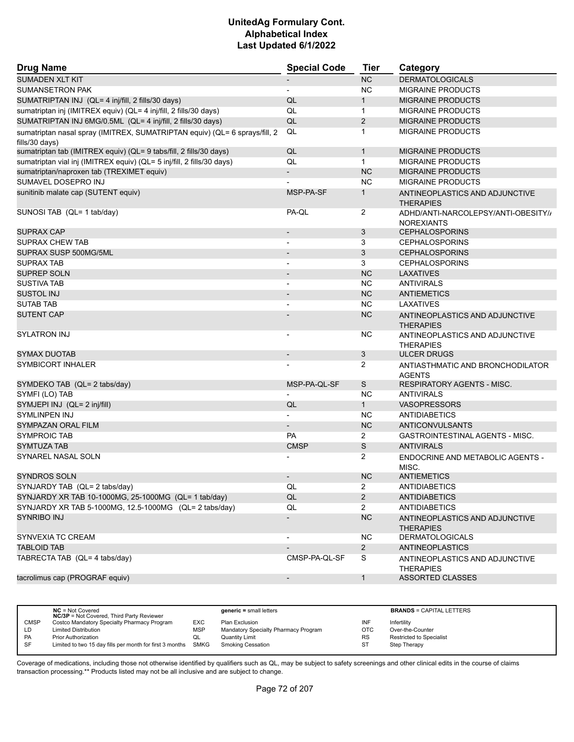# UnitedAg Formulary Cont.
## Alphabetical Index
### Last Updated 6/1/2022

| Drug Name | Special Code | Tier | Category |
|---|---|---|---|
| SUMADEN XLT KIT | - | NC | DERMATOLOGICALS |
| SUMANSETRON PAK | - | NC | MIGRAINE PRODUCTS |
| SUMATRIPTAN INJ (QL= 4 inj/fill, 2 fills/30 days) | QL | 1 | MIGRAINE PRODUCTS |
| sumatriptan inj (IMITREX equiv) (QL= 4 inj/fill, 2 fills/30 days) | QL | 1 | MIGRAINE PRODUCTS |
| SUMATRIPTAN INJ 6MG/0.5ML (QL= 4 inj/fill, 2 fills/30 days) | QL | 2 | MIGRAINE PRODUCTS |
| sumatriptan nasal spray (IMITREX, SUMATRIPTAN equiv) (QL= 6 sprays/fill, 2 fills/30 days) | QL | 1 | MIGRAINE PRODUCTS |
| sumatriptan tab (IMITREX equiv) (QL= 9 tabs/fill, 2 fills/30 days) | QL | 1 | MIGRAINE PRODUCTS |
| sumatriptan vial inj (IMITREX equiv) (QL= 5 inj/fill, 2 fills/30 days) | QL | 1 | MIGRAINE PRODUCTS |
| sumatriptan/naproxen tab (TREXIMET equiv) | - | NC | MIGRAINE PRODUCTS |
| SUMAVEL DOSEPRO INJ | - | NC | MIGRAINE PRODUCTS |
| sunitinib malate cap (SUTENT equiv) | MSP-PA-SF | 1 | ANTINEOPLASTICS AND ADJUNCTIVE THERAPIES |
| SUNOSI TAB (QL= 1 tab/day) | PA-QL | 2 | ADHD/ANTI-NARCOLEPSY/ANTI-OBESITY/ANOREXIANTS |
| SUPRAX CAP | - | 3 | CEPHALOSPORINS |
| SUPRAX CHEW TAB | - | 3 | CEPHALOSPORINS |
| SUPRAX SUSP 500MG/5ML | - | 3 | CEPHALOSPORINS |
| SUPRAX TAB | - | 3 | CEPHALOSPORINS |
| SUPREP SOLN | - | NC | LAXATIVES |
| SUSTIVA TAB | - | NC | ANTIVIRALS |
| SUSTOL INJ | - | NC | ANTIEMETICS |
| SUTAB TAB | - | NC | LAXATIVES |
| SUTENT CAP | - | NC | ANTINEOPLASTICS AND ADJUNCTIVE THERAPIES |
| SYLATRON INJ | - | NC | ANTINEOPLASTICS AND ADJUNCTIVE THERAPIES |
| SYMAX DUOTAB | - | 3 | ULCER DRUGS |
| SYMBICORT INHALER | - | 2 | ANTIASTHMATIC AND BRONCHODILATOR AGENTS |
| SYMDEKO TAB (QL= 2 tabs/day) | MSP-PA-QL-SF | S | RESPIRATORY AGENTS - MISC. |
| SYMFI (LO) TAB | - | NC | ANTIVIRALS |
| SYMJEPI INJ (QL= 2 inj/fill) | QL | 1 | VASOPRESSORS |
| SYMLINPEN INJ | - | NC | ANTIDIABETICS |
| SYMPAZAN ORAL FILM | - | NC | ANTICONVULSANTS |
| SYMPROIC TAB | PA | 2 | GASTROINTESTINAL AGENTS - MISC. |
| SYMTUZA TAB | CMSP | S | ANTIVIRALS |
| SYNAREL NASAL SOLN | - | 2 | ENDOCRINE AND METABOLIC AGENTS - MISC. |
| SYNDROS SOLN | - | NC | ANTIEMETICS |
| SYNJARDY TAB (QL= 2 tabs/day) | QL | 2 | ANTIDIABETICS |
| SYNJARDY XR TAB 10-1000MG, 25-1000MG (QL= 1 tab/day) | QL | 2 | ANTIDIABETICS |
| SYNJARDY XR TAB 5-1000MG, 12.5-1000MG (QL= 2 tabs/day) | QL | 2 | ANTIDIABETICS |
| SYNRIBO INJ | - | NC | ANTINEOPLASTICS AND ADJUNCTIVE THERAPIES |
| SYNVEXIA TC CREAM | - | NC | DERMATOLOGICALS |
| TABLOID TAB | - | 2 | ANTINEOPLASTICS |
| TABRECTA TAB (QL= 4 tabs/day) | CMSP-PA-QL-SF | S | ANTINEOPLASTICS AND ADJUNCTIVE THERAPIES |
| tacrolimus cap (PROGRAF equiv) | - | 1 | ASSORTED CLASSES |

| | | | | | |
|---|---|---|---|---|---|
| **NC** = Not Covered; **NC/3P** = Not Covered, Third Party Reviewer | | **generic** = small letters | | **BRANDS** = CAPITAL LETTERS | |
| CMSP | Costco Mandatory Specialty Pharmacy Program | EXC | Plan Exclusion | INF | Infertility |
| LD | Limited Distribution | MSP | Mandatory Specialty Pharmacy Program | OTC | Over-the-Counter |
| PA | Prior Authorization | QL | Quantity Limit | RS | Restricted to Specialist |
| SF | Limited to two 15 day fills per month for first 3 months | SMKG | Smoking Cessation | ST | Step Therapy |

Coverage of medications, including those not otherwise identified by qualifiers such as QL, may be subject to safety screenings and other clinical edits in the course of claims transaction processing.** Products listed may not be all inclusive and are subject to change.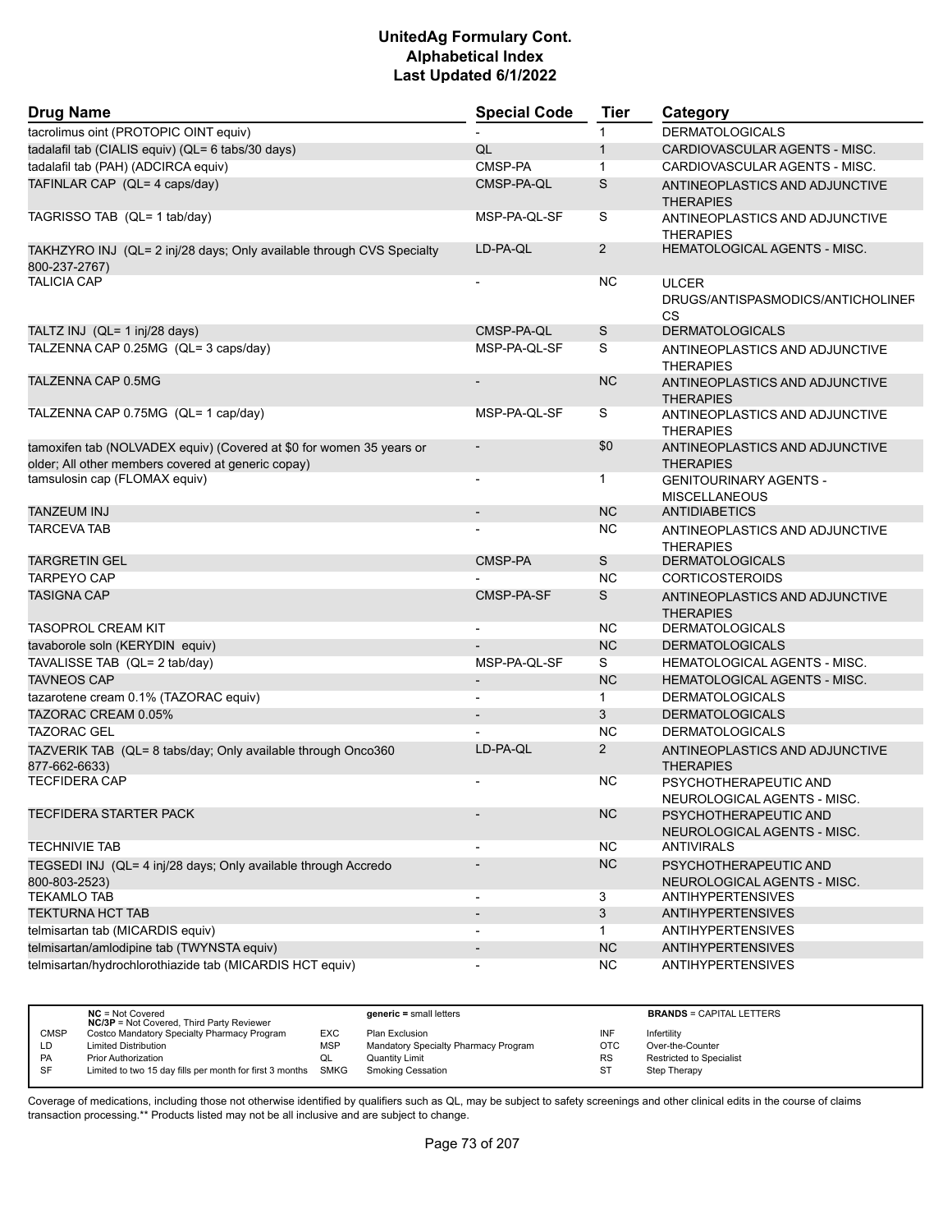# UnitedAg Formulary Cont.
## Alphabetical Index
### Last Updated 6/1/2022

| Drug Name | Special Code | Tier | Category |
|---|---|---|---|
| tacrolimus oint (PROTOPIC OINT equiv) | - | 1 | DERMATOLOGICALS |
| tadalafil tab (CIALIS equiv) (QL= 6 tabs/30 days) | QL | 1 | CARDIOVASCULAR AGENTS - MISC. |
| tadalafil tab (PAH) (ADCIRCA equiv) | CMSP-PA | 1 | CARDIOVASCULAR AGENTS - MISC. |
| TAFINLAR CAP (QL= 4 caps/day) | CMSP-PA-QL | S | ANTINEOPLASTICS AND ADJUNCTIVE THERAPIES |
| TAGRISSO TAB (QL= 1 tab/day) | MSP-PA-QL-SF | S | ANTINEOPLASTICS AND ADJUNCTIVE THERAPIES |
| TAKHZYRO INJ (QL= 2 inj/28 days; Only available through CVS Specialty 800-237-2767) | LD-PA-QL | 2 | HEMATOLOGICAL AGENTS - MISC. |
| TALICIA CAP | - | NC | ULCER DRUGS/ANTISPASMODICS/ANTICHOLINERGICS |
| TALTZ INJ (QL= 1 inj/28 days) | CMSP-PA-QL | S | DERMATOLOGICALS |
| TALZENNA CAP 0.25MG (QL= 3 caps/day) | MSP-PA-QL-SF | S | ANTINEOPLASTICS AND ADJUNCTIVE THERAPIES |
| TALZENNA CAP 0.5MG | - | NC | ANTINEOPLASTICS AND ADJUNCTIVE THERAPIES |
| TALZENNA CAP 0.75MG (QL= 1 cap/day) | MSP-PA-QL-SF | S | ANTINEOPLASTICS AND ADJUNCTIVE THERAPIES |
| tamoxifen tab (NOLVADEX equiv) (Covered at $0 for women 35 years or older; All other members covered at generic copay) | - | $0 | ANTINEOPLASTICS AND ADJUNCTIVE THERAPIES |
| tamsulosin cap (FLOMAX equiv) | - | 1 | GENITOURINARY AGENTS - MISCELLANEOUS |
| TANZEUM INJ | - | NC | ANTIDIABETICS |
| TARCEVA TAB | - | NC | ANTINEOPLASTICS AND ADJUNCTIVE THERAPIES |
| TARGRETIN GEL | CMSP-PA | S | DERMATOLOGICALS |
| TARPEYO CAP | - | NC | CORTICOSTEROIDS |
| TASIGNA CAP | CMSP-PA-SF | S | ANTINEOPLASTICS AND ADJUNCTIVE THERAPIES |
| TASOPROL CREAM KIT | - | NC | DERMATOLOGICALS |
| tavaborole soln (KERYDIN equiv) | - | NC | DERMATOLOGICALS |
| TAVALISSE TAB (QL= 2 tab/day) | MSP-PA-QL-SF | S | HEMATOLOGICAL AGENTS - MISC. |
| TAVNEOS CAP | - | NC | HEMATOLOGICAL AGENTS - MISC. |
| tazarotene cream 0.1% (TAZORAC equiv) | - | 1 | DERMATOLOGICALS |
| TAZORAC CREAM 0.05% | - | 3 | DERMATOLOGICALS |
| TAZORAC GEL | - | NC | DERMATOLOGICALS |
| TAZVERIK TAB (QL= 8 tabs/day; Only available through Onco360 877-662-6633) | LD-PA-QL | 2 | ANTINEOPLASTICS AND ADJUNCTIVE THERAPIES |
| TECFIDERA CAP | - | NC | PSYCHOTHERAPEUTIC AND NEUROLOGICAL AGENTS - MISC. |
| TECFIDERA STARTER PACK | - | NC | PSYCHOTHERAPEUTIC AND NEUROLOGICAL AGENTS - MISC. |
| TECHNIVIE TAB | - | NC | ANTIVIRALS |
| TEGSEDI INJ (QL= 4 inj/28 days; Only available through Accredo 800-803-2523) | - | NC | PSYCHOTHERAPEUTIC AND NEUROLOGICAL AGENTS - MISC. |
| TEKAMLO TAB | - | 3 | ANTIHYPERTENSIVES |
| TEKTURNA HCT TAB | - | 3 | ANTIHYPERTENSIVES |
| telmisartan tab (MICARDIS equiv) | - | 1 | ANTIHYPERTENSIVES |
| telmisartan/amlodipine tab (TWYNSTA equiv) | - | NC | ANTIHYPERTENSIVES |
| telmisartan/hydrochlorothiazide tab (MICARDIS HCT equiv) | - | NC | ANTIHYPERTENSIVES |

| | | | | | |
|---|---|---|---|---|---|
| | **NC** = Not Covered **NC/3P** = Not Covered, Third Party Reviewer | | **generic =** small letters | | **BRANDS** = CAPITAL LETTERS |
| CMSP | Costco Mandatory Specialty Pharmacy Program | EXC | Plan Exclusion | INF | Infertility |
| LD | Limited Distribution | MSP | Mandatory Specialty Pharmacy Program | OTC | Over-the-Counter |
| PA | Prior Authorization | QL | Quantity Limit | RS | Restricted to Specialist |
| SF | Limited to two 15 day fills per month for first 3 months | SMKG | Smoking Cessation | ST | Step Therapy |

Coverage of medications, including those not otherwise identified by qualifiers such as QL, may be subject to safety screenings and other clinical edits in the course of claims transaction processing.** Products listed may not be all inclusive and are subject to change.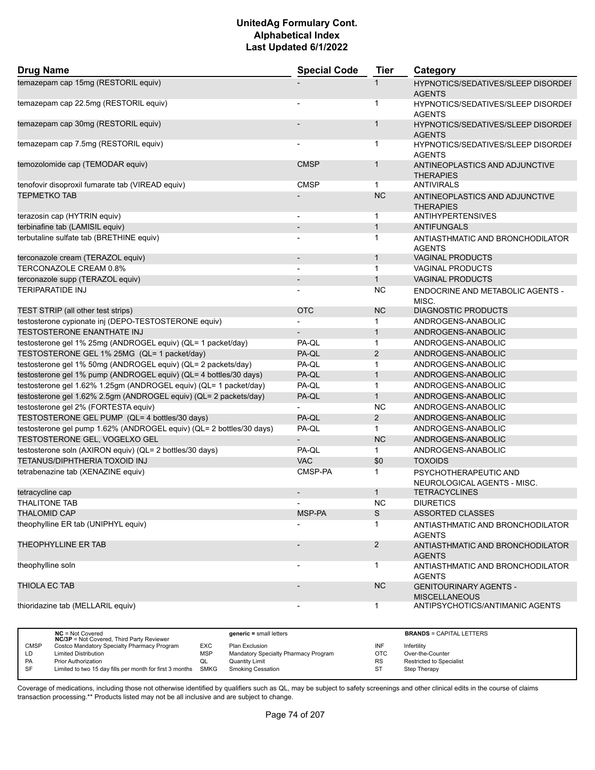# UnitedAg Formulary Cont.
## Alphabetical Index
### Last Updated 6/1/2022

| Drug Name | Special Code | Tier | Category |
|---|---|---|---|
| temazepam cap 15mg (RESTORIL equiv) | - | 1 | HYPNOTICS/SEDATIVES/SLEEP DISORDER AGENTS |
| temazepam cap 22.5mg (RESTORIL equiv) | - | 1 | HYPNOTICS/SEDATIVES/SLEEP DISORDER AGENTS |
| temazepam cap 30mg (RESTORIL equiv) | - | 1 | HYPNOTICS/SEDATIVES/SLEEP DISORDER AGENTS |
| temazepam cap 7.5mg (RESTORIL equiv) | - | 1 | HYPNOTICS/SEDATIVES/SLEEP DISORDER AGENTS |
| temozolomide cap (TEMODAR equiv) | CMSP | 1 | ANTINEOPLASTICS AND ADJUNCTIVE THERAPIES |
| tenofovir disoproxil fumarate tab (VIREAD equiv) | CMSP | 1 | ANTIVIRALS |
| TEPMETKO TAB | - | NC | ANTINEOPLASTICS AND ADJUNCTIVE THERAPIES |
| terazosin cap (HYTRIN equiv) | - | 1 | ANTIHYPERTENSIVES |
| terbinafine tab (LAMISIL equiv) | - | 1 | ANTIFUNGALS |
| terbutaline sulfate tab (BRETHINE equiv) | - | 1 | ANTIASTHMATIC AND BRONCHODILATOR AGENTS |
| terconazole cream (TERAZOL equiv) | - | 1 | VAGINAL PRODUCTS |
| TERCONAZOLE CREAM 0.8% | - | 1 | VAGINAL PRODUCTS |
| terconazole supp (TERAZOL equiv) | - | 1 | VAGINAL PRODUCTS |
| TERIPARATIDE INJ | - | NC | ENDOCRINE AND METABOLIC AGENTS - MISC. |
| TEST STRIP (all other test strips) | OTC | NC | DIAGNOSTIC PRODUCTS |
| testosterone cypionate inj (DEPO-TESTOSTERONE equiv) | - | 1 | ANDROGENS-ANABOLIC |
| TESTOSTERONE ENANTHATE INJ | - | 1 | ANDROGENS-ANABOLIC |
| testosterone gel 1% 25mg (ANDROGEL equiv) (QL= 1 packet/day) | PA-QL | 1 | ANDROGENS-ANABOLIC |
| TESTOSTERONE GEL 1% 25MG (QL= 1 packet/day) | PA-QL | 2 | ANDROGENS-ANABOLIC |
| testosterone gel 1% 50mg (ANDROGEL equiv) (QL= 2 packets/day) | PA-QL | 1 | ANDROGENS-ANABOLIC |
| testosterone gel 1% pump (ANDROGEL equiv) (QL= 4 bottles/30 days) | PA-QL | 1 | ANDROGENS-ANABOLIC |
| testosterone gel 1.62% 1.25gm (ANDROGEL equiv) (QL= 1 packet/day) | PA-QL | 1 | ANDROGENS-ANABOLIC |
| testosterone gel 1.62% 2.5gm (ANDROGEL equiv) (QL= 2 packets/day) | PA-QL | 1 | ANDROGENS-ANABOLIC |
| testosterone gel 2% (FORTESTA equiv) | - | NC | ANDROGENS-ANABOLIC |
| TESTOSTERONE GEL PUMP (QL= 4 bottles/30 days) | PA-QL | 2 | ANDROGENS-ANABOLIC |
| testosterone gel pump 1.62% (ANDROGEL equiv) (QL= 2 bottles/30 days) | PA-QL | 1 | ANDROGENS-ANABOLIC |
| TESTOSTERONE GEL, VOGELXO GEL | - | NC | ANDROGENS-ANABOLIC |
| testosterone soln (AXIRON equiv) (QL= 2 bottles/30 days) | PA-QL | 1 | ANDROGENS-ANABOLIC |
| TETANUS/DIPHTHERIA TOXOID INJ | VAC | $0 | TOXOIDS |
| tetrabenazine tab (XENAZINE equiv) | CMSP-PA | 1 | PSYCHOTHERAPEUTIC AND NEUROLOGICAL AGENTS - MISC. |
| tetracycline cap | - | 1 | TETRACYCLINES |
| THALITONE TAB | - | NC | DIURETICS |
| THALOMID CAP | MSP-PA | S | ASSORTED CLASSES |
| theophylline ER tab (UNIPHYL equiv) | - | 1 | ANTIASTHMATIC AND BRONCHODILATOR AGENTS |
| THEOPHYLLINE ER TAB | - | 2 | ANTIASTHMATIC AND BRONCHODILATOR AGENTS |
| theophylline soln | - | 1 | ANTIASTHMATIC AND BRONCHODILATOR AGENTS |
| THIOLA EC TAB | - | NC | GENITOURINARY AGENTS - MISCELLANEOUS |
| thioridazine tab (MELLARIL equiv) | - | 1 | ANTIPSYCHOTICS/ANTIMANIC AGENTS |

| | | | | | |
|---|---|---|---|---|---|
| **NC** = Not Covered<br>**NC/3P** = Not Covered, Third Party Reviewer | | **generic =** small letters | | **BRANDS** = CAPITAL LETTERS | |
| CMSP | Costco Mandatory Specialty Pharmacy Program | EXC | Plan Exclusion | INF | Infertility |
| LD | Limited Distribution | MSP | Mandatory Specialty Pharmacy Program | OTC | Over-the-Counter |
| PA | Prior Authorization | QL | Quantity Limit | RS | Restricted to Specialist |
| SF | Limited to two 15 day fills per month for first 3 months | SMKG | Smoking Cessation | ST | Step Therapy |

Coverage of medications, including those not otherwise identified by qualifiers such as QL, may be subject to safety screenings and other clinical edits in the course of claims transaction processing.** Products listed may not be all inclusive and are subject to change.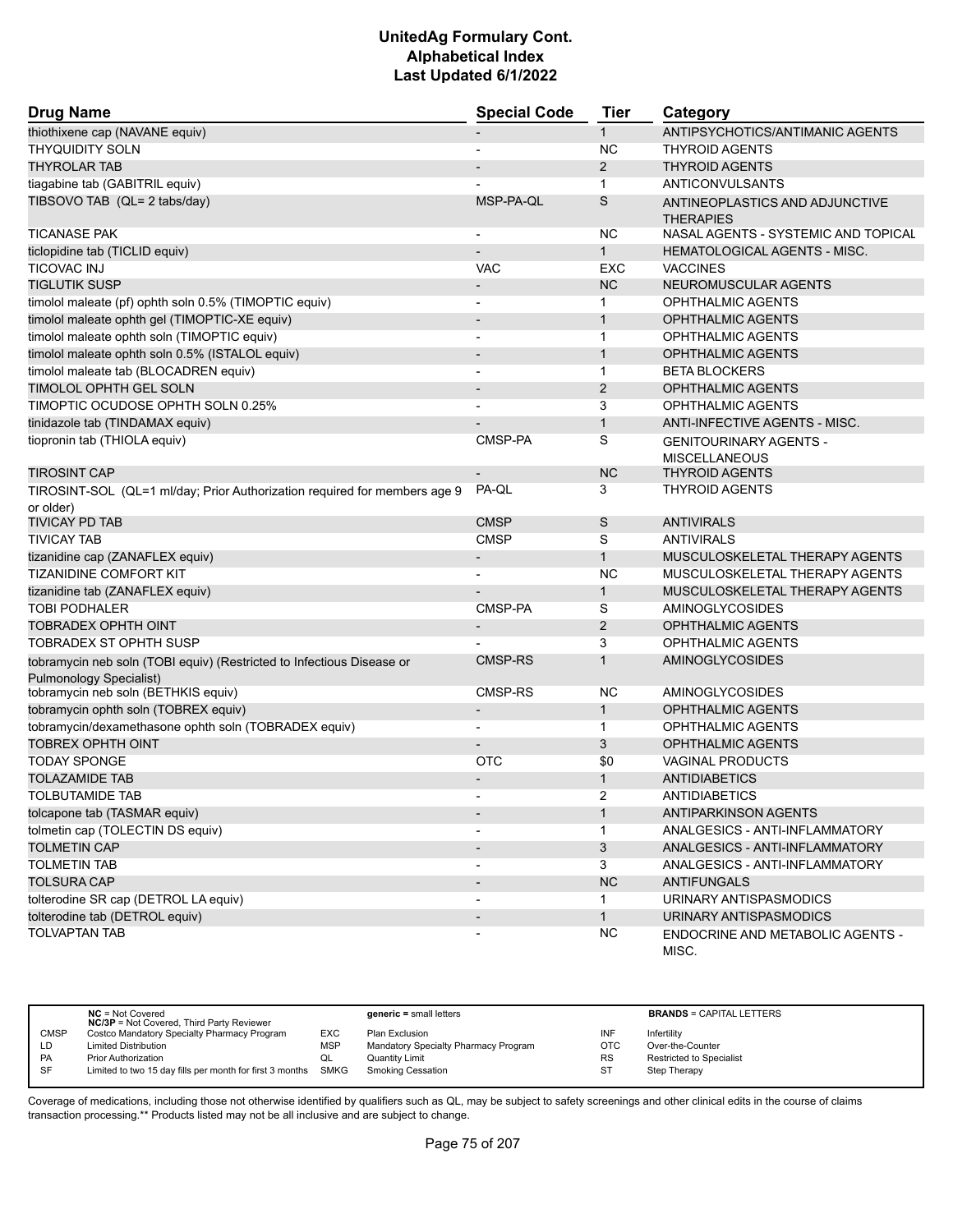# UnitedAg Formulary Cont.
# Alphabetical Index
# Last Updated 6/1/2022

| Drug Name | Special Code | Tier | Category |
|---|---|---|---|
| thiothixene cap (NAVANE equiv) | - | 1 | ANTIPSYCHOTICS/ANTIMANIC AGENTS |
| THYQUIDITY SOLN | - | NC | THYROID AGENTS |
| THYROLAR TAB | - | 2 | THYROID AGENTS |
| tiagabine tab (GABITRIL equiv) | - | 1 | ANTICONVULSANTS |
| TIBSOVO TAB (QL= 2 tabs/day) | MSP-PA-QL | S | ANTINEOPLASTICS AND ADJUNCTIVE THERAPIES |
| TICANASE PAK | - | NC | NASAL AGENTS - SYSTEMIC AND TOPICAL |
| ticlopidine tab (TICLID equiv) | - | 1 | HEMATOLOGICAL AGENTS - MISC. |
| TICOVAC INJ | VAC | EXC | VACCINES |
| TIGLUTIK SUSP | - | NC | NEUROMUSCULAR AGENTS |
| timolol maleate (pf) ophth soln 0.5% (TIMOPTIC equiv) | - | 1 | OPHTHALMIC AGENTS |
| timolol maleate ophth gel (TIMOPTIC-XE equiv) | - | 1 | OPHTHALMIC AGENTS |
| timolol maleate ophth soln (TIMOPTIC equiv) | - | 1 | OPHTHALMIC AGENTS |
| timolol maleate ophth soln 0.5% (ISTALOL equiv) | - | 1 | OPHTHALMIC AGENTS |
| timolol maleate tab (BLOCADREN equiv) | - | 1 | BETA BLOCKERS |
| TIMOLOL OPHTH GEL SOLN | - | 2 | OPHTHALMIC AGENTS |
| TIMOPTIC OCUDOSE OPHTH SOLN 0.25% | - | 3 | OPHTHALMIC AGENTS |
| tinidazole tab (TINDAMAX equiv) | - | 1 | ANTI-INFECTIVE AGENTS - MISC. |
| tiopronin tab (THIOLA equiv) | CMSP-PA | S | GENITOURINARY AGENTS - MISCELLANEOUS |
| TIROSINT CAP | - | NC | THYROID AGENTS |
| TIROSINT-SOL (QL=1 ml/day; Prior Authorization required for members age 9 or older) | PA-QL | 3 | THYROID AGENTS |
| TIVICAY PD TAB | CMSP | S | ANTIVIRALS |
| TIVICAY TAB | CMSP | S | ANTIVIRALS |
| tizanidine cap (ZANAFLEX equiv) | - | 1 | MUSCULOSKELETAL THERAPY AGENTS |
| TIZANIDINE COMFORT KIT | - | NC | MUSCULOSKELETAL THERAPY AGENTS |
| tizanidine tab (ZANAFLEX equiv) | - | 1 | MUSCULOSKELETAL THERAPY AGENTS |
| TOBI PODHALER | CMSP-PA | S | AMINOGLYCOSIDES |
| TOBRADEX OPHTH OINT | - | 2 | OPHTHALMIC AGENTS |
| TOBRADEX ST OPHTH SUSP | - | 3 | OPHTHALMIC AGENTS |
| tobramycin neb soln (TOBI equiv) (Restricted to Infectious Disease or Pulmonology Specialist) | CMSP-RS | 1 | AMINOGLYCOSIDES |
| tobramycin neb soln (BETHKIS equiv) | CMSP-RS | NC | AMINOGLYCOSIDES |
| tobramycin ophth soln (TOBREX equiv) | - | 1 | OPHTHALMIC AGENTS |
| tobramycin/dexamethasone ophth soln (TOBRADEX equiv) | - | 1 | OPHTHALMIC AGENTS |
| TOBREX OPHTH OINT | - | 3 | OPHTHALMIC AGENTS |
| TODAY SPONGE | OTC | $0 | VAGINAL PRODUCTS |
| TOLAZAMIDE TAB | - | 1 | ANTIDIABETICS |
| TOLBUTAMIDE TAB | - | 2 | ANTIDIABETICS |
| tolcapone tab (TASMAR equiv) | - | 1 | ANTIPARKINSON AGENTS |
| tolmetin cap (TOLECTIN DS equiv) | - | 1 | ANALGESICS - ANTI-INFLAMMATORY |
| TOLMETIN CAP | - | 3 | ANALGESICS - ANTI-INFLAMMATORY |
| TOLMETIN TAB | - | 3 | ANALGESICS - ANTI-INFLAMMATORY |
| TOLSURA CAP | - | NC | ANTIFUNGALS |
| tolterodine SR cap (DETROL LA equiv) | - | 1 | URINARY ANTISPASMODICS |
| tolterodine tab (DETROL equiv) | - | 1 | URINARY ANTISPASMODICS |
| TOLVAPTAN TAB | - | NC | ENDOCRINE AND METABOLIC AGENTS - MISC. |

| | | | | | |
|---|---|---|---|---|---|
| | **NC** = Not Covered<br>**NC/3P** = Not Covered, Third Party Reviewer | | **generic** = small letters | | **BRANDS** = CAPITAL LETTERS |
| CMSP | Costco Mandatory Specialty Pharmacy Program | EXC | Plan Exclusion | INF | Infertility |
| LD | Limited Distribution | MSP | Mandatory Specialty Pharmacy Program | OTC | Over-the-Counter |
| PA | Prior Authorization | QL | Quantity Limit | RS | Restricted to Specialist |
| SF | Limited to two 15 day fills per month for first 3 months | SMKG | Smoking Cessation | ST | Step Therapy |

Coverage of medications, including those not otherwise identified by qualifiers such as QL, may be subject to safety screenings and other clinical edits in the course of claims transaction processing.** Products listed may not be all inclusive and are subject to change.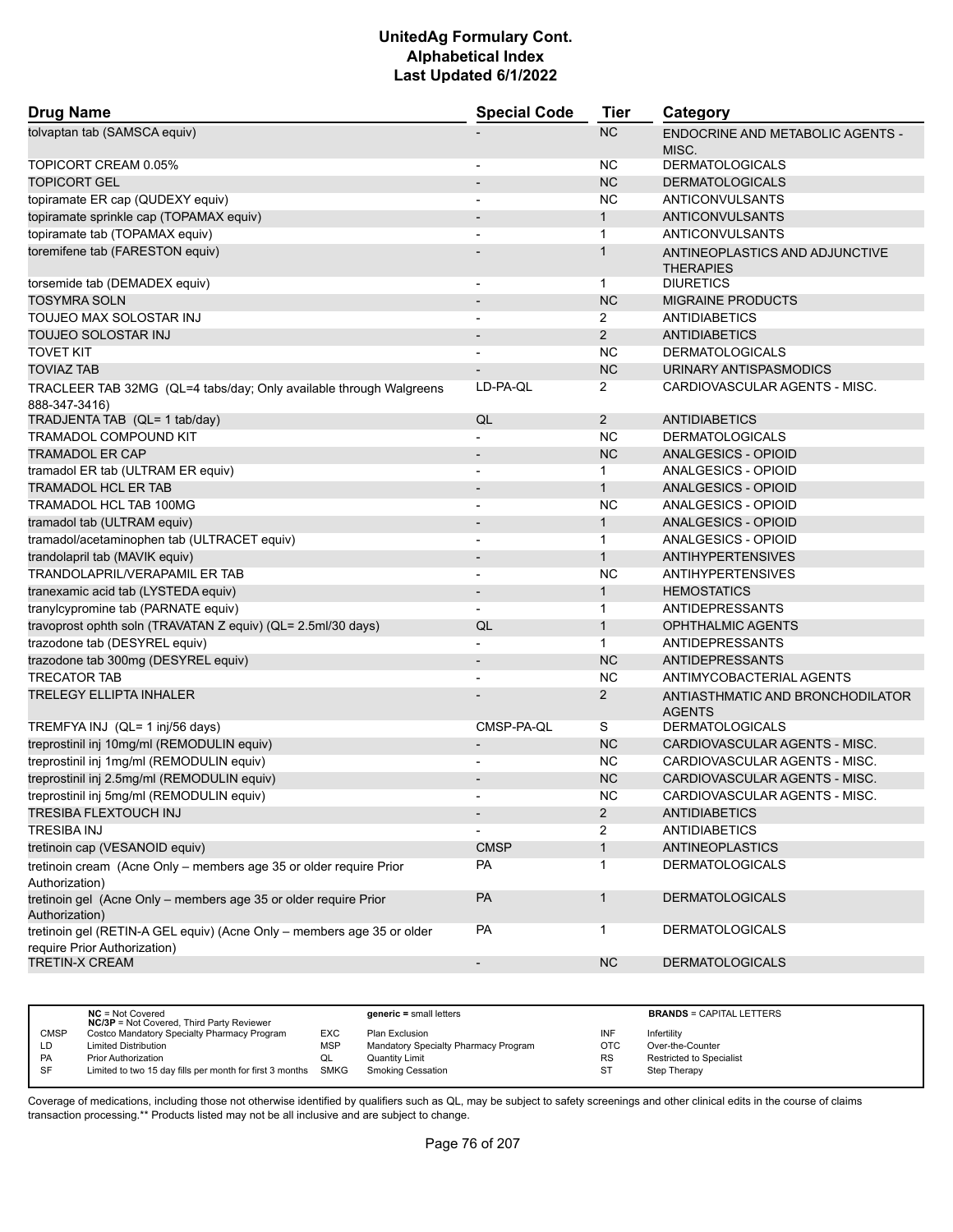# UnitedAg Formulary Cont.
## Alphabetical Index
### Last Updated 6/1/2022

| Drug Name | Special Code | Tier | Category |
|---|---|---|---|
| tolvaptan tab (SAMSCA equiv) | - | NC | ENDOCRINE AND METABOLIC AGENTS - MISC. |
| TOPICORT CREAM 0.05% | - | NC | DERMATOLOGICALS |
| TOPICORT GEL | - | NC | DERMATOLOGICALS |
| topiramate ER cap (QUDEXY equiv) | - | NC | ANTICONVULSANTS |
| topiramate sprinkle cap (TOPAMAX equiv) | - | 1 | ANTICONVULSANTS |
| topiramate tab (TOPAMAX equiv) | - | 1 | ANTICONVULSANTS |
| toremifene tab (FARESTON equiv) | - | 1 | ANTINEOPLASTICS AND ADJUNCTIVE THERAPIES |
| torsemide tab (DEMADEX equiv) | - | 1 | DIURETICS |
| TOSYMRA SOLN | - | NC | MIGRAINE PRODUCTS |
| TOUJEO MAX SOLOSTAR INJ | - | 2 | ANTIDIABETICS |
| TOUJEO SOLOSTAR INJ | - | 2 | ANTIDIABETICS |
| TOVET KIT | - | NC | DERMATOLOGICALS |
| TOVIAZ TAB | - | NC | URINARY ANTISPASMODICS |
| TRACLEER TAB 32MG (QL=4 tabs/day; Only available through Walgreens 888-347-3416) | LD-PA-QL | 2 | CARDIOVASCULAR AGENTS - MISC. |
| TRADJENTA TAB (QL= 1 tab/day) | QL | 2 | ANTIDIABETICS |
| TRAMADOL COMPOUND KIT | - | NC | DERMATOLOGICALS |
| TRAMADOL ER CAP | - | NC | ANALGESICS - OPIOID |
| tramadol ER tab (ULTRAM ER equiv) | - | 1 | ANALGESICS - OPIOID |
| TRAMADOL HCL ER TAB | - | 1 | ANALGESICS - OPIOID |
| TRAMADOL HCL TAB 100MG | - | NC | ANALGESICS - OPIOID |
| tramadol tab (ULTRAM equiv) | - | 1 | ANALGESICS - OPIOID |
| tramadol/acetaminophen tab (ULTRACET equiv) | - | 1 | ANALGESICS - OPIOID |
| trandolapril tab (MAVIK equiv) | - | 1 | ANTIHYPERTENSIVES |
| TRANDOLAPRIL/VERAPAMIL ER TAB | - | NC | ANTIHYPERTENSIVES |
| tranexamic acid tab (LYSTEDA equiv) | - | 1 | HEMOSTATICS |
| tranylcypromine tab (PARNATE equiv) | - | 1 | ANTIDEPRESSANTS |
| travoprost ophth soln (TRAVATAN Z equiv) (QL= 2.5ml/30 days) | QL | 1 | OPHTHALMIC AGENTS |
| trazodone tab (DESYREL equiv) | - | 1 | ANTIDEPRESSANTS |
| trazodone tab 300mg (DESYREL equiv) | - | NC | ANTIDEPRESSANTS |
| TRECATOR TAB | - | NC | ANTIMYCOBACTERIAL AGENTS |
| TRELEGY ELLIPTA INHALER | - | 2 | ANTIASTHMATIC AND BRONCHODILATOR AGENTS |
| TREMFYA INJ (QL= 1 inj/56 days) | CMSP-PA-QL | S | DERMATOLOGICALS |
| treprostinil inj 10mg/ml (REMODULIN equiv) | - | NC | CARDIOVASCULAR AGENTS - MISC. |
| treprostinil inj 1mg/ml (REMODULIN equiv) | - | NC | CARDIOVASCULAR AGENTS - MISC. |
| treprostinil inj 2.5mg/ml (REMODULIN equiv) | - | NC | CARDIOVASCULAR AGENTS - MISC. |
| treprostinil inj 5mg/ml (REMODULIN equiv) | - | NC | CARDIOVASCULAR AGENTS - MISC. |
| TRESIBA FLEXTOUCH INJ | - | 2 | ANTIDIABETICS |
| TRESIBA INJ | - | 2 | ANTIDIABETICS |
| tretinoin cap (VESANOID equiv) | CMSP | 1 | ANTINEOPLASTICS |
| tretinoin cream (Acne Only – members age 35 or older require Prior Authorization) | PA | 1 | DERMATOLOGICALS |
| tretinoin gel (Acne Only – members age 35 or older require Prior Authorization) | PA | 1 | DERMATOLOGICALS |
| tretinoin gel (RETIN-A GEL equiv) (Acne Only – members age 35 or older require Prior Authorization) | PA | 1 | DERMATOLOGICALS |
| TRETIN-X CREAM | - | NC | DERMATOLOGICALS |

| | | | | | |
|---|---|---|---|---|---|
| **NC** = Not Covered<br>**NC/3P** = Not Covered, Third Party Reviewer | | **generic =** small letters | | **BRANDS** = CAPITAL LETTERS | |
| CMSP | Costco Mandatory Specialty Pharmacy Program | EXC | Plan Exclusion | INF | Infertility |
| LD | Limited Distribution | MSP | Mandatory Specialty Pharmacy Program | OTC | Over-the-Counter |
| PA | Prior Authorization | QL | Quantity Limit | RS | Restricted to Specialist |
| SF | Limited to two 15 day fills per month for first 3 months | SMKG | Smoking Cessation | ST | Step Therapy |

Coverage of medications, including those not otherwise identified by qualifiers such as QL, may be subject to safety screenings and other clinical edits in the course of claims transaction processing.** Products listed may not be all inclusive and are subject to change.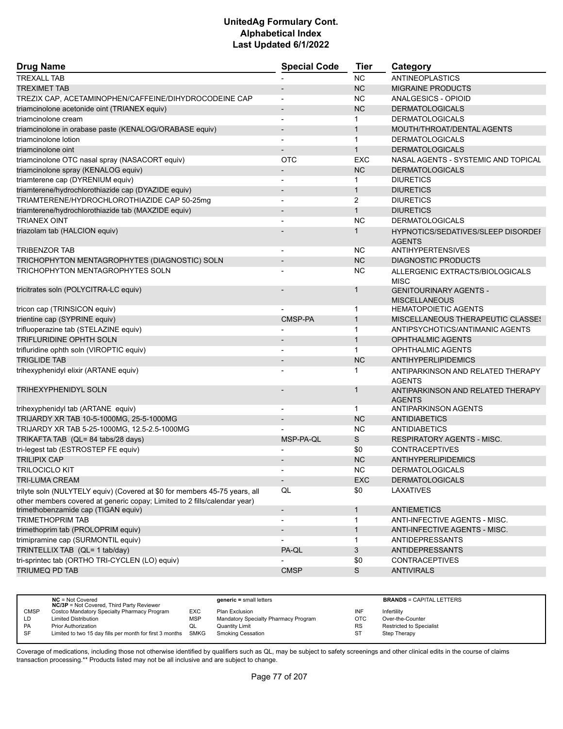# UnitedAg Formulary Cont.
# Alphabetical Index
# Last Updated 6/1/2022

| Drug Name | Special Code | Tier | Category |
|---|---|---|---|
| TREXALL TAB | - | NC | ANTINEOPLASTICS |
| TREXIMET TAB | - | NC | MIGRAINE PRODUCTS |
| TREZIX CAP, ACETAMINOPHEN/CAFFEINE/DIHYDROCODEINE CAP | - | NC | ANALGESICS - OPIOID |
| triamcinolone acetonide oint (TRIANEX equiv) | - | NC | DERMATOLOGICALS |
| triamcinolone cream | - | 1 | DERMATOLOGICALS |
| triamcinolone in orabase paste (KENALOG/ORABASE equiv) | - | 1 | MOUTH/THROAT/DENTAL AGENTS |
| triamcinolone lotion | - | 1 | DERMATOLOGICALS |
| triamcinolone oint | - | 1 | DERMATOLOGICALS |
| triamcinolone OTC nasal spray (NASACORT equiv) | OTC | EXC | NASAL AGENTS - SYSTEMIC AND TOPICAL |
| triamcinolone spray (KENALOG equiv) | - | NC | DERMATOLOGICALS |
| triamterene cap (DYRENIUM equiv) | - | 1 | DIURETICS |
| triamterene/hydrochlorothiazide cap (DYAZIDE equiv) | - | 1 | DIURETICS |
| TRIAMTERENE/HYDROCHLOROTHIAZIDE CAP 50-25mg | - | 2 | DIURETICS |
| triamterene/hydrochlorothiazide tab (MAXZIDE equiv) | - | 1 | DIURETICS |
| TRIANEX OINT | - | NC | DERMATOLOGICALS |
| triazolam tab (HALCION equiv) | - | 1 | HYPNOTICS/SEDATIVES/SLEEP DISORDER AGENTS |
| TRIBENZOR TAB | - | NC | ANTIHYPERTENSIVES |
| TRICHOPHYTON MENTAGROPHYTES (DIAGNOSTIC) SOLN | - | NC | DIAGNOSTIC PRODUCTS |
| TRICHOPHYTON MENTAGROPHYTES SOLN | - | NC | ALLERGENIC EXTRACTS/BIOLOGICALS MISC |
| tricitrates soln (POLYCITRA-LC equiv) | - | 1 | GENITOURINARY AGENTS - MISCELLANEOUS |
| tricon cap (TRINSICON equiv) | - | 1 | HEMATOPOIETIC AGENTS |
| trientine cap (SYPRINE equiv) | CMSP-PA | 1 | MISCELLANEOUS THERAPEUTIC CLASSES |
| trifluoperazine tab (STELAZINE equiv) | - | 1 | ANTIPSYCHOTICS/ANTIMANIC AGENTS |
| TRIFLURIDINE OPHTH SOLN | - | 1 | OPHTHALMIC AGENTS |
| trifluridine ophth soln (VIROPTIC equiv) | - | 1 | OPHTHALMIC AGENTS |
| TRIGLIDE TAB | - | NC | ANTIHYPERLIPIDEMICS |
| trihexyphenidyl elixir (ARTANE equiv) | - | 1 | ANTIPARKINSON AND RELATED THERAPY AGENTS |
| TRIHEXYPHENIDYL SOLN | - | 1 | ANTIPARKINSON AND RELATED THERAPY AGENTS |
| trihexyphenidyl tab (ARTANE equiv) | - | 1 | ANTIPARKINSON AGENTS |
| TRIJARDY XR TAB 10-5-1000MG, 25-5-1000MG | - | NC | ANTIDIABETICS |
| TRIJARDY XR TAB 5-25-1000MG, 12.5-2.5-1000MG | - | NC | ANTIDIABETICS |
| TRIKAFTA TAB (QL= 84 tabs/28 days) | MSP-PA-QL | S | RESPIRATORY AGENTS - MISC. |
| tri-legest tab (ESTROSTEP FE equiv) | - | $0 | CONTRACEPTIVES |
| TRILIPIX CAP | - | NC | ANTIHYPERLIPIDEMICS |
| TRILOCICLO KIT | - | NC | DERMATOLOGICALS |
| TRI-LUMA CREAM | - | EXC | DERMATOLOGICALS |
| trilyte soln (NULYTELY equiv) (Covered at $0 for members 45-75 years, all other members covered at generic copay; Limited to 2 fills/calendar year) | QL | $0 | LAXATIVES |
| trimethobenzamide cap (TIGAN equiv) | - | 1 | ANTIEMETICS |
| TRIMETHOPRIM TAB | - | 1 | ANTI-INFECTIVE AGENTS - MISC. |
| trimethoprim tab (PROLOPRIM equiv) | - | 1 | ANTI-INFECTIVE AGENTS - MISC. |
| trimipramine cap (SURMONTIL equiv) | - | 1 | ANTIDEPRESSANTS |
| TRINTELLIX TAB (QL= 1 tab/day) | PA-QL | 3 | ANTIDEPRESSANTS |
| tri-sprintec tab (ORTHO TRI-CYCLEN (LO) equiv) | - | $0 | CONTRACEPTIVES |
| TRIUMEQ PD TAB | CMSP | S | ANTIVIRALS |

| | NC = Not Covered<br>NC/3P = Not Covered, Third Party Reviewer | | generic = small letters | | BRANDS = CAPITAL LETTERS |
|---|---|---|---|---|---|
| CMSP | Costco Mandatory Specialty Pharmacy Program | EXC | Plan Exclusion | INF | Infertility |
| LD | Limited Distribution | MSP | Mandatory Specialty Pharmacy Program | OTC | Over-the-Counter |
| PA | Prior Authorization | QL | Quantity Limit | RS | Restricted to Specialist |
| SF | Limited to two 15 day fills per month for first 3 months | SMKG | Smoking Cessation | ST | Step Therapy |

Coverage of medications, including those not otherwise identified by qualifiers such as QL, may be subject to safety screenings and other clinical edits in the course of claims transaction processing.** Products listed may not be all inclusive and are subject to change.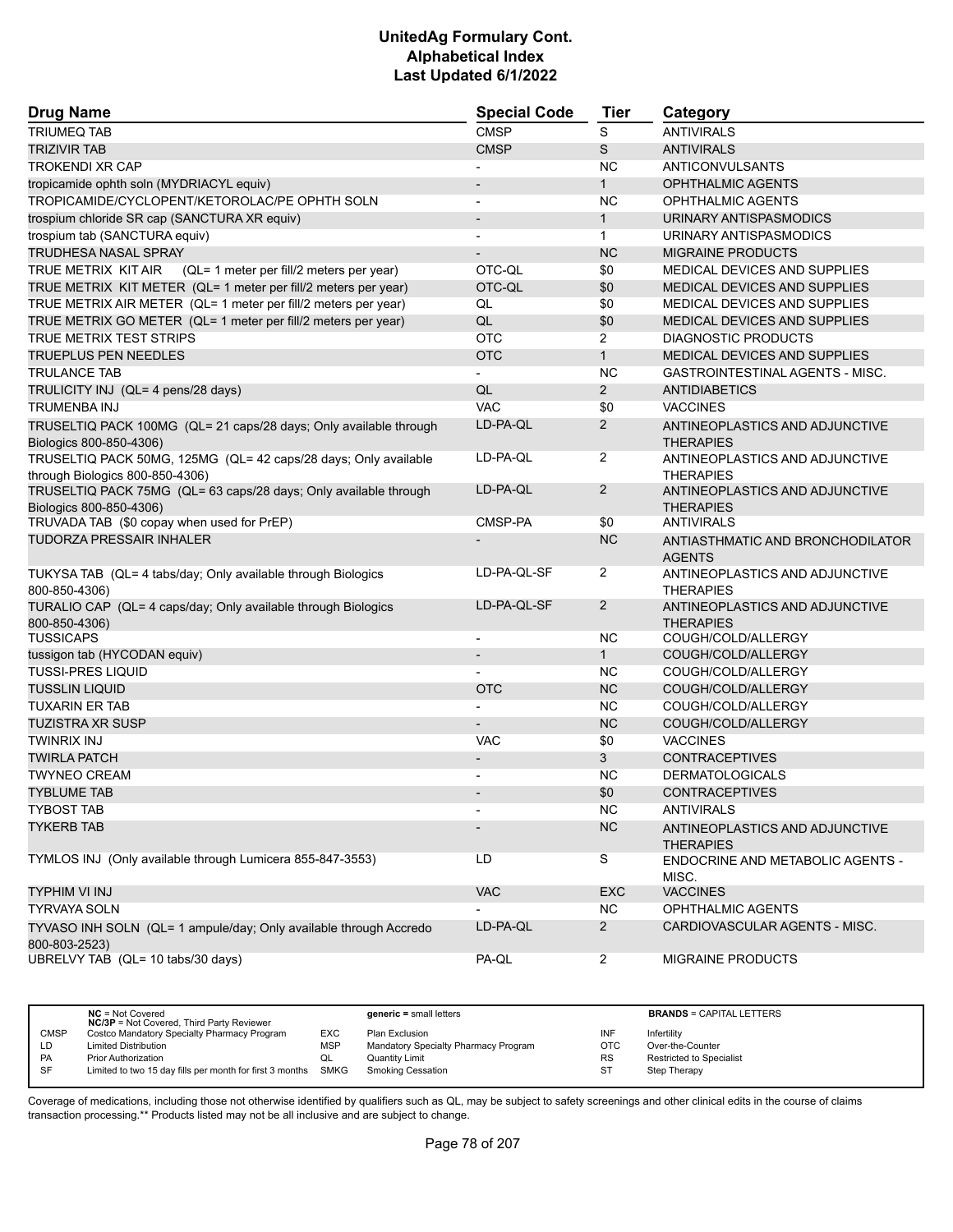# UnitedAg Formulary Cont.
## Alphabetical Index
### Last Updated 6/1/2022

| Drug Name | Special Code | Tier | Category |
|---|---|---|---|
| TRIUMEQ TAB | CMSP | S | ANTIVIRALS |
| TRIZIVIR TAB | CMSP | S | ANTIVIRALS |
| TROKENDI XR CAP | - | NC | ANTICONVULSANTS |
| tropicamide ophth soln (MYDRIACYL equiv) | - | 1 | OPHTHALMIC AGENTS |
| TROPICAMIDE/CYCLOPENT/KETOROLAC/PE OPHTH SOLN | - | NC | OPHTHALMIC AGENTS |
| trospium chloride SR cap (SANCTURA XR equiv) | - | 1 | URINARY ANTISPASMODICS |
| trospium tab (SANCTURA equiv) | - | 1 | URINARY ANTISPASMODICS |
| TRUDHESA NASAL SPRAY | - | NC | MIGRAINE PRODUCTS |
| TRUE METRIX KIT AIR (QL= 1 meter per fill/2 meters per year) | OTC-QL | $0 | MEDICAL DEVICES AND SUPPLIES |
| TRUE METRIX KIT METER (QL= 1 meter per fill/2 meters per year) | OTC-QL | $0 | MEDICAL DEVICES AND SUPPLIES |
| TRUE METRIX AIR METER (QL= 1 meter per fill/2 meters per year) | QL | $0 | MEDICAL DEVICES AND SUPPLIES |
| TRUE METRIX GO METER (QL= 1 meter per fill/2 meters per year) | QL | $0 | MEDICAL DEVICES AND SUPPLIES |
| TRUE METRIX TEST STRIPS | OTC | 2 | DIAGNOSTIC PRODUCTS |
| TRUEPLUS PEN NEEDLES | OTC | 1 | MEDICAL DEVICES AND SUPPLIES |
| TRULANCE TAB | - | NC | GASTROINTESTINAL AGENTS - MISC. |
| TRULICITY INJ (QL= 4 pens/28 days) | QL | 2 | ANTIDIABETICS |
| TRUMENBA INJ | VAC | $0 | VACCINES |
| TRUSELTIQ PACK 100MG (QL= 21 caps/28 days; Only available through Biologics 800-850-4306) | LD-PA-QL | 2 | ANTINEOPLASTICS AND ADJUNCTIVE THERAPIES |
| TRUSELTIQ PACK 50MG, 125MG (QL= 42 caps/28 days; Only available through Biologics 800-850-4306) | LD-PA-QL | 2 | ANTINEOPLASTICS AND ADJUNCTIVE THERAPIES |
| TRUSELTIQ PACK 75MG (QL= 63 caps/28 days; Only available through Biologics 800-850-4306) | LD-PA-QL | 2 | ANTINEOPLASTICS AND ADJUNCTIVE THERAPIES |
| TRUVADA TAB ($0 copay when used for PrEP) | CMSP-PA | $0 | ANTIVIRALS |
| TUDORZA PRESSAIR INHALER | - | NC | ANTIASTHMATIC AND BRONCHODILATOR AGENTS |
| TUKYSA TAB (QL= 4 tabs/day; Only available through Biologics 800-850-4306) | LD-PA-QL-SF | 2 | ANTINEOPLASTICS AND ADJUNCTIVE THERAPIES |
| TURALIO CAP (QL= 4 caps/day; Only available through Biologics 800-850-4306) | LD-PA-QL-SF | 2 | ANTINEOPLASTICS AND ADJUNCTIVE THERAPIES |
| TUSSICAPS | - | NC | COUGH/COLD/ALLERGY |
| tussigon tab (HYCODAN equiv) | - | 1 | COUGH/COLD/ALLERGY |
| TUSSI-PRES LIQUID | - | NC | COUGH/COLD/ALLERGY |
| TUSSLIN LIQUID | OTC | NC | COUGH/COLD/ALLERGY |
| TUXARIN ER TAB | - | NC | COUGH/COLD/ALLERGY |
| TUZISTRA XR SUSP | - | NC | COUGH/COLD/ALLERGY |
| TWINRIX INJ | VAC | $0 | VACCINES |
| TWIRLA PATCH | - | 3 | CONTRACEPTIVES |
| TWYNEO CREAM | - | NC | DERMATOLOGICALS |
| TYBLUME TAB | - | $0 | CONTRACEPTIVES |
| TYBOST TAB | - | NC | ANTIVIRALS |
| TYKERB TAB | - | NC | ANTINEOPLASTICS AND ADJUNCTIVE THERAPIES |
| TYMLOS INJ (Only available through Lumicera 855-847-3553) | LD | S | ENDOCRINE AND METABOLIC AGENTS - MISC. |
| TYPHIM VI INJ | VAC | EXC | VACCINES |
| TYRVAYA SOLN | - | NC | OPHTHALMIC AGENTS |
| TYVASO INH SOLN (QL= 1 ampule/day; Only available through Accredo 800-803-2523) | LD-PA-QL | 2 | CARDIOVASCULAR AGENTS - MISC. |
| UBRELVY TAB (QL= 10 tabs/30 days) | PA-QL | 2 | MIGRAINE PRODUCTS |

| | | | | | |
|---|---|---|---|---|---|
| | **NC** = Not Covered; **NC/3P** = Not Covered, Third Party Reviewer | | **generic =** small letters | | **BRANDS** = CAPITAL LETTERS |
| CMSP | Costco Mandatory Specialty Pharmacy Program | EXC | Plan Exclusion | INF | Infertility |
| LD | Limited Distribution | MSP | Mandatory Specialty Pharmacy Program | OTC | Over-the-Counter |
| PA | Prior Authorization | QL | Quantity Limit | RS | Restricted to Specialist |
| SF | Limited to two 15 day fills per month for first 3 months | SMKG | Smoking Cessation | ST | Step Therapy |

Coverage of medications, including those not otherwise identified by qualifiers such as QL, may be subject to safety screenings and other clinical edits in the course of claims transaction processing.** Products listed may not be all inclusive and are subject to change.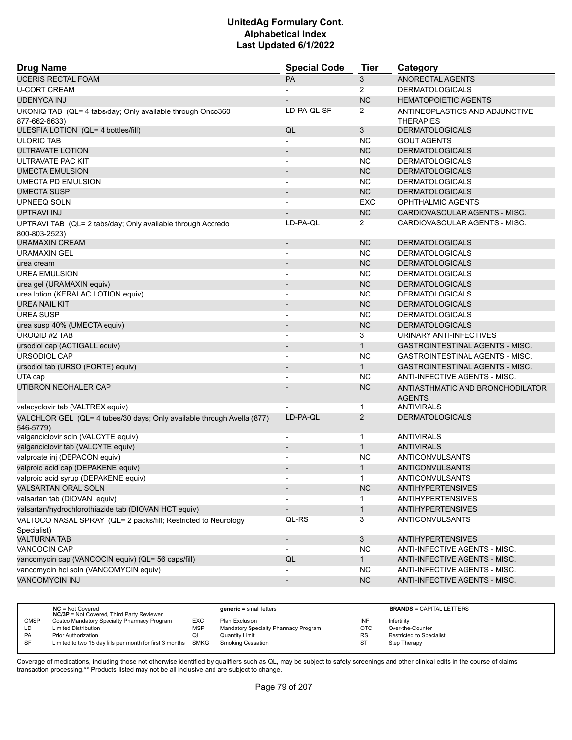# UnitedAg Formulary Cont.
## Alphabetical Index
### Last Updated 6/1/2022

| Drug Name | Special Code | Tier | Category |
|---|---|---|---|
| UCERIS RECTAL FOAM | PA | 3 | ANORECTAL AGENTS |
| U-CORT CREAM | - | 2 | DERMATOLOGICALS |
| UDENYCA INJ | - | NC | HEMATOPOIETIC AGENTS |
| UKONIQ TAB (QL= 4 tabs/day; Only available through Onco360 877-662-6633) | LD-PA-QL-SF | 2 | ANTINEOPLASTICS AND ADJUNCTIVE THERAPIES |
| ULESFIA LOTION (QL= 4 bottles/fill) | QL | 3 | DERMATOLOGICALS |
| ULORIC TAB | - | NC | GOUT AGENTS |
| ULTRAVATE LOTION | - | NC | DERMATOLOGICALS |
| ULTRAVATE PAC KIT | - | NC | DERMATOLOGICALS |
| UMECTA EMULSION | - | NC | DERMATOLOGICALS |
| UMECTA PD EMULSION | - | NC | DERMATOLOGICALS |
| UMECTA SUSP | - | NC | DERMATOLOGICALS |
| UPNEEQ SOLN | - | EXC | OPHTHALMIC AGENTS |
| UPTRAVI INJ | - | NC | CARDIOVASCULAR AGENTS - MISC. |
| UPTRAVI TAB (QL= 2 tabs/day; Only available through Accredo 800-803-2523) | LD-PA-QL | 2 | CARDIOVASCULAR AGENTS - MISC. |
| URAMAXIN CREAM | - | NC | DERMATOLOGICALS |
| URAMAXIN GEL | - | NC | DERMATOLOGICALS |
| urea cream | - | NC | DERMATOLOGICALS |
| UREA EMULSION | - | NC | DERMATOLOGICALS |
| urea gel (URAMAXIN equiv) | - | NC | DERMATOLOGICALS |
| urea lotion (KERALAC LOTION equiv) | - | NC | DERMATOLOGICALS |
| UREA NAIL KIT | - | NC | DERMATOLOGICALS |
| UREA SUSP | - | NC | DERMATOLOGICALS |
| urea susp 40% (UMECTA equiv) | - | NC | DERMATOLOGICALS |
| UROQID #2 TAB | - | 3 | URINARY ANTI-INFECTIVES |
| ursodiol cap (ACTIGALL equiv) | - | 1 | GASTROINTESTINAL AGENTS - MISC. |
| URSODIOL CAP | - | NC | GASTROINTESTINAL AGENTS - MISC. |
| ursodiol tab (URSO (FORTE) equiv) | - | 1 | GASTROINTESTINAL AGENTS - MISC. |
| UTA cap | - | NC | ANTI-INFECTIVE AGENTS - MISC. |
| UTIBRON NEOHALER CAP | - | NC | ANTIASTHMATIC AND BRONCHODILATOR AGENTS |
| valacyclovir tab (VALTREX equiv) | - | 1 | ANTIVIRALS |
| VALCHLOR GEL (QL= 4 tubes/30 days; Only available through Avella (877) 546-5779) | LD-PA-QL | 2 | DERMATOLOGICALS |
| valganciclovir soln (VALCYTE equiv) | - | 1 | ANTIVIRALS |
| valganciclovir tab (VALCYTE equiv) | - | 1 | ANTIVIRALS |
| valproate inj (DEPACON equiv) | - | NC | ANTICONVULSANTS |
| valproic acid cap (DEPAKENE equiv) | - | 1 | ANTICONVULSANTS |
| valproic acid syrup (DEPAKENE equiv) | - | 1 | ANTICONVULSANTS |
| VALSARTAN ORAL SOLN | - | NC | ANTIHYPERTENSIVES |
| valsartan tab (DIOVAN equiv) | - | 1 | ANTIHYPERTENSIVES |
| valsartan/hydrochlorothiazide tab (DIOVAN HCT equiv) | - | 1 | ANTIHYPERTENSIVES |
| VALTOCO NASAL SPRAY (QL= 2 packs/fill; Restricted to Neurology Specialist) | QL-RS | 3 | ANTICONVULSANTS |
| VALTURNA TAB | - | 3 | ANTIHYPERTENSIVES |
| VANCOCIN CAP | - | NC | ANTI-INFECTIVE AGENTS - MISC. |
| vancomycin cap (VANCOCIN equiv) (QL= 56 caps/fill) | QL | 1 | ANTI-INFECTIVE AGENTS - MISC. |
| vancomycin hcl soln (VANCOMYCIN equiv) | - | NC | ANTI-INFECTIVE AGENTS - MISC. |
| VANCOMYCIN INJ | - | NC | ANTI-INFECTIVE AGENTS - MISC. |

| | | | | | |
|---|---|---|---|---|---|
| | **NC** = Not Covered<br>**NC/3P** = Not Covered, Third Party Reviewer | | **generic** = small letters | | **BRANDS** = CAPITAL LETTERS |
| CMSP | Costco Mandatory Specialty Pharmacy Program | EXC | Plan Exclusion | INF | Infertility |
| LD | Limited Distribution | MSP | Mandatory Specialty Pharmacy Program | OTC | Over-the-Counter |
| PA | Prior Authorization | QL | Quantity Limit | RS | Restricted to Specialist |
| SF | Limited to two 15 day fills per month for first 3 months | SMKG | Smoking Cessation | ST | Step Therapy |

Coverage of medications, including those not otherwise identified by qualifiers such as QL, may be subject to safety screenings and other clinical edits in the course of claims transaction processing.** Products listed may not be all inclusive and are subject to change.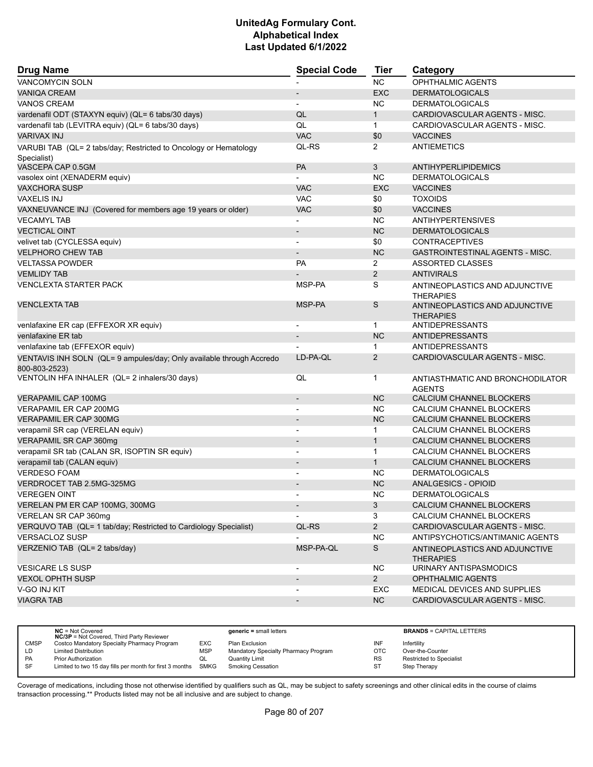| Drug Name | Special Code | Tier | Category |
|---|---|---|---|
| VANCOMYCIN SOLN | - | NC | OPHTHALMIC AGENTS |
| VANIQA CREAM | - | EXC | DERMATOLOGICALS |
| VANOS CREAM | - | NC | DERMATOLOGICALS |
| vardenafil ODT (STAXYN equiv) (QL= 6 tabs/30 days) | QL | 1 | CARDIOVASCULAR AGENTS - MISC. |
| vardenafil tab (LEVITRA equiv) (QL= 6 tabs/30 days) | QL | 1 | CARDIOVASCULAR AGENTS - MISC. |
| VARIVAX INJ | VAC | $0 | VACCINES |
| VARUBI TAB (QL= 2 tabs/day; Restricted to Oncology or Hematology Specialist) | QL-RS | 2 | ANTIEMETICS |
| VASCEPA CAP 0.5GM | PA | 3 | ANTIHYPERLIPIDEMICS |
| vasolex oint (XENADERM equiv) | - | NC | DERMATOLOGICALS |
| VAXCHORA SUSP | VAC | EXC | VACCINES |
| VAXELIS INJ | VAC | $0 | TOXOIDS |
| VAXNEUVANCE INJ (Covered for members age 19 years or older) | VAC | $0 | VACCINES |
| VECAMYL TAB | - | NC | ANTIHYPERTENSIVES |
| VECTICAL OINT | - | NC | DERMATOLOGICALS |
| velivet tab (CYCLESSA equiv) | - | $0 | CONTRACEPTIVES |
| VELPHORO CHEW TAB | - | NC | GASTROINTESTINAL AGENTS - MISC. |
| VELTASSA POWDER | PA | 2 | ASSORTED CLASSES |
| VEMLIDY TAB | - | 2 | ANTIVIRALS |
| VENCLEXTA STARTER PACK | MSP-PA | S | ANTINEOPLASTICS AND ADJUNCTIVE THERAPIES |
| VENCLEXTA TAB | MSP-PA | S | ANTINEOPLASTICS AND ADJUNCTIVE THERAPIES |
| venlafaxine ER cap (EFFEXOR XR equiv) | - | 1 | ANTIDEPRESSANTS |
| venlafaxine ER tab | - | NC | ANTIDEPRESSANTS |
| venlafaxine tab (EFFEXOR equiv) | - | 1 | ANTIDEPRESSANTS |
| VENTAVIS INH SOLN (QL= 9 ampules/day; Only available through Accredo 800-803-2523) | LD-PA-QL | 2 | CARDIOVASCULAR AGENTS - MISC. |
| VENTOLIN HFA INHALER (QL= 2 inhalers/30 days) | QL | 1 | ANTIASTHMATIC AND BRONCHODILATOR AGENTS |
| VERAPAMIL CAP 100MG | - | NC | CALCIUM CHANNEL BLOCKERS |
| VERAPAMIL ER CAP 200MG | - | NC | CALCIUM CHANNEL BLOCKERS |
| VERAPAMIL ER CAP 300MG | - | NC | CALCIUM CHANNEL BLOCKERS |
| verapamil SR cap (VERELAN equiv) | - | 1 | CALCIUM CHANNEL BLOCKERS |
| VERAPAMIL SR CAP 360mg | - | 1 | CALCIUM CHANNEL BLOCKERS |
| verapamil SR tab (CALAN SR, ISOPTIN SR equiv) | - | 1 | CALCIUM CHANNEL BLOCKERS |
| verapamil tab (CALAN equiv) | - | 1 | CALCIUM CHANNEL BLOCKERS |
| VERDESO FOAM | - | NC | DERMATOLOGICALS |
| VERDROCET TAB 2.5MG-325MG | - | NC | ANALGESICS - OPIOID |
| VEREGEN OINT | - | NC | DERMATOLOGICALS |
| VERELAN PM ER CAP 100MG, 300MG | - | 3 | CALCIUM CHANNEL BLOCKERS |
| VERELAN SR CAP 360mg | - | 3 | CALCIUM CHANNEL BLOCKERS |
| VERQUVO TAB (QL= 1 tab/day; Restricted to Cardiology Specialist) | QL-RS | 2 | CARDIOVASCULAR AGENTS - MISC. |
| VERSACLOZ SUSP | - | NC | ANTIPSYCHOTICS/ANTIMANIC AGENTS |
| VERZENIO TAB (QL= 2 tabs/day) | MSP-PA-QL | S | ANTINEOPLASTICS AND ADJUNCTIVE THERAPIES |
| VESICARE LS SUSP | - | NC | URINARY ANTISPASMODICS |
| VEXOL OPHTH SUSP | - | 2 | OPHTHALMIC AGENTS |
| V-GO INJ KIT | - | EXC | MEDICAL DEVICES AND SUPPLIES |
| VIAGRA TAB | - | NC | CARDIOVASCULAR AGENTS - MISC. |

| | NC = Not Covered<br>NC/3P = Not Covered, Third Party Reviewer | | generic = small letters | | BRANDS = CAPITAL LETTERS |
|---|---|---|---|---|---|
| CMSP | Costco Mandatory Specialty Pharmacy Program | EXC | Plan Exclusion | INF | Infertility |
| LD | Limited Distribution | MSP | Mandatory Specialty Pharmacy Program | OTC | Over-the-Counter |
| PA | Prior Authorization | QL | Quantity Limit | RS | Restricted to Specialist |
| SF | Limited to two 15 day fills per month for first 3 months | SMKG | Smoking Cessation | ST | Step Therapy |

Coverage of medications, including those not otherwise identified by qualifiers such as QL, may be subject to safety screenings and other clinical edits in the course of claims transaction processing.** Products listed may not be all inclusive and are subject to change.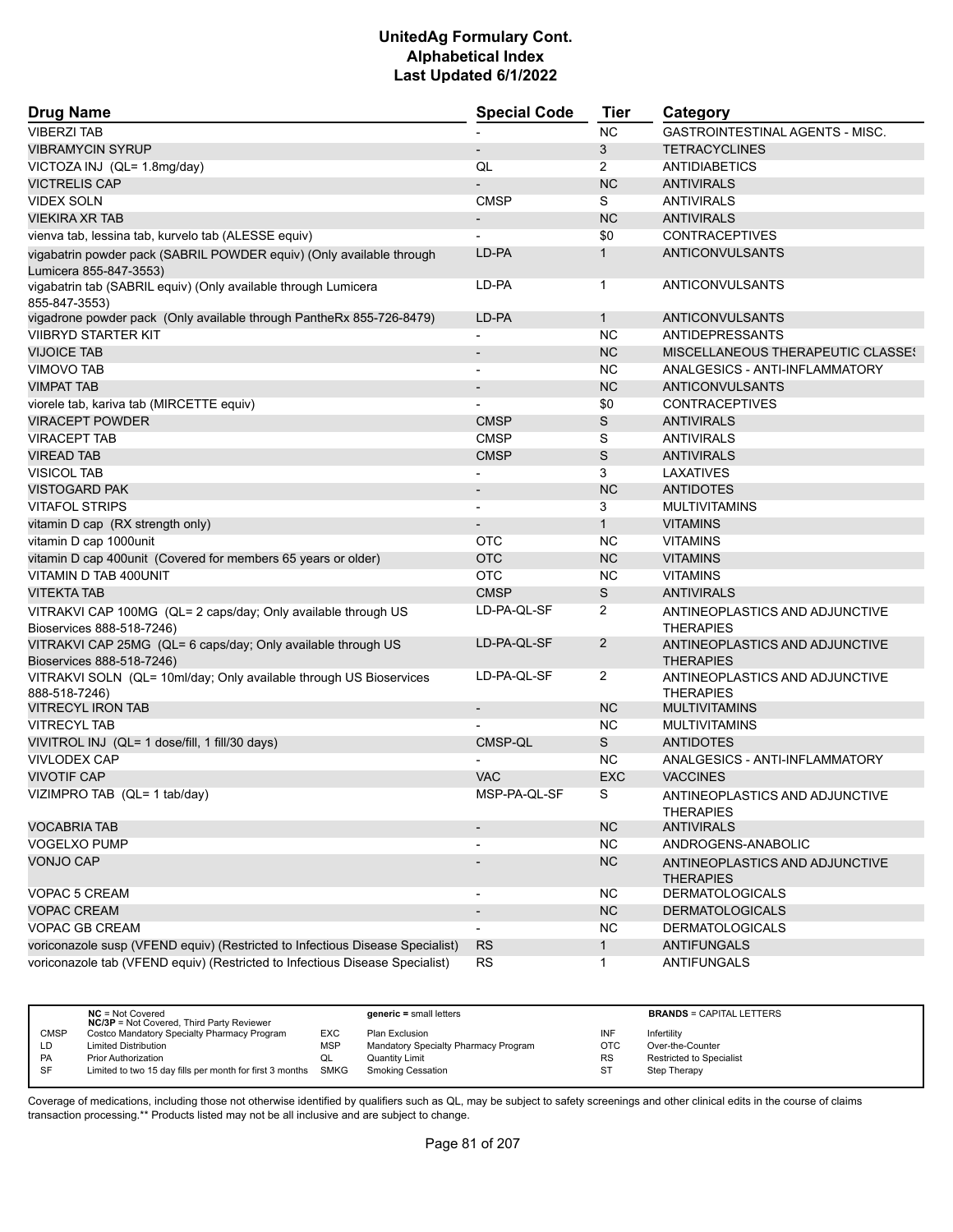# UnitedAg Formulary Cont.
# Alphabetical Index
# Last Updated 6/1/2022

| Drug Name | Special Code | Tier | Category |
|---|---|---|---|
| VIBERZI TAB | - | NC | GASTROINTESTINAL AGENTS - MISC. |
| VIBRAMYCIN SYRUP | - | 3 | TETRACYCLINES |
| VICTOZA INJ (QL= 1.8mg/day) | QL | 2 | ANTIDIABETICS |
| VICTRELIS CAP | - | NC | ANTIVIRALS |
| VIDEX SOLN | CMSP | S | ANTIVIRALS |
| VIEKIRA XR TAB | - | NC | ANTIVIRALS |
| vienva tab, lessina tab, kurvelo tab (ALESSE equiv) | - | $0 | CONTRACEPTIVES |
| vigabatrin powder pack (SABRIL POWDER equiv) (Only available through Lumicera 855-847-3553) | LD-PA | 1 | ANTICONVULSANTS |
| vigabatrin tab (SABRIL equiv) (Only available through Lumicera 855-847-3553) | LD-PA | 1 | ANTICONVULSANTS |
| vigadrone powder pack (Only available through PantheRx 855-726-8479) | LD-PA | 1 | ANTICONVULSANTS |
| VIIBRYD STARTER KIT | - | NC | ANTIDEPRESSANTS |
| VIJOICE TAB | - | NC | MISCELLANEOUS THERAPEUTIC CLASSES |
| VIMOVO TAB | - | NC | ANALGESICS - ANTI-INFLAMMATORY |
| VIMPAT TAB | - | NC | ANTICONVULSANTS |
| viorele tab, kariva tab (MIRCETTE equiv) | - | $0 | CONTRACEPTIVES |
| VIRACEPT POWDER | CMSP | S | ANTIVIRALS |
| VIRACEPT TAB | CMSP | S | ANTIVIRALS |
| VIREAD TAB | CMSP | S | ANTIVIRALS |
| VISICOL TAB | - | 3 | LAXATIVES |
| VISTOGARD PAK | - | NC | ANTIDOTES |
| VITAFOL STRIPS | - | 3 | MULTIVITAMINS |
| vitamin D cap (RX strength only) | - | 1 | VITAMINS |
| vitamin D cap 1000unit | OTC | NC | VITAMINS |
| vitamin D cap 400unit (Covered for members 65 years or older) | OTC | NC | VITAMINS |
| VITAMIN D TAB 400UNIT | OTC | NC | VITAMINS |
| VITEKTA TAB | CMSP | S | ANTIVIRALS |
| VITRAKVI CAP 100MG (QL= 2 caps/day; Only available through US Bioservices 888-518-7246) | LD-PA-QL-SF | 2 | ANTINEOPLASTICS AND ADJUNCTIVE THERAPIES |
| VITRAKVI CAP 25MG (QL= 6 caps/day; Only available through US Bioservices 888-518-7246) | LD-PA-QL-SF | 2 | ANTINEOPLASTICS AND ADJUNCTIVE THERAPIES |
| VITRAKVI SOLN (QL= 10ml/day; Only available through US Bioservices 888-518-7246) | LD-PA-QL-SF | 2 | ANTINEOPLASTICS AND ADJUNCTIVE THERAPIES |
| VITRECYL IRON TAB | - | NC | MULTIVITAMINS |
| VITRECYL TAB | - | NC | MULTIVITAMINS |
| VIVITROL INJ (QL= 1 dose/fill, 1 fill/30 days) | CMSP-QL | S | ANTIDOTES |
| VIVLODEX CAP | - | NC | ANALGESICS - ANTI-INFLAMMATORY |
| VIVOTIF CAP | VAC | EXC | VACCINES |
| VIZIMPRO TAB (QL= 1 tab/day) | MSP-PA-QL-SF | S | ANTINEOPLASTICS AND ADJUNCTIVE THERAPIES |
| VOCABRIA TAB | - | NC | ANTIVIRALS |
| VOGELXO PUMP | - | NC | ANDROGENS-ANABOLIC |
| VONJO CAP | - | NC | ANTINEOPLASTICS AND ADJUNCTIVE THERAPIES |
| VOPAC 5 CREAM | - | NC | DERMATOLOGICALS |
| VOPAC CREAM | - | NC | DERMATOLOGICALS |
| VOPAC GB CREAM | - | NC | DERMATOLOGICALS |
| voriconazole susp (VFEND equiv) (Restricted to Infectious Disease Specialist) | RS | 1 | ANTIFUNGALS |
| voriconazole tab (VFEND equiv) (Restricted to Infectious Disease Specialist) | RS | 1 | ANTIFUNGALS |

| | | | | | |
|---|---|---|---|---|---|
| **NC** = Not Covered<br>**NC/3P** = Not Covered, Third Party Reviewer | | **generic** = small letters | | **BRANDS** = CAPITAL LETTERS | |
| CMSP | Costco Mandatory Specialty Pharmacy Program | EXC | Plan Exclusion | INF | Infertility |
| LD | Limited Distribution | MSP | Mandatory Specialty Pharmacy Program | OTC | Over-the-Counter |
| PA | Prior Authorization | QL | Quantity Limit | RS | Restricted to Specialist |
| SF | Limited to two 15 day fills per month for first 3 months | SMKG | Smoking Cessation | ST | Step Therapy |

Coverage of medications, including those not otherwise identified by qualifiers such as QL, may be subject to safety screenings and other clinical edits in the course of claims transaction processing.** Products listed may not be all inclusive and are subject to change.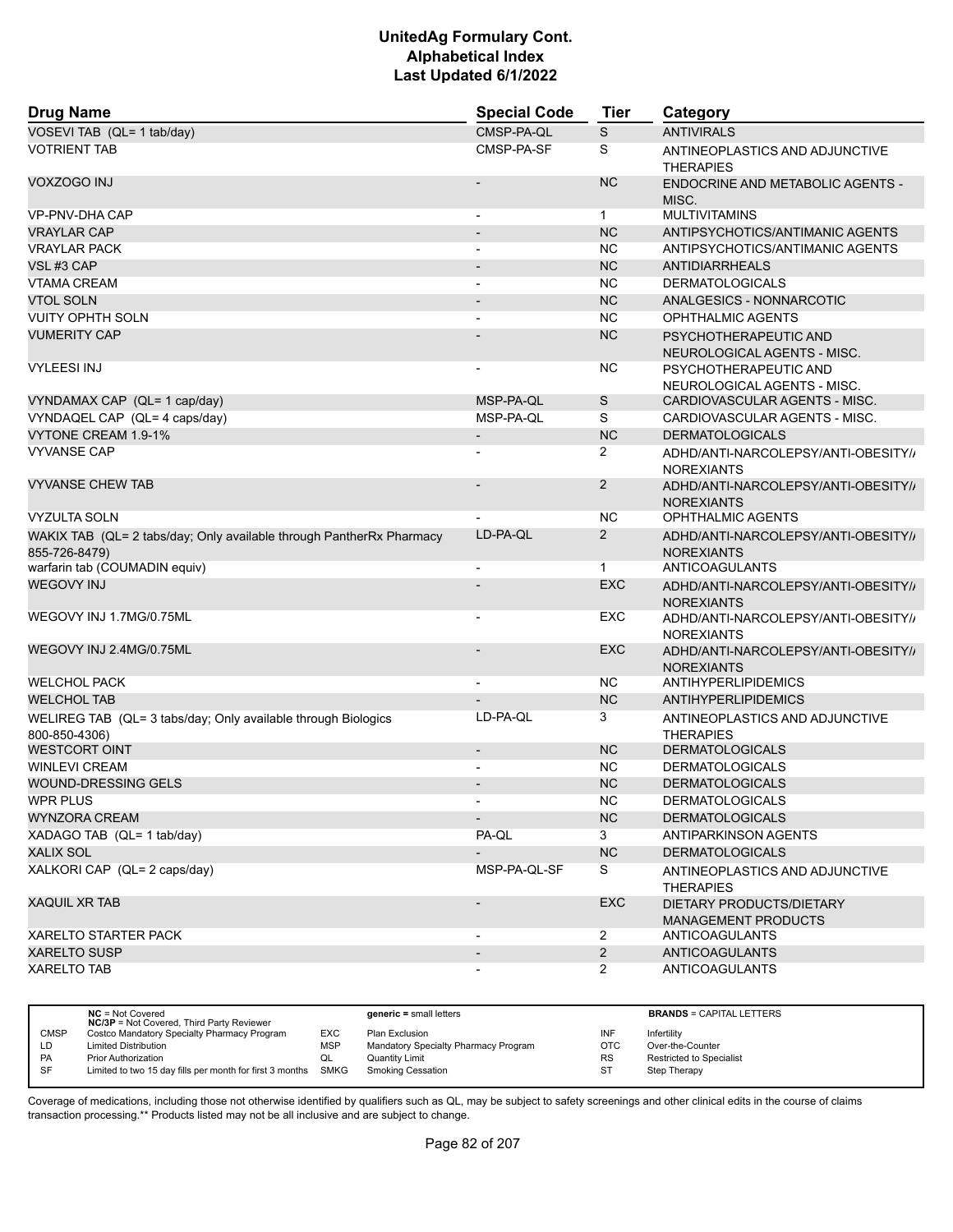| Drug Name | Special Code | Tier | Category |
| --- | --- | --- | --- |
| VOSEVI TAB (QL= 1 tab/day) | CMSP-PA-QL | S | ANTIVIRALS |
| VOTRIENT TAB | CMSP-PA-SF | S | ANTINEOPLASTICS AND ADJUNCTIVE THERAPIES |
| VOXZOGO INJ | - | NC | ENDOCRINE AND METABOLIC AGENTS - MISC. |
| VP-PNV-DHA CAP | - | 1 | MULTIVITAMINS |
| VRAYLAR CAP | - | NC | ANTIPSYCHOTICS/ANTIMANIC AGENTS |
| VRAYLAR PACK | - | NC | ANTIPSYCHOTICS/ANTIMANIC AGENTS |
| VSL #3 CAP | - | NC | ANTIDIARRHEALS |
| VTAMA CREAM | - | NC | DERMATOLOGICALS |
| VTOL SOLN | - | NC | ANALGESICS - NONNARCOTIC |
| VUITY OPHTH SOLN | - | NC | OPHTHALMIC AGENTS |
| VUMERITY CAP | - | NC | PSYCHOTHERAPEUTIC AND NEUROLOGICAL AGENTS - MISC. |
| VYLEESI INJ | - | NC | PSYCHOTHERAPEUTIC AND NEUROLOGICAL AGENTS - MISC. |
| VYNDAMAX CAP (QL= 1 cap/day) | MSP-PA-QL | S | CARDIOVASCULAR AGENTS - MISC. |
| VYNDAQEL CAP (QL= 4 caps/day) | MSP-PA-QL | S | CARDIOVASCULAR AGENTS - MISC. |
| VYTONE CREAM 1.9-1% | - | NC | DERMATOLOGICALS |
| VYVANSE CAP | - | 2 | ADHD/ANTI-NARCOLEPSY/ANTI-OBESITY/ANOREXIANTS |
| VYVANSE CHEW TAB | - | 2 | ADHD/ANTI-NARCOLEPSY/ANTI-OBESITY/ANOREXIANTS |
| VYZULTA SOLN | - | NC | OPHTHALMIC AGENTS |
| WAKIX TAB (QL= 2 tabs/day; Only available through PantherRx Pharmacy 855-726-8479) | LD-PA-QL | 2 | ADHD/ANTI-NARCOLEPSY/ANTI-OBESITY/ANOREXIANTS |
| warfarin tab (COUMADIN equiv) | - | 1 | ANTICOAGULANTS |
| WEGOVY INJ | - | EXC | ADHD/ANTI-NARCOLEPSY/ANTI-OBESITY/ANOREXIANTS |
| WEGOVY INJ 1.7MG/0.75ML | - | EXC | ADHD/ANTI-NARCOLEPSY/ANTI-OBESITY/ANOREXIANTS |
| WEGOVY INJ 2.4MG/0.75ML | - | EXC | ADHD/ANTI-NARCOLEPSY/ANTI-OBESITY/ANOREXIANTS |
| WELCHOL PACK | - | NC | ANTIHYPERLIPIDEMICS |
| WELCHOL TAB | - | NC | ANTIHYPERLIPIDEMICS |
| WELIREG TAB (QL= 3 tabs/day; Only available through Biologics 800-850-4306) | LD-PA-QL | 3 | ANTINEOPLASTICS AND ADJUNCTIVE THERAPIES |
| WESTCORT OINT | - | NC | DERMATOLOGICALS |
| WINLEVI CREAM | - | NC | DERMATOLOGICALS |
| WOUND-DRESSING GELS | - | NC | DERMATOLOGICALS |
| WPR PLUS | - | NC | DERMATOLOGICALS |
| WYNZORA CREAM | - | NC | DERMATOLOGICALS |
| XADAGO TAB (QL= 1 tab/day) | PA-QL | 3 | ANTIPARKINSON AGENTS |
| XALIX SOL | - | NC | DERMATOLOGICALS |
| XALKORI CAP (QL= 2 caps/day) | MSP-PA-QL-SF | S | ANTINEOPLASTICS AND ADJUNCTIVE THERAPIES |
| XAQUIL XR TAB | - | EXC | DIETARY PRODUCTS/DIETARY MANAGEMENT PRODUCTS |
| XARELTO STARTER PACK | - | 2 | ANTICOAGULANTS |
| XARELTO SUSP | - | 2 | ANTICOAGULANTS |
| XARELTO TAB | - | 2 | ANTICOAGULANTS |

| | | | | | |
| --- | --- | --- | --- | --- | --- |
| | **NC** = Not Covered<br>**NC/3P** = Not Covered, Third Party Reviewer | | **generic** = small letters | | **BRANDS** = CAPITAL LETTERS |
| CMSP | Costco Mandatory Specialty Pharmacy Program | EXC | Plan Exclusion | INF | Infertility |
| LD | Limited Distribution | MSP | Mandatory Specialty Pharmacy Program | OTC | Over-the-Counter |
| PA | Prior Authorization | QL | Quantity Limit | RS | Restricted to Specialist |
| SF | Limited to two 15 day fills per month for first 3 months | SMKG | Smoking Cessation | ST | Step Therapy |

Coverage of medications, including those not otherwise identified by qualifiers such as QL, may be subject to safety screenings and other clinical edits in the course of claims transaction processing.** Products listed may not be all inclusive and are subject to change.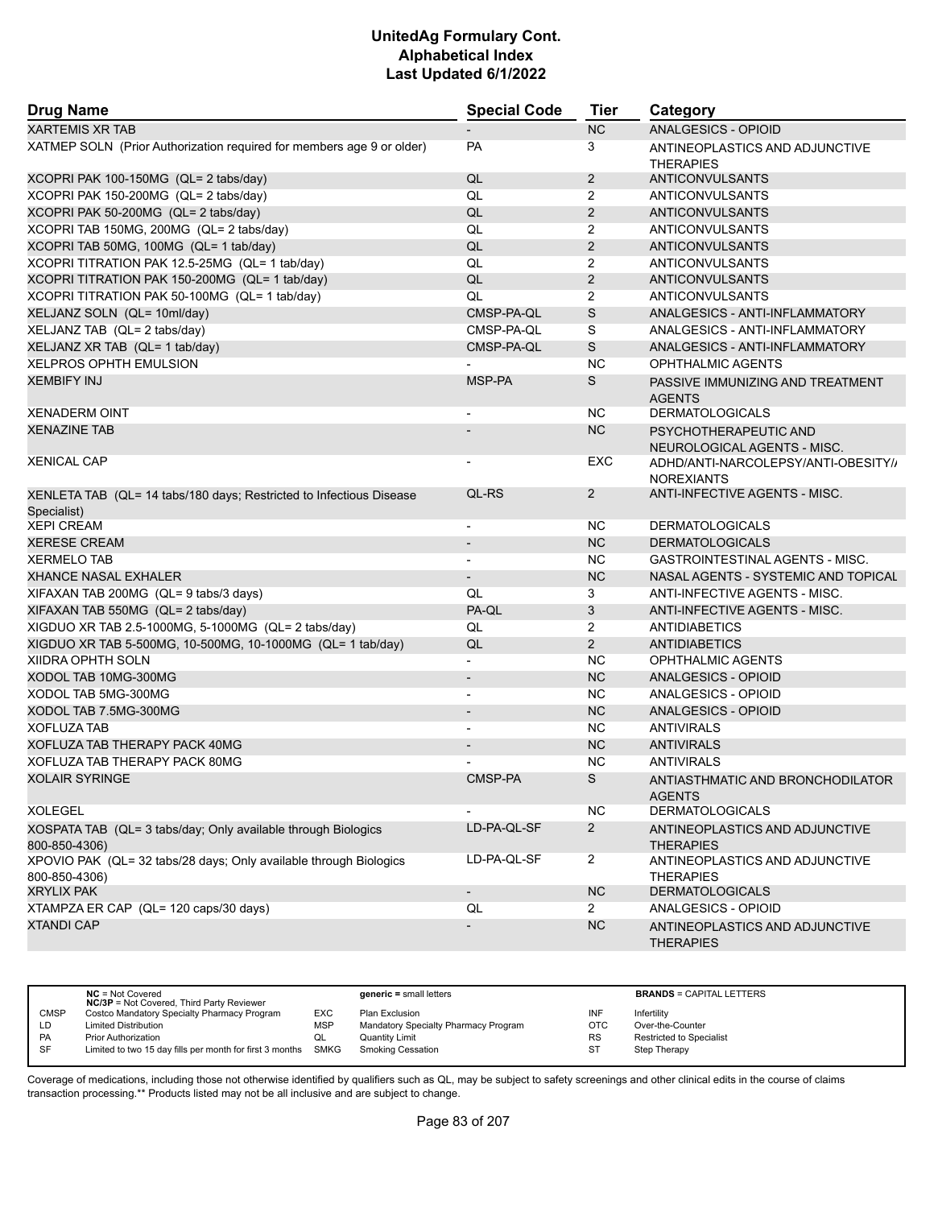# UnitedAg Formulary Cont.
# Alphabetical Index
# Last Updated 6/1/2022

| Drug Name | Special Code | Tier | Category |
|---|---|---|---|
| XARTEMIS XR TAB | - | NC | ANALGESICS - OPIOID |
| XATMEP SOLN (Prior Authorization required for members age 9 or older) | PA | 3 | ANTINEOPLASTICS AND ADJUNCTIVE THERAPIES |
| XCOPRI PAK 100-150MG (QL= 2 tabs/day) | QL | 2 | ANTICONVULSANTS |
| XCOPRI PAK 150-200MG (QL= 2 tabs/day) | QL | 2 | ANTICONVULSANTS |
| XCOPRI PAK 50-200MG (QL= 2 tabs/day) | QL | 2 | ANTICONVULSANTS |
| XCOPRI TAB 150MG, 200MG (QL= 2 tabs/day) | QL | 2 | ANTICONVULSANTS |
| XCOPRI TAB 50MG, 100MG (QL= 1 tab/day) | QL | 2 | ANTICONVULSANTS |
| XCOPRI TITRATION PAK 12.5-25MG (QL= 1 tab/day) | QL | 2 | ANTICONVULSANTS |
| XCOPRI TITRATION PAK 150-200MG (QL= 1 tab/day) | QL | 2 | ANTICONVULSANTS |
| XCOPRI TITRATION PAK 50-100MG (QL= 1 tab/day) | QL | 2 | ANTICONVULSANTS |
| XELJANZ SOLN (QL= 10ml/day) | CMSP-PA-QL | S | ANALGESICS - ANTI-INFLAMMATORY |
| XELJANZ TAB (QL= 2 tabs/day) | CMSP-PA-QL | S | ANALGESICS - ANTI-INFLAMMATORY |
| XELJANZ XR TAB (QL= 1 tab/day) | CMSP-PA-QL | S | ANALGESICS - ANTI-INFLAMMATORY |
| XELPROS OPHTH EMULSION | - | NC | OPHTHALMIC AGENTS |
| XEMBIFY INJ | MSP-PA | S | PASSIVE IMMUNIZING AND TREATMENT AGENTS |
| XENADERM OINT | - | NC | DERMATOLOGICALS |
| XENAZINE TAB | - | NC | PSYCHOTHERAPEUTIC AND NEUROLOGICAL AGENTS - MISC. |
| XENICAL CAP | - | EXC | ADHD/ANTI-NARCOLEPSY/ANTI-OBESITY/ANOREXIANTS |
| XENLETA TAB (QL= 14 tabs/180 days; Restricted to Infectious Disease Specialist) | QL-RS | 2 | ANTI-INFECTIVE AGENTS - MISC. |
| XEPI CREAM | - | NC | DERMATOLOGICALS |
| XERESE CREAM | - | NC | DERMATOLOGICALS |
| XERMELO TAB | - | NC | GASTROINTESTINAL AGENTS - MISC. |
| XHANCE NASAL EXHALER | - | NC | NASAL AGENTS - SYSTEMIC AND TOPICAL |
| XIFAXAN TAB 200MG (QL= 9 tabs/3 days) | QL | 3 | ANTI-INFECTIVE AGENTS - MISC. |
| XIFAXAN TAB 550MG (QL= 2 tabs/day) | PA-QL | 3 | ANTI-INFECTIVE AGENTS - MISC. |
| XIGDUO XR TAB 2.5-1000MG, 5-1000MG (QL= 2 tabs/day) | QL | 2 | ANTIDIABETICS |
| XIGDUO XR TAB 5-500MG, 10-500MG, 10-1000MG (QL= 1 tab/day) | QL | 2 | ANTIDIABETICS |
| XIIDRA OPHTH SOLN | - | NC | OPHTHALMIC AGENTS |
| XODOL TAB 10MG-300MG | - | NC | ANALGESICS - OPIOID |
| XODOL TAB 5MG-300MG | - | NC | ANALGESICS - OPIOID |
| XODOL TAB 7.5MG-300MG | - | NC | ANALGESICS - OPIOID |
| XOFLUZA TAB | - | NC | ANTIVIRALS |
| XOFLUZA TAB THERAPY PACK 40MG | - | NC | ANTIVIRALS |
| XOFLUZA TAB THERAPY PACK 80MG | - | NC | ANTIVIRALS |
| XOLAIR SYRINGE | CMSP-PA | S | ANTIASTHMATIC AND BRONCHODILATOR AGENTS |
| XOLEGEL | - | NC | DERMATOLOGICALS |
| XOSPATA TAB (QL= 3 tabs/day; Only available through Biologics 800-850-4306) | LD-PA-QL-SF | 2 | ANTINEOPLASTICS AND ADJUNCTIVE THERAPIES |
| XPOVIO PAK (QL= 32 tabs/28 days; Only available through Biologics 800-850-4306) | LD-PA-QL-SF | 2 | ANTINEOPLASTICS AND ADJUNCTIVE THERAPIES |
| XRYLIX PAK | - | NC | DERMATOLOGICALS |
| XTAMPZA ER CAP (QL= 120 caps/30 days) | QL | 2 | ANALGESICS - OPIOID |
| XTANDI CAP | - | NC | ANTINEOPLASTICS AND ADJUNCTIVE THERAPIES |

| | NC = Not Covered<br>NC/3P = Not Covered, Third Party Reviewer | | generic = small letters | | BRANDS = CAPITAL LETTERS |
|---|---|---|---|---|---|
| CMSP | Costco Mandatory Specialty Pharmacy Program | EXC | Plan Exclusion | INF | Infertility |
| LD | Limited Distribution | MSP | Mandatory Specialty Pharmacy Program | OTC | Over-the-Counter |
| PA | Prior Authorization | QL | Quantity Limit | RS | Restricted to Specialist |
| SF | Limited to two 15 day fills per month for first 3 months | SMKG | Smoking Cessation | ST | Step Therapy |

Coverage of medications, including those not otherwise identified by qualifiers such as QL, may be subject to safety screenings and other clinical edits in the course of claims transaction processing.** Products listed may not be all inclusive and are subject to change.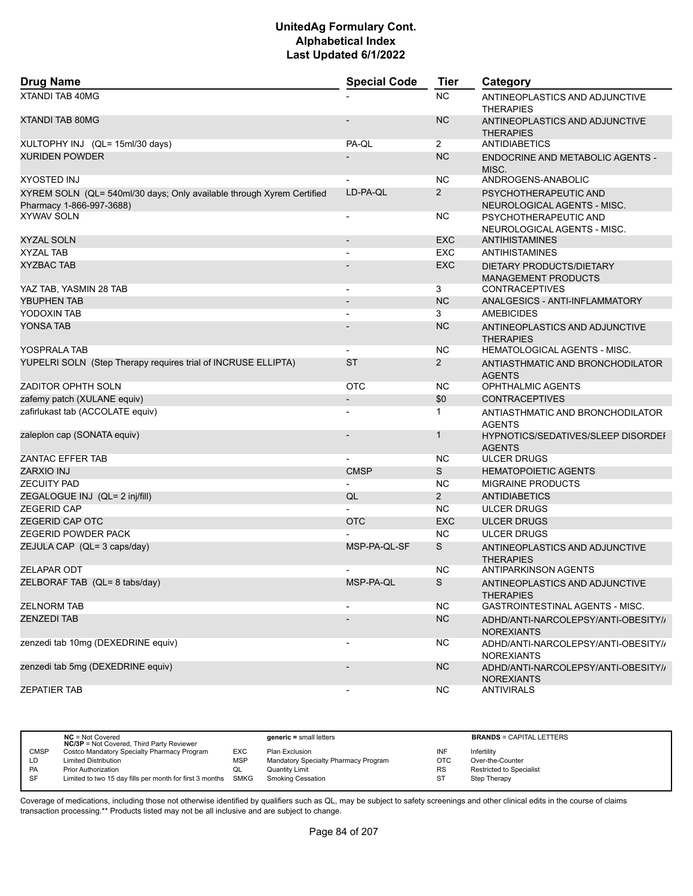# UnitedAg Formulary Cont.
## Alphabetical Index
### Last Updated 6/1/2022

| Drug Name | Special Code | Tier | Category |
|---|---|---|---|
| XTANDI TAB 40MG | - | NC | ANTINEOPLASTICS AND ADJUNCTIVE THERAPIES |
| XTANDI TAB 80MG | - | NC | ANTINEOPLASTICS AND ADJUNCTIVE THERAPIES |
| XULTOPHY INJ (QL= 15ml/30 days) | PA-QL | 2 | ANTIDIABETICS |
| XURIDEN POWDER | - | NC | ENDOCRINE AND METABOLIC AGENTS - MISC. |
| XYOSTED INJ | - | NC | ANDROGENS-ANABOLIC |
| XYREM SOLN (QL= 540ml/30 days; Only available through Xyrem Certified Pharmacy 1-866-997-3688) | LD-PA-QL | 2 | PSYCHOTHERAPEUTIC AND NEUROLOGICAL AGENTS - MISC. |
| XYWAV SOLN | - | NC | PSYCHOTHERAPEUTIC AND NEUROLOGICAL AGENTS - MISC. |
| XYZAL SOLN | - | EXC | ANTIHISTAMINES |
| XYZAL TAB | - | EXC | ANTIHISTAMINES |
| XYZBAC TAB | - | EXC | DIETARY PRODUCTS/DIETARY MANAGEMENT PRODUCTS |
| YAZ TAB, YASMIN 28 TAB | - | 3 | CONTRACEPTIVES |
| YBUPHEN TAB | - | NC | ANALGESICS - ANTI-INFLAMMATORY |
| YODOXIN TAB | - | 3 | AMEBICIDES |
| YONSA TAB | - | NC | ANTINEOPLASTICS AND ADJUNCTIVE THERAPIES |
| YOSPRALA TAB | - | NC | HEMATOLOGICAL AGENTS - MISC. |
| YUPELRI SOLN (Step Therapy requires trial of INCRUSE ELLIPTA) | ST | 2 | ANTIASTHMATIC AND BRONCHODILATOR AGENTS |
| ZADITOR OPHTH SOLN | OTC | NC | OPHTHALMIC AGENTS |
| zafemy patch (XULANE equiv) | - | $0 | CONTRACEPTIVES |
| zafirlukast tab (ACCOLATE equiv) | - | 1 | ANTIASTHMATIC AND BRONCHODILATOR AGENTS |
| zaleplon cap (SONATA equiv) | - | 1 | HYPNOTICS/SEDATIVES/SLEEP DISORDEI AGENTS |
| ZANTAC EFFER TAB | - | NC | ULCER DRUGS |
| ZARXIO INJ | CMSP | S | HEMATOPOIETIC AGENTS |
| ZECUITY PAD | - | NC | MIGRAINE PRODUCTS |
| ZEGALOGUE INJ (QL= 2 inj/fill) | QL | 2 | ANTIDIABETICS |
| ZEGERID CAP | - | NC | ULCER DRUGS |
| ZEGERID CAP OTC | OTC | EXC | ULCER DRUGS |
| ZEGERID POWDER PACK | - | NC | ULCER DRUGS |
| ZEJULA CAP (QL= 3 caps/day) | MSP-PA-QL-SF | S | ANTINEOPLASTICS AND ADJUNCTIVE THERAPIES |
| ZELAPAR ODT | - | NC | ANTIPARKINSON AGENTS |
| ZELBORAF TAB (QL= 8 tabs/day) | MSP-PA-QL | S | ANTINEOPLASTICS AND ADJUNCTIVE THERAPIES |
| ZELNORM TAB | - | NC | GASTROINTESTINAL AGENTS - MISC. |
| ZENZEDI TAB | - | NC | ADHD/ANTI-NARCOLEPSY/ANTI-OBESITY/ NOREXIANTS |
| zenzedi tab 10mg (DEXEDRINE equiv) | - | NC | ADHD/ANTI-NARCOLEPSY/ANTI-OBESITY/ NOREXIANTS |
| zenzedi tab 5mg (DEXEDRINE equiv) | - | NC | ADHD/ANTI-NARCOLEPSY/ANTI-OBESITY/ NOREXIANTS |
| ZEPATIER TAB | - | NC | ANTIVIRALS |

| | | | | | |
|---|---|---|---|---|---|
| **NC** = Not Covered<br>**NC/3P** = Not Covered, Third Party Reviewer | | **generic** = small letters | | **BRANDS** = CAPITAL LETTERS | |
| CMSP | Costco Mandatory Specialty Pharmacy Program | EXC | Plan Exclusion | INF | Infertility |
| LD | Limited Distribution | MSP | Mandatory Specialty Pharmacy Program | OTC | Over-the-Counter |
| PA | Prior Authorization | QL | Quantity Limit | RS | Restricted to Specialist |
| SF | Limited to two 15 day fills per month for first 3 months | SMKG | Smoking Cessation | ST | Step Therapy |

Coverage of medications, including those not otherwise identified by qualifiers such as QL, may be subject to safety screenings and other clinical edits in the course of claims transaction processing.** Products listed may not be all inclusive and are subject to change.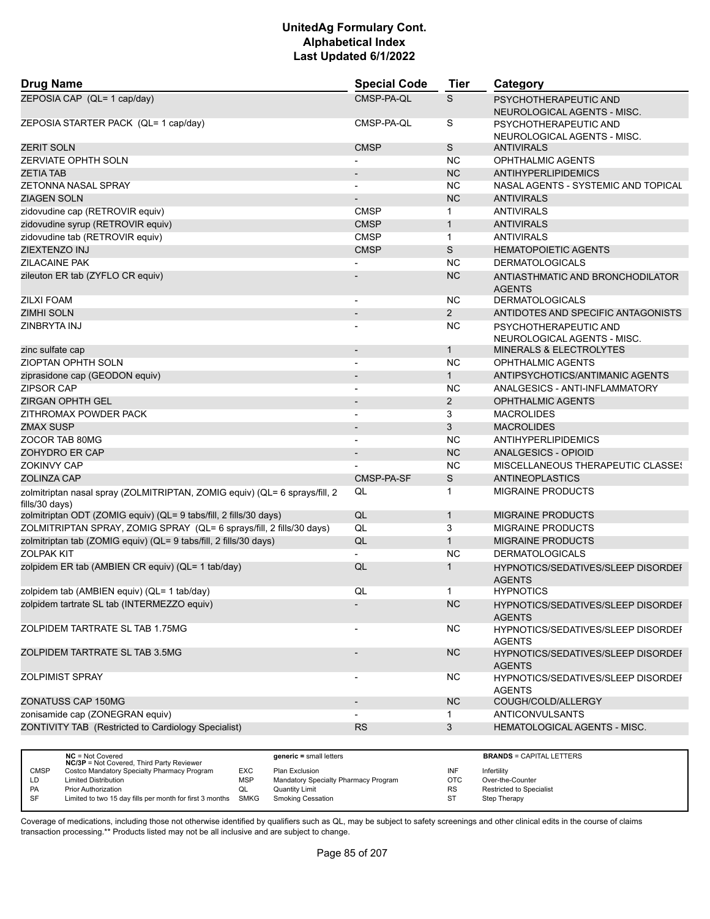| Drug Name | Special Code | Tier | Category |
|---|---|---|---|
| ZEPOSIA CAP (QL= 1 cap/day) | CMSP-PA-QL | S | PSYCHOTHERAPEUTIC AND NEUROLOGICAL AGENTS - MISC. |
| ZEPOSIA STARTER PACK (QL= 1 cap/day) | CMSP-PA-QL | S | PSYCHOTHERAPEUTIC AND NEUROLOGICAL AGENTS - MISC. |
| ZERIT SOLN | CMSP | S | ANTIVIRALS |
| ZERVIATE OPHTH SOLN | - | NC | OPHTHALMIC AGENTS |
| ZETIA TAB | - | NC | ANTIHYPERLIPIDEMICS |
| ZETONNA NASAL SPRAY | - | NC | NASAL AGENTS - SYSTEMIC AND TOPICAL |
| ZIAGEN SOLN | - | NC | ANTIVIRALS |
| zidovudine cap (RETROVIR equiv) | CMSP | 1 | ANTIVIRALS |
| zidovudine syrup (RETROVIR equiv) | CMSP | 1 | ANTIVIRALS |
| zidovudine tab (RETROVIR equiv) | CMSP | 1 | ANTIVIRALS |
| ZIEXTENZO INJ | CMSP | S | HEMATOPOIETIC AGENTS |
| ZILACAINE PAK | - | NC | DERMATOLOGICALS |
| zileuton ER tab (ZYFLO CR equiv) | - | NC | ANTIASTHMATIC AND BRONCHODILATOR AGENTS |
| ZILXI FOAM | - | NC | DERMATOLOGICALS |
| ZIMHI SOLN | - | 2 | ANTIDOTES AND SPECIFIC ANTAGONISTS |
| ZINBRYTA INJ | - | NC | PSYCHOTHERAPEUTIC AND NEUROLOGICAL AGENTS - MISC. |
| zinc sulfate cap | - | 1 | MINERALS & ELECTROLYTES |
| ZIOPTAN OPHTH SOLN | - | NC | OPHTHALMIC AGENTS |
| ziprasidone cap (GEODON equiv) | - | 1 | ANTIPSYCHOTICS/ANTIMANIC AGENTS |
| ZIPSOR CAP | - | NC | ANALGESICS - ANTI-INFLAMMATORY |
| ZIRGAN OPHTH GEL | - | 2 | OPHTHALMIC AGENTS |
| ZITHROMAX POWDER PACK | - | 3 | MACROLIDES |
| ZMAX SUSP | - | 3 | MACROLIDES |
| ZOCOR TAB 80MG | - | NC | ANTIHYPERLIPIDEMICS |
| ZOHYDRO ER CAP | - | NC | ANALGESICS - OPIOID |
| ZOKINVY CAP | - | NC | MISCELLANEOUS THERAPEUTIC CLASSES |
| ZOLINZA CAP | CMSP-PA-SF | S | ANTINEOPLASTICS |
| zolmitriptan nasal spray (ZOLMITRIPTAN, ZOMIG equiv) (QL= 6 sprays/fill, 2 fills/30 days) | QL | 1 | MIGRAINE PRODUCTS |
| zolmitriptan ODT (ZOMIG equiv) (QL= 9 tabs/fill, 2 fills/30 days) | QL | 1 | MIGRAINE PRODUCTS |
| ZOLMITRIPTAN SPRAY, ZOMIG SPRAY (QL= 6 sprays/fill, 2 fills/30 days) | QL | 3 | MIGRAINE PRODUCTS |
| zolmitriptan tab (ZOMIG equiv) (QL= 9 tabs/fill, 2 fills/30 days) | QL | 1 | MIGRAINE PRODUCTS |
| ZOLPAK KIT | - | NC | DERMATOLOGICALS |
| zolpidem ER tab (AMBIEN CR equiv) (QL= 1 tab/day) | QL | 1 | HYPNOTICS/SEDATIVES/SLEEP DISORDER AGENTS |
| zolpidem tab (AMBIEN equiv) (QL= 1 tab/day) | QL | 1 | HYPNOTICS |
| zolpidem tartrate SL tab (INTERMEZZO equiv) | - | NC | HYPNOTICS/SEDATIVES/SLEEP DISORDER AGENTS |
| ZOLPIDEM TARTRATE SL TAB 1.75MG | - | NC | HYPNOTICS/SEDATIVES/SLEEP DISORDER AGENTS |
| ZOLPIDEM TARTRATE SL TAB 3.5MG | - | NC | HYPNOTICS/SEDATIVES/SLEEP DISORDER AGENTS |
| ZOLPIMIST SPRAY | - | NC | HYPNOTICS/SEDATIVES/SLEEP DISORDER AGENTS |
| ZONATUSS CAP 150MG | - | NC | COUGH/COLD/ALLERGY |
| zonisamide cap (ZONEGRAN equiv) | - | 1 | ANTICONVULSANTS |
| ZONTIVITY TAB (Restricted to Cardiology Specialist) | RS | 3 | HEMATOLOGICAL AGENTS - MISC. |

| | | | | | |
|---|---|---|---|---|---|
| | **NC** = Not Covered<br>**NC/3P** = Not Covered, Third Party Reviewer | | **generic =** small letters | | **BRANDS** = CAPITAL LETTERS |
| CMSP | Costco Mandatory Specialty Pharmacy Program | EXC | Plan Exclusion | INF | Infertility |
| LD | Limited Distribution | MSP | Mandatory Specialty Pharmacy Program | OTC | Over-the-Counter |
| PA | Prior Authorization | QL | Quantity Limit | RS | Restricted to Specialist |
| SF | Limited to two 15 day fills per month for first 3 months | SMKG | Smoking Cessation | ST | Step Therapy |

Coverage of medications, including those not otherwise identified by qualifiers such as QL, may be subject to safety screenings and other clinical edits in the course of claims transaction processing.** Products listed may not be all inclusive and are subject to change.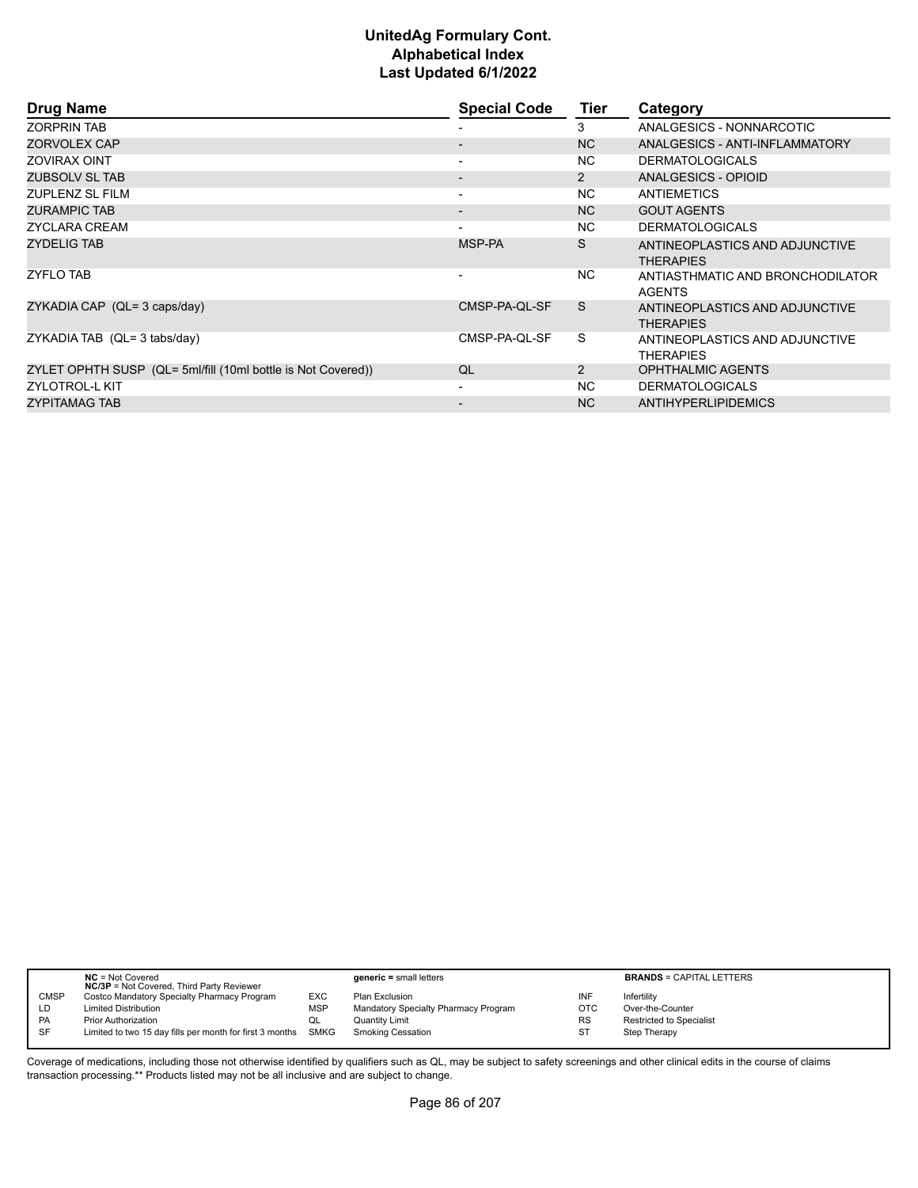# UnitedAg Formulary Cont.
## Alphabetical Index
### Last Updated 6/1/2022

| Drug Name | Special Code | Tier | Category |
|---|---|---|---|
| ZORPRIN TAB | - | 3 | ANALGESICS - NONNARCOTIC |
| ZORVOLEX CAP | - | NC | ANALGESICS - ANTI-INFLAMMATORY |
| ZOVIRAX OINT | - | NC | DERMATOLOGICALS |
| ZUBSOLV SL TAB | - | 2 | ANALGESICS - OPIOID |
| ZUPLENZ SL FILM | - | NC | ANTIEMETICS |
| ZURAMPIC TAB | - | NC | GOUT AGENTS |
| ZYCLARA CREAM | - | NC | DERMATOLOGICALS |
| ZYDELIG TAB | MSP-PA | S | ANTINEOPLASTICS AND ADJUNCTIVE THERAPIES |
| ZYFLO TAB | - | NC | ANTIASTHMATIC AND BRONCHODILATOR AGENTS |
| ZYKADIA CAP (QL= 3 caps/day) | CMSP-PA-QL-SF | S | ANTINEOPLASTICS AND ADJUNCTIVE THERAPIES |
| ZYKADIA TAB (QL= 3 tabs/day) | CMSP-PA-QL-SF | S | ANTINEOPLASTICS AND ADJUNCTIVE THERAPIES |
| ZYLET OPHTH SUSP (QL= 5ml/fill (10ml bottle is Not Covered)) | QL | 2 | OPHTHALMIC AGENTS |
| ZYLOTROL-L KIT | - | NC | DERMATOLOGICALS |
| ZYPITAMAG TAB | - | NC | ANTIHYPERLIPIDEMICS |

| | | | | | |
|---|---|---|---|---|---|
| | **NC** = Not Covered<br>**NC/3P** = Not Covered, Third Party Reviewer | | **generic =** small letters | | **BRANDS** = CAPITAL LETTERS |
| CMSP | Costco Mandatory Specialty Pharmacy Program | EXC | Plan Exclusion | INF | Infertility |
| LD | Limited Distribution | MSP | Mandatory Specialty Pharmacy Program | OTC | Over-the-Counter |
| PA | Prior Authorization | QL | Quantity Limit | RS | Restricted to Specialist |
| SF | Limited to two 15 day fills per month for first 3 months | SMKG | Smoking Cessation | ST | Step Therapy |

Coverage of medications, including those not otherwise identified by qualifiers such as QL, may be subject to safety screenings and other clinical edits in the course of claims transaction processing.** Products listed may not be all inclusive and are subject to change.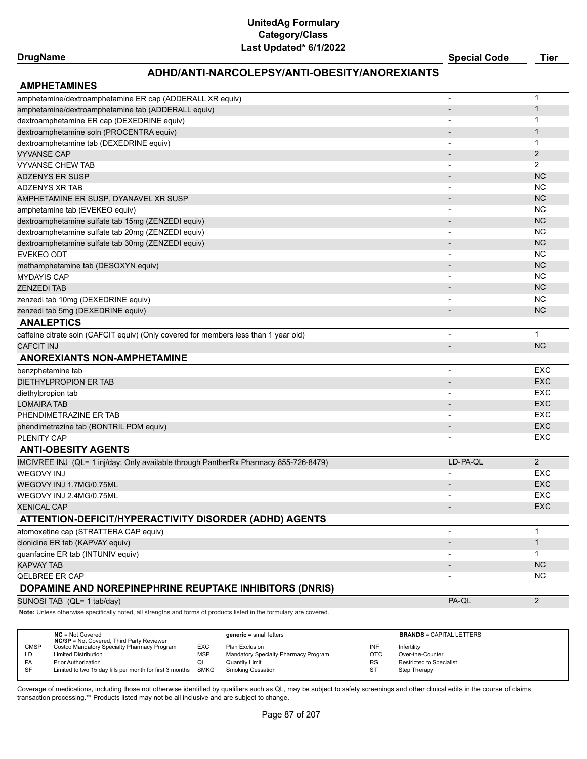# UnitedAg Formulary
## Category/Class
### Last Updated* 6/1/2022

## ADHD/ANTI-NARCOLEPSY/ANTI-OBESITY/ANOREXIANTS

| DrugName | Special Code | Tier |
|---|---|---|
| **AMPHETAMINES** | | |
| amphetamine/dextroamphetamine ER cap (ADDERALL XR equiv) | - | 1 |
| amphetamine/dextroamphetamine tab (ADDERALL equiv) | - | 1 |
| dextroamphetamine ER cap (DEXEDRINE equiv) | - | 1 |
| dextroamphetamine soln (PROCENTRA equiv) | - | 1 |
| dextroamphetamine tab (DEXEDRINE equiv) | - | 1 |
| VYVANSE CAP | - | 2 |
| VYVANSE CHEW TAB | - | 2 |
| ADZENYS ER SUSP | - | NC |
| ADZENYS XR TAB | - | NC |
| AMPHETAMINE ER SUSP, DYANAVEL XR SUSP | - | NC |
| amphetamine tab (EVEKEO equiv) | - | NC |
| dextroamphetamine sulfate tab 15mg (ZENZEDI equiv) | - | NC |
| dextroamphetamine sulfate tab 20mg (ZENZEDI equiv) | - | NC |
| dextroamphetamine sulfate tab 30mg (ZENZEDI equiv) | - | NC |
| EVEKEO ODT | - | NC |
| methamphetamine tab (DESOXYN equiv) | - | NC |
| MYDAYIS CAP | - | NC |
| ZENZEDI TAB | - | NC |
| zenzedi tab 10mg (DEXEDRINE equiv) | - | NC |
| zenzedi tab 5mg (DEXEDRINE equiv) | - | NC |
| **ANALEPTICS** | | |
| caffeine citrate soln (CAFCIT equiv) (Only covered for members less than 1 year old) | - | 1 |
| CAFCIT INJ | - | NC |
| **ANOREXIANTS NON-AMPHETAMINE** | | |
| benzphetamine tab | - | EXC |
| DIETHYLPROPION ER TAB | - | EXC |
| diethylpropion tab | - | EXC |
| LOMAIRA TAB | - | EXC |
| PHENDIMETRAZINE ER TAB | - | EXC |
| phendimetrazine tab (BONTRIL PDM equiv) | - | EXC |
| PLENITY CAP | - | EXC |
| **ANTI-OBESITY AGENTS** | | |
| IMCIVREE INJ (QL= 1 inj/day; Only available through PantherRx Pharmacy 855-726-8479) | LD-PA-QL | 2 |
| WEGOVY INJ | - | EXC |
| WEGOVY INJ 1.7MG/0.75ML | - | EXC |
| WEGOVY INJ 2.4MG/0.75ML | - | EXC |
| XENICAL CAP | - | EXC |
| **ATTENTION-DEFICIT/HYPERACTIVITY DISORDER (ADHD) AGENTS** | | |
| atomoxetine cap (STRATTERA CAP equiv) | - | 1 |
| clonidine ER tab (KAPVAY equiv) | - | 1 |
| guanfacine ER tab (INTUNIV equiv) | - | 1 |
| KAPVAY TAB | - | NC |
| QELBREE ER CAP | - | NC |
| **DOPAMINE AND NOREPINEPHRINE REUPTAKE INHIBITORS (DNRIS)** | | |
| SUNOSI TAB (QL= 1 tab/day) | PA-QL | 2 |

**Note:** Unless otherwise specifically noted, all strengths and forms of products listed in the formulary are covered.

| | | | | | |
|---|---|---|---|---|---|
| **NC** = Not Covered<br>**NC/3P** = Not Covered, Third Party Reviewer | | **generic** = small letters | | **BRANDS** = CAPITAL LETTERS | |
| CMSP | Costco Mandatory Specialty Pharmacy Program | EXC | Plan Exclusion | INF | Infertility |
| LD | Limited Distribution | MSP | Mandatory Specialty Pharmacy Program | OTC | Over-the-Counter |
| PA | Prior Authorization | QL | Quantity Limit | RS | Restricted to Specialist |
| SF | Limited to two 15 day fills per month for first 3 months | SMKG | Smoking Cessation | ST | Step Therapy |

Coverage of medications, including those not otherwise identified by qualifiers such as QL, may be subject to safety screenings and other clinical edits in the course of claims transaction processing.** Products listed may not be all inclusive and are subject to change.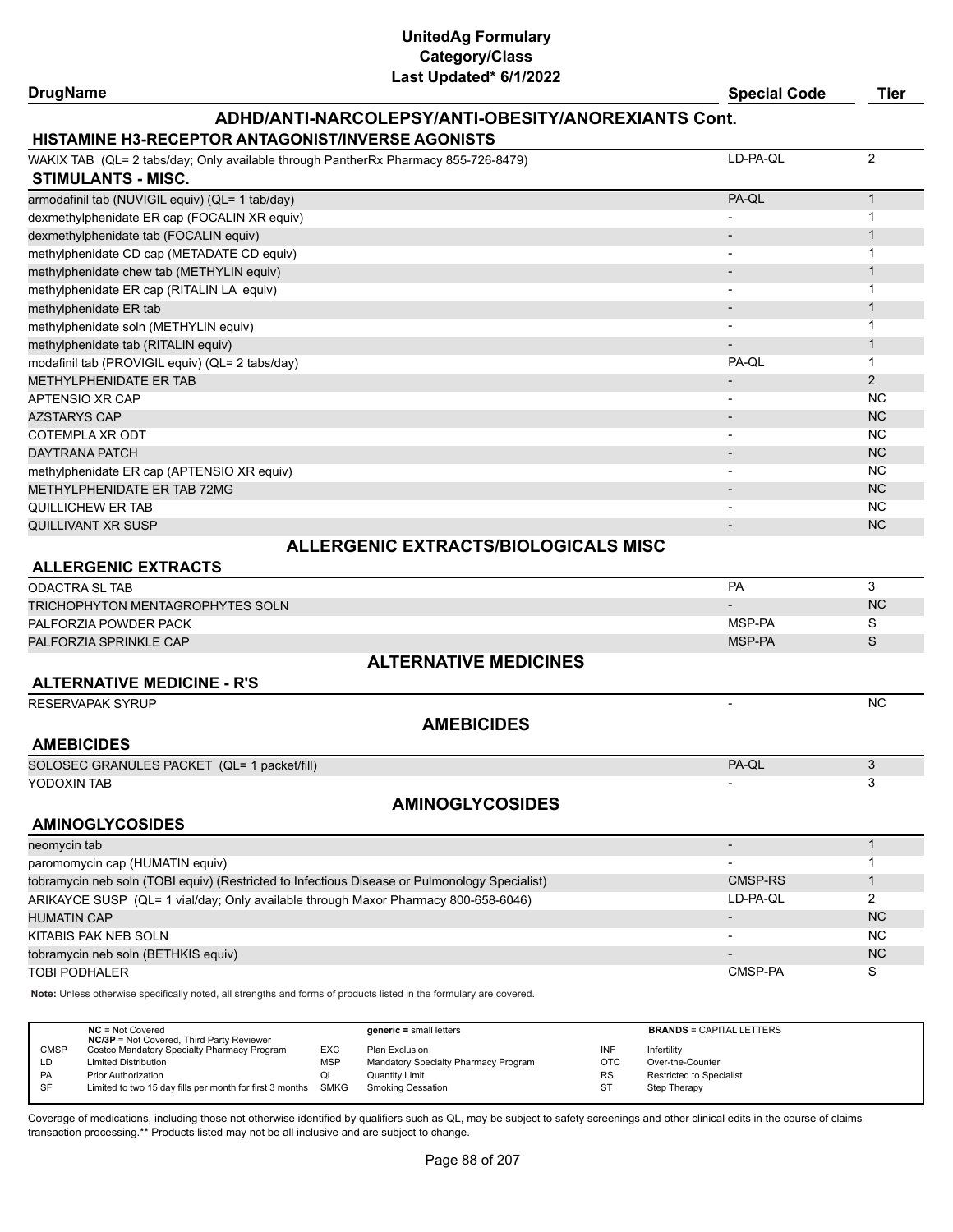# UnitedAg Formulary
## Category/Class
### Last Updated* 6/1/2022

| DrugName | Special Code | Tier |
|---|---|---|
| **ADHD/ANTI-NARCOLEPSY/ANTI-OBESITY/ANOREXIANTS Cont.** | | |
| **HISTAMINE H3-RECEPTOR ANTAGONIST/INVERSE AGONISTS** | | |
| WAKIX TAB (QL= 2 tabs/day; Only available through PantherRx Pharmacy 855-726-8479) | LD-PA-QL | 2 |
| **STIMULANTS - MISC.** | | |
| armodafinil tab (NUVIGIL equiv) (QL= 1 tab/day) | PA-QL | 1 |
| dexmethylphenidate ER cap (FOCALIN XR equiv) | - | 1 |
| dexmethylphenidate tab (FOCALIN equiv) | - | 1 |
| methylphenidate CD cap (METADATE CD equiv) | - | 1 |
| methylphenidate chew tab (METHYLIN equiv) | - | 1 |
| methylphenidate ER cap (RITALIN LA equiv) | - | 1 |
| methylphenidate ER tab | - | 1 |
| methylphenidate soln (METHYLIN equiv) | - | 1 |
| methylphenidate tab (RITALIN equiv) | - | 1 |
| modafinil tab (PROVIGIL equiv) (QL= 2 tabs/day) | PA-QL | 1 |
| METHYLPHENIDATE ER TAB | - | 2 |
| APTENSIO XR CAP | - | NC |
| AZSTARYS CAP | - | NC |
| COTEMPLA XR ODT | - | NC |
| DAYTRANA PATCH | - | NC |
| methylphenidate ER cap (APTENSIO XR equiv) | - | NC |
| METHYLPHENIDATE ER TAB 72MG | - | NC |
| QUILLICHEW ER TAB | - | NC |
| QUILLIVANT XR SUSP | - | NC |
| **ALLERGENIC EXTRACTS/BIOLOGICALS MISC** | | |
| **ALLERGENIC EXTRACTS** | | |
| ODACTRA SL TAB | PA | 3 |
| TRICHOPHYTON MENTAGROPHYTES SOLN | - | NC |
| PALFORZIA POWDER PACK | MSP-PA | S |
| PALFORZIA SPRINKLE CAP | MSP-PA | S |
| **ALTERNATIVE MEDICINES** | | |
| **ALTERNATIVE MEDICINE - R'S** | | |
| RESERVAPAK SYRUP | - | NC |
| **AMEBICIDES** | | |
| **AMEBICIDES** | | |
| SOLOSEC GRANULES PACKET (QL= 1 packet/fill) | PA-QL | 3 |
| YODOXIN TAB | - | 3 |
| **AMINOGLYCOSIDES** | | |
| **AMINOGLYCOSIDES** | | |
| neomycin tab | - | 1 |
| paromomycin cap (HUMATIN equiv) | - | 1 |
| tobramycin neb soln (TOBI equiv) (Restricted to Infectious Disease or Pulmonology Specialist) | CMSP-RS | 1 |
| ARIKAYCE SUSP (QL= 1 vial/day; Only available through Maxor Pharmacy 800-658-6046) | LD-PA-QL | 2 |
| HUMATIN CAP | - | NC |
| KITABIS PAK NEB SOLN | - | NC |
| tobramycin neb soln (BETHKIS equiv) | - | NC |
| TOBI PODHALER | CMSP-PA | S |

**Note:** Unless otherwise specifically noted, all strengths and forms of products listed in the formulary are covered.

| | | | | | |
|---|---|---|---|---|---|
| **NC** = Not Covered<br>**NC/3P** = Not Covered, Third Party Reviewer | | **generic =** small letters | | **BRANDS** = CAPITAL LETTERS | |
| CMSP | Costco Mandatory Specialty Pharmacy Program | EXC | Plan Exclusion | INF | Infertility |
| LD | Limited Distribution | MSP | Mandatory Specialty Pharmacy Program | OTC | Over-the-Counter |
| PA | Prior Authorization | QL | Quantity Limit | RS | Restricted to Specialist |
| SF | Limited to two 15 day fills per month for first 3 months | SMKG | Smoking Cessation | ST | Step Therapy |

Coverage of medications, including those not otherwise identified by qualifiers such as QL, may be subject to safety screenings and other clinical edits in the course of claims transaction processing.** Products listed may not be all inclusive and are subject to change.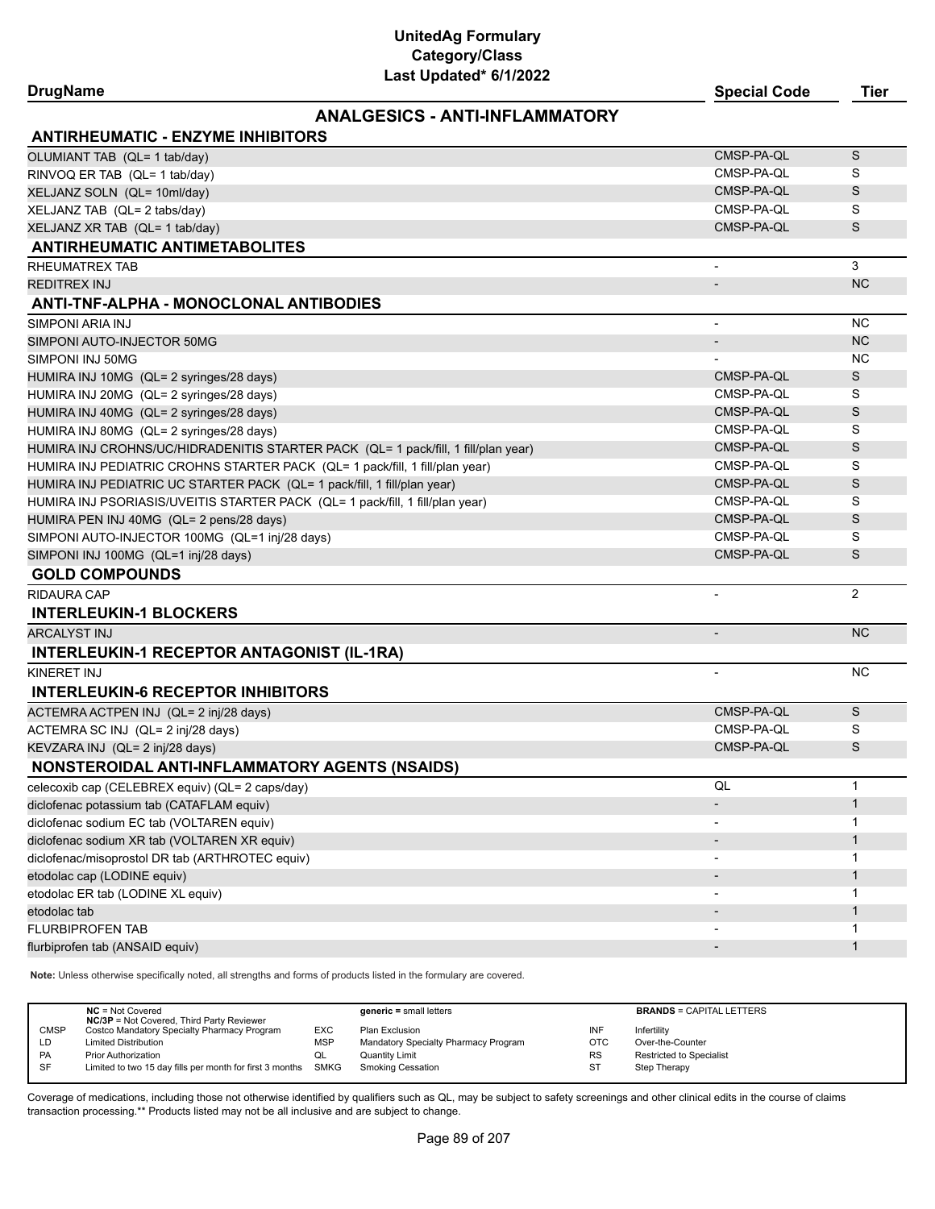# UnitedAg Formulary
## Category/Class
### Last Updated* 6/1/2022

## ANALGESICS - ANTI-INFLAMMATORY

| DrugName | Special Code | Tier |
|---|---|---|
| **ANTIRHEUMATIC - ENZYME INHIBITORS** | | |
| OLUMIANT TAB (QL= 1 tab/day) | CMSP-PA-QL | S |
| RINVOQ ER TAB (QL= 1 tab/day) | CMSP-PA-QL | S |
| XELJANZ SOLN (QL= 10ml/day) | CMSP-PA-QL | S |
| XELJANZ TAB (QL= 2 tabs/day) | CMSP-PA-QL | S |
| XELJANZ XR TAB (QL= 1 tab/day) | CMSP-PA-QL | S |
| **ANTIRHEUMATIC ANTIMETABOLITES** | | |
| RHEUMATREX TAB | - | 3 |
| REDITREX INJ | - | NC |
| **ANTI-TNF-ALPHA - MONOCLONAL ANTIBODIES** | | |
| SIMPONI ARIA INJ | - | NC |
| SIMPONI AUTO-INJECTOR 50MG | - | NC |
| SIMPONI INJ 50MG | - | NC |
| HUMIRA INJ 10MG (QL= 2 syringes/28 days) | CMSP-PA-QL | S |
| HUMIRA INJ 20MG (QL= 2 syringes/28 days) | CMSP-PA-QL | S |
| HUMIRA INJ 40MG (QL= 2 syringes/28 days) | CMSP-PA-QL | S |
| HUMIRA INJ 80MG (QL= 2 syringes/28 days) | CMSP-PA-QL | S |
| HUMIRA INJ CROHNS/UC/HIDRADENITIS STARTER PACK (QL= 1 pack/fill, 1 fill/plan year) | CMSP-PA-QL | S |
| HUMIRA INJ PEDIATRIC CROHNS STARTER PACK (QL= 1 pack/fill, 1 fill/plan year) | CMSP-PA-QL | S |
| HUMIRA INJ PEDIATRIC UC STARTER PACK (QL= 1 pack/fill, 1 fill/plan year) | CMSP-PA-QL | S |
| HUMIRA INJ PSORIASIS/UVEITIS STARTER PACK (QL= 1 pack/fill, 1 fill/plan year) | CMSP-PA-QL | S |
| HUMIRA PEN INJ 40MG (QL= 2 pens/28 days) | CMSP-PA-QL | S |
| SIMPONI AUTO-INJECTOR 100MG (QL=1 inj/28 days) | CMSP-PA-QL | S |
| SIMPONI INJ 100MG (QL=1 inj/28 days) | CMSP-PA-QL | S |
| **GOLD COMPOUNDS** | | |
| RIDAURA CAP | - | 2 |
| **INTERLEUKIN-1 BLOCKERS** | | |
| ARCALYST INJ | - | NC |
| **INTERLEUKIN-1 RECEPTOR ANTAGONIST (IL-1RA)** | | |
| KINERET INJ | - | NC |
| **INTERLEUKIN-6 RECEPTOR INHIBITORS** | | |
| ACTEMRA ACTPEN INJ (QL= 2 inj/28 days) | CMSP-PA-QL | S |
| ACTEMRA SC INJ (QL= 2 inj/28 days) | CMSP-PA-QL | S |
| KEVZARA INJ (QL= 2 inj/28 days) | CMSP-PA-QL | S |
| **NONSTEROIDAL ANTI-INFLAMMATORY AGENTS (NSAIDS)** | | |
| celecoxib cap (CELEBREX equiv) (QL= 2 caps/day) | QL | 1 |
| diclofenac potassium tab (CATAFLAM equiv) | - | 1 |
| diclofenac sodium EC tab (VOLTAREN equiv) | - | 1 |
| diclofenac sodium XR tab (VOLTAREN XR equiv) | - | 1 |
| diclofenac/misoprostol DR tab (ARTHROTEC equiv) | - | 1 |
| etodolac cap (LODINE equiv) | - | 1 |
| etodolac ER tab (LODINE XL equiv) | - | 1 |
| etodolac tab | - | 1 |
| FLURBIPROFEN TAB | - | 1 |
| flurbiprofen tab (ANSAID equiv) | - | 1 |

**Note:** Unless otherwise specifically noted, all strengths and forms of products listed in the formulary are covered.

| | | | | | |
|---|---|---|---|---|---|
| **NC** = Not Covered | | **generic** = small letters | | **BRANDS** = CAPITAL LETTERS | |
| **NC/3P** = Not Covered, Third Party Reviewer | | | | | |
| CMSP | Costco Mandatory Specialty Pharmacy Program | EXC | Plan Exclusion | INF | Infertility |
| LD | Limited Distribution | MSP | Mandatory Specialty Pharmacy Program | OTC | Over-the-Counter |
| PA | Prior Authorization | QL | Quantity Limit | RS | Restricted to Specialist |
| SF | Limited to two 15 day fills per month for first 3 months | SMKG | Smoking Cessation | ST | Step Therapy |

Coverage of medications, including those not otherwise identified by qualifiers such as QL, may be subject to safety screenings and other clinical edits in the course of claims transaction processing.** Products listed may not be all inclusive and are subject to change.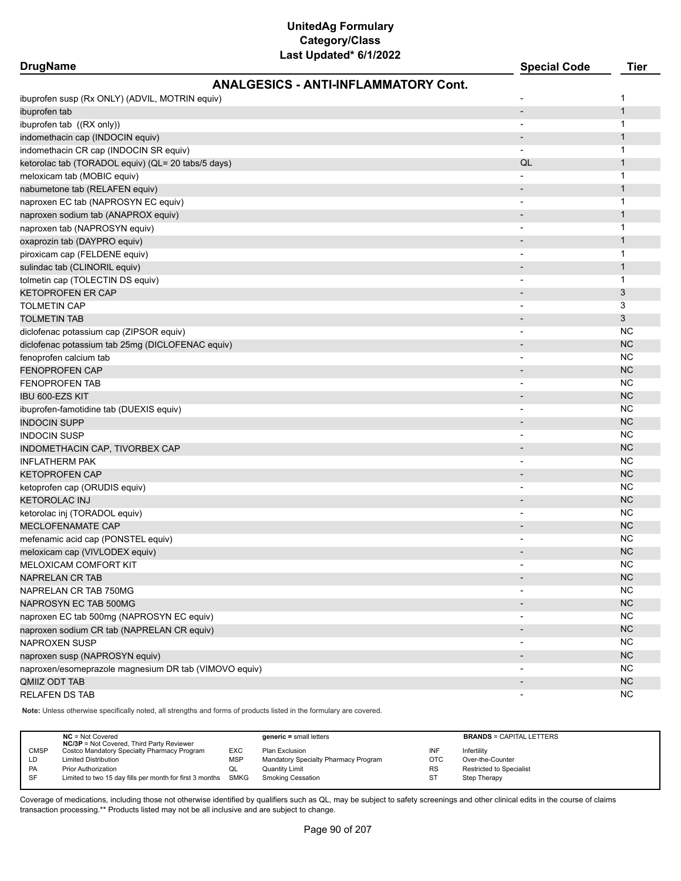# UnitedAg Formulary
## Category/Class
### Last Updated* 6/1/2022

| DrugName | Special Code | Tier |
|---|---|---|
| **ANALGESICS - ANTI-INFLAMMATORY Cont.** | | |
| ibuprofen susp (Rx ONLY) (ADVIL, MOTRIN equiv) | - | 1 |
| ibuprofen tab | - | 1 |
| ibuprofen tab ((RX only)) | - | 1 |
| indomethacin cap (INDOCIN equiv) | - | 1 |
| indomethacin CR cap (INDOCIN SR equiv) | - | 1 |
| ketorolac tab (TORADOL equiv) (QL= 20 tabs/5 days) | QL | 1 |
| meloxicam tab (MOBIC equiv) | - | 1 |
| nabumetone tab (RELAFEN equiv) | - | 1 |
| naproxen EC tab (NAPROSYN EC equiv) | - | 1 |
| naproxen sodium tab (ANAPROX equiv) | - | 1 |
| naproxen tab (NAPROSYN equiv) | - | 1 |
| oxaprozin tab (DAYPRO equiv) | - | 1 |
| piroxicam cap (FELDENE equiv) | - | 1 |
| sulindac tab (CLINORIL equiv) | - | 1 |
| tolmetin cap (TOLECTIN DS equiv) | - | 1 |
| KETOPROFEN ER CAP | - | 3 |
| TOLMETIN CAP | - | 3 |
| TOLMETIN TAB | - | 3 |
| diclofenac potassium cap (ZIPSOR equiv) | - | NC |
| diclofenac potassium tab 25mg (DICLOFENAC equiv) | - | NC |
| fenoprofen calcium tab | - | NC |
| FENOPROFEN CAP | - | NC |
| FENOPROFEN TAB | - | NC |
| IBU 600-EZS KIT | - | NC |
| ibuprofen-famotidine tab (DUEXIS equiv) | - | NC |
| INDOCIN SUPP | - | NC |
| INDOCIN SUSP | - | NC |
| INDOMETHACIN CAP, TIVORBEX CAP | - | NC |
| INFLATHERM PAK | - | NC |
| KETOPROFEN CAP | - | NC |
| ketoprofen cap (ORUDIS equiv) | - | NC |
| KETOROLAC INJ | - | NC |
| ketorolac inj (TORADOL equiv) | - | NC |
| MECLOFENAMATE CAP | - | NC |
| mefenamic acid cap (PONSTEL equiv) | - | NC |
| meloxicam cap (VIVLODEX equiv) | - | NC |
| MELOXICAM COMFORT KIT | - | NC |
| NAPRELAN CR TAB | - | NC |
| NAPRELAN CR TAB 750MG | - | NC |
| NAPROSYN EC TAB 500MG | - | NC |
| naproxen EC tab 500mg (NAPROSYN EC equiv) | - | NC |
| naproxen sodium CR tab (NAPRELAN CR equiv) | - | NC |
| NAPROXEN SUSP | - | NC |
| naproxen susp (NAPROSYN equiv) | - | NC |
| naproxen/esomeprazole magnesium DR tab (VIMOVO equiv) | - | NC |
| QMIIZ ODT TAB | - | NC |
| RELAFEN DS TAB | - | NC |

**Note:** Unless otherwise specifically noted, all strengths and forms of products listed in the formulary are covered.

| | | | | | |
|---|---|---|---|---|---|
| **NC** = Not Covered | | **generic** = small letters | | **BRANDS** = CAPITAL LETTERS | |
| **NC/3P** = Not Covered, Third Party Reviewer | | | | | |
| CMSP | Costco Mandatory Specialty Pharmacy Program | EXC | Plan Exclusion | INF | Infertility |
| LD | Limited Distribution | MSP | Mandatory Specialty Pharmacy Program | OTC | Over-the-Counter |
| PA | Prior Authorization | QL | Quantity Limit | RS | Restricted to Specialist |
| SF | Limited to two 15 day fills per month for first 3 months | SMKG | Smoking Cessation | ST | Step Therapy |

Coverage of medications, including those not otherwise identified by qualifiers such as QL, may be subject to safety screenings and other clinical edits in the course of claims transaction processing.** Products listed may not be all inclusive and are subject to change.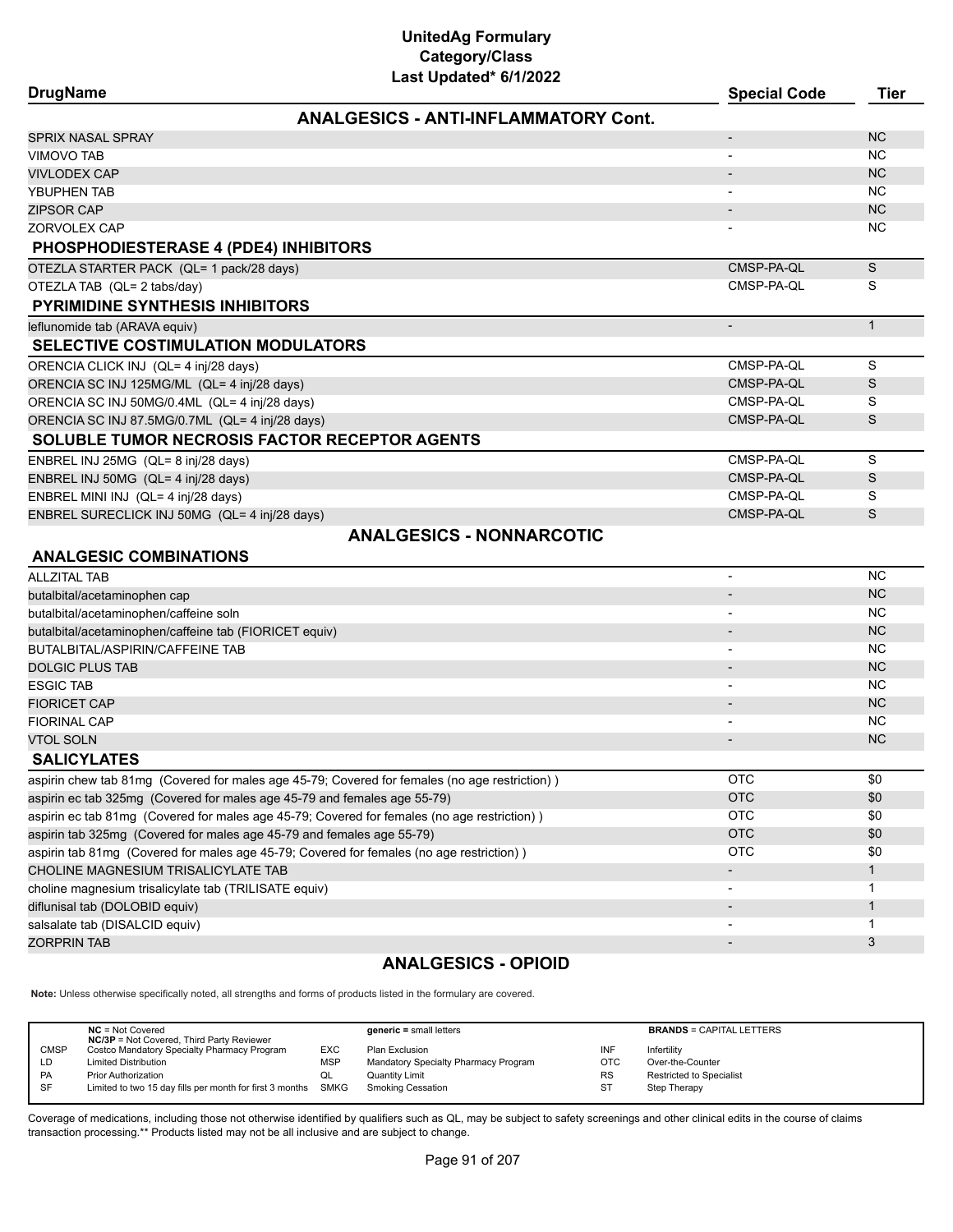# UnitedAg Formulary
## Category/Class
### Last Updated* 6/1/2022

| DrugName | Special Code | Tier |
|---|---|---|
| **ANALGESICS - ANTI-INFLAMMATORY Cont.** | | |
| SPRIX NASAL SPRAY | - | NC |
| VIMOVO TAB | - | NC |
| VIVLODEX CAP | - | NC |
| YBUPHEN TAB | - | NC |
| ZIPSOR CAP | - | NC |
| ZORVOLEX CAP | - | NC |
| **PHOSPHODIESTERASE 4 (PDE4) INHIBITORS** | | |
| OTEZLA STARTER PACK (QL= 1 pack/28 days) | CMSP-PA-QL | S |
| OTEZLA TAB (QL= 2 tabs/day) | CMSP-PA-QL | S |
| **PYRIMIDINE SYNTHESIS INHIBITORS** | | |
| leflunomide tab (ARAVA equiv) | - | 1 |
| **SELECTIVE COSTIMULATION MODULATORS** | | |
| ORENCIA CLICK INJ (QL= 4 inj/28 days) | CMSP-PA-QL | S |
| ORENCIA SC INJ 125MG/ML (QL= 4 inj/28 days) | CMSP-PA-QL | S |
| ORENCIA SC INJ 50MG/0.4ML (QL= 4 inj/28 days) | CMSP-PA-QL | S |
| ORENCIA SC INJ 87.5MG/0.7ML (QL= 4 inj/28 days) | CMSP-PA-QL | S |
| **SOLUBLE TUMOR NECROSIS FACTOR RECEPTOR AGENTS** | | |
| ENBREL INJ 25MG (QL= 8 inj/28 days) | CMSP-PA-QL | S |
| ENBREL INJ 50MG (QL= 4 inj/28 days) | CMSP-PA-QL | S |
| ENBREL MINI INJ (QL= 4 inj/28 days) | CMSP-PA-QL | S |
| ENBREL SURECLICK INJ 50MG (QL= 4 inj/28 days) | CMSP-PA-QL | S |
| **ANALGESICS - NONNARCOTIC** | | |
| **ANALGESIC COMBINATIONS** | | |
| ALLZITAL TAB | - | NC |
| butalbital/acetaminophen cap | - | NC |
| butalbital/acetaminophen/caffeine soln | - | NC |
| butalbital/acetaminophen/caffeine tab (FIORICET equiv) | - | NC |
| BUTALBITAL/ASPIRIN/CAFFEINE TAB | - | NC |
| DOLGIC PLUS TAB | - | NC |
| ESGIC TAB | - | NC |
| FIORICET CAP | - | NC |
| FIORINAL CAP | - | NC |
| VTOL SOLN | - | NC |
| **SALICYLATES** | | |
| aspirin chew tab 81mg (Covered for males age 45-79; Covered for females (no age restriction) ) | OTC | $0 |
| aspirin ec tab 325mg (Covered for males age 45-79 and females age 55-79) | OTC | $0 |
| aspirin ec tab 81mg (Covered for males age 45-79; Covered for females (no age restriction) ) | OTC | $0 |
| aspirin tab 325mg (Covered for males age 45-79 and females age 55-79) | OTC | $0 |
| aspirin tab 81mg (Covered for males age 45-79; Covered for females (no age restriction) ) | OTC | $0 |
| CHOLINE MAGNESIUM TRISALICYLATE TAB | - | 1 |
| choline magnesium trisalicylate tab (TRILISATE equiv) | - | 1 |
| diflunisal tab (DOLOBID equiv) | - | 1 |
| salsalate tab (DISALCID equiv) | - | 1 |
| ZORPRIN TAB | - | 3 |
| **ANALGESICS - OPIOID** | | |

**Note:** Unless otherwise specifically noted, all strengths and forms of products listed in the formulary are covered.

| | | | | | |
|---|---|---|---|---|---|
| **NC** = Not Covered<br>**NC/3P** = Not Covered, Third Party Reviewer | | **generic** = small letters | | **BRANDS** = CAPITAL LETTERS | |
| CMSP | Costco Mandatory Specialty Pharmacy Program | EXC | Plan Exclusion | INF | Infertility |
| LD | Limited Distribution | MSP | Mandatory Specialty Pharmacy Program | OTC | Over-the-Counter |
| PA | Prior Authorization | QL | Quantity Limit | RS | Restricted to Specialist |
| SF | Limited to two 15 day fills per month for first 3 months | SMKG | Smoking Cessation | ST | Step Therapy |

Coverage of medications, including those not otherwise identified by qualifiers such as QL, may be subject to safety screenings and other clinical edits in the course of claims transaction processing.** Products listed may not be all inclusive and are subject to change.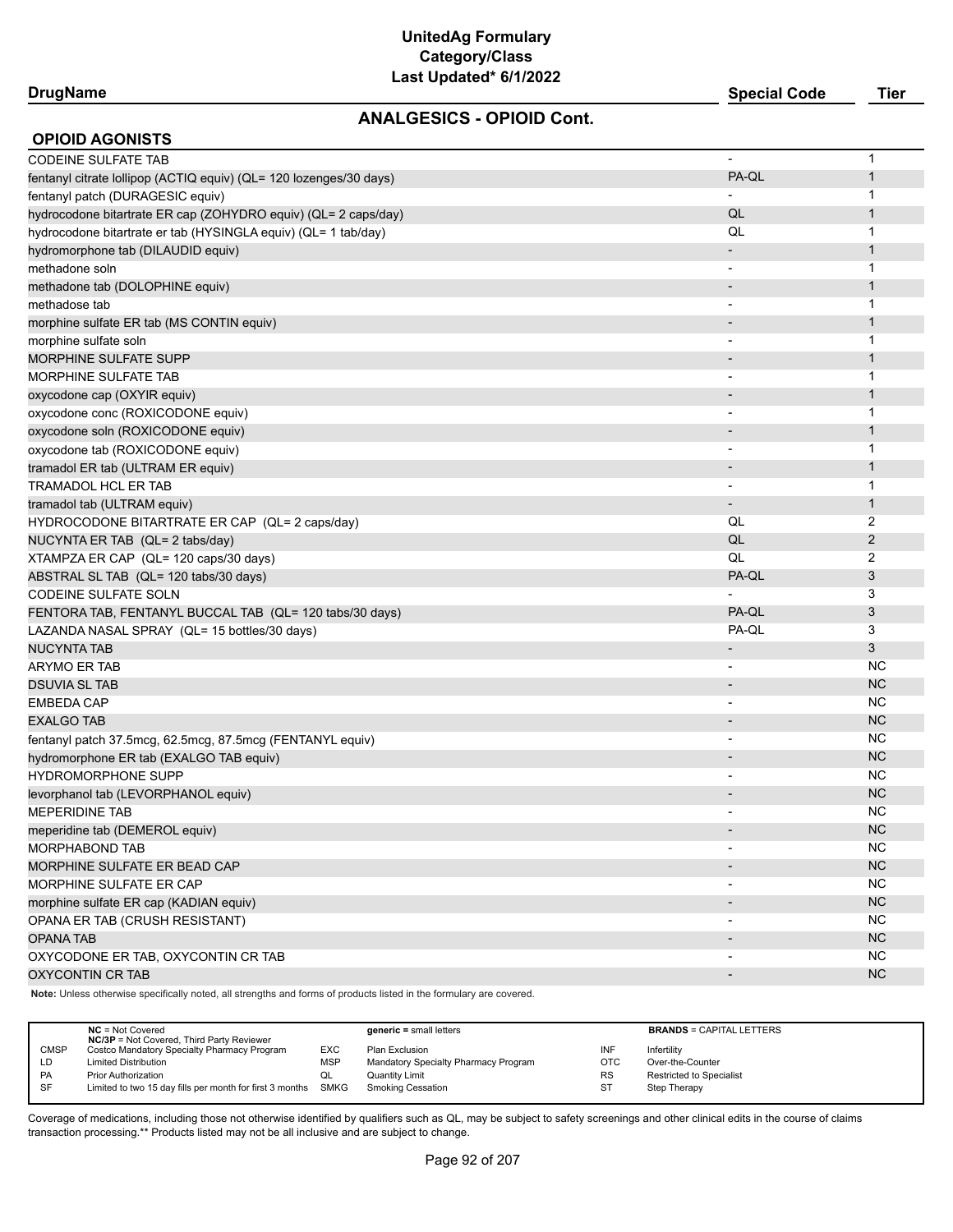## ANALGESICS - OPIOID Cont.

### OPIOID AGONISTS

| DrugName | Special Code | Tier |
|---|---|---|
| CODEINE SULFATE TAB | - | 1 |
| fentanyl citrate lollipop (ACTIQ equiv) (QL= 120 lozenges/30 days) | PA-QL | 1 |
| fentanyl patch (DURAGESIC equiv) | - | 1 |
| hydrocodone bitartrate ER cap (ZOHYDRO equiv) (QL= 2 caps/day) | QL | 1 |
| hydrocodone bitartrate er tab (HYSINGLA equiv) (QL= 1 tab/day) | QL | 1 |
| hydromorphone tab (DILAUDID equiv) | - | 1 |
| methadone soln | - | 1 |
| methadone tab (DOLOPHINE equiv) | - | 1 |
| methadose tab | - | 1 |
| morphine sulfate ER tab (MS CONTIN equiv) | - | 1 |
| morphine sulfate soln | - | 1 |
| MORPHINE SULFATE SUPP | - | 1 |
| MORPHINE SULFATE TAB | - | 1 |
| oxycodone cap (OXYIR equiv) | - | 1 |
| oxycodone conc (ROXICODONE equiv) | - | 1 |
| oxycodone soln (ROXICODONE equiv) | - | 1 |
| oxycodone tab (ROXICODONE equiv) | - | 1 |
| tramadol ER tab (ULTRAM ER equiv) | - | 1 |
| TRAMADOL HCL ER TAB | - | 1 |
| tramadol tab (ULTRAM equiv) | - | 1 |
| HYDROCODONE BITARTRATE ER CAP (QL= 2 caps/day) | QL | 2 |
| NUCYNTA ER TAB (QL= 2 tabs/day) | QL | 2 |
| XTAMPZA ER CAP (QL= 120 caps/30 days) | QL | 2 |
| ABSTRAL SL TAB (QL= 120 tabs/30 days) | PA-QL | 3 |
| CODEINE SULFATE SOLN | - | 3 |
| FENTORA TAB, FENTANYL BUCCAL TAB (QL= 120 tabs/30 days) | PA-QL | 3 |
| LAZANDA NASAL SPRAY (QL= 15 bottles/30 days) | PA-QL | 3 |
| NUCYNTA TAB | - | 3 |
| ARYMO ER TAB | - | NC |
| DSUVIA SL TAB | - | NC |
| EMBEDA CAP | - | NC |
| EXALGO TAB | - | NC |
| fentanyl patch 37.5mcg, 62.5mcg, 87.5mcg (FENTANYL equiv) | - | NC |
| hydromorphone ER tab (EXALGO TAB equiv) | - | NC |
| HYDROMORPHONE SUPP | - | NC |
| levorphanol tab (LEVORPHANOL equiv) | - | NC |
| MEPERIDINE TAB | - | NC |
| meperidine tab (DEMEROL equiv) | - | NC |
| MORPHABOND TAB | - | NC |
| MORPHINE SULFATE ER BEAD CAP | - | NC |
| MORPHINE SULFATE ER CAP | - | NC |
| morphine sulfate ER cap (KADIAN equiv) | - | NC |
| OPANA ER TAB (CRUSH RESISTANT) | - | NC |
| OPANA TAB | - | NC |
| OXYCODONE ER TAB, OXYCONTIN CR TAB | - | NC |
| OXYCONTIN CR TAB | - | NC |

**Note:** Unless otherwise specifically noted, all strengths and forms of products listed in the formulary are covered.

| | | | | | |
|---|---|---|---|---|---|
| **NC** = Not Covered<br>**NC/3P** = Not Covered, Third Party Reviewer | | **generic =** small letters | | **BRANDS** = CAPITAL LETTERS | |
| CMSP | Costco Mandatory Specialty Pharmacy Program | EXC | Plan Exclusion | INF | Infertility |
| LD | Limited Distribution | MSP | Mandatory Specialty Pharmacy Program | OTC | Over-the-Counter |
| PA | Prior Authorization | QL | Quantity Limit | RS | Restricted to Specialist |
| SF | Limited to two 15 day fills per month for first 3 months | SMKG | Smoking Cessation | ST | Step Therapy |

Coverage of medications, including those not otherwise identified by qualifiers such as QL, may be subject to safety screenings and other clinical edits in the course of claims transaction processing.** Products listed may not be all inclusive and are subject to change.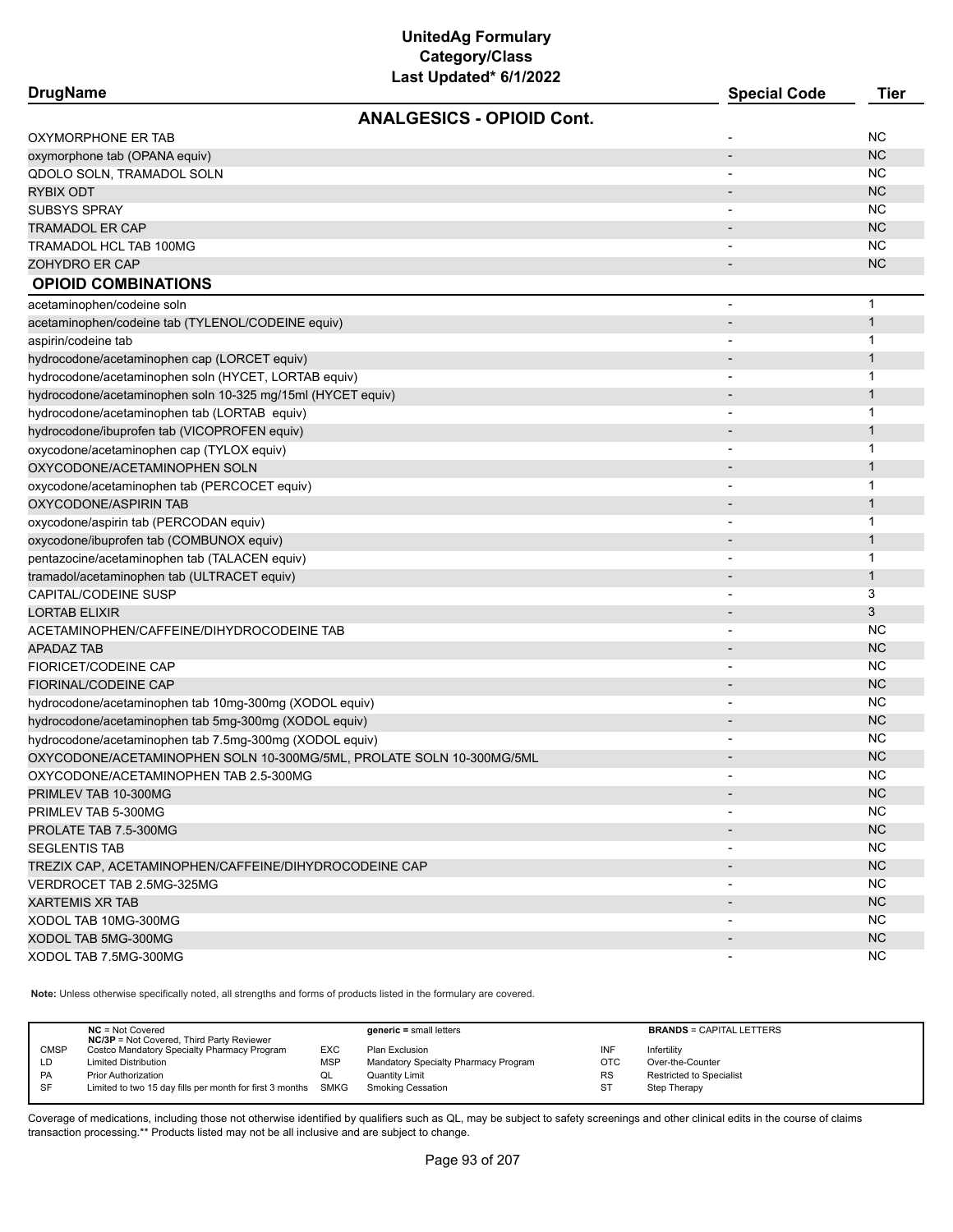# UnitedAg Formulary
## Category/Class
### Last Updated* 6/1/2022

| DrugName | Special Code | Tier |
|---|---|---|
| **ANALGESICS - OPIOID Cont.** | | |
| OXYMORPHONE ER TAB | - | NC |
| oxymorphone tab (OPANA equiv) | - | NC |
| QDOLO SOLN, TRAMADOL SOLN | - | NC |
| RYBIX ODT | - | NC |
| SUBSYS SPRAY | - | NC |
| TRAMADOL ER CAP | - | NC |
| TRAMADOL HCL TAB 100MG | - | NC |
| ZOHYDRO ER CAP | - | NC |
| **OPIOID COMBINATIONS** | | |
| acetaminophen/codeine soln | - | 1 |
| acetaminophen/codeine tab (TYLENOL/CODEINE equiv) | - | 1 |
| aspirin/codeine tab | - | 1 |
| hydrocodone/acetaminophen cap (LORCET equiv) | - | 1 |
| hydrocodone/acetaminophen soln (HYCET, LORTAB equiv) | - | 1 |
| hydrocodone/acetaminophen soln 10-325 mg/15ml (HYCET equiv) | - | 1 |
| hydrocodone/acetaminophen tab (LORTAB equiv) | - | 1 |
| hydrocodone/ibuprofen tab (VICOPROFEN equiv) | - | 1 |
| oxycodone/acetaminophen cap (TYLOX equiv) | - | 1 |
| OXYCODONE/ACETAMINOPHEN SOLN | - | 1 |
| oxycodone/acetaminophen tab (PERCOCET equiv) | - | 1 |
| OXYCODONE/ASPIRIN TAB | - | 1 |
| oxycodone/aspirin tab (PERCODAN equiv) | - | 1 |
| oxycodone/ibuprofen tab (COMBUNOX equiv) | - | 1 |
| pentazocine/acetaminophen tab (TALACEN equiv) | - | 1 |
| tramadol/acetaminophen tab (ULTRACET equiv) | - | 1 |
| CAPITAL/CODEINE SUSP | - | 3 |
| LORTAB ELIXIR | - | 3 |
| ACETAMINOPHEN/CAFFEINE/DIHYDROCODEINE TAB | - | NC |
| APADAZ TAB | - | NC |
| FIORICET/CODEINE CAP | - | NC |
| FIORINAL/CODEINE CAP | - | NC |
| hydrocodone/acetaminophen tab 10mg-300mg (XODOL equiv) | - | NC |
| hydrocodone/acetaminophen tab 5mg-300mg (XODOL equiv) | - | NC |
| hydrocodone/acetaminophen tab 7.5mg-300mg (XODOL equiv) | - | NC |
| OXYCODONE/ACETAMINOPHEN SOLN 10-300MG/5ML, PROLATE SOLN 10-300MG/5ML | - | NC |
| OXYCODONE/ACETAMINOPHEN TAB 2.5-300MG | - | NC |
| PRIMLEV TAB 10-300MG | - | NC |
| PRIMLEV TAB 5-300MG | - | NC |
| PROLATE TAB 7.5-300MG | - | NC |
| SEGLENTIS TAB | - | NC |
| TREZIX CAP, ACETAMINOPHEN/CAFFEINE/DIHYDROCODEINE CAP | - | NC |
| VERDROCET TAB 2.5MG-325MG | - | NC |
| XARTEMIS XR TAB | - | NC |
| XODOL TAB 10MG-300MG | - | NC |
| XODOL TAB 5MG-300MG | - | NC |
| XODOL TAB 7.5MG-300MG | - | NC |

**Note:** Unless otherwise specifically noted, all strengths and forms of products listed in the formulary are covered.

| | | | | | |
|---|---|---|---|---|---|
| **NC** = Not Covered<br>**NC/3P** = Not Covered, Third Party Reviewer | | **generic** = small letters | | **BRANDS** = CAPITAL LETTERS | |
| CMSP | Costco Mandatory Specialty Pharmacy Program | EXC | Plan Exclusion | INF | Infertility |
| LD | Limited Distribution | MSP | Mandatory Specialty Pharmacy Program | OTC | Over-the-Counter |
| PA | Prior Authorization | QL | Quantity Limit | RS | Restricted to Specialist |
| SF | Limited to two 15 day fills per month for first 3 months | SMKG | Smoking Cessation | ST | Step Therapy |

Coverage of medications, including those not otherwise identified by qualifiers such as QL, may be subject to safety screenings and other clinical edits in the course of claims transaction processing.** Products listed may not be all inclusive and are subject to change.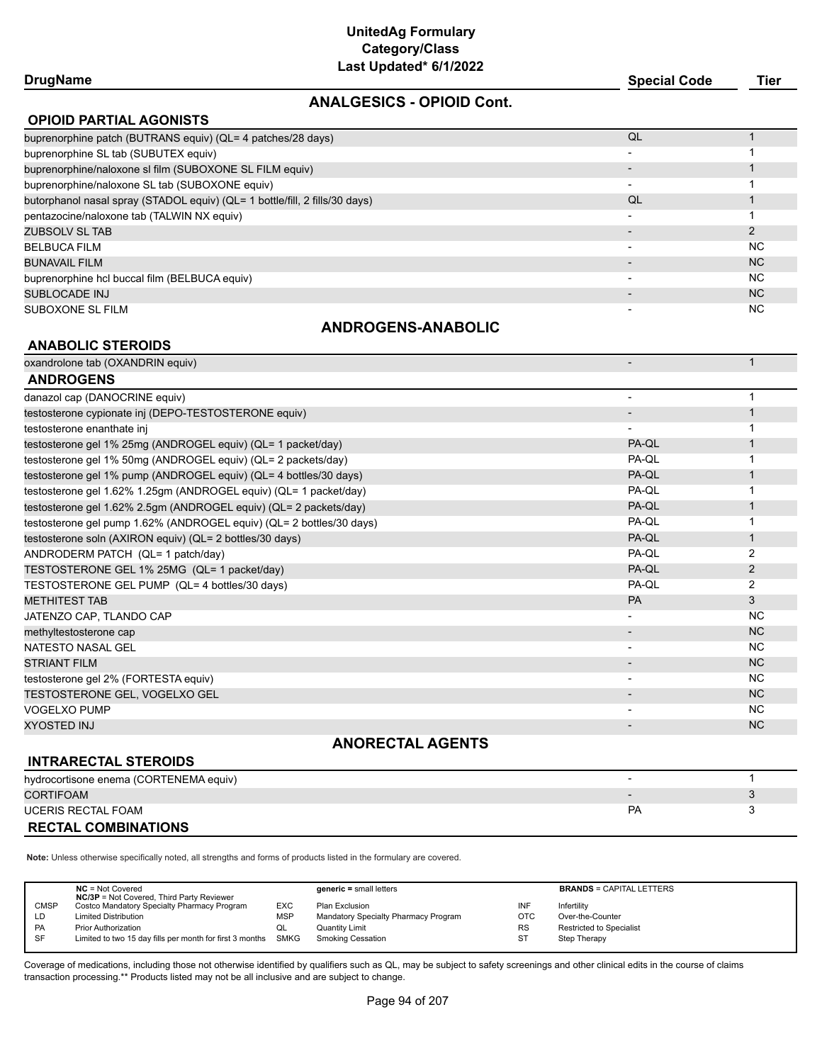# UnitedAg Formulary
## Category/Class
### Last Updated* 6/1/2022

| DrugName | Special Code | Tier |
|---|---|---|
| **ANALGESICS - OPIOID Cont.** | | |
| **OPIOID PARTIAL AGONISTS** | | |
| buprenorphine patch (BUTRANS equiv) (QL= 4 patches/28 days) | QL | 1 |
| buprenorphine SL tab (SUBUTEX equiv) | - | 1 |
| buprenorphine/naloxone sl film (SUBOXONE SL FILM equiv) | - | 1 |
| buprenorphine/naloxone SL tab (SUBOXONE equiv) | - | 1 |
| butorphanol nasal spray (STADOL equiv) (QL= 1 bottle/fill, 2 fills/30 days) | QL | 1 |
| pentazocine/naloxone tab (TALWIN NX equiv) | - | 1 |
| ZUBSOLV SL TAB | - | 2 |
| BELBUCA FILM | - | NC |
| BUNAVAIL FILM | - | NC |
| buprenorphine hcl buccal film (BELBUCA equiv) | - | NC |
| SUBLOCADE INJ | - | NC |
| SUBOXONE SL FILM | - | NC |
| **ANDROGENS-ANABOLIC** | | |
| **ANABOLIC STEROIDS** | | |
| oxandrolone tab (OXANDRIN equiv) | - | 1 |
| **ANDROGENS** | | |
| danazol cap (DANOCRINE equiv) | - | 1 |
| testosterone cypionate inj (DEPO-TESTOSTERONE equiv) | - | 1 |
| testosterone enanthate inj | - | 1 |
| testosterone gel 1% 25mg (ANDROGEL equiv) (QL= 1 packet/day) | PA-QL | 1 |
| testosterone gel 1% 50mg (ANDROGEL equiv) (QL= 2 packets/day) | PA-QL | 1 |
| testosterone gel 1% pump (ANDROGEL equiv) (QL= 4 bottles/30 days) | PA-QL | 1 |
| testosterone gel 1.62% 1.25gm (ANDROGEL equiv) (QL= 1 packet/day) | PA-QL | 1 |
| testosterone gel 1.62% 2.5gm (ANDROGEL equiv) (QL= 2 packets/day) | PA-QL | 1 |
| testosterone gel pump 1.62% (ANDROGEL equiv) (QL= 2 bottles/30 days) | PA-QL | 1 |
| testosterone soln (AXIRON equiv) (QL= 2 bottles/30 days) | PA-QL | 1 |
| ANDRODERM PATCH (QL= 1 patch/day) | PA-QL | 2 |
| TESTOSTERONE GEL 1% 25MG (QL= 1 packet/day) | PA-QL | 2 |
| TESTOSTERONE GEL PUMP (QL= 4 bottles/30 days) | PA-QL | 2 |
| METHITEST TAB | PA | 3 |
| JATENZO CAP, TLANDO CAP | - | NC |
| methyltestosterone cap | - | NC |
| NATESTO NASAL GEL | - | NC |
| STRIANT FILM | - | NC |
| testosterone gel 2% (FORTESTA equiv) | - | NC |
| TESTOSTERONE GEL, VOGELXO GEL | - | NC |
| VOGELXO PUMP | - | NC |
| XYOSTED INJ | - | NC |
| **ANORECTAL AGENTS** | | |
| **INTRARECTAL STEROIDS** | | |
| hydrocortisone enema (CORTENEMA equiv) | - | 1 |
| CORTIFOAM | - | 3 |
| UCERIS RECTAL FOAM | PA | 3 |
| **RECTAL COMBINATIONS** | | |

**Note:** Unless otherwise specifically noted, all strengths and forms of products listed in the formulary are covered.

| | **NC** = Not Covered<br>**NC/3P** = Not Covered, Third Party Reviewer | | **generic =** small letters | | **BRANDS** = CAPITAL LETTERS |
|---|---|---|---|---|---|
| CMSP | Costco Mandatory Specialty Pharmacy Program | EXC | Plan Exclusion | INF | Infertility |
| LD | Limited Distribution | MSP | Mandatory Specialty Pharmacy Program | OTC | Over-the-Counter |
| PA | Prior Authorization | QL | Quantity Limit | RS | Restricted to Specialist |
| SF | Limited to two 15 day fills per month for first 3 months | SMKG | Smoking Cessation | ST | Step Therapy |

Coverage of medications, including those not otherwise identified by qualifiers such as QL, may be subject to safety screenings and other clinical edits in the course of claims transaction processing.** Products listed may not be all inclusive and are subject to change.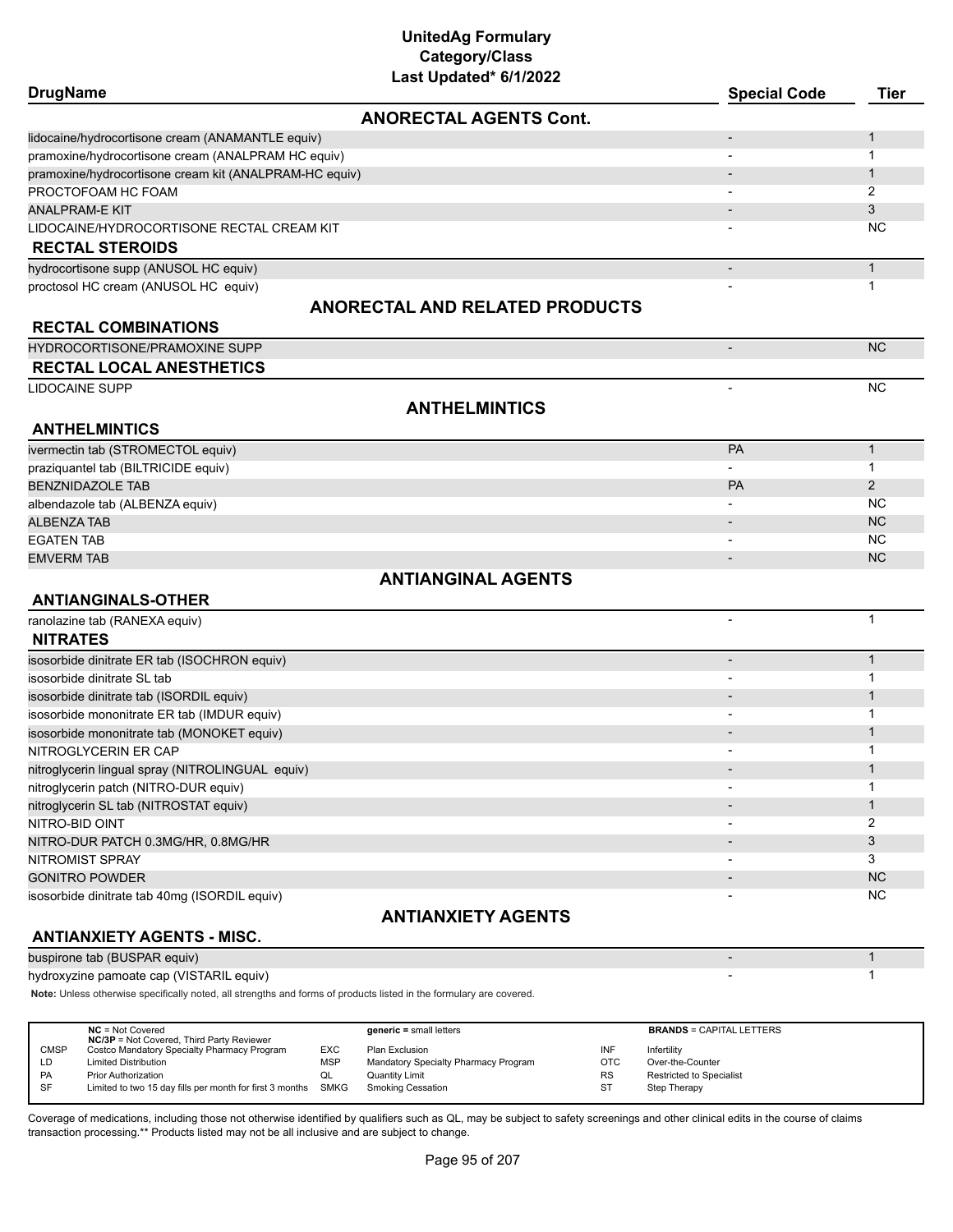# UnitedAg Formulary
## Category/Class
### Last Updated* 6/1/2022

| DrugName | Special Code | Tier |
|---|---|---|
| **ANORECTAL AGENTS Cont.** | | |
| lidocaine/hydrocortisone cream (ANAMANTLE equiv) | - | 1 |
| pramoxine/hydrocortisone cream (ANALPRAM HC equiv) | - | 1 |
| pramoxine/hydrocortisone cream kit (ANALPRAM-HC equiv) | - | 1 |
| PROCTOFOAM HC FOAM | - | 2 |
| ANALPRAM-E KIT | - | 3 |
| LIDOCAINE/HYDROCORTISONE RECTAL CREAM KIT | - | NC |
| **RECTAL STEROIDS** | | |
| hydrocortisone supp (ANUSOL HC equiv) | - | 1 |
| proctosol HC cream (ANUSOL HC equiv) | - | 1 |
| **ANORECTAL AND RELATED PRODUCTS** | | |
| **RECTAL COMBINATIONS** | | |
| HYDROCORTISONE/PRAMOXINE SUPP | - | NC |
| **RECTAL LOCAL ANESTHETICS** | | |
| LIDOCAINE SUPP | - | NC |
| **ANTHELMINTICS** | | |
| **ANTHELMINTICS** | | |
| ivermectin tab (STROMECTOL equiv) | PA | 1 |
| praziquantel tab (BILTRICIDE equiv) | - | 1 |
| BENZNIDAZOLE TAB | PA | 2 |
| albendazole tab (ALBENZA equiv) | - | NC |
| ALBENZA TAB | - | NC |
| EGATEN TAB | - | NC |
| EMVERM TAB | - | NC |
| **ANTIANGINAL AGENTS** | | |
| **ANTIANGINALS-OTHER** | | |
| ranolazine tab (RANEXA equiv) | - | 1 |
| **NITRATES** | | |
| isosorbide dinitrate ER tab (ISOCHRON equiv) | - | 1 |
| isosorbide dinitrate SL tab | - | 1 |
| isosorbide dinitrate tab (ISORDIL equiv) | - | 1 |
| isosorbide mononitrate ER tab (IMDUR equiv) | - | 1 |
| isosorbide mononitrate tab (MONOKET equiv) | - | 1 |
| NITROGLYCERIN ER CAP | - | 1 |
| nitroglycerin lingual spray (NITROLINGUAL equiv) | - | 1 |
| nitroglycerin patch (NITRO-DUR equiv) | - | 1 |
| nitroglycerin SL tab (NITROSTAT equiv) | - | 1 |
| NITRO-BID OINT | - | 2 |
| NITRO-DUR PATCH 0.3MG/HR, 0.8MG/HR | - | 3 |
| NITROMIST SPRAY | - | 3 |
| GONITRO POWDER | - | NC |
| isosorbide dinitrate tab 40mg (ISORDIL equiv) | - | NC |
| **ANTIANXIETY AGENTS** | | |
| **ANTIANXIETY AGENTS - MISC.** | | |
| buspirone tab (BUSPAR equiv) | - | 1 |
| hydroxyzine pamoate cap (VISTARIL equiv) | - | 1 |

**Note:** Unless otherwise specifically noted, all strengths and forms of products listed in the formulary are covered.

| | | | | | |
|---|---|---|---|---|---|
| **NC** = Not Covered<br>**NC/3P** = Not Covered, Third Party Reviewer | | **generic =** small letters | | **BRANDS** = CAPITAL LETTERS | |
| CMSP | Costco Mandatory Specialty Pharmacy Program | EXC | Plan Exclusion | INF | Infertility |
| LD | Limited Distribution | MSP | Mandatory Specialty Pharmacy Program | OTC | Over-the-Counter |
| PA | Prior Authorization | QL | Quantity Limit | RS | Restricted to Specialist |
| SF | Limited to two 15 day fills per month for first 3 months | SMKG | Smoking Cessation | ST | Step Therapy |

Coverage of medications, including those not otherwise identified by qualifiers such as QL, may be subject to safety screenings and other clinical edits in the course of claims transaction processing.** Products listed may not be all inclusive and are subject to change.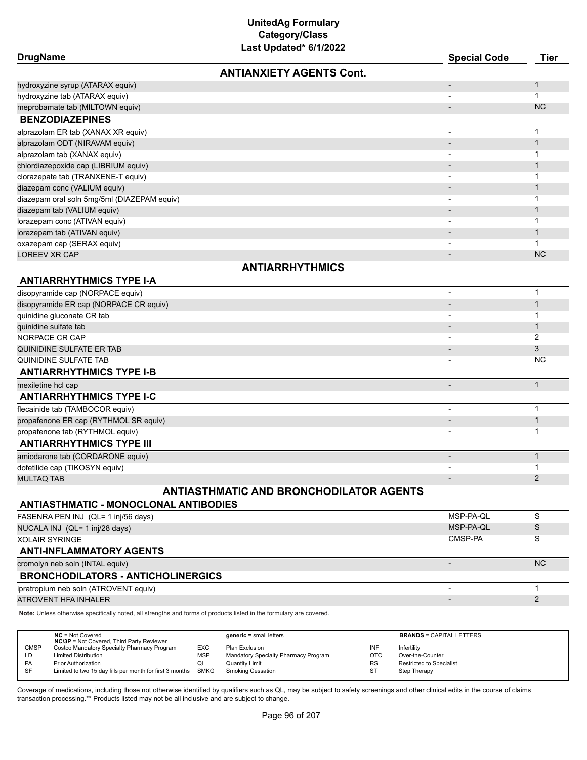# UnitedAg Formulary
## Category/Class
### Last Updated* 6/1/2022

| DrugName | Special Code | Tier |
|---|---|---|
| **ANTIANXIETY AGENTS Cont.** | | |
| hydroxyzine syrup (ATARAX equiv) | - | 1 |
| hydroxyzine tab (ATARAX equiv) | - | 1 |
| meprobamate tab (MILTOWN equiv) | - | NC |
| **BENZODIAZEPINES** | | |
| alprazolam ER tab (XANAX XR equiv) | - | 1 |
| alprazolam ODT (NIRAVAM equiv) | - | 1 |
| alprazolam tab (XANAX equiv) | - | 1 |
| chlordiazepoxide cap (LIBRIUM equiv) | - | 1 |
| clorazepate tab (TRANXENE-T equiv) | - | 1 |
| diazepam conc (VALIUM equiv) | - | 1 |
| diazepam oral soln 5mg/5ml (DIAZEPAM equiv) | - | 1 |
| diazepam tab (VALIUM equiv) | - | 1 |
| lorazepam conc (ATIVAN equiv) | - | 1 |
| lorazepam tab (ATIVAN equiv) | - | 1 |
| oxazepam cap (SERAX equiv) | - | 1 |
| LOREEV XR CAP | - | NC |
| **ANTIARRHYTHMICS** | | |
| **ANTIARRHYTHMICS TYPE I-A** | | |
| disopyramide cap (NORPACE equiv) | - | 1 |
| disopyramide ER cap (NORPACE CR equiv) | - | 1 |
| quinidine gluconate CR tab | - | 1 |
| quinidine sulfate tab | - | 1 |
| NORPACE CR CAP | - | 2 |
| QUINIDINE SULFATE ER TAB | - | 3 |
| QUINIDINE SULFATE TAB | - | NC |
| **ANTIARRHYTHMICS TYPE I-B** | | |
| mexiletine hcl cap | - | 1 |
| **ANTIARRHYTHMICS TYPE I-C** | | |
| flecainide tab (TAMBOCOR equiv) | - | 1 |
| propafenone ER cap (RYTHMOL SR equiv) | - | 1 |
| propafenone tab (RYTHMOL equiv) | - | 1 |
| **ANTIARRHYTHMICS TYPE III** | | |
| amiodarone tab (CORDARONE equiv) | - | 1 |
| dofetilide cap (TIKOSYN equiv) | - | 1 |
| MULTAQ TAB | - | 2 |
| **ANTIASTHMATIC AND BRONCHODILATOR AGENTS** | | |
| **ANTIASTHMATIC - MONOCLONAL ANTIBODIES** | | |
| FASENRA PEN INJ (QL= 1 inj/56 days) | MSP-PA-QL | S |
| NUCALA INJ (QL= 1 inj/28 days) | MSP-PA-QL | S |
| XOLAIR SYRINGE | CMSP-PA | S |
| **ANTI-INFLAMMATORY AGENTS** | | |
| cromolyn neb soln (INTAL equiv) | - | NC |
| **BRONCHODILATORS - ANTICHOLINERGICS** | | |
| ipratropium neb soln (ATROVENT equiv) | - | 1 |
| ATROVENT HFA INHALER | - | 2 |

**Note:** Unless otherwise specifically noted, all strengths and forms of products listed in the formulary are covered.

| | | | | | |
|---|---|---|---|---|---|
| **NC** = Not Covered<br>**NC/3P** = Not Covered, Third Party Reviewer | | **generic** = small letters | | **BRANDS** = CAPITAL LETTERS | |
| CMSP | Costco Mandatory Specialty Pharmacy Program | EXC | Plan Exclusion | INF | Infertility |
| LD | Limited Distribution | MSP | Mandatory Specialty Pharmacy Program | OTC | Over-the-Counter |
| PA | Prior Authorization | QL | Quantity Limit | RS | Restricted to Specialist |
| SF | Limited to two 15 day fills per month for first 3 months | SMKG | Smoking Cessation | ST | Step Therapy |

Coverage of medications, including those not otherwise identified by qualifiers such as QL, may be subject to safety screenings and other clinical edits in the course of claims transaction processing.** Products listed may not be all inclusive and are subject to change.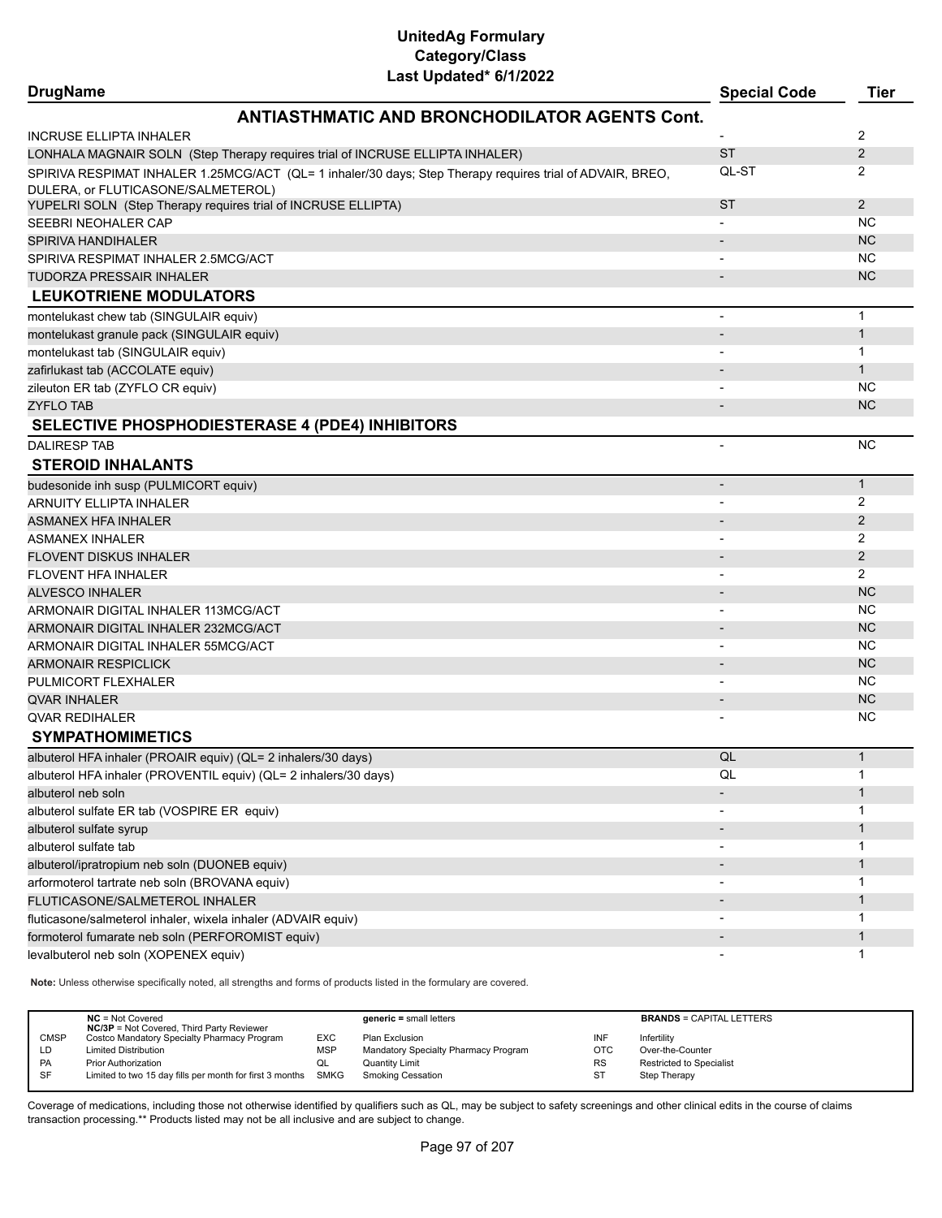# UnitedAg Formulary
## Category/Class
### Last Updated* 6/1/2022

| DrugName | Special Code | Tier |
|---|---|---|
| **ANTIASTHMATIC AND BRONCHODILATOR AGENTS Cont.** | | |
| INCRUSE ELLIPTA INHALER | - | 2 |
| LONHALA MAGNAIR SOLN (Step Therapy requires trial of INCRUSE ELLIPTA INHALER) | ST | 2 |
| SPIRIVA RESPIMAT INHALER 1.25MCG/ACT (QL= 1 inhaler/30 days; Step Therapy requires trial of ADVAIR, BREO, DULERA, or FLUTICASONE/SALMETEROL) | QL-ST | 2 |
| YUPELRI SOLN (Step Therapy requires trial of INCRUSE ELLIPTA) | ST | 2 |
| SEEBRI NEOHALER CAP | - | NC |
| SPIRIVA HANDIHALER | - | NC |
| SPIRIVA RESPIMAT INHALER 2.5MCG/ACT | - | NC |
| TUDORZA PRESSAIR INHALER | - | NC |
| **LEUKOTRIENE MODULATORS** | | |
| montelukast chew tab (SINGULAIR equiv) | - | 1 |
| montelukast granule pack (SINGULAIR equiv) | - | 1 |
| montelukast tab (SINGULAIR equiv) | - | 1 |
| zafirlukast tab (ACCOLATE equiv) | - | 1 |
| zileuton ER tab (ZYFLO CR equiv) | - | NC |
| ZYFLO TAB | - | NC |
| **SELECTIVE PHOSPHODIESTERASE 4 (PDE4) INHIBITORS** | | |
| DALIRESP TAB | - | NC |
| **STEROID INHALANTS** | | |
| budesonide inh susp (PULMICORT equiv) | - | 1 |
| ARNUITY ELLIPTA INHALER | - | 2 |
| ASMANEX HFA INHALER | - | 2 |
| ASMANEX INHALER | - | 2 |
| FLOVENT DISKUS INHALER | - | 2 |
| FLOVENT HFA INHALER | - | 2 |
| ALVESCO INHALER | - | NC |
| ARMONAIR DIGITAL INHALER 113MCG/ACT | - | NC |
| ARMONAIR DIGITAL INHALER 232MCG/ACT | - | NC |
| ARMONAIR DIGITAL INHALER 55MCG/ACT | - | NC |
| ARMONAIR RESPICLICK | - | NC |
| PULMICORT FLEXHALER | - | NC |
| QVAR INHALER | - | NC |
| QVAR REDIHALER | - | NC |
| **SYMPATHOMIMETICS** | | |
| albuterol HFA inhaler (PROAIR equiv) (QL= 2 inhalers/30 days) | QL | 1 |
| albuterol HFA inhaler (PROVENTIL equiv) (QL= 2 inhalers/30 days) | QL | 1 |
| albuterol neb soln | - | 1 |
| albuterol sulfate ER tab (VOSPIRE ER equiv) | - | 1 |
| albuterol sulfate syrup | - | 1 |
| albuterol sulfate tab | - | 1 |
| albuterol/ipratropium neb soln (DUONEB equiv) | - | 1 |
| arformoterol tartrate neb soln (BROVANA equiv) | - | 1 |
| FLUTICASONE/SALMETEROL INHALER | - | 1 |
| fluticasone/salmeterol inhaler, wixela inhaler (ADVAIR equiv) | - | 1 |
| formoterol fumarate neb soln (PERFOROMIST equiv) | - | 1 |
| levalbuterol neb soln (XOPENEX equiv) | - | 1 |

**Note:** Unless otherwise specifically noted, all strengths and forms of products listed in the formulary are covered.

| | | | | | |
|---|---|---|---|---|---|
| **NC** = Not Covered<br>**NC/3P** = Not Covered, Third Party Reviewer | | **generic** = small letters | | **BRANDS** = CAPITAL LETTERS | |
| CMSP | Costco Mandatory Specialty Pharmacy Program | EXC | Plan Exclusion | INF | Infertility |
| LD | Limited Distribution | MSP | Mandatory Specialty Pharmacy Program | OTC | Over-the-Counter |
| PA | Prior Authorization | QL | Quantity Limit | RS | Restricted to Specialist |
| SF | Limited to two 15 day fills per month for first 3 months | SMKG | Smoking Cessation | ST | Step Therapy |

Coverage of medications, including those not otherwise identified by qualifiers such as QL, may be subject to safety screenings and other clinical edits in the course of claims transaction processing.** Products listed may not be all inclusive and are subject to change.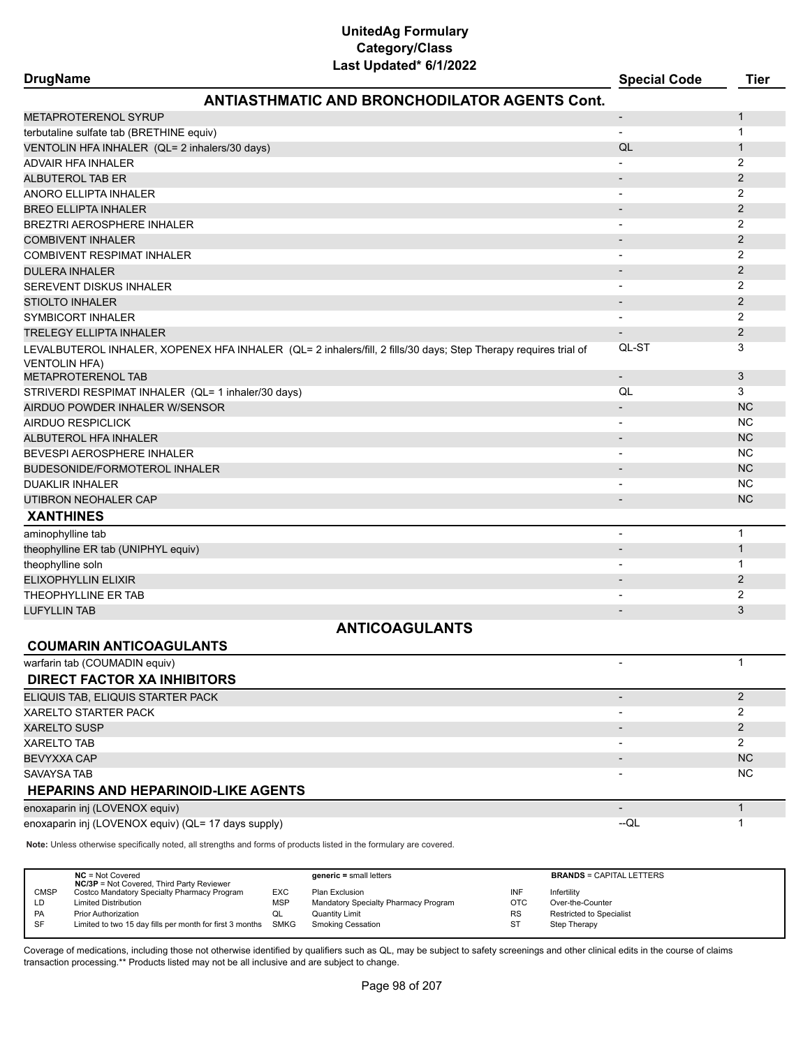# UnitedAg Formulary
## Category/Class
### Last Updated* 6/1/2022

| DrugName | Special Code | Tier |
|---|---|---|
| **ANTIASTHMATIC AND BRONCHODILATOR AGENTS Cont.** | | |
| METAPROTERENOL SYRUP | - | 1 |
| terbutaline sulfate tab (BRETHINE equiv) | - | 1 |
| VENTOLIN HFA INHALER (QL= 2 inhalers/30 days) | QL | 1 |
| ADVAIR HFA INHALER | - | 2 |
| ALBUTEROL TAB ER | - | 2 |
| ANORO ELLIPTA INHALER | - | 2 |
| BREO ELLIPTA INHALER | - | 2 |
| BREZTRI AEROSPHERE INHALER | - | 2 |
| COMBIVENT INHALER | - | 2 |
| COMBIVENT RESPIMAT INHALER | - | 2 |
| DULERA INHALER | - | 2 |
| SEREVENT DISKUS INHALER | - | 2 |
| STIOLTO INHALER | - | 2 |
| SYMBICORT INHALER | - | 2 |
| TRELEGY ELLIPTA INHALER | - | 2 |
| LEVALBUTEROL INHALER, XOPENEX HFA INHALER (QL= 2 inhalers/fill, 2 fills/30 days; Step Therapy requires trial of VENTOLIN HFA) | QL-ST | 3 |
| METAPROTERENOL TAB | - | 3 |
| STRIVERDI RESPIMAT INHALER (QL= 1 inhaler/30 days) | QL | 3 |
| AIRDUO POWDER INHALER W/SENSOR | - | NC |
| AIRDUO RESPICLICK | - | NC |
| ALBUTEROL HFA INHALER | - | NC |
| BEVESPI AEROSPHERE INHALER | - | NC |
| BUDESONIDE/FORMOTEROL INHALER | - | NC |
| DUAKLIR INHALER | - | NC |
| UTIBRON NEOHALER CAP | - | NC |
| **XANTHINES** | | |
| aminophylline tab | - | 1 |
| theophylline ER tab (UNIPHYL equiv) | - | 1 |
| theophylline soln | - | 1 |
| ELIXOPHYLLIN ELIXIR | - | 2 |
| THEOPHYLLINE ER TAB | - | 2 |
| LUFYLLIN TAB | - | 3 |
| **ANTICOAGULANTS** | | |
| **COUMARIN ANTICOAGULANTS** | | |
| warfarin tab (COUMADIN equiv) | - | 1 |
| **DIRECT FACTOR XA INHIBITORS** | | |
| ELIQUIS TAB, ELIQUIS STARTER PACK | - | 2 |
| XARELTO STARTER PACK | - | 2 |
| XARELTO SUSP | - | 2 |
| XARELTO TAB | - | 2 |
| BEVYXXA CAP | - | NC |
| SAVAYSA TAB | - | NC |
| **HEPARINS AND HEPARINOID-LIKE AGENTS** | | |
| enoxaparin inj (LOVENOX equiv) | - | 1 |
| enoxaparin inj (LOVENOX equiv) (QL= 17 days supply) | --QL | 1 |

**Note:** Unless otherwise specifically noted, all strengths and forms of products listed in the formulary are covered.

| | | | | | |
|---|---|---|---|---|---|
| **NC** = Not Covered<br>**NC/3P** = Not Covered, Third Party Reviewer | | **generic =** small letters | | **BRANDS** = CAPITAL LETTERS | |
| CMSP | Costco Mandatory Specialty Pharmacy Program | EXC | Plan Exclusion | INF | Infertility |
| LD | Limited Distribution | MSP | Mandatory Specialty Pharmacy Program | OTC | Over-the-Counter |
| PA | Prior Authorization | QL | Quantity Limit | RS | Restricted to Specialist |
| SF | Limited to two 15 day fills per month for first 3 months | SMKG | Smoking Cessation | ST | Step Therapy |

Coverage of medications, including those not otherwise identified by qualifiers such as QL, may be subject to safety screenings and other clinical edits in the course of claims transaction processing.** Products listed may not be all inclusive and are subject to change.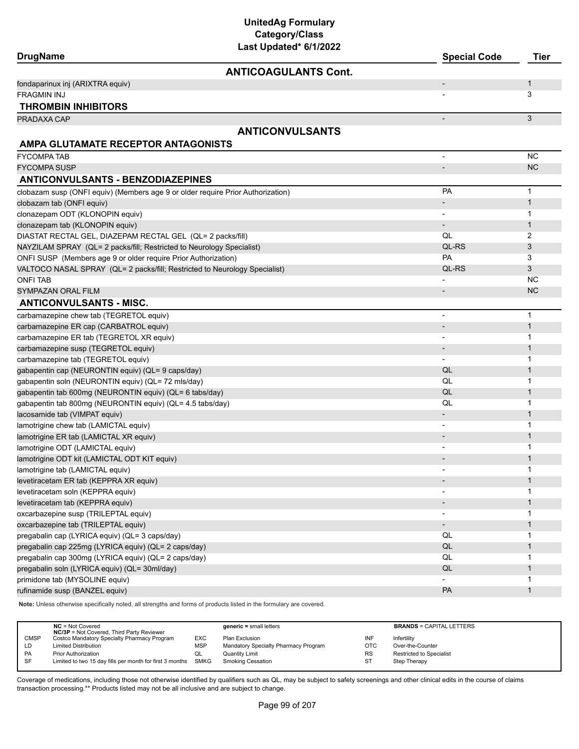# UnitedAg Formulary
## Category/Class
### Last Updated* 6/1/2022

| DrugName | Special Code | Tier |
|---|---|---|
| **ANTICOAGULANTS Cont.** | | |
| fondaparinux inj (ARIXTRA equiv) | - | 1 |
| FRAGMIN INJ | - | 3 |
| **THROMBIN INHIBITORS** | | |
| PRADAXA CAP | - | 3 |
| **ANTICONVULSANTS** | | |
| **AMPA GLUTAMATE RECEPTOR ANTAGONISTS** | | |
| FYCOMPA TAB | - | NC |
| FYCOMPA SUSP | - | NC |
| **ANTICONVULSANTS - BENZODIAZEPINES** | | |
| clobazam susp (ONFI equiv) (Members age 9 or older require Prior Authorization) | PA | 1 |
| clobazam tab (ONFI equiv) | - | 1 |
| clonazepam ODT (KLONOPIN equiv) | - | 1 |
| clonazepam tab (KLONOPIN equiv) | - | 1 |
| DIASTAT RECTAL GEL, DIAZEPAM RECTAL GEL (QL= 2 packs/fill) | QL | 2 |
| NAYZILAM SPRAY (QL= 2 packs/fill; Restricted to Neurology Specialist) | QL-RS | 3 |
| ONFI SUSP (Members age 9 or older require Prior Authorization) | PA | 3 |
| VALTOCO NASAL SPRAY (QL= 2 packs/fill; Restricted to Neurology Specialist) | QL-RS | 3 |
| ONFI TAB | - | NC |
| SYMPAZAN ORAL FILM | - | NC |
| **ANTICONVULSANTS - MISC.** | | |
| carbamazepine chew tab (TEGRETOL equiv) | - | 1 |
| carbamazepine ER cap (CARBATROL equiv) | - | 1 |
| carbamazepine ER tab (TEGRETOL XR equiv) | - | 1 |
| carbamazepine susp (TEGRETOL equiv) | - | 1 |
| carbamazepine tab (TEGRETOL equiv) | - | 1 |
| gabapentin cap (NEURONTIN equiv) (QL= 9 caps/day) | QL | 1 |
| gabapentin soln (NEURONTIN equiv) (QL= 72 mls/day) | QL | 1 |
| gabapentin tab 600mg (NEURONTIN equiv) (QL= 6 tabs/day) | QL | 1 |
| gabapentin tab 800mg (NEURONTIN equiv) (QL= 4.5 tabs/day) | QL | 1 |
| lacosamide tab (VIMPAT equiv) | - | 1 |
| lamotrigine chew tab (LAMICTAL equiv) | - | 1 |
| lamotrigine ER tab (LAMICTAL XR equiv) | - | 1 |
| lamotrigine ODT (LAMICTAL equiv) | - | 1 |
| lamotrigine ODT kit (LAMICTAL ODT KIT equiv) | - | 1 |
| lamotrigine tab (LAMICTAL equiv) | - | 1 |
| levetiracetam ER tab (KEPPRA XR equiv) | - | 1 |
| levetiracetam soln (KEPPRA equiv) | - | 1 |
| levetiracetam tab (KEPPRA equiv) | - | 1 |
| oxcarbazepine susp (TRILEPTAL equiv) | - | 1 |
| oxcarbazepine tab (TRILEPTAL equiv) | - | 1 |
| pregabalin cap (LYRICA equiv) (QL= 3 caps/day) | QL | 1 |
| pregabalin cap 225mg (LYRICA equiv) (QL= 2 caps/day) | QL | 1 |
| pregabalin cap 300mg (LYRICA equiv) (QL= 2 caps/day) | QL | 1 |
| pregabalin soln (LYRICA equiv) (QL= 30ml/day) | QL | 1 |
| primidone tab (MYSOLINE equiv) | - | 1 |
| rufinamide susp (BANZEL equiv) | PA | 1 |

**Note:** Unless otherwise specifically noted, all strengths and forms of products listed in the formulary are covered.

| | | | | | |
|---|---|---|---|---|---|
| **NC** = Not Covered<br>**NC/3P** = Not Covered, Third Party Reviewer | | **generic** = small letters | | **BRANDS** = CAPITAL LETTERS | |
| CMSP | Costco Mandatory Specialty Pharmacy Program | EXC | Plan Exclusion | INF | Infertility |
| LD | Limited Distribution | MSP | Mandatory Specialty Pharmacy Program | OTC | Over-the-Counter |
| PA | Prior Authorization | QL | Quantity Limit | RS | Restricted to Specialist |
| SF | Limited to two 15 day fills per month for first 3 months | SMKG | Smoking Cessation | ST | Step Therapy |

Coverage of medications, including those not otherwise identified by qualifiers such as QL, may be subject to safety screenings and other clinical edits in the course of claims transaction processing.** Products listed may not be all inclusive and are subject to change.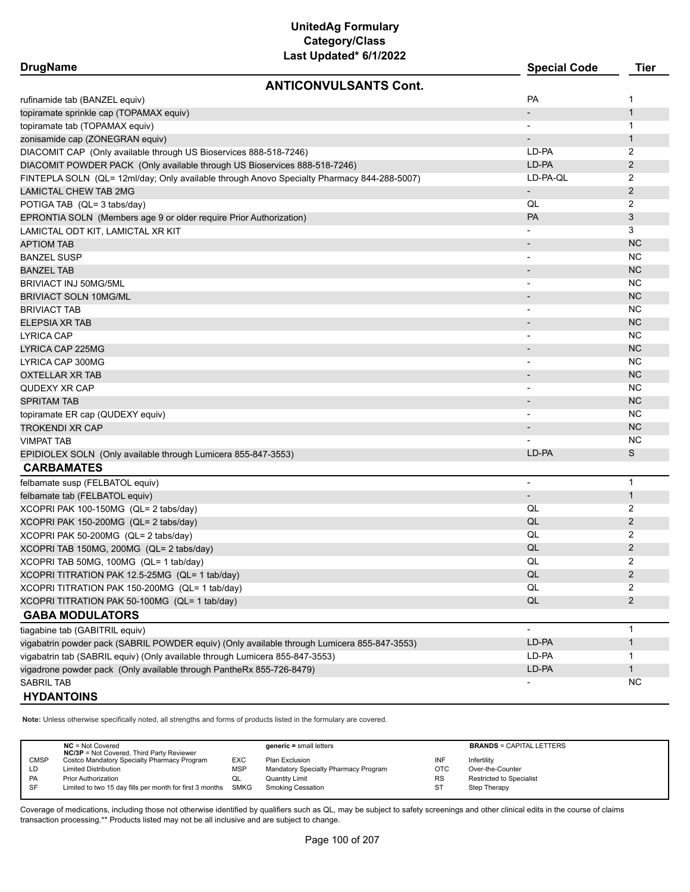# UnitedAg Formulary
## Category/Class
### Last Updated* 6/1/2022

| DrugName | Special Code | Tier |
|---|---|---|
| **ANTICONVULSANTS Cont.** | | |
| rufinamide tab (BANZEL equiv) | PA | 1 |
| topiramate sprinkle cap (TOPAMAX equiv) | - | 1 |
| topiramate tab (TOPAMAX equiv) | - | 1 |
| zonisamide cap (ZONEGRAN equiv) | - | 1 |
| DIACOMIT CAP (Only available through US Bioservices 888-518-7246) | LD-PA | 2 |
| DIACOMIT POWDER PACK (Only available through US Bioservices 888-518-7246) | LD-PA | 2 |
| FINTEPLA SOLN (QL= 12ml/day; Only available through Anovo Specialty Pharmacy 844-288-5007) | LD-PA-QL | 2 |
| LAMICTAL CHEW TAB 2MG | - | 2 |
| POTIGA TAB (QL= 3 tabs/day) | QL | 2 |
| EPRONTIA SOLN (Members age 9 or older require Prior Authorization) | PA | 3 |
| LAMICTAL ODT KIT, LAMICTAL XR KIT | - | 3 |
| APTIOM TAB | - | NC |
| BANZEL SUSP | - | NC |
| BANZEL TAB | - | NC |
| BRIVIACT INJ 50MG/5ML | - | NC |
| BRIVIACT SOLN 10MG/ML | - | NC |
| BRIVIACT TAB | - | NC |
| ELEPSIA XR TAB | - | NC |
| LYRICA CAP | - | NC |
| LYRICA CAP 225MG | - | NC |
| LYRICA CAP 300MG | - | NC |
| OXTELLAR XR TAB | - | NC |
| QUDEXY XR CAP | - | NC |
| SPRITAM TAB | - | NC |
| topiramate ER cap (QUDEXY equiv) | - | NC |
| TROKENDI XR CAP | - | NC |
| VIMPAT TAB | - | NC |
| EPIDIOLEX SOLN (Only available through Lumicera 855-847-3553) | LD-PA | S |
| **CARBAMATES** | | |
| felbamate susp (FELBATOL equiv) | - | 1 |
| felbamate tab (FELBATOL equiv) | - | 1 |
| XCOPRI PAK 100-150MG (QL= 2 tabs/day) | QL | 2 |
| XCOPRI PAK 150-200MG (QL= 2 tabs/day) | QL | 2 |
| XCOPRI PAK 50-200MG (QL= 2 tabs/day) | QL | 2 |
| XCOPRI TAB 150MG, 200MG (QL= 2 tabs/day) | QL | 2 |
| XCOPRI TAB 50MG, 100MG (QL= 1 tab/day) | QL | 2 |
| XCOPRI TITRATION PAK 12.5-25MG (QL= 1 tab/day) | QL | 2 |
| XCOPRI TITRATION PAK 150-200MG (QL= 1 tab/day) | QL | 2 |
| XCOPRI TITRATION PAK 50-100MG (QL= 1 tab/day) | QL | 2 |
| **GABA MODULATORS** | | |
| tiagabine tab (GABITRIL equiv) | - | 1 |
| vigabatrin powder pack (SABRIL POWDER equiv) (Only available through Lumicera 855-847-3553) | LD-PA | 1 |
| vigabatrin tab (SABRIL equiv) (Only available through Lumicera 855-847-3553) | LD-PA | 1 |
| vigadrone powder pack (Only available through PantheRx 855-726-8479) | LD-PA | 1 |
| SABRIL TAB | - | NC |
| **HYDANTOINS** | | |

**Note:** Unless otherwise specifically noted, all strengths and forms of products listed in the formulary are covered.

| | | | | | |
|---|---|---|---|---|---|
| **NC** = Not Covered<br>**NC/3P** = Not Covered, Third Party Reviewer | | **generic** = small letters | | **BRANDS** = CAPITAL LETTERS | |
| CMSP | Costco Mandatory Specialty Pharmacy Program | EXC | Plan Exclusion | INF | Infertility |
| LD | Limited Distribution | MSP | Mandatory Specialty Pharmacy Program | OTC | Over-the-Counter |
| PA | Prior Authorization | QL | Quantity Limit | RS | Restricted to Specialist |
| SF | Limited to two 15 day fills per month for first 3 months | SMKG | Smoking Cessation | ST | Step Therapy |

Coverage of medications, including those not otherwise identified by qualifiers such as QL, may be subject to safety screenings and other clinical edits in the course of claims transaction processing.** Products listed may not be all inclusive and are subject to change.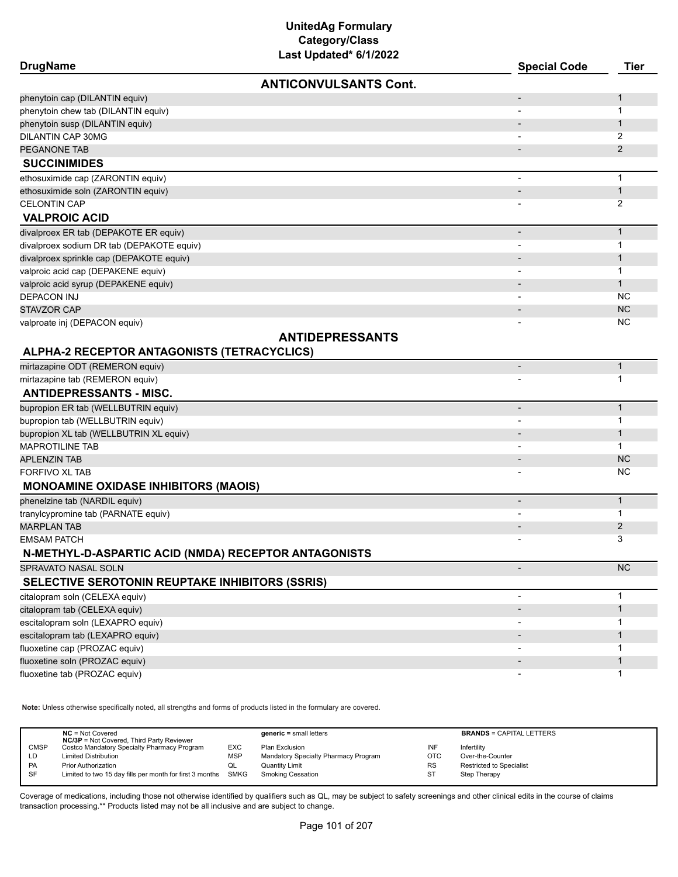# UnitedAg Formulary
## Category/Class
### Last Updated* 6/1/2022

| DrugName | Special Code | Tier |
|---|---|---|
| **ANTICONVULSANTS Cont.** | | |
| phenytoin cap (DILANTIN equiv) | - | 1 |
| phenytoin chew tab (DILANTIN equiv) | - | 1 |
| phenytoin susp (DILANTIN equiv) | - | 1 |
| DILANTIN CAP 30MG | - | 2 |
| PEGANONE TAB | - | 2 |
| **SUCCINIMIDES** | | |
| ethosuximide cap (ZARONTIN equiv) | - | 1 |
| ethosuximide soln (ZARONTIN equiv) | - | 1 |
| CELONTIN CAP | - | 2 |
| **VALPROIC ACID** | | |
| divalproex ER tab (DEPAKOTE ER equiv) | - | 1 |
| divalproex sodium DR tab (DEPAKOTE equiv) | - | 1 |
| divalproex sprinkle cap (DEPAKOTE equiv) | - | 1 |
| valproic acid cap (DEPAKENE equiv) | - | 1 |
| valproic acid syrup (DEPAKENE equiv) | - | 1 |
| DEPACON INJ | - | NC |
| STAVZOR CAP | - | NC |
| valproate inj (DEPACON equiv) | - | NC |
| **ANTIDEPRESSANTS** | | |
| **ALPHA-2 RECEPTOR ANTAGONISTS (TETRACYCLICS)** | | |
| mirtazapine ODT (REMERON equiv) | - | 1 |
| mirtazapine tab (REMERON equiv) | - | 1 |
| **ANTIDEPRESSANTS - MISC.** | | |
| bupropion ER tab (WELLBUTRIN equiv) | - | 1 |
| bupropion tab (WELLBUTRIN equiv) | - | 1 |
| bupropion XL tab (WELLBUTRIN XL equiv) | - | 1 |
| MAPROTILINE TAB | - | 1 |
| APLENZIN TAB | - | NC |
| FORFIVO XL TAB | - | NC |
| **MONOAMINE OXIDASE INHIBITORS (MAOIS)** | | |
| phenelzine tab (NARDIL equiv) | - | 1 |
| tranylcypromine tab (PARNATE equiv) | - | 1 |
| MARPLAN TAB | - | 2 |
| EMSAM PATCH | - | 3 |
| **N-METHYL-D-ASPARTIC ACID (NMDA) RECEPTOR ANTAGONISTS** | | |
| SPRAVATO NASAL SOLN | - | NC |
| **SELECTIVE SEROTONIN REUPTAKE INHIBITORS (SSRIS)** | | |
| citalopram soln (CELEXA equiv) | - | 1 |
| citalopram tab (CELEXA equiv) | - | 1 |
| escitalopram soln (LEXAPRO equiv) | - | 1 |
| escitalopram tab (LEXAPRO equiv) | - | 1 |
| fluoxetine cap (PROZAC equiv) | - | 1 |
| fluoxetine soln (PROZAC equiv) | - | 1 |
| fluoxetine tab (PROZAC equiv) | - | 1 |

**Note:** Unless otherwise specifically noted, all strengths and forms of products listed in the formulary are covered.

| | | | | | |
|---|---|---|---|---|---|
| **NC** = Not Covered | | **generic** = small letters | | **BRANDS** = CAPITAL LETTERS | |
| **NC/3P** = Not Covered, Third Party Reviewer | | | | | |
| CMSP | Costco Mandatory Specialty Pharmacy Program | EXC | Plan Exclusion | INF | Infertility |
| LD | Limited Distribution | MSP | Mandatory Specialty Pharmacy Program | OTC | Over-the-Counter |
| PA | Prior Authorization | QL | Quantity Limit | RS | Restricted to Specialist |
| SF | Limited to two 15 day fills per month for first 3 months | SMKG | Smoking Cessation | ST | Step Therapy |

Coverage of medications, including those not otherwise identified by qualifiers such as QL, may be subject to safety screenings and other clinical edits in the course of claims transaction processing.** Products listed may not be all inclusive and are subject to change.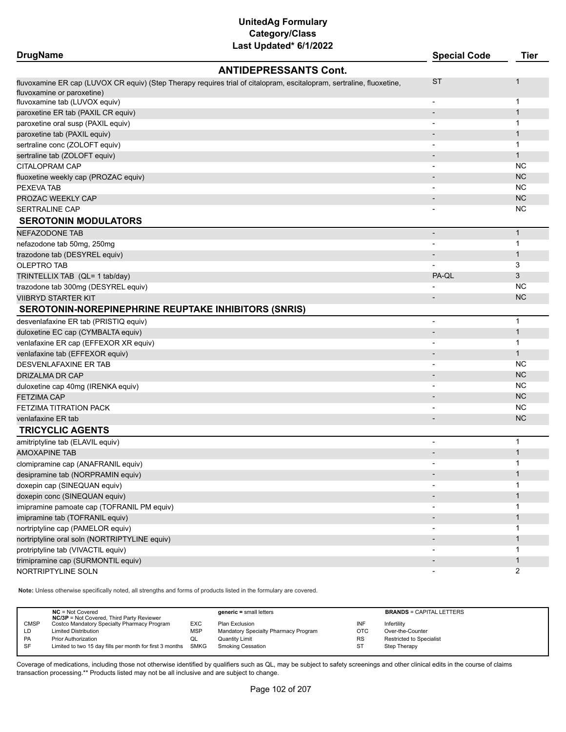# UnitedAg Formulary
## Category/Class
### Last Updated* 6/1/2022

| DrugName | Special Code | Tier |
|---|---|---|
| **ANTIDEPRESSANTS Cont.** | | |
| fluvoxamine ER cap (LUVOX CR equiv) (Step Therapy requires trial of citalopram, escitalopram, sertraline, fluoxetine, fluvoxamine or paroxetine) | ST | 1 |
| fluvoxamine tab (LUVOX equiv) | - | 1 |
| paroxetine ER tab (PAXIL CR equiv) | - | 1 |
| paroxetine oral susp (PAXIL equiv) | - | 1 |
| paroxetine tab (PAXIL equiv) | - | 1 |
| sertraline conc (ZOLOFT equiv) | - | 1 |
| sertraline tab (ZOLOFT equiv) | - | 1 |
| CITALOPRAM CAP | - | NC |
| fluoxetine weekly cap (PROZAC equiv) | - | NC |
| PEXEVA TAB | - | NC |
| PROZAC WEEKLY CAP | - | NC |
| SERTRALINE CAP | - | NC |
| **SEROTONIN MODULATORS** | | |
| NEFAZODONE TAB | - | 1 |
| nefazodone tab 50mg, 250mg | - | 1 |
| trazodone tab (DESYREL equiv) | - | 1 |
| OLEPTRO TAB | - | 3 |
| TRINTELLIX TAB (QL= 1 tab/day) | PA-QL | 3 |
| trazodone tab 300mg (DESYREL equiv) | - | NC |
| VIIBRYD STARTER KIT | - | NC |
| **SEROTONIN-NOREPINEPHRINE REUPTAKE INHIBITORS (SNRIS)** | | |
| desvenlafaxine ER tab (PRISTIQ equiv) | - | 1 |
| duloxetine EC cap (CYMBALTA equiv) | - | 1 |
| venlafaxine ER cap (EFFEXOR XR equiv) | - | 1 |
| venlafaxine tab (EFFEXOR equiv) | - | 1 |
| DESVENLAFAXINE ER TAB | - | NC |
| DRIZALMA DR CAP | - | NC |
| duloxetine cap 40mg (IRENKA equiv) | - | NC |
| FETZIMA CAP | - | NC |
| FETZIMA TITRATION PACK | - | NC |
| venlafaxine ER tab | - | NC |
| **TRICYCLIC AGENTS** | | |
| amitriptyline tab (ELAVIL equiv) | - | 1 |
| AMOXAPINE TAB | - | 1 |
| clomipramine cap (ANAFRANIL equiv) | - | 1 |
| desipramine tab (NORPRAMIN equiv) | - | 1 |
| doxepin cap (SINEQUAN equiv) | - | 1 |
| doxepin conc (SINEQUAN equiv) | - | 1 |
| imipramine pamoate cap (TOFRANIL PM equiv) | - | 1 |
| imipramine tab (TOFRANIL equiv) | - | 1 |
| nortriptyline cap (PAMELOR equiv) | - | 1 |
| nortriptyline oral soln (NORTRIPTYLINE equiv) | - | 1 |
| protriptyline tab (VIVACTIL equiv) | - | 1 |
| trimipramine cap (SURMONTIL equiv) | - | 1 |
| NORTRIPTYLINE SOLN | - | 2 |

**Note:** Unless otherwise specifically noted, all strengths and forms of products listed in the formulary are covered.

| | | | | | |
|---|---|---|---|---|---|
| **NC** = Not Covered<br>**NC/3P** = Not Covered, Third Party Reviewer | | **generic** = small letters | | **BRANDS** = CAPITAL LETTERS | |
| CMSP | Costco Mandatory Specialty Pharmacy Program | EXC | Plan Exclusion | INF | Infertility |
| LD | Limited Distribution | MSP | Mandatory Specialty Pharmacy Program | OTC | Over-the-Counter |
| PA | Prior Authorization | QL | Quantity Limit | RS | Restricted to Specialist |
| SF | Limited to two 15 day fills per month for first 3 months | SMKG | Smoking Cessation | ST | Step Therapy |

Coverage of medications, including those not otherwise identified by qualifiers such as QL, may be subject to safety screenings and other clinical edits in the course of claims transaction processing.** Products listed may not be all inclusive and are subject to change.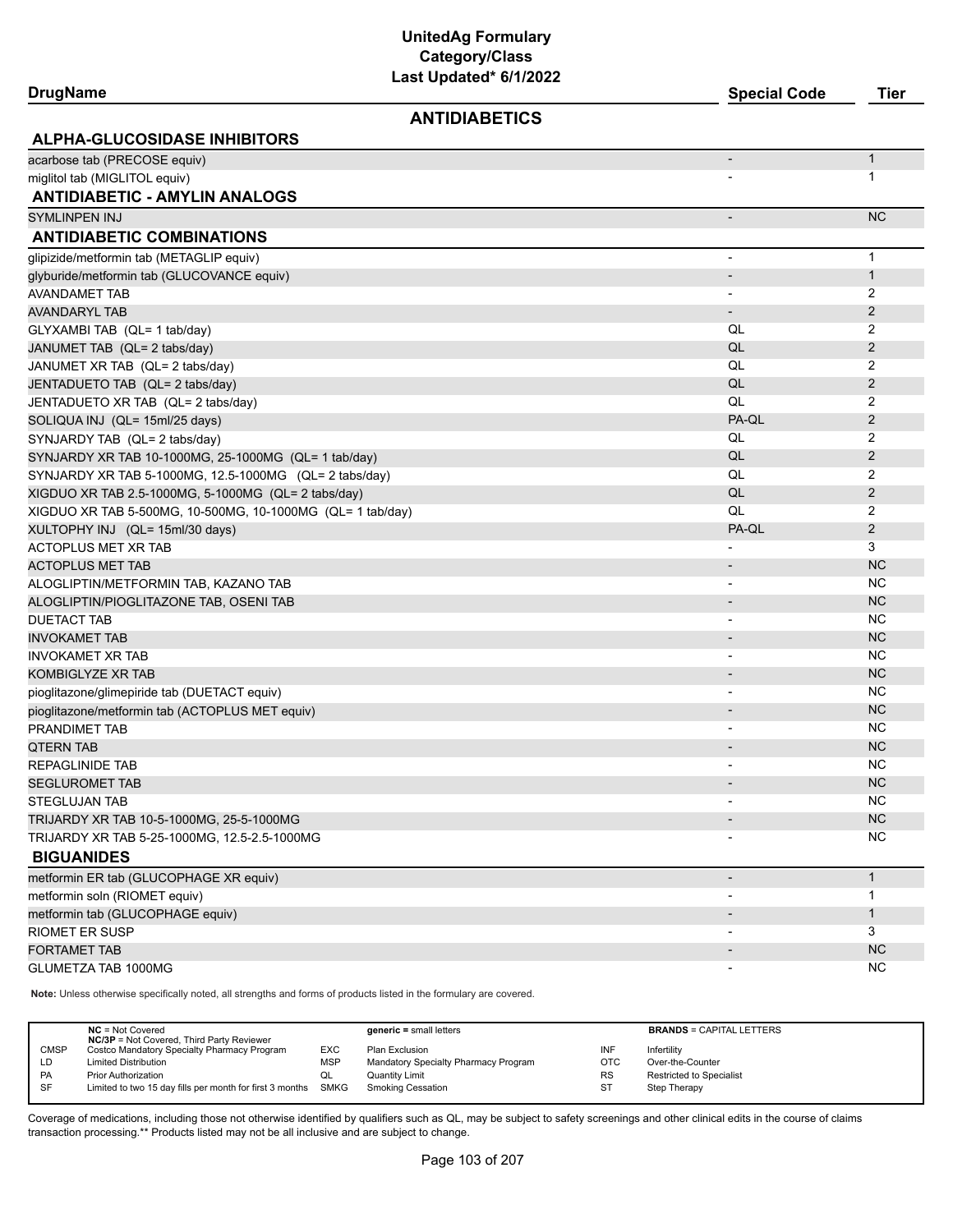# UnitedAg Formulary
## Category/Class
### Last Updated* 6/1/2022

| DrugName | Special Code | Tier |
|---|---|---|
| **ANTIDIABETICS** | | |
| **ALPHA-GLUCOSIDASE INHIBITORS** | | |
| acarbose tab (PRECOSE equiv) | - | 1 |
| miglitol tab (MIGLITOL equiv) | - | 1 |
| **ANTIDIABETIC - AMYLIN ANALOGS** | | |
| SYMLINPEN INJ | - | NC |
| **ANTIDIABETIC COMBINATIONS** | | |
| glipizide/metformin tab (METAGLIP equiv) | - | 1 |
| glyburide/metformin tab (GLUCOVANCE equiv) | - | 1 |
| AVANDAMET TAB | - | 2 |
| AVANDARYL TAB | - | 2 |
| GLYXAMBI TAB (QL= 1 tab/day) | QL | 2 |
| JANUMET TAB (QL= 2 tabs/day) | QL | 2 |
| JANUMET XR TAB (QL= 2 tabs/day) | QL | 2 |
| JENTADUETO TAB (QL= 2 tabs/day) | QL | 2 |
| JENTADUETO XR TAB (QL= 2 tabs/day) | QL | 2 |
| SOLIQUA INJ (QL= 15ml/25 days) | PA-QL | 2 |
| SYNJARDY TAB (QL= 2 tabs/day) | QL | 2 |
| SYNJARDY XR TAB 10-1000MG, 25-1000MG (QL= 1 tab/day) | QL | 2 |
| SYNJARDY XR TAB 5-1000MG, 12.5-1000MG (QL= 2 tabs/day) | QL | 2 |
| XIGDUO XR TAB 2.5-1000MG, 5-1000MG (QL= 2 tabs/day) | QL | 2 |
| XIGDUO XR TAB 5-500MG, 10-500MG, 10-1000MG (QL= 1 tab/day) | QL | 2 |
| XULTOPHY INJ (QL= 15ml/30 days) | PA-QL | 2 |
| ACTOPLUS MET XR TAB | - | 3 |
| ACTOPLUS MET TAB | - | NC |
| ALOGLIPTIN/METFORMIN TAB, KAZANO TAB | - | NC |
| ALOGLIPTIN/PIOGLITAZONE TAB, OSENI TAB | - | NC |
| DUETACT TAB | - | NC |
| INVOKAMET TAB | - | NC |
| INVOKAMET XR TAB | - | NC |
| KOMBIGLYZE XR TAB | - | NC |
| pioglitazone/glimepiride tab (DUETACT equiv) | - | NC |
| pioglitazone/metformin tab (ACTOPLUS MET equiv) | - | NC |
| PRANDIMET TAB | - | NC |
| QTERN TAB | - | NC |
| REPAGLINIDE TAB | - | NC |
| SEGLUROMET TAB | - | NC |
| STEGLUJAN TAB | - | NC |
| TRIJARDY XR TAB 10-5-1000MG, 25-5-1000MG | - | NC |
| TRIJARDY XR TAB 5-25-1000MG, 12.5-2.5-1000MG | - | NC |
| **BIGUANIDES** | | |
| metformin ER tab (GLUCOPHAGE XR equiv) | - | 1 |
| metformin soln (RIOMET equiv) | - | 1 |
| metformin tab (GLUCOPHAGE equiv) | - | 1 |
| RIOMET ER SUSP | - | 3 |
| FORTAMET TAB | - | NC |
| GLUMETZA TAB 1000MG | - | NC |

**Note:** Unless otherwise specifically noted, all strengths and forms of products listed in the formulary are covered.

| | | | | | |
|---|---|---|---|---|---|
| | **NC** = Not Covered<br>**NC/3P** = Not Covered, Third Party Reviewer | | **generic** = small letters | | **BRANDS** = CAPITAL LETTERS |
| CMSP | Costco Mandatory Specialty Pharmacy Program | EXC | Plan Exclusion | INF | Infertility |
| LD | Limited Distribution | MSP | Mandatory Specialty Pharmacy Program | OTC | Over-the-Counter |
| PA | Prior Authorization | QL | Quantity Limit | RS | Restricted to Specialist |
| SF | Limited to two 15 day fills per month for first 3 months | SMKG | Smoking Cessation | ST | Step Therapy |

Coverage of medications, including those not otherwise identified by qualifiers such as QL, may be subject to safety screenings and other clinical edits in the course of claims transaction processing.** Products listed may not be all inclusive and are subject to change.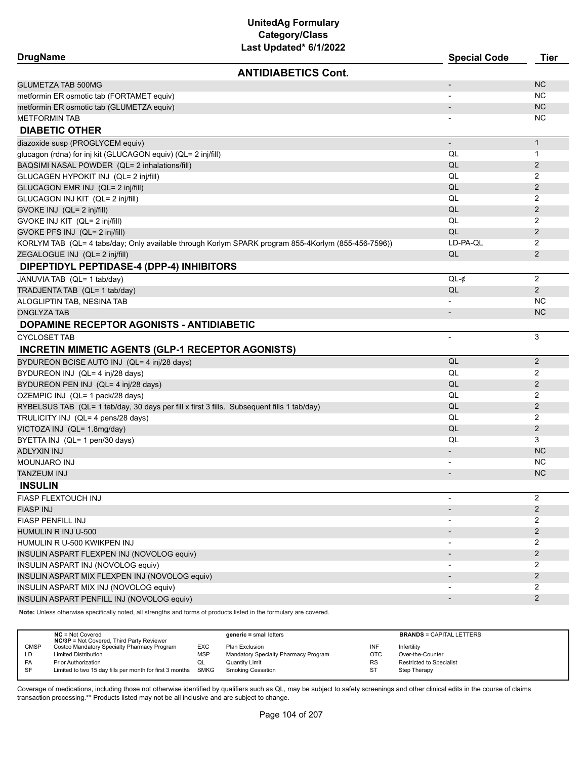# UnitedAg Formulary
## Category/Class
### Last Updated* 6/1/2022

| DrugName | Special Code | Tier |
|---|---|---|
| **ANTIDIABETICS Cont.** | | |
| GLUMETZA TAB 500MG | - | NC |
| metformin ER osmotic tab (FORTAMET equiv) | - | NC |
| metformin ER osmotic tab (GLUMETZA equiv) | - | NC |
| METFORMIN TAB | - | NC |
| **DIABETIC OTHER** | | |
| diazoxide susp (PROGLYCEM equiv) | - | 1 |
| glucagon (rdna) for inj kit (GLUCAGON equiv) (QL= 2 inj/fill) | QL | 1 |
| BAQSIMI NASAL POWDER (QL= 2 inhalations/fill) | QL | 2 |
| GLUCAGEN HYPOKIT INJ (QL= 2 inj/fill) | QL | 2 |
| GLUCAGON EMR INJ (QL= 2 inj/fill) | QL | 2 |
| GLUCAGON INJ KIT (QL= 2 inj/fill) | QL | 2 |
| GVOKE INJ (QL= 2 inj/fill) | QL | 2 |
| GVOKE INJ KIT (QL= 2 inj/fill) | QL | 2 |
| GVOKE PFS INJ (QL= 2 inj/fill) | QL | 2 |
| KORLYM TAB (QL= 4 tabs/day; Only available through Korlym SPARK program 855-4Korlym (855-456-7596)) | LD-PA-QL | 2 |
| ZEGALOGUE INJ (QL= 2 inj/fill) | QL | 2 |
| **DIPEPTIDYL PEPTIDASE-4 (DPP-4) INHIBITORS** | | |
| JANUVIA TAB (QL= 1 tab/day) | QL-¢ | 2 |
| TRADJENTA TAB (QL= 1 tab/day) | QL | 2 |
| ALOGLIPTIN TAB, NESINA TAB | - | NC |
| ONGLYZA TAB | - | NC |
| **DOPAMINE RECEPTOR AGONISTS - ANTIDIABETIC** | | |
| CYCLOSET TAB | - | 3 |
| **INCRETIN MIMETIC AGENTS (GLP-1 RECEPTOR AGONISTS)** | | |
| BYDUREON BCISE AUTO INJ (QL= 4 inj/28 days) | QL | 2 |
| BYDUREON INJ (QL= 4 inj/28 days) | QL | 2 |
| BYDUREON PEN INJ (QL= 4 inj/28 days) | QL | 2 |
| OZEMPIC INJ (QL= 1 pack/28 days) | QL | 2 |
| RYBELSUS TAB (QL= 1 tab/day, 30 days per fill x first 3 fills. Subsequent fills 1 tab/day) | QL | 2 |
| TRULICITY INJ (QL= 4 pens/28 days) | QL | 2 |
| VICTOZA INJ (QL= 1.8mg/day) | QL | 2 |
| BYETTA INJ (QL= 1 pen/30 days) | QL | 3 |
| ADLYXIN INJ | - | NC |
| MOUNJARO INJ | - | NC |
| TANZEUM INJ | - | NC |
| **INSULIN** | | |
| FIASP FLEXTOUCH INJ | - | 2 |
| FIASP INJ | - | 2 |
| FIASP PENFILL INJ | - | 2 |
| HUMULIN R INJ U-500 | - | 2 |
| HUMULIN R U-500 KWIKPEN INJ | - | 2 |
| INSULIN ASPART FLEXPEN INJ (NOVOLOG equiv) | - | 2 |
| INSULIN ASPART INJ (NOVOLOG equiv) | - | 2 |
| INSULIN ASPART MIX FLEXPEN INJ (NOVOLOG equiv) | - | 2 |
| INSULIN ASPART MIX INJ (NOVOLOG equiv) | - | 2 |
| INSULIN ASPART PENFILL INJ (NOVOLOG equiv) | - | 2 |

**Note:** Unless otherwise specifically noted, all strengths and forms of products listed in the formulary are covered.

| | | | | | |
|---|---|---|---|---|---|
| **NC** = Not Covered<br>**NC/3P** = Not Covered, Third Party Reviewer | | **generic** = small letters | | **BRANDS** = CAPITAL LETTERS | |
| CMSP | Costco Mandatory Specialty Pharmacy Program | EXC | Plan Exclusion | INF | Infertility |
| LD | Limited Distribution | MSP | Mandatory Specialty Pharmacy Program | OTC | Over-the-Counter |
| PA | Prior Authorization | QL | Quantity Limit | RS | Restricted to Specialist |
| SF | Limited to two 15 day fills per month for first 3 months | SMKG | Smoking Cessation | ST | Step Therapy |

Coverage of medications, including those not otherwise identified by qualifiers such as QL, may be subject to safety screenings and other clinical edits in the course of claims transaction processing.** Products listed may not be all inclusive and are subject to change.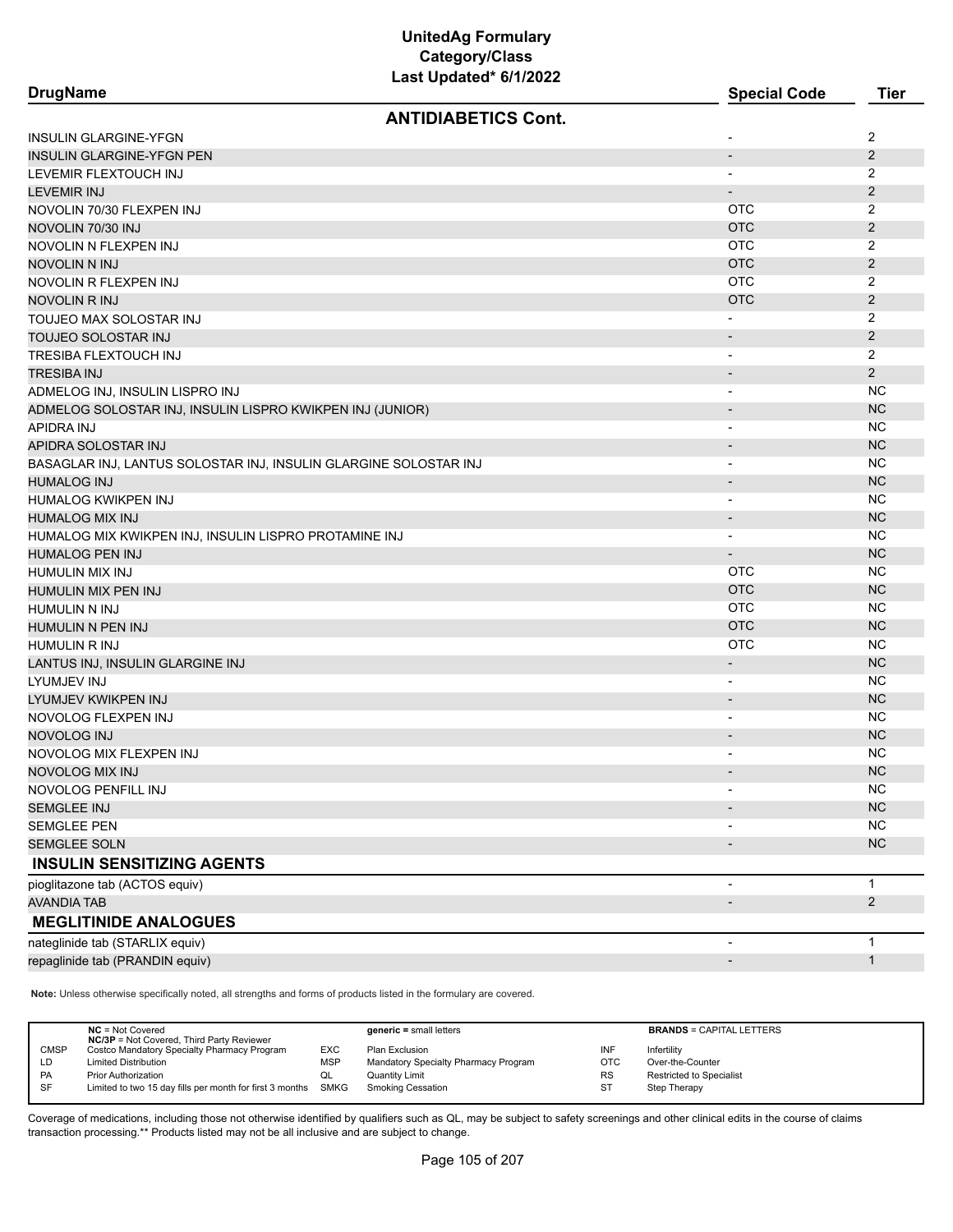# UnitedAg Formulary
## Category/Class
### Last Updated* 6/1/2022

| DrugName | Special Code | Tier |
|---|---|---|
| **ANTIDIABETICS Cont.** | | |
| INSULIN GLARGINE-YFGN | - | 2 |
| INSULIN GLARGINE-YFGN PEN | - | 2 |
| LEVEMIR FLEXTOUCH INJ | - | 2 |
| LEVEMIR INJ | - | 2 |
| NOVOLIN 70/30 FLEXPEN INJ | OTC | 2 |
| NOVOLIN 70/30 INJ | OTC | 2 |
| NOVOLIN N FLEXPEN INJ | OTC | 2 |
| NOVOLIN N INJ | OTC | 2 |
| NOVOLIN R FLEXPEN INJ | OTC | 2 |
| NOVOLIN R INJ | OTC | 2 |
| TOUJEO MAX SOLOSTAR INJ | - | 2 |
| TOUJEO SOLOSTAR INJ | - | 2 |
| TRESIBA FLEXTOUCH INJ | - | 2 |
| TRESIBA INJ | - | 2 |
| ADMELOG INJ, INSULIN LISPRO INJ | - | NC |
| ADMELOG SOLOSTAR INJ, INSULIN LISPRO KWIKPEN INJ (JUNIOR) | - | NC |
| APIDRA INJ | - | NC |
| APIDRA SOLOSTAR INJ | - | NC |
| BASAGLAR INJ, LANTUS SOLOSTAR INJ, INSULIN GLARGINE SOLOSTAR INJ | - | NC |
| HUMALOG INJ | - | NC |
| HUMALOG KWIKPEN INJ | - | NC |
| HUMALOG MIX INJ | - | NC |
| HUMALOG MIX KWIKPEN INJ, INSULIN LISPRO PROTAMINE INJ | - | NC |
| HUMALOG PEN INJ | - | NC |
| HUMULIN MIX INJ | OTC | NC |
| HUMULIN MIX PEN INJ | OTC | NC |
| HUMULIN N INJ | OTC | NC |
| HUMULIN N PEN INJ | OTC | NC |
| HUMULIN R INJ | OTC | NC |
| LANTUS INJ, INSULIN GLARGINE INJ | - | NC |
| LYUMJEV INJ | - | NC |
| LYUMJEV KWIKPEN INJ | - | NC |
| NOVOLOG FLEXPEN INJ | - | NC |
| NOVOLOG INJ | - | NC |
| NOVOLOG MIX FLEXPEN INJ | - | NC |
| NOVOLOG MIX INJ | - | NC |
| NOVOLOG PENFILL INJ | - | NC |
| SEMGLEE INJ | - | NC |
| SEMGLEE PEN | - | NC |
| SEMGLEE SOLN | - | NC |
| **INSULIN SENSITIZING AGENTS** | | |
| pioglitazone tab (ACTOS equiv) | - | 1 |
| AVANDIA TAB | - | 2 |
| **MEGLITINIDE ANALOGUES** | | |
| nateglinide tab (STARLIX equiv) | - | 1 |
| repaglinide tab (PRANDIN equiv) | - | 1 |

**Note:** Unless otherwise specifically noted, all strengths and forms of products listed in the formulary are covered.

| | | | | | |
|---|---|---|---|---|---|
| **NC** = Not Covered<br>**NC/3P** = Not Covered, Third Party Reviewer | | **generic** = small letters | | **BRANDS** = CAPITAL LETTERS | |
| CMSP | Costco Mandatory Specialty Pharmacy Program | EXC | Plan Exclusion | INF | Infertility |
| LD | Limited Distribution | MSP | Mandatory Specialty Pharmacy Program | OTC | Over-the-Counter |
| PA | Prior Authorization | QL | Quantity Limit | RS | Restricted to Specialist |
| SF | Limited to two 15 day fills per month for first 3 months | SMKG | Smoking Cessation | ST | Step Therapy |

Coverage of medications, including those not otherwise identified by qualifiers such as QL, may be subject to safety screenings and other clinical edits in the course of claims transaction processing.** Products listed may not be all inclusive and are subject to change.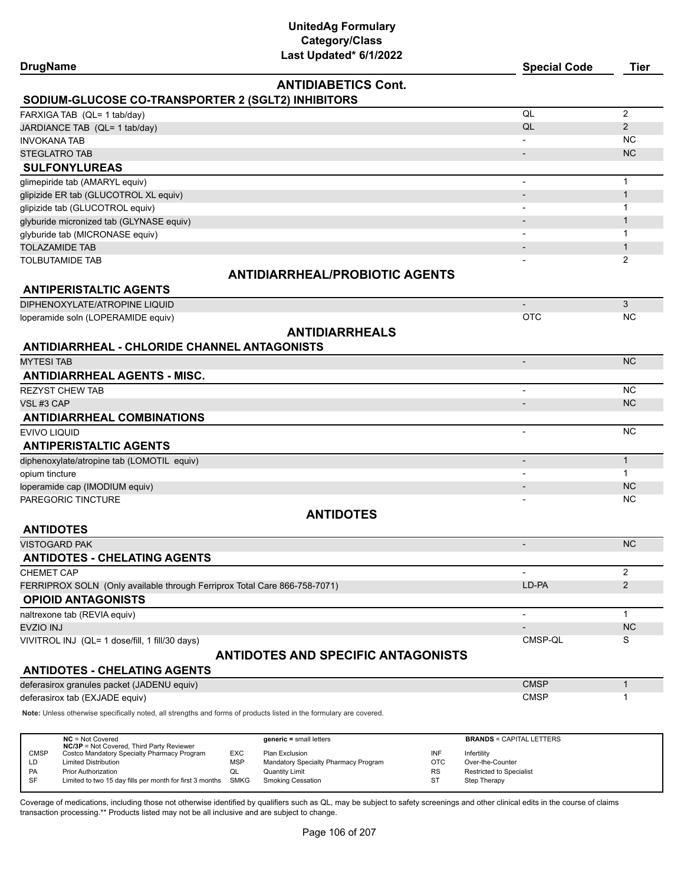# UnitedAg Formulary
## Category/Class
### Last Updated* 6/1/2022

| DrugName | Special Code | Tier |
|---|---|---|
| **ANTIDIABETICS Cont.** | | |
| **SODIUM-GLUCOSE CO-TRANSPORTER 2 (SGLT2) INHIBITORS** | | |
| FARXIGA TAB (QL= 1 tab/day) | QL | 2 |
| JARDIANCE TAB (QL= 1 tab/day) | QL | 2 |
| INVOKANA TAB | - | NC |
| STEGLATRO TAB | - | NC |
| **SULFONYLUREAS** | | |
| glimepiride tab (AMARYL equiv) | - | 1 |
| glipizide ER tab (GLUCOTROL XL equiv) | - | 1 |
| glipizide tab (GLUCOTROL equiv) | - | 1 |
| glyburide micronized tab (GLYNASE equiv) | - | 1 |
| glyburide tab (MICRONASE equiv) | - | 1 |
| TOLAZAMIDE TAB | - | 1 |
| TOLBUTAMIDE TAB | - | 2 |
| **ANTIDIARRHEAL/PROBIOTIC AGENTS** | | |
| **ANTIPERISTALTIC AGENTS** | | |
| DIPHENOXYLATE/ATROPINE LIQUID | - | 3 |
| loperamide soln (LOPERAMIDE equiv) | OTC | NC |
| **ANTIDIARRHEALS** | | |
| **ANTIDIARRHEAL - CHLORIDE CHANNEL ANTAGONISTS** | | |
| MYTESI TAB | - | NC |
| **ANTIDIARRHEAL AGENTS - MISC.** | | |
| REZYST CHEW TAB | - | NC |
| VSL #3 CAP | - | NC |
| **ANTIDIARRHEAL COMBINATIONS** | | |
| EVIVO LIQUID | - | NC |
| **ANTIPERISTALTIC AGENTS** | | |
| diphenoxylate/atropine tab (LOMOTIL equiv) | - | 1 |
| opium tincture | - | 1 |
| loperamide cap (IMODIUM equiv) | - | NC |
| PAREGORIC TINCTURE | - | NC |
| **ANTIDOTES** | | |
| **ANTIDOTES** | | |
| VISTOGARD PAK | - | NC |
| **ANTIDOTES - CHELATING AGENTS** | | |
| CHEMET CAP | - | 2 |
| FERRIPROX SOLN (Only available through Ferriprox Total Care 866-758-7071) | LD-PA | 2 |
| **OPIOID ANTAGONISTS** | | |
| naltrexone tab (REVIA equiv) | - | 1 |
| EVZIO INJ | - | NC |
| VIVITROL INJ (QL= 1 dose/fill, 1 fill/30 days) | CMSP-QL | S |
| **ANTIDOTES AND SPECIFIC ANTAGONISTS** | | |
| **ANTIDOTES - CHELATING AGENTS** | | |
| deferasirox granules packet (JADENU equiv) | CMSP | 1 |
| deferasirox tab (EXJADE equiv) | CMSP | 1 |

**Note:** Unless otherwise specifically noted, all strengths and forms of products listed in the formulary are covered.

| | | | | | |
|---|---|---|---|---|---|
| **NC** = Not Covered; **NC/3P** = Not Covered, Third Party Reviewer | | **generic** = small letters | | **BRANDS** = CAPITAL LETTERS | |
| CMSP | Costco Mandatory Specialty Pharmacy Program | EXC | Plan Exclusion | INF | Infertility |
| LD | Limited Distribution | MSP | Mandatory Specialty Pharmacy Program | OTC | Over-the-Counter |
| PA | Prior Authorization | QL | Quantity Limit | RS | Restricted to Specialist |
| SF | Limited to two 15 day fills per month for first 3 months | SMKG | Smoking Cessation | ST | Step Therapy |

Coverage of medications, including those not otherwise identified by qualifiers such as QL, may be subject to safety screenings and other clinical edits in the course of claims transaction processing.** Products listed may not be all inclusive and are subject to change.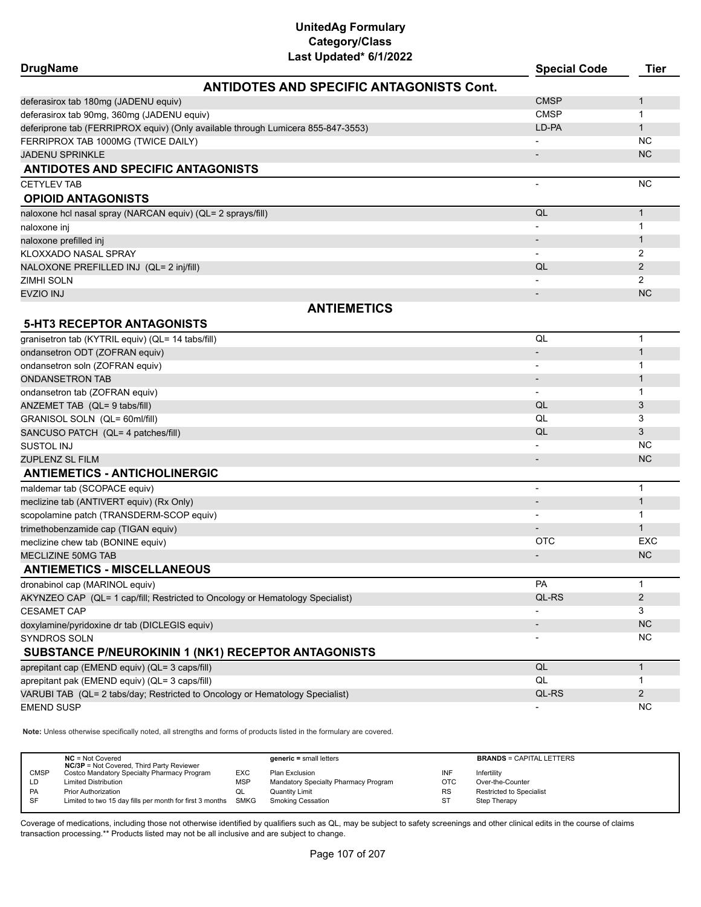# UnitedAg Formulary
## Category/Class
### Last Updated* 6/1/2022

| DrugName | Special Code | Tier |
|---|---|---|
| **ANTIDOTES AND SPECIFIC ANTAGONISTS Cont.** | | |
| deferasirox tab 180mg (JADENU equiv) | CMSP | 1 |
| deferasirox tab 90mg, 360mg (JADENU equiv) | CMSP | 1 |
| deferiprone tab (FERRIPROX equiv) (Only available through Lumicera 855-847-3553) | LD-PA | 1 |
| FERRIPROX TAB 1000MG (TWICE DAILY) | - | NC |
| JADENU SPRINKLE | - | NC |
| **ANTIDOTES AND SPECIFIC ANTAGONISTS** | | |
| CETYLEV TAB | - | NC |
| **OPIOID ANTAGONISTS** | | |
| naloxone hcl nasal spray (NARCAN equiv) (QL= 2 sprays/fill) | QL | 1 |
| naloxone inj | - | 1 |
| naloxone prefilled inj | - | 1 |
| KLOXXADO NASAL SPRAY | - | 2 |
| NALOXONE PREFILLED INJ (QL= 2 inj/fill) | QL | 2 |
| ZIMHI SOLN | - | 2 |
| EVZIO INJ | - | NC |
| **ANTIEMETICS** | | |
| **5-HT3 RECEPTOR ANTAGONISTS** | | |
| granisetron tab (KYTRIL equiv) (QL= 14 tabs/fill) | QL | 1 |
| ondansetron ODT (ZOFRAN equiv) | - | 1 |
| ondansetron soln (ZOFRAN equiv) | - | 1 |
| ONDANSETRON TAB | - | 1 |
| ondansetron tab (ZOFRAN equiv) | - | 1 |
| ANZEMET TAB (QL= 9 tabs/fill) | QL | 3 |
| GRANISOL SOLN (QL= 60ml/fill) | QL | 3 |
| SANCUSO PATCH (QL= 4 patches/fill) | QL | 3 |
| SUSTOL INJ | - | NC |
| ZUPLENZ SL FILM | - | NC |
| **ANTIEMETICS - ANTICHOLINERGIC** | | |
| maldemar tab (SCOPACE equiv) | - | 1 |
| meclizine tab (ANTIVERT equiv) (Rx Only) | - | 1 |
| scopolamine patch (TRANSDERM-SCOP equiv) | - | 1 |
| trimethobenzamide cap (TIGAN equiv) | - | 1 |
| meclizine chew tab (BONINE equiv) | OTC | EXC |
| MECLIZINE 50MG TAB | - | NC |
| **ANTIEMETICS - MISCELLANEOUS** | | |
| dronabinol cap (MARINOL equiv) | PA | 1 |
| AKYNZEO CAP (QL= 1 cap/fill; Restricted to Oncology or Hematology Specialist) | QL-RS | 2 |
| CESAMET CAP | - | 3 |
| doxylamine/pyridoxine dr tab (DICLEGIS equiv) | - | NC |
| SYNDROS SOLN | - | NC |
| **SUBSTANCE P/NEUROKININ 1 (NK1) RECEPTOR ANTAGONISTS** | | |
| aprepitant cap (EMEND equiv) (QL= 3 caps/fill) | QL | 1 |
| aprepitant pak (EMEND equiv) (QL= 3 caps/fill) | QL | 1 |
| VARUBI TAB (QL= 2 tabs/day; Restricted to Oncology or Hematology Specialist) | QL-RS | 2 |
| EMEND SUSP | - | NC |

**Note:** Unless otherwise specifically noted, all strengths and forms of products listed in the formulary are covered.

| | | | | | |
|---|---|---|---|---|---|
| **NC** = Not Covered<br>**NC/3P** = Not Covered, Third Party Reviewer | | **generic** = small letters | | **BRANDS** = CAPITAL LETTERS | |
| CMSP | Costco Mandatory Specialty Pharmacy Program | EXC | Plan Exclusion | INF | Infertility |
| LD | Limited Distribution | MSP | Mandatory Specialty Pharmacy Program | OTC | Over-the-Counter |
| PA | Prior Authorization | QL | Quantity Limit | RS | Restricted to Specialist |
| SF | Limited to two 15 day fills per month for first 3 months | SMKG | Smoking Cessation | ST | Step Therapy |

Coverage of medications, including those not otherwise identified by qualifiers such as QL, may be subject to safety screenings and other clinical edits in the course of claims transaction processing.** Products listed may not be all inclusive and are subject to change.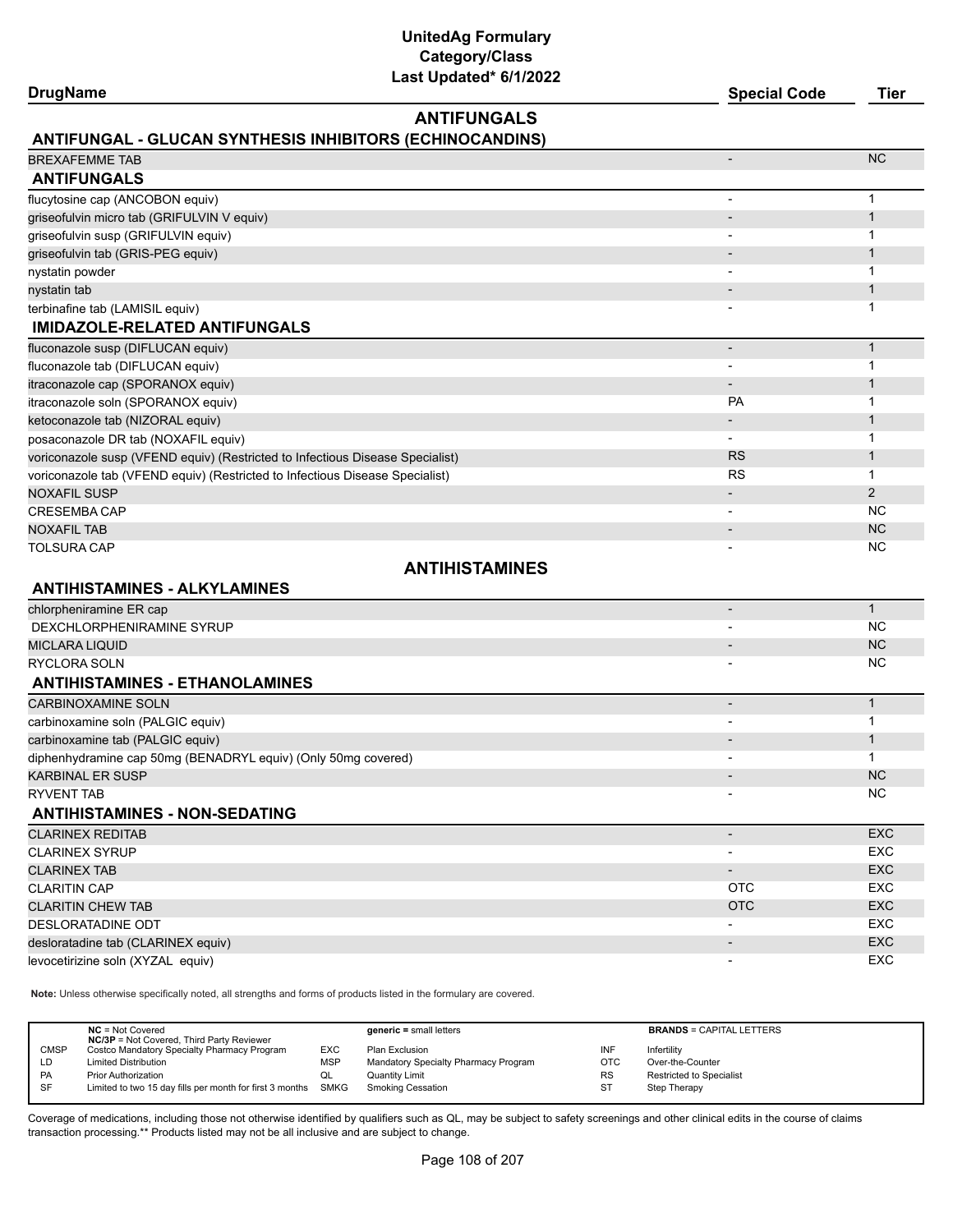# UnitedAg Formulary
## Category/Class
### Last Updated* 6/1/2022

| DrugName | Special Code | Tier |
|---|---|---|

## ANTIFUNGALS

### ANTIFUNGAL - GLUCAN SYNTHESIS INHIBITORS (ECHINOCANDINS)

| DrugName | Special Code | Tier |
|---|---|---|
| BREXAFEMME TAB | - | NC |

### ANTIFUNGALS

| DrugName | Special Code | Tier |
|---|---|---|
| flucytosine cap (ANCOBON equiv) | - | 1 |
| griseofulvin micro tab (GRIFULVIN V equiv) | - | 1 |
| griseofulvin susp (GRIFULVIN equiv) | - | 1 |
| griseofulvin tab (GRIS-PEG equiv) | - | 1 |
| nystatin powder | - | 1 |
| nystatin tab | - | 1 |
| terbinafine tab (LAMISIL equiv) | - | 1 |

### IMIDAZOLE-RELATED ANTIFUNGALS

| DrugName | Special Code | Tier |
|---|---|---|
| fluconazole susp (DIFLUCAN equiv) | - | 1 |
| fluconazole tab (DIFLUCAN equiv) | - | 1 |
| itraconazole cap (SPORANOX equiv) | - | 1 |
| itraconazole soln (SPORANOX equiv) | PA | 1 |
| ketoconazole tab (NIZORAL equiv) | - | 1 |
| posaconazole DR tab (NOXAFIL equiv) | - | 1 |
| voriconazole susp (VFEND equiv) (Restricted to Infectious Disease Specialist) | RS | 1 |
| voriconazole tab (VFEND equiv) (Restricted to Infectious Disease Specialist) | RS | 1 |
| NOXAFIL SUSP | - | 2 |
| CRESEMBA CAP | - | NC |
| NOXAFIL TAB | - | NC |
| TOLSURA CAP | - | NC |

## ANTIHISTAMINES

### ANTIHISTAMINES - ALKYLAMINES

| DrugName | Special Code | Tier |
|---|---|---|
| chlorpheniramine ER cap | - | 1 |
| DEXCHLORPHENIRAMINE SYRUP | - | NC |
| MICLARA LIQUID | - | NC |
| RYCLORA SOLN | - | NC |

### ANTIHISTAMINES - ETHANOLAMINES

| DrugName | Special Code | Tier |
|---|---|---|
| CARBINOXAMINE SOLN | - | 1 |
| carbinoxamine soln (PALGIC equiv) | - | 1 |
| carbinoxamine tab (PALGIC equiv) | - | 1 |
| diphenhydramine cap 50mg (BENADRYL equiv) (Only 50mg covered) | - | 1 |
| KARBINAL ER SUSP | - | NC |
| RYVENT TAB | - | NC |

### ANTIHISTAMINES - NON-SEDATING

| DrugName | Special Code | Tier |
|---|---|---|
| CLARINEX REDITAB | - | EXC |
| CLARINEX SYRUP | - | EXC |
| CLARINEX TAB | - | EXC |
| CLARITIN CAP | OTC | EXC |
| CLARITIN CHEW TAB | OTC | EXC |
| DESLORATADINE ODT | - | EXC |
| desloratadine tab (CLARINEX equiv) | - | EXC |
| levocetirizine soln (XYZAL equiv) | - | EXC |

**Note:** Unless otherwise specifically noted, all strengths and forms of products listed in the formulary are covered.

| | | | | | |
|---|---|---|---|---|---|
| **NC** = Not Covered<br>**NC/3P** = Not Covered, Third Party Reviewer | | **generic =** small letters | | **BRANDS** = CAPITAL LETTERS | |
| CMSP | Costco Mandatory Specialty Pharmacy Program | EXC | Plan Exclusion | INF | Infertility |
| LD | Limited Distribution | MSP | Mandatory Specialty Pharmacy Program | OTC | Over-the-Counter |
| PA | Prior Authorization | QL | Quantity Limit | RS | Restricted to Specialist |
| SF | Limited to two 15 day fills per month for first 3 months | SMKG | Smoking Cessation | ST | Step Therapy |

Coverage of medications, including those not otherwise identified by qualifiers such as QL, may be subject to safety screenings and other clinical edits in the course of claims transaction processing.** Products listed may not be all inclusive and are subject to change.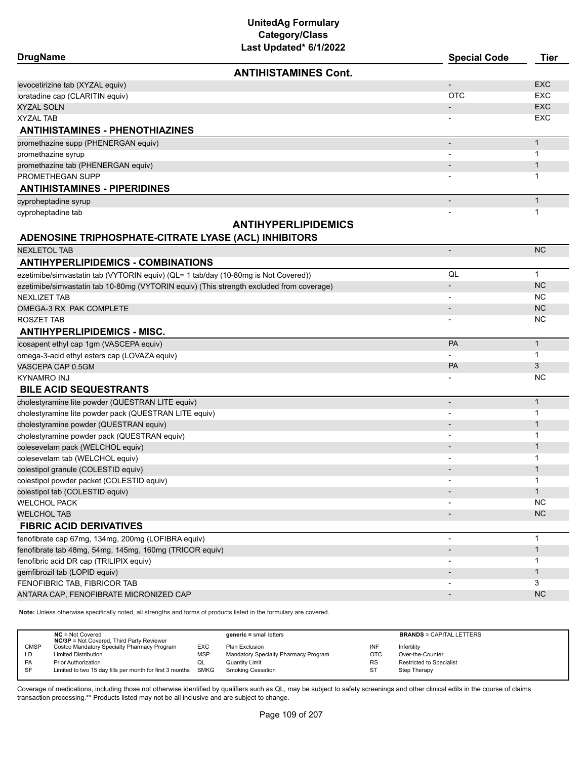# UnitedAg Formulary
## Category/Class
### Last Updated* 6/1/2022

| DrugName | Special Code | Tier |
|---|---|---|
| **ANTIHISTAMINES Cont.** | | |
| levocetirizine tab (XYZAL equiv) | - | EXC |
| loratadine cap (CLARITIN equiv) | OTC | EXC |
| XYZAL SOLN | - | EXC |
| XYZAL TAB | - | EXC |
| **ANTIHISTAMINES - PHENOTHIAZINES** | | |
| promethazine supp (PHENERGAN equiv) | - | 1 |
| promethazine syrup | - | 1 |
| promethazine tab (PHENERGAN equiv) | - | 1 |
| PROMETHEGAN SUPP | - | 1 |
| **ANTIHISTAMINES - PIPERIDINES** | | |
| cyproheptadine syrup | - | 1 |
| cyproheptadine tab | - | 1 |
| **ANTIHYPERLIPIDEMICS** | | |
| **ADENOSINE TRIPHOSPHATE-CITRATE LYASE (ACL) INHIBITORS** | | |
| NEXLETOL TAB | - | NC |
| **ANTIHYPERLIPIDEMICS - COMBINATIONS** | | |
| ezetimibe/simvastatin tab (VYTORIN equiv) (QL= 1 tab/day (10-80mg is Not Covered)) | QL | 1 |
| ezetimibe/simvastatin tab 10-80mg (VYTORIN equiv) (This strength excluded from coverage) | - | NC |
| NEXLIZET TAB | - | NC |
| OMEGA-3 RX PAK COMPLETE | - | NC |
| ROSZET TAB | - | NC |
| **ANTIHYPERLIPIDEMICS - MISC.** | | |
| icosapent ethyl cap 1gm (VASCEPA equiv) | PA | 1 |
| omega-3-acid ethyl esters cap (LOVAZA equiv) | - | 1 |
| VASCEPA CAP 0.5GM | PA | 3 |
| KYNAMRO INJ | - | NC |
| **BILE ACID SEQUESTRANTS** | | |
| cholestyramine lite powder (QUESTRAN LITE equiv) | - | 1 |
| cholestyramine lite powder pack (QUESTRAN LITE equiv) | - | 1 |
| cholestyramine powder (QUESTRAN equiv) | - | 1 |
| cholestyramine powder pack (QUESTRAN equiv) | - | 1 |
| colesevelam pack (WELCHOL equiv) | - | 1 |
| colesevelam tab (WELCHOL equiv) | - | 1 |
| colestipol granule (COLESTID equiv) | - | 1 |
| colestipol powder packet (COLESTID equiv) | - | 1 |
| colestipol tab (COLESTID equiv) | - | 1 |
| WELCHOL PACK | - | NC |
| WELCHOL TAB | - | NC |
| **FIBRIC ACID DERIVATIVES** | | |
| fenofibrate cap 67mg, 134mg, 200mg (LOFIBRA equiv) | - | 1 |
| fenofibrate tab 48mg, 54mg, 145mg, 160mg (TRICOR equiv) | - | 1 |
| fenofibric acid DR cap (TRILIPIX equiv) | - | 1 |
| gemfibrozil tab (LOPID equiv) | - | 1 |
| FENOFIBRIC TAB, FIBRICOR TAB | - | 3 |
| ANTARA CAP, FENOFIBRATE MICRONIZED CAP | - | NC |

**Note:** Unless otherwise specifically noted, all strengths and forms of products listed in the formulary are covered.

| | | | | | |
|---|---|---|---|---|---|
| **NC** = Not Covered<br>**NC/3P** = Not Covered, Third Party Reviewer | | **generic** = small letters | | **BRANDS** = CAPITAL LETTERS | |
| CMSP | Costco Mandatory Specialty Pharmacy Program | EXC | Plan Exclusion | INF | Infertility |
| LD | Limited Distribution | MSP | Mandatory Specialty Pharmacy Program | OTC | Over-the-Counter |
| PA | Prior Authorization | QL | Quantity Limit | RS | Restricted to Specialist |
| SF | Limited to two 15 day fills per month for first 3 months | SMKG | Smoking Cessation | ST | Step Therapy |

Coverage of medications, including those not otherwise identified by qualifiers such as QL, may be subject to safety screenings and other clinical edits in the course of claims transaction processing.** Products listed may not be all inclusive and are subject to change.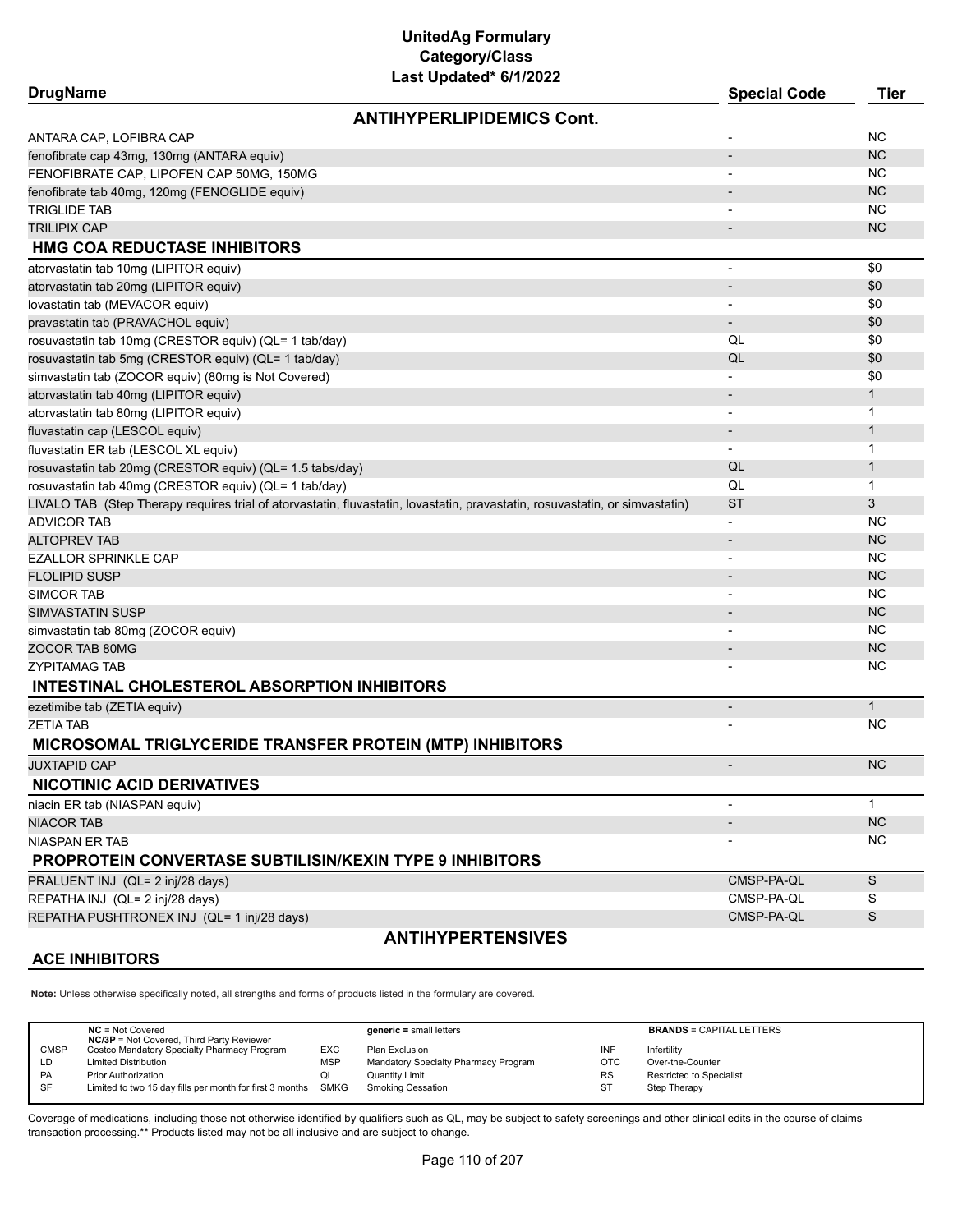# UnitedAg Formulary
## Category/Class
### Last Updated* 6/1/2022

| DrugName | Special Code | Tier |
|---|---|---|
| **ANTIHYPERLIPIDEMICS Cont.** | | |
| ANTARA CAP, LOFIBRA CAP | - | NC |
| fenofibrate cap 43mg, 130mg (ANTARA equiv) | - | NC |
| FENOFIBRATE CAP, LIPOFEN CAP 50MG, 150MG | - | NC |
| fenofibrate tab 40mg, 120mg (FENOGLIDE equiv) | - | NC |
| TRIGLIDE TAB | - | NC |
| TRILIPIX CAP | - | NC |
| **HMG COA REDUCTASE INHIBITORS** | | |
| atorvastatin tab 10mg (LIPITOR equiv) | - | $0 |
| atorvastatin tab 20mg (LIPITOR equiv) | - | $0 |
| lovastatin tab (MEVACOR equiv) | - | $0 |
| pravastatin tab (PRAVACHOL equiv) | - | $0 |
| rosuvastatin tab 10mg (CRESTOR equiv) (QL= 1 tab/day) | QL | $0 |
| rosuvastatin tab 5mg (CRESTOR equiv) (QL= 1 tab/day) | QL | $0 |
| simvastatin tab (ZOCOR equiv) (80mg is Not Covered) | - | $0 |
| atorvastatin tab 40mg (LIPITOR equiv) | - | 1 |
| atorvastatin tab 80mg (LIPITOR equiv) | - | 1 |
| fluvastatin cap (LESCOL equiv) | - | 1 |
| fluvastatin ER tab (LESCOL XL equiv) | - | 1 |
| rosuvastatin tab 20mg (CRESTOR equiv) (QL= 1.5 tabs/day) | QL | 1 |
| rosuvastatin tab 40mg (CRESTOR equiv) (QL= 1 tab/day) | QL | 1 |
| LIVALO TAB (Step Therapy requires trial of atorvastatin, fluvastatin, lovastatin, pravastatin, rosuvastatin, or simvastatin) | ST | 3 |
| ADVICOR TAB | - | NC |
| ALTOPREV TAB | - | NC |
| EZALLOR SPRINKLE CAP | - | NC |
| FLOLIPID SUSP | - | NC |
| SIMCOR TAB | - | NC |
| SIMVASTATIN SUSP | - | NC |
| simvastatin tab 80mg (ZOCOR equiv) | - | NC |
| ZOCOR TAB 80MG | - | NC |
| ZYPITAMAG TAB | - | NC |
| **INTESTINAL CHOLESTEROL ABSORPTION INHIBITORS** | | |
| ezetimibe tab (ZETIA equiv) | - | 1 |
| ZETIA TAB | - | NC |
| **MICROSOMAL TRIGLYCERIDE TRANSFER PROTEIN (MTP) INHIBITORS** | | |
| JUXTAPID CAP | - | NC |
| **NICOTINIC ACID DERIVATIVES** | | |
| niacin ER tab (NIASPAN equiv) | - | 1 |
| NIACOR TAB | - | NC |
| NIASPAN ER TAB | - | NC |
| **PROPROTEIN CONVERTASE SUBTILISIN/KEXIN TYPE 9 INHIBITORS** | | |
| PRALUENT INJ (QL= 2 inj/28 days) | CMSP-PA-QL | S |
| REPATHA INJ (QL= 2 inj/28 days) | CMSP-PA-QL | S |
| REPATHA PUSHTRONEX INJ (QL= 1 inj/28 days) | CMSP-PA-QL | S |
| **ANTIHYPERTENSIVES** | | |
| **ACE INHIBITORS** | | |

**Note:** Unless otherwise specifically noted, all strengths and forms of products listed in the formulary are covered.

| | | | | | |
|---|---|---|---|---|---|
| **NC** = Not Covered<br>**NC/3P** = Not Covered, Third Party Reviewer | | **generic =** small letters | | **BRANDS** = CAPITAL LETTERS | |
| CMSP | Costco Mandatory Specialty Pharmacy Program | EXC | Plan Exclusion | INF | Infertility |
| LD | Limited Distribution | MSP | Mandatory Specialty Pharmacy Program | OTC | Over-the-Counter |
| PA | Prior Authorization | QL | Quantity Limit | RS | Restricted to Specialist |
| SF | Limited to two 15 day fills per month for first 3 months | SMKG | Smoking Cessation | ST | Step Therapy |

Coverage of medications, including those not otherwise identified by qualifiers such as QL, may be subject to safety screenings and other clinical edits in the course of claims transaction processing.** Products listed may not be all inclusive and are subject to change.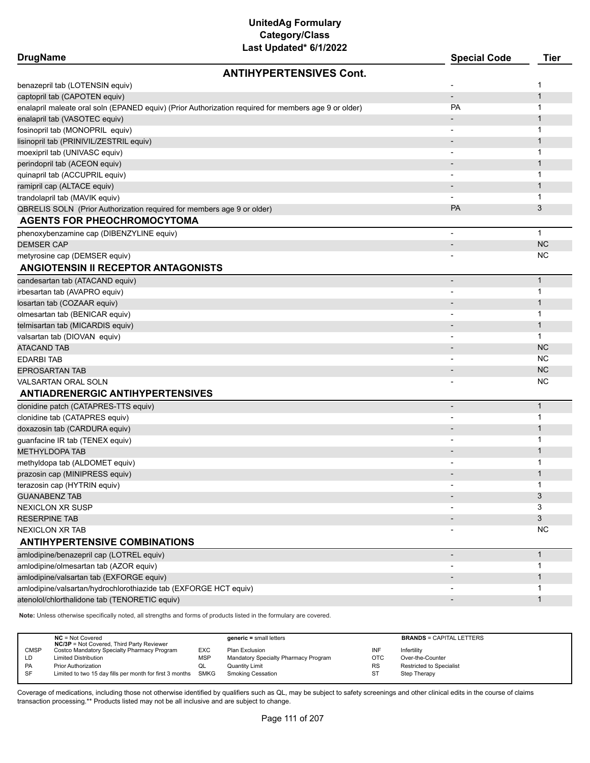# UnitedAg Formulary
## Category/Class
### Last Updated* 6/1/2022

| DrugName | Special Code | Tier |
|---|---|---|
| **ANTIHYPERTENSIVES Cont.** | | |
| benazepril tab (LOTENSIN equiv) | - | 1 |
| captopril tab (CAPOTEN equiv) | - | 1 |
| enalapril maleate oral soln (EPANED equiv) (Prior Authorization required for members age 9 or older) | PA | 1 |
| enalapril tab (VASOTEC equiv) | - | 1 |
| fosinopril tab (MONOPRIL equiv) | - | 1 |
| lisinopril tab (PRINIVIL/ZESTRIL equiv) | - | 1 |
| moexipril tab (UNIVASC equiv) | - | 1 |
| perindopril tab (ACEON equiv) | - | 1 |
| quinapril tab (ACCUPRIL equiv) | - | 1 |
| ramipril cap (ALTACE equiv) | - | 1 |
| trandolapril tab (MAVIK equiv) | - | 1 |
| QBRELIS SOLN (Prior Authorization required for members age 9 or older) | PA | 3 |
| **AGENTS FOR PHEOCHROMOCYTOMA** | | |
| phenoxybenzamine cap (DIBENZYLINE equiv) | - | 1 |
| DEMSER CAP | - | NC |
| metyrosine cap (DEMSER equiv) | - | NC |
| **ANGIOTENSIN II RECEPTOR ANTAGONISTS** | | |
| candesartan tab (ATACAND equiv) | - | 1 |
| irbesartan tab (AVAPRO equiv) | - | 1 |
| losartan tab (COZAAR equiv) | - | 1 |
| olmesartan tab (BENICAR equiv) | - | 1 |
| telmisartan tab (MICARDIS equiv) | - | 1 |
| valsartan tab (DIOVAN equiv) | - | 1 |
| ATACAND TAB | - | NC |
| EDARBI TAB | - | NC |
| EPROSARTAN TAB | - | NC |
| VALSARTAN ORAL SOLN | - | NC |
| **ANTIADRENERGIC ANTIHYPERTENSIVES** | | |
| clonidine patch (CATAPRES-TTS equiv) | - | 1 |
| clonidine tab (CATAPRES equiv) | - | 1 |
| doxazosin tab (CARDURA equiv) | - | 1 |
| guanfacine IR tab (TENEX equiv) | - | 1 |
| METHYLDOPA TAB | - | 1 |
| methyldopa tab (ALDOMET equiv) | - | 1 |
| prazosin cap (MINIPRESS equiv) | - | 1 |
| terazosin cap (HYTRIN equiv) | - | 1 |
| GUANABENZ TAB | - | 3 |
| NEXICLON XR SUSP | - | 3 |
| RESERPINE TAB | - | 3 |
| NEXICLON XR TAB | - | NC |
| **ANTIHYPERTENSIVE COMBINATIONS** | | |
| amlodipine/benazepril cap (LOTREL equiv) | - | 1 |
| amlodipine/olmesartan tab (AZOR equiv) | - | 1 |
| amlodipine/valsartan tab (EXFORGE equiv) | - | 1 |
| amlodipine/valsartan/hydrochlorothiazide tab (EXFORGE HCT equiv) | - | 1 |
| atenolol/chlorthalidone tab (TENORETIC equiv) | - | 1 |

**Note:** Unless otherwise specifically noted, all strengths and forms of products listed in the formulary are covered.

| | | | | | |
|---|---|---|---|---|---|
| **NC** = Not Covered<br>**NC/3P** = Not Covered, Third Party Reviewer | | **generic =** small letters | | **BRANDS** = CAPITAL LETTERS | |
| CMSP | Costco Mandatory Specialty Pharmacy Program | EXC | Plan Exclusion | INF | Infertility |
| LD | Limited Distribution | MSP | Mandatory Specialty Pharmacy Program | OTC | Over-the-Counter |
| PA | Prior Authorization | QL | Quantity Limit | RS | Restricted to Specialist |
| SF | Limited to two 15 day fills per month for first 3 months | SMKG | Smoking Cessation | ST | Step Therapy |

Coverage of medications, including those not otherwise identified by qualifiers such as QL, may be subject to safety screenings and other clinical edits in the course of claims transaction processing.** Products listed may not be all inclusive and are subject to change.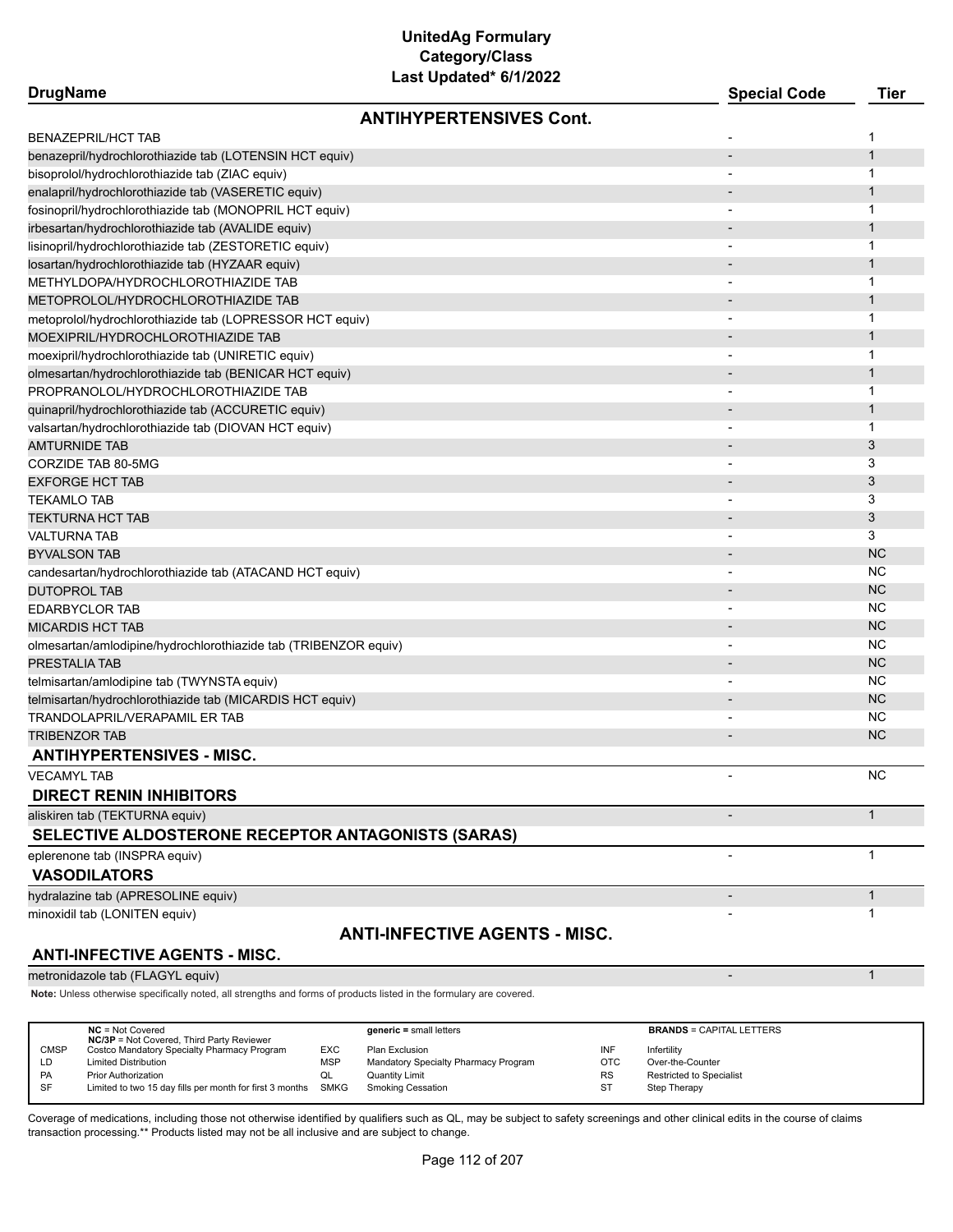# UnitedAg Formulary
## Category/Class
### Last Updated* 6/1/2022

| DrugName | Special Code | Tier |
|---|---|---|
| **ANTIHYPERTENSIVES Cont.** | | |
| BENAZEPRIL/HCT TAB | - | 1 |
| benazepril/hydrochlorothiazide tab (LOTENSIN HCT equiv) | - | 1 |
| bisoprolol/hydrochlorothiazide tab (ZIAC equiv) | - | 1 |
| enalapril/hydrochlorothiazide tab (VASERETIC equiv) | - | 1 |
| fosinopril/hydrochlorothiazide tab (MONOPRIL HCT equiv) | - | 1 |
| irbesartan/hydrochlorothiazide tab (AVALIDE equiv) | - | 1 |
| lisinopril/hydrochlorothiazide tab (ZESTORETIC equiv) | - | 1 |
| losartan/hydrochlorothiazide tab (HYZAAR equiv) | - | 1 |
| METHYLDOPA/HYDROCHLOROTHIAZIDE TAB | - | 1 |
| METOPROLOL/HYDROCHLOROTHIAZIDE TAB | - | 1 |
| metoprolol/hydrochlorothiazide tab (LOPRESSOR HCT equiv) | - | 1 |
| MOEXIPRIL/HYDROCHLOROTHIAZIDE TAB | - | 1 |
| moexipril/hydrochlorothiazide tab (UNIRETIC equiv) | - | 1 |
| olmesartan/hydrochlorothiazide tab (BENICAR HCT equiv) | - | 1 |
| PROPRANOLOL/HYDROCHLOROTHIAZIDE TAB | - | 1 |
| quinapril/hydrochlorothiazide tab (ACCURETIC equiv) | - | 1 |
| valsartan/hydrochlorothiazide tab (DIOVAN HCT equiv) | - | 1 |
| AMTURNIDE TAB | - | 3 |
| CORZIDE TAB 80-5MG | - | 3 |
| EXFORGE HCT TAB | - | 3 |
| TEKAMLO TAB | - | 3 |
| TEKTURNA HCT TAB | - | 3 |
| VALTURNA TAB | - | 3 |
| BYVALSON TAB | - | NC |
| candesartan/hydrochlorothiazide tab (ATACAND HCT equiv) | - | NC |
| DUTOPROL TAB | - | NC |
| EDARBYCLOR TAB | - | NC |
| MICARDIS HCT TAB | - | NC |
| olmesartan/amlodipine/hydrochlorothiazide tab (TRIBENZOR equiv) | - | NC |
| PRESTALIA TAB | - | NC |
| telmisartan/amlodipine tab (TWYNSTA equiv) | - | NC |
| telmisartan/hydrochlorothiazide tab (MICARDIS HCT equiv) | - | NC |
| TRANDOLAPRIL/VERAPAMIL ER TAB | - | NC |
| TRIBENZOR TAB | - | NC |
| **ANTIHYPERTENSIVES - MISC.** | | |
| VECAMYL TAB | - | NC |
| **DIRECT RENIN INHIBITORS** | | |
| aliskiren tab (TEKTURNA equiv) | - | 1 |
| **SELECTIVE ALDOSTERONE RECEPTOR ANTAGONISTS (SARAS)** | | |
| eplerenone tab (INSPRA equiv) | - | 1 |
| **VASODILATORS** | | |
| hydralazine tab (APRESOLINE equiv) | - | 1 |
| minoxidil tab (LONITEN equiv) | - | 1 |
| **ANTI-INFECTIVE AGENTS - MISC.** | | |
| **ANTI-INFECTIVE AGENTS - MISC.** | | |
| metronidazole tab (FLAGYL equiv) | - | 1 |

**Note:** Unless otherwise specifically noted, all strengths and forms of products listed in the formulary are covered.

| | | | | | |
|---|---|---|---|---|---|
| | **NC** = Not Covered<br>**NC/3P** = Not Covered, Third Party Reviewer | | **generic** = small letters | | **BRANDS** = CAPITAL LETTERS |
| CMSP | Costco Mandatory Specialty Pharmacy Program | EXC | Plan Exclusion | INF | Infertility |
| LD | Limited Distribution | MSP | Mandatory Specialty Pharmacy Program | OTC | Over-the-Counter |
| PA | Prior Authorization | QL | Quantity Limit | RS | Restricted to Specialist |
| SF | Limited to two 15 day fills per month for first 3 months | SMKG | Smoking Cessation | ST | Step Therapy |

Coverage of medications, including those not otherwise identified by qualifiers such as QL, may be subject to safety screenings and other clinical edits in the course of claims transaction processing.** Products listed may not be all inclusive and are subject to change.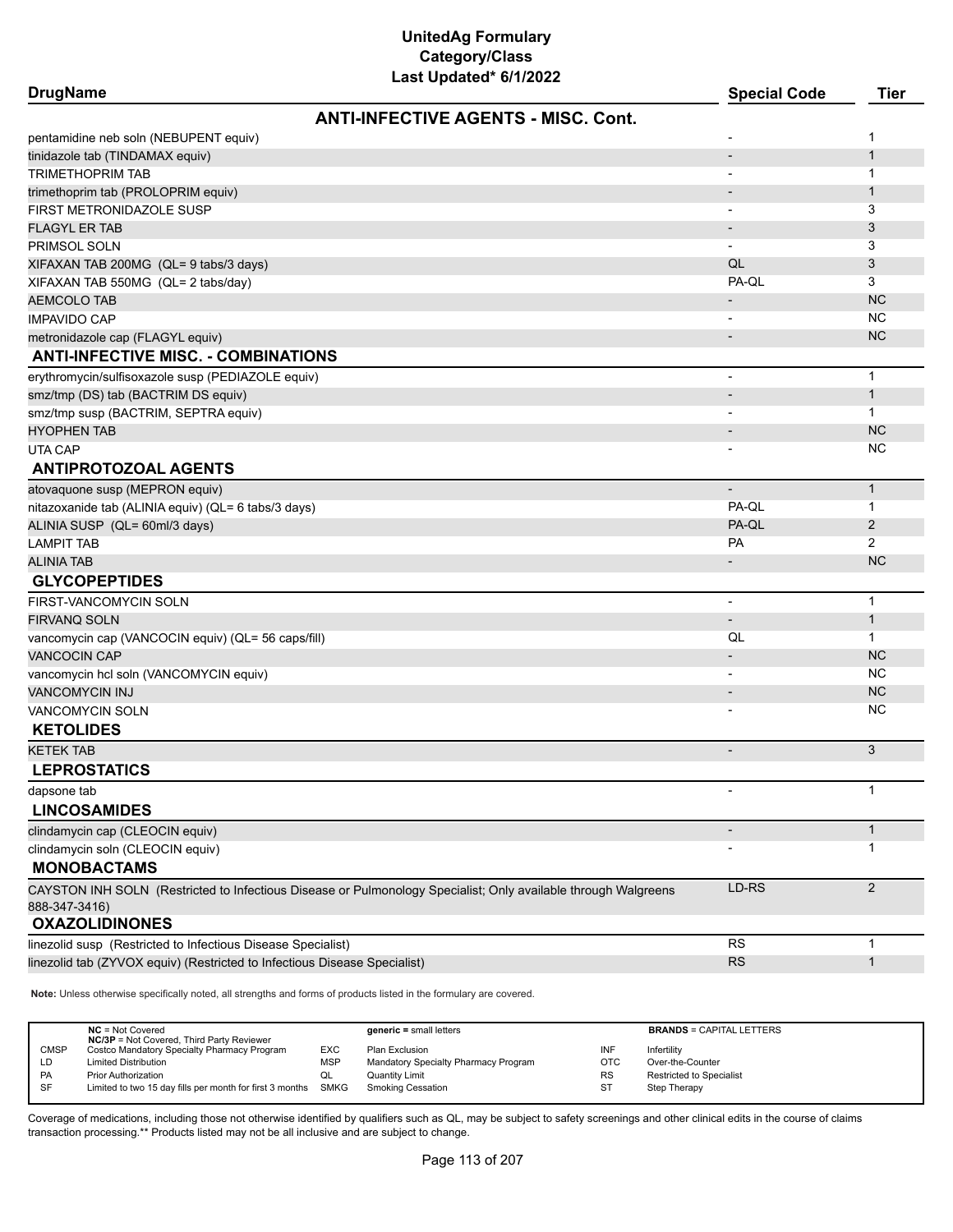# UnitedAg Formulary
## Category/Class
### Last Updated* 6/1/2022

| DrugName | Special Code | Tier |
|---|---|---|
| **ANTI-INFECTIVE AGENTS - MISC. Cont.** | | |
| pentamidine neb soln (NEBUPENT equiv) | - | 1 |
| tinidazole tab (TINDAMAX equiv) | - | 1 |
| TRIMETHOPRIM TAB | - | 1 |
| trimethoprim tab (PROLOPRIM equiv) | - | 1 |
| FIRST METRONIDAZOLE SUSP | - | 3 |
| FLAGYL ER TAB | - | 3 |
| PRIMSOL SOLN | - | 3 |
| XIFAXAN TAB 200MG (QL= 9 tabs/3 days) | QL | 3 |
| XIFAXAN TAB 550MG (QL= 2 tabs/day) | PA-QL | 3 |
| AEMCOLO TAB | - | NC |
| IMPAVIDO CAP | - | NC |
| metronidazole cap (FLAGYL equiv) | - | NC |
| **ANTI-INFECTIVE MISC. - COMBINATIONS** | | |
| erythromycin/sulfisoxazole susp (PEDIAZOLE equiv) | - | 1 |
| smz/tmp (DS) tab (BACTRIM DS equiv) | - | 1 |
| smz/tmp susp (BACTRIM, SEPTRA equiv) | - | 1 |
| HYOPHEN TAB | - | NC |
| UTA CAP | - | NC |
| **ANTIPROTOZOAL AGENTS** | | |
| atovaquone susp (MEPRON equiv) | - | 1 |
| nitazoxanide tab (ALINIA equiv) (QL= 6 tabs/3 days) | PA-QL | 1 |
| ALINIA SUSP (QL= 60ml/3 days) | PA-QL | 2 |
| LAMPIT TAB | PA | 2 |
| ALINIA TAB | - | NC |
| **GLYCOPEPTIDES** | | |
| FIRST-VANCOMYCIN SOLN | - | 1 |
| FIRVANQ SOLN | - | 1 |
| vancomycin cap (VANCOCIN equiv) (QL= 56 caps/fill) | QL | 1 |
| VANCOCIN CAP | - | NC |
| vancomycin hcl soln (VANCOMYCIN equiv) | - | NC |
| VANCOMYCIN INJ | - | NC |
| VANCOMYCIN SOLN | - | NC |
| **KETOLIDES** | | |
| KETEK TAB | - | 3 |
| **LEPROSTATICS** | | |
| dapsone tab | - | 1 |
| **LINCOSAMIDES** | | |
| clindamycin cap (CLEOCIN equiv) | - | 1 |
| clindamycin soln (CLEOCIN equiv) | - | 1 |
| **MONOBACTAMS** | | |
| CAYSTON INH SOLN (Restricted to Infectious Disease or Pulmonology Specialist; Only available through Walgreens 888-347-3416) | LD-RS | 2 |
| **OXAZOLIDINONES** | | |
| linezolid susp (Restricted to Infectious Disease Specialist) | RS | 1 |
| linezolid tab (ZYVOX equiv) (Restricted to Infectious Disease Specialist) | RS | 1 |

**Note:** Unless otherwise specifically noted, all strengths and forms of products listed in the formulary are covered.

| | | | | | |
|---|---|---|---|---|---|
| **NC** = Not Covered<br>**NC/3P** = Not Covered, Third Party Reviewer | | **generic** = small letters | | **BRANDS** = CAPITAL LETTERS | |
| CMSP | Costco Mandatory Specialty Pharmacy Program | EXC | Plan Exclusion | INF | Infertility |
| LD | Limited Distribution | MSP | Mandatory Specialty Pharmacy Program | OTC | Over-the-Counter |
| PA | Prior Authorization | QL | Quantity Limit | RS | Restricted to Specialist |
| SF | Limited to two 15 day fills per month for first 3 months | SMKG | Smoking Cessation | ST | Step Therapy |

Coverage of medications, including those not otherwise identified by qualifiers such as QL, may be subject to safety screenings and other clinical edits in the course of claims transaction processing.** Products listed may not be all inclusive and are subject to change.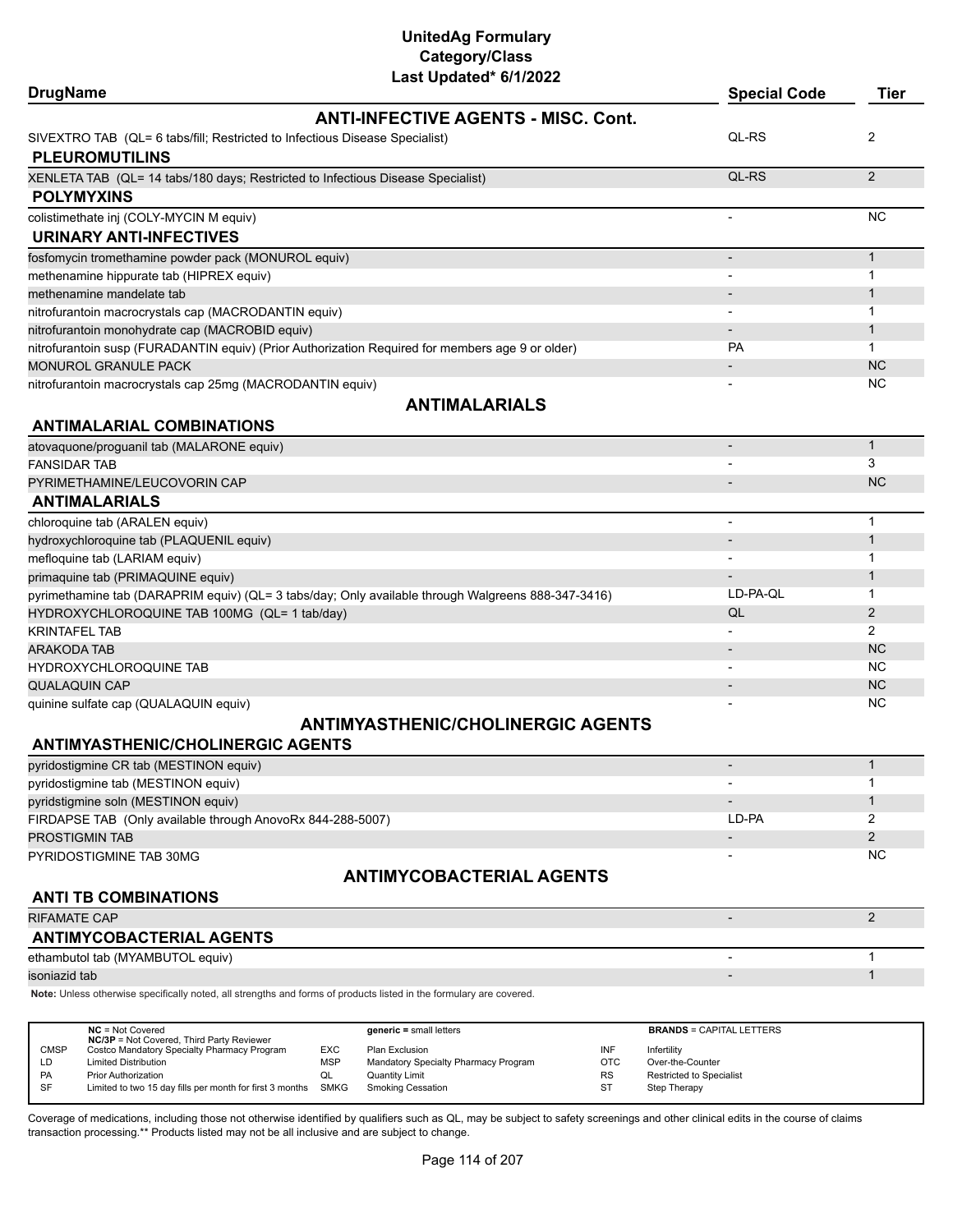# UnitedAg Formulary
## Category/Class
### Last Updated* 6/1/2022

| DrugName | Special Code | Tier |
|---|---|---|
| **ANTI-INFECTIVE AGENTS - MISC. Cont.** | | |
| SIVEXTRO TAB (QL= 6 tabs/fill; Restricted to Infectious Disease Specialist) | QL-RS | 2 |
| **PLEUROMUTILINS** | | |
| XENLETA TAB (QL= 14 tabs/180 days; Restricted to Infectious Disease Specialist) | QL-RS | 2 |
| **POLYMYXINS** | | |
| colistimethate inj (COLY-MYCIN M equiv) | - | NC |
| **URINARY ANTI-INFECTIVES** | | |
| fosfomycin tromethamine powder pack (MONUROL equiv) | - | 1 |
| methenamine hippurate tab (HIPREX equiv) | - | 1 |
| methenamine mandelate tab | - | 1 |
| nitrofurantoin macrocrystals cap (MACRODANTIN equiv) | - | 1 |
| nitrofurantoin monohydrate cap (MACROBID equiv) | - | 1 |
| nitrofurantoin susp (FURADANTIN equiv) (Prior Authorization Required for members age 9 or older) | PA | 1 |
| MONUROL GRANULE PACK | - | NC |
| nitrofurantoin macrocrystals cap 25mg (MACRODANTIN equiv) | - | NC |
| **ANTIMALARIALS** | | |
| **ANTIMALARIAL COMBINATIONS** | | |
| atovaquone/proguanil tab (MALARONE equiv) | - | 1 |
| FANSIDAR TAB | - | 3 |
| PYRIMETHAMINE/LEUCOVORIN CAP | - | NC |
| **ANTIMALARIALS** | | |
| chloroquine tab (ARALEN equiv) | - | 1 |
| hydroxychloroquine tab (PLAQUENIL equiv) | - | 1 |
| mefloquine tab (LARIAM equiv) | - | 1 |
| primaquine tab (PRIMAQUINE equiv) | - | 1 |
| pyrimethamine tab (DARAPRIM equiv) (QL= 3 tabs/day; Only available through Walgreens 888-347-3416) | LD-PA-QL | 1 |
| HYDROXYCHLOROQUINE TAB 100MG (QL= 1 tab/day) | QL | 2 |
| KRINTAFEL TAB | - | 2 |
| ARAKODA TAB | - | NC |
| HYDROXYCHLOROQUINE TAB | - | NC |
| QUALAQUIN CAP | - | NC |
| quinine sulfate cap (QUALAQUIN equiv) | - | NC |
| **ANTIMYASTHENIC/CHOLINERGIC AGENTS** | | |
| **ANTIMYASTHENIC/CHOLINERGIC AGENTS** | | |
| pyridostigmine CR tab (MESTINON equiv) | - | 1 |
| pyridostigmine tab (MESTINON equiv) | - | 1 |
| pyridstigmine soln (MESTINON equiv) | - | 1 |
| FIRDAPSE TAB (Only available through AnovoRx 844-288-5007) | LD-PA | 2 |
| PROSTIGMIN TAB | - | 2 |
| PYRIDOSTIGMINE TAB 30MG | - | NC |
| **ANTIMYCOBACTERIAL AGENTS** | | |
| **ANTI TB COMBINATIONS** | | |
| RIFAMATE CAP | - | 2 |
| **ANTIMYCOBACTERIAL AGENTS** | | |
| ethambutol tab (MYAMBUTOL equiv) | - | 1 |
| isoniazid tab | - | 1 |

**Note:** Unless otherwise specifically noted, all strengths and forms of products listed in the formulary are covered.

| | | | | | |
|---|---|---|---|---|---|
| **NC** = Not Covered<br>**NC/3P** = Not Covered, Third Party Reviewer | | **generic =** small letters | | **BRANDS** = CAPITAL LETTERS | |
| CMSP | Costco Mandatory Specialty Pharmacy Program | EXC | Plan Exclusion | INF | Infertility |
| LD | Limited Distribution | MSP | Mandatory Specialty Pharmacy Program | OTC | Over-the-Counter |
| PA | Prior Authorization | QL | Quantity Limit | RS | Restricted to Specialist |
| SF | Limited to two 15 day fills per month for first 3 months | SMKG | Smoking Cessation | ST | Step Therapy |

Coverage of medications, including those not otherwise identified by qualifiers such as QL, may be subject to safety screenings and other clinical edits in the course of claims transaction processing.** Products listed may not be all inclusive and are subject to change.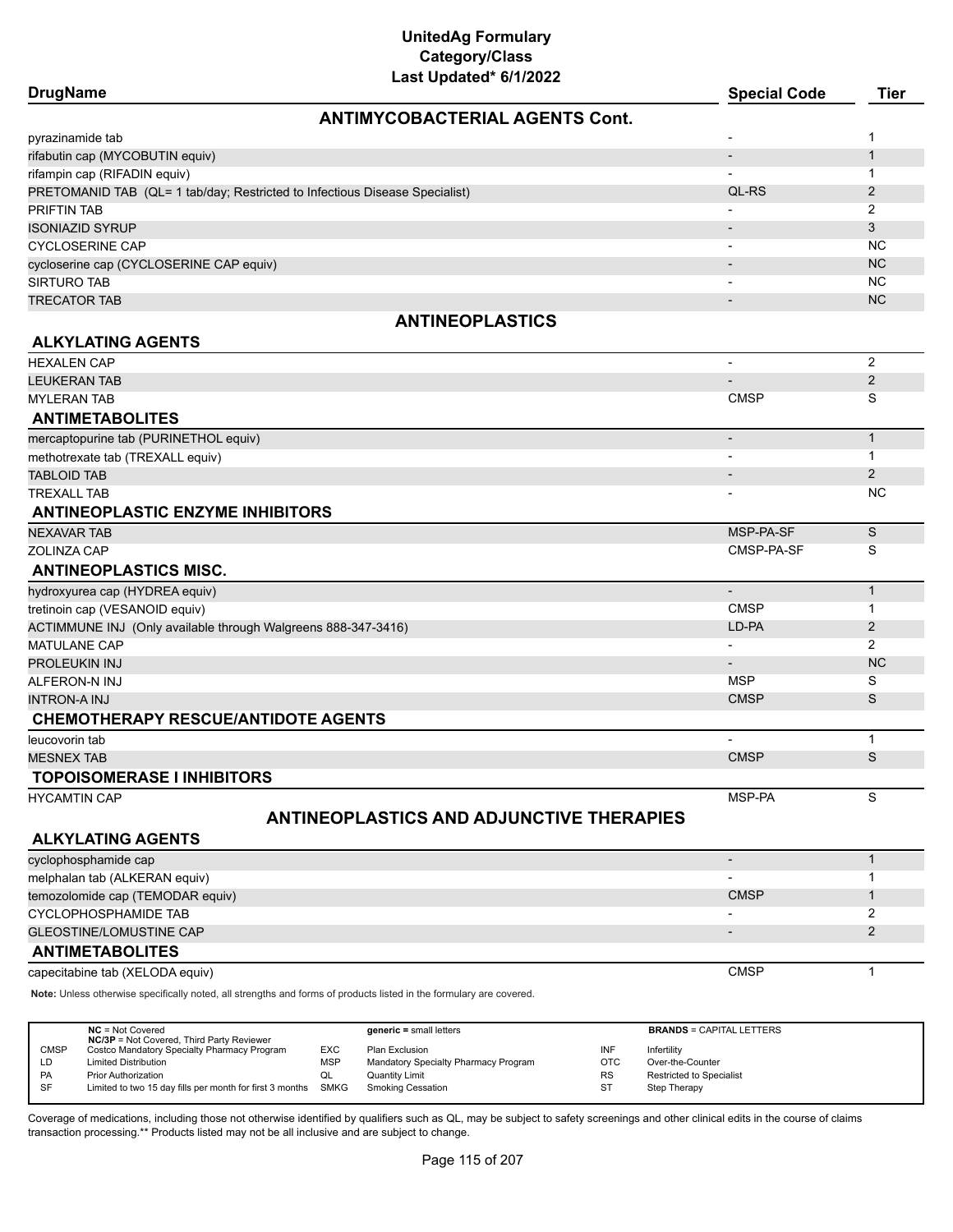# UnitedAg Formulary
## Category/Class
### Last Updated* 6/1/2022

| DrugName | Special Code | Tier |
|---|---|---|
| **ANTIMYCOBACTERIAL AGENTS Cont.** | | |
| pyrazinamide tab | - | 1 |
| rifabutin cap (MYCOBUTIN equiv) | - | 1 |
| rifampin cap (RIFADIN equiv) | - | 1 |
| PRETOMANID TAB (QL= 1 tab/day; Restricted to Infectious Disease Specialist) | QL-RS | 2 |
| PRIFTIN TAB | - | 2 |
| ISONIAZID SYRUP | - | 3 |
| CYCLOSERINE CAP | - | NC |
| cycloserine cap (CYCLOSERINE CAP equiv) | - | NC |
| SIRTURO TAB | - | NC |
| TRECATOR TAB | - | NC |
| **ANTINEOPLASTICS** | | |
| **ALKYLATING AGENTS** | | |
| HEXALEN CAP | - | 2 |
| LEUKERAN TAB | - | 2 |
| MYLERAN TAB | CMSP | S |
| **ANTIMETABOLITES** | | |
| mercaptopurine tab (PURINETHOL equiv) | - | 1 |
| methotrexate tab (TREXALL equiv) | - | 1 |
| TABLOID TAB | - | 2 |
| TREXALL TAB | - | NC |
| **ANTINEOPLASTIC ENZYME INHIBITORS** | | |
| NEXAVAR TAB | MSP-PA-SF | S |
| ZOLINZA CAP | CMSP-PA-SF | S |
| **ANTINEOPLASTICS MISC.** | | |
| hydroxyurea cap (HYDREA equiv) | - | 1 |
| tretinoin cap (VESANOID equiv) | CMSP | 1 |
| ACTIMMUNE INJ (Only available through Walgreens 888-347-3416) | LD-PA | 2 |
| MATULANE CAP | - | 2 |
| PROLEUKIN INJ | - | NC |
| ALFERON-N INJ | MSP | S |
| INTRON-A INJ | CMSP | S |
| **CHEMOTHERAPY RESCUE/ANTIDOTE AGENTS** | | |
| leucovorin tab | - | 1 |
| MESNEX TAB | CMSP | S |
| **TOPOISOMERASE I INHIBITORS** | | |
| HYCAMTIN CAP | MSP-PA | S |
| **ANTINEOPLASTICS AND ADJUNCTIVE THERAPIES** | | |
| **ALKYLATING AGENTS** | | |
| cyclophosphamide cap | - | 1 |
| melphalan tab (ALKERAN equiv) | - | 1 |
| temozolomide cap (TEMODAR equiv) | CMSP | 1 |
| CYCLOPHOSPHAMIDE TAB | - | 2 |
| GLEOSTINE/LOMUSTINE CAP | - | 2 |
| **ANTIMETABOLITES** | | |
| capecitabine tab (XELODA equiv) | CMSP | 1 |

**Note:** Unless otherwise specifically noted, all strengths and forms of products listed in the formulary are covered.

| | | | | | |
|---|---|---|---|---|---|
| **NC** = Not Covered<br>**NC/3P** = Not Covered, Third Party Reviewer | | **generic =** small letters | | **BRANDS** = CAPITAL LETTERS | |
| CMSP | Costco Mandatory Specialty Pharmacy Program | EXC | Plan Exclusion | INF | Infertility |
| LD | Limited Distribution | MSP | Mandatory Specialty Pharmacy Program | OTC | Over-the-Counter |
| PA | Prior Authorization | QL | Quantity Limit | RS | Restricted to Specialist |
| SF | Limited to two 15 day fills per month for first 3 months | SMKG | Smoking Cessation | ST | Step Therapy |

Coverage of medications, including those not otherwise identified by qualifiers such as QL, may be subject to safety screenings and other clinical edits in the course of claims transaction processing.** Products listed may not be all inclusive and are subject to change.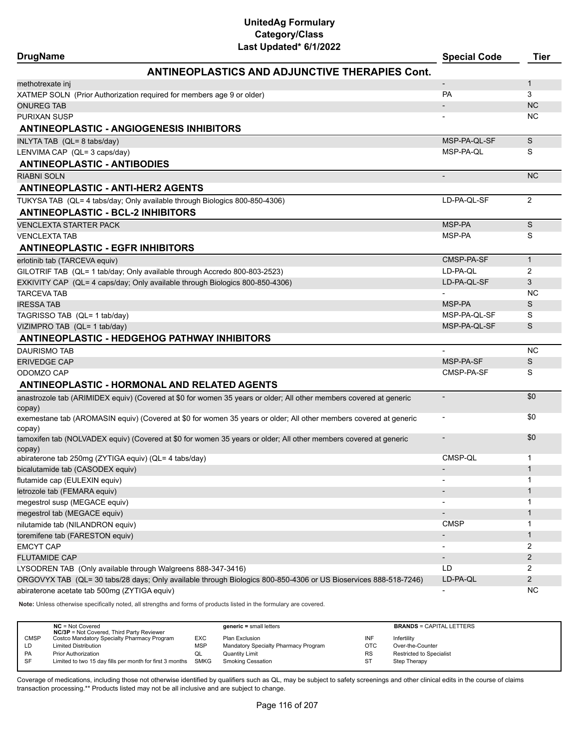# UnitedAg Formulary
## Category/Class
### Last Updated* 6/1/2022

| DrugName | Special Code | Tier |
|---|---|---|
| **ANTINEOPLASTICS AND ADJUNCTIVE THERAPIES Cont.** | | |
| methotrexate inj | - | 1 |
| XATMEP SOLN (Prior Authorization required for members age 9 or older) | PA | 3 |
| ONUREG TAB | - | NC |
| PURIXAN SUSP | - | NC |
| **ANTINEOPLASTIC - ANGIOGENESIS INHIBITORS** | | |
| INLYTA TAB (QL= 8 tabs/day) | MSP-PA-QL-SF | S |
| LENVIMA CAP (QL= 3 caps/day) | MSP-PA-QL | S |
| **ANTINEOPLASTIC - ANTIBODIES** | | |
| RIABNI SOLN | - | NC |
| **ANTINEOPLASTIC - ANTI-HER2 AGENTS** | | |
| TUKYSA TAB (QL= 4 tabs/day; Only available through Biologics 800-850-4306) | LD-PA-QL-SF | 2 |
| **ANTINEOPLASTIC - BCL-2 INHIBITORS** | | |
| VENCLEXTA STARTER PACK | MSP-PA | S |
| VENCLEXTA TAB | MSP-PA | S |
| **ANTINEOPLASTIC - EGFR INHIBITORS** | | |
| erlotinib tab (TARCEVA equiv) | CMSP-PA-SF | 1 |
| GILOTRIF TAB (QL= 1 tab/day; Only available through Accredo 800-803-2523) | LD-PA-QL | 2 |
| EXKIVITY CAP (QL= 4 caps/day; Only available through Biologics 800-850-4306) | LD-PA-QL-SF | 3 |
| TARCEVA TAB | - | NC |
| IRESSA TAB | MSP-PA | S |
| TAGRISSO TAB (QL= 1 tab/day) | MSP-PA-QL-SF | S |
| VIZIMPRO TAB (QL= 1 tab/day) | MSP-PA-QL-SF | S |
| **ANTINEOPLASTIC - HEDGEHOG PATHWAY INHIBITORS** | | |
| DAURISMO TAB | - | NC |
| ERIVEDGE CAP | MSP-PA-SF | S |
| ODOMZO CAP | CMSP-PA-SF | S |
| **ANTINEOPLASTIC - HORMONAL AND RELATED AGENTS** | | |
| anastrozole tab (ARIMIDEX equiv) (Covered at $0 for women 35 years or older; All other members covered at generic copay) | - | $0 |
| exemestane tab (AROMASIN equiv) (Covered at $0 for women 35 years or older; All other members covered at generic copay) | - | $0 |
| tamoxifen tab (NOLVADEX equiv) (Covered at $0 for women 35 years or older; All other members covered at generic copay) | - | $0 |
| abiraterone tab 250mg (ZYTIGA equiv) (QL= 4 tabs/day) | CMSP-QL | 1 |
| bicalutamide tab (CASODEX equiv) | - | 1 |
| flutamide cap (EULEXIN equiv) | - | 1 |
| letrozole tab (FEMARA equiv) | - | 1 |
| megestrol susp (MEGACE equiv) | - | 1 |
| megestrol tab (MEGACE equiv) | - | 1 |
| nilutamide tab (NILANDRON equiv) | CMSP | 1 |
| toremifene tab (FARESTON equiv) | - | 1 |
| EMCYT CAP | - | 2 |
| FLUTAMIDE CAP | - | 2 |
| LYSODREN TAB (Only available through Walgreens 888-347-3416) | LD | 2 |
| ORGOVYX TAB (QL= 30 tabs/28 days; Only available through Biologics 800-850-4306 or US Bioservices 888-518-7246) | LD-PA-QL | 2 |
| abiraterone acetate tab 500mg (ZYTIGA equiv) | - | NC |

**Note:** Unless otherwise specifically noted, all strengths and forms of products listed in the formulary are covered.

| | | | | | |
|---|---|---|---|---|---|
| **NC** = Not Covered<br>**NC/3P** = Not Covered, Third Party Reviewer | | **generic** = small letters | | **BRANDS** = CAPITAL LETTERS | |
| CMSP | Costco Mandatory Specialty Pharmacy Program | EXC | Plan Exclusion | INF | Infertility |
| LD | Limited Distribution | MSP | Mandatory Specialty Pharmacy Program | OTC | Over-the-Counter |
| PA | Prior Authorization | QL | Quantity Limit | RS | Restricted to Specialist |
| SF | Limited to two 15 day fills per month for first 3 months | SMKG | Smoking Cessation | ST | Step Therapy |

Coverage of medications, including those not otherwise identified by qualifiers such as QL, may be subject to safety screenings and other clinical edits in the course of claims transaction processing.** Products listed may not be all inclusive and are subject to change.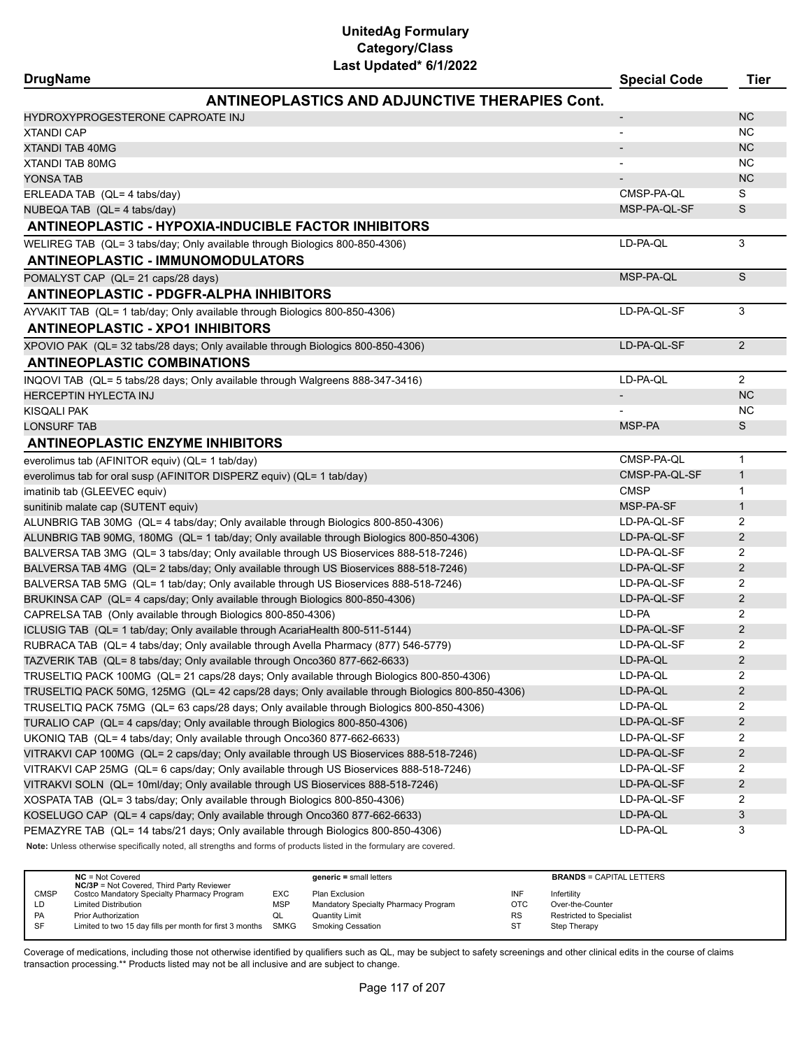# UnitedAg Formulary
## Category/Class
### Last Updated* 6/1/2022

| DrugName | Special Code | Tier |
|---|---|---|
| **ANTINEOPLASTICS AND ADJUNCTIVE THERAPIES Cont.** | | |
| HYDROXYPROGESTERONE CAPROATE INJ | - | NC |
| XTANDI CAP | - | NC |
| XTANDI TAB 40MG | - | NC |
| XTANDI TAB 80MG | - | NC |
| YONSA TAB | - | NC |
| ERLEADA TAB (QL= 4 tabs/day) | CMSP-PA-QL | S |
| NUBEQA TAB (QL= 4 tabs/day) | MSP-PA-QL-SF | S |
| **ANTINEOPLASTIC - HYPOXIA-INDUCIBLE FACTOR INHIBITORS** | | |
| WELIREG TAB (QL= 3 tabs/day; Only available through Biologics 800-850-4306) | LD-PA-QL | 3 |
| **ANTINEOPLASTIC - IMMUNOMODULATORS** | | |
| POMALYST CAP (QL= 21 caps/28 days) | MSP-PA-QL | S |
| **ANTINEOPLASTIC - PDGFR-ALPHA INHIBITORS** | | |
| AYVAKIT TAB (QL= 1 tab/day; Only available through Biologics 800-850-4306) | LD-PA-QL-SF | 3 |
| **ANTINEOPLASTIC - XPO1 INHIBITORS** | | |
| XPOVIO PAK (QL= 32 tabs/28 days; Only available through Biologics 800-850-4306) | LD-PA-QL-SF | 2 |
| **ANTINEOPLASTIC COMBINATIONS** | | |
| INQOVI TAB (QL= 5 tabs/28 days; Only available through Walgreens 888-347-3416) | LD-PA-QL | 2 |
| HERCEPTIN HYLECTA INJ | - | NC |
| KISQALI PAK | - | NC |
| LONSURF TAB | MSP-PA | S |
| **ANTINEOPLASTIC ENZYME INHIBITORS** | | |
| everolimus tab (AFINITOR equiv) (QL= 1 tab/day) | CMSP-PA-QL | 1 |
| everolimus tab for oral susp (AFINITOR DISPERZ equiv) (QL= 1 tab/day) | CMSP-PA-QL-SF | 1 |
| imatinib tab (GLEEVEC equiv) | CMSP | 1 |
| sunitinib malate cap (SUTENT equiv) | MSP-PA-SF | 1 |
| ALUNBRIG TAB 30MG (QL= 4 tabs/day; Only available through Biologics 800-850-4306) | LD-PA-QL-SF | 2 |
| ALUNBRIG TAB 90MG, 180MG (QL= 1 tab/day; Only available through Biologics 800-850-4306) | LD-PA-QL-SF | 2 |
| BALVERSA TAB 3MG (QL= 3 tabs/day; Only available through US Bioservices 888-518-7246) | LD-PA-QL-SF | 2 |
| BALVERSA TAB 4MG (QL= 2 tabs/day; Only available through US Bioservices 888-518-7246) | LD-PA-QL-SF | 2 |
| BALVERSA TAB 5MG (QL= 1 tab/day; Only available through US Bioservices 888-518-7246) | LD-PA-QL-SF | 2 |
| BRUKINSA CAP (QL= 4 caps/day; Only available through Biologics 800-850-4306) | LD-PA-QL-SF | 2 |
| CAPRELSA TAB (Only available through Biologics 800-850-4306) | LD-PA | 2 |
| ICLUSIG TAB (QL= 1 tab/day; Only available through AcariaHealth 800-511-5144) | LD-PA-QL-SF | 2 |
| RUBRACA TAB (QL= 4 tabs/day; Only available through Avella Pharmacy (877) 546-5779) | LD-PA-QL-SF | 2 |
| TAZVERIK TAB (QL= 8 tabs/day; Only available through Onco360 877-662-6633) | LD-PA-QL | 2 |
| TRUSELTIQ PACK 100MG (QL= 21 caps/28 days; Only available through Biologics 800-850-4306) | LD-PA-QL | 2 |
| TRUSELTIQ PACK 50MG, 125MG (QL= 42 caps/28 days; Only available through Biologics 800-850-4306) | LD-PA-QL | 2 |
| TRUSELTIQ PACK 75MG (QL= 63 caps/28 days; Only available through Biologics 800-850-4306) | LD-PA-QL | 2 |
| TURALIO CAP (QL= 4 caps/day; Only available through Biologics 800-850-4306) | LD-PA-QL-SF | 2 |
| UKONIQ TAB (QL= 4 tabs/day; Only available through Onco360 877-662-6633) | LD-PA-QL-SF | 2 |
| VITRAKVI CAP 100MG (QL= 2 caps/day; Only available through US Bioservices 888-518-7246) | LD-PA-QL-SF | 2 |
| VITRAKVI CAP 25MG (QL= 6 caps/day; Only available through US Bioservices 888-518-7246) | LD-PA-QL-SF | 2 |
| VITRAKVI SOLN (QL= 10ml/day; Only available through US Bioservices 888-518-7246) | LD-PA-QL-SF | 2 |
| XOSPATA TAB (QL= 3 tabs/day; Only available through Biologics 800-850-4306) | LD-PA-QL-SF | 2 |
| KOSELUGO CAP (QL= 4 caps/day; Only available through Onco360 877-662-6633) | LD-PA-QL | 3 |
| PEMAZYRE TAB (QL= 14 tabs/21 days; Only available through Biologics 800-850-4306) | LD-PA-QL | 3 |

**Note:** Unless otherwise specifically noted, all strengths and forms of products listed in the formulary are covered.

| | | | | | |
|---|---|---|---|---|---|
| **NC** = Not Covered<br>**NC/3P** = Not Covered, Third Party Reviewer | | **generic =** small letters | | **BRANDS** = CAPITAL LETTERS | |
| CMSP | Costco Mandatory Specialty Pharmacy Program | EXC | Plan Exclusion | INF | Infertility |
| LD | Limited Distribution | MSP | Mandatory Specialty Pharmacy Program | OTC | Over-the-Counter |
| PA | Prior Authorization | QL | Quantity Limit | RS | Restricted to Specialist |
| SF | Limited to two 15 day fills per month for first 3 months | SMKG | Smoking Cessation | ST | Step Therapy |

Coverage of medications, including those not otherwise identified by qualifiers such as QL, may be subject to safety screenings and other clinical edits in the course of claims transaction processing.** Products listed may not be all inclusive and are subject to change.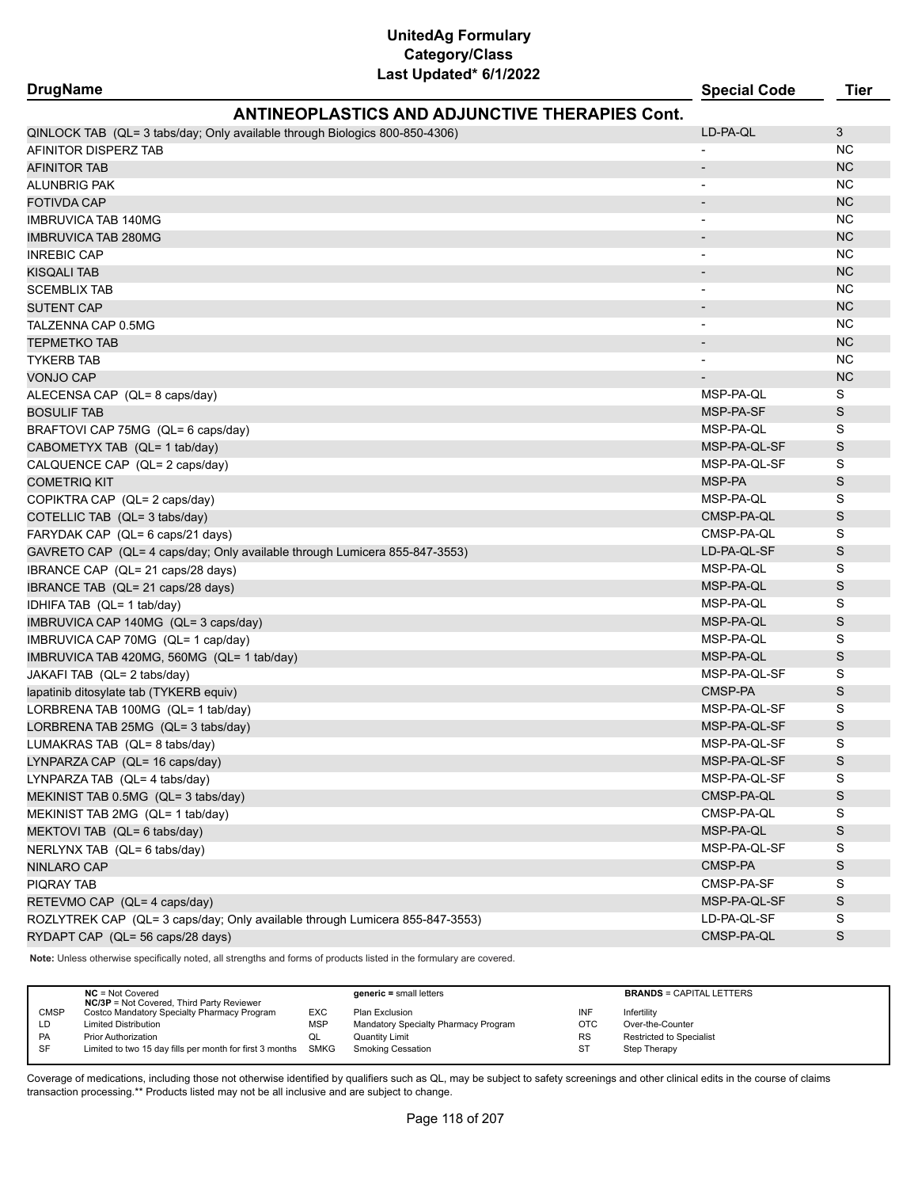# UnitedAg Formulary
## Category/Class
### Last Updated* 6/1/2022

| DrugName | Special Code | Tier |
|---|---|---|
| **ANTINEOPLASTICS AND ADJUNCTIVE THERAPIES Cont.** | | |
| QINLOCK TAB (QL= 3 tabs/day; Only available through Biologics 800-850-4306) | LD-PA-QL | 3 |
| AFINITOR DISPERZ TAB | - | NC |
| AFINITOR TAB | - | NC |
| ALUNBRIG PAK | - | NC |
| FOTIVDA CAP | - | NC |
| IMBRUVICA TAB 140MG | - | NC |
| IMBRUVICA TAB 280MG | - | NC |
| INREBIC CAP | - | NC |
| KISQALI TAB | - | NC |
| SCEMBLIX TAB | - | NC |
| SUTENT CAP | - | NC |
| TALZENNA CAP 0.5MG | - | NC |
| TEPMETKO TAB | - | NC |
| TYKERB TAB | - | NC |
| VONJO CAP | - | NC |
| ALECENSA CAP (QL= 8 caps/day) | MSP-PA-QL | S |
| BOSULIF TAB | MSP-PA-SF | S |
| BRAFTOVI CAP 75MG (QL= 6 caps/day) | MSP-PA-QL | S |
| CABOMETYX TAB (QL= 1 tab/day) | MSP-PA-QL-SF | S |
| CALQUENCE CAP (QL= 2 caps/day) | MSP-PA-QL-SF | S |
| COMETRIQ KIT | MSP-PA | S |
| COPIKTRA CAP (QL= 2 caps/day) | MSP-PA-QL | S |
| COTELLIC TAB (QL= 3 tabs/day) | CMSP-PA-QL | S |
| FARYDAK CAP (QL= 6 caps/21 days) | CMSP-PA-QL | S |
| GAVRETO CAP (QL= 4 caps/day; Only available through Lumicera 855-847-3553) | LD-PA-QL-SF | S |
| IBRANCE CAP (QL= 21 caps/28 days) | MSP-PA-QL | S |
| IBRANCE TAB (QL= 21 caps/28 days) | MSP-PA-QL | S |
| IDHIFA TAB (QL= 1 tab/day) | MSP-PA-QL | S |
| IMBRUVICA CAP 140MG (QL= 3 caps/day) | MSP-PA-QL | S |
| IMBRUVICA CAP 70MG (QL= 1 cap/day) | MSP-PA-QL | S |
| IMBRUVICA TAB 420MG, 560MG (QL= 1 tab/day) | MSP-PA-QL | S |
| JAKAFI TAB (QL= 2 tabs/day) | MSP-PA-QL-SF | S |
| lapatinib ditosylate tab (TYKERB equiv) | CMSP-PA | S |
| LORBRENA TAB 100MG (QL= 1 tab/day) | MSP-PA-QL-SF | S |
| LORBRENA TAB 25MG (QL= 3 tabs/day) | MSP-PA-QL-SF | S |
| LUMAKRAS TAB (QL= 8 tabs/day) | MSP-PA-QL-SF | S |
| LYNPARZA CAP (QL= 16 caps/day) | MSP-PA-QL-SF | S |
| LYNPARZA TAB (QL= 4 tabs/day) | MSP-PA-QL-SF | S |
| MEKINIST TAB 0.5MG (QL= 3 tabs/day) | CMSP-PA-QL | S |
| MEKINIST TAB 2MG (QL= 1 tab/day) | CMSP-PA-QL | S |
| MEKTOVI TAB (QL= 6 tabs/day) | MSP-PA-QL | S |
| NERLYNX TAB (QL= 6 tabs/day) | MSP-PA-QL-SF | S |
| NINLARO CAP | CMSP-PA | S |
| PIQRAY TAB | CMSP-PA-SF | S |
| RETEVMO CAP (QL= 4 caps/day) | MSP-PA-QL-SF | S |
| ROZLYTREK CAP (QL= 3 caps/day; Only available through Lumicera 855-847-3553) | LD-PA-QL-SF | S |
| RYDAPT CAP (QL= 56 caps/28 days) | CMSP-PA-QL | S |

**Note:** Unless otherwise specifically noted, all strengths and forms of products listed in the formulary are covered.

| | | | | | |
|---|---|---|---|---|---|
| **NC** = Not Covered<br>**NC/3P** = Not Covered, Third Party Reviewer | | **generic** = small letters | | **BRANDS** = CAPITAL LETTERS | |
| CMSP | Costco Mandatory Specialty Pharmacy Program | EXC | Plan Exclusion | INF | Infertility |
| LD | Limited Distribution | MSP | Mandatory Specialty Pharmacy Program | OTC | Over-the-Counter |
| PA | Prior Authorization | QL | Quantity Limit | RS | Restricted to Specialist |
| SF | Limited to two 15 day fills per month for first 3 months | SMKG | Smoking Cessation | ST | Step Therapy |

Coverage of medications, including those not otherwise identified by qualifiers such as QL, may be subject to safety screenings and other clinical edits in the course of claims transaction processing.** Products listed may not be all inclusive and are subject to change.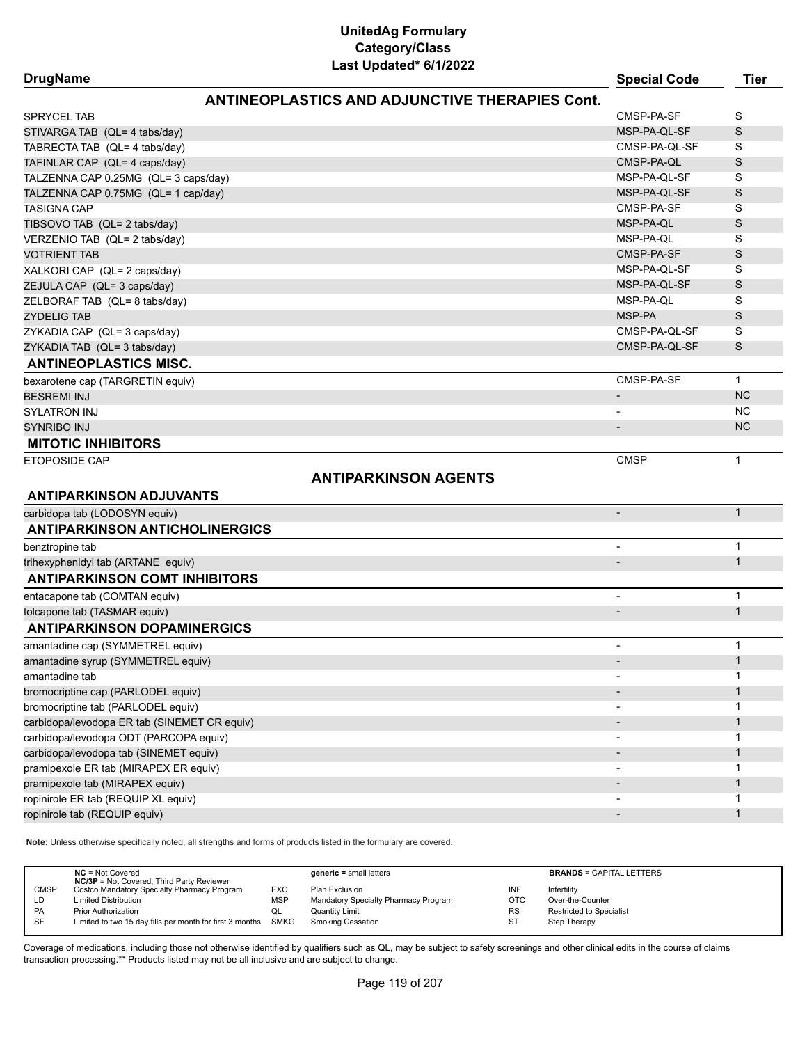# UnitedAg Formulary
## Category/Class
### Last Updated* 6/1/2022

| DrugName | Special Code | Tier |
|---|---|---|
| **ANTINEOPLASTICS AND ADJUNCTIVE THERAPIES Cont.** | | |
| SPRYCEL TAB | CMSP-PA-SF | S |
| STIVARGA TAB (QL= 4 tabs/day) | MSP-PA-QL-SF | S |
| TABRECTA TAB (QL= 4 tabs/day) | CMSP-PA-QL-SF | S |
| TAFINLAR CAP (QL= 4 caps/day) | CMSP-PA-QL | S |
| TALZENNA CAP 0.25MG (QL= 3 caps/day) | MSP-PA-QL-SF | S |
| TALZENNA CAP 0.75MG (QL= 1 cap/day) | MSP-PA-QL-SF | S |
| TASIGNA CAP | CMSP-PA-SF | S |
| TIBSOVO TAB (QL= 2 tabs/day) | MSP-PA-QL | S |
| VERZENIO TAB (QL= 2 tabs/day) | MSP-PA-QL | S |
| VOTRIENT TAB | CMSP-PA-SF | S |
| XALKORI CAP (QL= 2 caps/day) | MSP-PA-QL-SF | S |
| ZEJULA CAP (QL= 3 caps/day) | MSP-PA-QL-SF | S |
| ZELBORAF TAB (QL= 8 tabs/day) | MSP-PA-QL | S |
| ZYDELIG TAB | MSP-PA | S |
| ZYKADIA CAP (QL= 3 caps/day) | CMSP-PA-QL-SF | S |
| ZYKADIA TAB (QL= 3 tabs/day) | CMSP-PA-QL-SF | S |
| **ANTINEOPLASTICS MISC.** | | |
| bexarotene cap (TARGRETIN equiv) | CMSP-PA-SF | 1 |
| BESREMI INJ | - | NC |
| SYLATRON INJ | - | NC |
| SYNRIBO INJ | - | NC |
| **MITOTIC INHIBITORS** | | |
| ETOPOSIDE CAP | CMSP | 1 |
| **ANTIPARKINSON AGENTS** | | |
| **ANTIPARKINSON ADJUVANTS** | | |
| carbidopa tab (LODOSYN equiv) | - | 1 |
| **ANTIPARKINSON ANTICHOLINERGICS** | | |
| benztropine tab | - | 1 |
| trihexyphenidyl tab (ARTANE equiv) | - | 1 |
| **ANTIPARKINSON COMT INHIBITORS** | | |
| entacapone tab (COMTAN equiv) | - | 1 |
| tolcapone tab (TASMAR equiv) | - | 1 |
| **ANTIPARKINSON DOPAMINERGICS** | | |
| amantadine cap (SYMMETREL equiv) | - | 1 |
| amantadine syrup (SYMMETREL equiv) | - | 1 |
| amantadine tab | - | 1 |
| bromocriptine cap (PARLODEL equiv) | - | 1 |
| bromocriptine tab (PARLODEL equiv) | - | 1 |
| carbidopa/levodopa ER tab (SINEMET CR equiv) | - | 1 |
| carbidopa/levodopa ODT (PARCOPA equiv) | - | 1 |
| carbidopa/levodopa tab (SINEMET equiv) | - | 1 |
| pramipexole ER tab (MIRAPEX ER equiv) | - | 1 |
| pramipexole tab (MIRAPEX equiv) | - | 1 |
| ropinirole ER tab (REQUIP XL equiv) | - | 1 |
| ropinirole tab (REQUIP equiv) | - | 1 |

**Note:** Unless otherwise specifically noted, all strengths and forms of products listed in the formulary are covered.

| | | | | | |
|---|---|---|---|---|---|
| | **NC** = Not Covered<br>**NC/3P** = Not Covered, Third Party Reviewer | | **generic** = small letters | | **BRANDS** = CAPITAL LETTERS |
| CMSP | Costco Mandatory Specialty Pharmacy Program | EXC | Plan Exclusion | INF | Infertility |
| LD | Limited Distribution | MSP | Mandatory Specialty Pharmacy Program | OTC | Over-the-Counter |
| PA | Prior Authorization | QL | Quantity Limit | RS | Restricted to Specialist |
| SF | Limited to two 15 day fills per month for first 3 months | SMKG | Smoking Cessation | ST | Step Therapy |

Coverage of medications, including those not otherwise identified by qualifiers such as QL, may be subject to safety screenings and other clinical edits in the course of claims transaction processing.** Products listed may not be all inclusive and are subject to change.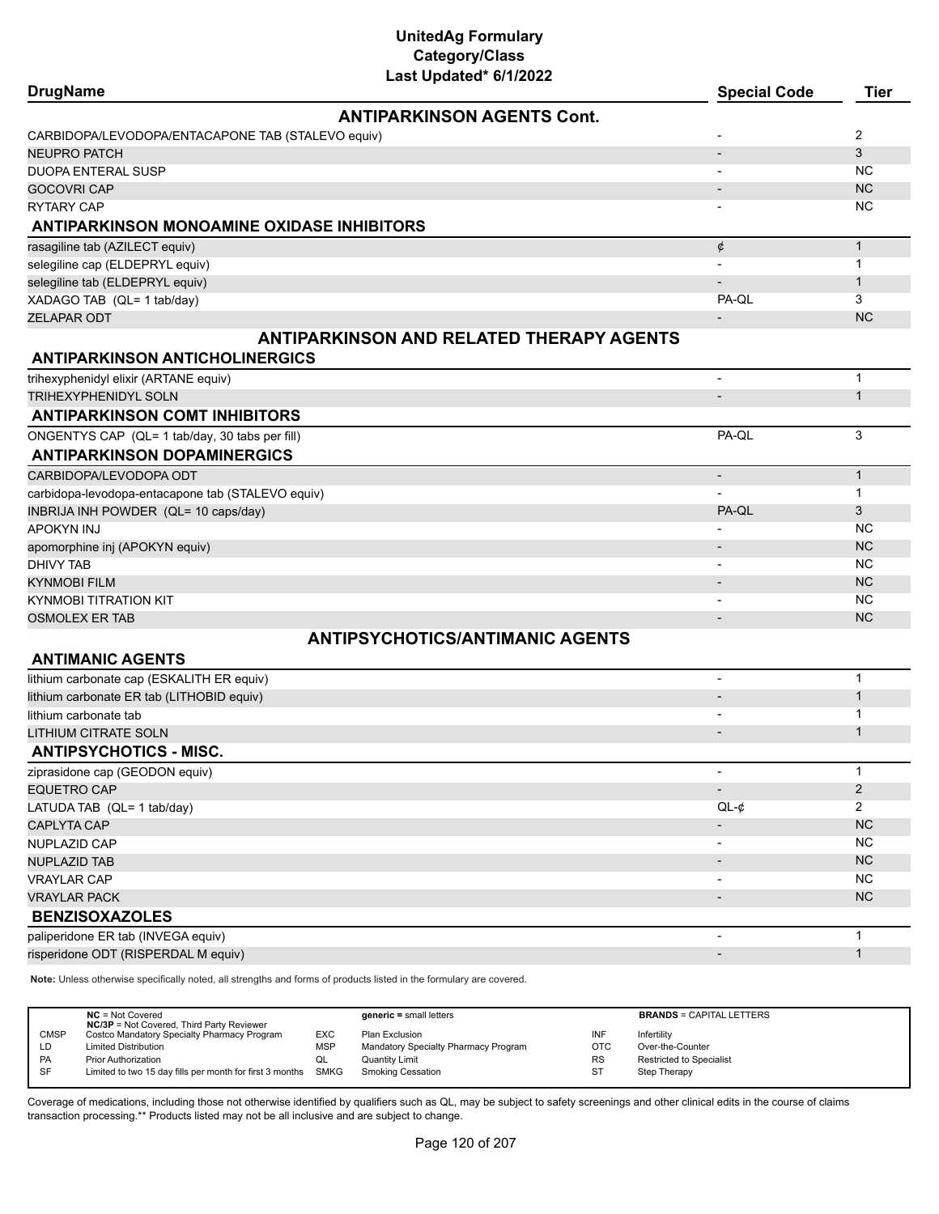# UnitedAg Formulary
## Category/Class
### Last Updated* 6/1/2022

| DrugName | Special Code | Tier |
|---|---|---|
| **ANTIPARKINSON AGENTS Cont.** | | |
| CARBIDOPA/LEVODOPA/ENTACAPONE TAB (STALEVO equiv) | - | 2 |
| NEUPRO PATCH | - | 3 |
| DUOPA ENTERAL SUSP | - | NC |
| GOCOVRI CAP | - | NC |
| RYTARY CAP | - | NC |
| **ANTIPARKINSON MONOAMINE OXIDASE INHIBITORS** | | |
| rasagiline tab (AZILECT equiv) | ¢ | 1 |
| selegiline cap (ELDEPRYL equiv) | - | 1 |
| selegiline tab (ELDEPRYL equiv) | - | 1 |
| XADAGO TAB (QL= 1 tab/day) | PA-QL | 3 |
| ZELAPAR ODT | - | NC |
| **ANTIPARKINSON AND RELATED THERAPY AGENTS** | | |
| **ANTIPARKINSON ANTICHOLINERGICS** | | |
| trihexyphenidyl elixir (ARTANE equiv) | - | 1 |
| TRIHEXYPHENIDYL SOLN | - | 1 |
| **ANTIPARKINSON COMT INHIBITORS** | | |
| ONGENTYS CAP (QL= 1 tab/day, 30 tabs per fill) | PA-QL | 3 |
| **ANTIPARKINSON DOPAMINERGICS** | | |
| CARBIDOPA/LEVODOPA ODT | - | 1 |
| carbidopa-levodopa-entacapone tab (STALEVO equiv) | - | 1 |
| INBRIJA INH POWDER (QL= 10 caps/day) | PA-QL | 3 |
| APOKYN INJ | - | NC |
| apomorphine inj (APOKYN equiv) | - | NC |
| DHIVY TAB | - | NC |
| KYNMOBI FILM | - | NC |
| KYNMOBI TITRATION KIT | - | NC |
| OSMOLEX ER TAB | - | NC |
| **ANTIPSYCHOTICS/ANTIMANIC AGENTS** | | |
| **ANTIMANIC AGENTS** | | |
| lithium carbonate cap (ESKALITH ER equiv) | - | 1 |
| lithium carbonate ER tab (LITHOBID equiv) | - | 1 |
| lithium carbonate tab | - | 1 |
| LITHIUM CITRATE SOLN | - | 1 |
| **ANTIPSYCHOTICS - MISC.** | | |
| ziprasidone cap (GEODON equiv) | - | 1 |
| EQUETRO CAP | - | 2 |
| LATUDA TAB (QL= 1 tab/day) | QL-¢ | 2 |
| CAPLYTA CAP | - | NC |
| NUPLAZID CAP | - | NC |
| NUPLAZID TAB | - | NC |
| VRAYLAR CAP | - | NC |
| VRAYLAR PACK | - | NC |
| **BENZISOXAZOLES** | | |
| paliperidone ER tab (INVEGA equiv) | - | 1 |
| risperidone ODT (RISPERDAL M equiv) | - | 1 |

**Note:** Unless otherwise specifically noted, all strengths and forms of products listed in the formulary are covered.

| | | | | | |
|---|---|---|---|---|---|
| **NC** = Not Covered<br>**NC/3P** = Not Covered, Third Party Reviewer | | **generic** = small letters | | **BRANDS** = CAPITAL LETTERS | |
| CMSP | Costco Mandatory Specialty Pharmacy Program | EXC | Plan Exclusion | INF | Infertility |
| LD | Limited Distribution | MSP | Mandatory Specialty Pharmacy Program | OTC | Over-the-Counter |
| PA | Prior Authorization | QL | Quantity Limit | RS | Restricted to Specialist |
| SF | Limited to two 15 day fills per month for first 3 months | SMKG | Smoking Cessation | ST | Step Therapy |

Coverage of medications, including those not otherwise identified by qualifiers such as QL, may be subject to safety screenings and other clinical edits in the course of claims transaction processing.** Products listed may not be all inclusive and are subject to change.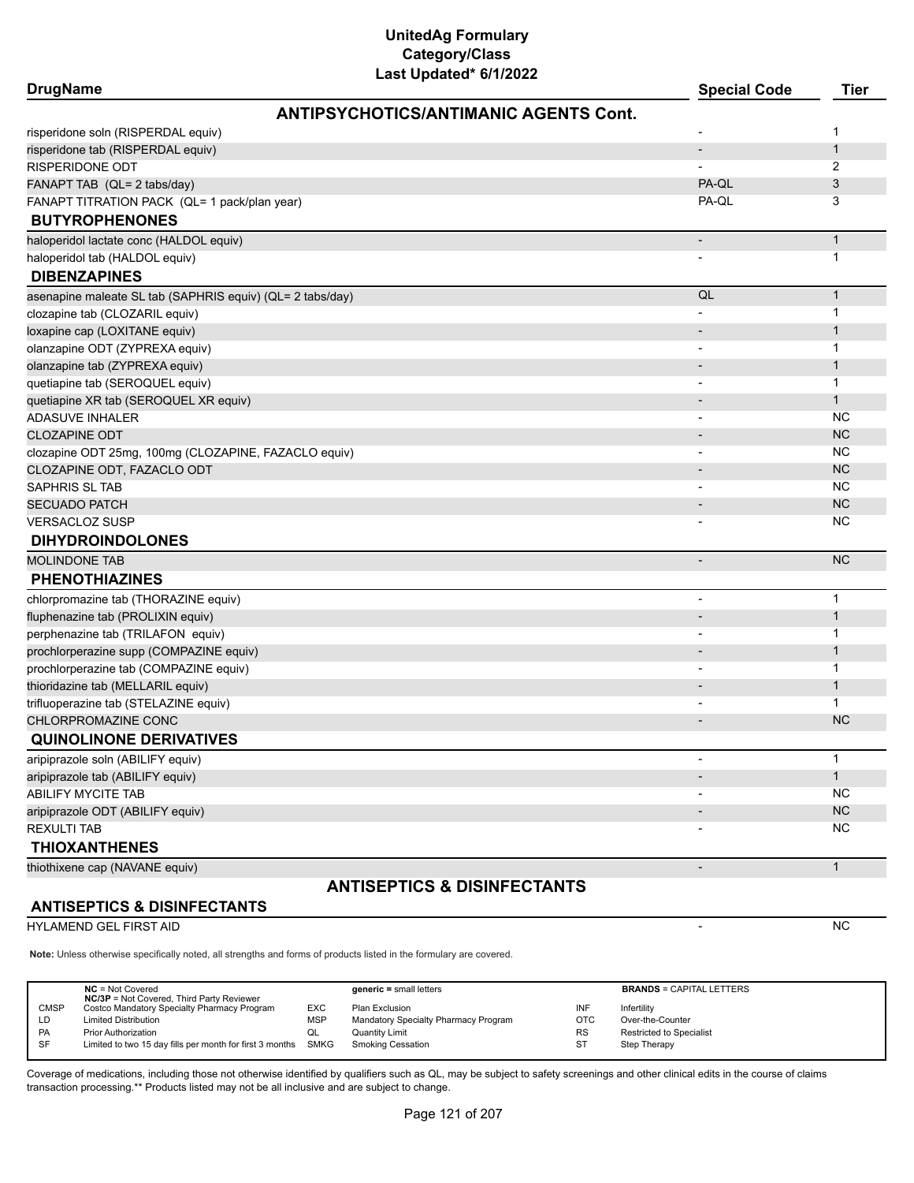# UnitedAg Formulary
## Category/Class
### Last Updated* 6/1/2022

| DrugName | Special Code | Tier |
|---|---|---|
| **ANTIPSYCHOTICS/ANTIMANIC AGENTS Cont.** | | |
| risperidone soln (RISPERDAL equiv) | - | 1 |
| risperidone tab (RISPERDAL equiv) | - | 1 |
| RISPERIDONE ODT | - | 2 |
| FANAPT TAB (QL= 2 tabs/day) | PA-QL | 3 |
| FANAPT TITRATION PACK (QL= 1 pack/plan year) | PA-QL | 3 |
| **BUTYROPHENONES** | | |
| haloperidol lactate conc (HALDOL equiv) | - | 1 |
| haloperidol tab (HALDOL equiv) | - | 1 |
| **DIBENZAPINES** | | |
| asenapine maleate SL tab (SAPHRIS equiv) (QL= 2 tabs/day) | QL | 1 |
| clozapine tab (CLOZARIL equiv) | - | 1 |
| loxapine cap (LOXITANE equiv) | - | 1 |
| olanzapine ODT (ZYPREXA equiv) | - | 1 |
| olanzapine tab (ZYPREXA equiv) | - | 1 |
| quetiapine tab (SEROQUEL equiv) | - | 1 |
| quetiapine XR tab (SEROQUEL XR equiv) | - | 1 |
| ADASUVE INHALER | - | NC |
| CLOZAPINE ODT | - | NC |
| clozapine ODT 25mg, 100mg (CLOZAPINE, FAZACLO equiv) | - | NC |
| CLOZAPINE ODT, FAZACLO ODT | - | NC |
| SAPHRIS SL TAB | - | NC |
| SECUADO PATCH | - | NC |
| VERSACLOZ SUSP | - | NC |
| **DIHYDROINDOLONES** | | |
| MOLINDONE TAB | - | NC |
| **PHENOTHIAZINES** | | |
| chlorpromazine tab (THORAZINE equiv) | - | 1 |
| fluphenazine tab (PROLIXIN equiv) | - | 1 |
| perphenazine tab (TRILAFON equiv) | - | 1 |
| prochlorperazine supp (COMPAZINE equiv) | - | 1 |
| prochlorperazine tab (COMPAZINE equiv) | - | 1 |
| thioridazine tab (MELLARIL equiv) | - | 1 |
| trifluoperazine tab (STELAZINE equiv) | - | 1 |
| CHLORPROMAZINE CONC | - | NC |
| **QUINOLINONE DERIVATIVES** | | |
| aripiprazole soln (ABILIFY equiv) | - | 1 |
| aripiprazole tab (ABILIFY equiv) | - | 1 |
| ABILIFY MYCITE TAB | - | NC |
| aripiprazole ODT (ABILIFY equiv) | - | NC |
| REXULTI TAB | - | NC |
| **THIOXANTHENES** | | |
| thiothixene cap (NAVANE equiv) | - | 1 |
| **ANTISEPTICS & DISINFECTANTS** | | |
| **ANTISEPTICS & DISINFECTANTS** | | |
| HYLAMEND GEL FIRST AID | - | NC |

**Note:** Unless otherwise specifically noted, all strengths and forms of products listed in the formulary are covered.

| | | | | | |
|---|---|---|---|---|---|
| **NC** = Not Covered<br>**NC/3P** = Not Covered, Third Party Reviewer | | **generic =** small letters | | **BRANDS** = CAPITAL LETTERS | |
| CMSP | Costco Mandatory Specialty Pharmacy Program | EXC | Plan Exclusion | INF | Infertility |
| LD | Limited Distribution | MSP | Mandatory Specialty Pharmacy Program | OTC | Over-the-Counter |
| PA | Prior Authorization | QL | Quantity Limit | RS | Restricted to Specialist |
| SF | Limited to two 15 day fills per month for first 3 months | SMKG | Smoking Cessation | ST | Step Therapy |

Coverage of medications, including those not otherwise identified by qualifiers such as QL, may be subject to safety screenings and other clinical edits in the course of claims transaction processing.** Products listed may not be all inclusive and are subject to change.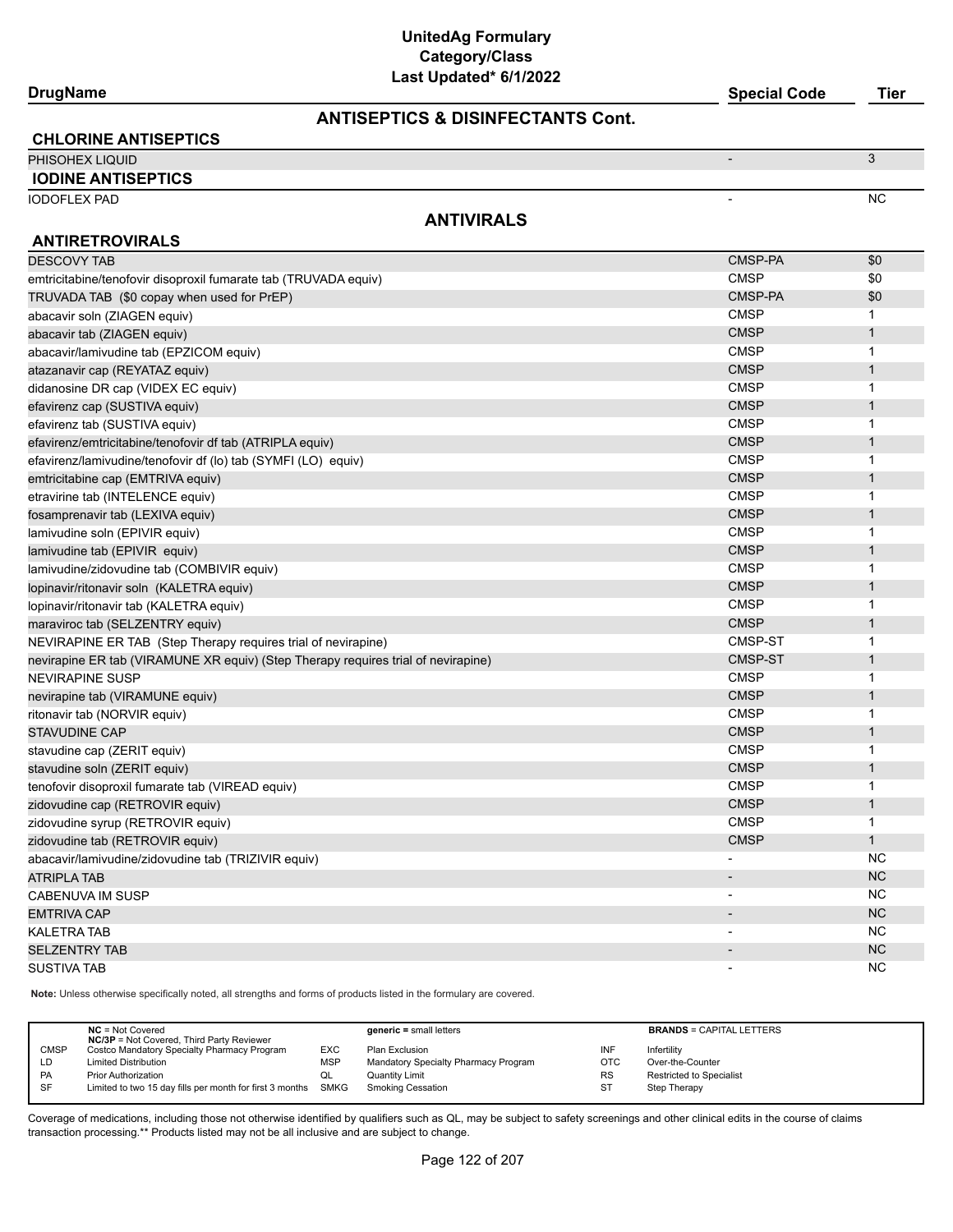# UnitedAg Formulary
## Category/Class
### Last Updated* 6/1/2022

| DrugName | Special Code | Tier |
|---|---|---|
| **ANTISEPTICS & DISINFECTANTS Cont.** | | |
| **CHLORINE ANTISEPTICS** | | |
| PHISOHEX LIQUID | - | 3 |
| **IODINE ANTISEPTICS** | | |
| IODOFLEX PAD | - | NC |
| **ANTIVIRALS** | | |
| **ANTIRETROVIRALS** | | |
| DESCOVY TAB | CMSP-PA | $0 |
| emtricitabine/tenofovir disoproxil fumarate tab (TRUVADA equiv) | CMSP | $0 |
| TRUVADA TAB ($0 copay when used for PrEP) | CMSP-PA | $0 |
| abacavir soln (ZIAGEN equiv) | CMSP | 1 |
| abacavir tab (ZIAGEN equiv) | CMSP | 1 |
| abacavir/lamivudine tab (EPZICOM equiv) | CMSP | 1 |
| atazanavir cap (REYATAZ equiv) | CMSP | 1 |
| didanosine DR cap (VIDEX EC equiv) | CMSP | 1 |
| efavirenz cap (SUSTIVA equiv) | CMSP | 1 |
| efavirenz tab (SUSTIVA equiv) | CMSP | 1 |
| efavirenz/emtricitabine/tenofovir df tab (ATRIPLA equiv) | CMSP | 1 |
| efavirenz/lamivudine/tenofovir df (lo) tab (SYMFI (LO) equiv) | CMSP | 1 |
| emtricitabine cap (EMTRIVA equiv) | CMSP | 1 |
| etravirine tab (INTELENCE equiv) | CMSP | 1 |
| fosamprenavir tab (LEXIVA equiv) | CMSP | 1 |
| lamivudine soln (EPIVIR equiv) | CMSP | 1 |
| lamivudine tab (EPIVIR equiv) | CMSP | 1 |
| lamivudine/zidovudine tab (COMBIVIR equiv) | CMSP | 1 |
| lopinavir/ritonavir soln (KALETRA equiv) | CMSP | 1 |
| lopinavir/ritonavir tab (KALETRA equiv) | CMSP | 1 |
| maraviroc tab (SELZENTRY equiv) | CMSP | 1 |
| NEVIRAPINE ER TAB (Step Therapy requires trial of nevirapine) | CMSP-ST | 1 |
| nevirapine ER tab (VIRAMUNE XR equiv) (Step Therapy requires trial of nevirapine) | CMSP-ST | 1 |
| NEVIRAPINE SUSP | CMSP | 1 |
| nevirapine tab (VIRAMUNE equiv) | CMSP | 1 |
| ritonavir tab (NORVIR equiv) | CMSP | 1 |
| STAVUDINE CAP | CMSP | 1 |
| stavudine cap (ZERIT equiv) | CMSP | 1 |
| stavudine soln (ZERIT equiv) | CMSP | 1 |
| tenofovir disoproxil fumarate tab (VIREAD equiv) | CMSP | 1 |
| zidovudine cap (RETROVIR equiv) | CMSP | 1 |
| zidovudine syrup (RETROVIR equiv) | CMSP | 1 |
| zidovudine tab (RETROVIR equiv) | CMSP | 1 |
| abacavir/lamivudine/zidovudine tab (TRIZIVIR equiv) | - | NC |
| ATRIPLA TAB | - | NC |
| CABENUVA IM SUSP | - | NC |
| EMTRIVA CAP | - | NC |
| KALETRA TAB | - | NC |
| SELZENTRY TAB | - | NC |
| SUSTIVA TAB | - | NC |

**Note:** Unless otherwise specifically noted, all strengths and forms of products listed in the formulary are covered.

| | NC = Not Covered<br>NC/3P = Not Covered, Third Party Reviewer | | generic = small letters | | BRANDS = CAPITAL LETTERS |
|---|---|---|---|---|---|
| CMSP | Costco Mandatory Specialty Pharmacy Program | EXC | Plan Exclusion | INF | Infertility |
| LD | Limited Distribution | MSP | Mandatory Specialty Pharmacy Program | OTC | Over-the-Counter |
| PA | Prior Authorization | QL | Quantity Limit | RS | Restricted to Specialist |
| SF | Limited to two 15 day fills per month for first 3 months | SMKG | Smoking Cessation | ST | Step Therapy |

Coverage of medications, including those not otherwise identified by qualifiers such as QL, may be subject to safety screenings and other clinical edits in the course of claims transaction processing.** Products listed may not be all inclusive and are subject to change.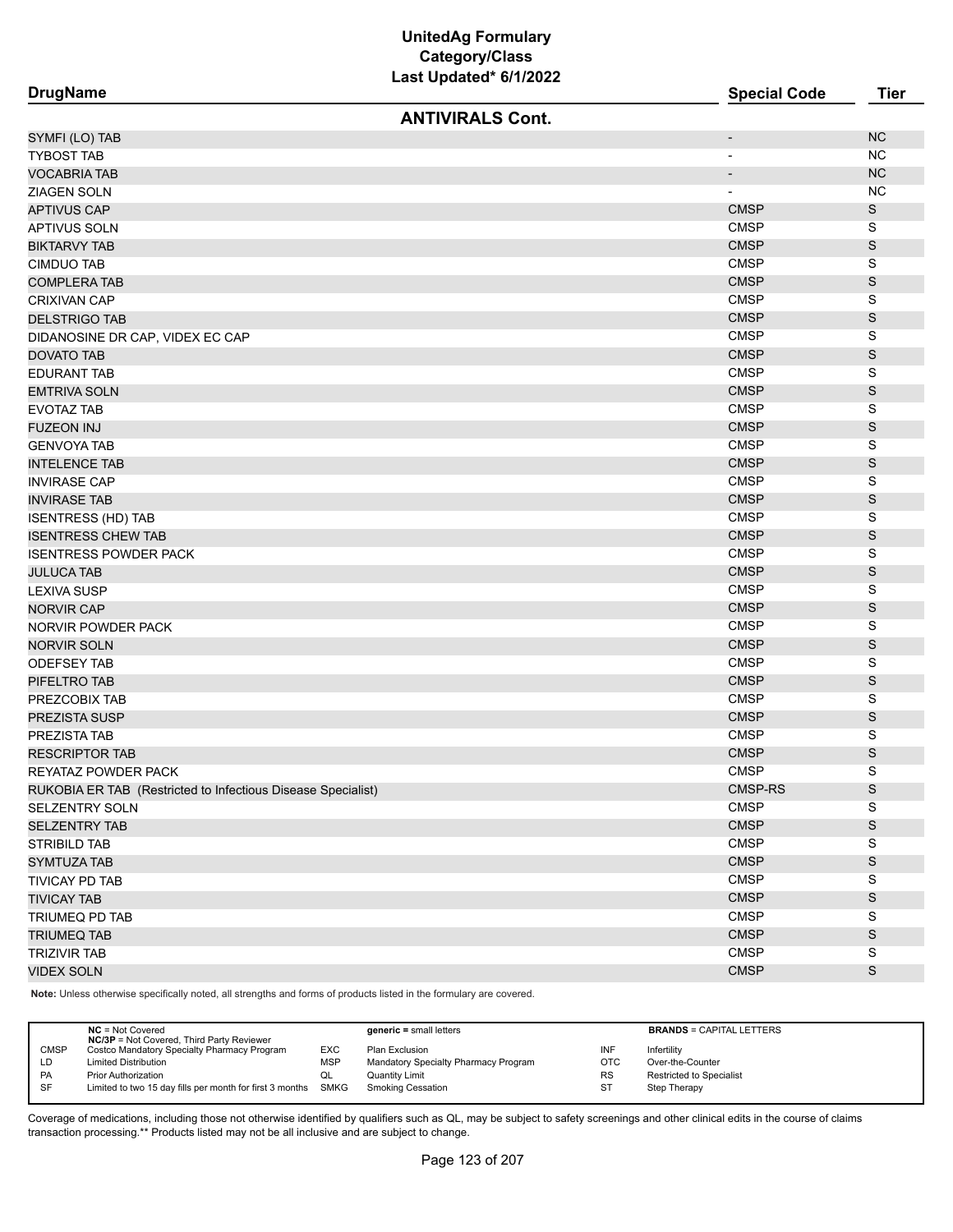# UnitedAg Formulary
## Category/Class
### Last Updated* 6/1/2022

| DrugName | Special Code | Tier |
|---|---|---|
| **ANTIVIRALS Cont.** | | |
| SYMFI (LO) TAB | - | NC |
| TYBOST TAB | - | NC |
| VOCABRIA TAB | - | NC |
| ZIAGEN SOLN | - | NC |
| APTIVUS CAP | CMSP | S |
| APTIVUS SOLN | CMSP | S |
| BIKTARVY TAB | CMSP | S |
| CIMDUO TAB | CMSP | S |
| COMPLERA TAB | CMSP | S |
| CRIXIVAN CAP | CMSP | S |
| DELSTRIGO TAB | CMSP | S |
| DIDANOSINE DR CAP, VIDEX EC CAP | CMSP | S |
| DOVATO TAB | CMSP | S |
| EDURANT TAB | CMSP | S |
| EMTRIVA SOLN | CMSP | S |
| EVOTAZ TAB | CMSP | S |
| FUZEON INJ | CMSP | S |
| GENVOYA TAB | CMSP | S |
| INTELENCE TAB | CMSP | S |
| INVIRASE CAP | CMSP | S |
| INVIRASE TAB | CMSP | S |
| ISENTRESS (HD) TAB | CMSP | S |
| ISENTRESS CHEW TAB | CMSP | S |
| ISENTRESS POWDER PACK | CMSP | S |
| JULUCA TAB | CMSP | S |
| LEXIVA SUSP | CMSP | S |
| NORVIR CAP | CMSP | S |
| NORVIR POWDER PACK | CMSP | S |
| NORVIR SOLN | CMSP | S |
| ODEFSEY TAB | CMSP | S |
| PIFELTRO TAB | CMSP | S |
| PREZCOBIX TAB | CMSP | S |
| PREZISTA SUSP | CMSP | S |
| PREZISTA TAB | CMSP | S |
| RESCRIPTOR TAB | CMSP | S |
| REYATAZ POWDER PACK | CMSP | S |
| RUKOBIA ER TAB (Restricted to Infectious Disease Specialist) | CMSP-RS | S |
| SELZENTRY SOLN | CMSP | S |
| SELZENTRY TAB | CMSP | S |
| STRIBILD TAB | CMSP | S |
| SYMTUZA TAB | CMSP | S |
| TIVICAY PD TAB | CMSP | S |
| TIVICAY TAB | CMSP | S |
| TRIUMEQ PD TAB | CMSP | S |
| TRIUMEQ TAB | CMSP | S |
| TRIZIVIR TAB | CMSP | S |
| VIDEX SOLN | CMSP | S |

**Note:** Unless otherwise specifically noted, all strengths and forms of products listed in the formulary are covered.

| | | | | | |
|---|---|---|---|---|---|
| **NC** = Not Covered<br>**NC/3P** = Not Covered, Third Party Reviewer | | **generic =** small letters | | **BRANDS** = CAPITAL LETTERS | |
| CMSP | Costco Mandatory Specialty Pharmacy Program | EXC | Plan Exclusion | INF | Infertility |
| LD | Limited Distribution | MSP | Mandatory Specialty Pharmacy Program | OTC | Over-the-Counter |
| PA | Prior Authorization | QL | Quantity Limit | RS | Restricted to Specialist |
| SF | Limited to two 15 day fills per month for first 3 months | SMKG | Smoking Cessation | ST | Step Therapy |

Coverage of medications, including those not otherwise identified by qualifiers such as QL, may be subject to safety screenings and other clinical edits in the course of claims transaction processing.** Products listed may not be all inclusive and are subject to change.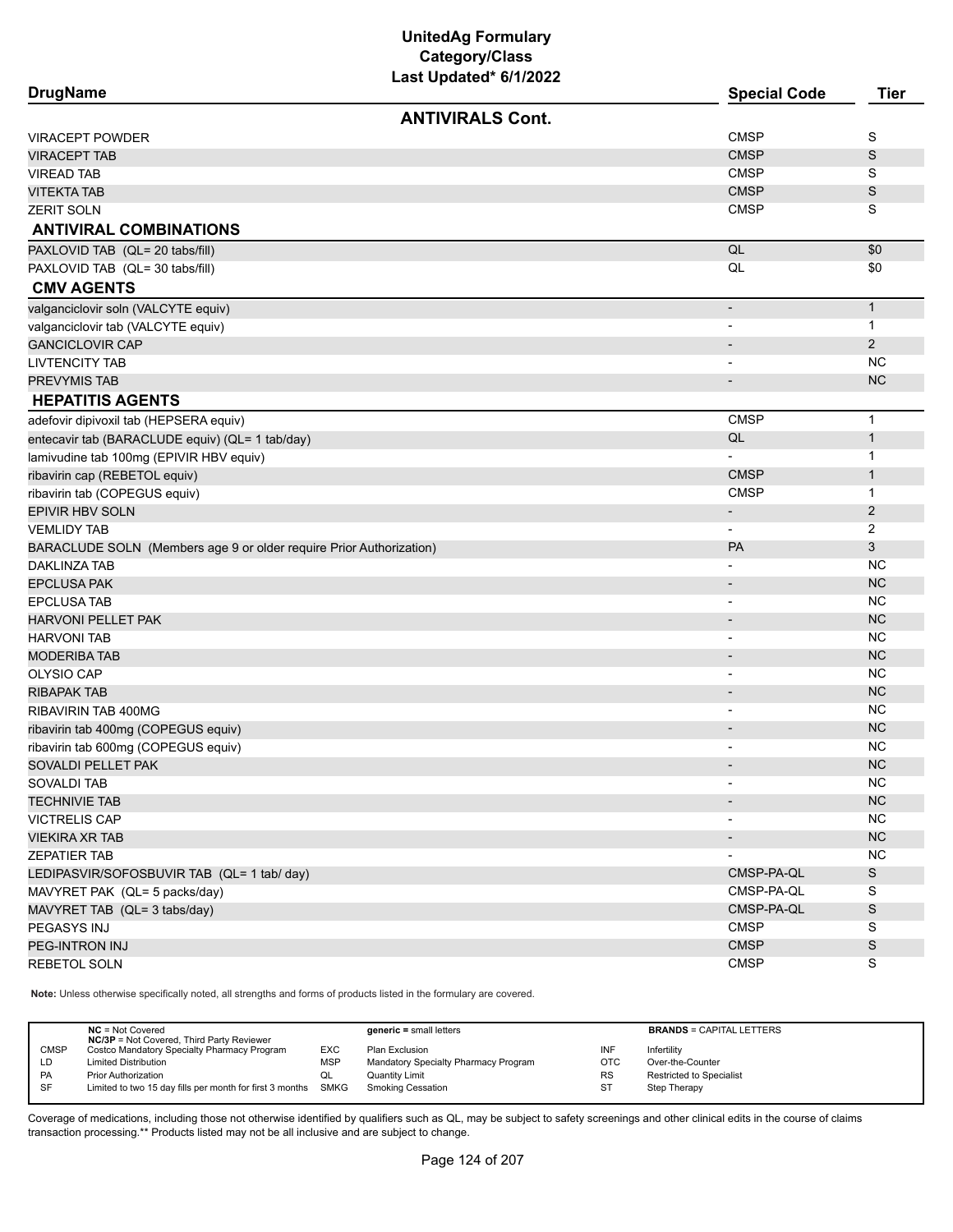# UnitedAg Formulary
## Category/Class
### Last Updated* 6/1/2022

| DrugName | Special Code | Tier |
|---|---|---|
| **ANTIVIRALS Cont.** | | |
| VIRACEPT POWDER | CMSP | S |
| VIRACEPT TAB | CMSP | S |
| VIREAD TAB | CMSP | S |
| VITEKTA TAB | CMSP | S |
| ZERIT SOLN | CMSP | S |
| **ANTIVIRAL COMBINATIONS** | | |
| PAXLOVID TAB (QL= 20 tabs/fill) | QL | $0 |
| PAXLOVID TAB (QL= 30 tabs/fill) | QL | $0 |
| **CMV AGENTS** | | |
| valganciclovir soln (VALCYTE equiv) | - | 1 |
| valganciclovir tab (VALCYTE equiv) | - | 1 |
| GANCICLOVIR CAP | - | 2 |
| LIVTENCITY TAB | - | NC |
| PREVYMIS TAB | - | NC |
| **HEPATITIS AGENTS** | | |
| adefovir dipivoxil tab (HEPSERA equiv) | CMSP | 1 |
| entecavir tab (BARACLUDE equiv) (QL= 1 tab/day) | QL | 1 |
| lamivudine tab 100mg (EPIVIR HBV equiv) | - | 1 |
| ribavirin cap (REBETOL equiv) | CMSP | 1 |
| ribavirin tab (COPEGUS equiv) | CMSP | 1 |
| EPIVIR HBV SOLN | - | 2 |
| VEMLIDY TAB | - | 2 |
| BARACLUDE SOLN (Members age 9 or older require Prior Authorization) | PA | 3 |
| DAKLINZA TAB | - | NC |
| EPCLUSA PAK | - | NC |
| EPCLUSA TAB | - | NC |
| HARVONI PELLET PAK | - | NC |
| HARVONI TAB | - | NC |
| MODERIBA TAB | - | NC |
| OLYSIO CAP | - | NC |
| RIBAPAK TAB | - | NC |
| RIBAVIRIN TAB 400MG | - | NC |
| ribavirin tab 400mg (COPEGUS equiv) | - | NC |
| ribavirin tab 600mg (COPEGUS equiv) | - | NC |
| SOVALDI PELLET PAK | - | NC |
| SOVALDI TAB | - | NC |
| TECHNIVIE TAB | - | NC |
| VICTRELIS CAP | - | NC |
| VIEKIRA XR TAB | - | NC |
| ZEPATIER TAB | - | NC |
| LEDIPASVIR/SOFOSBUVIR TAB (QL= 1 tab/ day) | CMSP-PA-QL | S |
| MAVYRET PAK (QL= 5 packs/day) | CMSP-PA-QL | S |
| MAVYRET TAB (QL= 3 tabs/day) | CMSP-PA-QL | S |
| PEGASYS INJ | CMSP | S |
| PEG-INTRON INJ | CMSP | S |
| REBETOL SOLN | CMSP | S |

**Note:** Unless otherwise specifically noted, all strengths and forms of products listed in the formulary are covered.

| | | | | | |
|---|---|---|---|---|---|
| **NC** = Not Covered<br>**NC/3P** = Not Covered, Third Party Reviewer | | **generic** = small letters | | **BRANDS** = CAPITAL LETTERS | |
| CMSP | Costco Mandatory Specialty Pharmacy Program | EXC | Plan Exclusion | INF | Infertility |
| LD | Limited Distribution | MSP | Mandatory Specialty Pharmacy Program | OTC | Over-the-Counter |
| PA | Prior Authorization | QL | Quantity Limit | RS | Restricted to Specialist |
| SF | Limited to two 15 day fills per month for first 3 months | SMKG | Smoking Cessation | ST | Step Therapy |

Coverage of medications, including those not otherwise identified by qualifiers such as QL, may be subject to safety screenings and other clinical edits in the course of claims transaction processing.** Products listed may not be all inclusive and are subject to change.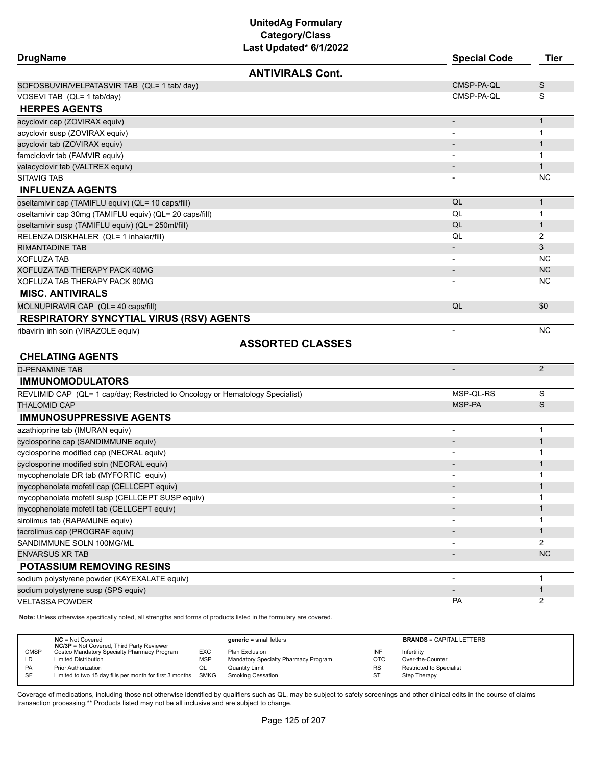# UnitedAg Formulary
## Category/Class
### Last Updated* 6/1/2022

| DrugName | Special Code | Tier |
|---|---|---|
| **ANTIVIRALS Cont.** | | |
| SOFOSBUVIR/VELPATASVIR TAB (QL= 1 tab/ day) | CMSP-PA-QL | S |
| VOSEVI TAB (QL= 1 tab/day) | CMSP-PA-QL | S |
| **HERPES AGENTS** | | |
| acyclovir cap (ZOVIRAX equiv) | - | 1 |
| acyclovir susp (ZOVIRAX equiv) | - | 1 |
| acyclovir tab (ZOVIRAX equiv) | - | 1 |
| famciclovir tab (FAMVIR equiv) | - | 1 |
| valacyclovir tab (VALTREX equiv) | - | 1 |
| SITAVIG TAB | - | NC |
| **INFLUENZA AGENTS** | | |
| oseltamivir cap (TAMIFLU equiv) (QL= 10 caps/fill) | QL | 1 |
| oseltamivir cap 30mg (TAMIFLU equiv) (QL= 20 caps/fill) | QL | 1 |
| oseltamivir susp (TAMIFLU equiv) (QL= 250ml/fill) | QL | 1 |
| RELENZA DISKHALER (QL= 1 inhaler/fill) | QL | 2 |
| RIMANTADINE TAB | - | 3 |
| XOFLUZA TAB | - | NC |
| XOFLUZA TAB THERAPY PACK 40MG | - | NC |
| XOFLUZA TAB THERAPY PACK 80MG | - | NC |
| **MISC. ANTIVIRALS** | | |
| MOLNUPIRAVIR CAP (QL= 40 caps/fill) | QL | $0 |
| **RESPIRATORY SYNCYTIAL VIRUS (RSV) AGENTS** | | |
| ribavirin inh soln (VIRAZOLE equiv) | - | NC |
| **ASSORTED CLASSES** | | |
| **CHELATING AGENTS** | | |
| D-PENAMINE TAB | - | 2 |
| **IMMUNOMODULATORS** | | |
| REVLIMID CAP (QL= 1 cap/day; Restricted to Oncology or Hematology Specialist) | MSP-QL-RS | S |
| THALOMID CAP | MSP-PA | S |
| **IMMUNOSUPPRESSIVE AGENTS** | | |
| azathioprine tab (IMURAN equiv) | - | 1 |
| cyclosporine cap (SANDIMMUNE equiv) | - | 1 |
| cyclosporine modified cap (NEORAL equiv) | - | 1 |
| cyclosporine modified soln (NEORAL equiv) | - | 1 |
| mycophenolate DR tab (MYFORTIC equiv) | - | 1 |
| mycophenolate mofetil cap (CELLCEPT equiv) | - | 1 |
| mycophenolate mofetil susp (CELLCEPT SUSP equiv) | - | 1 |
| mycophenolate mofetil tab (CELLCEPT equiv) | - | 1 |
| sirolimus tab (RAPAMUNE equiv) | - | 1 |
| tacrolimus cap (PROGRAF equiv) | - | 1 |
| SANDIMMUNE SOLN 100MG/ML | - | 2 |
| ENVARSUS XR TAB | - | NC |
| **POTASSIUM REMOVING RESINS** | | |
| sodium polystyrene powder (KAYEXALATE equiv) | - | 1 |
| sodium polystyrene susp (SPS equiv) | - | 1 |
| VELTASSA POWDER | PA | 2 |

**Note:** Unless otherwise specifically noted, all strengths and forms of products listed in the formulary are covered.

| | | | | | |
|---|---|---|---|---|---|
| **NC** = Not Covered<br>**NC/3P** = Not Covered, Third Party Reviewer | | **generic** = small letters | | **BRANDS** = CAPITAL LETTERS | |
| CMSP | Costco Mandatory Specialty Pharmacy Program | EXC | Plan Exclusion | INF | Infertility |
| LD | Limited Distribution | MSP | Mandatory Specialty Pharmacy Program | OTC | Over-the-Counter |
| PA | Prior Authorization | QL | Quantity Limit | RS | Restricted to Specialist |
| SF | Limited to two 15 day fills per month for first 3 months | SMKG | Smoking Cessation | ST | Step Therapy |

Coverage of medications, including those not otherwise identified by qualifiers such as QL, may be subject to safety screenings and other clinical edits in the course of claims transaction processing.** Products listed may not be all inclusive and are subject to change.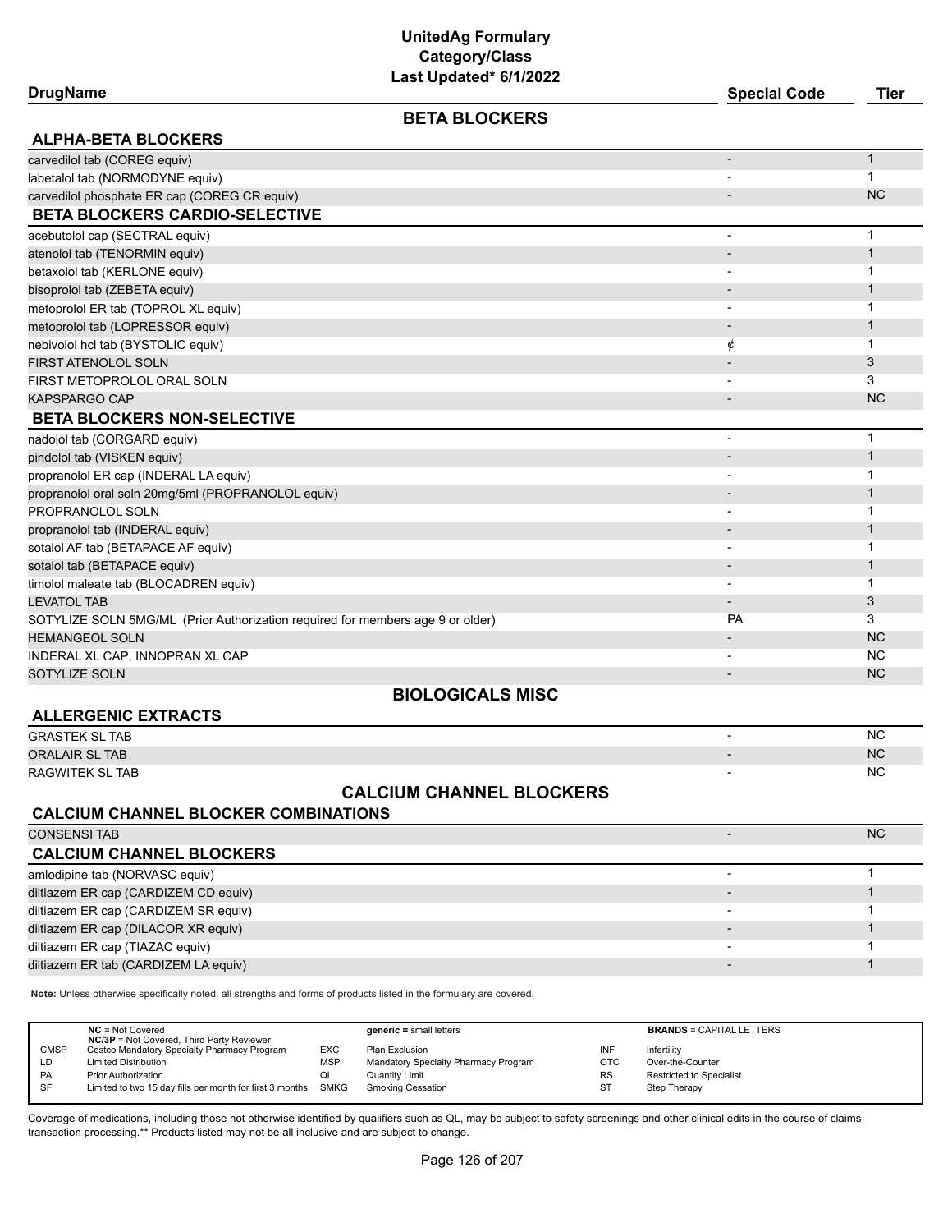# UnitedAg Formulary
## Category/Class
### Last Updated* 6/1/2022

| DrugName | Special Code | Tier |
|---|---|---|
| **BETA BLOCKERS** | | |
| **ALPHA-BETA BLOCKERS** | | |
| carvedilol tab (COREG equiv) | - | 1 |
| labetalol tab (NORMODYNE equiv) | - | 1 |
| carvedilol phosphate ER cap (COREG CR equiv) | - | NC |
| **BETA BLOCKERS CARDIO-SELECTIVE** | | |
| acebutolol cap (SECTRAL equiv) | - | 1 |
| atenolol tab (TENORMIN equiv) | - | 1 |
| betaxolol tab (KERLONE equiv) | - | 1 |
| bisoprolol tab (ZEBETA equiv) | - | 1 |
| metoprolol ER tab (TOPROL XL equiv) | - | 1 |
| metoprolol tab (LOPRESSOR equiv) | - | 1 |
| nebivolol hcl tab (BYSTOLIC equiv) | ¢ | 1 |
| FIRST ATENOLOL SOLN | - | 3 |
| FIRST METOPROLOL ORAL SOLN | - | 3 |
| KAPSPARGO CAP | - | NC |
| **BETA BLOCKERS NON-SELECTIVE** | | |
| nadolol tab (CORGARD equiv) | - | 1 |
| pindolol tab (VISKEN equiv) | - | 1 |
| propranolol ER cap (INDERAL LA equiv) | - | 1 |
| propranolol oral soln 20mg/5ml (PROPRANOLOL equiv) | - | 1 |
| PROPRANOLOL SOLN | - | 1 |
| propranolol tab (INDERAL equiv) | - | 1 |
| sotalol AF tab (BETAPACE AF equiv) | - | 1 |
| sotalol tab (BETAPACE equiv) | - | 1 |
| timolol maleate tab (BLOCADREN equiv) | - | 1 |
| LEVATOL TAB | - | 3 |
| SOTYLIZE SOLN 5MG/ML (Prior Authorization required for members age 9 or older) | PA | 3 |
| HEMANGEOL SOLN | - | NC |
| INDERAL XL CAP, INNOPRAN XL CAP | - | NC |
| SOTYLIZE SOLN | - | NC |
| **BIOLOGICALS MISC** | | |
| **ALLERGENIC EXTRACTS** | | |
| GRASTEK SL TAB | - | NC |
| ORALAIR SL TAB | - | NC |
| RAGWITEK SL TAB | - | NC |
| **CALCIUM CHANNEL BLOCKERS** | | |
| **CALCIUM CHANNEL BLOCKER COMBINATIONS** | | |
| CONSENSI TAB | - | NC |
| **CALCIUM CHANNEL BLOCKERS** | | |
| amlodipine tab (NORVASC equiv) | - | 1 |
| diltiazem ER cap (CARDIZEM CD equiv) | - | 1 |
| diltiazem ER cap (CARDIZEM SR equiv) | - | 1 |
| diltiazem ER cap (DILACOR XR equiv) | - | 1 |
| diltiazem ER cap (TIAZAC equiv) | - | 1 |
| diltiazem ER tab (CARDIZEM LA equiv) | - | 1 |

**Note:** Unless otherwise specifically noted, all strengths and forms of products listed in the formulary are covered.

| | | | | | |
|---|---|---|---|---|---|
| **NC** = Not Covered<br>**NC/3P** = Not Covered, Third Party Reviewer | | **generic** = small letters | | **BRANDS** = CAPITAL LETTERS | |
| CMSP | Costco Mandatory Specialty Pharmacy Program | EXC | Plan Exclusion | INF | Infertility |
| LD | Limited Distribution | MSP | Mandatory Specialty Pharmacy Program | OTC | Over-the-Counter |
| PA | Prior Authorization | QL | Quantity Limit | RS | Restricted to Specialist |
| SF | Limited to two 15 day fills per month for first 3 months | SMKG | Smoking Cessation | ST | Step Therapy |

Coverage of medications, including those not otherwise identified by qualifiers such as QL, may be subject to safety screenings and other clinical edits in the course of claims transaction processing.** Products listed may not be all inclusive and are subject to change.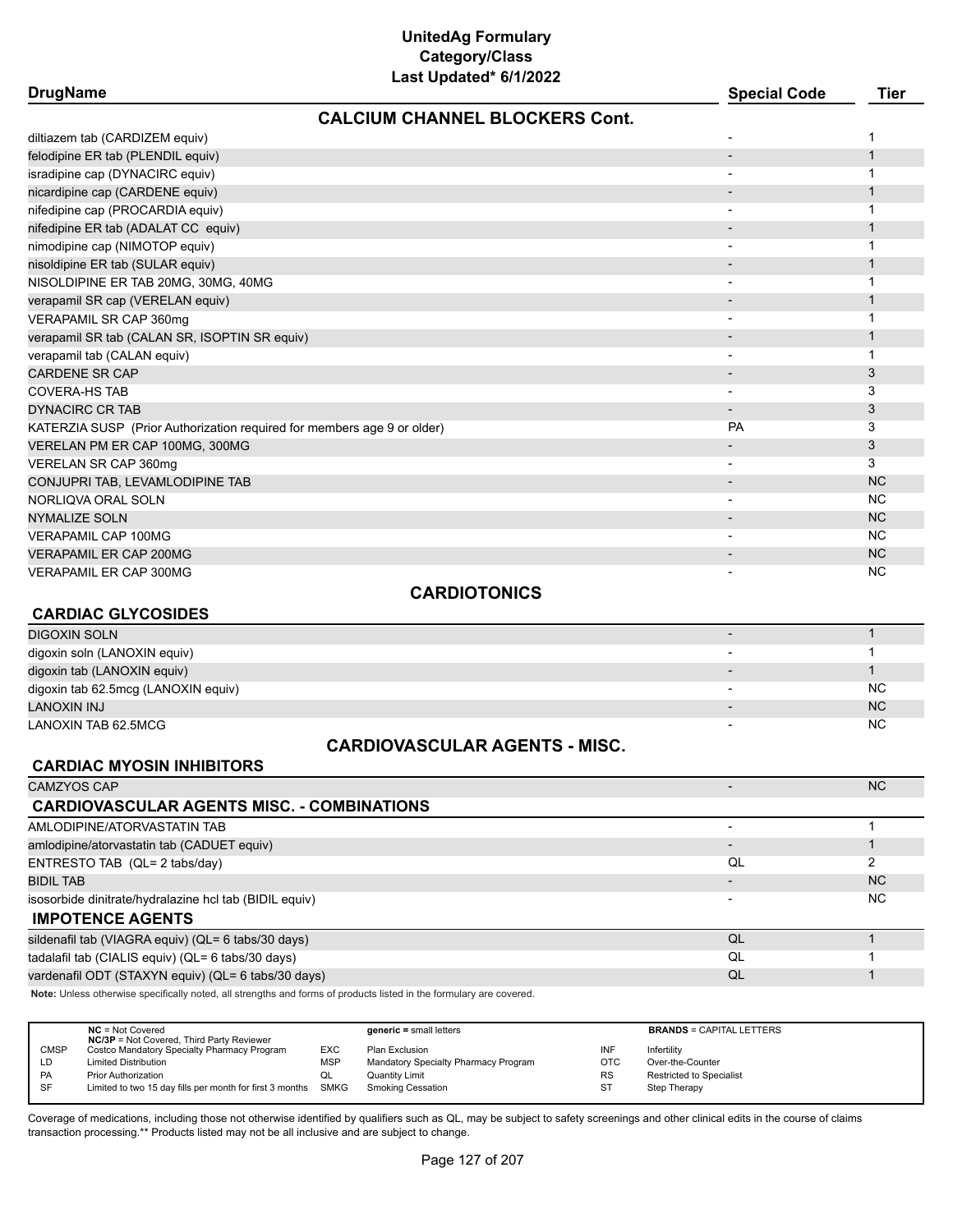# UnitedAg Formulary
## Category/Class
### Last Updated* 6/1/2022

| DrugName | Special Code | Tier |
|---|---|---|
| **CALCIUM CHANNEL BLOCKERS Cont.** | | |
| diltiazem tab (CARDIZEM equiv) | - | 1 |
| felodipine ER tab (PLENDIL equiv) | - | 1 |
| isradipine cap (DYNACIRC equiv) | - | 1 |
| nicardipine cap (CARDENE equiv) | - | 1 |
| nifedipine cap (PROCARDIA equiv) | - | 1 |
| nifedipine ER tab (ADALAT CC equiv) | - | 1 |
| nimodipine cap (NIMOTOP equiv) | - | 1 |
| nisoldipine ER tab (SULAR equiv) | - | 1 |
| NISOLDIPINE ER TAB 20MG, 30MG, 40MG | - | 1 |
| verapamil SR cap (VERELAN equiv) | - | 1 |
| VERAPAMIL SR CAP 360mg | - | 1 |
| verapamil SR tab (CALAN SR, ISOPTIN SR equiv) | - | 1 |
| verapamil tab (CALAN equiv) | - | 1 |
| CARDENE SR CAP | - | 3 |
| COVERA-HS TAB | - | 3 |
| DYNACIRC CR TAB | - | 3 |
| KATERZIA SUSP (Prior Authorization required for members age 9 or older) | PA | 3 |
| VERELAN PM ER CAP 100MG, 300MG | - | 3 |
| VERELAN SR CAP 360mg | - | 3 |
| CONJUPRI TAB, LEVAMLODIPINE TAB | - | NC |
| NORLIQVA ORAL SOLN | - | NC |
| NYMALIZE SOLN | - | NC |
| VERAPAMIL CAP 100MG | - | NC |
| VERAPAMIL ER CAP 200MG | - | NC |
| VERAPAMIL ER CAP 300MG | - | NC |
| **CARDIOTONICS** | | |
| **CARDIAC GLYCOSIDES** | | |
| DIGOXIN SOLN | - | 1 |
| digoxin soln (LANOXIN equiv) | - | 1 |
| digoxin tab (LANOXIN equiv) | - | 1 |
| digoxin tab 62.5mcg (LANOXIN equiv) | - | NC |
| LANOXIN INJ | - | NC |
| LANOXIN TAB 62.5MCG | - | NC |
| **CARDIOVASCULAR AGENTS - MISC.** | | |
| **CARDIAC MYOSIN INHIBITORS** | | |
| CAMZYOS CAP | - | NC |
| **CARDIOVASCULAR AGENTS MISC. - COMBINATIONS** | | |
| AMLODIPINE/ATORVASTATIN TAB | - | 1 |
| amlodipine/atorvastatin tab (CADUET equiv) | - | 1 |
| ENTRESTO TAB (QL= 2 tabs/day) | QL | 2 |
| BIDIL TAB | - | NC |
| isosorbide dinitrate/hydralazine hcl tab (BIDIL equiv) | - | NC |
| **IMPOTENCE AGENTS** | | |
| sildenafil tab (VIAGRA equiv) (QL= 6 tabs/30 days) | QL | 1 |
| tadalafil tab (CIALIS equiv) (QL= 6 tabs/30 days) | QL | 1 |
| vardenafil ODT (STAXYN equiv) (QL= 6 tabs/30 days) | QL | 1 |

**Note:** Unless otherwise specifically noted, all strengths and forms of products listed in the formulary are covered.

| | | | | | |
|---|---|---|---|---|---|
| **NC** = Not Covered<br>**NC/3P** = Not Covered, Third Party Reviewer | | **generic =** small letters | | **BRANDS** = CAPITAL LETTERS | |
| CMSP | Costco Mandatory Specialty Pharmacy Program | EXC | Plan Exclusion | INF | Infertility |
| LD | Limited Distribution | MSP | Mandatory Specialty Pharmacy Program | OTC | Over-the-Counter |
| PA | Prior Authorization | QL | Quantity Limit | RS | Restricted to Specialist |
| SF | Limited to two 15 day fills per month for first 3 months | SMKG | Smoking Cessation | ST | Step Therapy |

Coverage of medications, including those not otherwise identified by qualifiers such as QL, may be subject to safety screenings and other clinical edits in the course of claims transaction processing.** Products listed may not be all inclusive and are subject to change.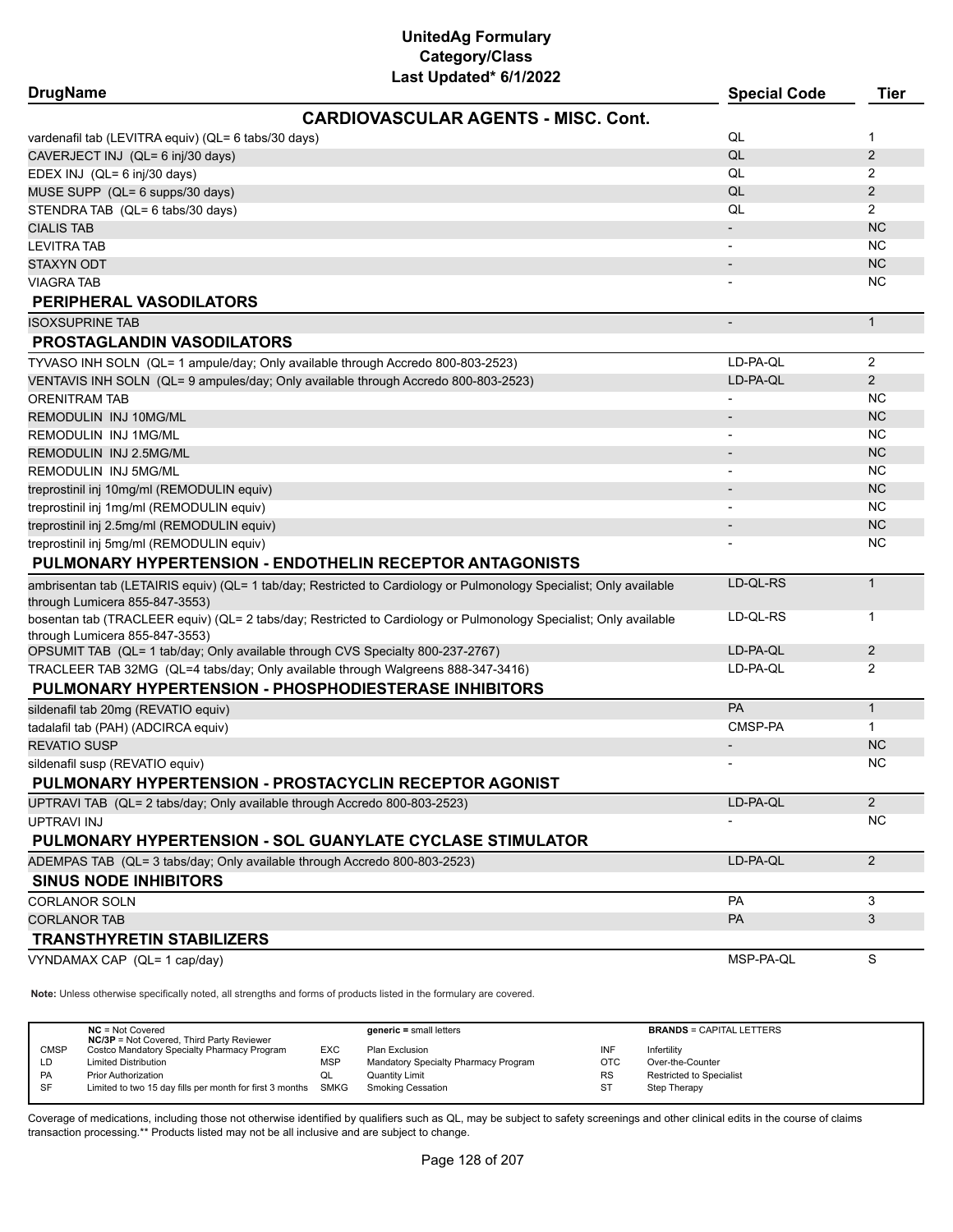# UnitedAg Formulary
## Category/Class
### Last Updated* 6/1/2022

| DrugName | Special Code | Tier |
|---|---|---|
| **CARDIOVASCULAR AGENTS - MISC. Cont.** | | |
| vardenafil tab (LEVITRA equiv) (QL= 6 tabs/30 days) | QL | 1 |
| CAVERJECT INJ (QL= 6 inj/30 days) | QL | 2 |
| EDEX INJ (QL= 6 inj/30 days) | QL | 2 |
| MUSE SUPP (QL= 6 supps/30 days) | QL | 2 |
| STENDRA TAB (QL= 6 tabs/30 days) | QL | 2 |
| CIALIS TAB | - | NC |
| LEVITRA TAB | - | NC |
| STAXYN ODT | - | NC |
| VIAGRA TAB | - | NC |
| **PERIPHERAL VASODILATORS** | | |
| ISOXSUPRINE TAB | - | 1 |
| **PROSTAGLANDIN VASODILATORS** | | |
| TYVASO INH SOLN (QL= 1 ampule/day; Only available through Accredo 800-803-2523) | LD-PA-QL | 2 |
| VENTAVIS INH SOLN (QL= 9 ampules/day; Only available through Accredo 800-803-2523) | LD-PA-QL | 2 |
| ORENITRAM TAB | - | NC |
| REMODULIN INJ 10MG/ML | - | NC |
| REMODULIN INJ 1MG/ML | - | NC |
| REMODULIN INJ 2.5MG/ML | - | NC |
| REMODULIN INJ 5MG/ML | - | NC |
| treprostinil inj 10mg/ml (REMODULIN equiv) | - | NC |
| treprostinil inj 1mg/ml (REMODULIN equiv) | - | NC |
| treprostinil inj 2.5mg/ml (REMODULIN equiv) | - | NC |
| treprostinil inj 5mg/ml (REMODULIN equiv) | - | NC |
| **PULMONARY HYPERTENSION - ENDOTHELIN RECEPTOR ANTAGONISTS** | | |
| ambrisentan tab (LETAIRIS equiv) (QL= 1 tab/day; Restricted to Cardiology or Pulmonology Specialist; Only available through Lumicera 855-847-3553) | LD-QL-RS | 1 |
| bosentan tab (TRACLEER equiv) (QL= 2 tabs/day; Restricted to Cardiology or Pulmonology Specialist; Only available through Lumicera 855-847-3553) | LD-QL-RS | 1 |
| OPSUMIT TAB (QL= 1 tab/day; Only available through CVS Specialty 800-237-2767) | LD-PA-QL | 2 |
| TRACLEER TAB 32MG (QL=4 tabs/day; Only available through Walgreens 888-347-3416) | LD-PA-QL | 2 |
| **PULMONARY HYPERTENSION - PHOSPHODIESTERASE INHIBITORS** | | |
| sildenafil tab 20mg (REVATIO equiv) | PA | 1 |
| tadalafil tab (PAH) (ADCIRCA equiv) | CMSP-PA | 1 |
| REVATIO SUSP | - | NC |
| sildenafil susp (REVATIO equiv) | - | NC |
| **PULMONARY HYPERTENSION - PROSTACYCLIN RECEPTOR AGONIST** | | |
| UPTRAVI TAB (QL= 2 tabs/day; Only available through Accredo 800-803-2523) | LD-PA-QL | 2 |
| UPTRAVI INJ | - | NC |
| **PULMONARY HYPERTENSION - SOL GUANYLATE CYCLASE STIMULATOR** | | |
| ADEMPAS TAB (QL= 3 tabs/day; Only available through Accredo 800-803-2523) | LD-PA-QL | 2 |
| **SINUS NODE INHIBITORS** | | |
| CORLANOR SOLN | PA | 3 |
| CORLANOR TAB | PA | 3 |
| **TRANSTHYRETIN STABILIZERS** | | |
| VYNDAMAX CAP (QL= 1 cap/day) | MSP-PA-QL | S |

**Note:** Unless otherwise specifically noted, all strengths and forms of products listed in the formulary are covered.

| | | | | | |
|---|---|---|---|---|---|
| **NC** = Not Covered<br>**NC/3P** = Not Covered, Third Party Reviewer | | **generic** = small letters | | **BRANDS** = CAPITAL LETTERS | |
| CMSP | Costco Mandatory Specialty Pharmacy Program | EXC | Plan Exclusion | INF | Infertility |
| LD | Limited Distribution | MSP | Mandatory Specialty Pharmacy Program | OTC | Over-the-Counter |
| PA | Prior Authorization | QL | Quantity Limit | RS | Restricted to Specialist |
| SF | Limited to two 15 day fills per month for first 3 months | SMKG | Smoking Cessation | ST | Step Therapy |

Coverage of medications, including those not otherwise identified by qualifiers such as QL, may be subject to safety screenings and other clinical edits in the course of claims transaction processing.** Products listed may not be all inclusive and are subject to change.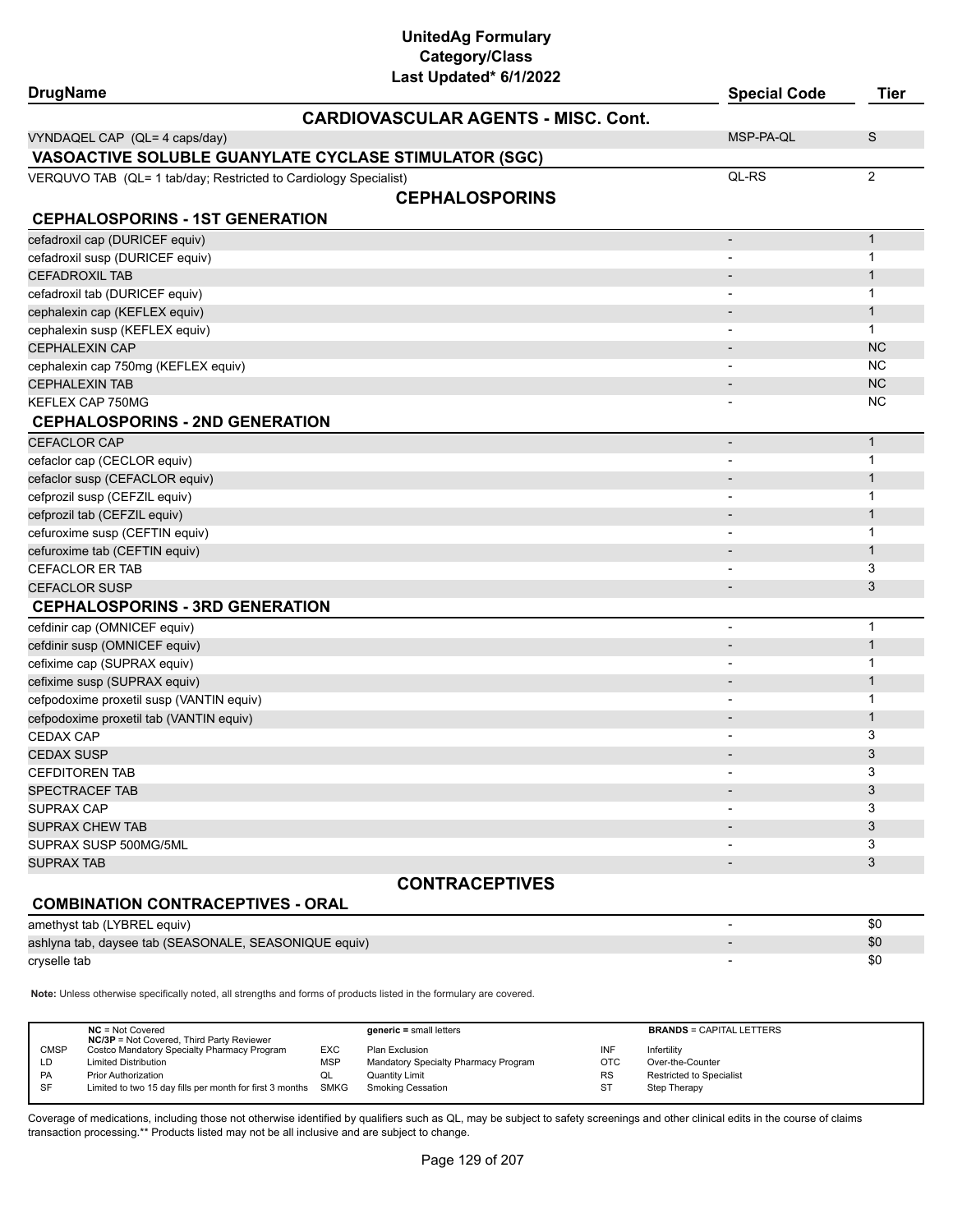# UnitedAg Formulary
## Category/Class
### Last Updated* 6/1/2022

| DrugName | Special Code | Tier |
|---|---|---|
| **CARDIOVASCULAR AGENTS - MISC. Cont.** | | |
| VYNDAQEL CAP (QL= 4 caps/day) | MSP-PA-QL | S |
| **VASOACTIVE SOLUBLE GUANYLATE CYCLASE STIMULATOR (SGC)** | | |
| VERQUVO TAB (QL= 1 tab/day; Restricted to Cardiology Specialist) | QL-RS | 2 |
| **CEPHALOSPORINS** | | |
| **CEPHALOSPORINS - 1ST GENERATION** | | |
| cefadroxil cap (DURICEF equiv) | - | 1 |
| cefadroxil susp (DURICEF equiv) | - | 1 |
| CEFADROXIL TAB | - | 1 |
| cefadroxil tab (DURICEF equiv) | - | 1 |
| cephalexin cap (KEFLEX equiv) | - | 1 |
| cephalexin susp (KEFLEX equiv) | - | 1 |
| CEPHALEXIN CAP | - | NC |
| cephalexin cap 750mg (KEFLEX equiv) | - | NC |
| CEPHALEXIN TAB | - | NC |
| KEFLEX CAP 750MG | - | NC |
| **CEPHALOSPORINS - 2ND GENERATION** | | |
| CEFACLOR CAP | - | 1 |
| cefaclor cap (CECLOR equiv) | - | 1 |
| cefaclor susp (CEFACLOR equiv) | - | 1 |
| cefprozil susp (CEFZIL equiv) | - | 1 |
| cefprozil tab (CEFZIL equiv) | - | 1 |
| cefuroxime susp (CEFTIN equiv) | - | 1 |
| cefuroxime tab (CEFTIN equiv) | - | 1 |
| CEFACLOR ER TAB | - | 3 |
| CEFACLOR SUSP | - | 3 |
| **CEPHALOSPORINS - 3RD GENERATION** | | |
| cefdinir cap (OMNICEF equiv) | - | 1 |
| cefdinir susp (OMNICEF equiv) | - | 1 |
| cefixime cap (SUPRAX equiv) | - | 1 |
| cefixime susp (SUPRAX equiv) | - | 1 |
| cefpodoxime proxetil susp (VANTIN equiv) | - | 1 |
| cefpodoxime proxetil tab (VANTIN equiv) | - | 1 |
| CEDAX CAP | - | 3 |
| CEDAX SUSP | - | 3 |
| CEFDITOREN TAB | - | 3 |
| SPECTRACEF TAB | - | 3 |
| SUPRAX CAP | - | 3 |
| SUPRAX CHEW TAB | - | 3 |
| SUPRAX SUSP 500MG/5ML | - | 3 |
| SUPRAX TAB | - | 3 |
| **CONTRACEPTIVES** | | |
| **COMBINATION CONTRACEPTIVES - ORAL** | | |
| amethyst tab (LYBREL equiv) | - | $0 |
| ashlyna tab, daysee tab (SEASONALE, SEASONIQUE equiv) | - | $0 |
| cryselle tab | - | $0 |

**Note:** Unless otherwise specifically noted, all strengths and forms of products listed in the formulary are covered.

| | | | | | |
|---|---|---|---|---|---|
| **NC** = Not Covered<br>**NC/3P** = Not Covered, Third Party Reviewer | | **generic** = small letters | | **BRANDS** = CAPITAL LETTERS | |
| CMSP | Costco Mandatory Specialty Pharmacy Program | EXC | Plan Exclusion | INF | Infertility |
| LD | Limited Distribution | MSP | Mandatory Specialty Pharmacy Program | OTC | Over-the-Counter |
| PA | Prior Authorization | QL | Quantity Limit | RS | Restricted to Specialist |
| SF | Limited to two 15 day fills per month for first 3 months | SMKG | Smoking Cessation | ST | Step Therapy |

Coverage of medications, including those not otherwise identified by qualifiers such as QL, may be subject to safety screenings and other clinical edits in the course of claims transaction processing.** Products listed may not be all inclusive and are subject to change.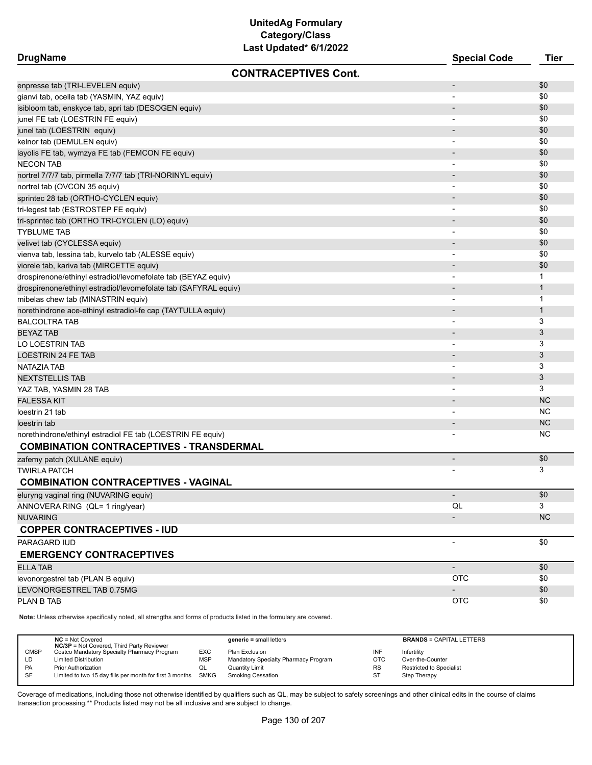# UnitedAg Formulary
## Category/Class
### Last Updated* 6/1/2022

| DrugName | Special Code | Tier |
|---|---|---|
| **CONTRACEPTIVES Cont.** | | |
| enpresse tab (TRI-LEVELEN equiv) | - | $0 |
| gianvi tab, ocella tab (YASMIN, YAZ equiv) | - | $0 |
| isibloom tab, enskyce tab, apri tab (DESOGEN equiv) | - | $0 |
| junel FE tab (LOESTRIN FE equiv) | - | $0 |
| junel tab (LOESTRIN equiv) | - | $0 |
| kelnor tab (DEMULEN equiv) | - | $0 |
| layolis FE tab, wymzya FE tab (FEMCON FE equiv) | - | $0 |
| NECON TAB | - | $0 |
| nortrel 7/7/7 tab, pirmella 7/7/7 tab (TRI-NORINYL equiv) | - | $0 |
| nortrel tab (OVCON 35 equiv) | - | $0 |
| sprintec 28 tab (ORTHO-CYCLEN equiv) | - | $0 |
| tri-legest tab (ESTROSTEP FE equiv) | - | $0 |
| tri-sprintec tab (ORTHO TRI-CYCLEN (LO) equiv) | - | $0 |
| TYBLUME TAB | - | $0 |
| velivet tab (CYCLESSA equiv) | - | $0 |
| vienva tab, lessina tab, kurvelo tab (ALESSE equiv) | - | $0 |
| viorele tab, kariva tab (MIRCETTE equiv) | - | $0 |
| drospirenone/ethinyl estradiol/levomefolate tab (BEYAZ equiv) | - | 1 |
| drospirenone/ethinyl estradiol/levomefolate tab (SAFYRAL equiv) | - | 1 |
| mibelas chew tab (MINASTRIN equiv) | - | 1 |
| norethindrone ace-ethinyl estradiol-fe cap (TAYTULLA equiv) | - | 1 |
| BALCOLTRA TAB | - | 3 |
| BEYAZ TAB | - | 3 |
| LO LOESTRIN TAB | - | 3 |
| LOESTRIN 24 FE TAB | - | 3 |
| NATAZIA TAB | - | 3 |
| NEXTSTELLIS TAB | - | 3 |
| YAZ TAB, YASMIN 28 TAB | - | 3 |
| FALESSA KIT | - | NC |
| loestrin 21 tab | - | NC |
| loestrin tab | - | NC |
| norethindrone/ethinyl estradiol FE tab (LOESTRIN FE equiv) | - | NC |
| **COMBINATION CONTRACEPTIVES - TRANSDERMAL** | | |
| zafemy patch (XULANE equiv) | - | $0 |
| TWIRLA PATCH | - | 3 |
| **COMBINATION CONTRACEPTIVES - VAGINAL** | | |
| eluryng vaginal ring (NUVARING equiv) | - | $0 |
| ANNOVERA RING (QL= 1 ring/year) | QL | 3 |
| NUVARING | - | NC |
| **COPPER CONTRACEPTIVES - IUD** | | |
| PARAGARD IUD | - | $0 |
| **EMERGENCY CONTRACEPTIVES** | | |
| ELLA TAB | - | $0 |
| levonorgestrel tab (PLAN B equiv) | OTC | $0 |
| LEVONORGESTREL TAB 0.75MG | - | $0 |
| PLAN B TAB | OTC | $0 |

**Note:** Unless otherwise specifically noted, all strengths and forms of products listed in the formulary are covered.

| | | | | | |
|---|---|---|---|---|---|
| | **NC** = Not Covered<br>**NC/3P** = Not Covered, Third Party Reviewer | | **generic** = small letters | | **BRANDS** = CAPITAL LETTERS |
| CMSP | Costco Mandatory Specialty Pharmacy Program | EXC | Plan Exclusion | INF | Infertility |
| LD | Limited Distribution | MSP | Mandatory Specialty Pharmacy Program | OTC | Over-the-Counter |
| PA | Prior Authorization | QL | Quantity Limit | RS | Restricted to Specialist |
| SF | Limited to two 15 day fills per month for first 3 months | SMKG | Smoking Cessation | ST | Step Therapy |

Coverage of medications, including those not otherwise identified by qualifiers such as QL, may be subject to safety screenings and other clinical edits in the course of claims transaction processing.** Products listed may not be all inclusive and are subject to change.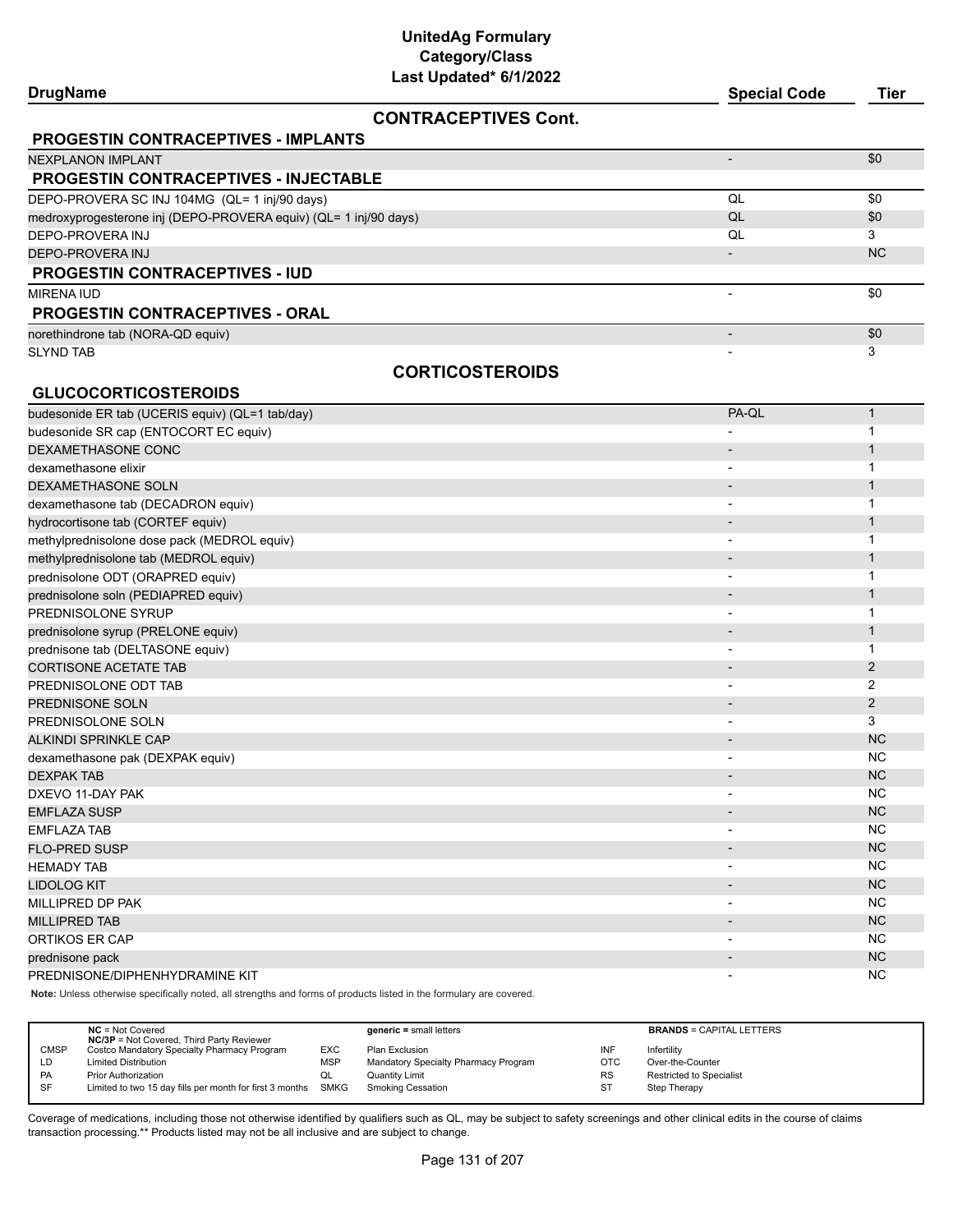# UnitedAg Formulary
## Category/Class
### Last Updated* 6/1/2022

| DrugName | Special Code | Tier |
|---|---|---|
| **CONTRACEPTIVES Cont.** | | |
| **PROGESTIN CONTRACEPTIVES - IMPLANTS** | | |
| NEXPLANON IMPLANT | - | $0 |
| **PROGESTIN CONTRACEPTIVES - INJECTABLE** | | |
| DEPO-PROVERA SC INJ 104MG (QL= 1 inj/90 days) | QL | $0 |
| medroxyprogesterone inj (DEPO-PROVERA equiv) (QL= 1 inj/90 days) | QL | $0 |
| DEPO-PROVERA INJ | QL | 3 |
| DEPO-PROVERA INJ | - | NC |
| **PROGESTIN CONTRACEPTIVES - IUD** | | |
| MIRENA IUD | - | $0 |
| **PROGESTIN CONTRACEPTIVES - ORAL** | | |
| norethindrone tab (NORA-QD equiv) | - | $0 |
| SLYND TAB | - | 3 |
| **CORTICOSTEROIDS** | | |
| **GLUCOCORTICOSTEROIDS** | | |
| budesonide ER tab (UCERIS equiv) (QL=1 tab/day) | PA-QL | 1 |
| budesonide SR cap (ENTOCORT EC equiv) | - | 1 |
| DEXAMETHASONE CONC | - | 1 |
| dexamethasone elixir | - | 1 |
| DEXAMETHASONE SOLN | - | 1 |
| dexamethasone tab (DECADRON equiv) | - | 1 |
| hydrocortisone tab (CORTEF equiv) | - | 1 |
| methylprednisolone dose pack (MEDROL equiv) | - | 1 |
| methylprednisolone tab (MEDROL equiv) | - | 1 |
| prednisolone ODT (ORAPRED equiv) | - | 1 |
| prednisolone soln (PEDIAPRED equiv) | - | 1 |
| PREDNISOLONE SYRUP | - | 1 |
| prednisolone syrup (PRELONE equiv) | - | 1 |
| prednisone tab (DELTASONE equiv) | - | 1 |
| CORTISONE ACETATE TAB | - | 2 |
| PREDNISOLONE ODT TAB | - | 2 |
| PREDNISONE SOLN | - | 2 |
| PREDNISOLONE SOLN | - | 3 |
| ALKINDI SPRINKLE CAP | - | NC |
| dexamethasone pak (DEXPAK equiv) | - | NC |
| DEXPAK TAB | - | NC |
| DXEVO 11-DAY PAK | - | NC |
| EMFLAZA SUSP | - | NC |
| EMFLAZA TAB | - | NC |
| FLO-PRED SUSP | - | NC |
| HEMADY TAB | - | NC |
| LIDOLOG KIT | - | NC |
| MILLIPRED DP PAK | - | NC |
| MILLIPRED TAB | - | NC |
| ORTIKOS ER CAP | - | NC |
| prednisone pack | - | NC |
| PREDNISONE/DIPHENHYDRAMINE KIT | - | NC |

**Note:** Unless otherwise specifically noted, all strengths and forms of products listed in the formulary are covered.

| | | | | | |
|---|---|---|---|---|---|
| **NC** = Not Covered<br>**NC/3P** = Not Covered, Third Party Reviewer | | **generic** = small letters | | **BRANDS** = CAPITAL LETTERS | |
| CMSP | Costco Mandatory Specialty Pharmacy Program | EXC | Plan Exclusion | INF | Infertility |
| LD | Limited Distribution | MSP | Mandatory Specialty Pharmacy Program | OTC | Over-the-Counter |
| PA | Prior Authorization | QL | Quantity Limit | RS | Restricted to Specialist |
| SF | Limited to two 15 day fills per month for first 3 months | SMKG | Smoking Cessation | ST | Step Therapy |

Coverage of medications, including those not otherwise identified by qualifiers such as QL, may be subject to safety screenings and other clinical edits in the course of claims transaction processing.** Products listed may not be all inclusive and are subject to change.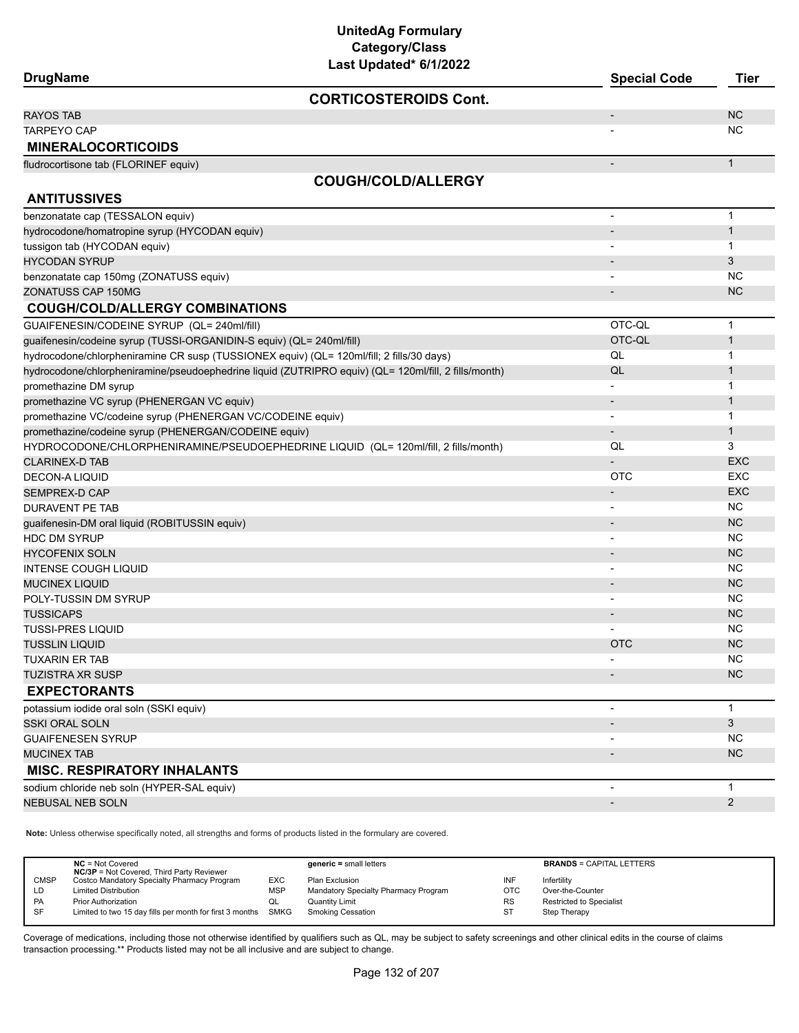# UnitedAg Formulary
## Category/Class
### Last Updated* 6/1/2022

| DrugName | Special Code | Tier |
|---|---|---|
| **CORTICOSTEROIDS Cont.** | | |
| RAYOS TAB | - | NC |
| TARPEYO CAP | - | NC |
| **MINERALOCORTICOIDS** | | |
| fludrocortisone tab (FLORINEF equiv) | - | 1 |
| **COUGH/COLD/ALLERGY** | | |
| **ANTITUSSIVES** | | |
| benzonatate cap (TESSALON equiv) | - | 1 |
| hydrocodone/homatropine syrup (HYCODAN equiv) | - | 1 |
| tussigon tab (HYCODAN equiv) | - | 1 |
| HYCODAN SYRUP | - | 3 |
| benzonatate cap 150mg (ZONATUSS equiv) | - | NC |
| ZONATUSS CAP 150MG | - | NC |
| **COUGH/COLD/ALLERGY COMBINATIONS** | | |
| GUAIFENESIN/CODEINE SYRUP (QL= 240ml/fill) | OTC-QL | 1 |
| guaifenesin/codeine syrup (TUSSI-ORGANIDIN-S equiv) (QL= 240ml/fill) | OTC-QL | 1 |
| hydrocodone/chlorpheniramine CR susp (TUSSIONEX equiv) (QL= 120ml/fill; 2 fills/30 days) | QL | 1 |
| hydrocodone/chlorpheniramine/pseudoephedrine liquid (ZUTRIPRO equiv) (QL= 120ml/fill, 2 fills/month) | QL | 1 |
| promethazine DM syrup | - | 1 |
| promethazine VC syrup (PHENERGAN VC equiv) | - | 1 |
| promethazine VC/codeine syrup (PHENERGAN VC/CODEINE equiv) | - | 1 |
| promethazine/codeine syrup (PHENERGAN/CODEINE equiv) | - | 1 |
| HYDROCODONE/CHLORPHENIRAMINE/PSEUDOEPHEDRINE LIQUID (QL= 120ml/fill, 2 fills/month) | QL | 3 |
| CLARINEX-D TAB | - | EXC |
| DECON-A LIQUID | OTC | EXC |
| SEMPREX-D CAP | - | EXC |
| DURAVENT PE TAB | - | NC |
| guaifenesin-DM oral liquid (ROBITUSSIN equiv) | - | NC |
| HDC DM SYRUP | - | NC |
| HYCOFENIX SOLN | - | NC |
| INTENSE COUGH LIQUID | - | NC |
| MUCINEX LIQUID | - | NC |
| POLY-TUSSIN DM SYRUP | - | NC |
| TUSSICAPS | - | NC |
| TUSSI-PRES LIQUID | - | NC |
| TUSSLIN LIQUID | OTC | NC |
| TUXARIN ER TAB | - | NC |
| TUZISTRA XR SUSP | - | NC |
| **EXPECTORANTS** | | |
| potassium iodide oral soln (SSKI equiv) | - | 1 |
| SSKI ORAL SOLN | - | 3 |
| GUAIFENESEN SYRUP | - | NC |
| MUCINEX TAB | - | NC |
| **MISC. RESPIRATORY INHALANTS** | | |
| sodium chloride neb soln (HYPER-SAL equiv) | - | 1 |
| NEBUSAL NEB SOLN | - | 2 |

**Note:** Unless otherwise specifically noted, all strengths and forms of products listed in the formulary are covered.

| | | | | | |
|---|---|---|---|---|---|
| **NC** = Not Covered | | **generic** = small letters | | **BRANDS** = CAPITAL LETTERS | |
| **NC/3P** = Not Covered, Third Party Reviewer | | | | | |
| CMSP | Costco Mandatory Specialty Pharmacy Program | EXC | Plan Exclusion | INF | Infertility |
| LD | Limited Distribution | MSP | Mandatory Specialty Pharmacy Program | OTC | Over-the-Counter |
| PA | Prior Authorization | QL | Quantity Limit | RS | Restricted to Specialist |
| SF | Limited to two 15 day fills per month for first 3 months | SMKG | Smoking Cessation | ST | Step Therapy |

Coverage of medications, including those not otherwise identified by qualifiers such as QL, may be subject to safety screenings and other clinical edits in the course of claims transaction processing.** Products listed may not be all inclusive and are subject to change.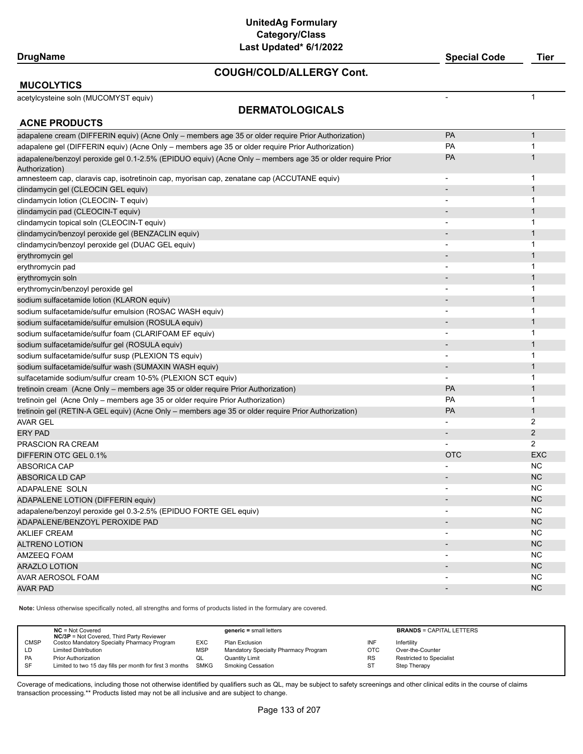# UnitedAg Formulary
## Category/Class
### Last Updated* 6/1/2022

## COUGH/COLD/ALLERGY Cont.

### MUCOLYTICS

| DrugName | Special Code | Tier |
|---|---|---|
| acetylcysteine soln (MUCOMYST equiv) | - | 1 |

## DERMATOLOGICALS

### ACNE PRODUCTS

| DrugName | Special Code | Tier |
|---|---|---|
| adapalene cream (DIFFERIN equiv) (Acne Only – members age 35 or older require Prior Authorization) | PA | 1 |
| adapalene gel (DIFFERIN equiv) (Acne Only – members age 35 or older require Prior Authorization) | PA | 1 |
| adapalene/benzoyl peroxide gel 0.1-2.5% (EPIDUO equiv) (Acne Only – members age 35 or older require Prior Authorization) | PA | 1 |
| amnesteem cap, claravis cap, isotretinoin cap, myorisan cap, zenatane cap (ACCUTANE equiv) | - | 1 |
| clindamycin gel (CLEOCIN GEL equiv) | - | 1 |
| clindamycin lotion (CLEOCIN- T equiv) | - | 1 |
| clindamycin pad (CLEOCIN-T equiv) | - | 1 |
| clindamycin topical soln (CLEOCIN-T equiv) | - | 1 |
| clindamycin/benzoyl peroxide gel (BENZACLIN equiv) | - | 1 |
| clindamycin/benzoyl peroxide gel (DUAC GEL equiv) | - | 1 |
| erythromycin gel | - | 1 |
| erythromycin pad | - | 1 |
| erythromycin soln | - | 1 |
| erythromycin/benzoyl peroxide gel | - | 1 |
| sodium sulfacetamide lotion (KLARON equiv) | - | 1 |
| sodium sulfacetamide/sulfur emulsion (ROSAC WASH equiv) | - | 1 |
| sodium sulfacetamide/sulfur emulsion (ROSULA equiv) | - | 1 |
| sodium sulfacetamide/sulfur foam (CLARIFOAM EF equiv) | - | 1 |
| sodium sulfacetamide/sulfur gel (ROSULA equiv) | - | 1 |
| sodium sulfacetamide/sulfur susp (PLEXION TS equiv) | - | 1 |
| sodium sulfacetamide/sulfur wash (SUMAXIN WASH equiv) | - | 1 |
| sulfacetamide sodium/sulfur cream 10-5% (PLEXION SCT equiv) | - | 1 |
| tretinoin cream (Acne Only – members age 35 or older require Prior Authorization) | PA | 1 |
| tretinoin gel (Acne Only – members age 35 or older require Prior Authorization) | PA | 1 |
| tretinoin gel (RETIN-A GEL equiv) (Acne Only – members age 35 or older require Prior Authorization) | PA | 1 |
| AVAR GEL | - | 2 |
| ERY PAD | - | 2 |
| PRASCION RA CREAM | - | 2 |
| DIFFERIN OTC GEL 0.1% | OTC | EXC |
| ABSORICA CAP | - | NC |
| ABSORICA LD CAP | - | NC |
| ADAPALENE SOLN | - | NC |
| ADAPALENE LOTION (DIFFERIN equiv) | - | NC |
| adapalene/benzoyl peroxide gel 0.3-2.5% (EPIDUO FORTE GEL equiv) | - | NC |
| ADAPALENE/BENZOYL PEROXIDE PAD | - | NC |
| AKLIEF CREAM | - | NC |
| ALTRENO LOTION | - | NC |
| AMZEEQ FOAM | - | NC |
| ARAZLO LOTION | - | NC |
| AVAR AEROSOL FOAM | - | NC |
| AVAR PAD | - | NC |

**Note:** Unless otherwise specifically noted, all strengths and forms of products listed in the formulary are covered.

| | | | | | |
|---|---|---|---|---|---|
| **NC** = Not Covered<br>**NC/3P** = Not Covered, Third Party Reviewer | | **generic =** small letters | | **BRANDS** = CAPITAL LETTERS | |
| CMSP | Costco Mandatory Specialty Pharmacy Program | EXC | Plan Exclusion | INF | Infertility |
| LD | Limited Distribution | MSP | Mandatory Specialty Pharmacy Program | OTC | Over-the-Counter |
| PA | Prior Authorization | QL | Quantity Limit | RS | Restricted to Specialist |
| SF | Limited to two 15 day fills per month for first 3 months | SMKG | Smoking Cessation | ST | Step Therapy |

Coverage of medications, including those not otherwise identified by qualifiers such as QL, may be subject to safety screenings and other clinical edits in the course of claims transaction processing.** Products listed may not be all inclusive and are subject to change.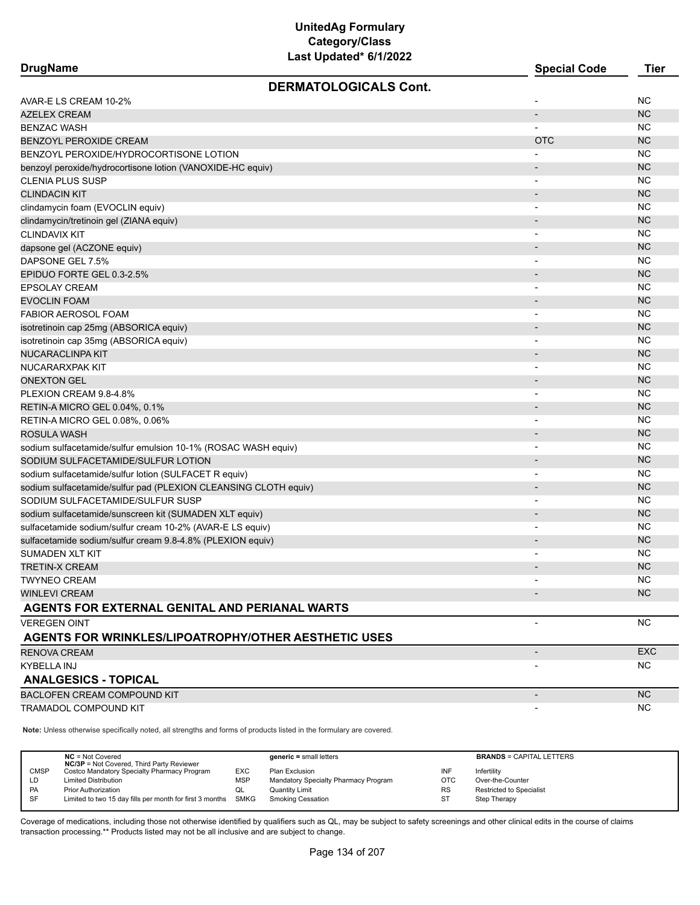# UnitedAg Formulary
## Category/Class
### Last Updated* 6/1/2022

| DrugName | Special Code | Tier |
|---|---|---|
| **DERMATOLOGICALS Cont.** | | |
| AVAR-E LS CREAM 10-2% | - | NC |
| AZELEX CREAM | - | NC |
| BENZAC WASH | - | NC |
| BENZOYL PEROXIDE CREAM | OTC | NC |
| BENZOYL PEROXIDE/HYDROCORTISONE LOTION | - | NC |
| benzoyl peroxide/hydrocortisone lotion (VANOXIDE-HC equiv) | - | NC |
| CLENIA PLUS SUSP | - | NC |
| CLINDACIN KIT | - | NC |
| clindamycin foam (EVOCLIN equiv) | - | NC |
| clindamycin/tretinoin gel (ZIANA equiv) | - | NC |
| CLINDAVIX KIT | - | NC |
| dapsone gel (ACZONE equiv) | - | NC |
| DAPSONE GEL 7.5% | - | NC |
| EPIDUO FORTE GEL 0.3-2.5% | - | NC |
| EPSOLAY CREAM | - | NC |
| EVOCLIN FOAM | - | NC |
| FABIOR AEROSOL FOAM | - | NC |
| isotretinoin cap 25mg (ABSORICA equiv) | - | NC |
| isotretinoin cap 35mg (ABSORICA equiv) | - | NC |
| NUCARACLINPA KIT | - | NC |
| NUCARARXPAK KIT | - | NC |
| ONEXTON GEL | - | NC |
| PLEXION CREAM 9.8-4.8% | - | NC |
| RETIN-A MICRO GEL 0.04%, 0.1% | - | NC |
| RETIN-A MICRO GEL 0.08%, 0.06% | - | NC |
| ROSULA WASH | - | NC |
| sodium sulfacetamide/sulfur emulsion 10-1% (ROSAC WASH equiv) | - | NC |
| SODIUM SULFACETAMIDE/SULFUR LOTION | - | NC |
| sodium sulfacetamide/sulfur lotion (SULFACET R equiv) | - | NC |
| sodium sulfacetamide/sulfur pad (PLEXION CLEANSING CLOTH equiv) | - | NC |
| SODIUM SULFACETAMIDE/SULFUR SUSP | - | NC |
| sodium sulfacetamide/sunscreen kit (SUMADEN XLT equiv) | - | NC |
| sulfacetamide sodium/sulfur cream 10-2% (AVAR-E LS equiv) | - | NC |
| sulfacetamide sodium/sulfur cream 9.8-4.8% (PLEXION equiv) | - | NC |
| SUMADEN XLT KIT | - | NC |
| TRETIN-X CREAM | - | NC |
| TWYNEO CREAM | - | NC |
| WINLEVI CREAM | - | NC |
| **AGENTS FOR EXTERNAL GENITAL AND PERIANAL WARTS** | | |
| VEREGEN OINT | - | NC |
| **AGENTS FOR WRINKLES/LIPOATROPHY/OTHER AESTHETIC USES** | | |
| RENOVA CREAM | - | EXC |
| KYBELLA INJ | - | NC |
| **ANALGESICS - TOPICAL** | | |
| BACLOFEN CREAM COMPOUND KIT | - | NC |
| TRAMADOL COMPOUND KIT | - | NC |

**Note:** Unless otherwise specifically noted, all strengths and forms of products listed in the formulary are covered.

| | | | | | |
|---|---|---|---|---|---|
| **NC** = Not Covered<br>**NC/3P** = Not Covered, Third Party Reviewer | | **generic** = small letters | | **BRANDS** = CAPITAL LETTERS | |
| CMSP | Costco Mandatory Specialty Pharmacy Program | EXC | Plan Exclusion | INF | Infertility |
| LD | Limited Distribution | MSP | Mandatory Specialty Pharmacy Program | OTC | Over-the-Counter |
| PA | Prior Authorization | QL | Quantity Limit | RS | Restricted to Specialist |
| SF | Limited to two 15 day fills per month for first 3 months | SMKG | Smoking Cessation | ST | Step Therapy |

Coverage of medications, including those not otherwise identified by qualifiers such as QL, may be subject to safety screenings and other clinical edits in the course of claims transaction processing.** Products listed may not be all inclusive and are subject to change.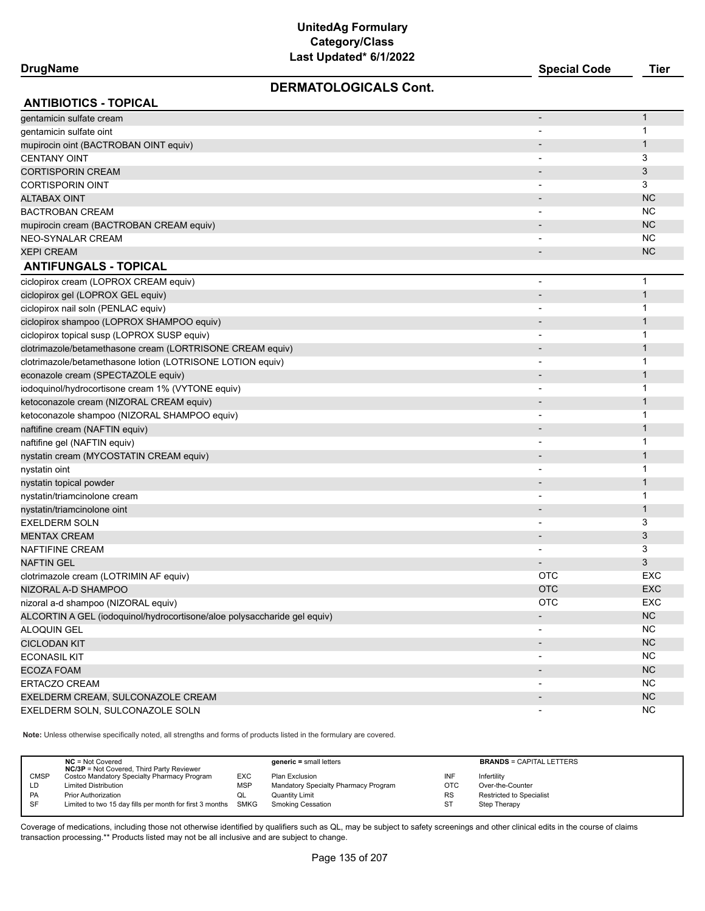# UnitedAg Formulary
## Category/Class
### Last Updated* 6/1/2022

## DERMATOLOGICALS Cont.

### ANTIBIOTICS - TOPICAL

| DrugName | Special Code | Tier |
|---|---|---|
| gentamicin sulfate cream | - | 1 |
| gentamicin sulfate oint | - | 1 |
| mupirocin oint (BACTROBAN OINT equiv) | - | 1 |
| CENTANY OINT | - | 3 |
| CORTISPORIN CREAM | - | 3 |
| CORTISPORIN OINT | - | 3 |
| ALTABAX OINT | - | NC |
| BACTROBAN CREAM | - | NC |
| mupirocin cream (BACTROBAN CREAM equiv) | - | NC |
| NEO-SYNALAR CREAM | - | NC |
| XEPI CREAM | - | NC |

### ANTIFUNGALS - TOPICAL

| DrugName | Special Code | Tier |
|---|---|---|
| ciclopirox cream (LOPROX CREAM equiv) | - | 1 |
| ciclopirox gel (LOPROX GEL equiv) | - | 1 |
| ciclopirox nail soln (PENLAC equiv) | - | 1 |
| ciclopirox shampoo (LOPROX SHAMPOO equiv) | - | 1 |
| ciclopirox topical susp (LOPROX SUSP equiv) | - | 1 |
| clotrimazole/betamethasone cream (LORTRISONE CREAM equiv) | - | 1 |
| clotrimazole/betamethasone lotion (LOTRISONE LOTION equiv) | - | 1 |
| econazole cream (SPECTAZOLE equiv) | - | 1 |
| iodoquinol/hydrocortisone cream 1% (VYTONE equiv) | - | 1 |
| ketoconazole cream (NIZORAL CREAM equiv) | - | 1 |
| ketoconazole shampoo (NIZORAL SHAMPOO equiv) | - | 1 |
| naftifine cream (NAFTIN equiv) | - | 1 |
| naftifine gel (NAFTIN equiv) | - | 1 |
| nystatin cream (MYCOSTATIN CREAM equiv) | - | 1 |
| nystatin oint | - | 1 |
| nystatin topical powder | - | 1 |
| nystatin/triamcinolone cream | - | 1 |
| nystatin/triamcinolone oint | - | 1 |
| EXELDERM SOLN | - | 3 |
| MENTAX CREAM | - | 3 |
| NAFTIFINE CREAM | - | 3 |
| NAFTIN GEL | - | 3 |
| clotrimazole cream (LOTRIMIN AF equiv) | OTC | EXC |
| NIZORAL A-D SHAMPOO | OTC | EXC |
| nizoral a-d shampoo (NIZORAL equiv) | OTC | EXC |
| ALCORTIN A GEL (iodoquinol/hydrocortisone/aloe polysaccharide gel equiv) | - | NC |
| ALOQUIN GEL | - | NC |
| CICLODAN KIT | - | NC |
| ECONASIL KIT | - | NC |
| ECOZA FOAM | - | NC |
| ERTACZO CREAM | - | NC |
| EXELDERM CREAM, SULCONAZOLE CREAM | - | NC |
| EXELDERM SOLN, SULCONAZOLE SOLN | - | NC |

**Note:** Unless otherwise specifically noted, all strengths and forms of products listed in the formulary are covered.

| | | | | | |
|---|---|---|---|---|---|
| **NC** = Not Covered<br>**NC/3P** = Not Covered, Third Party Reviewer | | **generic** = small letters | | **BRANDS** = CAPITAL LETTERS | |
| CMSP | Costco Mandatory Specialty Pharmacy Program | EXC | Plan Exclusion | INF | Infertility |
| LD | Limited Distribution | MSP | Mandatory Specialty Pharmacy Program | OTC | Over-the-Counter |
| PA | Prior Authorization | QL | Quantity Limit | RS | Restricted to Specialist |
| SF | Limited to two 15 day fills per month for first 3 months | SMKG | Smoking Cessation | ST | Step Therapy |

Coverage of medications, including those not otherwise identified by qualifiers such as QL, may be subject to safety screenings and other clinical edits in the course of claims transaction processing.** Products listed may not be all inclusive and are subject to change.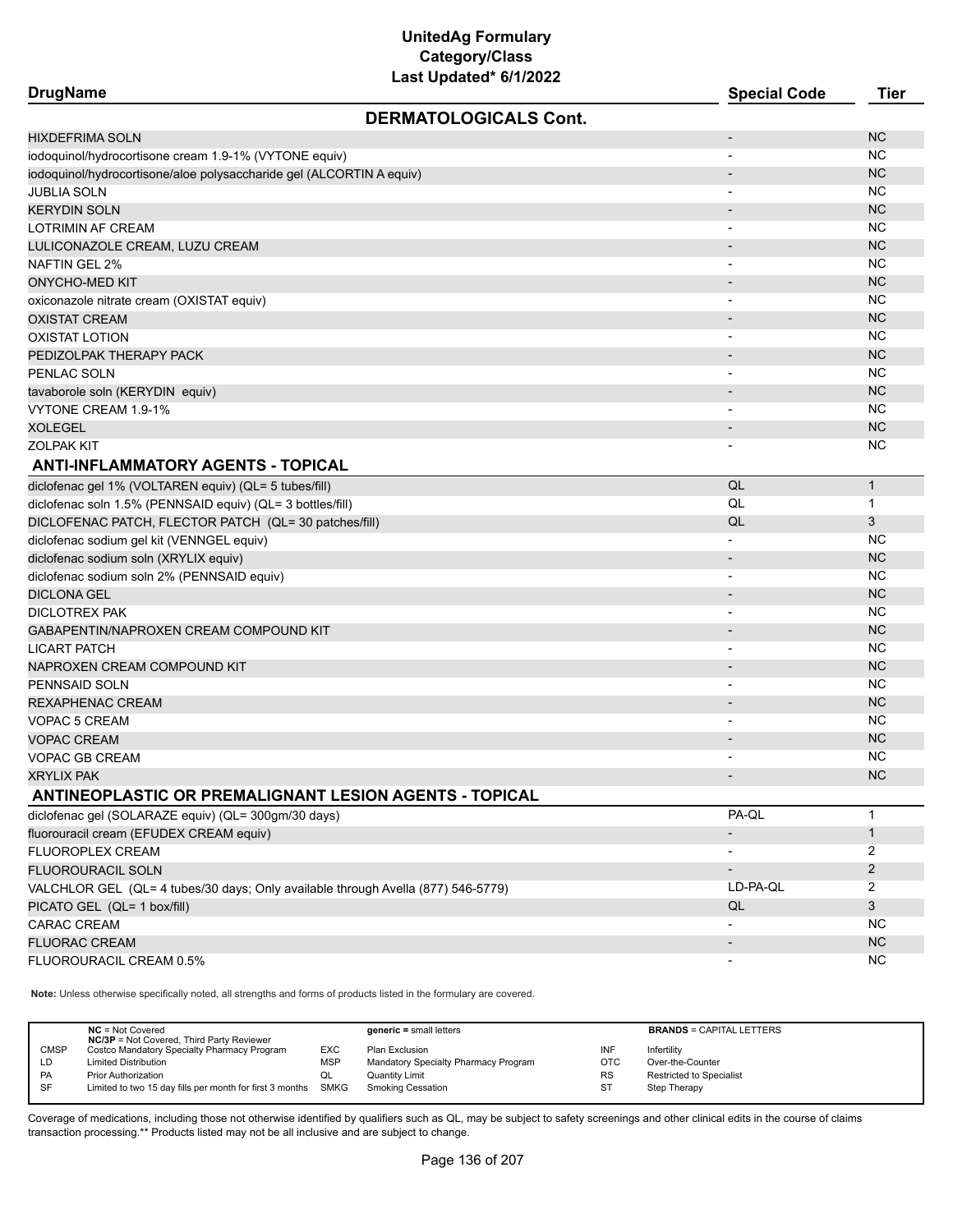# UnitedAg Formulary
## Category/Class
### Last Updated* 6/1/2022

| DrugName | Special Code | Tier |
|---|---|---|
| **DERMATOLOGICALS Cont.** | | |
| HIXDEFRIMA SOLN | - | NC |
| iodoquinol/hydrocortisone cream 1.9-1% (VYTONE equiv) | - | NC |
| iodoquinol/hydrocortisone/aloe polysaccharide gel (ALCORTIN A equiv) | - | NC |
| JUBLIA SOLN | - | NC |
| KERYDIN SOLN | - | NC |
| LOTRIMIN AF CREAM | - | NC |
| LULICONAZOLE CREAM, LUZU CREAM | - | NC |
| NAFTIN GEL 2% | - | NC |
| ONYCHO-MED KIT | - | NC |
| oxiconazole nitrate cream (OXISTAT equiv) | - | NC |
| OXISTAT CREAM | - | NC |
| OXISTAT LOTION | - | NC |
| PEDIZOLPAK THERAPY PACK | - | NC |
| PENLAC SOLN | - | NC |
| tavaborole soln (KERYDIN equiv) | - | NC |
| VYTONE CREAM 1.9-1% | - | NC |
| XOLEGEL | - | NC |
| ZOLPAK KIT | - | NC |
| **ANTI-INFLAMMATORY AGENTS - TOPICAL** | | |
| diclofenac gel 1% (VOLTAREN equiv) (QL= 5 tubes/fill) | QL | 1 |
| diclofenac soln 1.5% (PENNSAID equiv) (QL= 3 bottles/fill) | QL | 1 |
| DICLOFENAC PATCH, FLECTOR PATCH (QL= 30 patches/fill) | QL | 3 |
| diclofenac sodium gel kit (VENNGEL equiv) | - | NC |
| diclofenac sodium soln (XRYLIX equiv) | - | NC |
| diclofenac sodium soln 2% (PENNSAID equiv) | - | NC |
| DICLONA GEL | - | NC |
| DICLOTREX PAK | - | NC |
| GABAPENTIN/NAPROXEN CREAM COMPOUND KIT | - | NC |
| LICART PATCH | - | NC |
| NAPROXEN CREAM COMPOUND KIT | - | NC |
| PENNSAID SOLN | - | NC |
| REXAPHENAC CREAM | - | NC |
| VOPAC 5 CREAM | - | NC |
| VOPAC CREAM | - | NC |
| VOPAC GB CREAM | - | NC |
| XRYLIX PAK | - | NC |
| **ANTINEOPLASTIC OR PREMALIGNANT LESION AGENTS - TOPICAL** | | |
| diclofenac gel (SOLARAZE equiv) (QL= 300gm/30 days) | PA-QL | 1 |
| fluorouracil cream (EFUDEX CREAM equiv) | - | 1 |
| FLUOROPLEX CREAM | - | 2 |
| FLUOROURACIL SOLN | - | 2 |
| VALCHLOR GEL (QL= 4 tubes/30 days; Only available through Avella (877) 546-5779) | LD-PA-QL | 2 |
| PICATO GEL (QL= 1 box/fill) | QL | 3 |
| CARAC CREAM | - | NC |
| FLUORAC CREAM | - | NC |
| FLUOROURACIL CREAM 0.5% | - | NC |

**Note:** Unless otherwise specifically noted, all strengths and forms of products listed in the formulary are covered.

| | | | | | |
|---|---|---|---|---|---|
| **NC** = Not Covered<br>**NC/3P** = Not Covered, Third Party Reviewer | | **generic** = small letters | | **BRANDS** = CAPITAL LETTERS | |
| CMSP | Costco Mandatory Specialty Pharmacy Program | EXC | Plan Exclusion | INF | Infertility |
| LD | Limited Distribution | MSP | Mandatory Specialty Pharmacy Program | OTC | Over-the-Counter |
| PA | Prior Authorization | QL | Quantity Limit | RS | Restricted to Specialist |
| SF | Limited to two 15 day fills per month for first 3 months | SMKG | Smoking Cessation | ST | Step Therapy |

Coverage of medications, including those not otherwise identified by qualifiers such as QL, may be subject to safety screenings and other clinical edits in the course of claims transaction processing.** Products listed may not be all inclusive and are subject to change.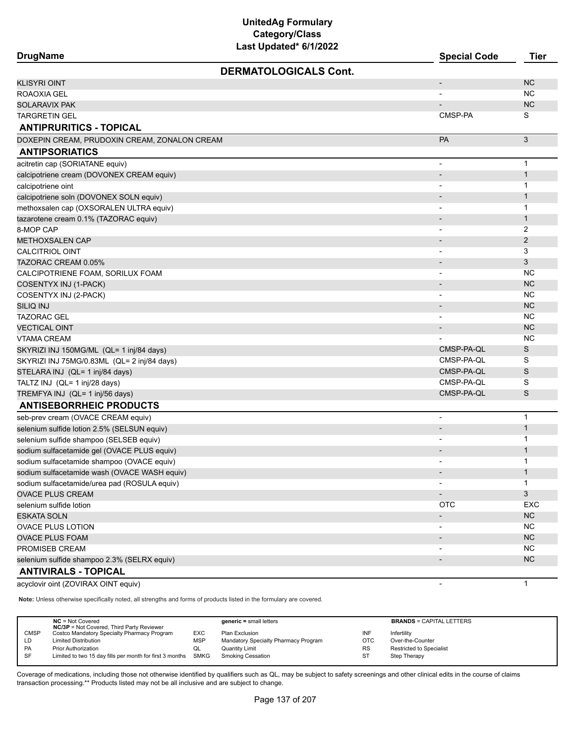# UnitedAg Formulary
## Category/Class
### Last Updated* 6/1/2022

| DrugName | Special Code | Tier |
|---|---|---|
| **DERMATOLOGICALS Cont.** | | |
| KLISYRI OINT | - | NC |
| ROAOXIA GEL | - | NC |
| SOLARAVIX PAK | - | NC |
| TARGRETIN GEL | CMSP-PA | S |
| **ANTIPRURITICS - TOPICAL** | | |
| DOXEPIN CREAM, PRUDOXIN CREAM, ZONALON CREAM | PA | 3 |
| **ANTIPSORIATICS** | | |
| acitretin cap (SORIATANE equiv) | - | 1 |
| calcipotriene cream (DOVONEX CREAM equiv) | - | 1 |
| calcipotriene oint | - | 1 |
| calcipotriene soln (DOVONEX SOLN equiv) | - | 1 |
| methoxsalen cap (OXSORALEN ULTRA equiv) | - | 1 |
| tazarotene cream 0.1% (TAZORAC equiv) | - | 1 |
| 8-MOP CAP | - | 2 |
| METHOXSALEN CAP | - | 2 |
| CALCITRIOL OINT | - | 3 |
| TAZORAC CREAM 0.05% | - | 3 |
| CALCIPOTRIENE FOAM, SORILUX FOAM | - | NC |
| COSENTYX INJ (1-PACK) | - | NC |
| COSENTYX INJ (2-PACK) | - | NC |
| SILIQ INJ | - | NC |
| TAZORAC GEL | - | NC |
| VECTICAL OINT | - | NC |
| VTAMA CREAM | - | NC |
| SKYRIZI INJ 150MG/ML (QL= 1 inj/84 days) | CMSP-PA-QL | S |
| SKYRIZI INJ 75MG/0.83ML (QL= 2 inj/84 days) | CMSP-PA-QL | S |
| STELARA INJ (QL= 1 inj/84 days) | CMSP-PA-QL | S |
| TALTZ INJ (QL= 1 inj/28 days) | CMSP-PA-QL | S |
| TREMFYA INJ (QL= 1 inj/56 days) | CMSP-PA-QL | S |
| **ANTISEBORRHEIC PRODUCTS** | | |
| seb-prev cream (OVACE CREAM equiv) | - | 1 |
| selenium sulfide lotion 2.5% (SELSUN equiv) | - | 1 |
| selenium sulfide shampoo (SELSEB equiv) | - | 1 |
| sodium sulfacetamide gel (OVACE PLUS equiv) | - | 1 |
| sodium sulfacetamide shampoo (OVACE equiv) | - | 1 |
| sodium sulfacetamide wash (OVACE WASH equiv) | - | 1 |
| sodium sulfacetamide/urea pad (ROSULA equiv) | - | 1 |
| OVACE PLUS CREAM | - | 3 |
| selenium sulfide lotion | OTC | EXC |
| ESKATA SOLN | - | NC |
| OVACE PLUS LOTION | - | NC |
| OVACE PLUS FOAM | - | NC |
| PROMISEB CREAM | - | NC |
| selenium sulfide shampoo 2.3% (SELRX equiv) | - | NC |
| **ANTIVIRALS - TOPICAL** | | |
| acyclovir oint (ZOVIRAX OINT equiv) | - | 1 |

**Note:** Unless otherwise specifically noted, all strengths and forms of products listed in the formulary are covered.

| | | | | | |
|---|---|---|---|---|---|
| | **NC** = Not Covered<br>**NC/3P** = Not Covered, Third Party Reviewer | | **generic** = small letters | | **BRANDS** = CAPITAL LETTERS |
| CMSP | Costco Mandatory Specialty Pharmacy Program | EXC | Plan Exclusion | INF | Infertility |
| LD | Limited Distribution | MSP | Mandatory Specialty Pharmacy Program | OTC | Over-the-Counter |
| PA | Prior Authorization | QL | Quantity Limit | RS | Restricted to Specialist |
| SF | Limited to two 15 day fills per month for first 3 months | SMKG | Smoking Cessation | ST | Step Therapy |

Coverage of medications, including those not otherwise identified by qualifiers such as QL, may be subject to safety screenings and other clinical edits in the course of claims transaction processing.** Products listed may not be all inclusive and are subject to change.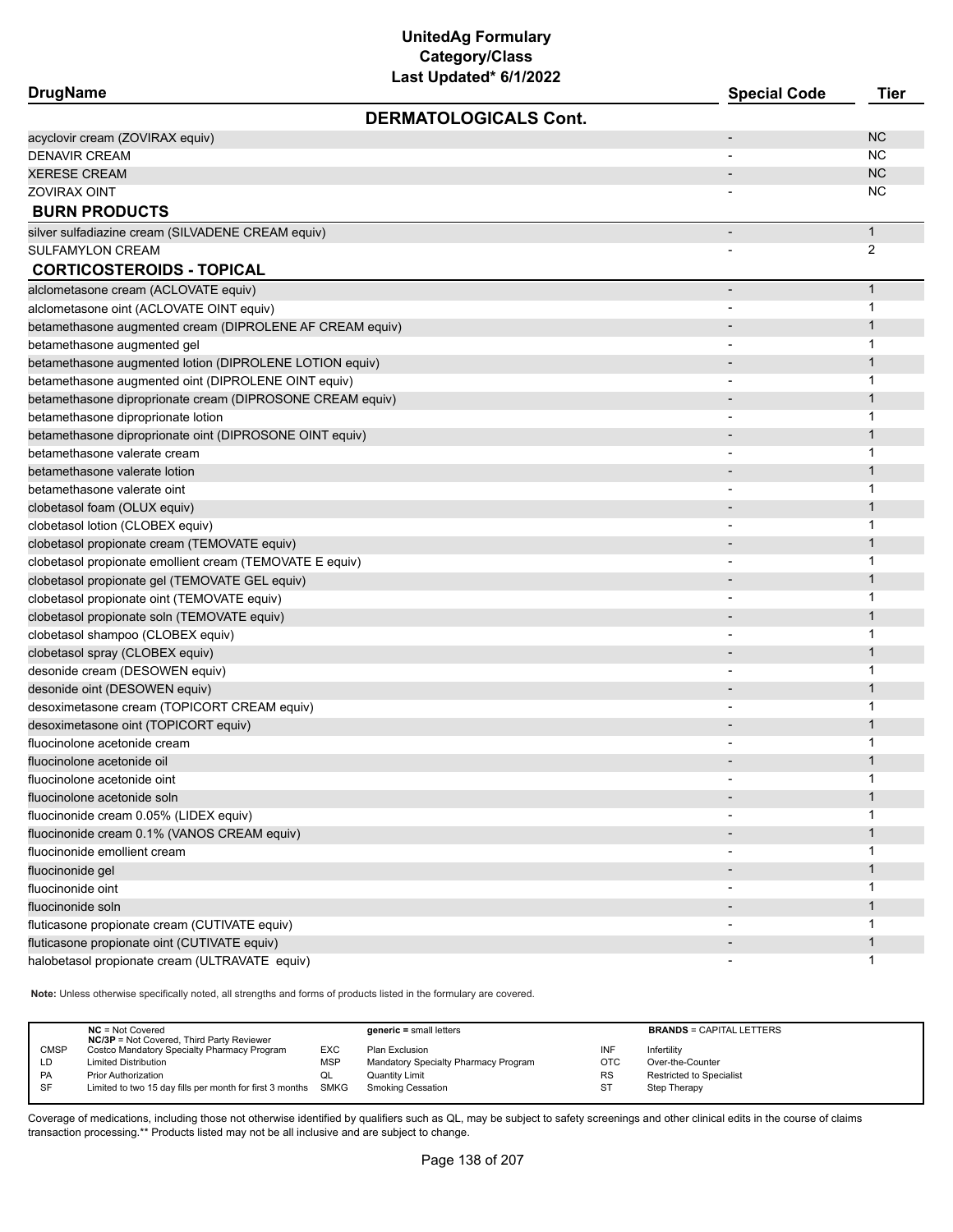# UnitedAg Formulary
## Category/Class
### Last Updated* 6/1/2022

| DrugName | Special Code | Tier |
|---|---|---|
| **DERMATOLOGICALS Cont.** | | |
| acyclovir cream (ZOVIRAX equiv) | - | NC |
| DENAVIR CREAM | - | NC |
| XERESE CREAM | - | NC |
| ZOVIRAX OINT | - | NC |
| **BURN PRODUCTS** | | |
| silver sulfadiazine cream (SILVADENE CREAM equiv) | - | 1 |
| SULFAMYLON CREAM | - | 2 |
| **CORTICOSTEROIDS - TOPICAL** | | |
| alclometasone cream (ACLOVATE equiv) | - | 1 |
| alclometasone oint (ACLOVATE OINT equiv) | - | 1 |
| betamethasone augmented cream (DIPROLENE AF CREAM equiv) | - | 1 |
| betamethasone augmented gel | - | 1 |
| betamethasone augmented lotion (DIPROLENE LOTION equiv) | - | 1 |
| betamethasone augmented oint (DIPROLENE OINT equiv) | - | 1 |
| betamethasone diproprionate cream (DIPROSONE CREAM equiv) | - | 1 |
| betamethasone diproprionate lotion | - | 1 |
| betamethasone diproprionate oint (DIPROSONE OINT equiv) | - | 1 |
| betamethasone valerate cream | - | 1 |
| betamethasone valerate lotion | - | 1 |
| betamethasone valerate oint | - | 1 |
| clobetasol foam (OLUX equiv) | - | 1 |
| clobetasol lotion (CLOBEX equiv) | - | 1 |
| clobetasol propionate cream (TEMOVATE equiv) | - | 1 |
| clobetasol propionate emollient cream (TEMOVATE E equiv) | - | 1 |
| clobetasol propionate gel (TEMOVATE GEL equiv) | - | 1 |
| clobetasol propionate oint (TEMOVATE equiv) | - | 1 |
| clobetasol propionate soln (TEMOVATE equiv) | - | 1 |
| clobetasol shampoo (CLOBEX equiv) | - | 1 |
| clobetasol spray (CLOBEX equiv) | - | 1 |
| desonide cream (DESOWEN equiv) | - | 1 |
| desonide oint (DESOWEN equiv) | - | 1 |
| desoximetasone cream (TOPICORT CREAM equiv) | - | 1 |
| desoximetasone oint (TOPICORT equiv) | - | 1 |
| fluocinolone acetonide cream | - | 1 |
| fluocinolone acetonide oil | - | 1 |
| fluocinolone acetonide oint | - | 1 |
| fluocinolone acetonide soln | - | 1 |
| fluocinonide cream 0.05% (LIDEX equiv) | - | 1 |
| fluocinonide cream 0.1% (VANOS CREAM equiv) | - | 1 |
| fluocinonide emollient cream | - | 1 |
| fluocinonide gel | - | 1 |
| fluocinonide oint | - | 1 |
| fluocinonide soln | - | 1 |
| fluticasone propionate cream (CUTIVATE equiv) | - | 1 |
| fluticasone propionate oint (CUTIVATE equiv) | - | 1 |
| halobetasol propionate cream (ULTRAVATE equiv) | - | 1 |

**Note:** Unless otherwise specifically noted, all strengths and forms of products listed in the formulary are covered.

| | | | | | |
|---|---|---|---|---|---|
| **NC** = Not Covered<br>**NC/3P** = Not Covered, Third Party Reviewer | | **generic** = small letters | | **BRANDS** = CAPITAL LETTERS | |
| CMSP | Costco Mandatory Specialty Pharmacy Program | EXC | Plan Exclusion | INF | Infertility |
| LD | Limited Distribution | MSP | Mandatory Specialty Pharmacy Program | OTC | Over-the-Counter |
| PA | Prior Authorization | QL | Quantity Limit | RS | Restricted to Specialist |
| SF | Limited to two 15 day fills per month for first 3 months | SMKG | Smoking Cessation | ST | Step Therapy |

Coverage of medications, including those not otherwise identified by qualifiers such as QL, may be subject to safety screenings and other clinical edits in the course of claims transaction processing.** Products listed may not be all inclusive and are subject to change.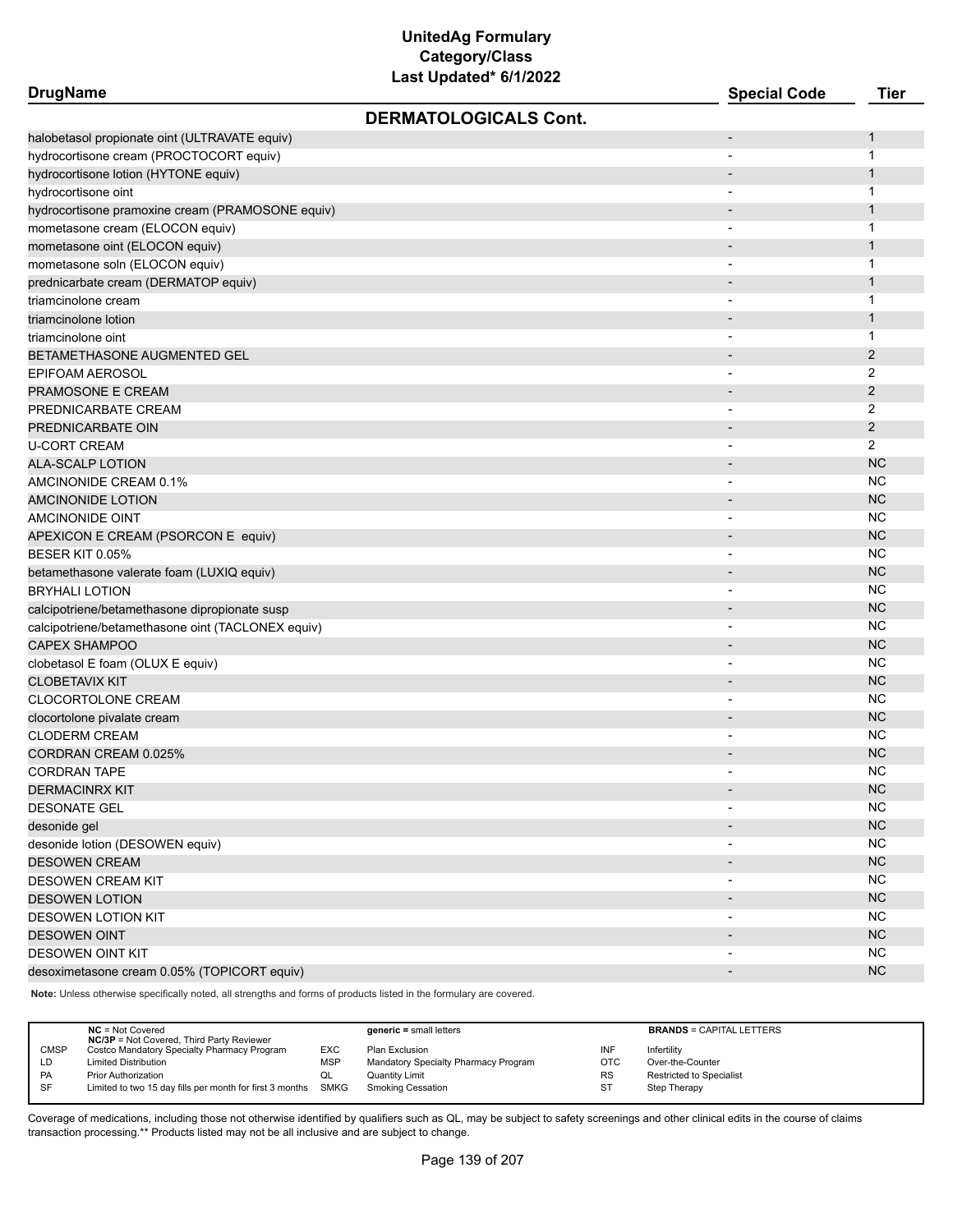# UnitedAg Formulary
## Category/Class
### Last Updated* 6/1/2022

| DrugName | Special Code | Tier |
|---|---|---|
| **DERMATOLOGICALS Cont.** | | |
| halobetasol propionate oint (ULTRAVATE equiv) | - | 1 |
| hydrocortisone cream (PROCTOCORT equiv) | - | 1 |
| hydrocortisone lotion (HYTONE equiv) | - | 1 |
| hydrocortisone oint | - | 1 |
| hydrocortisone pramoxine cream (PRAMOSONE equiv) | - | 1 |
| mometasone cream (ELOCON equiv) | - | 1 |
| mometasone oint (ELOCON equiv) | - | 1 |
| mometasone soln (ELOCON equiv) | - | 1 |
| prednicarbate cream (DERMATOP equiv) | - | 1 |
| triamcinolone cream | - | 1 |
| triamcinolone lotion | - | 1 |
| triamcinolone oint | - | 1 |
| BETAMETHASONE AUGMENTED GEL | - | 2 |
| EPIFOAM AEROSOL | - | 2 |
| PRAMOSONE E CREAM | - | 2 |
| PREDNICARBATE CREAM | - | 2 |
| PREDNICARBATE OIN | - | 2 |
| U-CORT CREAM | - | 2 |
| ALA-SCALP LOTION | - | NC |
| AMCINONIDE CREAM 0.1% | - | NC |
| AMCINONIDE LOTION | - | NC |
| AMCINONIDE OINT | - | NC |
| APEXICON E CREAM (PSORCON E equiv) | - | NC |
| BESER KIT 0.05% | - | NC |
| betamethasone valerate foam (LUXIQ equiv) | - | NC |
| BRYHALI LOTION | - | NC |
| calcipotriene/betamethasone dipropionate susp | - | NC |
| calcipotriene/betamethasone oint (TACLONEX equiv) | - | NC |
| CAPEX SHAMPOO | - | NC |
| clobetasol E foam (OLUX E equiv) | - | NC |
| CLOBETAVIX KIT | - | NC |
| CLOCORTOLONE CREAM | - | NC |
| clocortolone pivalate cream | - | NC |
| CLODERM CREAM | - | NC |
| CORDRAN CREAM 0.025% | - | NC |
| CORDRAN TAPE | - | NC |
| DERMACINRX KIT | - | NC |
| DESONATE GEL | - | NC |
| desonide gel | - | NC |
| desonide lotion (DESOWEN equiv) | - | NC |
| DESOWEN CREAM | - | NC |
| DESOWEN CREAM KIT | - | NC |
| DESOWEN LOTION | - | NC |
| DESOWEN LOTION KIT | - | NC |
| DESOWEN OINT | - | NC |
| DESOWEN OINT KIT | - | NC |
| desoximetasone cream 0.05% (TOPICORT equiv) | - | NC |

**Note:** Unless otherwise specifically noted, all strengths and forms of products listed in the formulary are covered.

| | NC = Not Covered<br>NC/3P = Not Covered, Third Party Reviewer | | generic = small letters | | BRANDS = CAPITAL LETTERS |
|---|---|---|---|---|---|
| CMSP | Costco Mandatory Specialty Pharmacy Program | EXC | Plan Exclusion | INF | Infertility |
| LD | Limited Distribution | MSP | Mandatory Specialty Pharmacy Program | OTC | Over-the-Counter |
| PA | Prior Authorization | QL | Quantity Limit | RS | Restricted to Specialist |
| SF | Limited to two 15 day fills per month for first 3 months | SMKG | Smoking Cessation | ST | Step Therapy |

Coverage of medications, including those not otherwise identified by qualifiers such as QL, may be subject to safety screenings and other clinical edits in the course of claims transaction processing.** Products listed may not be all inclusive and are subject to change.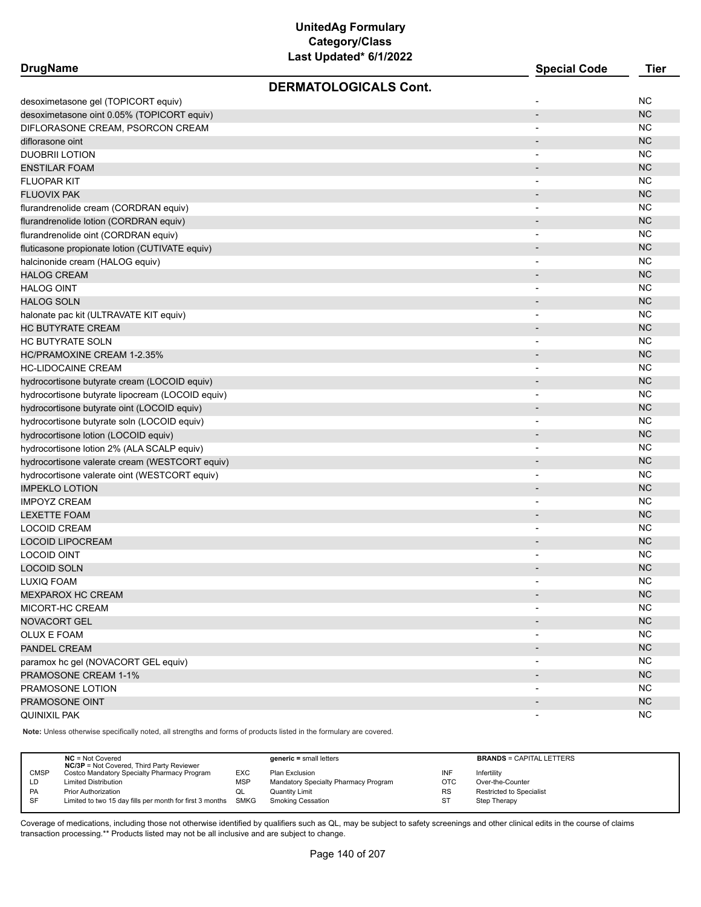# UnitedAg Formulary
## Category/Class
### Last Updated* 6/1/2022

| DrugName | Special Code | Tier |
|---|---|---|
| **DERMATOLOGICALS Cont.** | | |
| desoximetasone gel (TOPICORT equiv) | - | NC |
| desoximetasone oint 0.05% (TOPICORT equiv) | - | NC |
| DIFLORASONE CREAM, PSORCON CREAM | - | NC |
| diflorasone oint | - | NC |
| DUOBRII LOTION | - | NC |
| ENSTILAR FOAM | - | NC |
| FLUOPAR KIT | - | NC |
| FLUOVIX PAK | - | NC |
| flurandrenolide cream (CORDRAN equiv) | - | NC |
| flurandrenolide lotion (CORDRAN equiv) | - | NC |
| flurandrenolide oint (CORDRAN equiv) | - | NC |
| fluticasone propionate lotion (CUTIVATE equiv) | - | NC |
| halcinonide cream (HALOG equiv) | - | NC |
| HALOG CREAM | - | NC |
| HALOG OINT | - | NC |
| HALOG SOLN | - | NC |
| halonate pac kit (ULTRAVATE KIT equiv) | - | NC |
| HC BUTYRATE CREAM | - | NC |
| HC BUTYRATE SOLN | - | NC |
| HC/PRAMOXINE CREAM 1-2.35% | - | NC |
| HC-LIDOCAINE CREAM | - | NC |
| hydrocortisone butyrate cream (LOCOID equiv) | - | NC |
| hydrocortisone butyrate lipocream (LOCOID equiv) | - | NC |
| hydrocortisone butyrate oint (LOCOID equiv) | - | NC |
| hydrocortisone butyrate soln (LOCOID equiv) | - | NC |
| hydrocortisone lotion (LOCOID equiv) | - | NC |
| hydrocortisone lotion 2% (ALA SCALP equiv) | - | NC |
| hydrocortisone valerate cream (WESTCORT equiv) | - | NC |
| hydrocortisone valerate oint (WESTCORT equiv) | - | NC |
| IMPEKLO LOTION | - | NC |
| IMPOYZ CREAM | - | NC |
| LEXETTE FOAM | - | NC |
| LOCOID CREAM | - | NC |
| LOCOID LIPOCREAM | - | NC |
| LOCOID OINT | - | NC |
| LOCOID SOLN | - | NC |
| LUXIQ FOAM | - | NC |
| MEXPAROX HC CREAM | - | NC |
| MICORT-HC CREAM | - | NC |
| NOVACORT GEL | - | NC |
| OLUX E FOAM | - | NC |
| PANDEL CREAM | - | NC |
| paramox hc gel (NOVACORT GEL equiv) | - | NC |
| PRAMOSONE CREAM 1-1% | - | NC |
| PRAMOSONE LOTION | - | NC |
| PRAMOSONE OINT | - | NC |
| QUINIXIL PAK | - | NC |

**Note:** Unless otherwise specifically noted, all strengths and forms of products listed in the formulary are covered.

| | | | | | |
|---|---|---|---|---|---|
| **NC** = Not Covered | | **generic** = small letters | | **BRANDS** = CAPITAL LETTERS | |
| **NC/3P** = Not Covered, Third Party Reviewer | | | | | |
| CMSP | Costco Mandatory Specialty Pharmacy Program | EXC | Plan Exclusion | INF | Infertility |
| LD | Limited Distribution | MSP | Mandatory Specialty Pharmacy Program | OTC | Over-the-Counter |
| PA | Prior Authorization | QL | Quantity Limit | RS | Restricted to Specialist |
| SF | Limited to two 15 day fills per month for first 3 months | SMKG | Smoking Cessation | ST | Step Therapy |

Coverage of medications, including those not otherwise identified by qualifiers such as QL, may be subject to safety screenings and other clinical edits in the course of claims transaction processing.** Products listed may not be all inclusive and are subject to change.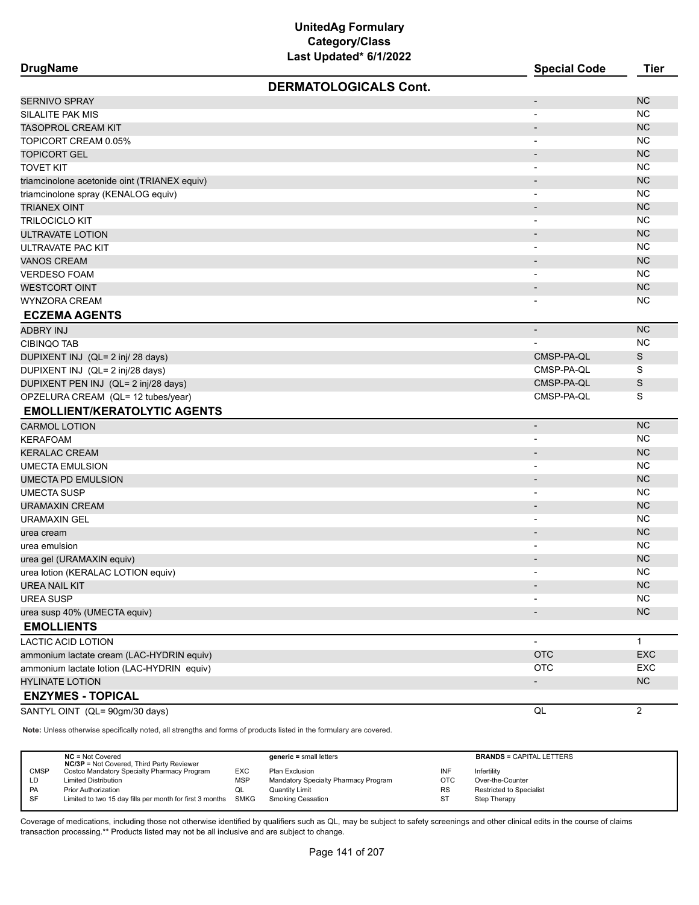# UnitedAg Formulary
## Category/Class
### Last Updated* 6/1/2022

| DrugName | Special Code | Tier |
|---|---|---|
| **DERMATOLOGICALS Cont.** | | |
| SERNIVO SPRAY | - | NC |
| SILALITE PAK MIS | - | NC |
| TASOPROL CREAM KIT | - | NC |
| TOPICORT CREAM 0.05% | - | NC |
| TOPICORT GEL | - | NC |
| TOVET KIT | - | NC |
| triamcinolone acetonide oint (TRIANEX equiv) | - | NC |
| triamcinolone spray (KENALOG equiv) | - | NC |
| TRIANEX OINT | - | NC |
| TRILOCICLO KIT | - | NC |
| ULTRAVATE LOTION | - | NC |
| ULTRAVATE PAC KIT | - | NC |
| VANOS CREAM | - | NC |
| VERDESO FOAM | - | NC |
| WESTCORT OINT | - | NC |
| WYNZORA CREAM | - | NC |
| **ECZEMA AGENTS** | | |
| ADBRY INJ | - | NC |
| CIBINQO TAB | - | NC |
| DUPIXENT INJ (QL= 2 inj/ 28 days) | CMSP-PA-QL | S |
| DUPIXENT INJ (QL= 2 inj/28 days) | CMSP-PA-QL | S |
| DUPIXENT PEN INJ (QL= 2 inj/28 days) | CMSP-PA-QL | S |
| OPZELURA CREAM (QL= 12 tubes/year) | CMSP-PA-QL | S |
| **EMOLLIENT/KERATOLYTIC AGENTS** | | |
| CARMOL LOTION | - | NC |
| KERAFOAM | - | NC |
| KERALAC CREAM | - | NC |
| UMECTA EMULSION | - | NC |
| UMECTA PD EMULSION | - | NC |
| UMECTA SUSP | - | NC |
| URAMAXIN CREAM | - | NC |
| URAMAXIN GEL | - | NC |
| urea cream | - | NC |
| urea emulsion | - | NC |
| urea gel (URAMAXIN equiv) | - | NC |
| urea lotion (KERALAC LOTION equiv) | - | NC |
| UREA NAIL KIT | - | NC |
| UREA SUSP | - | NC |
| urea susp 40% (UMECTA equiv) | - | NC |
| **EMOLLIENTS** | | |
| LACTIC ACID LOTION | - | 1 |
| ammonium lactate cream (LAC-HYDRIN equiv) | OTC | EXC |
| ammonium lactate lotion (LAC-HYDRIN equiv) | OTC | EXC |
| HYLINATE LOTION | - | NC |
| **ENZYMES - TOPICAL** | | |
| SANTYL OINT (QL= 90gm/30 days) | QL | 2 |

**Note:** Unless otherwise specifically noted, all strengths and forms of products listed in the formulary are covered.

| | | | | | |
|---|---|---|---|---|---|
| | **NC** = Not Covered<br>**NC/3P** = Not Covered, Third Party Reviewer | | **generic** = small letters | | **BRANDS** = CAPITAL LETTERS |
| CMSP | Costco Mandatory Specialty Pharmacy Program | EXC | Plan Exclusion | INF | Infertility |
| LD | Limited Distribution | MSP | Mandatory Specialty Pharmacy Program | OTC | Over-the-Counter |
| PA | Prior Authorization | QL | Quantity Limit | RS | Restricted to Specialist |
| SF | Limited to two 15 day fills per month for first 3 months | SMKG | Smoking Cessation | ST | Step Therapy |

Coverage of medications, including those not otherwise identified by qualifiers such as QL, may be subject to safety screenings and other clinical edits in the course of claims transaction processing.** Products listed may not be all inclusive and are subject to change.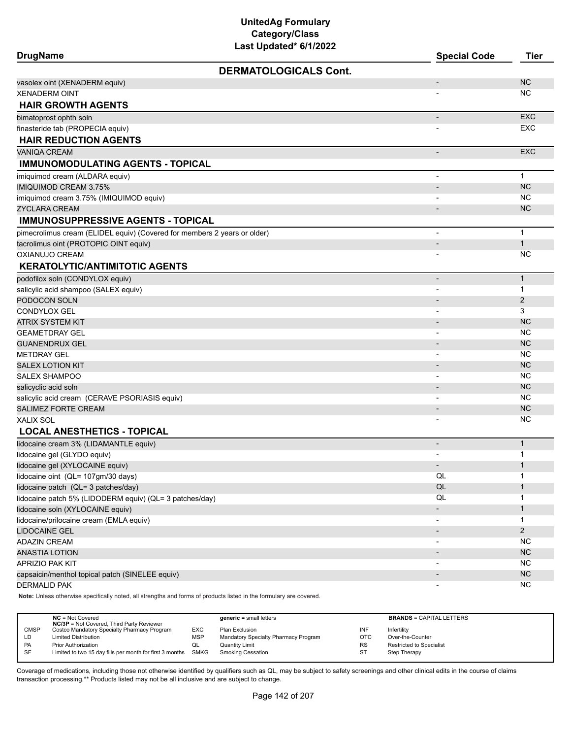# UnitedAg Formulary
## Category/Class
### Last Updated* 6/1/2022

| DrugName | Special Code | Tier |
|---|---|---|
| **DERMATOLOGICALS Cont.** | | |
| vasolex oint (XENADERM equiv) | - | NC |
| XENADERM OINT | - | NC |
| **HAIR GROWTH AGENTS** | | |
| bimatoprost ophth soln | - | EXC |
| finasteride tab (PROPECIA equiv) | - | EXC |
| **HAIR REDUCTION AGENTS** | | |
| VANIQA CREAM | - | EXC |
| **IMMUNOMODULATING AGENTS - TOPICAL** | | |
| imiquimod cream (ALDARA equiv) | - | 1 |
| IMIQUIMOD CREAM 3.75% | - | NC |
| imiquimod cream 3.75% (IMIQUIMOD equiv) | - | NC |
| ZYCLARA CREAM | - | NC |
| **IMMUNOSUPPRESSIVE AGENTS - TOPICAL** | | |
| pimecrolimus cream (ELIDEL equiv) (Covered for members 2 years or older) | - | 1 |
| tacrolimus oint (PROTOPIC OINT equiv) | - | 1 |
| OXIANUJO CREAM | - | NC |
| **KERATOLYTIC/ANTIMITOTIC AGENTS** | | |
| podofilox soln (CONDYLOX equiv) | - | 1 |
| salicylic acid shampoo (SALEX equiv) | - | 1 |
| PODOCON SOLN | - | 2 |
| CONDYLOX GEL | - | 3 |
| ATRIX SYSTEM KIT | - | NC |
| GEAMETDRAY GEL | - | NC |
| GUANENDRUX GEL | - | NC |
| METDRAY GEL | - | NC |
| SALEX LOTION KIT | - | NC |
| SALEX SHAMPOO | - | NC |
| salicyclic acid soln | - | NC |
| salicylic acid cream (CERAVE PSORIASIS equiv) | - | NC |
| SALIMEZ FORTE CREAM | - | NC |
| XALIX SOL | - | NC |
| **LOCAL ANESTHETICS - TOPICAL** | | |
| lidocaine cream 3% (LIDAMANTLE equiv) | - | 1 |
| lidocaine gel (GLYDO equiv) | - | 1 |
| lidocaine gel (XYLOCAINE equiv) | - | 1 |
| lidocaine oint (QL= 107gm/30 days) | QL | 1 |
| lidocaine patch (QL= 3 patches/day) | QL | 1 |
| lidocaine patch 5% (LIDODERM equiv) (QL= 3 patches/day) | QL | 1 |
| lidocaine soln (XYLOCAINE equiv) | - | 1 |
| lidocaine/prilocaine cream (EMLA equiv) | - | 1 |
| LIDOCAINE GEL | - | 2 |
| ADAZIN CREAM | - | NC |
| ANASTIA LOTION | - | NC |
| APRIZIO PAK KIT | - | NC |
| capsaicin/menthol topical patch (SINELEE equiv) | - | NC |
| DERMALID PAK | - | NC |

**Note:** Unless otherwise specifically noted, all strengths and forms of products listed in the formulary are covered.

| | | | | | |
|---|---|---|---|---|---|
| **NC** = Not Covered<br>**NC/3P** = Not Covered, Third Party Reviewer | | **generic =** small letters | | **BRANDS** = CAPITAL LETTERS | |
| CMSP | Costco Mandatory Specialty Pharmacy Program | EXC | Plan Exclusion | INF | Infertility |
| LD | Limited Distribution | MSP | Mandatory Specialty Pharmacy Program | OTC | Over-the-Counter |
| PA | Prior Authorization | QL | Quantity Limit | RS | Restricted to Specialist |
| SF | Limited to two 15 day fills per month for first 3 months | SMKG | Smoking Cessation | ST | Step Therapy |

Coverage of medications, including those not otherwise identified by qualifiers such as QL, may be subject to safety screenings and other clinical edits in the course of claims transaction processing.** Products listed may not be all inclusive and are subject to change.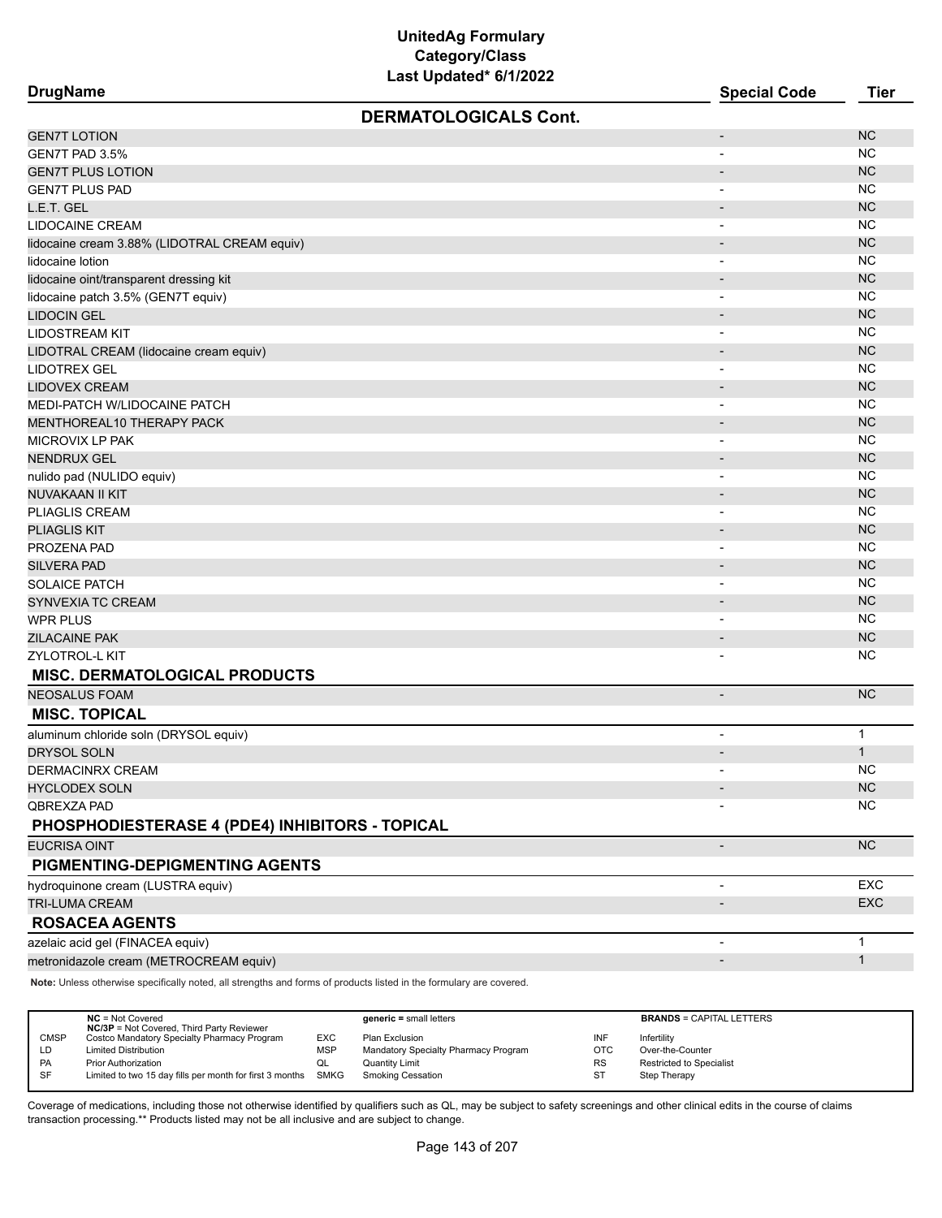# UnitedAg Formulary
## Category/Class
### Last Updated* 6/1/2022

| DrugName | Special Code | Tier |
|---|---|---|
| **DERMATOLOGICALS Cont.** | | |
| GEN7T LOTION | - | NC |
| GEN7T PAD 3.5% | - | NC |
| GEN7T PLUS LOTION | - | NC |
| GEN7T PLUS PAD | - | NC |
| L.E.T. GEL | - | NC |
| LIDOCAINE CREAM | - | NC |
| lidocaine cream 3.88% (LIDOTRAL CREAM equiv) | - | NC |
| lidocaine lotion | - | NC |
| lidocaine oint/transparent dressing kit | - | NC |
| lidocaine patch 3.5% (GEN7T equiv) | - | NC |
| LIDOCIN GEL | - | NC |
| LIDOSTREAM KIT | - | NC |
| LIDOTRAL CREAM (lidocaine cream equiv) | - | NC |
| LIDOTREX GEL | - | NC |
| LIDOVEX CREAM | - | NC |
| MEDI-PATCH W/LIDOCAINE PATCH | - | NC |
| MENTHOREAL10 THERAPY PACK | - | NC |
| MICROVIX LP PAK | - | NC |
| NENDRUX GEL | - | NC |
| nulido pad (NULIDO equiv) | - | NC |
| NUVAKAAN II KIT | - | NC |
| PLIAGLIS CREAM | - | NC |
| PLIAGLIS KIT | - | NC |
| PROZENA PAD | - | NC |
| SILVERA PAD | - | NC |
| SOLAICE PATCH | - | NC |
| SYNVEXIA TC CREAM | - | NC |
| WPR PLUS | - | NC |
| ZILACAINE PAK | - | NC |
| ZYLOTROL-L KIT | - | NC |
| **MISC. DERMATOLOGICAL PRODUCTS** | | |
| NEOSALUS FOAM | - | NC |
| **MISC. TOPICAL** | | |
| aluminum chloride soln (DRYSOL equiv) | - | 1 |
| DRYSOL SOLN | - | 1 |
| DERMACINRX CREAM | - | NC |
| HYCLODEX SOLN | - | NC |
| QBREXZA PAD | - | NC |
| **PHOSPHODIESTERASE 4 (PDE4) INHIBITORS - TOPICAL** | | |
| EUCRISA OINT | - | NC |
| **PIGMENTING-DEPIGMENTING AGENTS** | | |
| hydroquinone cream (LUSTRA equiv) | - | EXC |
| TRI-LUMA CREAM | - | EXC |
| **ROSACEA AGENTS** | | |
| azelaic acid gel (FINACEA equiv) | - | 1 |
| metronidazole cream (METROCREAM equiv) | - | 1 |

**Note:** Unless otherwise specifically noted, all strengths and forms of products listed in the formulary are covered.

| | | | | | |
|---|---|---|---|---|---|
| | **NC** = Not Covered<br>**NC/3P** = Not Covered, Third Party Reviewer | | **generic** = small letters | | **BRANDS** = CAPITAL LETTERS |
| CMSP | Costco Mandatory Specialty Pharmacy Program | EXC | Plan Exclusion | INF | Infertility |
| LD | Limited Distribution | MSP | Mandatory Specialty Pharmacy Program | OTC | Over-the-Counter |
| PA | Prior Authorization | QL | Quantity Limit | RS | Restricted to Specialist |
| SF | Limited to two 15 day fills per month for first 3 months | SMKG | Smoking Cessation | ST | Step Therapy |

Coverage of medications, including those not otherwise identified by qualifiers such as QL, may be subject to safety screenings and other clinical edits in the course of claims transaction processing.** Products listed may not be all inclusive and are subject to change.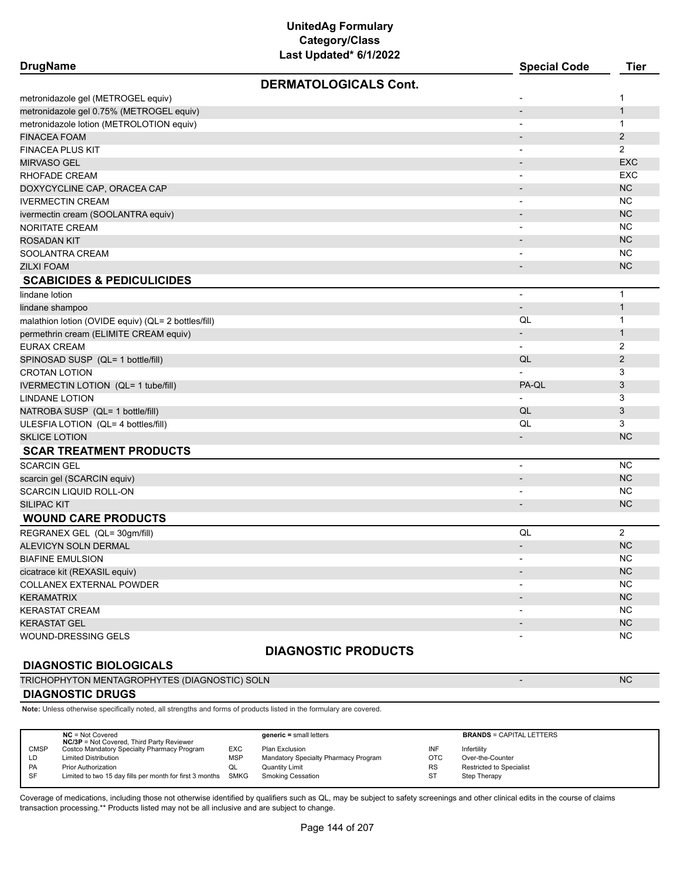# UnitedAg Formulary
## Category/Class
### Last Updated* 6/1/2022

| DrugName | Special Code | Tier |
|---|---|---|
| **DERMATOLOGICALS Cont.** | | |
| metronidazole gel (METROGEL equiv) | - | 1 |
| metronidazole gel 0.75% (METROGEL equiv) | - | 1 |
| metronidazole lotion (METROLOTION equiv) | - | 1 |
| FINACEA FOAM | - | 2 |
| FINACEA PLUS KIT | - | 2 |
| MIRVASO GEL | - | EXC |
| RHOFADE CREAM | - | EXC |
| DOXYCYCLINE CAP, ORACEA CAP | - | NC |
| IVERMECTIN CREAM | - | NC |
| ivermectin cream (SOOLANTRA equiv) | - | NC |
| NORITATE CREAM | - | NC |
| ROSADAN KIT | - | NC |
| SOOLANTRA CREAM | - | NC |
| ZILXI FOAM | - | NC |
| **SCABICIDES & PEDICULICIDES** | | |
| lindane lotion | - | 1 |
| lindane shampoo | - | 1 |
| malathion lotion (OVIDE equiv) (QL= 2 bottles/fill) | QL | 1 |
| permethrin cream (ELIMITE CREAM equiv) | - | 1 |
| EURAX CREAM | - | 2 |
| SPINOSAD SUSP (QL= 1 bottle/fill) | QL | 2 |
| CROTAN LOTION | - | 3 |
| IVERMECTIN LOTION (QL= 1 tube/fill) | PA-QL | 3 |
| LINDANE LOTION | - | 3 |
| NATROBA SUSP (QL= 1 bottle/fill) | QL | 3 |
| ULESFIA LOTION (QL= 4 bottles/fill) | QL | 3 |
| SKLICE LOTION | - | NC |
| **SCAR TREATMENT PRODUCTS** | | |
| SCARCIN GEL | - | NC |
| scarcin gel (SCARCIN equiv) | - | NC |
| SCARCIN LIQUID ROLL-ON | - | NC |
| SILIPAC KIT | - | NC |
| **WOUND CARE PRODUCTS** | | |
| REGRANEX GEL (QL= 30gm/fill) | QL | 2 |
| ALEVICYN SOLN DERMAL | - | NC |
| BIAFINE EMULSION | - | NC |
| cicatrace kit (REXASIL equiv) | - | NC |
| COLLANEX EXTERNAL POWDER | - | NC |
| KERAMATRIX | - | NC |
| KERASTAT CREAM | - | NC |
| KERASTAT GEL | - | NC |
| WOUND-DRESSING GELS | - | NC |
| **DIAGNOSTIC PRODUCTS** | | |
| **DIAGNOSTIC BIOLOGICALS** | | |
| TRICHOPHYTON MENTAGROPHYTES (DIAGNOSTIC) SOLN | - | NC |
| **DIAGNOSTIC DRUGS** | | |

**Note:** Unless otherwise specifically noted, all strengths and forms of products listed in the formulary are covered.

| | | | | | |
|---|---|---|---|---|---|
| **NC** = Not Covered<br>**NC/3P** = Not Covered, Third Party Reviewer | | **generic =** small letters | | **BRANDS** = CAPITAL LETTERS | |
| CMSP | Costco Mandatory Specialty Pharmacy Program | EXC | Plan Exclusion | INF | Infertility |
| LD | Limited Distribution | MSP | Mandatory Specialty Pharmacy Program | OTC | Over-the-Counter |
| PA | Prior Authorization | QL | Quantity Limit | RS | Restricted to Specialist |
| SF | Limited to two 15 day fills per month for first 3 months | SMKG | Smoking Cessation | ST | Step Therapy |

Coverage of medications, including those not otherwise identified by qualifiers such as QL, may be subject to safety screenings and other clinical edits in the course of claims transaction processing.** Products listed may not be all inclusive and are subject to change.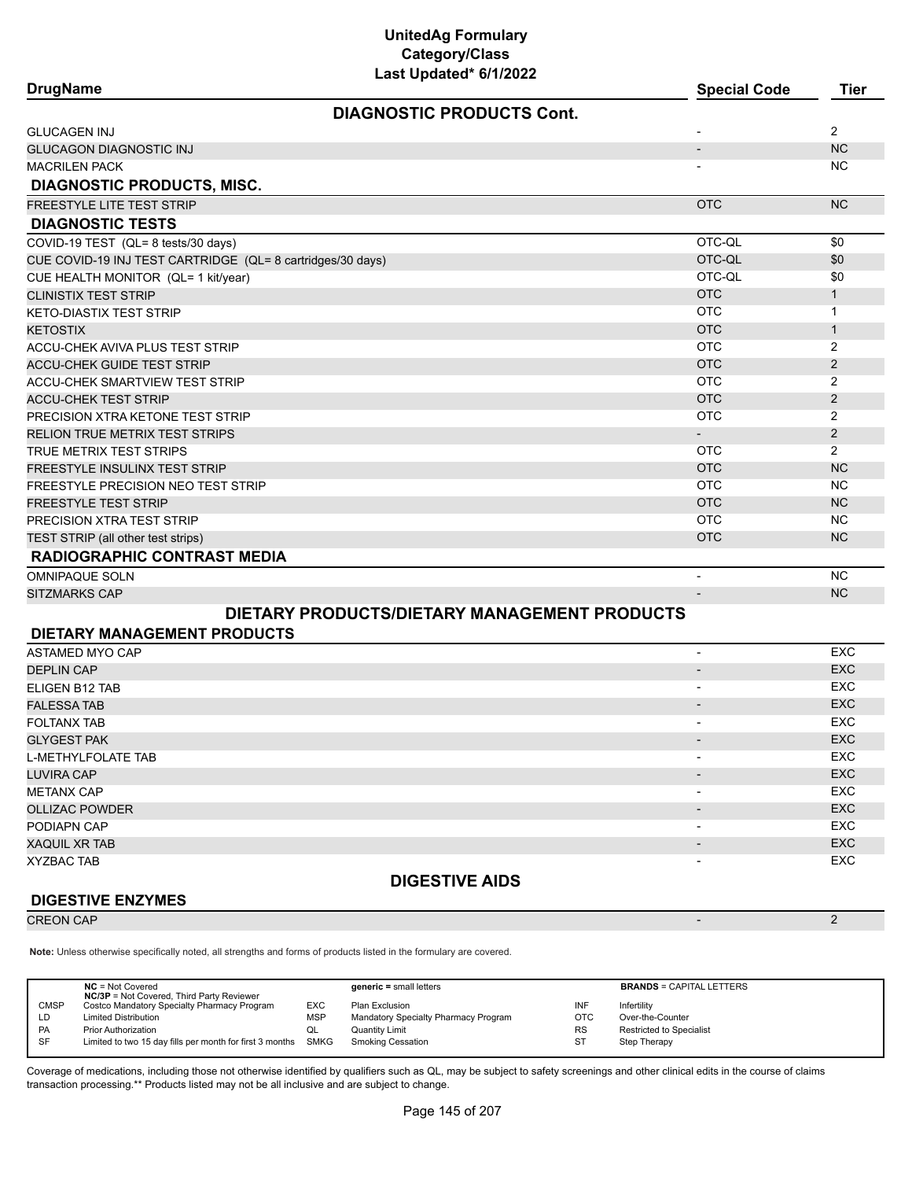# UnitedAg Formulary
## Category/Class
### Last Updated* 6/1/2022

| DrugName | Special Code | Tier |
|---|---|---|
| **DIAGNOSTIC PRODUCTS Cont.** | | |
| GLUCAGEN INJ | - | 2 |
| GLUCAGON DIAGNOSTIC INJ | - | NC |
| MACRILEN PACK | - | NC |
| **DIAGNOSTIC PRODUCTS, MISC.** | | |
| FREESTYLE LITE TEST STRIP | OTC | NC |
| **DIAGNOSTIC TESTS** | | |
| COVID-19 TEST (QL= 8 tests/30 days) | OTC-QL | $0 |
| CUE COVID-19 INJ TEST CARTRIDGE (QL= 8 cartridges/30 days) | OTC-QL | $0 |
| CUE HEALTH MONITOR (QL= 1 kit/year) | OTC-QL | $0 |
| CLINISTIX TEST STRIP | OTC | 1 |
| KETO-DIASTIX TEST STRIP | OTC | 1 |
| KETOSTIX | OTC | 1 |
| ACCU-CHEK AVIVA PLUS TEST STRIP | OTC | 2 |
| ACCU-CHEK GUIDE TEST STRIP | OTC | 2 |
| ACCU-CHEK SMARTVIEW TEST STRIP | OTC | 2 |
| ACCU-CHEK TEST STRIP | OTC | 2 |
| PRECISION XTRA KETONE TEST STRIP | OTC | 2 |
| RELION TRUE METRIX TEST STRIPS | - | 2 |
| TRUE METRIX TEST STRIPS | OTC | 2 |
| FREESTYLE INSULINX TEST STRIP | OTC | NC |
| FREESTYLE PRECISION NEO TEST STRIP | OTC | NC |
| FREESTYLE TEST STRIP | OTC | NC |
| PRECISION XTRA TEST STRIP | OTC | NC |
| TEST STRIP (all other test strips) | OTC | NC |
| **RADIOGRAPHIC CONTRAST MEDIA** | | |
| OMNIPAQUE SOLN | - | NC |
| SITZMARKS CAP | - | NC |
| **DIETARY PRODUCTS/DIETARY MANAGEMENT PRODUCTS** | | |
| **DIETARY MANAGEMENT PRODUCTS** | | |
| ASTAMED MYO CAP | - | EXC |
| DEPLIN CAP | - | EXC |
| ELIGEN B12 TAB | - | EXC |
| FALESSA TAB | - | EXC |
| FOLTANX TAB | - | EXC |
| GLYGEST PAK | - | EXC |
| L-METHYLFOLATE TAB | - | EXC |
| LUVIRA CAP | - | EXC |
| METANX CAP | - | EXC |
| OLLIZAC POWDER | - | EXC |
| PODIAPN CAP | - | EXC |
| XAQUIL XR TAB | - | EXC |
| XYZBAC TAB | - | EXC |
| **DIGESTIVE AIDS** | | |
| **DIGESTIVE ENZYMES** | | |
| CREON CAP | - | 2 |

**Note:** Unless otherwise specifically noted, all strengths and forms of products listed in the formulary are covered.

| | | | | | |
|---|---|---|---|---|---|
| **NC** = Not Covered<br>**NC/3P** = Not Covered, Third Party Reviewer | | **generic** = small letters | | **BRANDS** = CAPITAL LETTERS | |
| CMSP | Costco Mandatory Specialty Pharmacy Program | EXC | Plan Exclusion | INF | Infertility |
| LD | Limited Distribution | MSP | Mandatory Specialty Pharmacy Program | OTC | Over-the-Counter |
| PA | Prior Authorization | QL | Quantity Limit | RS | Restricted to Specialist |
| SF | Limited to two 15 day fills per month for first 3 months | SMKG | Smoking Cessation | ST | Step Therapy |

Coverage of medications, including those not otherwise identified by qualifiers such as QL, may be subject to safety screenings and other clinical edits in the course of claims transaction processing.** Products listed may not be all inclusive and are subject to change.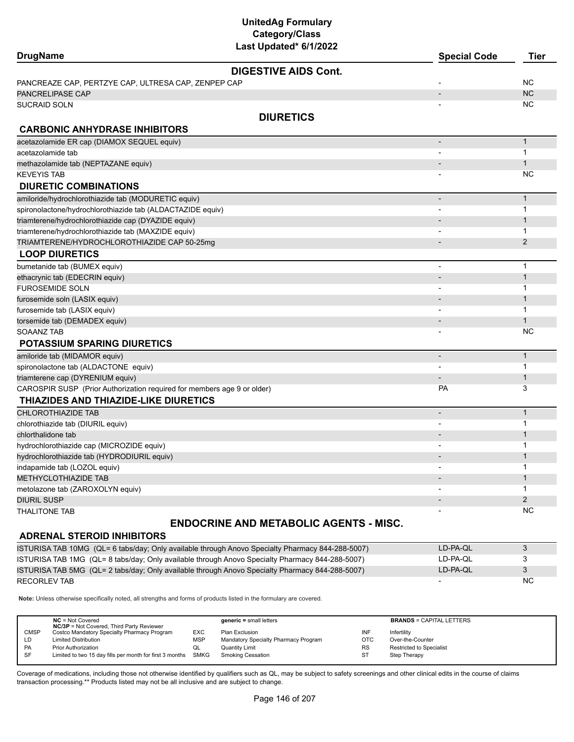# UnitedAg Formulary
## Category/Class
### Last Updated* 6/1/2022

| DrugName | Special Code | Tier |
|---|---|---|
| **DIGESTIVE AIDS Cont.** | | |
| PANCREAZE CAP, PERTZYE CAP, ULTRESA CAP, ZENPEP CAP | - | NC |
| PANCRELIPASE CAP | - | NC |
| SUCRAID SOLN | - | NC |
| **DIURETICS** | | |
| **CARBONIC ANHYDRASE INHIBITORS** | | |
| acetazolamide ER cap (DIAMOX SEQUEL equiv) | - | 1 |
| acetazolamide tab | - | 1 |
| methazolamide tab (NEPTAZANE equiv) | - | 1 |
| KEVEYIS TAB | - | NC |
| **DIURETIC COMBINATIONS** | | |
| amiloride/hydrochlorothiazide tab (MODURETIC equiv) | - | 1 |
| spironolactone/hydrochlorothiazide tab (ALDACTAZIDE equiv) | - | 1 |
| triamterene/hydrochlorothiazide cap (DYAZIDE equiv) | - | 1 |
| triamterene/hydrochlorothiazide tab (MAXZIDE equiv) | - | 1 |
| TRIAMTERENE/HYDROCHLOROTHIAZIDE CAP 50-25mg | - | 2 |
| **LOOP DIURETICS** | | |
| bumetanide tab (BUMEX equiv) | - | 1 |
| ethacrynic tab (EDECRIN equiv) | - | 1 |
| FUROSEMIDE SOLN | - | 1 |
| furosemide soln (LASIX equiv) | - | 1 |
| furosemide tab (LASIX equiv) | - | 1 |
| torsemide tab (DEMADEX equiv) | - | 1 |
| SOAANZ TAB | - | NC |
| **POTASSIUM SPARING DIURETICS** | | |
| amiloride tab (MIDAMOR equiv) | - | 1 |
| spironolactone tab (ALDACTONE equiv) | - | 1 |
| triamterene cap (DYRENIUM equiv) | - | 1 |
| CAROSPIR SUSP (Prior Authorization required for members age 9 or older) | PA | 3 |
| **THIAZIDES AND THIAZIDE-LIKE DIURETICS** | | |
| CHLOROTHIAZIDE TAB | - | 1 |
| chlorothiazide tab (DIURIL equiv) | - | 1 |
| chlorthalidone tab | - | 1 |
| hydrochlorothiazide cap (MICROZIDE equiv) | - | 1 |
| hydrochlorothiazide tab (HYDRODIURIL equiv) | - | 1 |
| indapamide tab (LOZOL equiv) | - | 1 |
| METHYCLOTHIAZIDE TAB | - | 1 |
| metolazone tab (ZAROXOLYN equiv) | - | 1 |
| DIURIL SUSP | - | 2 |
| THALITONE TAB | - | NC |
| **ENDOCRINE AND METABOLIC AGENTS - MISC.** | | |
| **ADRENAL STEROID INHIBITORS** | | |
| ISTURISA TAB 10MG (QL= 6 tabs/day; Only available through Anovo Specialty Pharmacy 844-288-5007) | LD-PA-QL | 3 |
| ISTURISA TAB 1MG (QL= 8 tabs/day; Only available through Anovo Specialty Pharmacy 844-288-5007) | LD-PA-QL | 3 |
| ISTURISA TAB 5MG (QL= 2 tabs/day; Only available through Anovo Specialty Pharmacy 844-288-5007) | LD-PA-QL | 3 |
| RECORLEV TAB | - | NC |

**Note:** Unless otherwise specifically noted, all strengths and forms of products listed in the formulary are covered.

| | | | | | |
|---|---|---|---|---|---|
| **NC** = Not Covered<br>**NC/3P** = Not Covered, Third Party Reviewer | | **generic =** small letters | | **BRANDS** = CAPITAL LETTERS | |
| CMSP | Costco Mandatory Specialty Pharmacy Program | EXC | Plan Exclusion | INF | Infertility |
| LD | Limited Distribution | MSP | Mandatory Specialty Pharmacy Program | OTC | Over-the-Counter |
| PA | Prior Authorization | QL | Quantity Limit | RS | Restricted to Specialist |
| SF | Limited to two 15 day fills per month for first 3 months | SMKG | Smoking Cessation | ST | Step Therapy |

Coverage of medications, including those not otherwise identified by qualifiers such as QL, may be subject to safety screenings and other clinical edits in the course of claims transaction processing.** Products listed may not be all inclusive and are subject to change.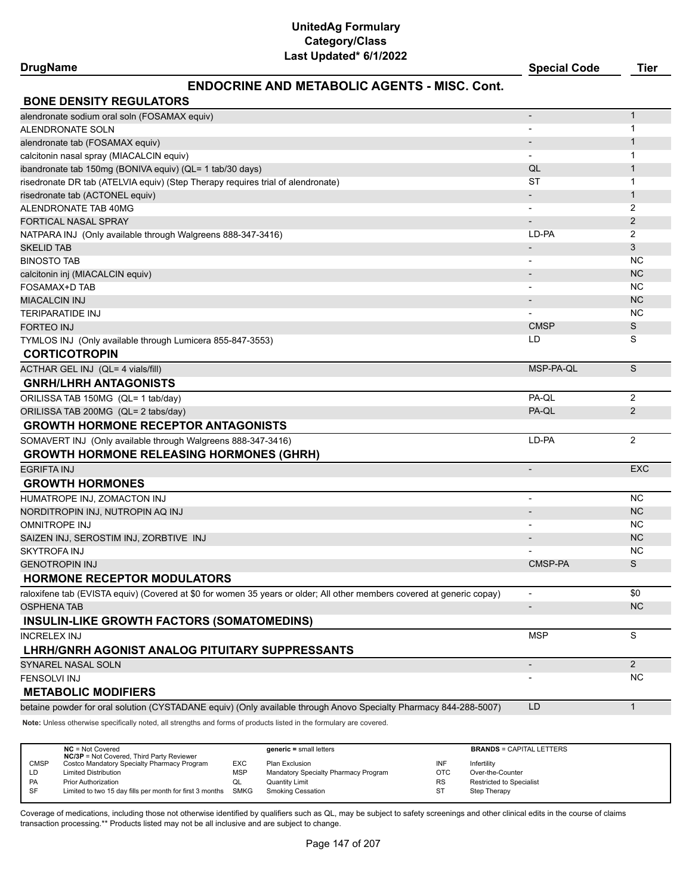# UnitedAg Formulary
## Category/Class
### Last Updated* 6/1/2022

| DrugName | Special Code | Tier |
|---|---|---|
| **ENDOCRINE AND METABOLIC AGENTS - MISC. Cont.** | | |
| **BONE DENSITY REGULATORS** | | |
| alendronate sodium oral soln (FOSAMAX equiv) | - | 1 |
| ALENDRONATE SOLN | - | 1 |
| alendronate tab (FOSAMAX equiv) | - | 1 |
| calcitonin nasal spray (MIACALCIN equiv) | - | 1 |
| ibandronate tab 150mg (BONIVA equiv) (QL= 1 tab/30 days) | QL | 1 |
| risedronate DR tab (ATELVIA equiv) (Step Therapy requires trial of alendronate) | ST | 1 |
| risedronate tab (ACTONEL equiv) | - | 1 |
| ALENDRONATE TAB 40MG | - | 2 |
| FORTICAL NASAL SPRAY | - | 2 |
| NATPARA INJ (Only available through Walgreens 888-347-3416) | LD-PA | 2 |
| SKELID TAB | - | 3 |
| BINOSTO TAB | - | NC |
| calcitonin inj (MIACALCIN equiv) | - | NC |
| FOSAMAX+D TAB | - | NC |
| MIACALCIN INJ | - | NC |
| TERIPARATIDE INJ | - | NC |
| FORTEO INJ | CMSP | S |
| TYMLOS INJ (Only available through Lumicera 855-847-3553) | LD | S |
| **CORTICOTROPIN** | | |
| ACTHAR GEL INJ (QL= 4 vials/fill) | MSP-PA-QL | S |
| **GNRH/LHRH ANTAGONISTS** | | |
| ORILISSA TAB 150MG (QL= 1 tab/day) | PA-QL | 2 |
| ORILISSA TAB 200MG (QL= 2 tabs/day) | PA-QL | 2 |
| **GROWTH HORMONE RECEPTOR ANTAGONISTS** | | |
| SOMAVERT INJ (Only available through Walgreens 888-347-3416) | LD-PA | 2 |
| **GROWTH HORMONE RELEASING HORMONES (GHRH)** | | |
| EGRIFTA INJ | - | EXC |
| **GROWTH HORMONES** | | |
| HUMATROPE INJ, ZOMACTON INJ | - | NC |
| NORDITROPIN INJ, NUTROPIN AQ INJ | - | NC |
| OMNITROPE INJ | - | NC |
| SAIZEN INJ, SEROSTIM INJ, ZORBTIVE INJ | - | NC |
| SKYTROFA INJ | - | NC |
| GENOTROPIN INJ | CMSP-PA | S |
| **HORMONE RECEPTOR MODULATORS** | | |
| raloxifene tab (EVISTA equiv) (Covered at $0 for women 35 years or older; All other members covered at generic copay) | - | $0 |
| OSPHENA TAB | - | NC |
| **INSULIN-LIKE GROWTH FACTORS (SOMATOMEDINS)** | | |
| INCRELEX INJ | MSP | S |
| **LHRH/GNRH AGONIST ANALOG PITUITARY SUPPRESSANTS** | | |
| SYNAREL NASAL SOLN | - | 2 |
| FENSOLVI INJ | - | NC |
| **METABOLIC MODIFIERS** | | |
| betaine powder for oral solution (CYSTADANE equiv) (Only available through Anovo Specialty Pharmacy 844-288-5007) | LD | 1 |

**Note:** Unless otherwise specifically noted, all strengths and forms of products listed in the formulary are covered.

| | | | | | |
|---|---|---|---|---|---|
| | **NC** = Not Covered<br>**NC/3P** = Not Covered, Third Party Reviewer | | **generic** = small letters | | **BRANDS** = CAPITAL LETTERS |
| CMSP | Costco Mandatory Specialty Pharmacy Program | EXC | Plan Exclusion | INF | Infertility |
| LD | Limited Distribution | MSP | Mandatory Specialty Pharmacy Program | OTC | Over-the-Counter |
| PA | Prior Authorization | QL | Quantity Limit | RS | Restricted to Specialist |
| SF | Limited to two 15 day fills per month for first 3 months | SMKG | Smoking Cessation | ST | Step Therapy |

Coverage of medications, including those not otherwise identified by qualifiers such as QL, may be subject to safety screenings and other clinical edits in the course of claims transaction processing.** Products listed may not be all inclusive and are subject to change.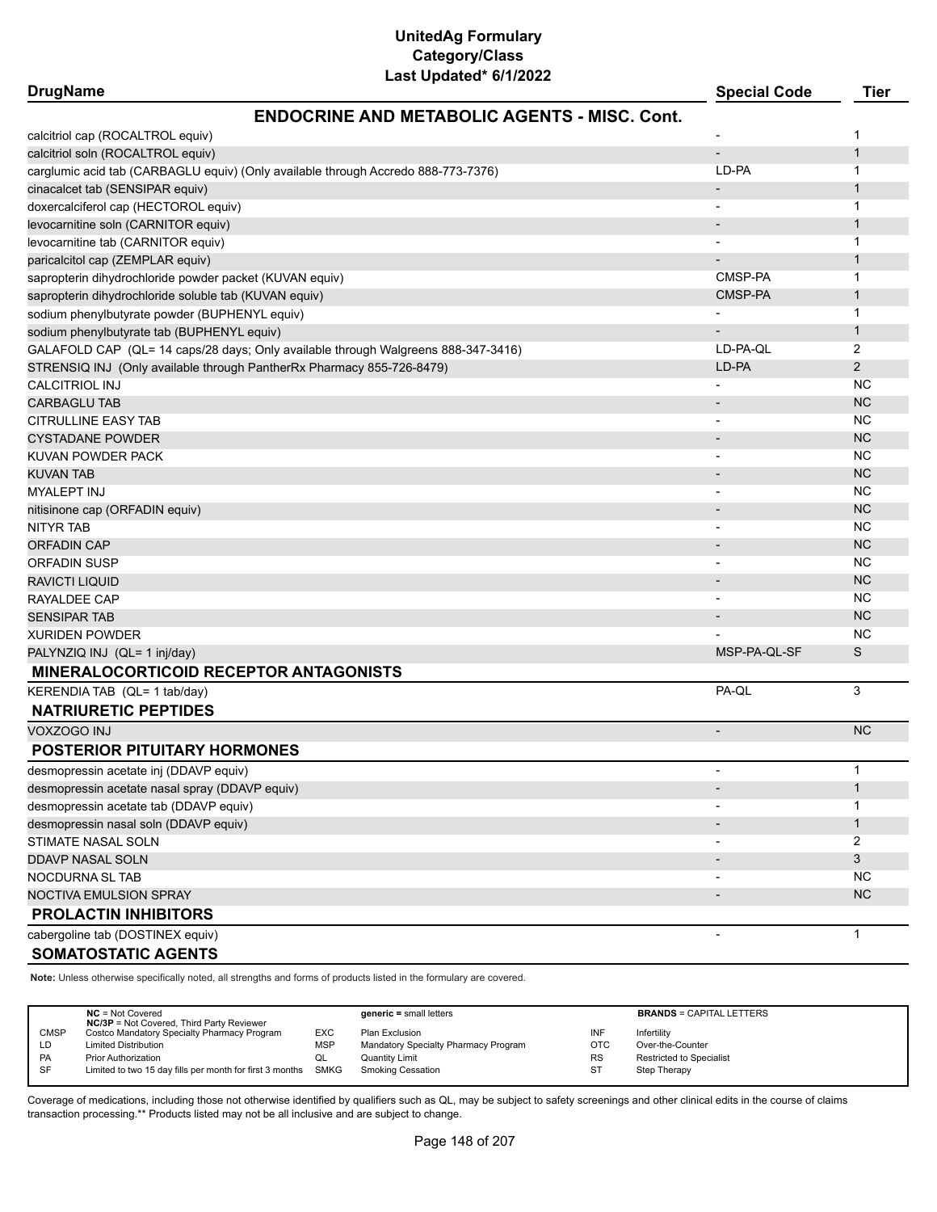# UnitedAg Formulary
## Category/Class
### Last Updated* 6/1/2022

| DrugName | Special Code | Tier |
|---|---|---|
| **ENDOCRINE AND METABOLIC AGENTS - MISC. Cont.** | | |
| calcitriol cap (ROCALTROL equiv) | - | 1 |
| calcitriol soln (ROCALTROL equiv) | - | 1 |
| carglumic acid tab (CARBAGLU equiv) (Only available through Accredo 888-773-7376) | LD-PA | 1 |
| cinacalcet tab (SENSIPAR equiv) | - | 1 |
| doxercalciferol cap (HECTOROL equiv) | - | 1 |
| levocarnitine soln (CARNITOR equiv) | - | 1 |
| levocarnitine tab (CARNITOR equiv) | - | 1 |
| paricalcitol cap (ZEMPLAR equiv) | - | 1 |
| sapropterin dihydrochloride powder packet (KUVAN equiv) | CMSP-PA | 1 |
| sapropterin dihydrochloride soluble tab (KUVAN equiv) | CMSP-PA | 1 |
| sodium phenylbutyrate powder (BUPHENYL equiv) | - | 1 |
| sodium phenylbutyrate tab (BUPHENYL equiv) | - | 1 |
| GALAFOLD CAP (QL= 14 caps/28 days; Only available through Walgreens 888-347-3416) | LD-PA-QL | 2 |
| STRENSIQ INJ (Only available through PantherRx Pharmacy 855-726-8479) | LD-PA | 2 |
| CALCITRIOL INJ | - | NC |
| CARBAGLU TAB | - | NC |
| CITRULLINE EASY TAB | - | NC |
| CYSTADANE POWDER | - | NC |
| KUVAN POWDER PACK | - | NC |
| KUVAN TAB | - | NC |
| MYALEPT INJ | - | NC |
| nitisinone cap (ORFADIN equiv) | - | NC |
| NITYR TAB | - | NC |
| ORFADIN CAP | - | NC |
| ORFADIN SUSP | - | NC |
| RAVICTI LIQUID | - | NC |
| RAYALDEE CAP | - | NC |
| SENSIPAR TAB | - | NC |
| XURIDEN POWDER | - | NC |
| PALYNZIQ INJ (QL= 1 inj/day) | MSP-PA-QL-SF | S |
| **MINERALOCORTICOID RECEPTOR ANTAGONISTS** | | |
| KERENDIA TAB (QL= 1 tab/day) | PA-QL | 3 |
| **NATRIURETIC PEPTIDES** | | |
| VOXZOGO INJ | - | NC |
| **POSTERIOR PITUITARY HORMONES** | | |
| desmopressin acetate inj (DDAVP equiv) | - | 1 |
| desmopressin acetate nasal spray (DDAVP equiv) | - | 1 |
| desmopressin acetate tab (DDAVP equiv) | - | 1 |
| desmopressin nasal soln (DDAVP equiv) | - | 1 |
| STIMATE NASAL SOLN | - | 2 |
| DDAVP NASAL SOLN | - | 3 |
| NOCDURNA SL TAB | - | NC |
| NOCTIVA EMULSION SPRAY | - | NC |
| **PROLACTIN INHIBITORS** | | |
| cabergoline tab (DOSTINEX equiv) | - | 1 |
| **SOMATOSTATIC AGENTS** | | |

**Note:** Unless otherwise specifically noted, all strengths and forms of products listed in the formulary are covered.

| | | | | | |
|---|---|---|---|---|---|
| | **NC** = Not Covered<br>**NC/3P** = Not Covered, Third Party Reviewer | | **generic** = small letters | | **BRANDS** = CAPITAL LETTERS |
| CMSP | Costco Mandatory Specialty Pharmacy Program | EXC | Plan Exclusion | INF | Infertility |
| LD | Limited Distribution | MSP | Mandatory Specialty Pharmacy Program | OTC | Over-the-Counter |
| PA | Prior Authorization | QL | Quantity Limit | RS | Restricted to Specialist |
| SF | Limited to two 15 day fills per month for first 3 months | SMKG | Smoking Cessation | ST | Step Therapy |

Coverage of medications, including those not otherwise identified by qualifiers such as QL, may be subject to safety screenings and other clinical edits in the course of claims transaction processing.** Products listed may not be all inclusive and are subject to change.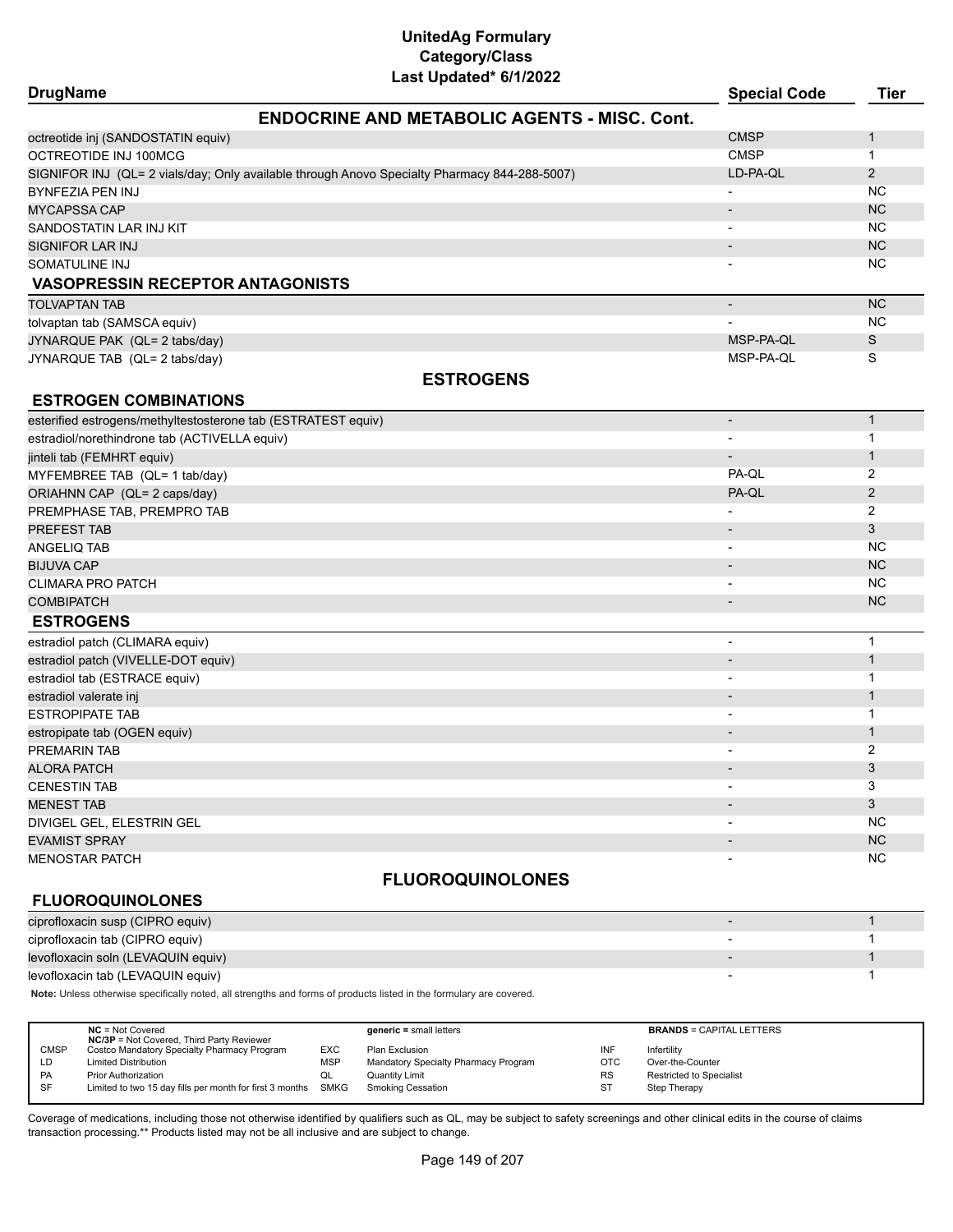# UnitedAg Formulary
## Category/Class
### Last Updated* 6/1/2022

| DrugName | Special Code | Tier |
|---|---|---|
| **ENDOCRINE AND METABOLIC AGENTS - MISC. Cont.** | | |
| octreotide inj (SANDOSTATIN equiv) | CMSP | 1 |
| OCTREOTIDE INJ 100MCG | CMSP | 1 |
| SIGNIFOR INJ (QL= 2 vials/day; Only available through Anovo Specialty Pharmacy 844-288-5007) | LD-PA-QL | 2 |
| BYNFEZIA PEN INJ | - | NC |
| MYCAPSSA CAP | - | NC |
| SANDOSTATIN LAR INJ KIT | - | NC |
| SIGNIFOR LAR INJ | - | NC |
| SOMATULINE INJ | - | NC |
| **VASOPRESSIN RECEPTOR ANTAGONISTS** | | |
| TOLVAPTAN TAB | - | NC |
| tolvaptan tab (SAMSCA equiv) | - | NC |
| JYNARQUE PAK (QL= 2 tabs/day) | MSP-PA-QL | S |
| JYNARQUE TAB (QL= 2 tabs/day) | MSP-PA-QL | S |

## ESTROGENS

| DrugName | Special Code | Tier |
|---|---|---|
| **ESTROGEN COMBINATIONS** | | |
| esterified estrogens/methyltestosterone tab (ESTRATEST equiv) | - | 1 |
| estradiol/norethindrone tab (ACTIVELLA equiv) | - | 1 |
| jinteli tab (FEMHRT equiv) | - | 1 |
| MYFEMBREE TAB (QL= 1 tab/day) | PA-QL | 2 |
| ORIAHNN CAP (QL= 2 caps/day) | PA-QL | 2 |
| PREMPHASE TAB, PREMPRO TAB | - | 2 |
| PREFEST TAB | - | 3 |
| ANGELIQ TAB | - | NC |
| BIJUVA CAP | - | NC |
| CLIMARA PRO PATCH | - | NC |
| COMBIPATCH | - | NC |
| **ESTROGENS** | | |
| estradiol patch (CLIMARA equiv) | - | 1 |
| estradiol patch (VIVELLE-DOT equiv) | - | 1 |
| estradiol tab (ESTRACE equiv) | - | 1 |
| estradiol valerate inj | - | 1 |
| ESTROPIPATE TAB | - | 1 |
| estropipate tab (OGEN equiv) | - | 1 |
| PREMARIN TAB | - | 2 |
| ALORA PATCH | - | 3 |
| CENESTIN TAB | - | 3 |
| MENEST TAB | - | 3 |
| DIVIGEL GEL, ELESTRIN GEL | - | NC |
| EVAMIST SPRAY | - | NC |
| MENOSTAR PATCH | - | NC |

## FLUOROQUINOLONES

| DrugName | Special Code | Tier |
|---|---|---|
| **FLUOROQUINOLONES** | | |
| ciprofloxacin susp (CIPRO equiv) | - | 1 |
| ciprofloxacin tab (CIPRO equiv) | - | 1 |
| levofloxacin soln (LEVAQUIN equiv) | - | 1 |
| levofloxacin tab (LEVAQUIN equiv) | - | 1 |

**Note:** Unless otherwise specifically noted, all strengths and forms of products listed in the formulary are covered.

| | NC = Not Covered<br>NC/3P = Not Covered, Third Party Reviewer | | generic = small letters | | BRANDS = CAPITAL LETTERS |
|---|---|---|---|---|---|
| CMSP | Costco Mandatory Specialty Pharmacy Program | EXC | Plan Exclusion | INF | Infertility |
| LD | Limited Distribution | MSP | Mandatory Specialty Pharmacy Program | OTC | Over-the-Counter |
| PA | Prior Authorization | QL | Quantity Limit | RS | Restricted to Specialist |
| SF | Limited to two 15 day fills per month for first 3 months | SMKG | Smoking Cessation | ST | Step Therapy |

Coverage of medications, including those not otherwise identified by qualifiers such as QL, may be subject to safety screenings and other clinical edits in the course of claims transaction processing.** Products listed may not be all inclusive and are subject to change.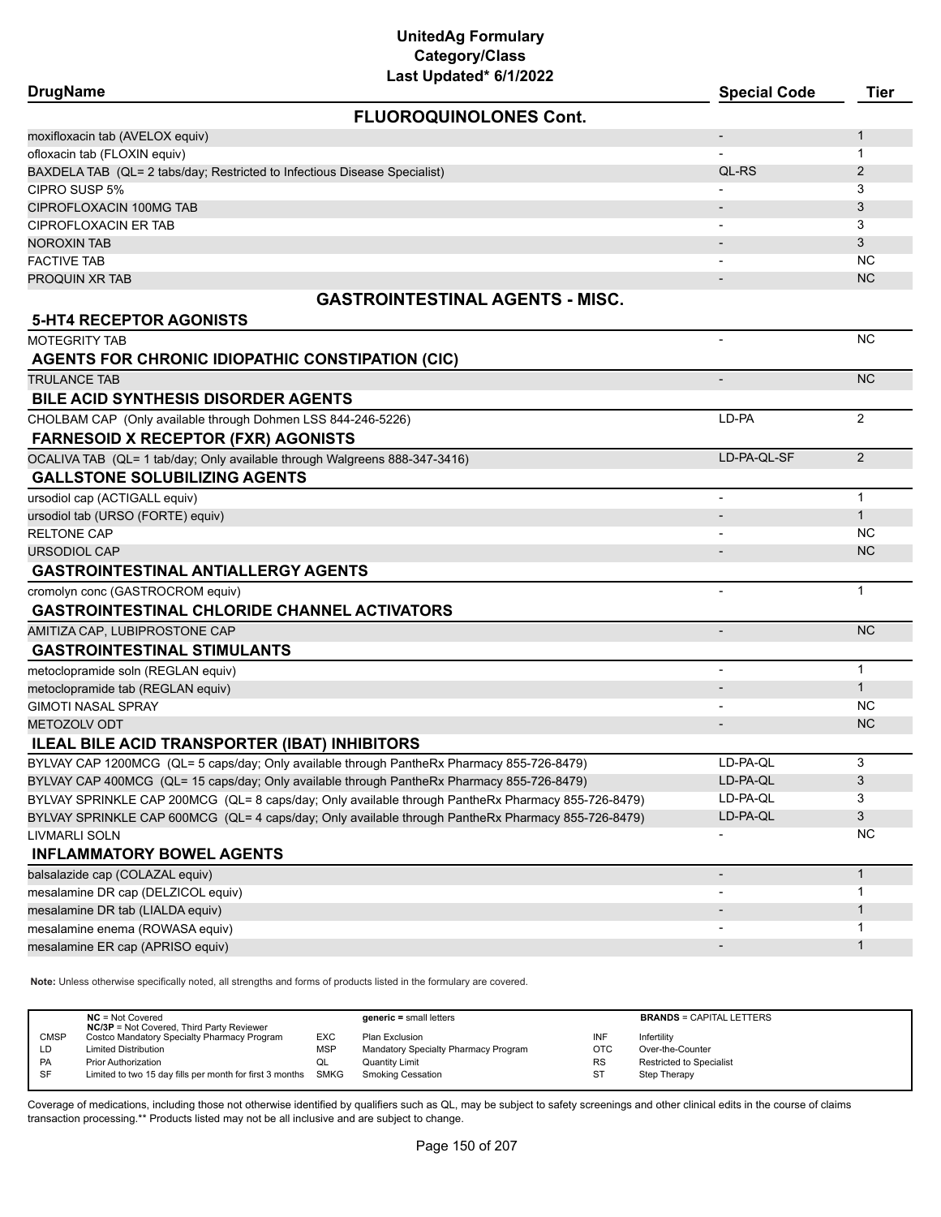# UnitedAg Formulary
## Category/Class
### Last Updated* 6/1/2022

| DrugName | Special Code | Tier |
|---|---|---|
| **FLUOROQUINOLONES Cont.** | | |
| moxifloxacin tab (AVELOX equiv) | - | 1 |
| ofloxacin tab (FLOXIN equiv) | - | 1 |
| BAXDELA TAB (QL= 2 tabs/day; Restricted to Infectious Disease Specialist) | QL-RS | 2 |
| CIPRO SUSP 5% | - | 3 |
| CIPROFLOXACIN 100MG TAB | - | 3 |
| CIPROFLOXACIN ER TAB | - | 3 |
| NOROXIN TAB | - | 3 |
| FACTIVE TAB | - | NC |
| PROQUIN XR TAB | - | NC |
| **GASTROINTESTINAL AGENTS - MISC.** | | |
| **5-HT4 RECEPTOR AGONISTS** | | |
| MOTEGRITY TAB | - | NC |
| **AGENTS FOR CHRONIC IDIOPATHIC CONSTIPATION (CIC)** | | |
| TRULANCE TAB | - | NC |
| **BILE ACID SYNTHESIS DISORDER AGENTS** | | |
| CHOLBAM CAP (Only available through Dohmen LSS 844-246-5226) | LD-PA | 2 |
| **FARNESOID X RECEPTOR (FXR) AGONISTS** | | |
| OCALIVA TAB (QL= 1 tab/day; Only available through Walgreens 888-347-3416) | LD-PA-QL-SF | 2 |
| **GALLSTONE SOLUBILIZING AGENTS** | | |
| ursodiol cap (ACTIGALL equiv) | - | 1 |
| ursodiol tab (URSO (FORTE) equiv) | - | 1 |
| RELTONE CAP | - | NC |
| URSODIOL CAP | - | NC |
| **GASTROINTESTINAL ANTIALLERGY AGENTS** | | |
| cromolyn conc (GASTROCROM equiv) | - | 1 |
| **GASTROINTESTINAL CHLORIDE CHANNEL ACTIVATORS** | | |
| AMITIZA CAP, LUBIPROSTONE CAP | - | NC |
| **GASTROINTESTINAL STIMULANTS** | | |
| metoclopramide soln (REGLAN equiv) | - | 1 |
| metoclopramide tab (REGLAN equiv) | - | 1 |
| GIMOTI NASAL SPRAY | - | NC |
| METOZOLV ODT | - | NC |
| **ILEAL BILE ACID TRANSPORTER (IBAT) INHIBITORS** | | |
| BYLVAY CAP 1200MCG (QL= 5 caps/day; Only available through PantheRx Pharmacy 855-726-8479) | LD-PA-QL | 3 |
| BYLVAY CAP 400MCG (QL= 15 caps/day; Only available through PantheRx Pharmacy 855-726-8479) | LD-PA-QL | 3 |
| BYLVAY SPRINKLE CAP 200MCG (QL= 8 caps/day; Only available through PantheRx Pharmacy 855-726-8479) | LD-PA-QL | 3 |
| BYLVAY SPRINKLE CAP 600MCG (QL= 4 caps/day; Only available through PantheRx Pharmacy 855-726-8479) | LD-PA-QL | 3 |
| LIVMARLI SOLN | - | NC |
| **INFLAMMATORY BOWEL AGENTS** | | |
| balsalazide cap (COLAZAL equiv) | - | 1 |
| mesalamine DR cap (DELZICOL equiv) | - | 1 |
| mesalamine DR tab (LIALDA equiv) | - | 1 |
| mesalamine enema (ROWASA equiv) | - | 1 |
| mesalamine ER cap (APRISO equiv) | - | 1 |

**Note:** Unless otherwise specifically noted, all strengths and forms of products listed in the formulary are covered.

| | | | | | |
|---|---|---|---|---|---|
| **NC** = Not Covered<br>**NC/3P** = Not Covered, Third Party Reviewer | | **generic** = small letters | | **BRANDS** = CAPITAL LETTERS | |
| CMSP | Costco Mandatory Specialty Pharmacy Program | EXC | Plan Exclusion | INF | Infertility |
| LD | Limited Distribution | MSP | Mandatory Specialty Pharmacy Program | OTC | Over-the-Counter |
| PA | Prior Authorization | QL | Quantity Limit | RS | Restricted to Specialist |
| SF | Limited to two 15 day fills per month for first 3 months | SMKG | Smoking Cessation | ST | Step Therapy |

Coverage of medications, including those not otherwise identified by qualifiers such as QL, may be subject to safety screenings and other clinical edits in the course of claims transaction processing.** Products listed may not be all inclusive and are subject to change.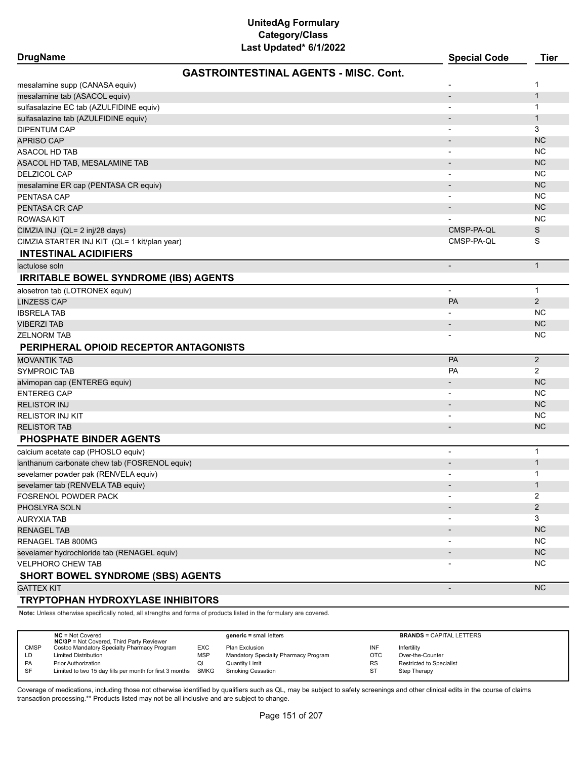# UnitedAg Formulary
## Category/Class
### Last Updated* 6/1/2022

| DrugName | Special Code | Tier |
|---|---|---|
| **GASTROINTESTINAL AGENTS - MISC. Cont.** | | |
| mesalamine supp (CANASA equiv) | - | 1 |
| mesalamine tab (ASACOL equiv) | - | 1 |
| sulfasalazine EC tab (AZULFIDINE equiv) | - | 1 |
| sulfasalazine tab (AZULFIDINE equiv) | - | 1 |
| DIPENTUM CAP | - | 3 |
| APRISO CAP | - | NC |
| ASACOL HD TAB | - | NC |
| ASACOL HD TAB, MESALAMINE TAB | - | NC |
| DELZICOL CAP | - | NC |
| mesalamine ER cap (PENTASA CR equiv) | - | NC |
| PENTASA CAP | - | NC |
| PENTASA CR CAP | - | NC |
| ROWASA KIT | - | NC |
| CIMZIA INJ (QL= 2 inj/28 days) | CMSP-PA-QL | S |
| CIMZIA STARTER INJ KIT (QL= 1 kit/plan year) | CMSP-PA-QL | S |
| **INTESTINAL ACIDIFIERS** | | |
| lactulose soln | - | 1 |
| **IRRITABLE BOWEL SYNDROME (IBS) AGENTS** | | |
| alosetron tab (LOTRONEX equiv) | - | 1 |
| LINZESS CAP | PA | 2 |
| IBSRELA TAB | - | NC |
| VIBERZI TAB | - | NC |
| ZELNORM TAB | - | NC |
| **PERIPHERAL OPIOID RECEPTOR ANTAGONISTS** | | |
| MOVANTIK TAB | PA | 2 |
| SYMPROIC TAB | PA | 2 |
| alvimopan cap (ENTEREG equiv) | - | NC |
| ENTEREG CAP | - | NC |
| RELISTOR INJ | - | NC |
| RELISTOR INJ KIT | - | NC |
| RELISTOR TAB | - | NC |
| **PHOSPHATE BINDER AGENTS** | | |
| calcium acetate cap (PHOSLO equiv) | - | 1 |
| lanthanum carbonate chew tab (FOSRENOL equiv) | - | 1 |
| sevelamer powder pak (RENVELA equiv) | - | 1 |
| sevelamer tab (RENVELA TAB equiv) | - | 1 |
| FOSRENOL POWDER PACK | - | 2 |
| PHOSLYRA SOLN | - | 2 |
| AURYXIA TAB | - | 3 |
| RENAGEL TAB | - | NC |
| RENAGEL TAB 800MG | - | NC |
| sevelamer hydrochloride tab (RENAGEL equiv) | - | NC |
| VELPHORO CHEW TAB | - | NC |
| **SHORT BOWEL SYNDROME (SBS) AGENTS** | | |
| GATTEX KIT | - | NC |
| **TRYPTOPHAN HYDROXYLASE INHIBITORS** | | |

**Note:** Unless otherwise specifically noted, all strengths and forms of products listed in the formulary are covered.

| | | | | | |
|---|---|---|---|---|---|
| **NC** = Not Covered<br>**NC/3P** = Not Covered, Third Party Reviewer | | **generic =** small letters | | **BRANDS** = CAPITAL LETTERS | |
| CMSP | Costco Mandatory Specialty Pharmacy Program | EXC | Plan Exclusion | INF | Infertility |
| LD | Limited Distribution | MSP | Mandatory Specialty Pharmacy Program | OTC | Over-the-Counter |
| PA | Prior Authorization | QL | Quantity Limit | RS | Restricted to Specialist |
| SF | Limited to two 15 day fills per month for first 3 months | SMKG | Smoking Cessation | ST | Step Therapy |

Coverage of medications, including those not otherwise identified by qualifiers such as QL, may be subject to safety screenings and other clinical edits in the course of claims transaction processing.** Products listed may not be all inclusive and are subject to change.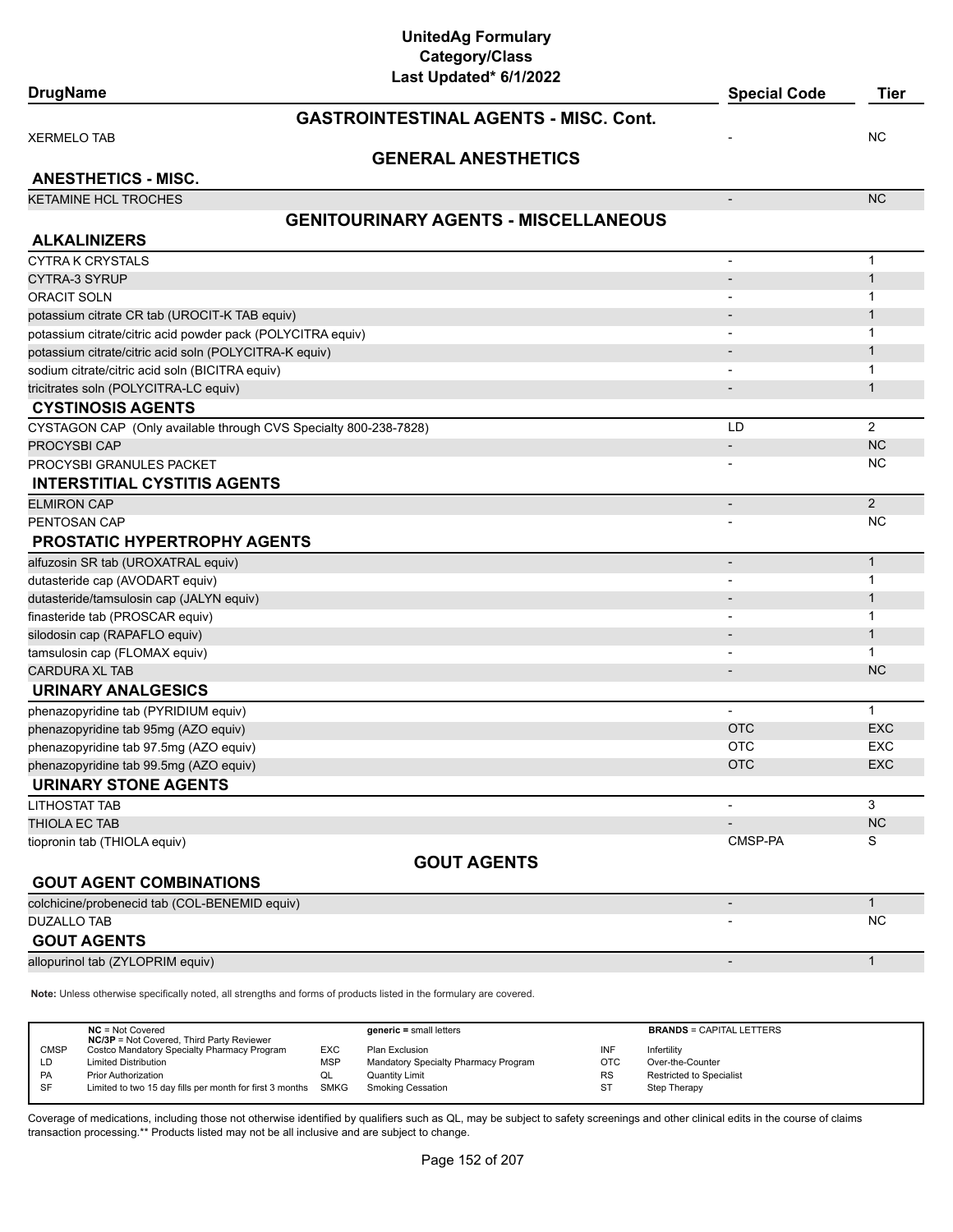# UnitedAg Formulary
## Category/Class
### Last Updated* 6/1/2022

| DrugName | Special Code | Tier |
|---|---|---|
| **GASTROINTESTINAL AGENTS - MISC. Cont.** | | |
| XERMELO TAB | - | NC |
| **GENERAL ANESTHETICS** | | |
| **ANESTHETICS - MISC.** | | |
| KETAMINE HCL TROCHES | - | NC |
| **GENITOURINARY AGENTS - MISCELLANEOUS** | | |
| **ALKALINIZERS** | | |
| CYTRA K CRYSTALS | - | 1 |
| CYTRA-3 SYRUP | - | 1 |
| ORACIT SOLN | - | 1 |
| potassium citrate CR tab (UROCIT-K TAB equiv) | - | 1 |
| potassium citrate/citric acid powder pack (POLYCITRA equiv) | - | 1 |
| potassium citrate/citric acid soln (POLYCITRA-K equiv) | - | 1 |
| sodium citrate/citric acid soln (BICITRA equiv) | - | 1 |
| tricitrates soln (POLYCITRA-LC equiv) | - | 1 |
| **CYSTINOSIS AGENTS** | | |
| CYSTAGON CAP (Only available through CVS Specialty 800-238-7828) | LD | 2 |
| PROCYSBI CAP | - | NC |
| PROCYSBI GRANULES PACKET | - | NC |
| **INTERSTITIAL CYSTITIS AGENTS** | | |
| ELMIRON CAP | - | 2 |
| PENTOSAN CAP | - | NC |
| **PROSTATIC HYPERTROPHY AGENTS** | | |
| alfuzosin SR tab (UROXATRAL equiv) | - | 1 |
| dutasteride cap (AVODART equiv) | - | 1 |
| dutasteride/tamsulosin cap (JALYN equiv) | - | 1 |
| finasteride tab (PROSCAR equiv) | - | 1 |
| silodosin cap (RAPAFLO equiv) | - | 1 |
| tamsulosin cap (FLOMAX equiv) | - | 1 |
| CARDURA XL TAB | - | NC |
| **URINARY ANALGESICS** | | |
| phenazopyridine tab (PYRIDIUM equiv) | - | 1 |
| phenazopyridine tab 95mg (AZO equiv) | OTC | EXC |
| phenazopyridine tab 97.5mg (AZO equiv) | OTC | EXC |
| phenazopyridine tab 99.5mg (AZO equiv) | OTC | EXC |
| **URINARY STONE AGENTS** | | |
| LITHOSTAT TAB | - | 3 |
| THIOLA EC TAB | - | NC |
| tiopronin tab (THIOLA equiv) | CMSP-PA | S |
| **GOUT AGENTS** | | |
| **GOUT AGENT COMBINATIONS** | | |
| colchicine/probenecid tab (COL-BENEMID equiv) | - | 1 |
| DUZALLO TAB | - | NC |
| **GOUT AGENTS** | | |
| allopurinol tab (ZYLOPRIM equiv) | - | 1 |

**Note:** Unless otherwise specifically noted, all strengths and forms of products listed in the formulary are covered.

| | | | | | |
|---|---|---|---|---|---|
| **NC** = Not Covered<br>**NC/3P** = Not Covered, Third Party Reviewer | | **generic** = small letters | | **BRANDS** = CAPITAL LETTERS | |
| CMSP | Costco Mandatory Specialty Pharmacy Program | EXC | Plan Exclusion | INF | Infertility |
| LD | Limited Distribution | MSP | Mandatory Specialty Pharmacy Program | OTC | Over-the-Counter |
| PA | Prior Authorization | QL | Quantity Limit | RS | Restricted to Specialist |
| SF | Limited to two 15 day fills per month for first 3 months | SMKG | Smoking Cessation | ST | Step Therapy |

Coverage of medications, including those not otherwise identified by qualifiers such as QL, may be subject to safety screenings and other clinical edits in the course of claims transaction processing.** Products listed may not be all inclusive and are subject to change.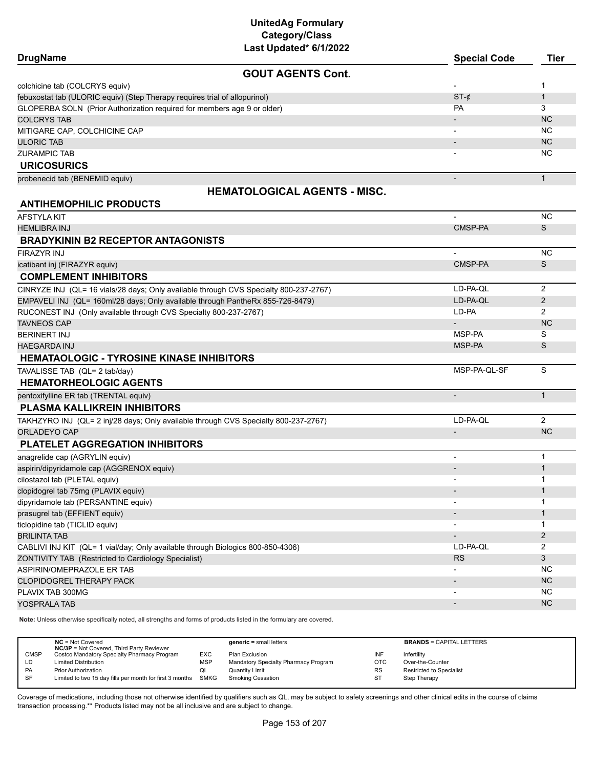# UnitedAg Formulary
## Category/Class
### Last Updated* 6/1/2022

| DrugName | Special Code | Tier |
|---|---|---|
| **GOUT AGENTS Cont.** | | |
| colchicine tab (COLCRYS equiv) | - | 1 |
| febuxostat tab (ULORIC equiv) (Step Therapy requires trial of allopurinol) | ST-¢ | 1 |
| GLOPERBA SOLN (Prior Authorization required for members age 9 or older) | PA | 3 |
| COLCRYS TAB | - | NC |
| MITIGARE CAP, COLCHICINE CAP | - | NC |
| ULORIC TAB | - | NC |
| ZURAMPIC TAB | - | NC |
| **URICOSURICS** | | |
| probenecid tab (BENEMID equiv) | - | 1 |
| **HEMATOLOGICAL AGENTS - MISC.** | | |
| **ANTIHEMOPHILIC PRODUCTS** | | |
| AFSTYLA KIT | - | NC |
| HEMLIBRA INJ | CMSP-PA | S |
| **BRADYKININ B2 RECEPTOR ANTAGONISTS** | | |
| FIRAZYR INJ | - | NC |
| icatibant inj (FIRAZYR equiv) | CMSP-PA | S |
| **COMPLEMENT INHIBITORS** | | |
| CINRYZE INJ (QL= 16 vials/28 days; Only available through CVS Specialty 800-237-2767) | LD-PA-QL | 2 |
| EMPAVELI INJ (QL= 160ml/28 days; Only available through PantheRx 855-726-8479) | LD-PA-QL | 2 |
| RUCONEST INJ (Only available through CVS Specialty 800-237-2767) | LD-PA | 2 |
| TAVNEOS CAP | - | NC |
| BERINERT INJ | MSP-PA | S |
| HAEGARDA INJ | MSP-PA | S |
| **HEMATAOLOGIC - TYROSINE KINASE INHIBITORS** | | |
| TAVALISSE TAB (QL= 2 tab/day) | MSP-PA-QL-SF | S |
| **HEMATORHEOLOGIC AGENTS** | | |
| pentoxifylline ER tab (TRENTAL equiv) | - | 1 |
| **PLASMA KALLIKREIN INHIBITORS** | | |
| TAKHZYRO INJ (QL= 2 inj/28 days; Only available through CVS Specialty 800-237-2767) | LD-PA-QL | 2 |
| ORLADEYO CAP | - | NC |
| **PLATELET AGGREGATION INHIBITORS** | | |
| anagrelide cap (AGRYLIN equiv) | - | 1 |
| aspirin/dipyridamole cap (AGGRENOX equiv) | - | 1 |
| cilostazol tab (PLETAL equiv) | - | 1 |
| clopidogrel tab 75mg (PLAVIX equiv) | - | 1 |
| dipyridamole tab (PERSANTINE equiv) | - | 1 |
| prasugrel tab (EFFIENT equiv) | - | 1 |
| ticlopidine tab (TICLID equiv) | - | 1 |
| BRILINTA TAB | - | 2 |
| CABLIVI INJ KIT (QL= 1 vial/day; Only available through Biologics 800-850-4306) | LD-PA-QL | 2 |
| ZONTIVITY TAB (Restricted to Cardiology Specialist) | RS | 3 |
| ASPIRIN/OMEPRAZOLE ER TAB | - | NC |
| CLOPIDOGREL THERAPY PACK | - | NC |
| PLAVIX TAB 300MG | - | NC |
| YOSPRALA TAB | - | NC |

**Note:** Unless otherwise specifically noted, all strengths and forms of products listed in the formulary are covered.

| | | | | | |
|---|---|---|---|---|---|
| **NC** = Not Covered<br>**NC/3P** = Not Covered, Third Party Reviewer | | **generic** = small letters | | **BRANDS** = CAPITAL LETTERS | |
| CMSP | Costco Mandatory Specialty Pharmacy Program | EXC | Plan Exclusion | INF | Infertility |
| LD | Limited Distribution | MSP | Mandatory Specialty Pharmacy Program | OTC | Over-the-Counter |
| PA | Prior Authorization | QL | Quantity Limit | RS | Restricted to Specialist |
| SF | Limited to two 15 day fills per month for first 3 months | SMKG | Smoking Cessation | ST | Step Therapy |

Coverage of medications, including those not otherwise identified by qualifiers such as QL, may be subject to safety screenings and other clinical edits in the course of claims transaction processing.** Products listed may not be all inclusive and are subject to change.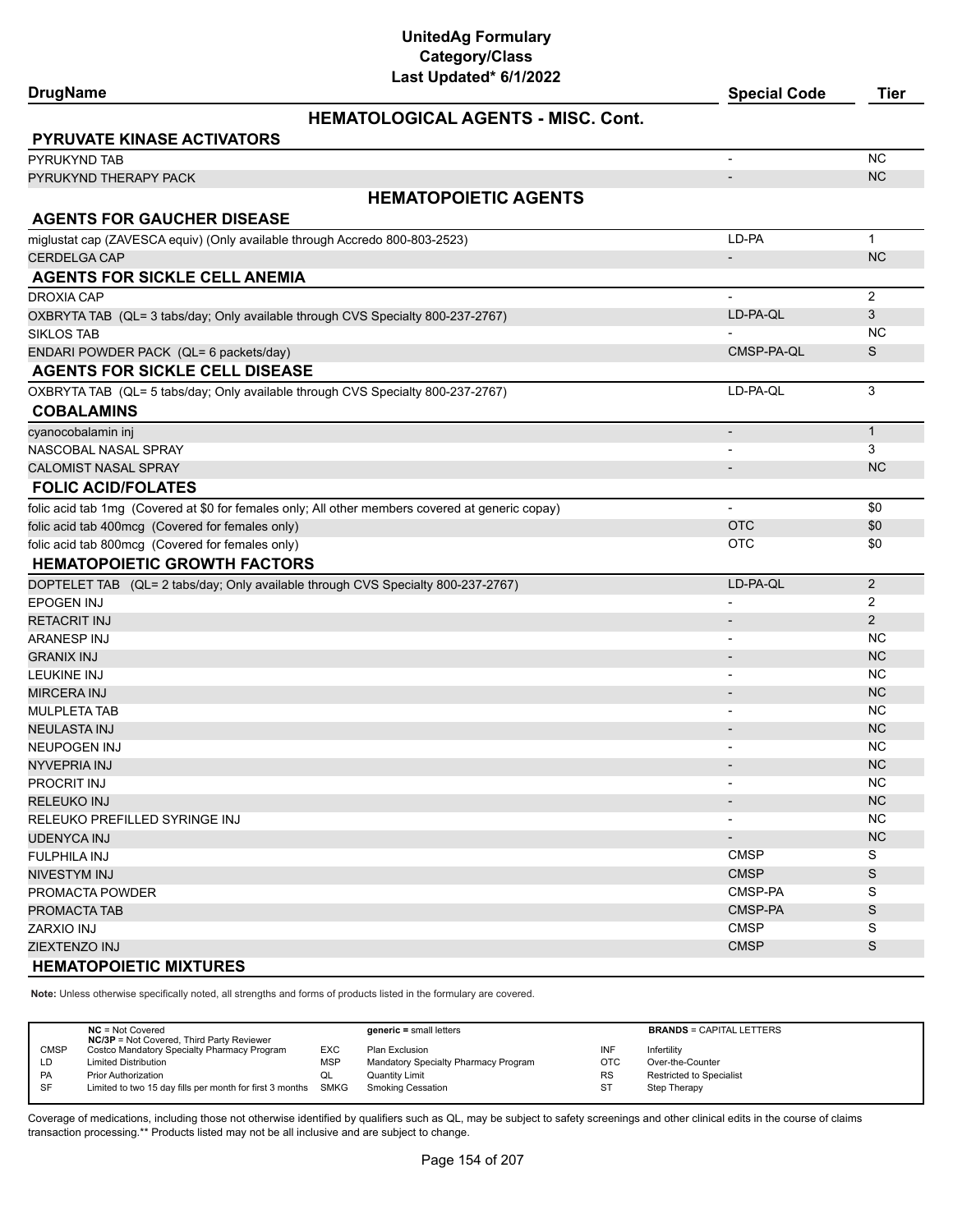# UnitedAg Formulary
## Category/Class
### Last Updated* 6/1/2022

| DrugName | Special Code | Tier |
|---|---|---|
| **HEMATOLOGICAL AGENTS - MISC. Cont.** | | |
| **PYRUVATE KINASE ACTIVATORS** | | |
| PYRUKYND TAB | - | NC |
| PYRUKYND THERAPY PACK | - | NC |
| **HEMATOPOIETIC AGENTS** | | |
| **AGENTS FOR GAUCHER DISEASE** | | |
| miglustat cap (ZAVESCA equiv) (Only available through Accredo 800-803-2523) | LD-PA | 1 |
| CERDELGA CAP | - | NC |
| **AGENTS FOR SICKLE CELL ANEMIA** | | |
| DROXIA CAP | - | 2 |
| OXBRYTA TAB (QL= 3 tabs/day; Only available through CVS Specialty 800-237-2767) | LD-PA-QL | 3 |
| SIKLOS TAB | - | NC |
| ENDARI POWDER PACK (QL= 6 packets/day) | CMSP-PA-QL | S |
| **AGENTS FOR SICKLE CELL DISEASE** | | |
| OXBRYTA TAB (QL= 5 tabs/day; Only available through CVS Specialty 800-237-2767) | LD-PA-QL | 3 |
| **COBALAMINS** | | |
| cyanocobalamin inj | - | 1 |
| NASCOBAL NASAL SPRAY | - | 3 |
| CALOMIST NASAL SPRAY | - | NC |
| **FOLIC ACID/FOLATES** | | |
| folic acid tab 1mg (Covered at $0 for females only; All other members covered at generic copay) | - | $0 |
| folic acid tab 400mcg (Covered for females only) | OTC | $0 |
| folic acid tab 800mcg (Covered for females only) | OTC | $0 |
| **HEMATOPOIETIC GROWTH FACTORS** | | |
| DOPTELET TAB (QL= 2 tabs/day; Only available through CVS Specialty 800-237-2767) | LD-PA-QL | 2 |
| EPOGEN INJ | - | 2 |
| RETACRIT INJ | - | 2 |
| ARANESP INJ | - | NC |
| GRANIX INJ | - | NC |
| LEUKINE INJ | - | NC |
| MIRCERA INJ | - | NC |
| MULPLETA TAB | - | NC |
| NEULASTA INJ | - | NC |
| NEUPOGEN INJ | - | NC |
| NYVEPRIA INJ | - | NC |
| PROCRIT INJ | - | NC |
| RELEUKO INJ | - | NC |
| RELEUKO PREFILLED SYRINGE INJ | - | NC |
| UDENYCA INJ | - | NC |
| FULPHILA INJ | CMSP | S |
| NIVESTYM INJ | CMSP | S |
| PROMACTA POWDER | CMSP-PA | S |
| PROMACTA TAB | CMSP-PA | S |
| ZARXIO INJ | CMSP | S |
| ZIEXTENZO INJ | CMSP | S |
| **HEMATOPOIETIC MIXTURES** | | |

**Note:** Unless otherwise specifically noted, all strengths and forms of products listed in the formulary are covered.

| | | | | | |
|---|---|---|---|---|---|
| **NC** = Not Covered<br>**NC/3P** = Not Covered, Third Party Reviewer | | **generic** = small letters | | **BRANDS** = CAPITAL LETTERS | |
| CMSP | Costco Mandatory Specialty Pharmacy Program | EXC | Plan Exclusion | INF | Infertility |
| LD | Limited Distribution | MSP | Mandatory Specialty Pharmacy Program | OTC | Over-the-Counter |
| PA | Prior Authorization | QL | Quantity Limit | RS | Restricted to Specialist |
| SF | Limited to two 15 day fills per month for first 3 months | SMKG | Smoking Cessation | ST | Step Therapy |

Coverage of medications, including those not otherwise identified by qualifiers such as QL, may be subject to safety screenings and other clinical edits in the course of claims transaction processing.** Products listed may not be all inclusive and are subject to change.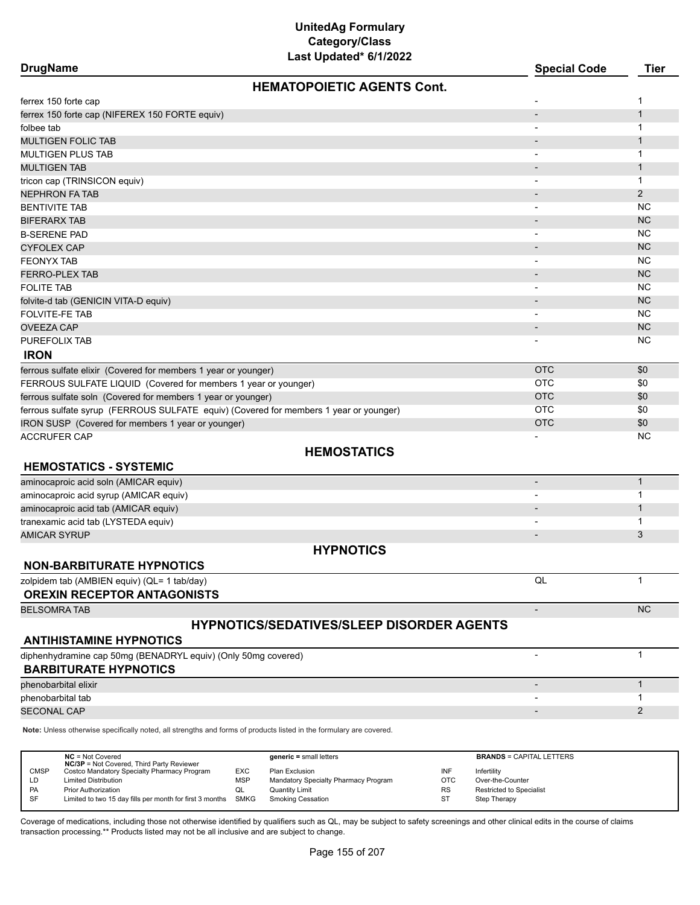# UnitedAg Formulary
## Category/Class
### Last Updated* 6/1/2022

| DrugName | Special Code | Tier |
|---|---|---|
| **HEMATOPOIETIC AGENTS Cont.** | | |
| ferrex 150 forte cap | - | 1 |
| ferrex 150 forte cap (NIFEREX 150 FORTE equiv) | - | 1 |
| folbee tab | - | 1 |
| MULTIGEN FOLIC TAB | - | 1 |
| MULTIGEN PLUS TAB | - | 1 |
| MULTIGEN TAB | - | 1 |
| tricon cap (TRINSICON equiv) | - | 1 |
| NEPHRON FA TAB | - | 2 |
| BENTIVITE TAB | - | NC |
| BIFERARX TAB | - | NC |
| B-SERENE PAD | - | NC |
| CYFOLEX CAP | - | NC |
| FEONYX TAB | - | NC |
| FERRO-PLEX TAB | - | NC |
| FOLITE TAB | - | NC |
| folvite-d tab (GENICIN VITA-D equiv) | - | NC |
| FOLVITE-FE TAB | - | NC |
| OVEEZA CAP | - | NC |
| PUREFOLIX TAB | - | NC |
| **IRON** | | |
| ferrous sulfate elixir (Covered for members 1 year or younger) | OTC | $0 |
| FERROUS SULFATE LIQUID (Covered for members 1 year or younger) | OTC | $0 |
| ferrous sulfate soln (Covered for members 1 year or younger) | OTC | $0 |
| ferrous sulfate syrup (FERROUS SULFATE equiv) (Covered for members 1 year or younger) | OTC | $0 |
| IRON SUSP (Covered for members 1 year or younger) | OTC | $0 |
| ACCRUFER CAP | - | NC |
| **HEMOSTATICS** | | |
| **HEMOSTATICS - SYSTEMIC** | | |
| aminocaproic acid soln (AMICAR equiv) | - | 1 |
| aminocaproic acid syrup (AMICAR equiv) | - | 1 |
| aminocaproic acid tab (AMICAR equiv) | - | 1 |
| tranexamic acid tab (LYSTEDA equiv) | - | 1 |
| AMICAR SYRUP | - | 3 |
| **HYPNOTICS** | | |
| **NON-BARBITURATE HYPNOTICS** | | |
| zolpidem tab (AMBIEN equiv) (QL= 1 tab/day) | QL | 1 |
| **OREXIN RECEPTOR ANTAGONISTS** | | |
| BELSOMRA TAB | - | NC |
| **HYPNOTICS/SEDATIVES/SLEEP DISORDER AGENTS** | | |
| **ANTIHISTAMINE HYPNOTICS** | | |
| diphenhydramine cap 50mg (BENADRYL equiv) (Only 50mg covered) | - | 1 |
| **BARBITURATE HYPNOTICS** | | |
| phenobarbital elixir | - | 1 |
| phenobarbital tab | - | 1 |
| SECONAL CAP | - | 2 |

**Note:** Unless otherwise specifically noted, all strengths and forms of products listed in the formulary are covered.

| | | | | | |
|---|---|---|---|---|---|
| **NC** = Not Covered<br>**NC/3P** = Not Covered, Third Party Reviewer | | **generic** = small letters | | **BRANDS** = CAPITAL LETTERS | |
| CMSP | Costco Mandatory Specialty Pharmacy Program | EXC | Plan Exclusion | INF | Infertility |
| LD | Limited Distribution | MSP | Mandatory Specialty Pharmacy Program | OTC | Over-the-Counter |
| PA | Prior Authorization | QL | Quantity Limit | RS | Restricted to Specialist |
| SF | Limited to two 15 day fills per month for first 3 months | SMKG | Smoking Cessation | ST | Step Therapy |

Coverage of medications, including those not otherwise identified by qualifiers such as QL, may be subject to safety screenings and other clinical edits in the course of claims transaction processing.** Products listed may not be all inclusive and are subject to change.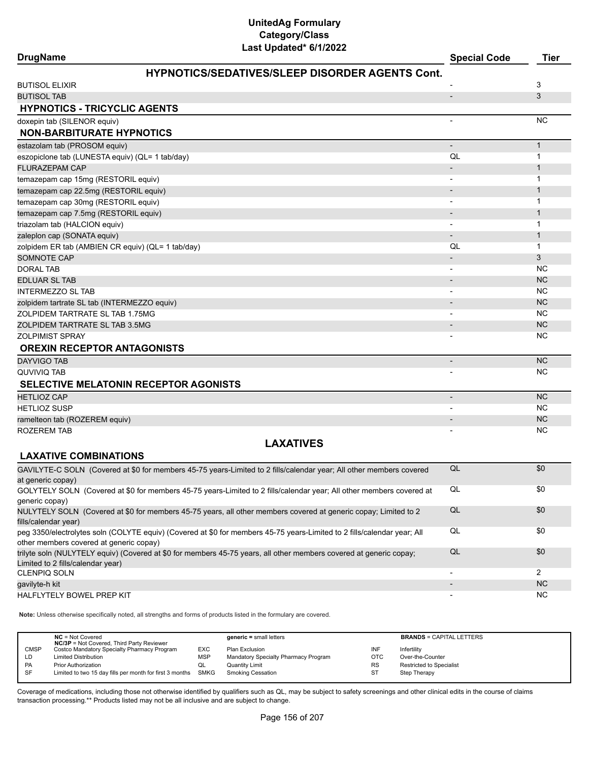# UnitedAg Formulary
## Category/Class
### Last Updated* 6/1/2022

| DrugName | Special Code | Tier |
|---|---|---|
| **HYPNOTICS/SEDATIVES/SLEEP DISORDER AGENTS Cont.** | | |
| BUTISOL ELIXIR | - | 3 |
| BUTISOL TAB | - | 3 |
| **HYPNOTICS - TRICYCLIC AGENTS** | | |
| doxepin tab (SILENOR equiv) | - | NC |
| **NON-BARBITURATE HYPNOTICS** | | |
| estazolam tab (PROSOM equiv) | - | 1 |
| eszopiclone tab (LUNESTA equiv) (QL= 1 tab/day) | QL | 1 |
| FLURAZEPAM CAP | - | 1 |
| temazepam cap 15mg (RESTORIL equiv) | - | 1 |
| temazepam cap 22.5mg (RESTORIL equiv) | - | 1 |
| temazepam cap 30mg (RESTORIL equiv) | - | 1 |
| temazepam cap 7.5mg (RESTORIL equiv) | - | 1 |
| triazolam tab (HALCION equiv) | - | 1 |
| zaleplon cap (SONATA equiv) | - | 1 |
| zolpidem ER tab (AMBIEN CR equiv) (QL= 1 tab/day) | QL | 1 |
| SOMNOTE CAP | - | 3 |
| DORAL TAB | - | NC |
| EDLUAR SL TAB | - | NC |
| INTERMEZZO SL TAB | - | NC |
| zolpidem tartrate SL tab (INTERMEZZO equiv) | - | NC |
| ZOLPIDEM TARTRATE SL TAB 1.75MG | - | NC |
| ZOLPIDEM TARTRATE SL TAB 3.5MG | - | NC |
| ZOLPIMIST SPRAY | - | NC |
| **OREXIN RECEPTOR ANTAGONISTS** | | |
| DAYVIGO TAB | - | NC |
| QUVIVIQ TAB | - | NC |
| **SELECTIVE MELATONIN RECEPTOR AGONISTS** | | |
| HETLIOZ CAP | - | NC |
| HETLIOZ SUSP | - | NC |
| ramelteon tab (ROZEREM equiv) | - | NC |
| ROZEREM TAB | - | NC |
| **LAXATIVES** | | |
| **LAXATIVE COMBINATIONS** | | |
| GAVILYTE-C SOLN (Covered at $0 for members 45-75 years-Limited to 2 fills/calendar year; All other members covered at generic copay) | QL | $0 |
| GOLYTELY SOLN (Covered at $0 for members 45-75 years-Limited to 2 fills/calendar year; All other members covered at generic copay) | QL | $0 |
| NULYTELY SOLN (Covered at $0 for members 45-75 years, all other members covered at generic copay; Limited to 2 fills/calendar year) | QL | $0 |
| peg 3350/electrolytes soln (COLYTE equiv) (Covered at $0 for members 45-75 years-Limited to 2 fills/calendar year; All other members covered at generic copay) | QL | $0 |
| trilyte soln (NULYTELY equiv) (Covered at $0 for members 45-75 years, all other members covered at generic copay; Limited to 2 fills/calendar year) | QL | $0 |
| CLENPIQ SOLN | - | 2 |
| gavilyte-h kit | - | NC |
| HALFLYTELY BOWEL PREP KIT | - | NC |

**Note:** Unless otherwise specifically noted, all strengths and forms of products listed in the formulary are covered.

| | | | | | |
|---|---|---|---|---|---|
| **NC** = Not Covered<br>**NC/3P** = Not Covered, Third Party Reviewer | | **generic =** small letters | | **BRANDS** = CAPITAL LETTERS | |
| CMSP | Costco Mandatory Specialty Pharmacy Program | EXC | Plan Exclusion | INF | Infertility |
| LD | Limited Distribution | MSP | Mandatory Specialty Pharmacy Program | OTC | Over-the-Counter |
| PA | Prior Authorization | QL | Quantity Limit | RS | Restricted to Specialist |
| SF | Limited to two 15 day fills per month for first 3 months | SMKG | Smoking Cessation | ST | Step Therapy |

Coverage of medications, including those not otherwise identified by qualifiers such as QL, may be subject to safety screenings and other clinical edits in the course of claims transaction processing.** Products listed may not be all inclusive and are subject to change.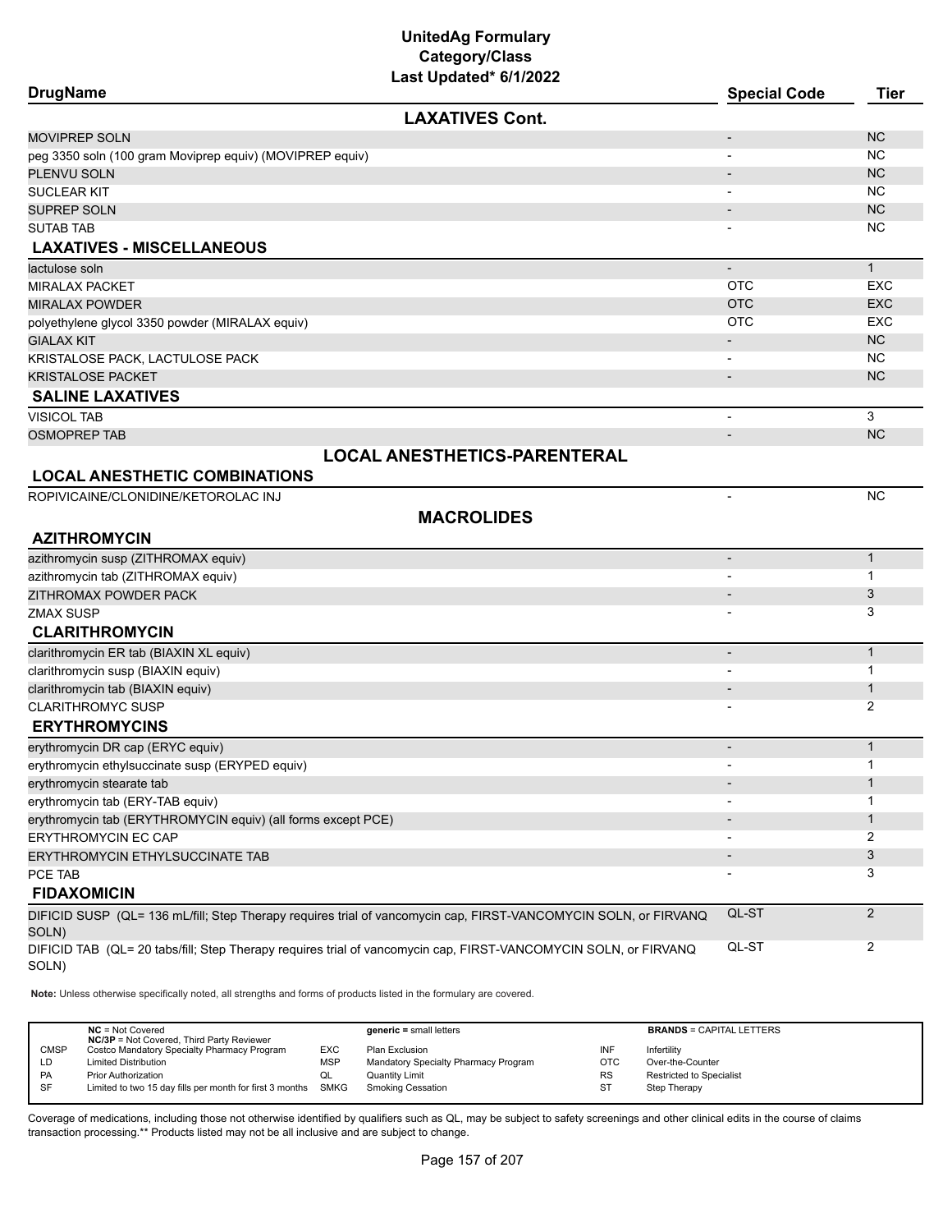# UnitedAg Formulary
## Category/Class
### Last Updated* 6/1/2022

| DrugName | Special Code | Tier |
|---|---|---|
| **LAXATIVES Cont.** | | |
| MOVIPREP SOLN | - | NC |
| peg 3350 soln (100 gram Moviprep equiv) (MOVIPREP equiv) | - | NC |
| PLENVU SOLN | - | NC |
| SUCLEAR KIT | - | NC |
| SUPREP SOLN | - | NC |
| SUTAB TAB | - | NC |
| **LAXATIVES - MISCELLANEOUS** | | |
| lactulose soln | - | 1 |
| MIRALAX PACKET | OTC | EXC |
| MIRALAX POWDER | OTC | EXC |
| polyethylene glycol 3350 powder (MIRALAX equiv) | OTC | EXC |
| GIALAX KIT | - | NC |
| KRISTALOSE PACK, LACTULOSE PACK | - | NC |
| KRISTALOSE PACKET | - | NC |
| **SALINE LAXATIVES** | | |
| VISICOL TAB | - | 3 |
| OSMOPREP TAB | - | NC |
| **LOCAL ANESTHETICS-PARENTERAL** | | |
| **LOCAL ANESTHETIC COMBINATIONS** | | |
| ROPIVICAINE/CLONIDINE/KETOROLAC INJ | - | NC |
| **MACROLIDES** | | |
| **AZITHROMYCIN** | | |
| azithromycin susp (ZITHROMAX equiv) | - | 1 |
| azithromycin tab (ZITHROMAX equiv) | - | 1 |
| ZITHROMAX POWDER PACK | - | 3 |
| ZMAX SUSP | - | 3 |
| **CLARITHROMYCIN** | | |
| clarithromycin ER tab (BIAXIN XL equiv) | - | 1 |
| clarithromycin susp (BIAXIN equiv) | - | 1 |
| clarithromycin tab (BIAXIN equiv) | - | 1 |
| CLARITHROMYC SUSP | - | 2 |
| **ERYTHROMYCINS** | | |
| erythromycin DR cap (ERYC equiv) | - | 1 |
| erythromycin ethylsuccinate susp (ERYPED equiv) | - | 1 |
| erythromycin stearate tab | - | 1 |
| erythromycin tab (ERY-TAB equiv) | - | 1 |
| erythromycin tab (ERYTHROMYCIN equiv) (all forms except PCE) | - | 1 |
| ERYTHROMYCIN EC CAP | - | 2 |
| ERYTHROMYCIN ETHYLSUCCINATE TAB | - | 3 |
| PCE TAB | - | 3 |
| **FIDAXOMICIN** | | |
| DIFICID SUSP (QL= 136 mL/fill; Step Therapy requires trial of vancomycin cap, FIRST-VANCOMYCIN SOLN, or FIRVANQ SOLN) | QL-ST | 2 |
| DIFICID TAB (QL= 20 tabs/fill; Step Therapy requires trial of vancomycin cap, FIRST-VANCOMYCIN SOLN, or FIRVANQ SOLN) | QL-ST | 2 |

**Note:** Unless otherwise specifically noted, all strengths and forms of products listed in the formulary are covered.

| | NC = Not Covered<br>NC/3P = Not Covered, Third Party Reviewer | | generic = small letters | | BRANDS = CAPITAL LETTERS |
|---|---|---|---|---|---|
| CMSP | Costco Mandatory Specialty Pharmacy Program | EXC | Plan Exclusion | INF | Infertility |
| LD | Limited Distribution | MSP | Mandatory Specialty Pharmacy Program | OTC | Over-the-Counter |
| PA | Prior Authorization | QL | Quantity Limit | RS | Restricted to Specialist |
| SF | Limited to two 15 day fills per month for first 3 months | SMKG | Smoking Cessation | ST | Step Therapy |

Coverage of medications, including those not otherwise identified by qualifiers such as QL, may be subject to safety screenings and other clinical edits in the course of claims transaction processing.** Products listed may not be all inclusive and are subject to change.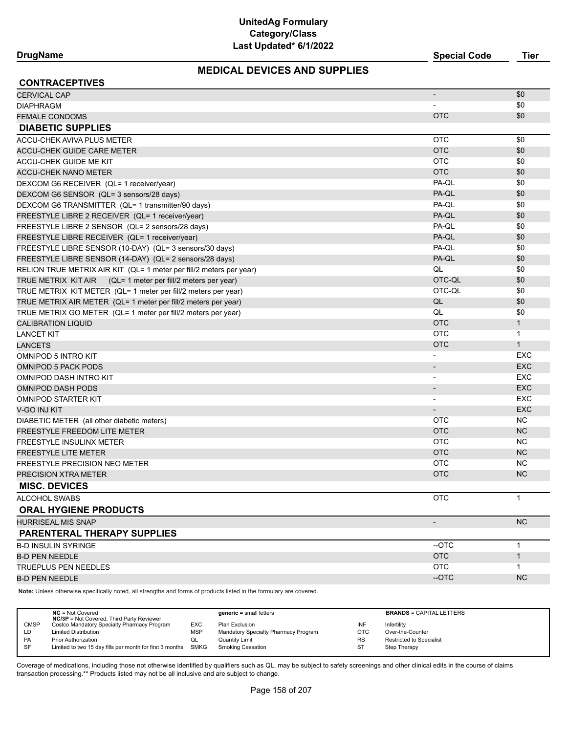# UnitedAg Formulary
## Category/Class
### Last Updated* 6/1/2022

## MEDICAL DEVICES AND SUPPLIES

| DrugName | Special Code | Tier |
|---|---|---|
| **CONTRACEPTIVES** | | |
| CERVICAL CAP | - | $0 |
| DIAPHRAGM | - | $0 |
| FEMALE CONDOMS | OTC | $0 |
| **DIABETIC SUPPLIES** | | |
| ACCU-CHEK AVIVA PLUS METER | OTC | $0 |
| ACCU-CHEK GUIDE CARE METER | OTC | $0 |
| ACCU-CHEK GUIDE ME KIT | OTC | $0 |
| ACCU-CHEK NANO METER | OTC | $0 |
| DEXCOM G6 RECEIVER (QL= 1 receiver/year) | PA-QL | $0 |
| DEXCOM G6 SENSOR (QL= 3 sensors/28 days) | PA-QL | $0 |
| DEXCOM G6 TRANSMITTER (QL= 1 transmitter/90 days) | PA-QL | $0 |
| FREESTYLE LIBRE 2 RECEIVER (QL= 1 receiver/year) | PA-QL | $0 |
| FREESTYLE LIBRE 2 SENSOR (QL= 2 sensors/28 days) | PA-QL | $0 |
| FREESTYLE LIBRE RECEIVER (QL= 1 receiver/year) | PA-QL | $0 |
| FREESTYLE LIBRE SENSOR (10-DAY) (QL= 3 sensors/30 days) | PA-QL | $0 |
| FREESTYLE LIBRE SENSOR (14-DAY) (QL= 2 sensors/28 days) | PA-QL | $0 |
| RELION TRUE METRIX AIR KIT (QL= 1 meter per fill/2 meters per year) | QL | $0 |
| TRUE METRIX KIT AIR (QL= 1 meter per fill/2 meters per year) | OTC-QL | $0 |
| TRUE METRIX KIT METER (QL= 1 meter per fill/2 meters per year) | OTC-QL | $0 |
| TRUE METRIX AIR METER (QL= 1 meter per fill/2 meters per year) | QL | $0 |
| TRUE METRIX GO METER (QL= 1 meter per fill/2 meters per year) | QL | $0 |
| CALIBRATION LIQUID | OTC | 1 |
| LANCET KIT | OTC | 1 |
| LANCETS | OTC | 1 |
| OMNIPOD 5 INTRO KIT | - | EXC |
| OMNIPOD 5 PACK PODS | - | EXC |
| OMNIPOD DASH INTRO KIT | - | EXC |
| OMNIPOD DASH PODS | - | EXC |
| OMNIPOD STARTER KIT | - | EXC |
| V-GO INJ KIT | - | EXC |
| DIABETIC METER (all other diabetic meters) | OTC | NC |
| FREESTYLE FREEDOM LITE METER | OTC | NC |
| FREESTYLE INSULINX METER | OTC | NC |
| FREESTYLE LITE METER | OTC | NC |
| FREESTYLE PRECISION NEO METER | OTC | NC |
| PRECISION XTRA METER | OTC | NC |
| **MISC. DEVICES** | | |
| ALCOHOL SWABS | OTC | 1 |
| **ORAL HYGIENE PRODUCTS** | | |
| HURRISEAL MIS SNAP | - | NC |
| **PARENTERAL THERAPY SUPPLIES** | | |
| B-D INSULIN SYRINGE | --OTC | 1 |
| B-D PEN NEEDLE | OTC | 1 |
| TRUEPLUS PEN NEEDLES | OTC | 1 |
| B-D PEN NEEDLE | --OTC | NC |

**Note:** Unless otherwise specifically noted, all strengths and forms of products listed in the formulary are covered.

| | | | | | |
|---|---|---|---|---|---|
| **NC** = Not Covered<br>**NC/3P** = Not Covered, Third Party Reviewer | | **generic =** small letters | | **BRANDS** = CAPITAL LETTERS | |
| CMSP | Costco Mandatory Specialty Pharmacy Program | EXC | Plan Exclusion | INF | Infertility |
| LD | Limited Distribution | MSP | Mandatory Specialty Pharmacy Program | OTC | Over-the-Counter |
| PA | Prior Authorization | QL | Quantity Limit | RS | Restricted to Specialist |
| SF | Limited to two 15 day fills per month for first 3 months | SMKG | Smoking Cessation | ST | Step Therapy |

Coverage of medications, including those not otherwise identified by qualifiers such as QL, may be subject to safety screenings and other clinical edits in the course of claims transaction processing.** Products listed may not be all inclusive and are subject to change.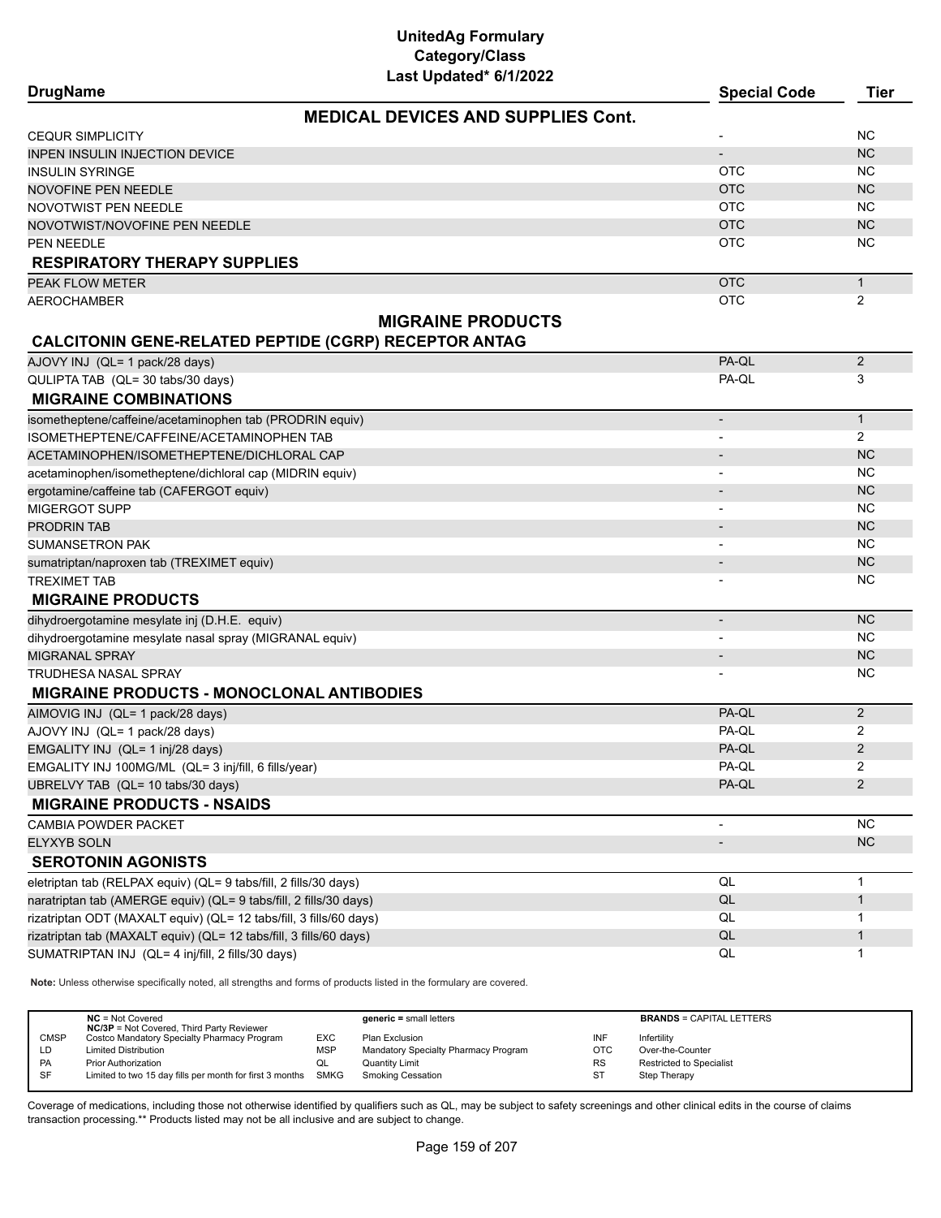# UnitedAg Formulary
## Category/Class
### Last Updated* 6/1/2022

| DrugName | Special Code | Tier |
|---|---|---|
| **MEDICAL DEVICES AND SUPPLIES Cont.** | | |
| CEQUR SIMPLICITY | - | NC |
| INPEN INSULIN INJECTION DEVICE | - | NC |
| INSULIN SYRINGE | OTC | NC |
| NOVOFINE PEN NEEDLE | OTC | NC |
| NOVOTWIST PEN NEEDLE | OTC | NC |
| NOVOTWIST/NOVOFINE PEN NEEDLE | OTC | NC |
| PEN NEEDLE | OTC | NC |
| **RESPIRATORY THERAPY SUPPLIES** | | |
| PEAK FLOW METER | OTC | 1 |
| AEROCHAMBER | OTC | 2 |
| **MIGRAINE PRODUCTS** | | |
| **CALCITONIN GENE-RELATED PEPTIDE (CGRP) RECEPTOR ANTAG** | | |
| AJOVY INJ (QL= 1 pack/28 days) | PA-QL | 2 |
| QULIPTA TAB (QL= 30 tabs/30 days) | PA-QL | 3 |
| **MIGRAINE COMBINATIONS** | | |
| isometheptene/caffeine/acetaminophen tab (PRODRIN equiv) | - | 1 |
| ISOMETHEPTENE/CAFFEINE/ACETAMINOPHEN TAB | - | 2 |
| ACETAMINOPHEN/ISOMETHEPTENE/DICHLORAL CAP | - | NC |
| acetaminophen/isometheptene/dichloral cap (MIDRIN equiv) | - | NC |
| ergotamine/caffeine tab (CAFERGOT equiv) | - | NC |
| MIGERGOT SUPP | - | NC |
| PRODRIN TAB | - | NC |
| SUMANSETRON PAK | - | NC |
| sumatriptan/naproxen tab (TREXIMET equiv) | - | NC |
| TREXIMET TAB | - | NC |
| **MIGRAINE PRODUCTS** | | |
| dihydroergotamine mesylate inj (D.H.E. equiv) | - | NC |
| dihydroergotamine mesylate nasal spray (MIGRANAL equiv) | - | NC |
| MIGRANAL SPRAY | - | NC |
| TRUDHESA NASAL SPRAY | - | NC |
| **MIGRAINE PRODUCTS - MONOCLONAL ANTIBODIES** | | |
| AIMOVIG INJ (QL= 1 pack/28 days) | PA-QL | 2 |
| AJOVY INJ (QL= 1 pack/28 days) | PA-QL | 2 |
| EMGALITY INJ (QL= 1 inj/28 days) | PA-QL | 2 |
| EMGALITY INJ 100MG/ML (QL= 3 inj/fill, 6 fills/year) | PA-QL | 2 |
| UBRELVY TAB (QL= 10 tabs/30 days) | PA-QL | 2 |
| **MIGRAINE PRODUCTS - NSAIDS** | | |
| CAMBIA POWDER PACKET | - | NC |
| ELYXYB SOLN | - | NC |
| **SEROTONIN AGONISTS** | | |
| eletriptan tab (RELPAX equiv) (QL= 9 tabs/fill, 2 fills/30 days) | QL | 1 |
| naratriptan tab (AMERGE equiv) (QL= 9 tabs/fill, 2 fills/30 days) | QL | 1 |
| rizatriptan ODT (MAXALT equiv) (QL= 12 tabs/fill, 3 fills/60 days) | QL | 1 |
| rizatriptan tab (MAXALT equiv) (QL= 12 tabs/fill, 3 fills/60 days) | QL | 1 |
| SUMATRIPTAN INJ (QL= 4 inj/fill, 2 fills/30 days) | QL | 1 |

**Note:** Unless otherwise specifically noted, all strengths and forms of products listed in the formulary are covered.

| | | | | | |
|---|---|---|---|---|---|
| **NC** = Not Covered<br>**NC/3P** = Not Covered, Third Party Reviewer | | **generic** = small letters | | **BRANDS** = CAPITAL LETTERS | |
| CMSP | Costco Mandatory Specialty Pharmacy Program | EXC | Plan Exclusion | INF | Infertility |
| LD | Limited Distribution | MSP | Mandatory Specialty Pharmacy Program | OTC | Over-the-Counter |
| PA | Prior Authorization | QL | Quantity Limit | RS | Restricted to Specialist |
| SF | Limited to two 15 day fills per month for first 3 months | SMKG | Smoking Cessation | ST | Step Therapy |

Coverage of medications, including those not otherwise identified by qualifiers such as QL, may be subject to safety screenings and other clinical edits in the course of claims transaction processing.** Products listed may not be all inclusive and are subject to change.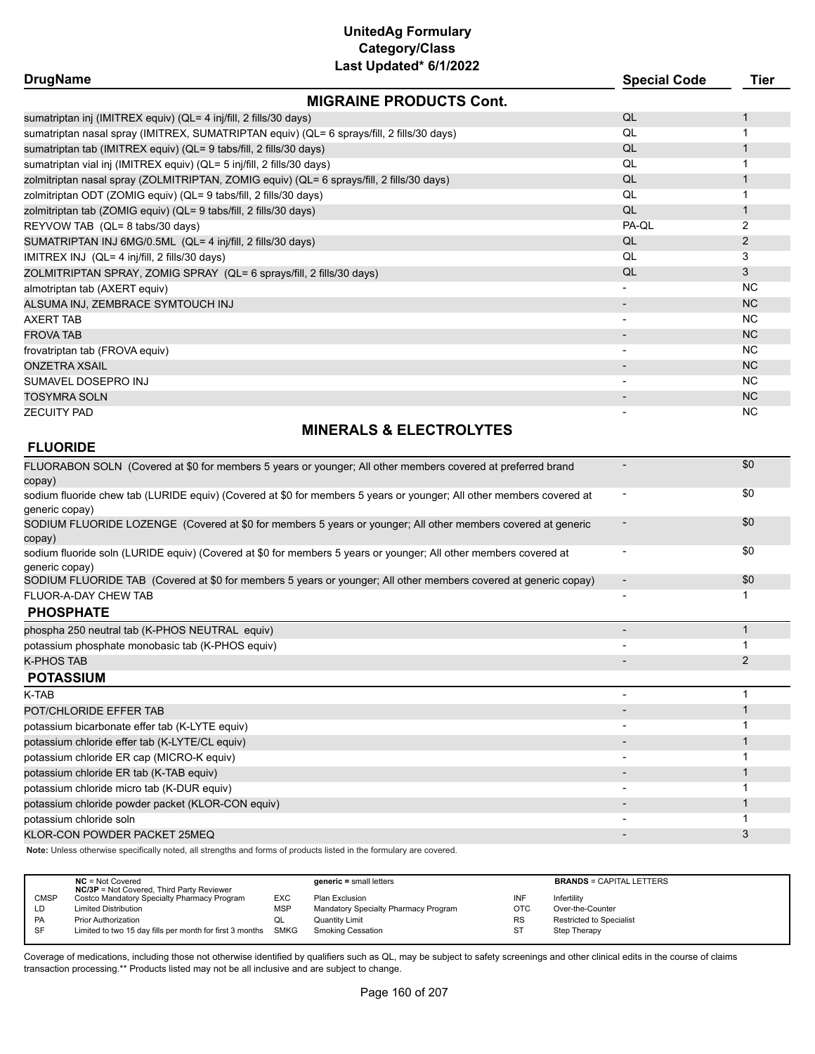# UnitedAg Formulary
## Category/Class
### Last Updated* 6/1/2022

| DrugName | Special Code | Tier |
|---|---|---|
| **MIGRAINE PRODUCTS Cont.** | | |
| sumatriptan inj (IMITREX equiv) (QL= 4 inj/fill, 2 fills/30 days) | QL | 1 |
| sumatriptan nasal spray (IMITREX, SUMATRIPTAN equiv) (QL= 6 sprays/fill, 2 fills/30 days) | QL | 1 |
| sumatriptan tab (IMITREX equiv) (QL= 9 tabs/fill, 2 fills/30 days) | QL | 1 |
| sumatriptan vial inj (IMITREX equiv) (QL= 5 inj/fill, 2 fills/30 days) | QL | 1 |
| zolmitriptan nasal spray (ZOLMITRIPTAN, ZOMIG equiv) (QL= 6 sprays/fill, 2 fills/30 days) | QL | 1 |
| zolmitriptan ODT (ZOMIG equiv) (QL= 9 tabs/fill, 2 fills/30 days) | QL | 1 |
| zolmitriptan tab (ZOMIG equiv) (QL= 9 tabs/fill, 2 fills/30 days) | QL | 1 |
| REYVOW TAB (QL= 8 tabs/30 days) | PA-QL | 2 |
| SUMATRIPTAN INJ 6MG/0.5ML (QL= 4 inj/fill, 2 fills/30 days) | QL | 2 |
| IMITREX INJ (QL= 4 inj/fill, 2 fills/30 days) | QL | 3 |
| ZOLMITRIPTAN SPRAY, ZOMIG SPRAY (QL= 6 sprays/fill, 2 fills/30 days) | QL | 3 |
| almotriptan tab (AXERT equiv) | - | NC |
| ALSUMA INJ, ZEMBRACE SYMTOUCH INJ | - | NC |
| AXERT TAB | - | NC |
| FROVA TAB | - | NC |
| frovatriptan tab (FROVA equiv) | - | NC |
| ONZETRA XSAIL | - | NC |
| SUMAVEL DOSEPRO INJ | - | NC |
| TOSYMRA SOLN | - | NC |
| ZECUITY PAD | - | NC |

## MINERALS & ELECTROLYTES

| DrugName | Special Code | Tier |
|---|---|---|
| **FLUORIDE** | | |
| FLUORABON SOLN (Covered at $0 for members 5 years or younger; All other members covered at preferred brand copay) | - | $0 |
| sodium fluoride chew tab (LURIDE equiv) (Covered at $0 for members 5 years or younger; All other members covered at generic copay) | - | $0 |
| SODIUM FLUORIDE LOZENGE (Covered at $0 for members 5 years or younger; All other members covered at generic copay) | - | $0 |
| sodium fluoride soln (LURIDE equiv) (Covered at $0 for members 5 years or younger; All other members covered at generic copay) | - | $0 |
| SODIUM FLUORIDE TAB (Covered at $0 for members 5 years or younger; All other members covered at generic copay) | - | $0 |
| FLUOR-A-DAY CHEW TAB | - | 1 |
| **PHOSPHATE** | | |
| phospha 250 neutral tab (K-PHOS NEUTRAL equiv) | - | 1 |
| potassium phosphate monobasic tab (K-PHOS equiv) | - | 1 |
| K-PHOS TAB | - | 2 |
| **POTASSIUM** | | |
| K-TAB | - | 1 |
| POT/CHLORIDE EFFER TAB | - | 1 |
| potassium bicarbonate effer tab (K-LYTE equiv) | - | 1 |
| potassium chloride effer tab (K-LYTE/CL equiv) | - | 1 |
| potassium chloride ER cap (MICRO-K equiv) | - | 1 |
| potassium chloride ER tab (K-TAB equiv) | - | 1 |
| potassium chloride micro tab (K-DUR equiv) | - | 1 |
| potassium chloride powder packet (KLOR-CON equiv) | - | 1 |
| potassium chloride soln | - | 1 |
| KLOR-CON POWDER PACKET 25MEQ | - | 3 |

**Note:** Unless otherwise specifically noted, all strengths and forms of products listed in the formulary are covered.

| | | | | | |
|---|---|---|---|---|---|
| **NC** = Not Covered<br>**NC/3P** = Not Covered, Third Party Reviewer | | **generic** = small letters | | **BRANDS** = CAPITAL LETTERS | |
| CMSP | Costco Mandatory Specialty Pharmacy Program | EXC | Plan Exclusion | INF | Infertility |
| LD | Limited Distribution | MSP | Mandatory Specialty Pharmacy Program | OTC | Over-the-Counter |
| PA | Prior Authorization | QL | Quantity Limit | RS | Restricted to Specialist |
| SF | Limited to two 15 day fills per month for first 3 months | SMKG | Smoking Cessation | ST | Step Therapy |

Coverage of medications, including those not otherwise identified by qualifiers such as QL, may be subject to safety screenings and other clinical edits in the course of claims transaction processing.** Products listed may not be all inclusive and are subject to change.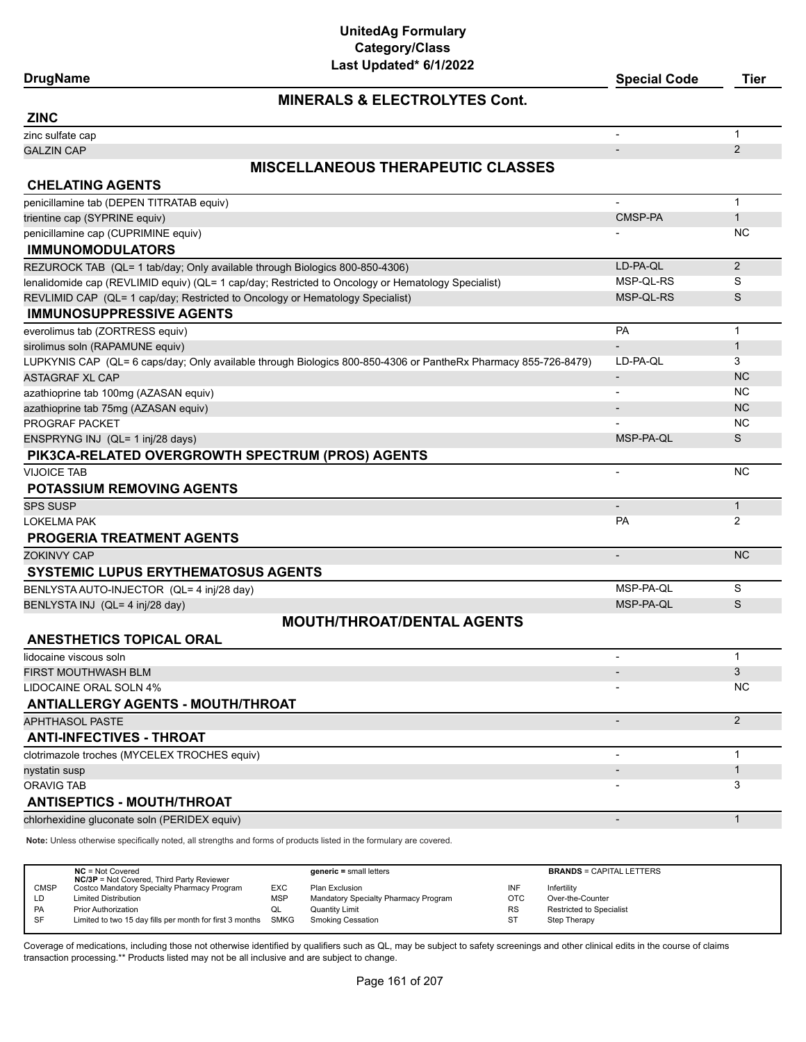# UnitedAg Formulary
## Category/Class
### Last Updated* 6/1/2022

| DrugName | Special Code | Tier |
|---|---|---|
| **MINERALS & ELECTROLYTES Cont.** | | |
| **ZINC** | | |
| zinc sulfate cap | - | 1 |
| GALZIN CAP | - | 2 |
| **MISCELLANEOUS THERAPEUTIC CLASSES** | | |
| **CHELATING AGENTS** | | |
| penicillamine tab (DEPEN TITRATAB equiv) | - | 1 |
| trientine cap (SYPRINE equiv) | CMSP-PA | 1 |
| penicillamine cap (CUPRIMINE equiv) | - | NC |
| **IMMUNOMODULATORS** | | |
| REZUROCK TAB (QL= 1 tab/day; Only available through Biologics 800-850-4306) | LD-PA-QL | 2 |
| lenalidomide cap (REVLIMID equiv) (QL= 1 cap/day; Restricted to Oncology or Hematology Specialist) | MSP-QL-RS | S |
| REVLIMID CAP (QL= 1 cap/day; Restricted to Oncology or Hematology Specialist) | MSP-QL-RS | S |
| **IMMUNOSUPPRESSIVE AGENTS** | | |
| everolimus tab (ZORTRESS equiv) | PA | 1 |
| sirolimus soln (RAPAMUNE equiv) | - | 1 |
| LUPKYNIS CAP (QL= 6 caps/day; Only available through Biologics 800-850-4306 or PantheRx Pharmacy 855-726-8479) | LD-PA-QL | 3 |
| ASTAGRAF XL CAP | - | NC |
| azathioprine tab 100mg (AZASAN equiv) | - | NC |
| azathioprine tab 75mg (AZASAN equiv) | - | NC |
| PROGRAF PACKET | - | NC |
| ENSPRYNG INJ (QL= 1 inj/28 days) | MSP-PA-QL | S |
| **PIK3CA-RELATED OVERGROWTH SPECTRUM (PROS) AGENTS** | | |
| VIJOICE TAB | - | NC |
| **POTASSIUM REMOVING AGENTS** | | |
| SPS SUSP | - | 1 |
| LOKELMA PAK | PA | 2 |
| **PROGERIA TREATMENT AGENTS** | | |
| ZOKINVY CAP | - | NC |
| **SYSTEMIC LUPUS ERYTHEMATOSUS AGENTS** | | |
| BENLYSTA AUTO-INJECTOR (QL= 4 inj/28 day) | MSP-PA-QL | S |
| BENLYSTA INJ (QL= 4 inj/28 day) | MSP-PA-QL | S |
| **MOUTH/THROAT/DENTAL AGENTS** | | |
| **ANESTHETICS TOPICAL ORAL** | | |
| lidocaine viscous soln | - | 1 |
| FIRST MOUTHWASH BLM | - | 3 |
| LIDOCAINE ORAL SOLN 4% | - | NC |
| **ANTIALLERGY AGENTS - MOUTH/THROAT** | | |
| APHTHASOL PASTE | - | 2 |
| **ANTI-INFECTIVES - THROAT** | | |
| clotrimazole troches (MYCELEX TROCHES equiv) | - | 1 |
| nystatin susp | - | 1 |
| ORAVIG TAB | - | 3 |
| **ANTISEPTICS - MOUTH/THROAT** | | |
| chlorhexidine gluconate soln (PERIDEX equiv) | - | 1 |

**Note:** Unless otherwise specifically noted, all strengths and forms of products listed in the formulary are covered.

| | | | | | |
|---|---|---|---|---|---|
| **NC** = Not Covered<br>**NC/3P** = Not Covered, Third Party Reviewer | | **generic =** small letters | | **BRANDS** = CAPITAL LETTERS | |
| CMSP | Costco Mandatory Specialty Pharmacy Program | EXC | Plan Exclusion | INF | Infertility |
| LD | Limited Distribution | MSP | Mandatory Specialty Pharmacy Program | OTC | Over-the-Counter |
| PA | Prior Authorization | QL | Quantity Limit | RS | Restricted to Specialist |
| SF | Limited to two 15 day fills per month for first 3 months | SMKG | Smoking Cessation | ST | Step Therapy |

Coverage of medications, including those not otherwise identified by qualifiers such as QL, may be subject to safety screenings and other clinical edits in the course of claims transaction processing.** Products listed may not be all inclusive and are subject to change.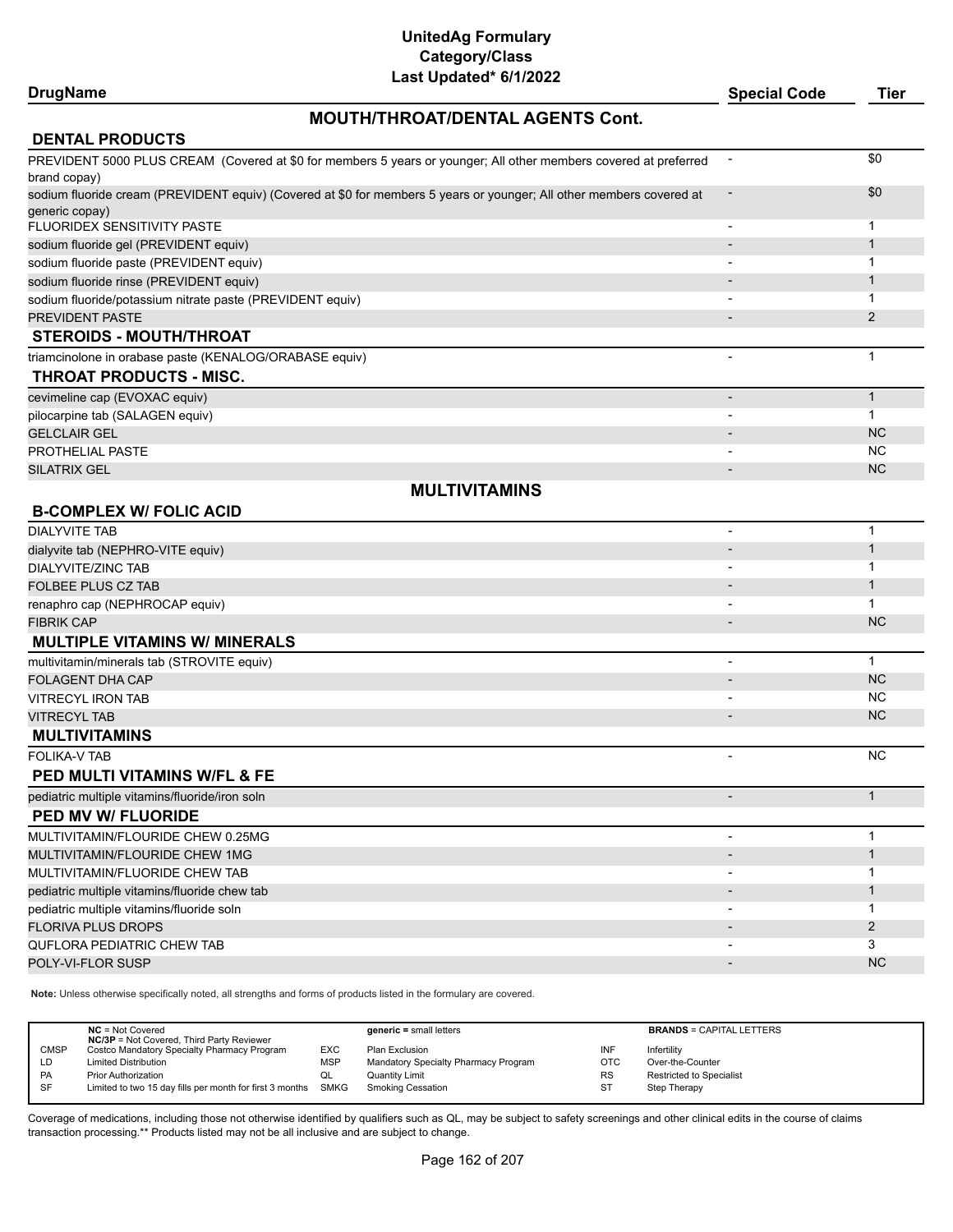# UnitedAg Formulary
## Category/Class
### Last Updated* 6/1/2022

## MOUTH/THROAT/DENTAL AGENTS Cont.

| DrugName | Special Code | Tier |
|---|---|---|
| **DENTAL PRODUCTS** | | |
| PREVIDENT 5000 PLUS CREAM (Covered at $0 for members 5 years or younger; All other members covered at preferred brand copay) | - | $0 |
| sodium fluoride cream (PREVIDENT equiv) (Covered at $0 for members 5 years or younger; All other members covered at generic copay) | - | $0 |
| FLUORIDEX SENSITIVITY PASTE | - | 1 |
| sodium fluoride gel (PREVIDENT equiv) | - | 1 |
| sodium fluoride paste (PREVIDENT equiv) | - | 1 |
| sodium fluoride rinse (PREVIDENT equiv) | - | 1 |
| sodium fluoride/potassium nitrate paste (PREVIDENT equiv) | - | 1 |
| PREVIDENT PASTE | - | 2 |
| **STEROIDS - MOUTH/THROAT** | | |
| triamcinolone in orabase paste (KENALOG/ORABASE equiv) | - | 1 |
| **THROAT PRODUCTS - MISC.** | | |
| cevimeline cap (EVOXAC equiv) | - | 1 |
| pilocarpine tab (SALAGEN equiv) | - | 1 |
| GELCLAIR GEL | - | NC |
| PROTHELIAL PASTE | - | NC |
| SILATRIX GEL | - | NC |

## MULTIVITAMINS

| DrugName | Special Code | Tier |
|---|---|---|
| **B-COMPLEX W/ FOLIC ACID** | | |
| DIALYVITE TAB | - | 1 |
| dialyvite tab (NEPHRO-VITE equiv) | - | 1 |
| DIALYVITE/ZINC TAB | - | 1 |
| FOLBEE PLUS CZ TAB | - | 1 |
| renaphro cap (NEPHROCAP equiv) | - | 1 |
| FIBRIK CAP | - | NC |
| **MULTIPLE VITAMINS W/ MINERALS** | | |
| multivitamin/minerals tab (STROVITE equiv) | - | 1 |
| FOLAGENT DHA CAP | - | NC |
| VITRECYL IRON TAB | - | NC |
| VITRECYL TAB | - | NC |
| **MULTIVITAMINS** | | |
| FOLIKA-V TAB | - | NC |
| **PED MULTI VITAMINS W/FL & FE** | | |
| pediatric multiple vitamins/fluoride/iron soln | - | 1 |
| **PED MV W/ FLUORIDE** | | |
| MULTIVITAMIN/FLOURIDE CHEW 0.25MG | - | 1 |
| MULTIVITAMIN/FLOURIDE CHEW 1MG | - | 1 |
| MULTIVITAMIN/FLOURIDE CHEW TAB | - | 1 |
| pediatric multiple vitamins/fluoride chew tab | - | 1 |
| pediatric multiple vitamins/fluoride soln | - | 1 |
| FLORIVA PLUS DROPS | - | 2 |
| QUFLORA PEDIATRIC CHEW TAB | - | 3 |
| POLY-VI-FLOR SUSP | - | NC |

**Note:** Unless otherwise specifically noted, all strengths and forms of products listed in the formulary are covered.

| | | | | | |
|---|---|---|---|---|---|
| **NC** = Not Covered | | **generic** = small letters | | **BRANDS** = CAPITAL LETTERS | |
| **NC/3P** = Not Covered, Third Party Reviewer | | | | | |
| CMSP | Costco Mandatory Specialty Pharmacy Program | EXC | Plan Exclusion | INF | Infertility |
| LD | Limited Distribution | MSP | Mandatory Specialty Pharmacy Program | OTC | Over-the-Counter |
| PA | Prior Authorization | QL | Quantity Limit | RS | Restricted to Specialist |
| SF | Limited to two 15 day fills per month for first 3 months | SMKG | Smoking Cessation | ST | Step Therapy |

Coverage of medications, including those not otherwise identified by qualifiers such as QL, may be subject to safety screenings and other clinical edits in the course of claims transaction processing.** Products listed may not be all inclusive and are subject to change.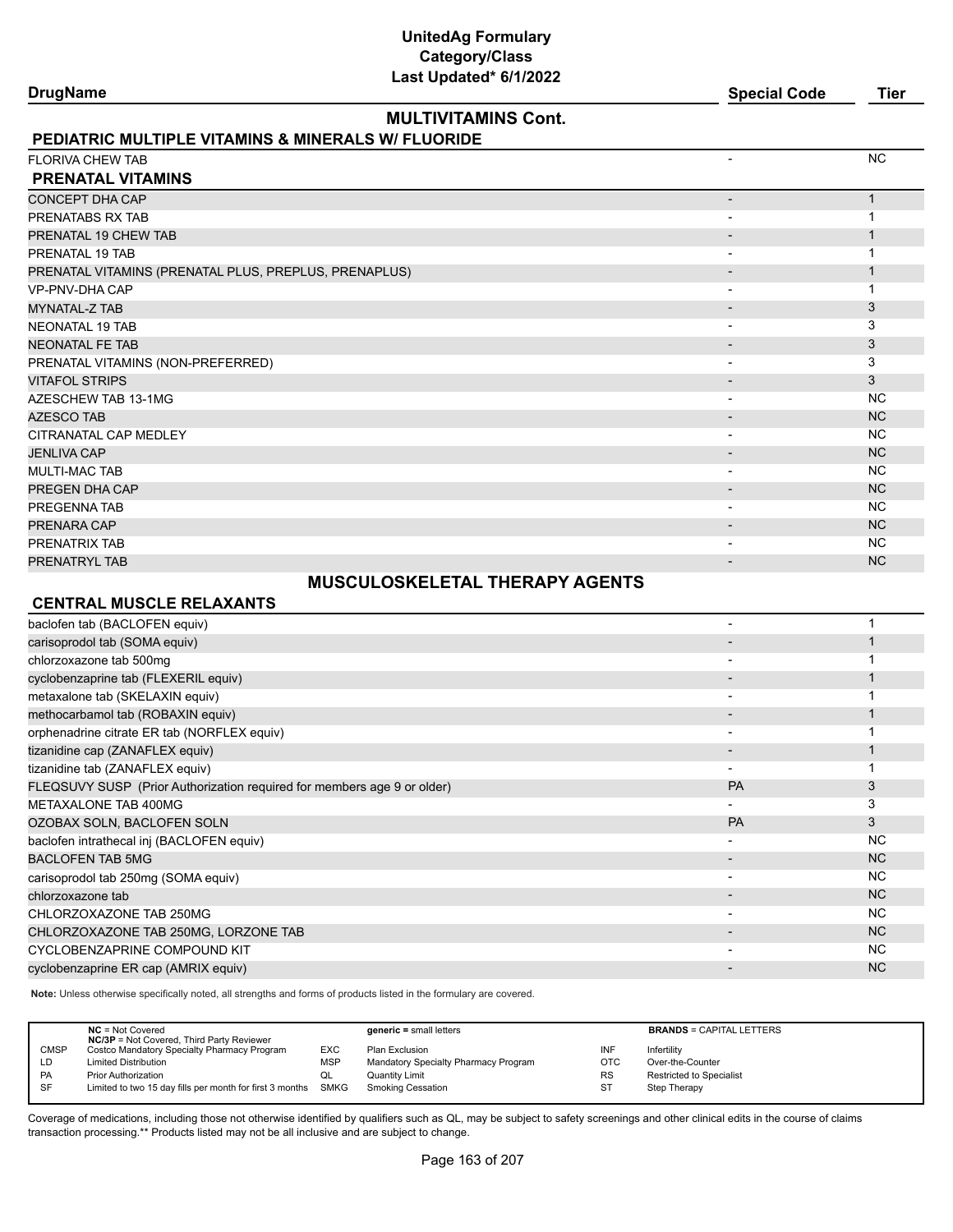# UnitedAg Formulary
## Category/Class
### Last Updated* 6/1/2022

| DrugName | Special Code | Tier |
|---|---|---|
| **MULTIVITAMINS Cont.** | | |
| **PEDIATRIC MULTIPLE VITAMINS & MINERALS W/ FLUORIDE** | | |
| FLORIVA CHEW TAB | - | NC |
| **PRENATAL VITAMINS** | | |
| CONCEPT DHA CAP | - | 1 |
| PRENATABS RX TAB | - | 1 |
| PRENATAL 19 CHEW TAB | - | 1 |
| PRENATAL 19 TAB | - | 1 |
| PRENATAL VITAMINS (PRENATAL PLUS, PREPLUS, PRENAPLUS) | - | 1 |
| VP-PNV-DHA CAP | - | 1 |
| MYNATAL-Z TAB | - | 3 |
| NEONATAL 19 TAB | - | 3 |
| NEONATAL FE TAB | - | 3 |
| PRENATAL VITAMINS (NON-PREFERRED) | - | 3 |
| VITAFOL STRIPS | - | 3 |
| AZESCHEW TAB 13-1MG | - | NC |
| AZESCO TAB | - | NC |
| CITRANATAL CAP MEDLEY | - | NC |
| JENLIVA CAP | - | NC |
| MULTI-MAC TAB | - | NC |
| PREGEN DHA CAP | - | NC |
| PREGENNA TAB | - | NC |
| PRENARA CAP | - | NC |
| PRENATRIX TAB | - | NC |
| PRENATRYL TAB | - | NC |
| **MUSCULOSKELETAL THERAPY AGENTS** | | |
| **CENTRAL MUSCLE RELAXANTS** | | |
| baclofen tab (BACLOFEN equiv) | - | 1 |
| carisoprodol tab (SOMA equiv) | - | 1 |
| chlorzoxazone tab 500mg | - | 1 |
| cyclobenzaprine tab (FLEXERIL equiv) | - | 1 |
| metaxalone tab (SKELAXIN equiv) | - | 1 |
| methocarbamol tab (ROBAXIN equiv) | - | 1 |
| orphenadrine citrate ER tab (NORFLEX equiv) | - | 1 |
| tizanidine cap (ZANAFLEX equiv) | - | 1 |
| tizanidine tab (ZANAFLEX equiv) | - | 1 |
| FLEQSUVY SUSP (Prior Authorization required for members age 9 or older) | PA | 3 |
| METAXALONE TAB 400MG | - | 3 |
| OZOBAX SOLN, BACLOFEN SOLN | PA | 3 |
| baclofen intrathecal inj (BACLOFEN equiv) | - | NC |
| BACLOFEN TAB 5MG | - | NC |
| carisoprodol tab 250mg (SOMA equiv) | - | NC |
| chlorzoxazone tab | - | NC |
| CHLORZOXAZONE TAB 250MG | - | NC |
| CHLORZOXAZONE TAB 250MG, LORZONE TAB | - | NC |
| CYCLOBENZAPRINE COMPOUND KIT | - | NC |
| cyclobenzaprine ER cap (AMRIX equiv) | - | NC |

**Note:** Unless otherwise specifically noted, all strengths and forms of products listed in the formulary are covered.

| | | | | | |
|---|---|---|---|---|---|
| **NC** = Not Covered<br>**NC/3P** = Not Covered, Third Party Reviewer | | **generic** = small letters | | **BRANDS** = CAPITAL LETTERS | |
| CMSP | Costco Mandatory Specialty Pharmacy Program | EXC | Plan Exclusion | INF | Infertility |
| LD | Limited Distribution | MSP | Mandatory Specialty Pharmacy Program | OTC | Over-the-Counter |
| PA | Prior Authorization | QL | Quantity Limit | RS | Restricted to Specialist |
| SF | Limited to two 15 day fills per month for first 3 months | SMKG | Smoking Cessation | ST | Step Therapy |

Coverage of medications, including those not otherwise identified by qualifiers such as QL, may be subject to safety screenings and other clinical edits in the course of claims transaction processing.** Products listed may not be all inclusive and are subject to change.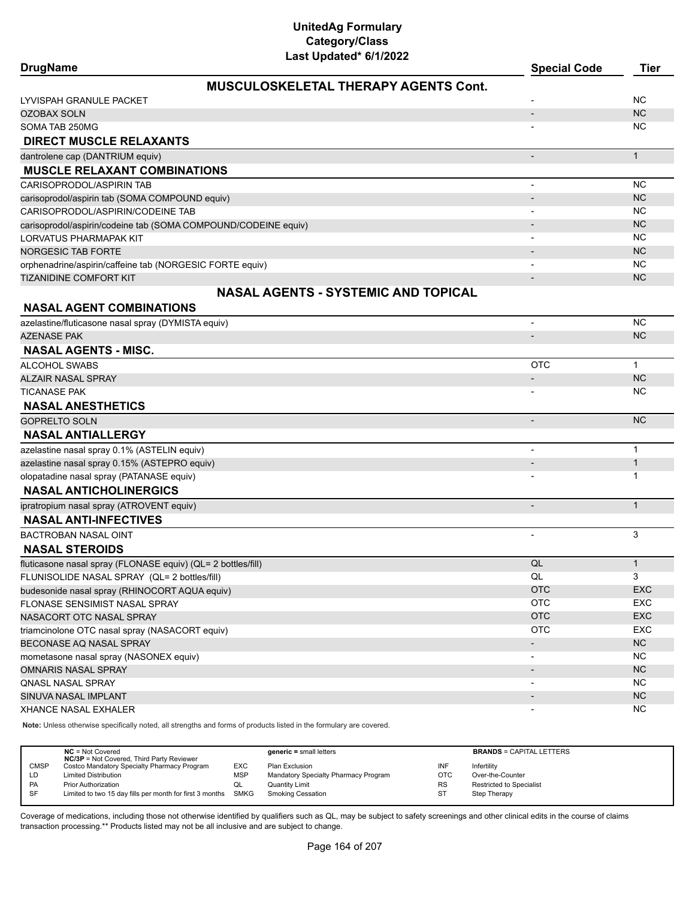# UnitedAg Formulary
## Category/Class
### Last Updated* 6/1/2022

| DrugName | Special Code | Tier |
|---|---|---|
| **MUSCULOSKELETAL THERAPY AGENTS Cont.** | | |
| LYVISPAH GRANULE PACKET | - | NC |
| OZOBAX SOLN | - | NC |
| SOMA TAB 250MG | - | NC |
| **DIRECT MUSCLE RELAXANTS** | | |
| dantrolene cap (DANTRIUM equiv) | - | 1 |
| **MUSCLE RELAXANT COMBINATIONS** | | |
| CARISOPRODOL/ASPIRIN TAB | - | NC |
| carisoprodol/aspirin tab (SOMA COMPOUND equiv) | - | NC |
| CARISOPRODOL/ASPIRIN/CODEINE TAB | - | NC |
| carisoprodol/aspirin/codeine tab (SOMA COMPOUND/CODEINE equiv) | - | NC |
| LORVATUS PHARMAPAK KIT | - | NC |
| NORGESIC TAB FORTE | - | NC |
| orphenadrine/aspirin/caffeine tab (NORGESIC FORTE equiv) | - | NC |
| TIZANIDINE COMFORT KIT | - | NC |
| **NASAL AGENTS - SYSTEMIC AND TOPICAL** | | |
| **NASAL AGENT COMBINATIONS** | | |
| azelastine/fluticasone nasal spray (DYMISTA equiv) | - | NC |
| AZENASE PAK | - | NC |
| **NASAL AGENTS - MISC.** | | |
| ALCOHOL SWABS | OTC | 1 |
| ALZAIR NASAL SPRAY | - | NC |
| TICANASE PAK | - | NC |
| **NASAL ANESTHETICS** | | |
| GOPRELTO SOLN | - | NC |
| **NASAL ANTIALLERGY** | | |
| azelastine nasal spray 0.1% (ASTELIN equiv) | - | 1 |
| azelastine nasal spray 0.15% (ASTEPRO equiv) | - | 1 |
| olopatadine nasal spray (PATANASE equiv) | - | 1 |
| **NASAL ANTICHOLINERGICS** | | |
| ipratropium nasal spray (ATROVENT equiv) | - | 1 |
| **NASAL ANTI-INFECTIVES** | | |
| BACTROBAN NASAL OINT | - | 3 |
| **NASAL STEROIDS** | | |
| fluticasone nasal spray (FLONASE equiv) (QL= 2 bottles/fill) | QL | 1 |
| FLUNISOLIDE NASAL SPRAY (QL= 2 bottles/fill) | QL | 3 |
| budesonide nasal spray (RHINOCORT AQUA equiv) | OTC | EXC |
| FLONASE SENSIMIST NASAL SPRAY | OTC | EXC |
| NASACORT OTC NASAL SPRAY | OTC | EXC |
| triamcinolone OTC nasal spray (NASACORT equiv) | OTC | EXC |
| BECONASE AQ NASAL SPRAY | - | NC |
| mometasone nasal spray (NASONEX equiv) | - | NC |
| OMNARIS NASAL SPRAY | - | NC |
| QNASL NASAL SPRAY | - | NC |
| SINUVA NASAL IMPLANT | - | NC |
| XHANCE NASAL EXHALER | - | NC |

**Note:** Unless otherwise specifically noted, all strengths and forms of products listed in the formulary are covered.

| | | | | | |
|---|---|---|---|---|---|
| **NC** = Not Covered<br>**NC/3P** = Not Covered, Third Party Reviewer | | **generic =** small letters | | **BRANDS** = CAPITAL LETTERS | |
| CMSP | Costco Mandatory Specialty Pharmacy Program | EXC | Plan Exclusion | INF | Infertility |
| LD | Limited Distribution | MSP | Mandatory Specialty Pharmacy Program | OTC | Over-the-Counter |
| PA | Prior Authorization | QL | Quantity Limit | RS | Restricted to Specialist |
| SF | Limited to two 15 day fills per month for first 3 months | SMKG | Smoking Cessation | ST | Step Therapy |

Coverage of medications, including those not otherwise identified by qualifiers such as QL, may be subject to safety screenings and other clinical edits in the course of claims transaction processing.** Products listed may not be all inclusive and are subject to change.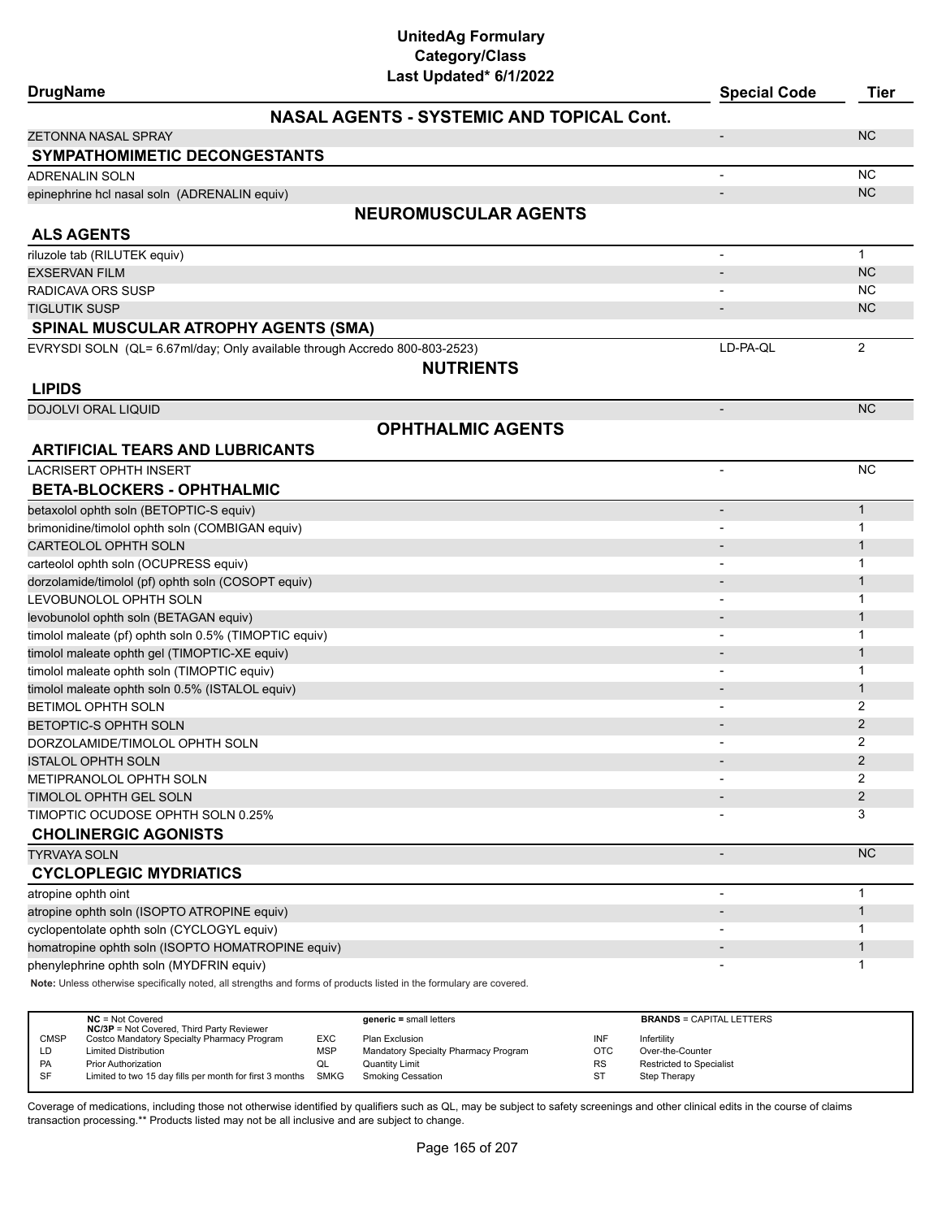# UnitedAg Formulary
## Category/Class
### Last Updated* 6/1/2022

| DrugName | Special Code | Tier |
|---|---|---|
| **NASAL AGENTS - SYSTEMIC AND TOPICAL Cont.** | | |
| ZETONNA NASAL SPRAY | - | NC |
| **SYMPATHOMIMETIC DECONGESTANTS** | | |
| ADRENALIN SOLN | - | NC |
| epinephrine hcl nasal soln (ADRENALIN equiv) | - | NC |
| **NEUROMUSCULAR AGENTS** | | |
| **ALS AGENTS** | | |
| riluzole tab (RILUTEK equiv) | - | 1 |
| EXSERVAN FILM | - | NC |
| RADICAVA ORS SUSP | - | NC |
| TIGLUTIK SUSP | - | NC |
| **SPINAL MUSCULAR ATROPHY AGENTS (SMA)** | | |
| EVRYSDI SOLN (QL= 6.67ml/day; Only available through Accredo 800-803-2523) | LD-PA-QL | 2 |
| **NUTRIENTS** | | |
| **LIPIDS** | | |
| DOJOLVI ORAL LIQUID | - | NC |
| **OPHTHALMIC AGENTS** | | |
| **ARTIFICIAL TEARS AND LUBRICANTS** | | |
| LACRISERT OPHTH INSERT | - | NC |
| **BETA-BLOCKERS - OPHTHALMIC** | | |
| betaxolol ophth soln (BETOPTIC-S equiv) | - | 1 |
| brimonidine/timolol ophth soln (COMBIGAN equiv) | - | 1 |
| CARTEOLOL OPHTH SOLN | - | 1 |
| carteolol ophth soln (OCUPRESS equiv) | - | 1 |
| dorzolamide/timolol (pf) ophth soln (COSOPT equiv) | - | 1 |
| LEVOBUNOLOL OPHTH SOLN | - | 1 |
| levobunolol ophth soln (BETAGAN equiv) | - | 1 |
| timolol maleate (pf) ophth soln 0.5% (TIMOPTIC equiv) | - | 1 |
| timolol maleate ophth gel (TIMOPTIC-XE equiv) | - | 1 |
| timolol maleate ophth soln (TIMOPTIC equiv) | - | 1 |
| timolol maleate ophth soln 0.5% (ISTALOL equiv) | - | 1 |
| BETIMOL OPHTH SOLN | - | 2 |
| BETOPTIC-S OPHTH SOLN | - | 2 |
| DORZOLAMIDE/TIMOLOL OPHTH SOLN | - | 2 |
| ISTALOL OPHTH SOLN | - | 2 |
| METIPRANOLOL OPHTH SOLN | - | 2 |
| TIMOLOL OPHTH GEL SOLN | - | 2 |
| TIMOPTIC OCUDOSE OPHTH SOLN 0.25% | - | 3 |
| **CHOLINERGIC AGONISTS** | | |
| TYRVAYA SOLN | - | NC |
| **CYCLOPLEGIC MYDRIATICS** | | |
| atropine ophth oint | - | 1 |
| atropine ophth soln (ISOPTO ATROPINE equiv) | - | 1 |
| cyclopentolate ophth soln (CYCLOGYL equiv) | - | 1 |
| homatropine ophth soln (ISOPTO HOMATROPINE equiv) | - | 1 |
| phenylephrine ophth soln (MYDFRIN equiv) | - | 1 |

**Note:** Unless otherwise specifically noted, all strengths and forms of products listed in the formulary are covered.

| | | | | | |
|---|---|---|---|---|---|
| **NC** = Not Covered<br>**NC/3P** = Not Covered, Third Party Reviewer | | **generic** = small letters | | **BRANDS** = CAPITAL LETTERS | |
| CMSP | Costco Mandatory Specialty Pharmacy Program | EXC | Plan Exclusion | INF | Infertility |
| LD | Limited Distribution | MSP | Mandatory Specialty Pharmacy Program | OTC | Over-the-Counter |
| PA | Prior Authorization | QL | Quantity Limit | RS | Restricted to Specialist |
| SF | Limited to two 15 day fills per month for first 3 months | SMKG | Smoking Cessation | ST | Step Therapy |

Coverage of medications, including those not otherwise identified by qualifiers such as QL, may be subject to safety screenings and other clinical edits in the course of claims transaction processing.** Products listed may not be all inclusive and are subject to change.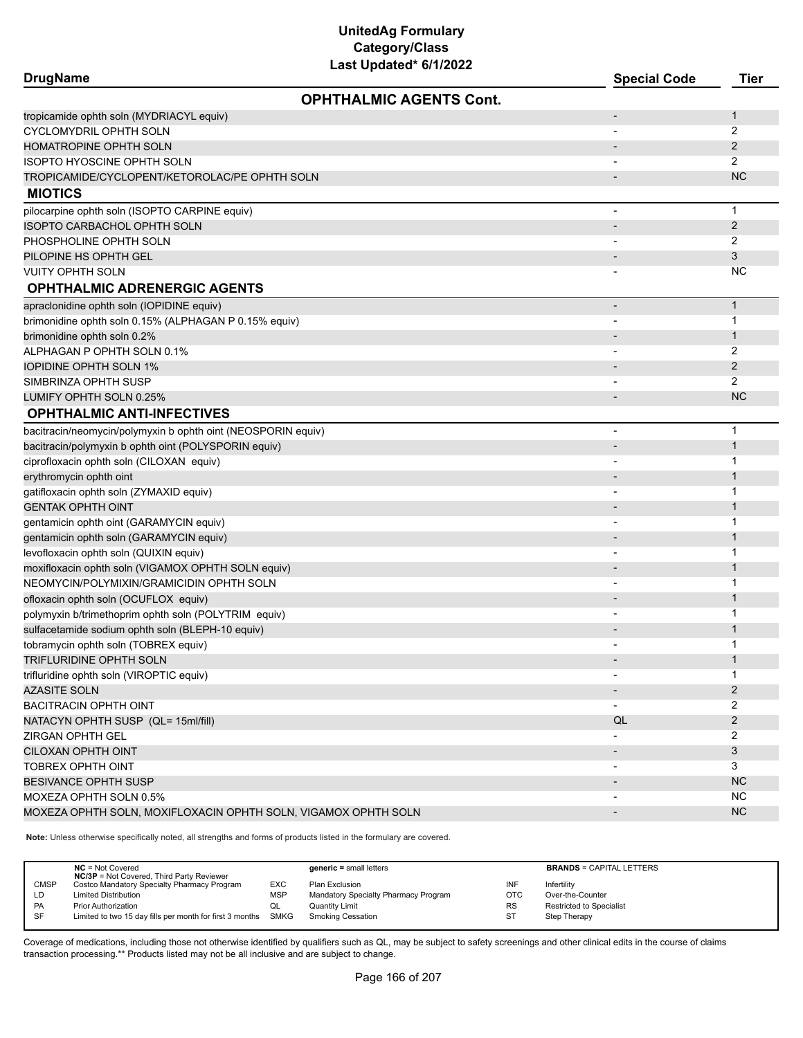# UnitedAg Formulary
## Category/Class
### Last Updated* 6/1/2022

| DrugName | Special Code | Tier |
|---|---|---|
| **OPHTHALMIC AGENTS Cont.** | | |
| tropicamide ophth soln (MYDRIACYL equiv) | - | 1 |
| CYCLOMYDRIL OPHTH SOLN | - | 2 |
| HOMATROPINE OPHTH SOLN | - | 2 |
| ISOPTO HYOSCINE OPHTH SOLN | - | 2 |
| TROPICAMIDE/CYCLOPENT/KETOROLAC/PE OPHTH SOLN | - | NC |
| **MIOTICS** | | |
| pilocarpine ophth soln (ISOPTO CARPINE equiv) | - | 1 |
| ISOPTO CARBACHOL OPHTH SOLN | - | 2 |
| PHOSPHOLINE OPHTH SOLN | - | 2 |
| PILOPINE HS OPHTH GEL | - | 3 |
| VUITY OPHTH SOLN | - | NC |
| **OPHTHALMIC ADRENERGIC AGENTS** | | |
| apraclonidine ophth soln (IOPIDINE equiv) | - | 1 |
| brimonidine ophth soln 0.15% (ALPHAGAN P 0.15% equiv) | - | 1 |
| brimonidine ophth soln 0.2% | - | 1 |
| ALPHAGAN P OPHTH SOLN 0.1% | - | 2 |
| IOPIDINE OPHTH SOLN 1% | - | 2 |
| SIMBRINZA OPHTH SUSP | - | 2 |
| LUMIFY OPHTH SOLN 0.25% | - | NC |
| **OPHTHALMIC ANTI-INFECTIVES** | | |
| bacitracin/neomycin/polymyxin b ophth oint (NEOSPORIN equiv) | - | 1 |
| bacitracin/polymyxin b ophth oint (POLYSPORIN equiv) | - | 1 |
| ciprofloxacin ophth soln (CILOXAN equiv) | - | 1 |
| erythromycin ophth oint | - | 1 |
| gatifloxacin ophth soln (ZYMAXID equiv) | - | 1 |
| GENTAK OPHTH OINT | - | 1 |
| gentamicin ophth oint (GARAMYCIN equiv) | - | 1 |
| gentamicin ophth soln (GARAMYCIN equiv) | - | 1 |
| levofloxacin ophth soln (QUIXIN equiv) | - | 1 |
| moxifloxacin ophth soln (VIGAMOX OPHTH SOLN equiv) | - | 1 |
| NEOMYCIN/POLYMIXIN/GRAMICIDIN OPHTH SOLN | - | 1 |
| ofloxacin ophth soln (OCUFLOX equiv) | - | 1 |
| polymyxin b/trimethoprim ophth soln (POLYTRIM equiv) | - | 1 |
| sulfacetamide sodium ophth soln (BLEPH-10 equiv) | - | 1 |
| tobramycin ophth soln (TOBREX equiv) | - | 1 |
| TRIFLURIDINE OPHTH SOLN | - | 1 |
| trifluridine ophth soln (VIROPTIC equiv) | - | 1 |
| AZASITE SOLN | - | 2 |
| BACITRACIN OPHTH OINT | - | 2 |
| NATACYN OPHTH SUSP (QL= 15ml/fill) | QL | 2 |
| ZIRGAN OPHTH GEL | - | 2 |
| CILOXAN OPHTH OINT | - | 3 |
| TOBREX OPHTH OINT | - | 3 |
| BESIVANCE OPHTH SUSP | - | NC |
| MOXEZA OPHTH SOLN 0.5% | - | NC |
| MOXEZA OPHTH SOLN, MOXIFLOXACIN OPHTH SOLN, VIGAMOX OPHTH SOLN | - | NC |

**Note:** Unless otherwise specifically noted, all strengths and forms of products listed in the formulary are covered.

| | | | | | |
|---|---|---|---|---|---|
| **NC** = Not Covered | | **generic** = small letters | | **BRANDS** = CAPITAL LETTERS | |
| **NC/3P** = Not Covered, Third Party Reviewer | | | | | |
| CMSP | Costco Mandatory Specialty Pharmacy Program | EXC | Plan Exclusion | INF | Infertility |
| LD | Limited Distribution | MSP | Mandatory Specialty Pharmacy Program | OTC | Over-the-Counter |
| PA | Prior Authorization | QL | Quantity Limit | RS | Restricted to Specialist |
| SF | Limited to two 15 day fills per month for first 3 months | SMKG | Smoking Cessation | ST | Step Therapy |

Coverage of medications, including those not otherwise identified by qualifiers such as QL, may be subject to safety screenings and other clinical edits in the course of claims transaction processing.** Products listed may not be all inclusive and are subject to change.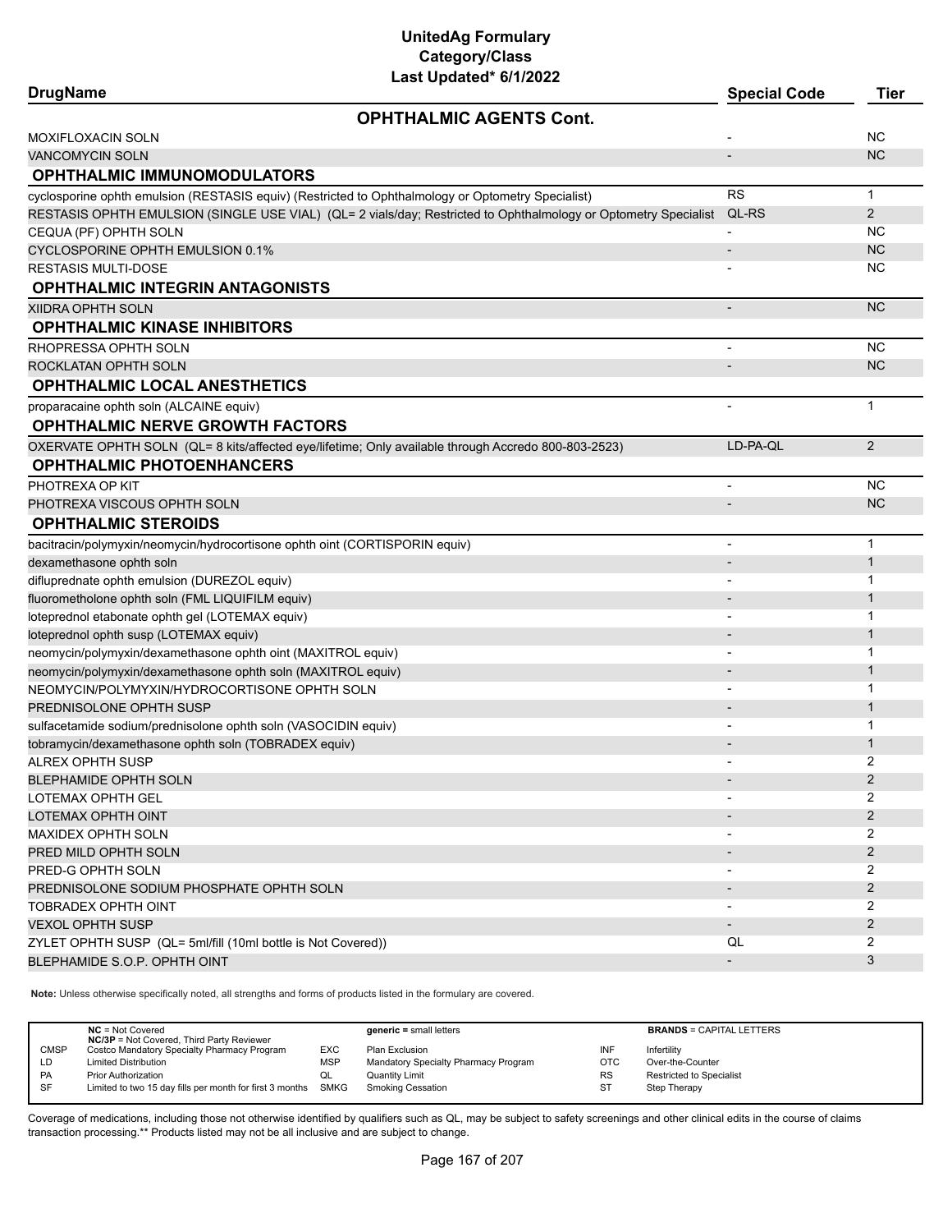# UnitedAg Formulary
## Category/Class
### Last Updated* 6/1/2022

| DrugName | Special Code | Tier |
|---|---|---|
| **OPHTHALMIC AGENTS Cont.** | | |
| MOXIFLOXACIN SOLN | - | NC |
| VANCOMYCIN SOLN | - | NC |
| **OPHTHALMIC IMMUNOMODULATORS** | | |
| cyclosporine ophth emulsion (RESTASIS equiv) (Restricted to Ophthalmology or Optometry Specialist) | RS | 1 |
| RESTASIS OPHTH EMULSION (SINGLE USE VIAL) (QL= 2 vials/day; Restricted to Ophthalmology or Optometry Specialist | QL-RS | 2 |
| CEQUA (PF) OPHTH SOLN | - | NC |
| CYCLOSPORINE OPHTH EMULSION 0.1% | - | NC |
| RESTASIS MULTI-DOSE | - | NC |
| **OPHTHALMIC INTEGRIN ANTAGONISTS** | | |
| XIIDRA OPHTH SOLN | - | NC |
| **OPHTHALMIC KINASE INHIBITORS** | | |
| RHOPRESSA OPHTH SOLN | - | NC |
| ROCKLATAN OPHTH SOLN | - | NC |
| **OPHTHALMIC LOCAL ANESTHETICS** | | |
| proparacaine ophth soln (ALCAINE equiv) | - | 1 |
| **OPHTHALMIC NERVE GROWTH FACTORS** | | |
| OXERVATE OPHTH SOLN (QL= 8 kits/affected eye/lifetime; Only available through Accredo 800-803-2523) | LD-PA-QL | 2 |
| **OPHTHALMIC PHOTOENHANCERS** | | |
| PHOTREXA OP KIT | - | NC |
| PHOTREXA VISCOUS OPHTH SOLN | - | NC |
| **OPHTHALMIC STEROIDS** | | |
| bacitracin/polymyxin/neomycin/hydrocortisone ophth oint (CORTISPORIN equiv) | - | 1 |
| dexamethasone ophth soln | - | 1 |
| difluprednate ophth emulsion (DUREZOL equiv) | - | 1 |
| fluorometholone ophth soln (FML LIQUIFILM equiv) | - | 1 |
| loteprednol etabonate ophth gel (LOTEMAX equiv) | - | 1 |
| loteprednol ophth susp (LOTEMAX equiv) | - | 1 |
| neomycin/polymyxin/dexamethasone ophth oint (MAXITROL equiv) | - | 1 |
| neomycin/polymyxin/dexamethasone ophth soln (MAXITROL equiv) | - | 1 |
| NEOMYCIN/POLYMYXIN/HYDROCORTISONE OPHTH SOLN | - | 1 |
| PREDNISOLONE OPHTH SUSP | - | 1 |
| sulfacetamide sodium/prednisolone ophth soln (VASOCIDIN equiv) | - | 1 |
| tobramycin/dexamethasone ophth soln (TOBRADEX equiv) | - | 1 |
| ALREX OPHTH SUSP | - | 2 |
| BLEPHAMIDE OPHTH SOLN | - | 2 |
| LOTEMAX OPHTH GEL | - | 2 |
| LOTEMAX OPHTH OINT | - | 2 |
| MAXIDEX OPHTH SOLN | - | 2 |
| PRED MILD OPHTH SOLN | - | 2 |
| PRED-G OPHTH SOLN | - | 2 |
| PREDNISOLONE SODIUM PHOSPHATE OPHTH SOLN | - | 2 |
| TOBRADEX OPHTH OINT | - | 2 |
| VEXOL OPHTH SUSP | - | 2 |
| ZYLET OPHTH SUSP (QL= 5ml/fill (10ml bottle is Not Covered)) | QL | 2 |
| BLEPHAMIDE S.O.P. OPHTH OINT | - | 3 |

**Note:** Unless otherwise specifically noted, all strengths and forms of products listed in the formulary are covered.

| | NC = Not Covered<br>NC/3P = Not Covered, Third Party Reviewer | | generic = small letters | | BRANDS = CAPITAL LETTERS |
|---|---|---|---|---|---|
| CMSP | Costco Mandatory Specialty Pharmacy Program | EXC | Plan Exclusion | INF | Infertility |
| LD | Limited Distribution | MSP | Mandatory Specialty Pharmacy Program | OTC | Over-the-Counter |
| PA | Prior Authorization | QL | Quantity Limit | RS | Restricted to Specialist |
| SF | Limited to two 15 day fills per month for first 3 months | SMKG | Smoking Cessation | ST | Step Therapy |

Coverage of medications, including those not otherwise identified by qualifiers such as QL, may be subject to safety screenings and other clinical edits in the course of claims transaction processing.** Products listed may not be all inclusive and are subject to change.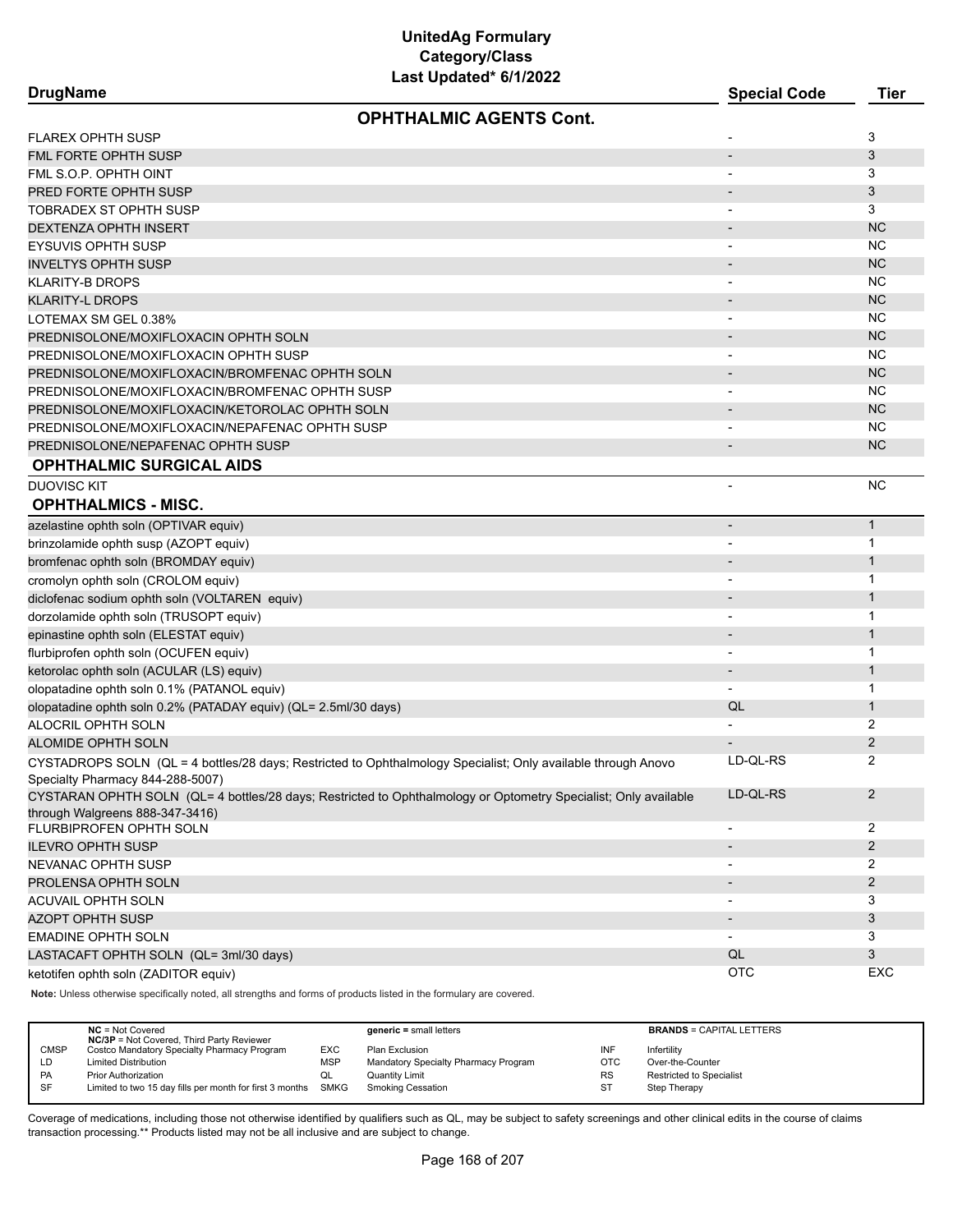# UnitedAg Formulary
## Category/Class
### Last Updated* 6/1/2022

| DrugName | Special Code | Tier |
|---|---|---|
| **OPHTHALMIC AGENTS Cont.** | | |
| FLAREX OPHTH SUSP | - | 3 |
| FML FORTE OPHTH SUSP | - | 3 |
| FML S.O.P. OPHTH OINT | - | 3 |
| PRED FORTE OPHTH SUSP | - | 3 |
| TOBRADEX ST OPHTH SUSP | - | 3 |
| DEXTENZA OPHTH INSERT | - | NC |
| EYSUVIS OPHTH SUSP | - | NC |
| INVELTYS OPHTH SUSP | - | NC |
| KLARITY-B DROPS | - | NC |
| KLARITY-L DROPS | - | NC |
| LOTEMAX SM GEL 0.38% | - | NC |
| PREDNISOLONE/MOXIFLOXACIN OPHTH SOLN | - | NC |
| PREDNISOLONE/MOXIFLOXACIN OPHTH SUSP | - | NC |
| PREDNISOLONE/MOXIFLOXACIN/BROMFENAC OPHTH SOLN | - | NC |
| PREDNISOLONE/MOXIFLOXACIN/BROMFENAC OPHTH SUSP | - | NC |
| PREDNISOLONE/MOXIFLOXACIN/KETOROLAC OPHTH SOLN | - | NC |
| PREDNISOLONE/MOXIFLOXACIN/NEPAFENAC OPHTH SUSP | - | NC |
| PREDNISOLONE/NEPAFENAC OPHTH SUSP | - | NC |
| **OPHTHALMIC SURGICAL AIDS** | | |
| DUOVISC KIT | - | NC |
| **OPHTHALMICS - MISC.** | | |
| azelastine ophth soln (OPTIVAR equiv) | - | 1 |
| brinzolamide ophth susp (AZOPT equiv) | - | 1 |
| bromfenac ophth soln (BROMDAY equiv) | - | 1 |
| cromolyn ophth soln (CROLOM equiv) | - | 1 |
| diclofenac sodium ophth soln (VOLTAREN equiv) | - | 1 |
| dorzolamide ophth soln (TRUSOPT equiv) | - | 1 |
| epinastine ophth soln (ELESTAT equiv) | - | 1 |
| flurbiprofen ophth soln (OCUFEN equiv) | - | 1 |
| ketorolac ophth soln (ACULAR (LS) equiv) | - | 1 |
| olopatadine ophth soln 0.1% (PATANOL equiv) | - | 1 |
| olopatadine ophth soln 0.2% (PATADAY equiv) (QL= 2.5ml/30 days) | QL | 1 |
| ALOCRIL OPHTH SOLN | - | 2 |
| ALOMIDE OPHTH SOLN | - | 2 |
| CYSTADROPS SOLN (QL = 4 bottles/28 days; Restricted to Ophthalmology Specialist; Only available through Anovo Specialty Pharmacy 844-288-5007) | LD-QL-RS | 2 |
| CYSTARAN OPHTH SOLN (QL= 4 bottles/28 days; Restricted to Ophthalmology or Optometry Specialist; Only available through Walgreens 888-347-3416) | LD-QL-RS | 2 |
| FLURBIPROFEN OPHTH SOLN | - | 2 |
| ILEVRO OPHTH SUSP | - | 2 |
| NEVANAC OPHTH SUSP | - | 2 |
| PROLENSA OPHTH SOLN | - | 2 |
| ACUVAIL OPHTH SOLN | - | 3 |
| AZOPT OPHTH SUSP | - | 3 |
| EMADINE OPHTH SOLN | - | 3 |
| LASTACAFT OPHTH SOLN (QL= 3ml/30 days) | QL | 3 |
| ketotifen ophth soln (ZADITOR equiv) | OTC | EXC |

**Note:** Unless otherwise specifically noted, all strengths and forms of products listed in the formulary are covered.

| | | | | | |
|---|---|---|---|---|---|
| **NC** = Not Covered | | **generic** = small letters | | **BRANDS** = CAPITAL LETTERS | |
| **NC/3P** = Not Covered, Third Party Reviewer | | | | | |
| CMSP | Costco Mandatory Specialty Pharmacy Program | EXC | Plan Exclusion | INF | Infertility |
| LD | Limited Distribution | MSP | Mandatory Specialty Pharmacy Program | OTC | Over-the-Counter |
| PA | Prior Authorization | QL | Quantity Limit | RS | Restricted to Specialist |
| SF | Limited to two 15 day fills per month for first 3 months | SMKG | Smoking Cessation | ST | Step Therapy |

Coverage of medications, including those not otherwise identified by qualifiers such as QL, may be subject to safety screenings and other clinical edits in the course of claims transaction processing.** Products listed may not be all inclusive and are subject to change.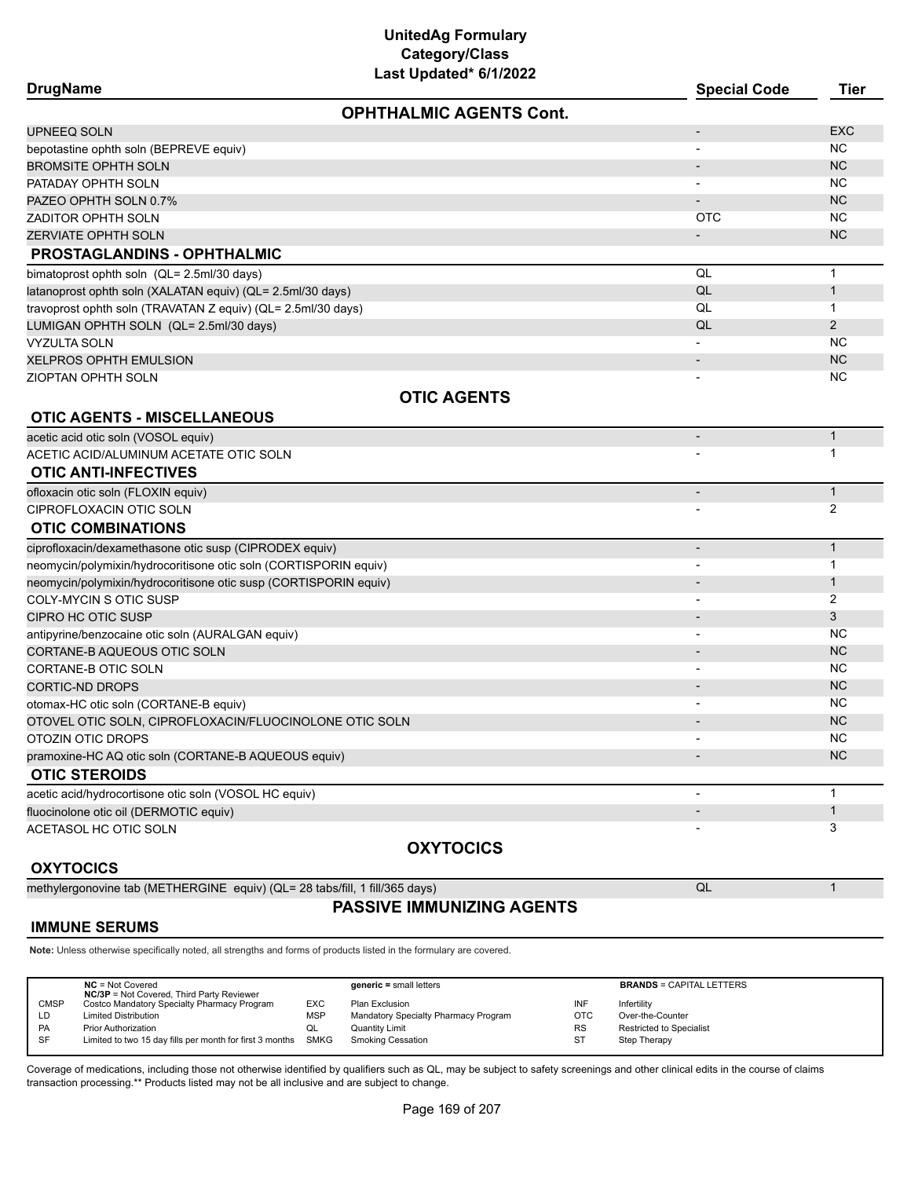# UnitedAg Formulary
## Category/Class
### Last Updated* 6/1/2022

| DrugName | Special Code | Tier |
|---|---|---|
| **OPHTHALMIC AGENTS Cont.** | | |
| UPNEEQ SOLN | - | EXC |
| bepotastine ophth soln (BEPREVE equiv) | - | NC |
| BROMSITE OPHTH SOLN | - | NC |
| PATADAY OPHTH SOLN | - | NC |
| PAZEO OPHTH SOLN 0.7% | - | NC |
| ZADITOR OPHTH SOLN | OTC | NC |
| ZERVIATE OPHTH SOLN | - | NC |
| **PROSTAGLANDINS - OPHTHALMIC** | | |
| bimatoprost ophth soln (QL= 2.5ml/30 days) | QL | 1 |
| latanoprost ophth soln (XALATAN equiv) (QL= 2.5ml/30 days) | QL | 1 |
| travoprost ophth soln (TRAVATAN Z equiv) (QL= 2.5ml/30 days) | QL | 1 |
| LUMIGAN OPHTH SOLN (QL= 2.5ml/30 days) | QL | 2 |
| VYZULTA SOLN | - | NC |
| XELPROS OPHTH EMULSION | - | NC |
| ZIOPTAN OPHTH SOLN | - | NC |
| **OTIC AGENTS** | | |
| **OTIC AGENTS - MISCELLANEOUS** | | |
| acetic acid otic soln (VOSOL equiv) | - | 1 |
| ACETIC ACID/ALUMINUM ACETATE OTIC SOLN | - | 1 |
| **OTIC ANTI-INFECTIVES** | | |
| ofloxacin otic soln (FLOXIN equiv) | - | 1 |
| CIPROFLOXACIN OTIC SOLN | - | 2 |
| **OTIC COMBINATIONS** | | |
| ciprofloxacin/dexamethasone otic susp (CIPRODEX equiv) | - | 1 |
| neomycin/polymixin/hydrocoritisone otic soln (CORTISPORIN equiv) | - | 1 |
| neomycin/polymixin/hydrocoritisone otic susp (CORTISPORIN equiv) | - | 1 |
| COLY-MYCIN S OTIC SUSP | - | 2 |
| CIPRO HC OTIC SUSP | - | 3 |
| antipyrine/benzocaine otic soln (AURALGAN equiv) | - | NC |
| CORTANE-B AQUEOUS OTIC SOLN | - | NC |
| CORTANE-B OTIC SOLN | - | NC |
| CORTIC-ND DROPS | - | NC |
| otomax-HC otic soln (CORTANE-B equiv) | - | NC |
| OTOVEL OTIC SOLN, CIPROFLOXACIN/FLUOCINOLONE OTIC SOLN | - | NC |
| OTOZIN OTIC DROPS | - | NC |
| pramoxine-HC AQ otic soln (CORTANE-B AQUEOUS equiv) | - | NC |
| **OTIC STEROIDS** | | |
| acetic acid/hydrocortisone otic soln (VOSOL HC equiv) | - | 1 |
| fluocinolone otic oil (DERMOTIC equiv) | - | 1 |
| ACETASOL HC OTIC SOLN | - | 3 |
| **OXYTOCICS** | | |
| **OXYTOCICS** | | |
| methylergonovine tab (METHERGINE equiv) (QL= 28 tabs/fill, 1 fill/365 days) | QL | 1 |
| **PASSIVE IMMUNIZING AGENTS** | | |
| **IMMUNE SERUMS** | | |

**Note:** Unless otherwise specifically noted, all strengths and forms of products listed in the formulary are covered.

| | | | | | |
|---|---|---|---|---|---|
| | **NC** = Not Covered<br>**NC/3P** = Not Covered, Third Party Reviewer | | **generic** = small letters | | **BRANDS** = CAPITAL LETTERS |
| CMSP | Costco Mandatory Specialty Pharmacy Program | EXC | Plan Exclusion | INF | Infertility |
| LD | Limited Distribution | MSP | Mandatory Specialty Pharmacy Program | OTC | Over-the-Counter |
| PA | Prior Authorization | QL | Quantity Limit | RS | Restricted to Specialist |
| SF | Limited to two 15 day fills per month for first 3 months | SMKG | Smoking Cessation | ST | Step Therapy |

Coverage of medications, including those not otherwise identified by qualifiers such as QL, may be subject to safety screenings and other clinical edits in the course of claims transaction processing.** Products listed may not be all inclusive and are subject to change.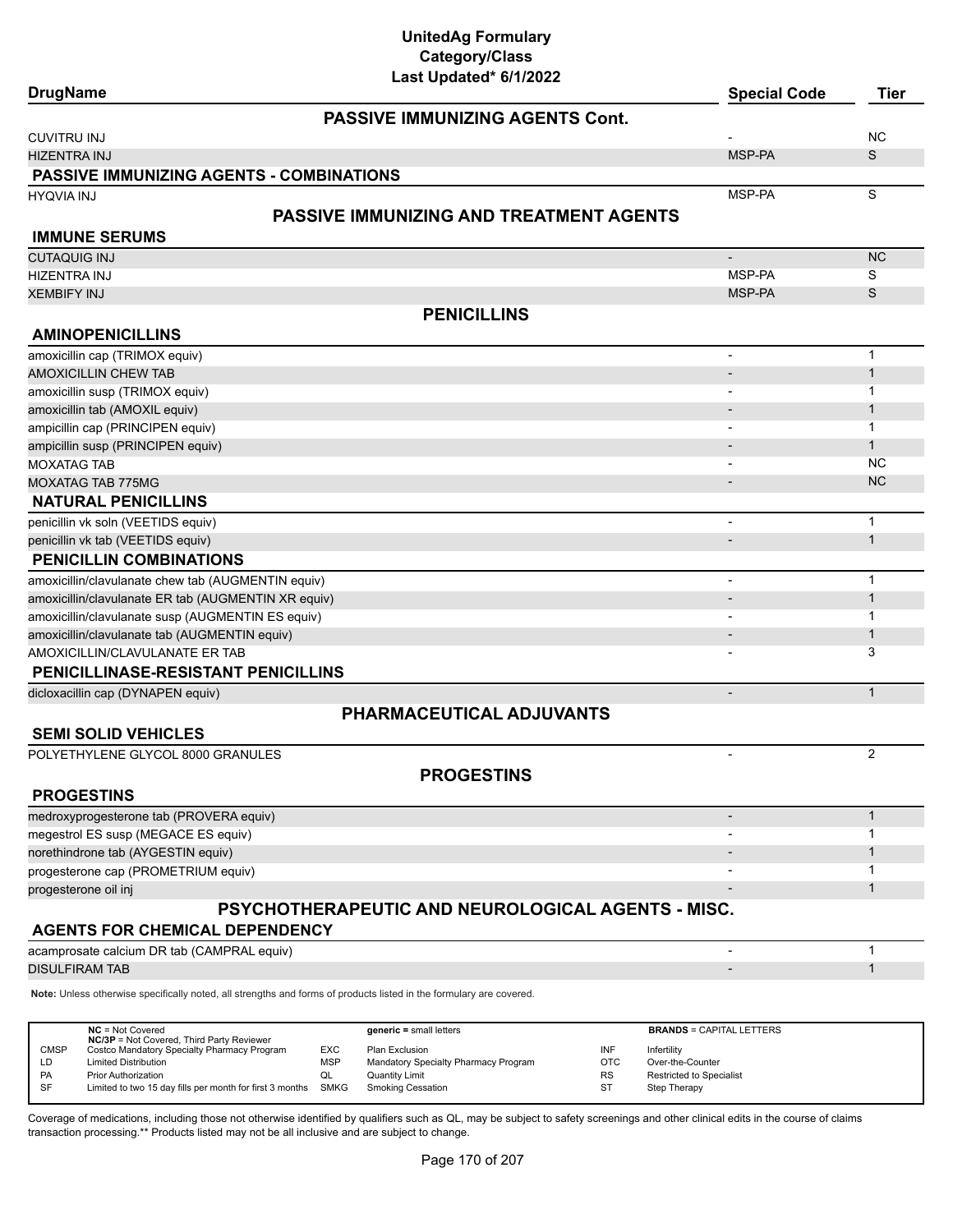# UnitedAg Formulary
## Category/Class
### Last Updated* 6/1/2022

| DrugName | Special Code | Tier |
|---|---|---|
| **PASSIVE IMMUNIZING AGENTS Cont.** | | |
| CUVITRU INJ | - | NC |
| HIZENTRA INJ | MSP-PA | S |
| **PASSIVE IMMUNIZING AGENTS - COMBINATIONS** | | |
| HYQVIA INJ | MSP-PA | S |
| **PASSIVE IMMUNIZING AND TREATMENT AGENTS** | | |
| **IMMUNE SERUMS** | | |
| CUTAQUIG INJ | - | NC |
| HIZENTRA INJ | MSP-PA | S |
| XEMBIFY INJ | MSP-PA | S |
| **PENICILLINS** | | |
| **AMINOPENICILLINS** | | |
| amoxicillin cap (TRIMOX equiv) | - | 1 |
| AMOXICILLIN CHEW TAB | - | 1 |
| amoxicillin susp (TRIMOX equiv) | - | 1 |
| amoxicillin tab (AMOXIL equiv) | - | 1 |
| ampicillin cap (PRINCIPEN equiv) | - | 1 |
| ampicillin susp (PRINCIPEN equiv) | - | 1 |
| MOXATAG TAB | - | NC |
| MOXATAG TAB 775MG | - | NC |
| **NATURAL PENICILLINS** | | |
| penicillin vk soln (VEETIDS equiv) | - | 1 |
| penicillin vk tab (VEETIDS equiv) | - | 1 |
| **PENICILLIN COMBINATIONS** | | |
| amoxicillin/clavulanate chew tab (AUGMENTIN equiv) | - | 1 |
| amoxicillin/clavulanate ER tab (AUGMENTIN XR equiv) | - | 1 |
| amoxicillin/clavulanate susp (AUGMENTIN ES equiv) | - | 1 |
| amoxicillin/clavulanate tab (AUGMENTIN equiv) | - | 1 |
| AMOXICILLIN/CLAVULANATE ER TAB | - | 3 |
| **PENICILLINASE-RESISTANT PENICILLINS** | | |
| dicloxacillin cap (DYNAPEN equiv) | - | 1 |
| **PHARMACEUTICAL ADJUVANTS** | | |
| **SEMI SOLID VEHICLES** | | |
| POLYETHYLENE GLYCOL 8000 GRANULES | - | 2 |
| **PROGESTINS** | | |
| **PROGESTINS** | | |
| medroxyprogesterone tab (PROVERA equiv) | - | 1 |
| megestrol ES susp (MEGACE ES equiv) | - | 1 |
| norethindrone tab (AYGESTIN equiv) | - | 1 |
| progesterone cap (PROMETRIUM equiv) | - | 1 |
| progesterone oil inj | - | 1 |
| **PSYCHOTHERAPEUTIC AND NEUROLOGICAL AGENTS - MISC.** | | |
| **AGENTS FOR CHEMICAL DEPENDENCY** | | |
| acamprosate calcium DR tab (CAMPRAL equiv) | - | 1 |
| DISULFIRAM TAB | - | 1 |

**Note:** Unless otherwise specifically noted, all strengths and forms of products listed in the formulary are covered.

| | | | | | |
|---|---|---|---|---|---|
| **NC** = Not Covered<br>**NC/3P** = Not Covered, Third Party Reviewer | | **generic** = small letters | | **BRANDS** = CAPITAL LETTERS | |
| CMSP | Costco Mandatory Specialty Pharmacy Program | EXC | Plan Exclusion | INF | Infertility |
| LD | Limited Distribution | MSP | Mandatory Specialty Pharmacy Program | OTC | Over-the-Counter |
| PA | Prior Authorization | QL | Quantity Limit | RS | Restricted to Specialist |
| SF | Limited to two 15 day fills per month for first 3 months | SMKG | Smoking Cessation | ST | Step Therapy |

Coverage of medications, including those not otherwise identified by qualifiers such as QL, may be subject to safety screenings and other clinical edits in the course of claims transaction processing.** Products listed may not be all inclusive and are subject to change.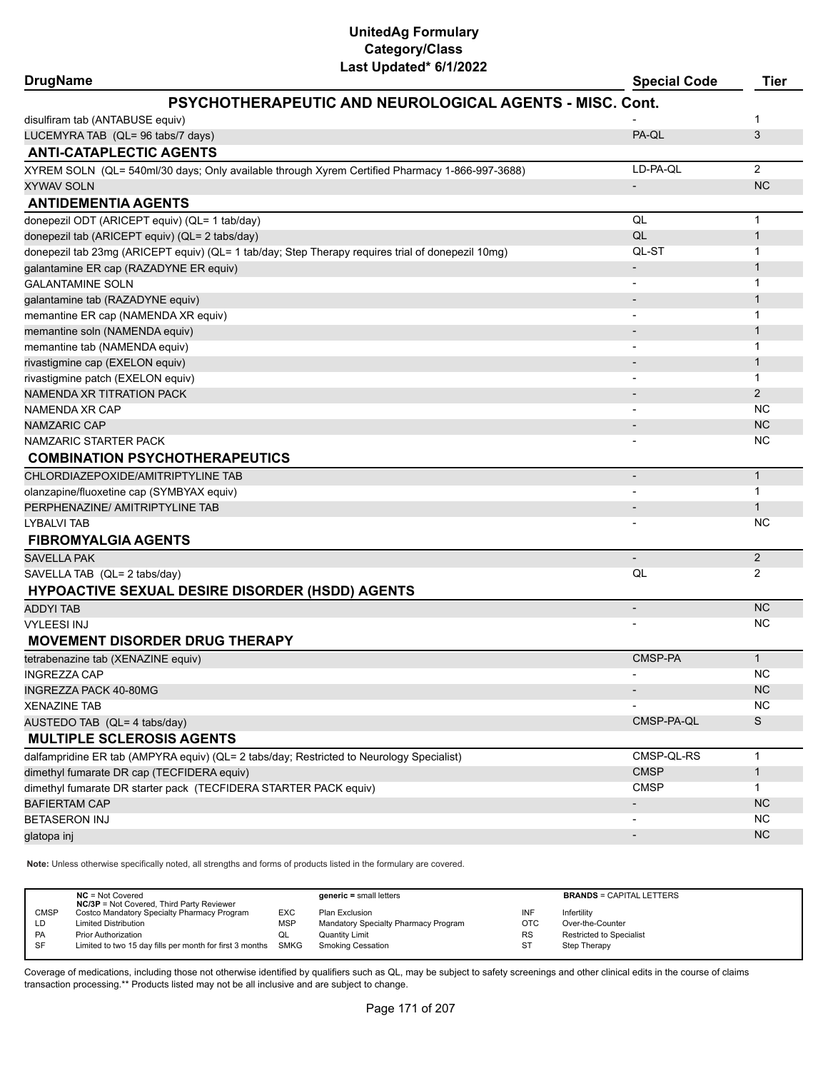# UnitedAg Formulary
## Category/Class
### Last Updated* 6/1/2022

| DrugName | Special Code | Tier |
|---|---|---|
| **PSYCHOTHERAPEUTIC AND NEUROLOGICAL AGENTS - MISC. Cont.** | | |
| disulfiram tab (ANTABUSE equiv) | - | 1 |
| LUCEMYRA TAB (QL= 96 tabs/7 days) | PA-QL | 3 |
| **ANTI-CATAPLECTIC AGENTS** | | |
| XYREM SOLN (QL= 540ml/30 days; Only available through Xyrem Certified Pharmacy 1-866-997-3688) | LD-PA-QL | 2 |
| XYWAV SOLN | - | NC |
| **ANTIDEMENTIA AGENTS** | | |
| donepezil ODT (ARICEPT equiv) (QL= 1 tab/day) | QL | 1 |
| donepezil tab (ARICEPT equiv) (QL= 2 tabs/day) | QL | 1 |
| donepezil tab 23mg (ARICEPT equiv) (QL= 1 tab/day; Step Therapy requires trial of donepezil 10mg) | QL-ST | 1 |
| galantamine ER cap (RAZADYNE ER equiv) | - | 1 |
| GALANTAMINE SOLN | - | 1 |
| galantamine tab (RAZADYNE equiv) | - | 1 |
| memantine ER cap (NAMENDA XR equiv) | - | 1 |
| memantine soln (NAMENDA equiv) | - | 1 |
| memantine tab (NAMENDA equiv) | - | 1 |
| rivastigmine cap (EXELON equiv) | - | 1 |
| rivastigmine patch (EXELON equiv) | - | 1 |
| NAMENDA XR TITRATION PACK | - | 2 |
| NAMENDA XR CAP | - | NC |
| NAMZARIC CAP | - | NC |
| NAMZARIC STARTER PACK | - | NC |
| **COMBINATION PSYCHOTHERAPEUTICS** | | |
| CHLORDIAZEPOXIDE/AMITRIPTYLINE TAB | - | 1 |
| olanzapine/fluoxetine cap (SYMBYAX equiv) | - | 1 |
| PERPHENAZINE/ AMITRIPTYLINE TAB | - | 1 |
| LYBALVI TAB | - | NC |
| **FIBROMYALGIA AGENTS** | | |
| SAVELLA PAK | - | 2 |
| SAVELLA TAB (QL= 2 tabs/day) | QL | 2 |
| **HYPOACTIVE SEXUAL DESIRE DISORDER (HSDD) AGENTS** | | |
| ADDYI TAB | - | NC |
| VYLEESI INJ | - | NC |
| **MOVEMENT DISORDER DRUG THERAPY** | | |
| tetrabenazine tab (XENAZINE equiv) | CMSP-PA | 1 |
| INGREZZA CAP | - | NC |
| INGREZZA PACK 40-80MG | - | NC |
| XENAZINE TAB | - | NC |
| AUSTEDO TAB (QL= 4 tabs/day) | CMSP-PA-QL | S |
| **MULTIPLE SCLEROSIS AGENTS** | | |
| dalfampridine ER tab (AMPYRA equiv) (QL= 2 tabs/day; Restricted to Neurology Specialist) | CMSP-QL-RS | 1 |
| dimethyl fumarate DR cap (TECFIDERA equiv) | CMSP | 1 |
| dimethyl fumarate DR starter pack (TECFIDERA STARTER PACK equiv) | CMSP | 1 |
| BAFIERTAM CAP | - | NC |
| BETASERON INJ | - | NC |
| glatopa inj | - | NC |

**Note:** Unless otherwise specifically noted, all strengths and forms of products listed in the formulary are covered.

| | | | | | |
|---|---|---|---|---|---|
| **NC** = Not Covered | | **generic** = small letters | | **BRANDS** = CAPITAL LETTERS | |
| **NC/3P** = Not Covered, Third Party Reviewer | | | | | |
| CMSP | Costco Mandatory Specialty Pharmacy Program | EXC | Plan Exclusion | INF | Infertility |
| LD | Limited Distribution | MSP | Mandatory Specialty Pharmacy Program | OTC | Over-the-Counter |
| PA | Prior Authorization | QL | Quantity Limit | RS | Restricted to Specialist |
| SF | Limited to two 15 day fills per month for first 3 months | SMKG | Smoking Cessation | ST | Step Therapy |

Coverage of medications, including those not otherwise identified by qualifiers such as QL, may be subject to safety screenings and other clinical edits in the course of claims transaction processing.** Products listed may not be all inclusive and are subject to change.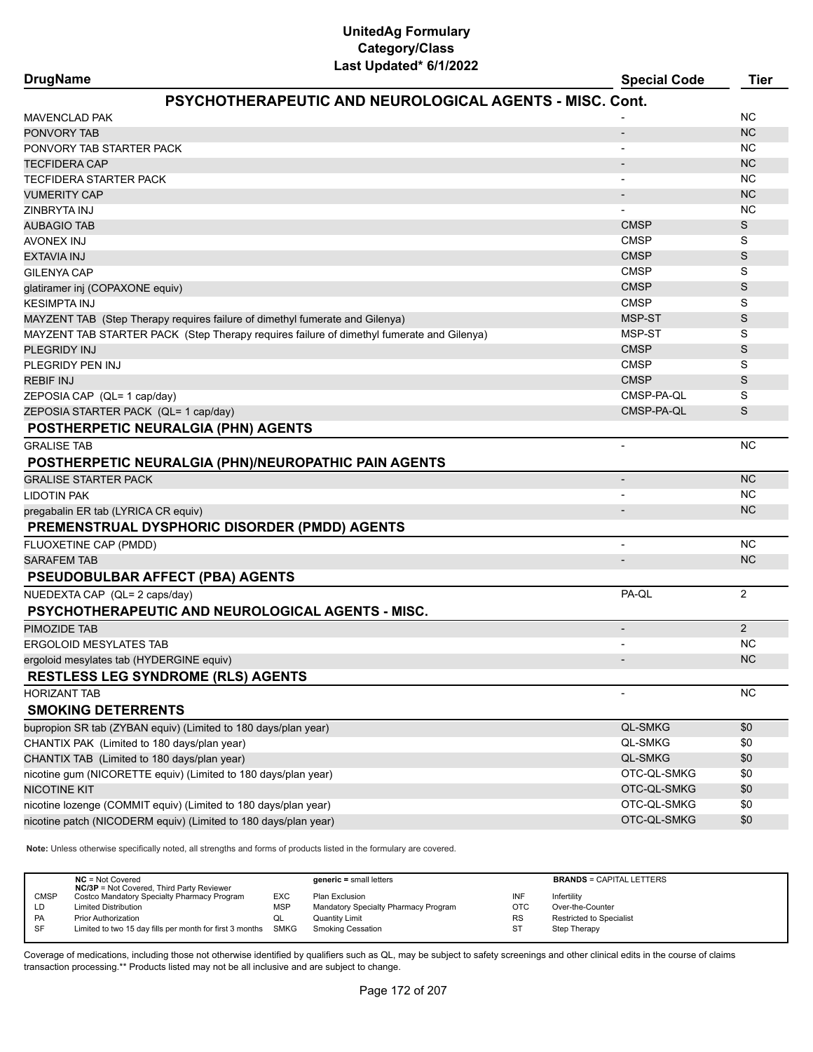# UnitedAg Formulary
## Category/Class
### Last Updated* 6/1/2022

| DrugName | Special Code | Tier |
|---|---|---|
| **PSYCHOTHERAPEUTIC AND NEUROLOGICAL AGENTS - MISC. Cont.** | | |
| MAVENCLAD PAK | - | NC |
| PONVORY TAB | - | NC |
| PONVORY TAB STARTER PACK | - | NC |
| TECFIDERA CAP | - | NC |
| TECFIDERA STARTER PACK | - | NC |
| VUMERITY CAP | - | NC |
| ZINBRYTA INJ | - | NC |
| AUBAGIO TAB | CMSP | S |
| AVONEX INJ | CMSP | S |
| EXTAVIA INJ | CMSP | S |
| GILENYA CAP | CMSP | S |
| glatiramer inj (COPAXONE equiv) | CMSP | S |
| KESIMPTA INJ | CMSP | S |
| MAYZENT TAB (Step Therapy requires failure of dimethyl fumerate and Gilenya) | MSP-ST | S |
| MAYZENT TAB STARTER PACK (Step Therapy requires failure of dimethyl fumerate and Gilenya) | MSP-ST | S |
| PLEGRIDY INJ | CMSP | S |
| PLEGRIDY PEN INJ | CMSP | S |
| REBIF INJ | CMSP | S |
| ZEPOSIA CAP (QL= 1 cap/day) | CMSP-PA-QL | S |
| ZEPOSIA STARTER PACK (QL= 1 cap/day) | CMSP-PA-QL | S |
| **POSTHERPETIC NEURALGIA (PHN) AGENTS** | | |
| GRALISE TAB | - | NC |
| **POSTHERPETIC NEURALGIA (PHN)/NEUROPATHIC PAIN AGENTS** | | |
| GRALISE STARTER PACK | - | NC |
| LIDOTIN PAK | - | NC |
| pregabalin ER tab (LYRICA CR equiv) | - | NC |
| **PREMENSTRUAL DYSPHORIC DISORDER (PMDD) AGENTS** | | |
| FLUOXETINE CAP (PMDD) | - | NC |
| SARAFEM TAB | - | NC |
| **PSEUDOBULBAR AFFECT (PBA) AGENTS** | | |
| NUEDEXTA CAP (QL= 2 caps/day) | PA-QL | 2 |
| **PSYCHOTHERAPEUTIC AND NEUROLOGICAL AGENTS - MISC.** | | |
| PIMOZIDE TAB | - | 2 |
| ERGOLOID MESYLATES TAB | - | NC |
| ergoloid mesylates tab (HYDERGINE equiv) | - | NC |
| **RESTLESS LEG SYNDROME (RLS) AGENTS** | | |
| HORIZANT TAB | - | NC |
| **SMOKING DETERRENTS** | | |
| bupropion SR tab (ZYBAN equiv) (Limited to 180 days/plan year) | QL-SMKG | $0 |
| CHANTIX PAK (Limited to 180 days/plan year) | QL-SMKG | $0 |
| CHANTIX TAB (Limited to 180 days/plan year) | QL-SMKG | $0 |
| nicotine gum (NICORETTE equiv) (Limited to 180 days/plan year) | OTC-QL-SMKG | $0 |
| NICOTINE KIT | OTC-QL-SMKG | $0 |
| nicotine lozenge (COMMIT equiv) (Limited to 180 days/plan year) | OTC-QL-SMKG | $0 |
| nicotine patch (NICODERM equiv) (Limited to 180 days/plan year) | OTC-QL-SMKG | $0 |

**Note:** Unless otherwise specifically noted, all strengths and forms of products listed in the formulary are covered.

| | NC = Not Covered<br>NC/3P = Not Covered, Third Party Reviewer | | generic = small letters | | BRANDS = CAPITAL LETTERS |
|---|---|---|---|---|---|
| CMSP | Costco Mandatory Specialty Pharmacy Program | EXC | Plan Exclusion | INF | Infertility |
| LD | Limited Distribution | MSP | Mandatory Specialty Pharmacy Program | OTC | Over-the-Counter |
| PA | Prior Authorization | QL | Quantity Limit | RS | Restricted to Specialist |
| SF | Limited to two 15 day fills per month for first 3 months | SMKG | Smoking Cessation | ST | Step Therapy |

Coverage of medications, including those not otherwise identified by qualifiers such as QL, may be subject to safety screenings and other clinical edits in the course of claims transaction processing.** Products listed may not be all inclusive and are subject to change.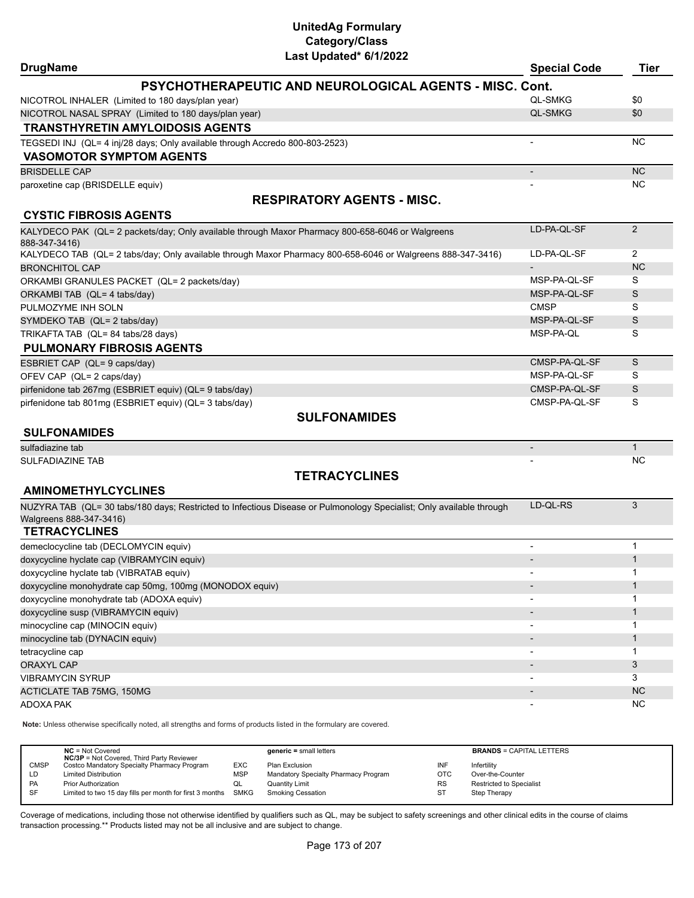# UnitedAg Formulary
## Category/Class
### Last Updated* 6/1/2022

| DrugName | Special Code | Tier |
|---|---|---|
| **PSYCHOTHERAPEUTIC AND NEUROLOGICAL AGENTS - MISC. Cont.** | | |
| NICOTROL INHALER (Limited to 180 days/plan year) | QL-SMKG | $0 |
| NICOTROL NASAL SPRAY (Limited to 180 days/plan year) | QL-SMKG | $0 |
| **TRANSTHYRETIN AMYLOIDOSIS AGENTS** | | |
| TEGSEDI INJ (QL= 4 inj/28 days; Only available through Accredo 800-803-2523) | - | NC |
| **VASOMOTOR SYMPTOM AGENTS** | | |
| BRISDELLE CAP | - | NC |
| paroxetine cap (BRISDELLE equiv) | - | NC |
| **RESPIRATORY AGENTS - MISC.** | | |
| **CYSTIC FIBROSIS AGENTS** | | |
| KALYDECO PAK (QL= 2 packets/day; Only available through Maxor Pharmacy 800-658-6046 or Walgreens 888-347-3416) | LD-PA-QL-SF | 2 |
| KALYDECO TAB (QL= 2 tabs/day; Only available through Maxor Pharmacy 800-658-6046 or Walgreens 888-347-3416) | LD-PA-QL-SF | 2 |
| BRONCHITOL CAP | - | NC |
| ORKAMBI GRANULES PACKET (QL= 2 packets/day) | MSP-PA-QL-SF | S |
| ORKAMBI TAB (QL= 4 tabs/day) | MSP-PA-QL-SF | S |
| PULMOZYME INH SOLN | CMSP | S |
| SYMDEKO TAB (QL= 2 tabs/day) | MSP-PA-QL-SF | S |
| TRIKAFTA TAB (QL= 84 tabs/28 days) | MSP-PA-QL | S |
| **PULMONARY FIBROSIS AGENTS** | | |
| ESBRIET CAP (QL= 9 caps/day) | CMSP-PA-QL-SF | S |
| OFEV CAP (QL= 2 caps/day) | MSP-PA-QL-SF | S |
| pirfenidone tab 267mg (ESBRIET equiv) (QL= 9 tabs/day) | CMSP-PA-QL-SF | S |
| pirfenidone tab 801mg (ESBRIET equiv) (QL= 3 tabs/day) | CMSP-PA-QL-SF | S |
| **SULFONAMIDES** | | |
| **SULFONAMIDES** | | |
| sulfadiazine tab | - | 1 |
| SULFADIAZINE TAB | - | NC |
| **TETRACYCLINES** | | |
| **AMINOMETHYLCYCLINES** | | |
| NUZYRA TAB (QL= 30 tabs/180 days; Restricted to Infectious Disease or Pulmonology Specialist; Only available through Walgreens 888-347-3416) | LD-QL-RS | 3 |
| **TETRACYCLINES** | | |
| demeclocycline tab (DECLOMYCIN equiv) | - | 1 |
| doxycycline hyclate cap (VIBRAMYCIN equiv) | - | 1 |
| doxycycline hyclate tab (VIBRATAB equiv) | - | 1 |
| doxycycline monohydrate cap 50mg, 100mg (MONODOX equiv) | - | 1 |
| doxycycline monohydrate tab (ADOXA equiv) | - | 1 |
| doxycycline susp (VIBRAMYCIN equiv) | - | 1 |
| minocycline cap (MINOCIN equiv) | - | 1 |
| minocycline tab (DYNACIN equiv) | - | 1 |
| tetracycline cap | - | 1 |
| ORAXYL CAP | - | 3 |
| VIBRAMYCIN SYRUP | - | 3 |
| ACTICLATE TAB 75MG, 150MG | - | NC |
| ADOXA PAK | - | NC |

**Note:** Unless otherwise specifically noted, all strengths and forms of products listed in the formulary are covered.

| | | | | | |
|---|---|---|---|---|---|
| **NC** = Not Covered<br>**NC/3P** = Not Covered, Third Party Reviewer | | **generic** = small letters | | **BRANDS** = CAPITAL LETTERS | |
| CMSP | Costco Mandatory Specialty Pharmacy Program | EXC | Plan Exclusion | INF | Infertility |
| LD | Limited Distribution | MSP | Mandatory Specialty Pharmacy Program | OTC | Over-the-Counter |
| PA | Prior Authorization | QL | Quantity Limit | RS | Restricted to Specialist |
| SF | Limited to two 15 day fills per month for first 3 months | SMKG | Smoking Cessation | ST | Step Therapy |

Coverage of medications, including those not otherwise identified by qualifiers such as QL, may be subject to safety screenings and other clinical edits in the course of claims transaction processing.** Products listed may not be all inclusive and are subject to change.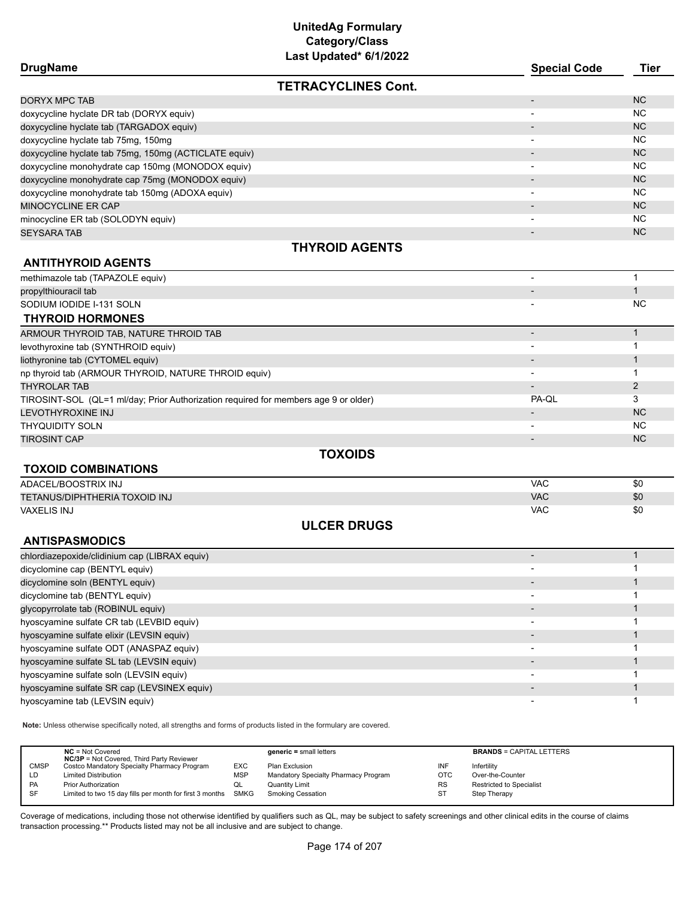# UnitedAg Formulary
## Category/Class
### Last Updated* 6/1/2022

| DrugName | Special Code | Tier |
|---|---|---|
| **TETRACYCLINES Cont.** | | |
| DORYX MPC TAB | - | NC |
| doxycycline hyclate DR tab (DORYX equiv) | - | NC |
| doxycycline hyclate tab (TARGADOX equiv) | - | NC |
| doxycycline hyclate tab 75mg, 150mg | - | NC |
| doxycycline hyclate tab 75mg, 150mg (ACTICLATE equiv) | - | NC |
| doxycycline monohydrate cap 150mg (MONODOX equiv) | - | NC |
| doxycycline monohydrate cap 75mg (MONODOX equiv) | - | NC |
| doxycycline monohydrate tab 150mg (ADOXA equiv) | - | NC |
| MINOCYCLINE ER CAP | - | NC |
| minocycline ER tab (SOLODYN equiv) | - | NC |
| SEYSARA TAB | - | NC |
| **THYROID AGENTS** | | |
| **ANTITHYROID AGENTS** | | |
| methimazole tab (TAPAZOLE equiv) | - | 1 |
| propylthiouracil tab | - | 1 |
| SODIUM IODIDE I-131 SOLN | - | NC |
| **THYROID HORMONES** | | |
| ARMOUR THYROID TAB, NATURE THROID TAB | - | 1 |
| levothyroxine tab (SYNTHROID equiv) | - | 1 |
| liothyronine tab (CYTOMEL equiv) | - | 1 |
| np thyroid tab (ARMOUR THYROID, NATURE THROID equiv) | - | 1 |
| THYROLAR TAB | - | 2 |
| TIROSINT-SOL (QL=1 ml/day; Prior Authorization required for members age 9 or older) | PA-QL | 3 |
| LEVOTHYROXINE INJ | - | NC |
| THYQUIDITY SOLN | - | NC |
| TIROSINT CAP | - | NC |
| **TOXOIDS** | | |
| **TOXOID COMBINATIONS** | | |
| ADACEL/BOOSTRIX INJ | VAC | $0 |
| TETANUS/DIPHTHERIA TOXOID INJ | VAC | $0 |
| VAXELIS INJ | VAC | $0 |
| **ULCER DRUGS** | | |
| **ANTISPASMODICS** | | |
| chlordiazepoxide/clidinium cap (LIBRAX equiv) | - | 1 |
| dicyclomine cap (BENTYL equiv) | - | 1 |
| dicyclomine soln (BENTYL equiv) | - | 1 |
| dicyclomine tab (BENTYL equiv) | - | 1 |
| glycopyrrolate tab (ROBINUL equiv) | - | 1 |
| hyoscyamine sulfate CR tab (LEVBID equiv) | - | 1 |
| hyoscyamine sulfate elixir (LEVSIN equiv) | - | 1 |
| hyoscyamine sulfate ODT (ANASPAZ equiv) | - | 1 |
| hyoscyamine sulfate SL tab (LEVSIN equiv) | - | 1 |
| hyoscyamine sulfate soln (LEVSIN equiv) | - | 1 |
| hyoscyamine sulfate SR cap (LEVSINEX equiv) | - | 1 |
| hyoscyamine tab (LEVSIN equiv) | - | 1 |

**Note:** Unless otherwise specifically noted, all strengths and forms of products listed in the formulary are covered.

| | | | | | |
|---|---|---|---|---|---|
| **NC** = Not Covered<br>**NC/3P** = Not Covered, Third Party Reviewer | | **generic** = small letters | | **BRANDS** = CAPITAL LETTERS | |
| CMSP | Costco Mandatory Specialty Pharmacy Program | EXC | Plan Exclusion | INF | Infertility |
| LD | Limited Distribution | MSP | Mandatory Specialty Pharmacy Program | OTC | Over-the-Counter |
| PA | Prior Authorization | QL | Quantity Limit | RS | Restricted to Specialist |
| SF | Limited to two 15 day fills per month for first 3 months | SMKG | Smoking Cessation | ST | Step Therapy |

Coverage of medications, including those not otherwise identified by qualifiers such as QL, may be subject to safety screenings and other clinical edits in the course of claims transaction processing.** Products listed may not be all inclusive and are subject to change.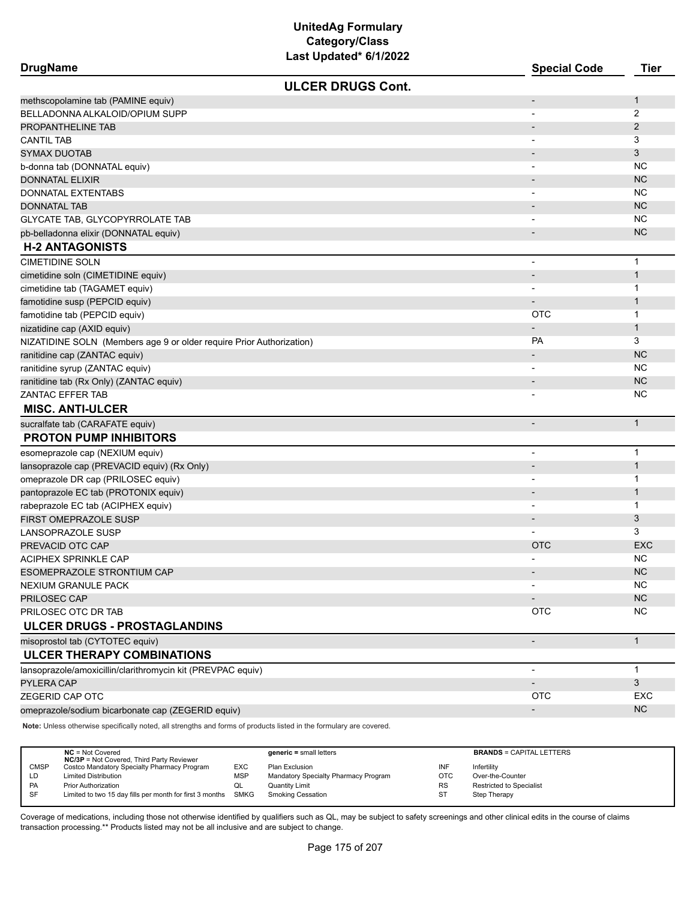# UnitedAg Formulary
## Category/Class
### Last Updated* 6/1/2022

| DrugName | Special Code | Tier |
|---|---|---|
| **ULCER DRUGS Cont.** | | |
| methscopolamine tab (PAMINE equiv) | - | 1 |
| BELLADONNA ALKALOID/OPIUM SUPP | - | 2 |
| PROPANTHELINE TAB | - | 2 |
| CANTIL TAB | - | 3 |
| SYMAX DUOTAB | - | 3 |
| b-donna tab (DONNATAL equiv) | - | NC |
| DONNATAL ELIXIR | - | NC |
| DONNATAL EXTENTABS | - | NC |
| DONNATAL TAB | - | NC |
| GLYCATE TAB, GLYCOPYRROLATE TAB | - | NC |
| pb-belladonna elixir (DONNATAL equiv) | - | NC |
| **H-2 ANTAGONISTS** | | |
| CIMETIDINE SOLN | - | 1 |
| cimetidine soln (CIMETIDINE equiv) | - | 1 |
| cimetidine tab (TAGAMET equiv) | - | 1 |
| famotidine susp (PEPCID equiv) | - | 1 |
| famotidine tab (PEPCID equiv) | OTC | 1 |
| nizatidine cap (AXID equiv) | - | 1 |
| NIZATIDINE SOLN (Members age 9 or older require Prior Authorization) | PA | 3 |
| ranitidine cap (ZANTAC equiv) | - | NC |
| ranitidine syrup (ZANTAC equiv) | - | NC |
| ranitidine tab (Rx Only) (ZANTAC equiv) | - | NC |
| ZANTAC EFFER TAB | - | NC |
| **MISC. ANTI-ULCER** | | |
| sucralfate tab (CARAFATE equiv) | - | 1 |
| **PROTON PUMP INHIBITORS** | | |
| esomeprazole cap (NEXIUM equiv) | - | 1 |
| lansoprazole cap (PREVACID equiv) (Rx Only) | - | 1 |
| omeprazole DR cap (PRILOSEC equiv) | - | 1 |
| pantoprazole EC tab (PROTONIX equiv) | - | 1 |
| rabeprazole EC tab (ACIPHEX equiv) | - | 1 |
| FIRST OMEPRAZOLE SUSP | - | 3 |
| LANSOPRAZOLE SUSP | - | 3 |
| PREVACID OTC CAP | OTC | EXC |
| ACIPHEX SPRINKLE CAP | - | NC |
| ESOMEPRAZOLE STRONTIUM CAP | - | NC |
| NEXIUM GRANULE PACK | - | NC |
| PRILOSEC CAP | - | NC |
| PRILOSEC OTC DR TAB | OTC | NC |
| **ULCER DRUGS - PROSTAGLANDINS** | | |
| misoprostol tab (CYTOTEC equiv) | - | 1 |
| **ULCER THERAPY COMBINATIONS** | | |
| lansoprazole/amoxicillin/clarithromycin kit (PREVPAC equiv) | - | 1 |
| PYLERA CAP | - | 3 |
| ZEGERID CAP OTC | OTC | EXC |
| omeprazole/sodium bicarbonate cap (ZEGERID equiv) | - | NC |

**Note:** Unless otherwise specifically noted, all strengths and forms of products listed in the formulary are covered.

| | | | | | |
|---|---|---|---|---|---|
| **NC** = Not Covered | | **generic** = small letters | | **BRANDS** = CAPITAL LETTERS | |
| **NC/3P** = Not Covered, Third Party Reviewer | | | | | |
| CMSP | Costco Mandatory Specialty Pharmacy Program | EXC | Plan Exclusion | INF | Infertility |
| LD | Limited Distribution | MSP | Mandatory Specialty Pharmacy Program | OTC | Over-the-Counter |
| PA | Prior Authorization | QL | Quantity Limit | RS | Restricted to Specialist |
| SF | Limited to two 15 day fills per month for first 3 months | SMKG | Smoking Cessation | ST | Step Therapy |

Coverage of medications, including those not otherwise identified by qualifiers such as QL, may be subject to safety screenings and other clinical edits in the course of claims transaction processing.** Products listed may not be all inclusive and are subject to change.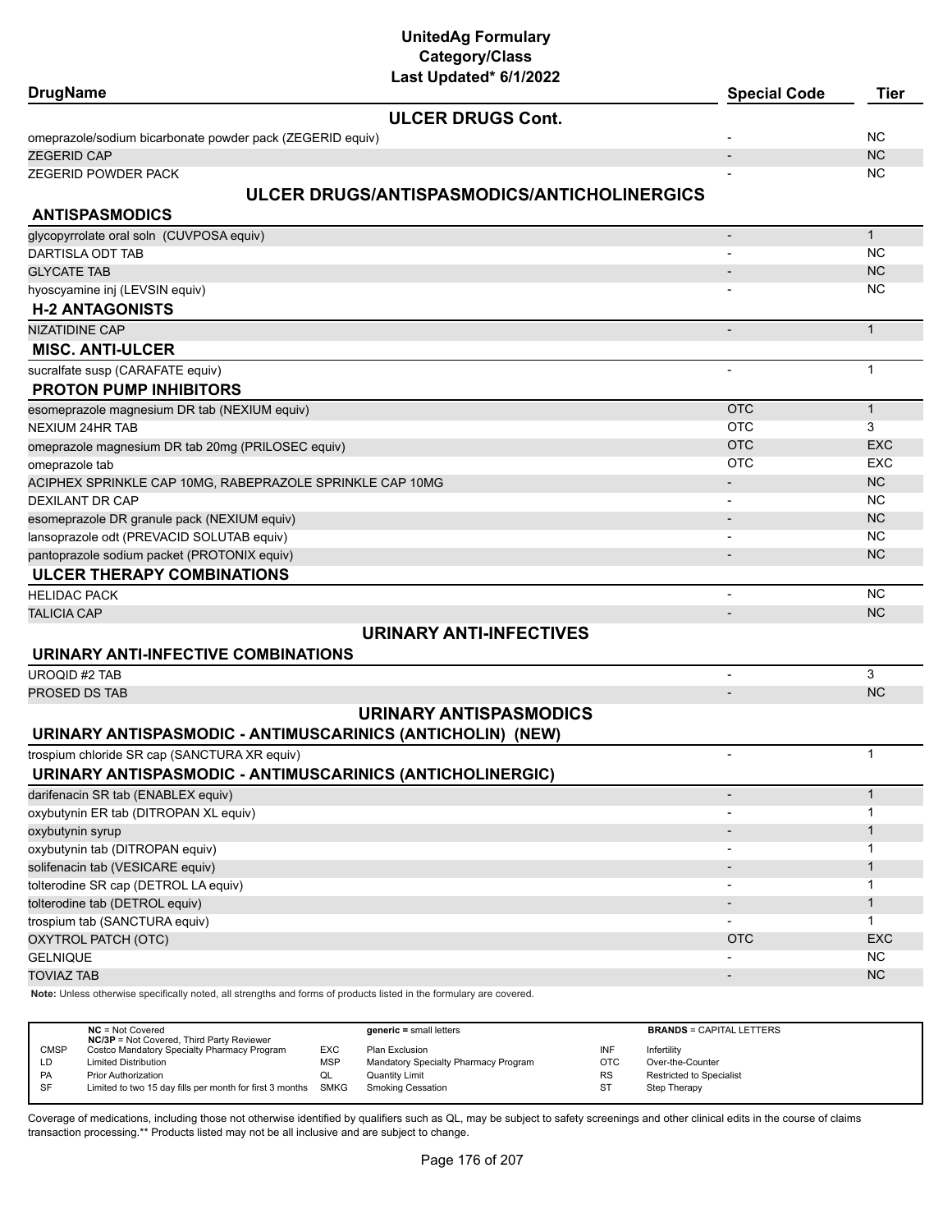# UnitedAg Formulary
## Category/Class
### Last Updated* 6/1/2022

| DrugName | Special Code | Tier |
|---|---|---|
| **ULCER DRUGS Cont.** | | |
| omeprazole/sodium bicarbonate powder pack (ZEGERID equiv) | - | NC |
| ZEGERID CAP | - | NC |
| ZEGERID POWDER PACK | - | NC |
| **ULCER DRUGS/ANTISPASMODICS/ANTICHOLINERGICS** | | |
| **ANTISPASMODICS** | | |
| glycopyrrolate oral soln (CUVPOSA equiv) | - | 1 |
| DARTISLA ODT TAB | - | NC |
| GLYCATE TAB | - | NC |
| hyoscyamine inj (LEVSIN equiv) | - | NC |
| **H-2 ANTAGONISTS** | | |
| NIZATIDINE CAP | - | 1 |
| **MISC. ANTI-ULCER** | | |
| sucralfate susp (CARAFATE equiv) | - | 1 |
| **PROTON PUMP INHIBITORS** | | |
| esomeprazole magnesium DR tab (NEXIUM equiv) | OTC | 1 |
| NEXIUM 24HR TAB | OTC | 3 |
| omeprazole magnesium DR tab 20mg (PRILOSEC equiv) | OTC | EXC |
| omeprazole tab | OTC | EXC |
| ACIPHEX SPRINKLE CAP 10MG, RABEPRAZOLE SPRINKLE CAP 10MG | - | NC |
| DEXILANT DR CAP | - | NC |
| esomeprazole DR granule pack (NEXIUM equiv) | - | NC |
| lansoprazole odt (PREVACID SOLUTAB equiv) | - | NC |
| pantoprazole sodium packet (PROTONIX equiv) | - | NC |
| **ULCER THERAPY COMBINATIONS** | | |
| HELIDAC PACK | - | NC |
| TALICIA CAP | - | NC |
| **URINARY ANTI-INFECTIVES** | | |
| **URINARY ANTI-INFECTIVE COMBINATIONS** | | |
| UROQID #2 TAB | - | 3 |
| PROSED DS TAB | - | NC |
| **URINARY ANTISPASMODICS** | | |
| **URINARY ANTISPASMODIC - ANTIMUSCARINICS (ANTICHOLIN) (NEW)** | | |
| trospium chloride SR cap (SANCTURA XR equiv) | - | 1 |
| **URINARY ANTISPASMODIC - ANTIMUSCARINICS (ANTICHOLINERGIC)** | | |
| darifenacin SR tab (ENABLEX equiv) | - | 1 |
| oxybutynin ER tab (DITROPAN XL equiv) | - | 1 |
| oxybutynin syrup | - | 1 |
| oxybutynin tab (DITROPAN equiv) | - | 1 |
| solifenacin tab (VESICARE equiv) | - | 1 |
| tolterodine SR cap (DETROL LA equiv) | - | 1 |
| tolterodine tab (DETROL equiv) | - | 1 |
| trospium tab (SANCTURA equiv) | - | 1 |
| OXYTROL PATCH (OTC) | OTC | EXC |
| GELNIQUE | - | NC |
| TOVIAZ TAB | - | NC |

**Note:** Unless otherwise specifically noted, all strengths and forms of products listed in the formulary are covered.

| | | | | | |
|---|---|---|---|---|---|
| **NC** = Not Covered<br>**NC/3P** = Not Covered, Third Party Reviewer | | **generic =** small letters | | **BRANDS** = CAPITAL LETTERS | |
| CMSP | Costco Mandatory Specialty Pharmacy Program | EXC | Plan Exclusion | INF | Infertility |
| LD | Limited Distribution | MSP | Mandatory Specialty Pharmacy Program | OTC | Over-the-Counter |
| PA | Prior Authorization | QL | Quantity Limit | RS | Restricted to Specialist |
| SF | Limited to two 15 day fills per month for first 3 months | SMKG | Smoking Cessation | ST | Step Therapy |

Coverage of medications, including those not otherwise identified by qualifiers such as QL, may be subject to safety screenings and other clinical edits in the course of claims transaction processing.** Products listed may not be all inclusive and are subject to change.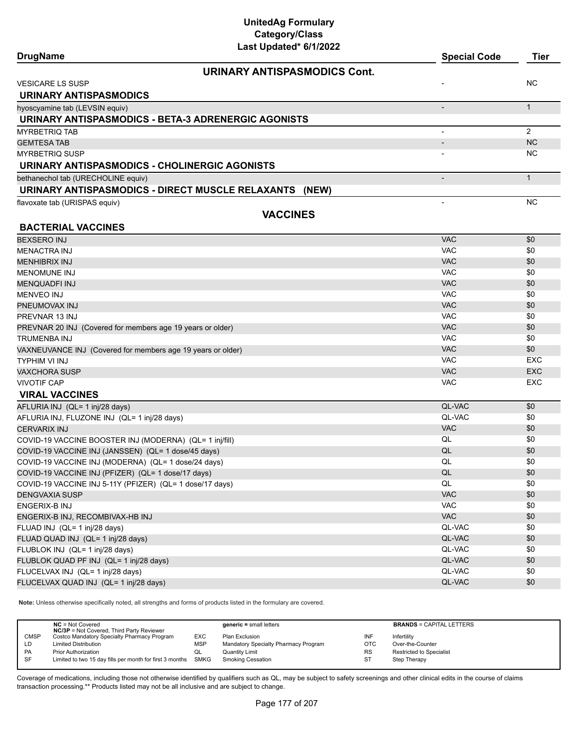# UnitedAg Formulary
## Category/Class
### Last Updated* 6/1/2022

| DrugName | Special Code | Tier |
|---|---|---|
| **URINARY ANTISPASMODICS Cont.** | | |
| VESICARE LS SUSP | - | NC |
| **URINARY ANTISPASMODICS** | | |
| hyoscyamine tab (LEVSIN equiv) | - | 1 |
| **URINARY ANTISPASMODICS - BETA-3 ADRENERGIC AGONISTS** | | |
| MYRBETRIQ TAB | - | 2 |
| GEMTESA TAB | - | NC |
| MYRBETRIQ SUSP | - | NC |
| **URINARY ANTISPASMODICS - CHOLINERGIC AGONISTS** | | |
| bethanechol tab (URECHOLINE equiv) | - | 1 |
| **URINARY ANTISPASMODICS - DIRECT MUSCLE RELAXANTS (NEW)** | | |
| flavoxate tab (URISPAS equiv) | - | NC |
| **VACCINES** | | |
| **BACTERIAL VACCINES** | | |
| BEXSERO INJ | VAC | $0 |
| MENACTRA INJ | VAC | $0 |
| MENHIBRIX INJ | VAC | $0 |
| MENOMUNE INJ | VAC | $0 |
| MENQUADFI INJ | VAC | $0 |
| MENVEO INJ | VAC | $0 |
| PNEUMOVAX INJ | VAC | $0 |
| PREVNAR 13 INJ | VAC | $0 |
| PREVNAR 20 INJ (Covered for members age 19 years or older) | VAC | $0 |
| TRUMENBA INJ | VAC | $0 |
| VAXNEUVANCE INJ (Covered for members age 19 years or older) | VAC | $0 |
| TYPHIM VI INJ | VAC | EXC |
| VAXCHORA SUSP | VAC | EXC |
| VIVOTIF CAP | VAC | EXC |
| **VIRAL VACCINES** | | |
| AFLURIA INJ (QL= 1 inj/28 days) | QL-VAC | $0 |
| AFLURIA INJ, FLUZONE INJ (QL= 1 inj/28 days) | QL-VAC | $0 |
| CERVARIX INJ | VAC | $0 |
| COVID-19 VACCINE BOOSTER INJ (MODERNA) (QL= 1 inj/fill) | QL | $0 |
| COVID-19 VACCINE INJ (JANSSEN) (QL= 1 dose/45 days) | QL | $0 |
| COVID-19 VACCINE INJ (MODERNA) (QL= 1 dose/24 days) | QL | $0 |
| COVID-19 VACCINE INJ (PFIZER) (QL= 1 dose/17 days) | QL | $0 |
| COVID-19 VACCINE INJ 5-11Y (PFIZER) (QL= 1 dose/17 days) | QL | $0 |
| DENGVAXIA SUSP | VAC | $0 |
| ENGERIX-B INJ | VAC | $0 |
| ENGERIX-B INJ, RECOMBIVAX-HB INJ | VAC | $0 |
| FLUAD INJ (QL= 1 inj/28 days) | QL-VAC | $0 |
| FLUAD QUAD INJ (QL= 1 inj/28 days) | QL-VAC | $0 |
| FLUBLOK INJ (QL= 1 inj/28 days) | QL-VAC | $0 |
| FLUBLOK QUAD PF INJ (QL= 1 inj/28 days) | QL-VAC | $0 |
| FLUCELVAX INJ (QL= 1 inj/28 days) | QL-VAC | $0 |
| FLUCELVAX QUAD INJ (QL= 1 inj/28 days) | QL-VAC | $0 |

**Note:** Unless otherwise specifically noted, all strengths and forms of products listed in the formulary are covered.

| | | | | | |
|---|---|---|---|---|---|
| **NC** = Not Covered<br>**NC/3P** = Not Covered, Third Party Reviewer | | **generic** = small letters | | **BRANDS** = CAPITAL LETTERS | |
| CMSP | Costco Mandatory Specialty Pharmacy Program | EXC | Plan Exclusion | INF | Infertility |
| LD | Limited Distribution | MSP | Mandatory Specialty Pharmacy Program | OTC | Over-the-Counter |
| PA | Prior Authorization | QL | Quantity Limit | RS | Restricted to Specialist |
| SF | Limited to two 15 day fills per month for first 3 months | SMKG | Smoking Cessation | ST | Step Therapy |

Coverage of medications, including those not otherwise identified by qualifiers such as QL, may be subject to safety screenings and other clinical edits in the course of claims transaction processing.** Products listed may not be all inclusive and are subject to change.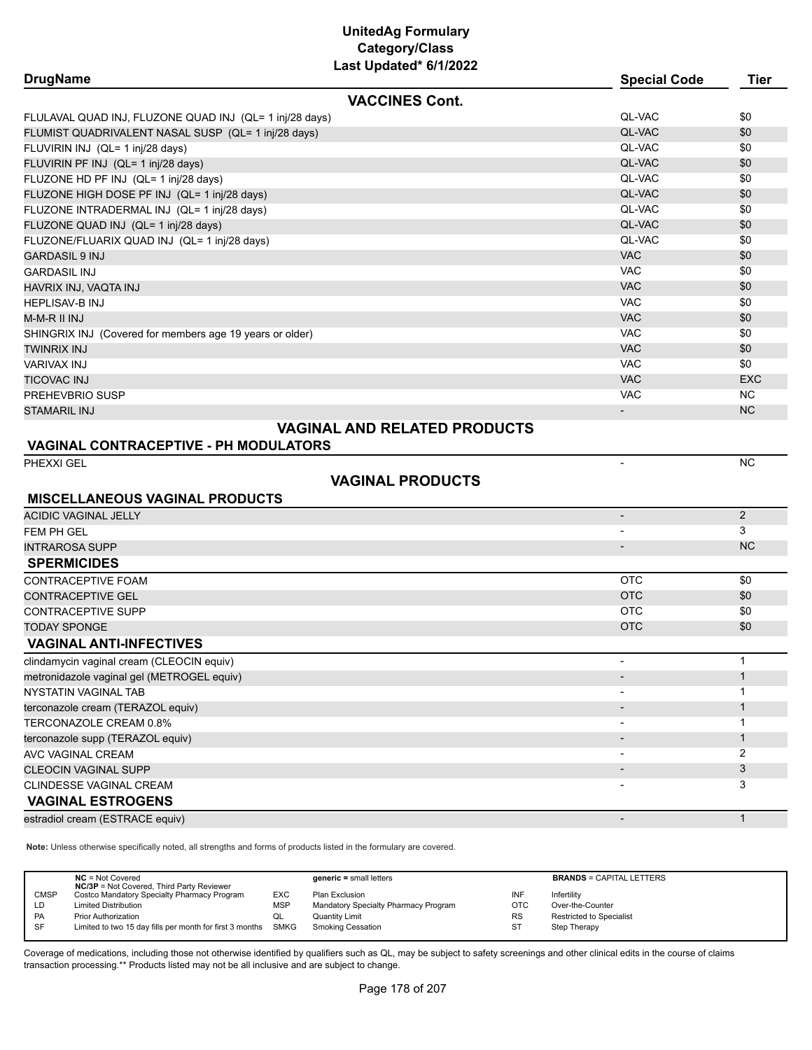# UnitedAg Formulary
## Category/Class
### Last Updated* 6/1/2022

| DrugName | Special Code | Tier |
|---|---|---|
| **VACCINES Cont.** | | |
| FLULAVAL QUAD INJ, FLUZONE QUAD INJ (QL= 1 inj/28 days) | QL-VAC | $0 |
| FLUMIST QUADRIVALENT NASAL SUSP (QL= 1 inj/28 days) | QL-VAC | $0 |
| FLUVIRIN INJ (QL= 1 inj/28 days) | QL-VAC | $0 |
| FLUVIRIN PF INJ (QL= 1 inj/28 days) | QL-VAC | $0 |
| FLUZONE HD PF INJ (QL= 1 inj/28 days) | QL-VAC | $0 |
| FLUZONE HIGH DOSE PF INJ (QL= 1 inj/28 days) | QL-VAC | $0 |
| FLUZONE INTRADERMAL INJ (QL= 1 inj/28 days) | QL-VAC | $0 |
| FLUZONE QUAD INJ (QL= 1 inj/28 days) | QL-VAC | $0 |
| FLUZONE/FLUARIX QUAD INJ (QL= 1 inj/28 days) | QL-VAC | $0 |
| GARDASIL 9 INJ | VAC | $0 |
| GARDASIL INJ | VAC | $0 |
| HAVRIX INJ, VAQTA INJ | VAC | $0 |
| HEPLISAV-B INJ | VAC | $0 |
| M-M-R II INJ | VAC | $0 |
| SHINGRIX INJ (Covered for members age 19 years or older) | VAC | $0 |
| TWINRIX INJ | VAC | $0 |
| VARIVAX INJ | VAC | $0 |
| TICOVAC INJ | VAC | EXC |
| PREHEVBRIO SUSP | VAC | NC |
| STAMARIL INJ | - | NC |
| **VAGINAL AND RELATED PRODUCTS** | | |
| **VAGINAL CONTRACEPTIVE - PH MODULATORS** | | |
| PHEXXI GEL | - | NC |
| **VAGINAL PRODUCTS** | | |
| **MISCELLANEOUS VAGINAL PRODUCTS** | | |
| ACIDIC VAGINAL JELLY | - | 2 |
| FEM PH GEL | - | 3 |
| INTRAROSA SUPP | - | NC |
| **SPERMICIDES** | | |
| CONTRACEPTIVE FOAM | OTC | $0 |
| CONTRACEPTIVE GEL | OTC | $0 |
| CONTRACEPTIVE SUPP | OTC | $0 |
| TODAY SPONGE | OTC | $0 |
| **VAGINAL ANTI-INFECTIVES** | | |
| clindamycin vaginal cream (CLEOCIN equiv) | - | 1 |
| metronidazole vaginal gel (METROGEL equiv) | - | 1 |
| NYSTATIN VAGINAL TAB | - | 1 |
| terconazole cream (TERAZOL equiv) | - | 1 |
| TERCONAZOLE CREAM 0.8% | - | 1 |
| terconazole supp (TERAZOL equiv) | - | 1 |
| AVC VAGINAL CREAM | - | 2 |
| CLEOCIN VAGINAL SUPP | - | 3 |
| CLINDESSE VAGINAL CREAM | - | 3 |
| **VAGINAL ESTROGENS** | | |
| estradiol cream (ESTRACE equiv) | - | 1 |

**Note:** Unless otherwise specifically noted, all strengths and forms of products listed in the formulary are covered.

| | | | | | |
|---|---|---|---|---|---|
| **NC** = Not Covered<br>**NC/3P** = Not Covered, Third Party Reviewer | | **generic** = small letters | | **BRANDS** = CAPITAL LETTERS | |
| CMSP | Costco Mandatory Specialty Pharmacy Program | EXC | Plan Exclusion | INF | Infertility |
| LD | Limited Distribution | MSP | Mandatory Specialty Pharmacy Program | OTC | Over-the-Counter |
| PA | Prior Authorization | QL | Quantity Limit | RS | Restricted to Specialist |
| SF | Limited to two 15 day fills per month for first 3 months | SMKG | Smoking Cessation | ST | Step Therapy |

Coverage of medications, including those not otherwise identified by qualifiers such as QL, may be subject to safety screenings and other clinical edits in the course of claims transaction processing.** Products listed may not be all inclusive and are subject to change.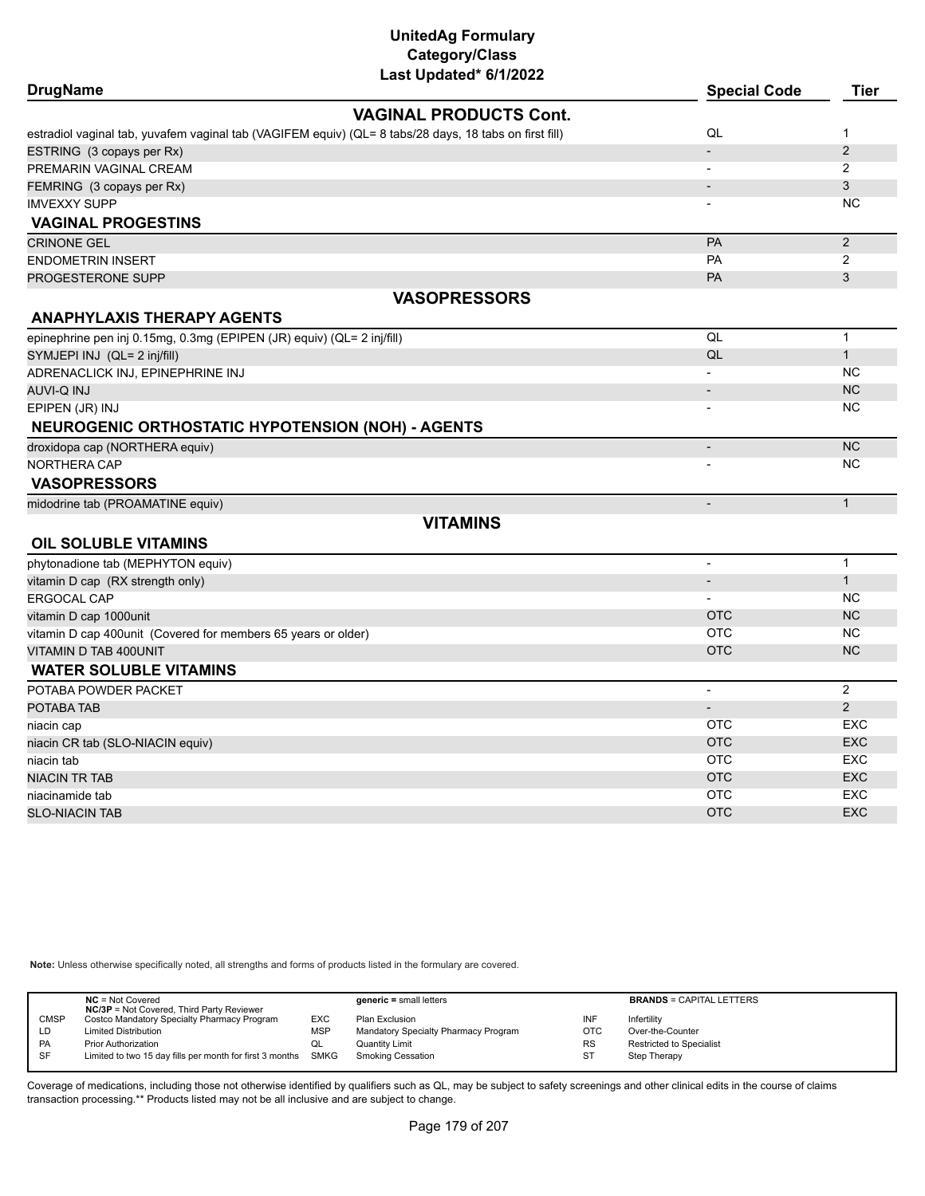# UnitedAg Formulary
## Category/Class
### Last Updated* 6/1/2022

| DrugName | Special Code | Tier |
|---|---|---|
| **VAGINAL PRODUCTS Cont.** | | |
| estradiol vaginal tab, yuvafem vaginal tab (VAGIFEM equiv) (QL= 8 tabs/28 days, 18 tabs on first fill) | QL | 1 |
| ESTRING (3 copays per Rx) | - | 2 |
| PREMARIN VAGINAL CREAM | - | 2 |
| FEMRING (3 copays per Rx) | - | 3 |
| IMVEXXY SUPP | - | NC |
| **VAGINAL PROGESTINS** | | |
| CRINONE GEL | PA | 2 |
| ENDOMETRIN INSERT | PA | 2 |
| PROGESTERONE SUPP | PA | 3 |
| **VASOPRESSORS** | | |
| **ANAPHYLAXIS THERAPY AGENTS** | | |
| epinephrine pen inj 0.15mg, 0.3mg (EPIPEN (JR) equiv) (QL= 2 inj/fill) | QL | 1 |
| SYMJEPI INJ (QL= 2 inj/fill) | QL | 1 |
| ADRENACLICK INJ, EPINEPHRINE INJ | - | NC |
| AUVI-Q INJ | - | NC |
| EPIPEN (JR) INJ | - | NC |
| **NEUROGENIC ORTHOSTATIC HYPOTENSION (NOH) - AGENTS** | | |
| droxidopa cap (NORTHERA equiv) | - | NC |
| NORTHERA CAP | - | NC |
| **VASOPRESSORS** | | |
| midodrine tab (PROAMATINE equiv) | - | 1 |
| **VITAMINS** | | |
| **OIL SOLUBLE VITAMINS** | | |
| phytonadione tab (MEPHYTON equiv) | - | 1 |
| vitamin D cap (RX strength only) | - | 1 |
| ERGOCAL CAP | - | NC |
| vitamin D cap 1000unit | OTC | NC |
| vitamin D cap 400unit (Covered for members 65 years or older) | OTC | NC |
| VITAMIN D TAB 400UNIT | OTC | NC |
| **WATER SOLUBLE VITAMINS** | | |
| POTABA POWDER PACKET | - | 2 |
| POTABA TAB | - | 2 |
| niacin cap | OTC | EXC |
| niacin CR tab (SLO-NIACIN equiv) | OTC | EXC |
| niacin tab | OTC | EXC |
| NIACIN TR TAB | OTC | EXC |
| niacinamide tab | OTC | EXC |
| SLO-NIACIN TAB | OTC | EXC |

**Note:** Unless otherwise specifically noted, all strengths and forms of products listed in the formulary are covered.

| | | | | | |
|---|---|---|---|---|---|
| **NC** = Not Covered<br>**NC/3P** = Not Covered, Third Party Reviewer | | **generic** = small letters | | **BRANDS** = CAPITAL LETTERS | |
| CMSP | Costco Mandatory Specialty Pharmacy Program | EXC | Plan Exclusion | INF | Infertility |
| LD | Limited Distribution | MSP | Mandatory Specialty Pharmacy Program | OTC | Over-the-Counter |
| PA | Prior Authorization | QL | Quantity Limit | RS | Restricted to Specialist |
| SF | Limited to two 15 day fills per month for first 3 months | SMKG | Smoking Cessation | ST | Step Therapy |

Coverage of medications, including those not otherwise identified by qualifiers such as QL, may be subject to safety screenings and other clinical edits in the course of claims transaction processing.** Products listed may not be all inclusive and are subject to change.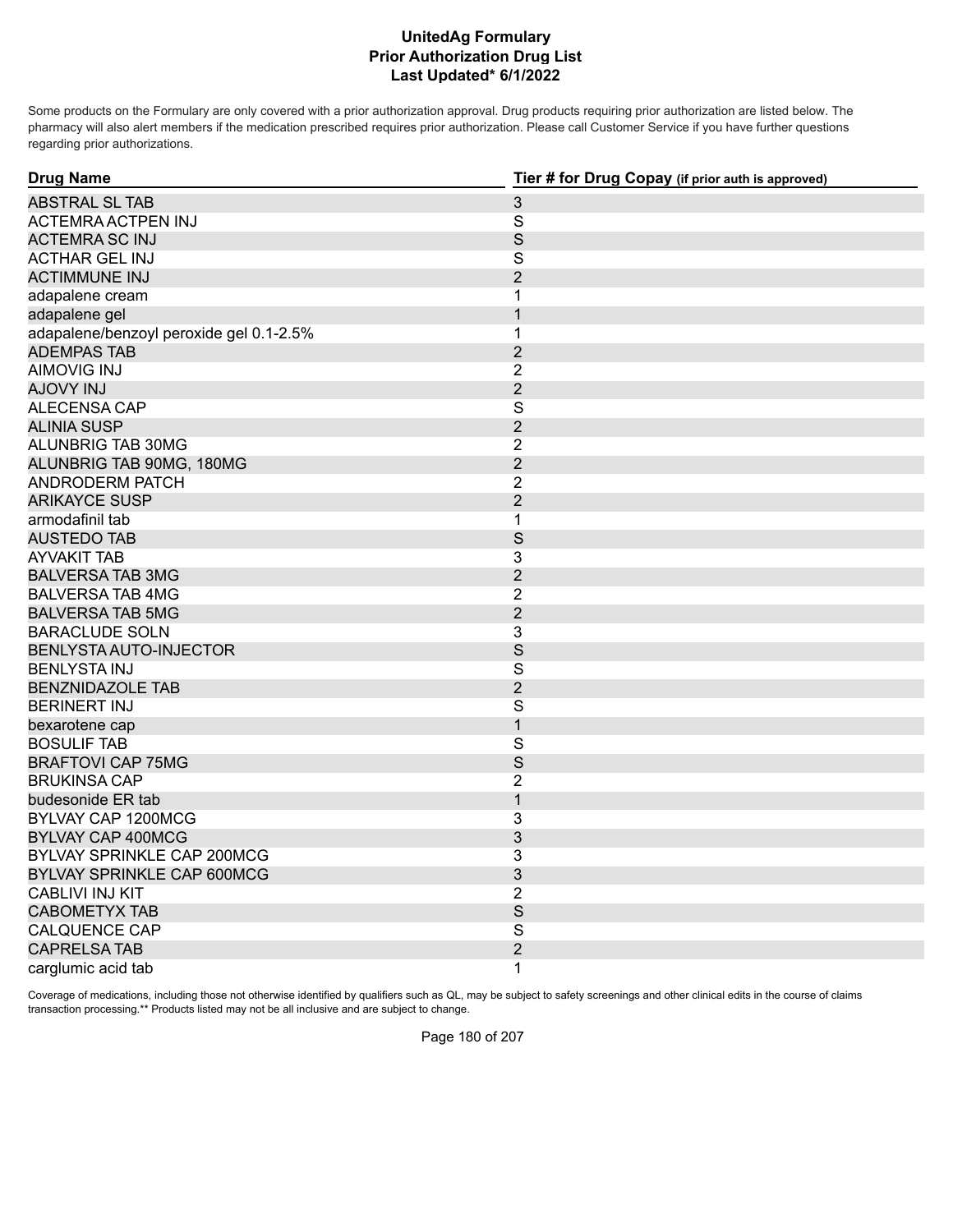# UnitedAg Formulary
## Prior Authorization Drug List
### Last Updated* 6/1/2022

Some products on the Formulary are only covered with a prior authorization approval. Drug products requiring prior authorization are listed below. The pharmacy will also alert members if the medication prescribed requires prior authorization. Please call Customer Service if you have further questions regarding prior authorizations.

| Drug Name | Tier # for Drug Copay (if prior auth is approved) |
|---|---|
| ABSTRAL SL TAB | 3 |
| ACTEMRA ACTPEN INJ | S |
| ACTEMRA SC INJ | S |
| ACTHAR GEL INJ | S |
| ACTIMMUNE INJ | 2 |
| adapalene cream | 1 |
| adapalene gel | 1 |
| adapalene/benzoyl peroxide gel 0.1-2.5% | 1 |
| ADEMPAS TAB | 2 |
| AIMOVIG INJ | 2 |
| AJOVY INJ | 2 |
| ALECENSA CAP | S |
| ALINIA SUSP | 2 |
| ALUNBRIG TAB 30MG | 2 |
| ALUNBRIG TAB 90MG, 180MG | 2 |
| ANDRODERM PATCH | 2 |
| ARIKAYCE SUSP | 2 |
| armodafinil tab | 1 |
| AUSTEDO TAB | S |
| AYVAKIT TAB | 3 |
| BALVERSA TAB 3MG | 2 |
| BALVERSA TAB 4MG | 2 |
| BALVERSA TAB 5MG | 2 |
| BARACLUDE SOLN | 3 |
| BENLYSTA AUTO-INJECTOR | S |
| BENLYSTA INJ | S |
| BENZNIDAZOLE TAB | 2 |
| BERINERT INJ | S |
| bexarotene cap | 1 |
| BOSULIF TAB | S |
| BRAFTOVI CAP 75MG | S |
| BRUKINSA CAP | 2 |
| budesonide ER tab | 1 |
| BYLVAY CAP 1200MCG | 3 |
| BYLVAY CAP 400MCG | 3 |
| BYLVAY SPRINKLE CAP 200MCG | 3 |
| BYLVAY SPRINKLE CAP 600MCG | 3 |
| CABLIVI INJ KIT | 2 |
| CABOMETYX TAB | S |
| CALQUENCE CAP | S |
| CAPRELSA TAB | 2 |
| carglumic acid tab | 1 |

Coverage of medications, including those not otherwise identified by qualifiers such as QL, may be subject to safety screenings and other clinical edits in the course of claims transaction processing.** Products listed may not be all inclusive and are subject to change.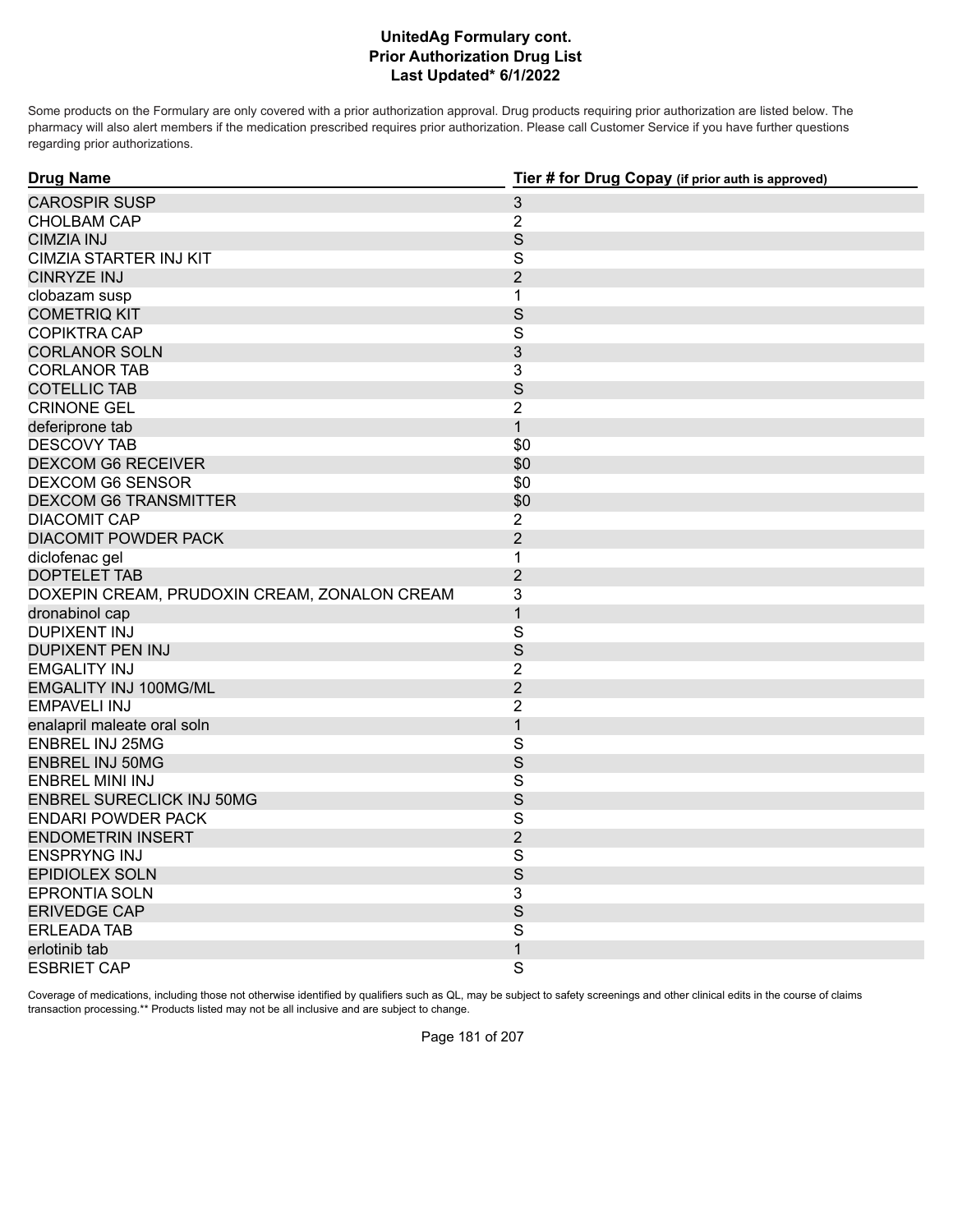# UnitedAg Formulary cont.
## Prior Authorization Drug List
### Last Updated* 6/1/2022

Some products on the Formulary are only covered with a prior authorization approval. Drug products requiring prior authorization are listed below. The pharmacy will also alert members if the medication prescribed requires prior authorization. Please call Customer Service if you have further questions regarding prior authorizations.

| Drug Name | Tier # for Drug Copay (if prior auth is approved) |
|---|---|
| CAROSPIR SUSP | 3 |
| CHOLBAM CAP | 2 |
| CIMZIA INJ | S |
| CIMZIA STARTER INJ KIT | S |
| CINRYZE INJ | 2 |
| clobazam susp | 1 |
| COMETRIQ KIT | S |
| COPIKTRA CAP | S |
| CORLANOR SOLN | 3 |
| CORLANOR TAB | 3 |
| COTELLIC TAB | S |
| CRINONE GEL | 2 |
| deferiprone tab | 1 |
| DESCOVY TAB | $0 |
| DEXCOM G6 RECEIVER | $0 |
| DEXCOM G6 SENSOR | $0 |
| DEXCOM G6 TRANSMITTER | $0 |
| DIACOMIT CAP | 2 |
| DIACOMIT POWDER PACK | 2 |
| diclofenac gel | 1 |
| DOPTELET TAB | 2 |
| DOXEPIN CREAM, PRUDOXIN CREAM, ZONALON CREAM | 3 |
| dronabinol cap | 1 |
| DUPIXENT INJ | S |
| DUPIXENT PEN INJ | S |
| EMGALITY INJ | 2 |
| EMGALITY INJ 100MG/ML | 2 |
| EMPAVELI INJ | 2 |
| enalapril maleate oral soln | 1 |
| ENBREL INJ 25MG | S |
| ENBREL INJ 50MG | S |
| ENBREL MINI INJ | S |
| ENBREL SURECLICK INJ 50MG | S |
| ENDARI POWDER PACK | S |
| ENDOMETRIN INSERT | 2 |
| ENSPRYNG INJ | S |
| EPIDIOLEX SOLN | S |
| EPRONTIA SOLN | 3 |
| ERIVEDGE CAP | S |
| ERLEADA TAB | S |
| erlotinib tab | 1 |
| ESBRIET CAP | S |

Coverage of medications, including those not otherwise identified by qualifiers such as QL, may be subject to safety screenings and other clinical edits in the course of claims transaction processing.** Products listed may not be all inclusive and are subject to change.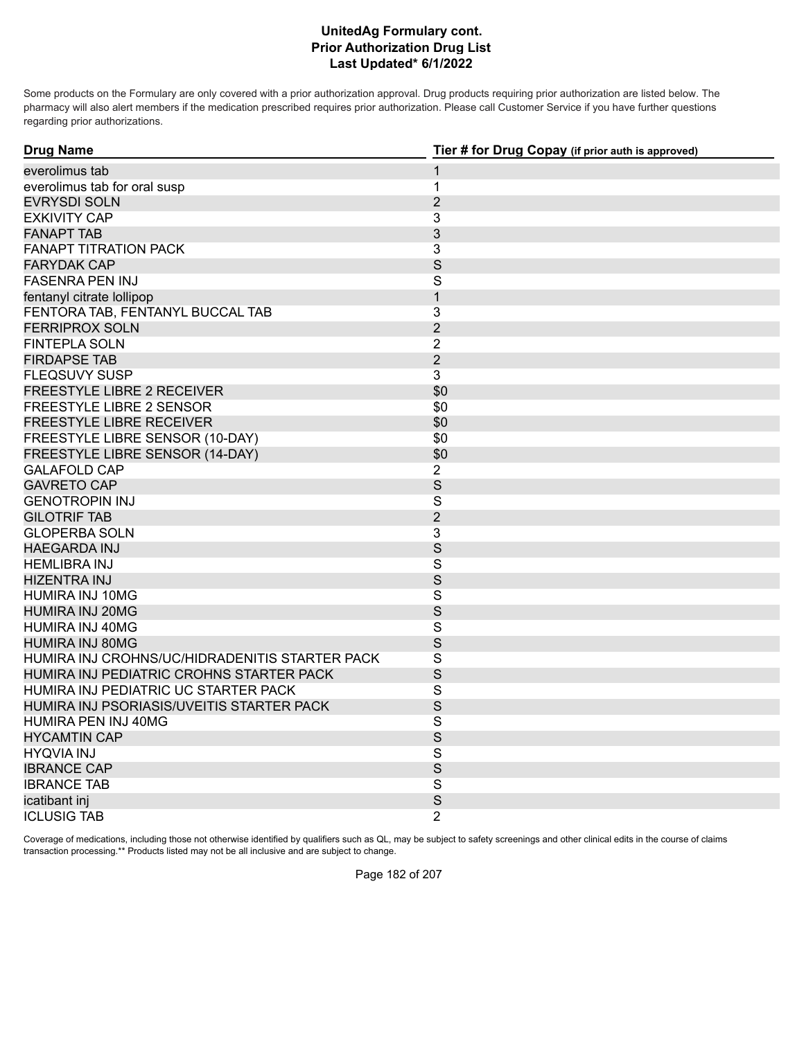# UnitedAg Formulary cont.
## Prior Authorization Drug List
### Last Updated* 6/1/2022

Some products on the Formulary are only covered with a prior authorization approval. Drug products requiring prior authorization are listed below. The pharmacy will also alert members if the medication prescribed requires prior authorization. Please call Customer Service if you have further questions regarding prior authorizations.

| Drug Name | Tier # for Drug Copay (if prior auth is approved) |
| --- | --- |
| everolimus tab | 1 |
| everolimus tab for oral susp | 1 |
| EVRYSDI SOLN | 2 |
| EXKIVITY CAP | 3 |
| FANAPT TAB | 3 |
| FANAPT TITRATION PACK | 3 |
| FARYDAK CAP | S |
| FASENRA PEN INJ | S |
| fentanyl citrate lollipop | 1 |
| FENTORA TAB, FENTANYL BUCCAL TAB | 3 |
| FERRIPROX SOLN | 2 |
| FINTEPLA SOLN | 2 |
| FIRDAPSE TAB | 2 |
| FLEQSUVY SUSP | 3 |
| FREESTYLE LIBRE 2 RECEIVER | $0 |
| FREESTYLE LIBRE 2 SENSOR | $0 |
| FREESTYLE LIBRE RECEIVER | $0 |
| FREESTYLE LIBRE SENSOR (10-DAY) | $0 |
| FREESTYLE LIBRE SENSOR (14-DAY) | $0 |
| GALAFOLD CAP | 2 |
| GAVRETO CAP | S |
| GENOTROPIN INJ | S |
| GILOTRIF TAB | 2 |
| GLOPERBA SOLN | 3 |
| HAEGARDA INJ | S |
| HEMLIBRA INJ | S |
| HIZENTRA INJ | S |
| HUMIRA INJ 10MG | S |
| HUMIRA INJ 20MG | S |
| HUMIRA INJ 40MG | S |
| HUMIRA INJ 80MG | S |
| HUMIRA INJ CROHNS/UC/HIDRADENITIS STARTER PACK | S |
| HUMIRA INJ PEDIATRIC CROHNS STARTER PACK | S |
| HUMIRA INJ PEDIATRIC UC STARTER PACK | S |
| HUMIRA INJ PSORIASIS/UVEITIS STARTER PACK | S |
| HUMIRA PEN INJ 40MG | S |
| HYCAMTIN CAP | S |
| HYQVIA INJ | S |
| IBRANCE CAP | S |
| IBRANCE TAB | S |
| icatibant inj | S |
| ICLUSIG TAB | 2 |

Coverage of medications, including those not otherwise identified by qualifiers such as QL, may be subject to safety screenings and other clinical edits in the course of claims transaction processing.** Products listed may not be all inclusive and are subject to change.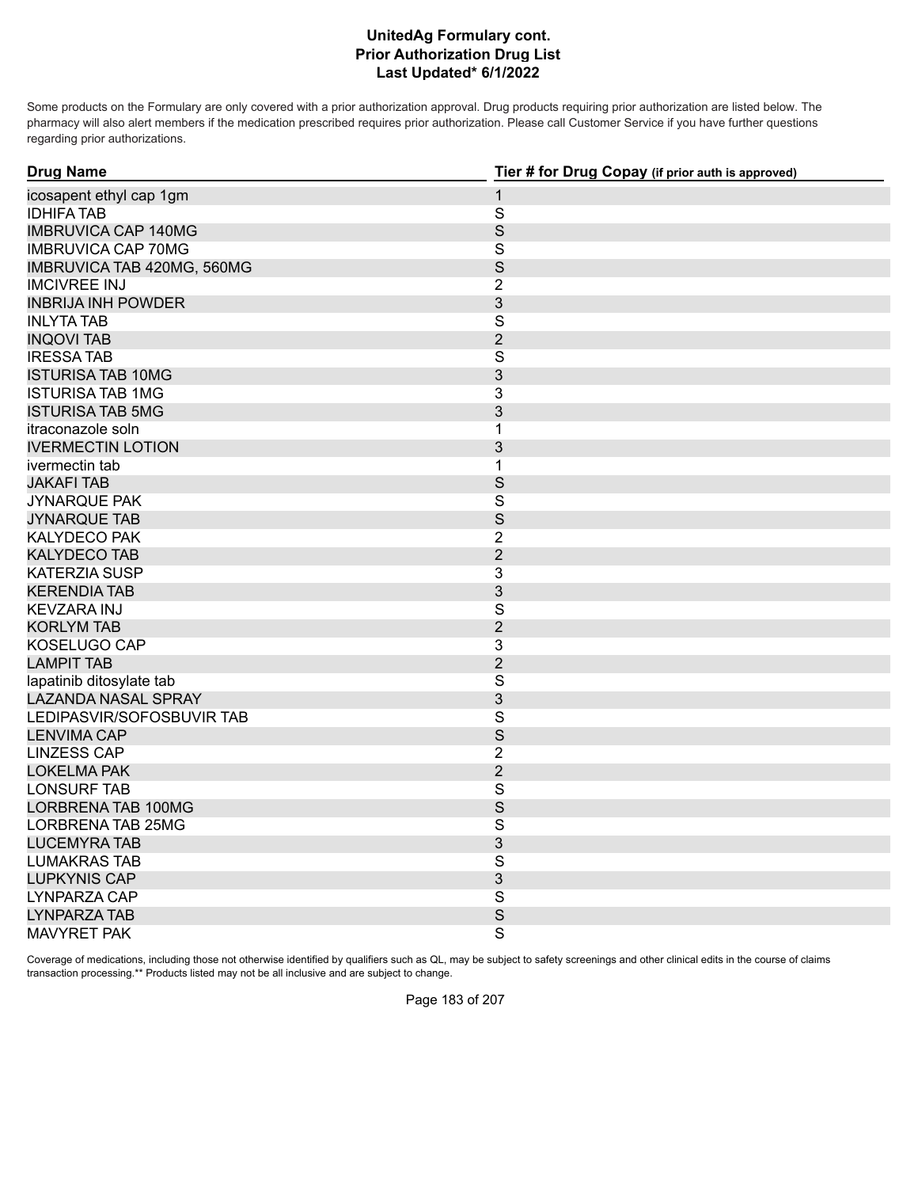# UnitedAg Formulary cont.
## Prior Authorization Drug List
### Last Updated* 6/1/2022

Some products on the Formulary are only covered with a prior authorization approval. Drug products requiring prior authorization are listed below. The pharmacy will also alert members if the medication prescribed requires prior authorization. Please call Customer Service if you have further questions regarding prior authorizations.

| Drug Name | Tier # for Drug Copay (if prior auth is approved) |
|---|---|
| icosapent ethyl cap 1gm | 1 |
| IDHIFA TAB | S |
| IMBRUVICA CAP 140MG | S |
| IMBRUVICA CAP 70MG | S |
| IMBRUVICA TAB 420MG, 560MG | S |
| IMCIVREE INJ | 2 |
| INBRIJA INH POWDER | 3 |
| INLYTA TAB | S |
| INQOVI TAB | 2 |
| IRESSA TAB | S |
| ISTURISA TAB 10MG | 3 |
| ISTURISA TAB 1MG | 3 |
| ISTURISA TAB 5MG | 3 |
| itraconazole soln | 1 |
| IVERMECTIN LOTION | 3 |
| ivermectin tab | 1 |
| JAKAFI TAB | S |
| JYNARQUE PAK | S |
| JYNARQUE TAB | S |
| KALYDECO PAK | 2 |
| KALYDECO TAB | 2 |
| KATERZIA SUSP | 3 |
| KERENDIA TAB | 3 |
| KEVZARA INJ | S |
| KORLYM TAB | 2 |
| KOSELUGO CAP | 3 |
| LAMPIT TAB | 2 |
| lapatinib ditosylate tab | S |
| LAZANDA NASAL SPRAY | 3 |
| LEDIPASVIR/SOFOSBUVIR TAB | S |
| LENVIMA CAP | S |
| LINZESS CAP | 2 |
| LOKELMA PAK | 2 |
| LONSURF TAB | S |
| LORBRENA TAB 100MG | S |
| LORBRENA TAB 25MG | S |
| LUCEMYRA TAB | 3 |
| LUMAKRAS TAB | S |
| LUPKYNIS CAP | 3 |
| LYNPARZA CAP | S |
| LYNPARZA TAB | S |
| MAVYRET PAK | S |

Coverage of medications, including those not otherwise identified by qualifiers such as QL, may be subject to safety screenings and other clinical edits in the course of claims transaction processing.** Products listed may not be all inclusive and are subject to change.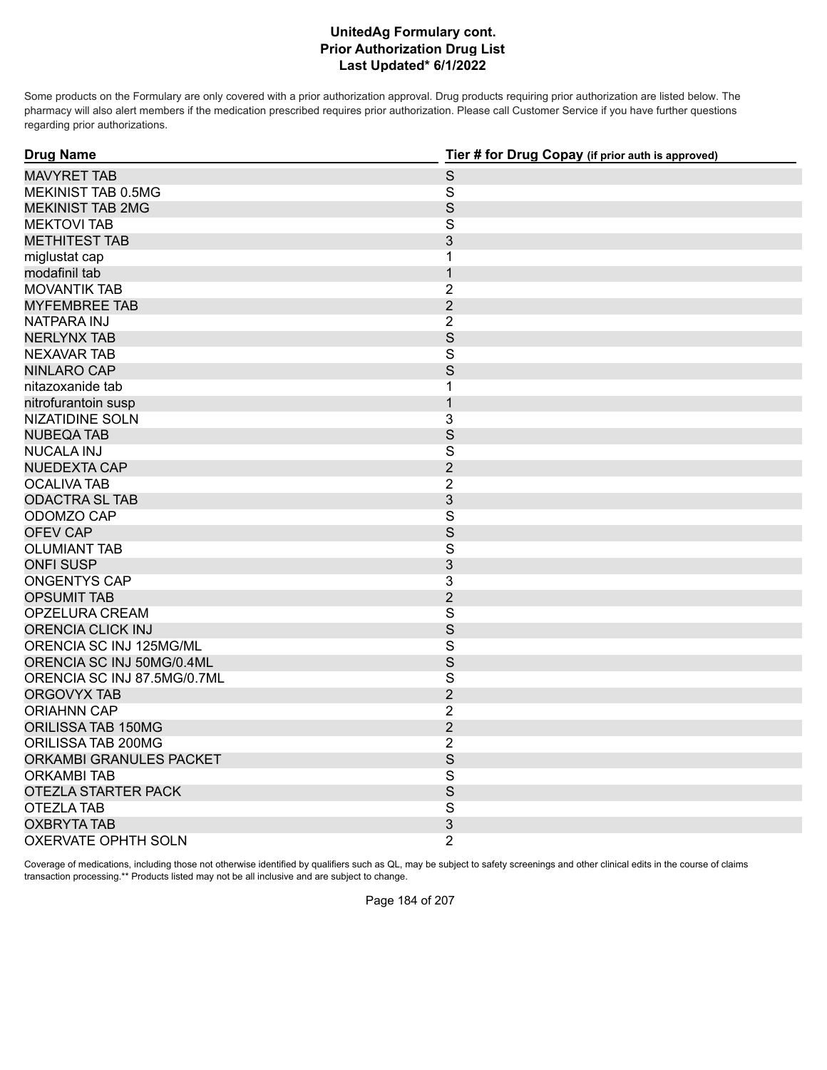# UnitedAg Formulary cont.
## Prior Authorization Drug List
### Last Updated* 6/1/2022

Some products on the Formulary are only covered with a prior authorization approval. Drug products requiring prior authorization are listed below. The pharmacy will also alert members if the medication prescribed requires prior authorization. Please call Customer Service if you have further questions regarding prior authorizations.

| Drug Name | Tier # for Drug Copay (if prior auth is approved) |
| --- | --- |
| MAVYRET TAB | S |
| MEKINIST TAB 0.5MG | S |
| MEKINIST TAB 2MG | S |
| MEKTOVI TAB | S |
| METHITEST TAB | 3 |
| miglustat cap | 1 |
| modafinil tab | 1 |
| MOVANTIK TAB | 2 |
| MYFEMBREE TAB | 2 |
| NATPARA INJ | 2 |
| NERLYNX TAB | S |
| NEXAVAR TAB | S |
| NINLARO CAP | S |
| nitazoxanide tab | 1 |
| nitrofurantoin susp | 1 |
| NIZATIDINE SOLN | 3 |
| NUBEQA TAB | S |
| NUCALA INJ | S |
| NUEDEXTA CAP | 2 |
| OCALIVA TAB | 2 |
| ODACTRA SL TAB | 3 |
| ODOMZO CAP | S |
| OFEV CAP | S |
| OLUMIANT TAB | S |
| ONFI SUSP | 3 |
| ONGENTYS CAP | 3 |
| OPSUMIT TAB | 2 |
| OPZELURA CREAM | S |
| ORENCIA CLICK INJ | S |
| ORENCIA SC INJ 125MG/ML | S |
| ORENCIA SC INJ 50MG/0.4ML | S |
| ORENCIA SC INJ 87.5MG/0.7ML | S |
| ORGOVYX TAB | 2 |
| ORIAHNN CAP | 2 |
| ORILISSA TAB 150MG | 2 |
| ORILISSA TAB 200MG | 2 |
| ORKAMBI GRANULES PACKET | S |
| ORKAMBI TAB | S |
| OTEZLA STARTER PACK | S |
| OTEZLA TAB | S |
| OXBRYTA TAB | 3 |
| OXERVATE OPHTH SOLN | 2 |

Coverage of medications, including those not otherwise identified by qualifiers such as QL, may be subject to safety screenings and other clinical edits in the course of claims transaction processing.** Products listed may not be all inclusive and are subject to change.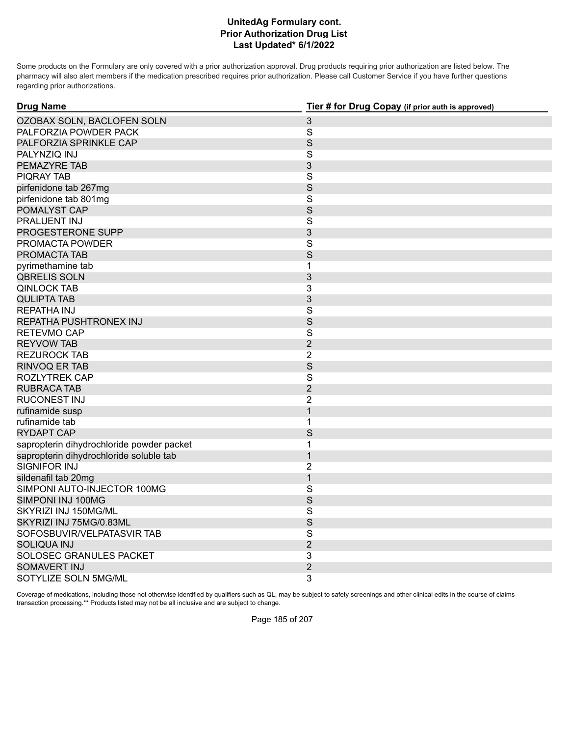# UnitedAg Formulary cont.
# Prior Authorization Drug List
# Last Updated* 6/1/2022

Some products on the Formulary are only covered with a prior authorization approval. Drug products requiring prior authorization are listed below. The pharmacy will also alert members if the medication prescribed requires prior authorization. Please call Customer Service if you have further questions regarding prior authorizations.

| Drug Name | Tier # for Drug Copay (if prior auth is approved) |
|---|---|
| OZOBAX SOLN, BACLOFEN SOLN | 3 |
| PALFORZIA POWDER PACK | S |
| PALFORZIA SPRINKLE CAP | S |
| PALYNZIQ INJ | S |
| PEMAZYRE TAB | 3 |
| PIQRAY TAB | S |
| pirfenidone tab 267mg | S |
| pirfenidone tab 801mg | S |
| POMALYST CAP | S |
| PRALUENT INJ | S |
| PROGESTERONE SUPP | 3 |
| PROMACTA POWDER | S |
| PROMACTA TAB | S |
| pyrimethamine tab | 1 |
| QBRELIS SOLN | 3 |
| QINLOCK TAB | 3 |
| QULIPTA TAB | 3 |
| REPATHA INJ | S |
| REPATHA PUSHTRONEX INJ | S |
| RETEVMO CAP | S |
| REYVOW TAB | 2 |
| REZUROCK TAB | 2 |
| RINVOQ ER TAB | S |
| ROZLYTREK CAP | S |
| RUBRACA TAB | 2 |
| RUCONEST INJ | 2 |
| rufinamide susp | 1 |
| rufinamide tab | 1 |
| RYDAPT CAP | S |
| sapropterin dihydrochloride powder packet | 1 |
| sapropterin dihydrochloride soluble tab | 1 |
| SIGNIFOR INJ | 2 |
| sildenafil tab 20mg | 1 |
| SIMPONI AUTO-INJECTOR 100MG | S |
| SIMPONI INJ 100MG | S |
| SKYRIZI INJ 150MG/ML | S |
| SKYRIZI INJ 75MG/0.83ML | S |
| SOFOSBUVIR/VELPATASVIR TAB | S |
| SOLIQUA INJ | 2 |
| SOLOSEC GRANULES PACKET | 3 |
| SOMAVERT INJ | 2 |
| SOTYLIZE SOLN 5MG/ML | 3 |

Coverage of medications, including those not otherwise identified by qualifiers such as QL, may be subject to safety screenings and other clinical edits in the course of claims transaction processing.** Products listed may not be all inclusive and are subject to change.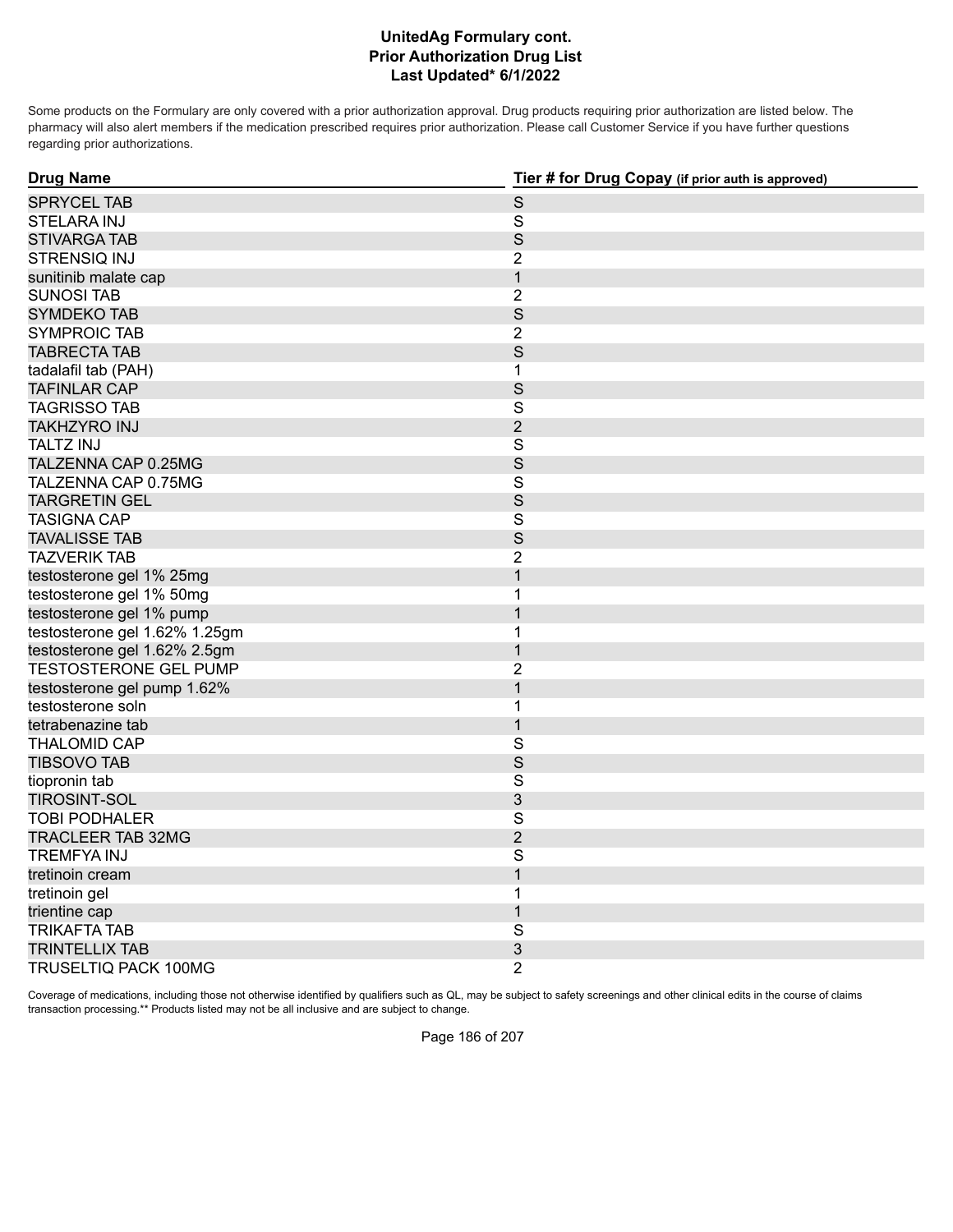# UnitedAg Formulary cont.
## Prior Authorization Drug List
### Last Updated* 6/1/2022

Some products on the Formulary are only covered with a prior authorization approval. Drug products requiring prior authorization are listed below. The pharmacy will also alert members if the medication prescribed requires prior authorization. Please call Customer Service if you have further questions regarding prior authorizations.

| Drug Name | Tier # for Drug Copay (if prior auth is approved) |
|---|---|
| SPRYCEL TAB | S |
| STELARA INJ | S |
| STIVARGA TAB | S |
| STRENSIQ INJ | 2 |
| sunitinib malate cap | 1 |
| SUNOSI TAB | 2 |
| SYMDEKO TAB | S |
| SYMPROIC TAB | 2 |
| TABRECTA TAB | S |
| tadalafil tab (PAH) | 1 |
| TAFINLAR CAP | S |
| TAGRISSO TAB | S |
| TAKHZYRO INJ | 2 |
| TALTZ INJ | S |
| TALZENNA CAP 0.25MG | S |
| TALZENNA CAP 0.75MG | S |
| TARGRETIN GEL | S |
| TASIGNA CAP | S |
| TAVALISSE TAB | S |
| TAZVERIK TAB | 2 |
| testosterone gel 1% 25mg | 1 |
| testosterone gel 1% 50mg | 1 |
| testosterone gel 1% pump | 1 |
| testosterone gel 1.62% 1.25gm | 1 |
| testosterone gel 1.62% 2.5gm | 1 |
| TESTOSTERONE GEL PUMP | 2 |
| testosterone gel pump 1.62% | 1 |
| testosterone soln | 1 |
| tetrabenazine tab | 1 |
| THALOMID CAP | S |
| TIBSOVO TAB | S |
| tiopronin tab | S |
| TIROSINT-SOL | 3 |
| TOBI PODHALER | S |
| TRACLEER TAB 32MG | 2 |
| TREMFYA INJ | S |
| tretinoin cream | 1 |
| tretinoin gel | 1 |
| trientine cap | 1 |
| TRIKAFTA TAB | S |
| TRINTELLIX TAB | 3 |
| TRUSELTIQ PACK 100MG | 2 |

Coverage of medications, including those not otherwise identified by qualifiers such as QL, may be subject to safety screenings and other clinical edits in the course of claims transaction processing.** Products listed may not be all inclusive and are subject to change.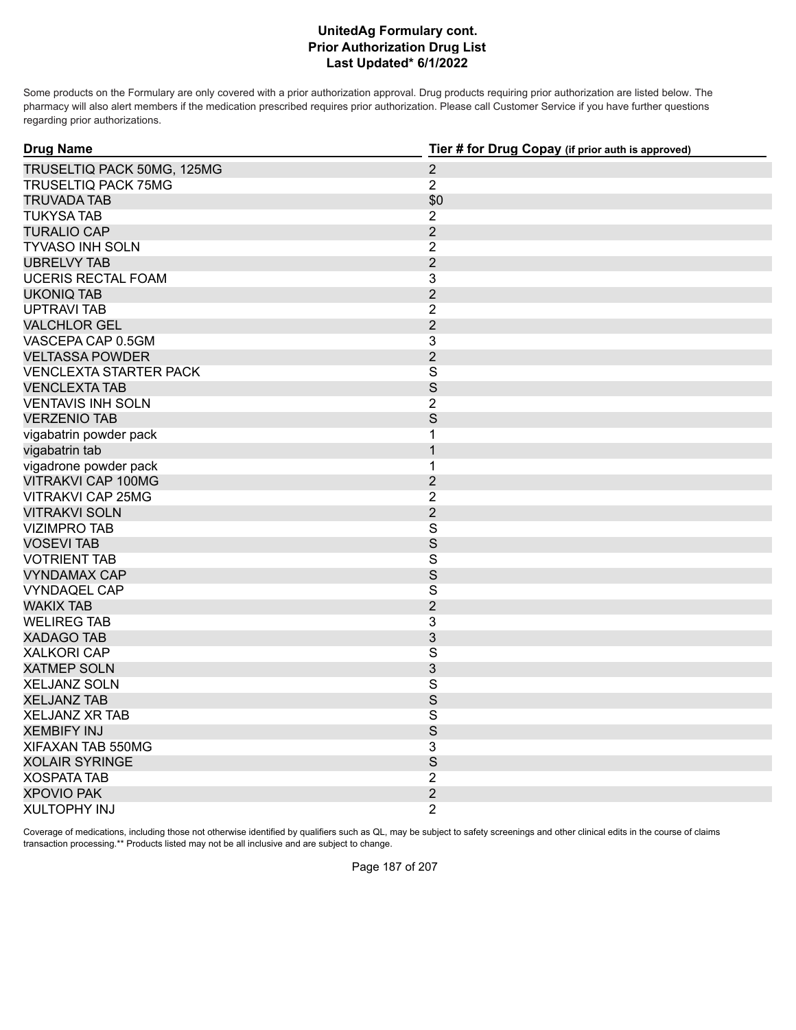# UnitedAg Formulary cont.
## Prior Authorization Drug List
### Last Updated* 6/1/2022

Some products on the Formulary are only covered with a prior authorization approval. Drug products requiring prior authorization are listed below. The pharmacy will also alert members if the medication prescribed requires prior authorization. Please call Customer Service if you have further questions regarding prior authorizations.

| Drug Name | Tier # for Drug Copay (if prior auth is approved) |
|---|---|
| TRUSELTIQ PACK 50MG, 125MG | 2 |
| TRUSELTIQ PACK 75MG | 2 |
| TRUVADA TAB | $0 |
| TUKYSA TAB | 2 |
| TURALIO CAP | 2 |
| TYVASO INH SOLN | 2 |
| UBRELVY TAB | 2 |
| UCERIS RECTAL FOAM | 3 |
| UKONIQ TAB | 2 |
| UPTRAVI TAB | 2 |
| VALCHLOR GEL | 2 |
| VASCEPA CAP 0.5GM | 3 |
| VELTASSA POWDER | 2 |
| VENCLEXTA STARTER PACK | S |
| VENCLEXTA TAB | S |
| VENTAVIS INH SOLN | 2 |
| VERZENIO TAB | S |
| vigabatrin powder pack | 1 |
| vigabatrin tab | 1 |
| vigadrone powder pack | 1 |
| VITRAKVI CAP 100MG | 2 |
| VITRAKVI CAP 25MG | 2 |
| VITRAKVI SOLN | 2 |
| VIZIMPRO TAB | S |
| VOSEVI TAB | S |
| VOTRIENT TAB | S |
| VYNDAMAX CAP | S |
| VYNDAQEL CAP | S |
| WAKIX TAB | 2 |
| WELIREG TAB | 3 |
| XADAGO TAB | 3 |
| XALKORI CAP | S |
| XATMEP SOLN | 3 |
| XELJANZ SOLN | S |
| XELJANZ TAB | S |
| XELJANZ XR TAB | S |
| XEMBIFY INJ | S |
| XIFAXAN TAB 550MG | 3 |
| XOLAIR SYRINGE | S |
| XOSPATA TAB | 2 |
| XPOVIO PAK | 2 |
| XULTOPHY INJ | 2 |

Coverage of medications, including those not otherwise identified by qualifiers such as QL, may be subject to safety screenings and other clinical edits in the course of claims transaction processing.** Products listed may not be all inclusive and are subject to change.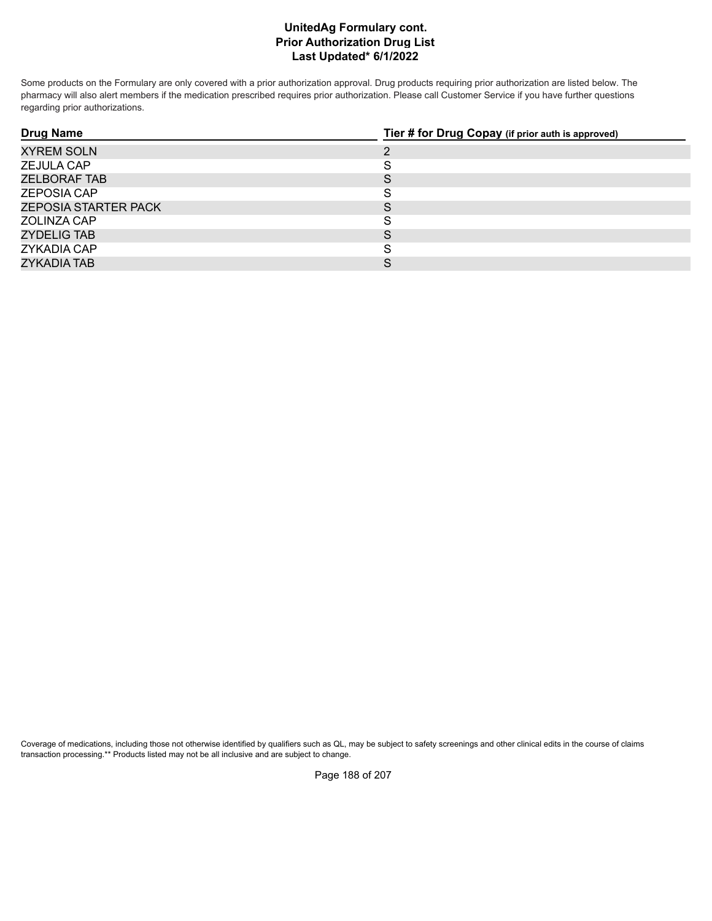# UnitedAg Formulary cont.
## Prior Authorization Drug List
### Last Updated* 6/1/2022

Some products on the Formulary are only covered with a prior authorization approval. Drug products requiring prior authorization are listed below. The pharmacy will also alert members if the medication prescribed requires prior authorization. Please call Customer Service if you have further questions regarding prior authorizations.

| Drug Name | Tier # for Drug Copay (if prior auth is approved) |
| --- | --- |
| XYREM SOLN | 2 |
| ZEJULA CAP | S |
| ZELBORAF TAB | S |
| ZEPOSIA CAP | S |
| ZEPOSIA STARTER PACK | S |
| ZOLINZA CAP | S |
| ZYDELIG TAB | S |
| ZYKADIA CAP | S |
| ZYKADIA TAB | S |

Coverage of medications, including those not otherwise identified by qualifiers such as QL, may be subject to safety screenings and other clinical edits in the course of claims transaction processing.** Products listed may not be all inclusive and are subject to change.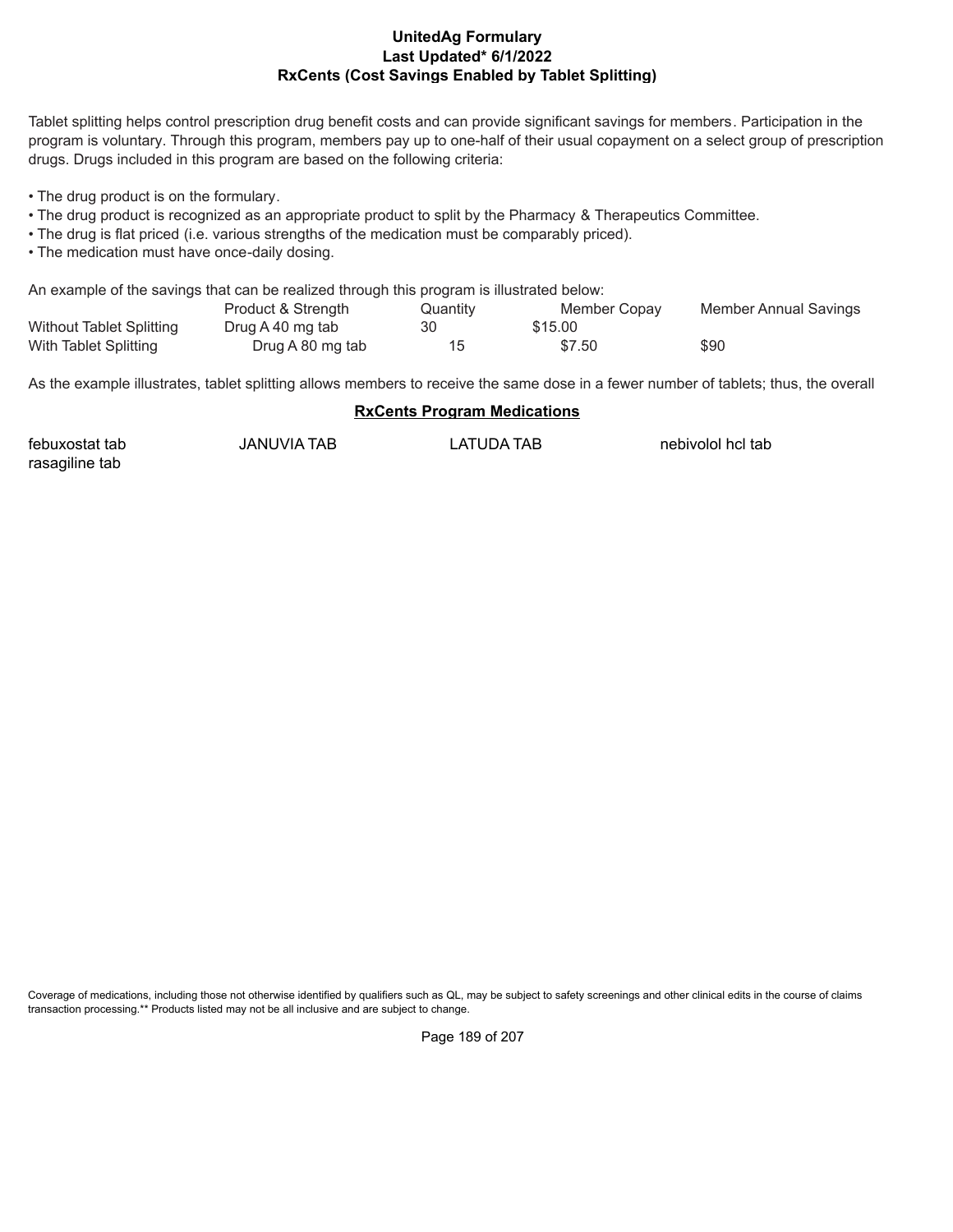**UnitedAg Formulary**
**Last Updated* 6/1/2022**
**RxCents (Cost Savings Enabled by Tablet Splitting)**

Tablet splitting helps control prescription drug benefit costs and can provide significant savings for members. Participation in the program is voluntary. Through this program, members pay up to one-half of their usual copayment on a select group of prescription drugs. Drugs included in this program are based on the following criteria:

- The drug product is on the formulary.
- The drug product is recognized as an appropriate product to split by the Pharmacy & Therapeutics Committee.
- The drug is flat priced (i.e. various strengths of the medication must be comparably priced).
- The medication must have once-daily dosing.

An example of the savings that can be realized through this program is illustrated below:

| | Product & Strength | Quantity | Member Copay | Member Annual Savings |
|---|---|---|---|---|
| Without Tablet Splitting | Drug A 40 mg tab | 30 | $15.00 | |
| With Tablet Splitting | Drug A 80 mg tab | 15 | $7.50 | $90 |

As the example illustrates, tablet splitting allows members to receive the same dose in a fewer number of tablets; thus, the overall

**RxCents Program Medications**

| | | | |
|---|---|---|---|
| febuxostat tab | JANUVIA TAB | LATUDA TAB | nebivolol hcl tab |
| rasagiline tab | | | |

Coverage of medications, including those not otherwise identified by qualifiers such as QL, may be subject to safety screenings and other clinical edits in the course of claims transaction processing.** Products listed may not be all inclusive and are subject to change.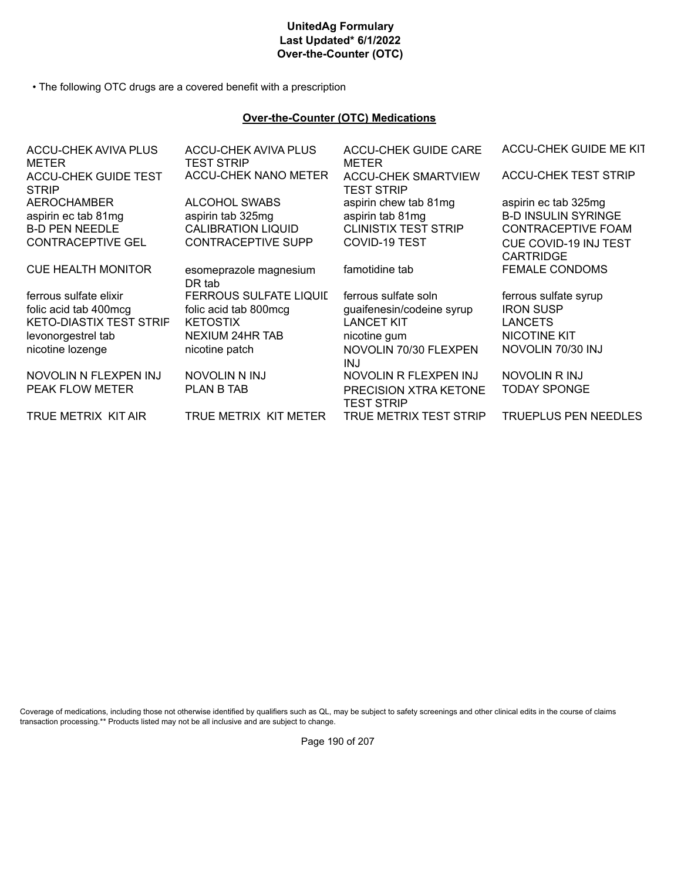**UnitedAg Formulary**
**Last Updated* 6/1/2022**
**Over-the-Counter (OTC)**

- The following OTC drugs are a covered benefit with a prescription

## Over-the-Counter (OTC) Medications

| | | | |
|---|---|---|---|
| ACCU-CHEK AVIVA PLUS METER | ACCU-CHEK AVIVA PLUS TEST STRIP | ACCU-CHEK GUIDE CARE METER | ACCU-CHEK GUIDE ME KIT |
| ACCU-CHEK GUIDE TEST STRIP | ACCU-CHEK NANO METER | ACCU-CHEK SMARTVIEW TEST STRIP | ACCU-CHEK TEST STRIP |
| AEROCHAMBER | ALCOHOL SWABS | aspirin chew tab 81mg | aspirin ec tab 325mg |
| aspirin ec tab 81mg | aspirin tab 325mg | aspirin tab 81mg | B-D INSULIN SYRINGE |
| B-D PEN NEEDLE | CALIBRATION LIQUID | CLINISTIX TEST STRIP | CONTRACEPTIVE FOAM |
| CONTRACEPTIVE GEL | CONTRACEPTIVE SUPP | COVID-19 TEST | CUE COVID-19 INJ TEST CARTRIDGE |
| CUE HEALTH MONITOR | esomeprazole magnesium DR tab | famotidine tab | FEMALE CONDOMS |
| ferrous sulfate elixir | FERROUS SULFATE LIQUID | ferrous sulfate soln | ferrous sulfate syrup |
| folic acid tab 400mcg | folic acid tab 800mcg | guaifenesin/codeine syrup | IRON SUSP |
| KETO-DIASTIX TEST STRIP | KETOSTIX | LANCET KIT | LANCETS |
| levonorgestrel tab | NEXIUM 24HR TAB | nicotine gum | NICOTINE KIT |
| nicotine lozenge | nicotine patch | NOVOLIN 70/30 FLEXPEN INJ | NOVOLIN 70/30 INJ |
| NOVOLIN N FLEXPEN INJ | NOVOLIN N INJ | NOVOLIN R FLEXPEN INJ | NOVOLIN R INJ |
| PEAK FLOW METER | PLAN B TAB | PRECISION XTRA KETONE TEST STRIP | TODAY SPONGE |
| TRUE METRIX KIT AIR | TRUE METRIX KIT METER | TRUE METRIX TEST STRIP | TRUEPLUS PEN NEEDLES |

Coverage of medications, including those not otherwise identified by qualifiers such as QL, may be subject to safety screenings and other clinical edits in the course of claims transaction processing.** Products listed may not be all inclusive and are subject to change.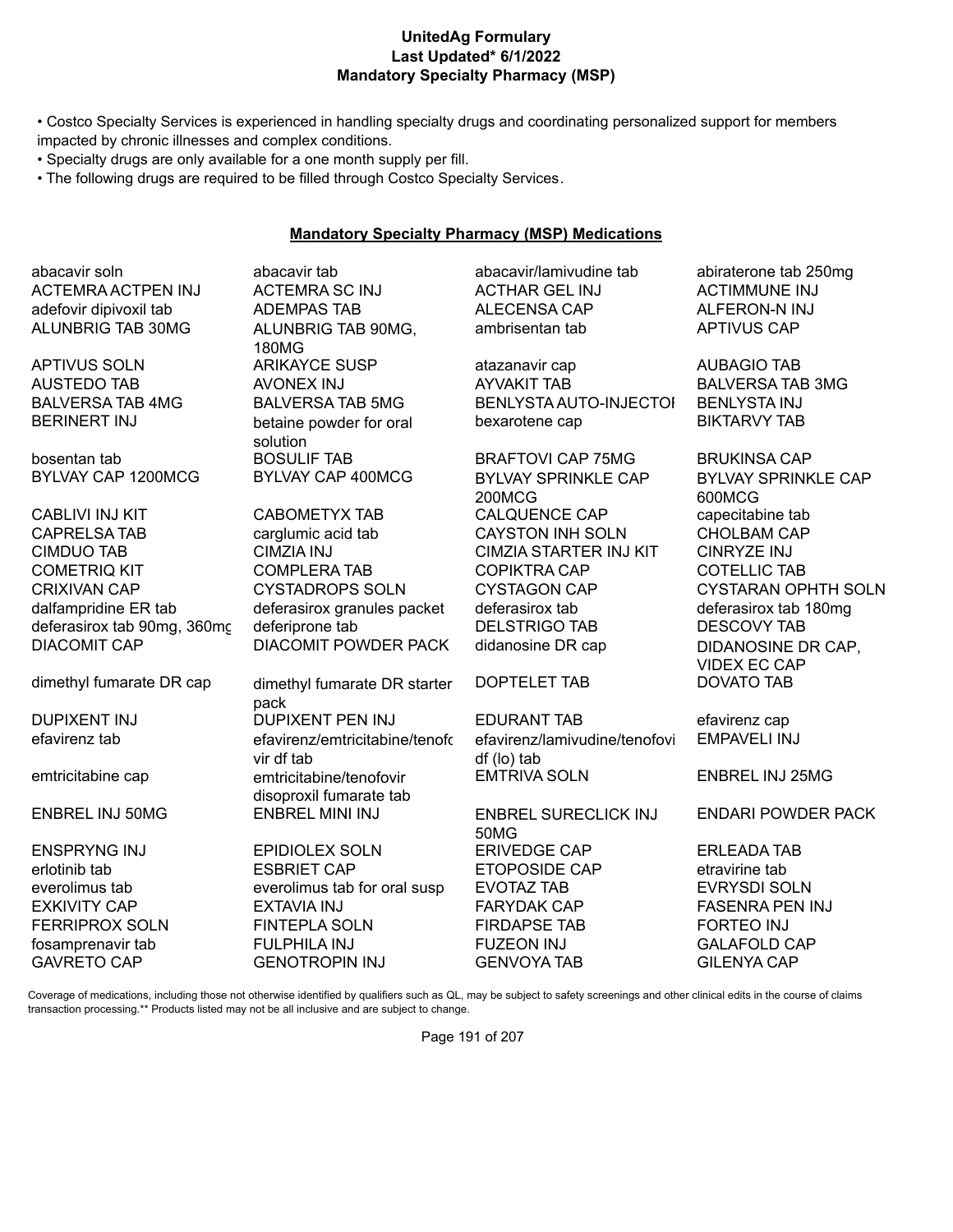# UnitedAg Formulary

**Last Updated* 6/1/2022**

**Mandatory Specialty Pharmacy (MSP)**

- Costco Specialty Services is experienced in handling specialty drugs and coordinating personalized support for members impacted by chronic illnesses and complex conditions.
- Specialty drugs are only available for a one month supply per fill.
- The following drugs are required to be filled through Costco Specialty Services.

## Mandatory Specialty Pharmacy (MSP) Medications

| | | | |
|---|---|---|---|
| abacavir soln | abacavir tab | abacavir/lamivudine tab | abiraterone tab 250mg |
| ACTEMRA ACTPEN INJ | ACTEMRA SC INJ | ACTHAR GEL INJ | ACTIMMUNE INJ |
| adefovir dipivoxil tab | ADEMPAS TAB | ALECENSA CAP | ALFERON-N INJ |
| ALUNBRIG TAB 30MG | ALUNBRIG TAB 90MG, 180MG | ambrisentan tab | APTIVUS CAP |
| APTIVUS SOLN | ARIKAYCE SUSP | atazanavir cap | AUBAGIO TAB |
| AUSTEDO TAB | AVONEX INJ | AYVAKIT TAB | BALVERSA TAB 3MG |
| BALVERSA TAB 4MG | BALVERSA TAB 5MG | BENLYSTA AUTO-INJECTOI | BENLYSTA INJ |
| BERINERT INJ | betaine powder for oral solution | bexarotene cap | BIKTARVY TAB |
| bosentan tab | BOSULIF TAB | BRAFTOVI CAP 75MG | BRUKINSA CAP |
| BYLVAY CAP 1200MCG | BYLVAY CAP 400MCG | BYLVAY SPRINKLE CAP 200MCG | BYLVAY SPRINKLE CAP 600MCG |
| CABLIVI INJ KIT | CABOMETYX TAB | CALQUENCE CAP | capecitabine tab |
| CAPRELSA TAB | carglumic acid tab | CAYSTON INH SOLN | CHOLBAM CAP |
| CIMDUO TAB | CIMZIA INJ | CIMZIA STARTER INJ KIT | CINRYZE INJ |
| COMETRIQ KIT | COMPLERA TAB | COPIKTRA CAP | COTELLIC TAB |
| CRIXIVAN CAP | CYSTADROPS SOLN | CYSTAGON CAP | CYSTARAN OPHTH SOLN |
| dalfampridine ER tab | deferasirox granules packet | deferasirox tab | deferasirox tab 180mg |
| deferasirox tab 90mg, 360mg | deferiprone tab | DELSTRIGO TAB | DESCOVY TAB |
| DIACOMIT CAP | DIACOMIT POWDER PACK | didanosine DR cap | DIDANOSINE DR CAP, VIDEX EC CAP |
| dimethyl fumarate DR cap | dimethyl fumarate DR starter pack | DOPTELET TAB | DOVATO TAB |
| DUPIXENT INJ | DUPIXENT PEN INJ | EDURANT TAB | efavirenz cap |
| efavirenz tab | efavirenz/emtricitabine/tenofovir df tab | efavirenz/lamivudine/tenofovir df (lo) tab | EMPAVELI INJ |
| emtricitabine cap | emtricitabine/tenofovir disoproxil fumarate tab | EMTRIVA SOLN | ENBREL INJ 25MG |
| ENBREL INJ 50MG | ENBREL MINI INJ | ENBREL SURECLICK INJ 50MG | ENDARI POWDER PACK |
| ENSPRYNG INJ | EPIDIOLEX SOLN | ERIVEDGE CAP | ERLEADA TAB |
| erlotinib tab | ESBRIET CAP | ETOPOSIDE CAP | etravirine tab |
| everolimus tab | everolimus tab for oral susp | EVOTAZ TAB | EVRYSDI SOLN |
| EXKIVITY CAP | EXTAVIA INJ | FARYDAK CAP | FASENRA PEN INJ |
| FERRIPROX SOLN | FINTEPLA SOLN | FIRDAPSE TAB | FORTEO INJ |
| fosamprenavir tab | FULPHILA INJ | FUZEON INJ | GALAFOLD CAP |
| GAVRETO CAP | GENOTROPIN INJ | GENVOYA TAB | GILENYA CAP |

Coverage of medications, including those not otherwise identified by qualifiers such as QL, may be subject to safety screenings and other clinical edits in the course of claims transaction processing.** Products listed may not be all inclusive and are subject to change.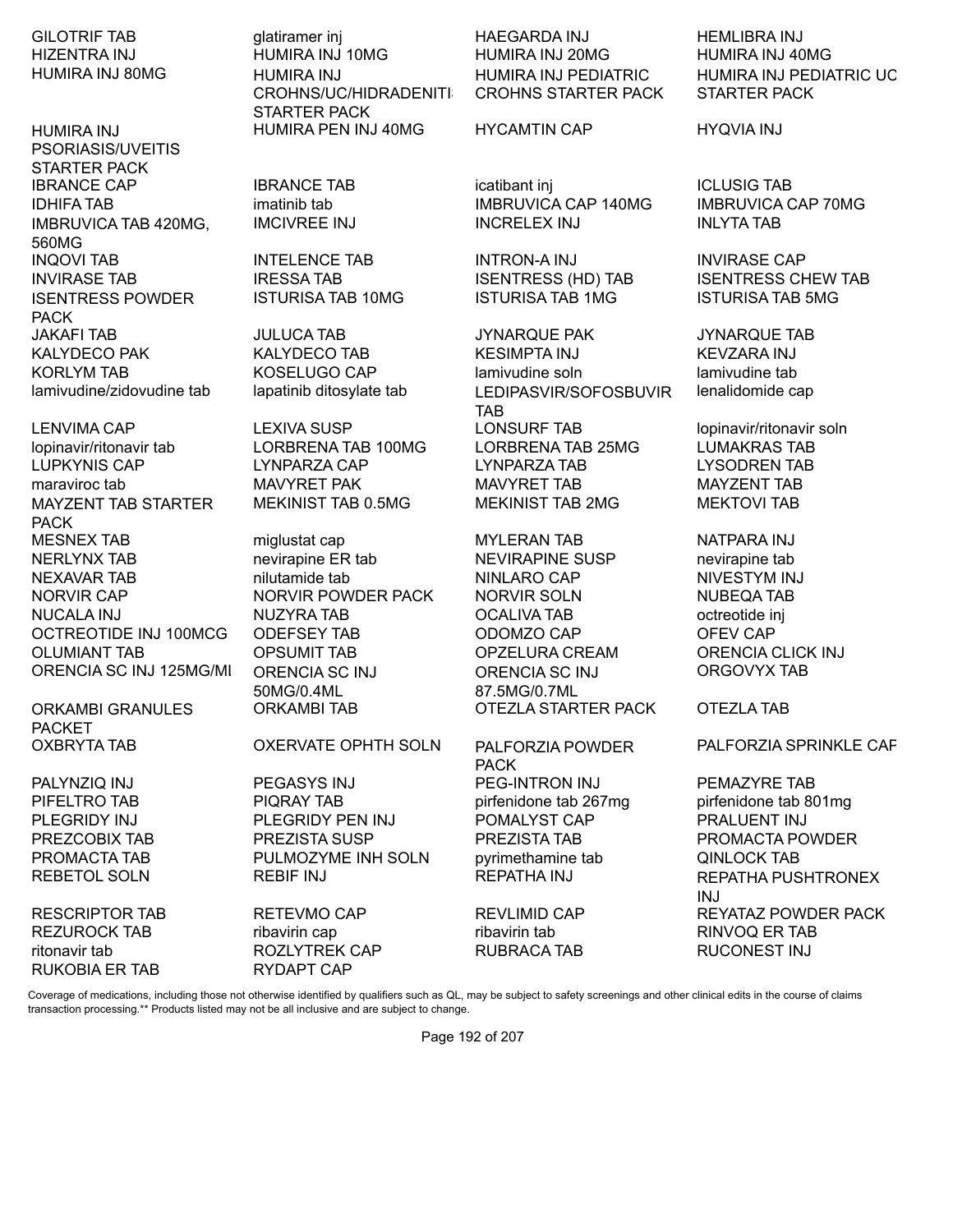GILOTRIF TAB
glatiramer inj
HAEGARDA INJ
HEMLIBRA INJ
HIZENTRA INJ
HUMIRA INJ 10MG
HUMIRA INJ 20MG
HUMIRA INJ 40MG
HUMIRA INJ 80MG
HUMIRA INJ CROHNS/UC/HIDRADENITIS STARTER PACK
HUMIRA INJ PEDIATRIC CROHNS STARTER PACK
HUMIRA INJ PEDIATRIC UC STARTER PACK
HUMIRA INJ PSORIASIS/UVEITIS STARTER PACK
HUMIRA PEN INJ 40MG
HYCAMTIN CAP
HYQVIA INJ
IBRANCE CAP
IBRANCE TAB
icatibant inj
ICLUSIG TAB
IDHIFA TAB
imatinib tab
IMBRUVICA CAP 140MG
IMBRUVICA CAP 70MG
IMBRUVICA TAB 420MG, 560MG
IMCIVREE INJ
INCRELEX INJ
INLYTA TAB
INQOVI TAB
INTELENCE TAB
INTRON-A INJ
INVIRASE CAP
INVIRASE TAB
IRESSA TAB
ISENTRESS (HD) TAB
ISENTRESS CHEW TAB
ISENTRESS POWDER PACK
ISTURISA TAB 10MG
ISTURISA TAB 1MG
ISTURISA TAB 5MG
JAKAFI TAB
JULUCA TAB
JYNARQUE PAK
JYNARQUE TAB
KALYDECO PAK
KALYDECO TAB
KESIMPTA INJ
KEVZARA INJ
KORLYM TAB
KOSELUGO CAP
lamivudine soln
lamivudine tab
lamivudine/zidovudine tab
lapatinib ditosylate tab
LEDIPASVIR/SOFOSBUVIR TAB
lenalidomide cap
LENVIMA CAP
LEXIVA SUSP
LONSURF TAB
lopinavir/ritonavir soln
lopinavir/ritonavir tab
LORBRENA TAB 100MG
LORBRENA TAB 25MG
LUMAKRAS TAB
LUPKYNIS CAP
LYNPARZA CAP
LYNPARZA TAB
LYSODREN TAB
maraviroc tab
MAVYRET PAK
MAVYRET TAB
MAYZENT TAB
MAYZENT TAB STARTER PACK
MEKINIST TAB 0.5MG
MEKINIST TAB 2MG
MEKTOVI TAB
MESNEX TAB
miglustat cap
MYLERAN TAB
NATPARA INJ
NERLYNX TAB
nevirapine ER tab
NEVIRAPINE SUSP
nevirapine tab
NEXAVAR TAB
nilutamide tab
NINLARO CAP
NIVESTYM INJ
NORVIR CAP
NORVIR POWDER PACK
NORVIR SOLN
NUBEQA TAB
NUCALA INJ
NUZYRA TAB
OCALIVA TAB
octreotide inj
OCTREOTIDE INJ 100MCG
ODEFSEY TAB
ODOMZO CAP
OFEV CAP
OLUMIANT TAB
OPSUMIT TAB
OPZELURA CREAM
ORENCIA CLICK INJ
ORENCIA SC INJ 125MG/ML
ORENCIA SC INJ 50MG/0.4ML
ORENCIA SC INJ 87.5MG/0.7ML
ORGOVYX TAB
ORKAMBI GRANULES PACKET
ORKAMBI TAB
OTEZLA STARTER PACK
OTEZLA TAB
OXBRYTA TAB
OXERVATE OPHTH SOLN
PALFORZIA POWDER PACK
PALFORZIA SPRINKLE CAP
PALYNZIQ INJ
PEGASYS INJ
PEG-INTRON INJ
PEMAZYRE TAB
PIFELTRO TAB
PIQRAY TAB
pirfenidone tab 267mg
pirfenidone tab 801mg
PLEGRIDY INJ
PLEGRIDY PEN INJ
POMALYST CAP
PRALUENT INJ
PREZCOBIX TAB
PREZISTA SUSP
PREZISTA TAB
PROMACTA POWDER
PROMACTA TAB
PULMOZYME INH SOLN
pyrimethamine tab
QINLOCK TAB
REBETOL SOLN
REBIF INJ
REPATHA INJ
REPATHA PUSHTRONEX INJ
RESCRIPTOR TAB
RETEVMO CAP
REVLIMID CAP
REYATAZ POWDER PACK
REZUROCK TAB
ribavirin cap
ribavirin tab
RINVOQ ER TAB
ritonavir tab
ROZLYTREK CAP
RUBRACA TAB
RUCONEST INJ
RUKOBIA ER TAB
RYDAPT CAP

Coverage of medications, including those not otherwise identified by qualifiers such as QL, may be subject to safety screenings and other clinical edits in the course of claims transaction processing.** Products listed may not be all inclusive and are subject to change.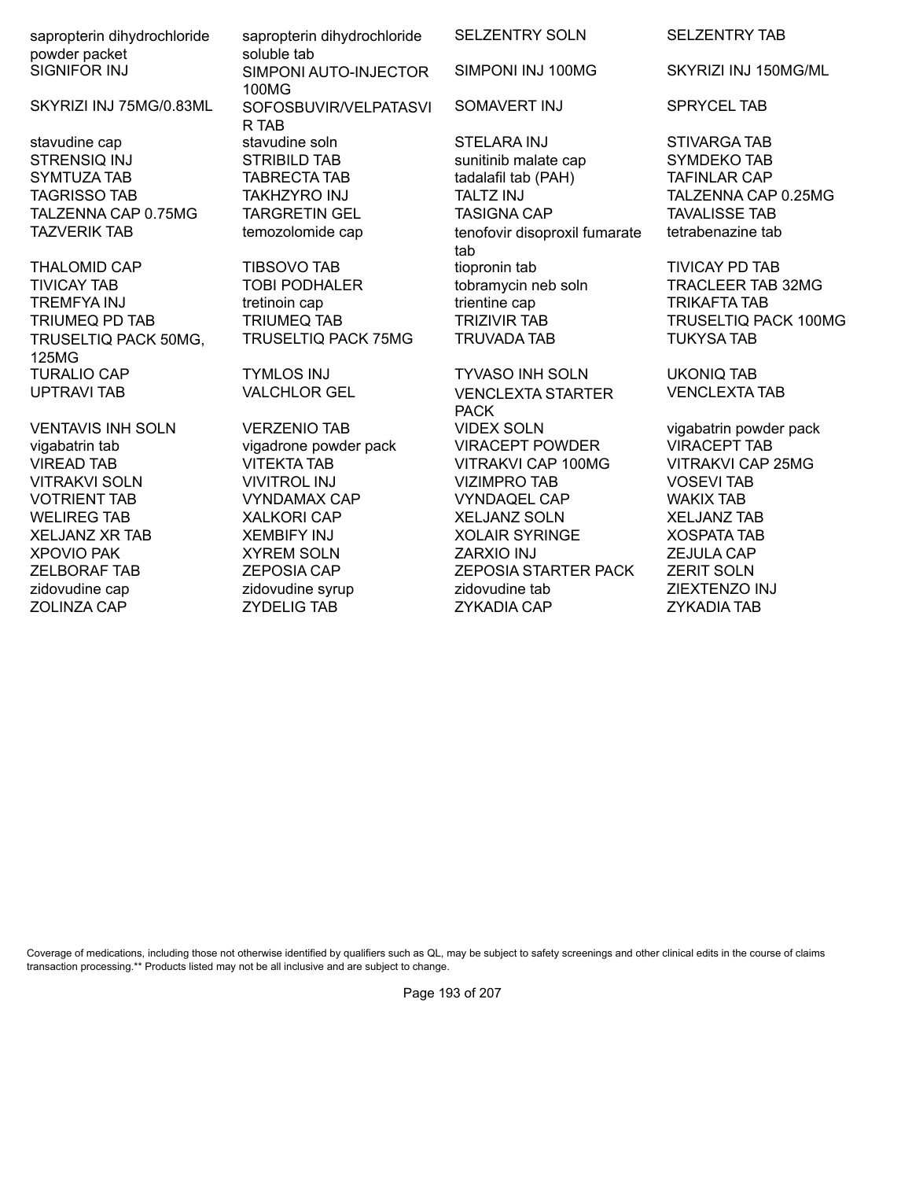| | | | |
|---|---|---|---|
| sapropterin dihydrochloride powder packet | sapropterin dihydrochloride soluble tab | SELZENTRY SOLN | SELZENTRY TAB |
| SIGNIFOR INJ | SIMPONI AUTO-INJECTOR 100MG | SIMPONI INJ 100MG | SKYRIZI INJ 150MG/ML |
| SKYRIZI INJ 75MG/0.83ML | SOFOSBUVIR/VELPATASVIR TAB | SOMAVERT INJ | SPRYCEL TAB |
| stavudine cap | stavudine soln | STELARA INJ | STIVARGA TAB |
| STRENSIQ INJ | STRIBILD TAB | sunitinib malate cap | SYMDEKO TAB |
| SYMTUZA TAB | TABRECTA TAB | tadalafil tab (PAH) | TAFINLAR CAP |
| TAGRISSO TAB | TAKHZYRO INJ | TALTZ INJ | TALZENNA CAP 0.25MG |
| TALZENNA CAP 0.75MG | TARGRETIN GEL | TASIGNA CAP | TAVALISSE TAB |
| TAZVERIK TAB | temozolomide cap | tenofovir disoproxil fumarate tab | tetrabenazine tab |
| THALOMID CAP | TIBSOVO TAB | tiopronin tab | TIVICAY PD TAB |
| TIVICAY TAB | TOBI PODHALER | tobramycin neb soln | TRACLEER TAB 32MG |
| TREMFYA INJ | tretinoin cap | trientine cap | TRIKAFTA TAB |
| TRIUMEQ PD TAB | TRIUMEQ TAB | TRIZIVIR TAB | TRUSELTIQ PACK 100MG |
| TRUSELTIQ PACK 50MG, 125MG | TRUSELTIQ PACK 75MG | TRUVADA TAB | TUKYSA TAB |
| TURALIO CAP | TYMLOS INJ | TYVASO INH SOLN | UKONIQ TAB |
| UPTRAVI TAB | VALCHLOR GEL | VENCLEXTA STARTER PACK | VENCLEXTA TAB |
| VENTAVIS INH SOLN | VERZENIO TAB | VIDEX SOLN | vigabatrin powder pack |
| vigabatrin tab | vigadrone powder pack | VIRACEPT POWDER | VIRACEPT TAB |
| VIREAD TAB | VITEKTA TAB | VITRAKVI CAP 100MG | VITRAKVI CAP 25MG |
| VITRAKVI SOLN | VIVITROL INJ | VIZIMPRO TAB | VOSEVI TAB |
| VOTRIENT TAB | VYNDAMAX CAP | VYNDAQEL CAP | WAKIX TAB |
| WELIREG TAB | XALKORI CAP | XELJANZ SOLN | XELJANZ TAB |
| XELJANZ XR TAB | XEMBIFY INJ | XOLAIR SYRINGE | XOSPATA TAB |
| XPOVIO PAK | XYREM SOLN | ZARXIO INJ | ZEJULA CAP |
| ZELBORAF TAB | ZEPOSIA CAP | ZEPOSIA STARTER PACK | ZERIT SOLN |
| zidovudine cap | zidovudine syrup | zidovudine tab | ZIEXTENZO INJ |
| ZOLINZA CAP | ZYDELIG TAB | ZYKADIA CAP | ZYKADIA TAB |

Coverage of medications, including those not otherwise identified by qualifiers such as QL, may be subject to safety screenings and other clinical edits in the course of claims transaction processing.** Products listed may not be all inclusive and are subject to change.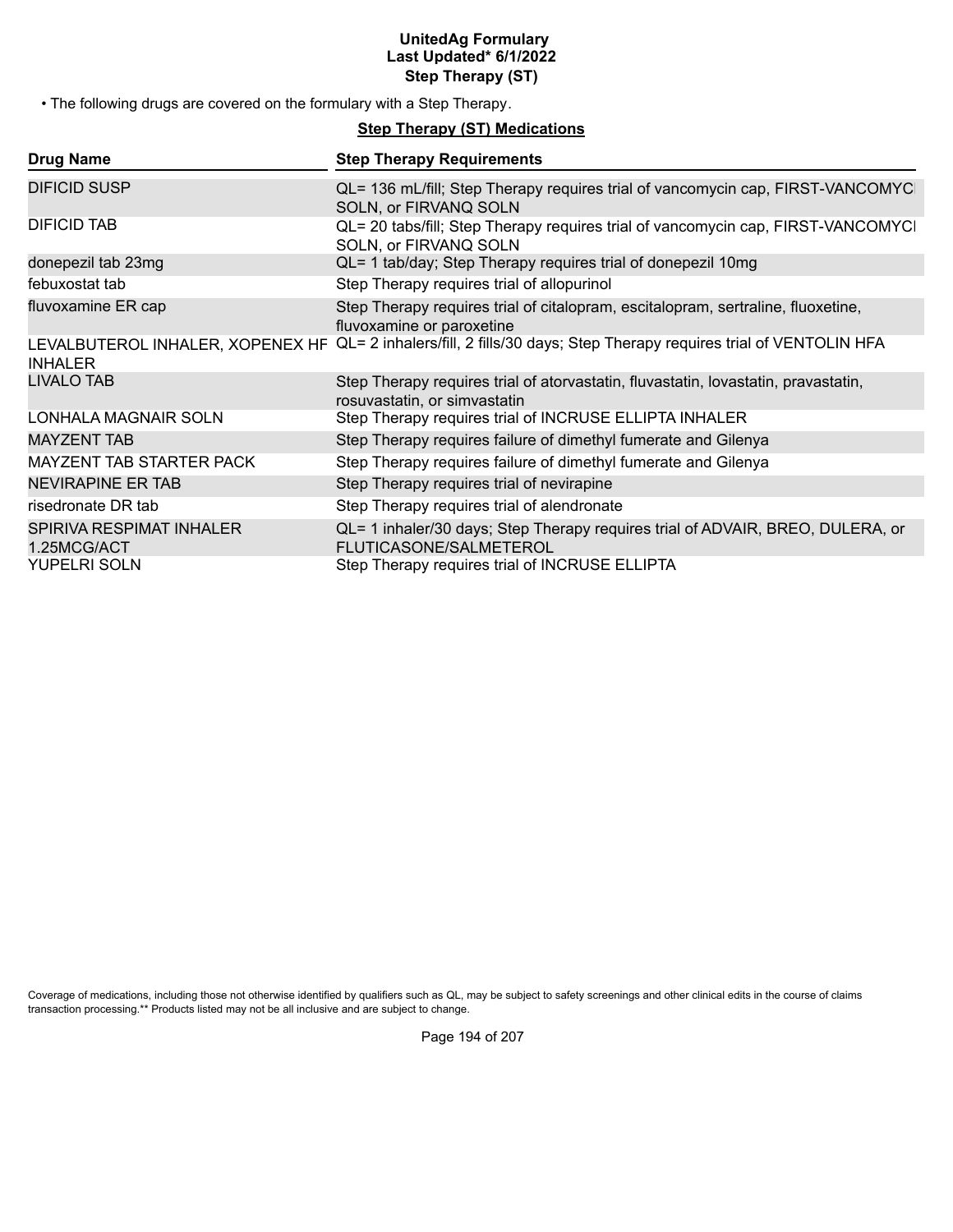# UnitedAg Formulary
## Last Updated* 6/1/2022
## Step Therapy (ST)

• The following drugs are covered on the formulary with a Step Therapy.

### Step Therapy (ST) Medications

| Drug Name | Step Therapy Requirements |
|---|---|
| DIFICID SUSP | QL= 136 mL/fill; Step Therapy requires trial of vancomycin cap, FIRST-VANCOMYCI SOLN, or FIRVANQ SOLN |
| DIFICID TAB | QL= 20 tabs/fill; Step Therapy requires trial of vancomycin cap, FIRST-VANCOMYCI SOLN, or FIRVANQ SOLN |
| donepezil tab 23mg | QL= 1 tab/day; Step Therapy requires trial of donepezil 10mg |
| febuxostat tab | Step Therapy requires trial of allopurinol |
| fluvoxamine ER cap | Step Therapy requires trial of citalopram, escitalopram, sertraline, fluoxetine, fluvoxamine or paroxetine |
| LEVALBUTEROL INHALER, XOPENEX HF INHALER | QL= 2 inhalers/fill, 2 fills/30 days; Step Therapy requires trial of VENTOLIN HFA |
| LIVALO TAB | Step Therapy requires trial of atorvastatin, fluvastatin, lovastatin, pravastatin, rosuvastatin, or simvastatin |
| LONHALA MAGNAIR SOLN | Step Therapy requires trial of INCRUSE ELLIPTA INHALER |
| MAYZENT TAB | Step Therapy requires failure of dimethyl fumerate and Gilenya |
| MAYZENT TAB STARTER PACK | Step Therapy requires failure of dimethyl fumerate and Gilenya |
| NEVIRAPINE ER TAB | Step Therapy requires trial of nevirapine |
| risedronate DR tab | Step Therapy requires trial of alendronate |
| SPIRIVA RESPIMAT INHALER 1.25MCG/ACT | QL= 1 inhaler/30 days; Step Therapy requires trial of ADVAIR, BREO, DULERA, or FLUTICASONE/SALMETEROL |
| YUPELRI SOLN | Step Therapy requires trial of INCRUSE ELLIPTA |

Coverage of medications, including those not otherwise identified by qualifiers such as QL, may be subject to safety screenings and other clinical edits in the course of claims transaction processing.** Products listed may not be all inclusive and are subject to change.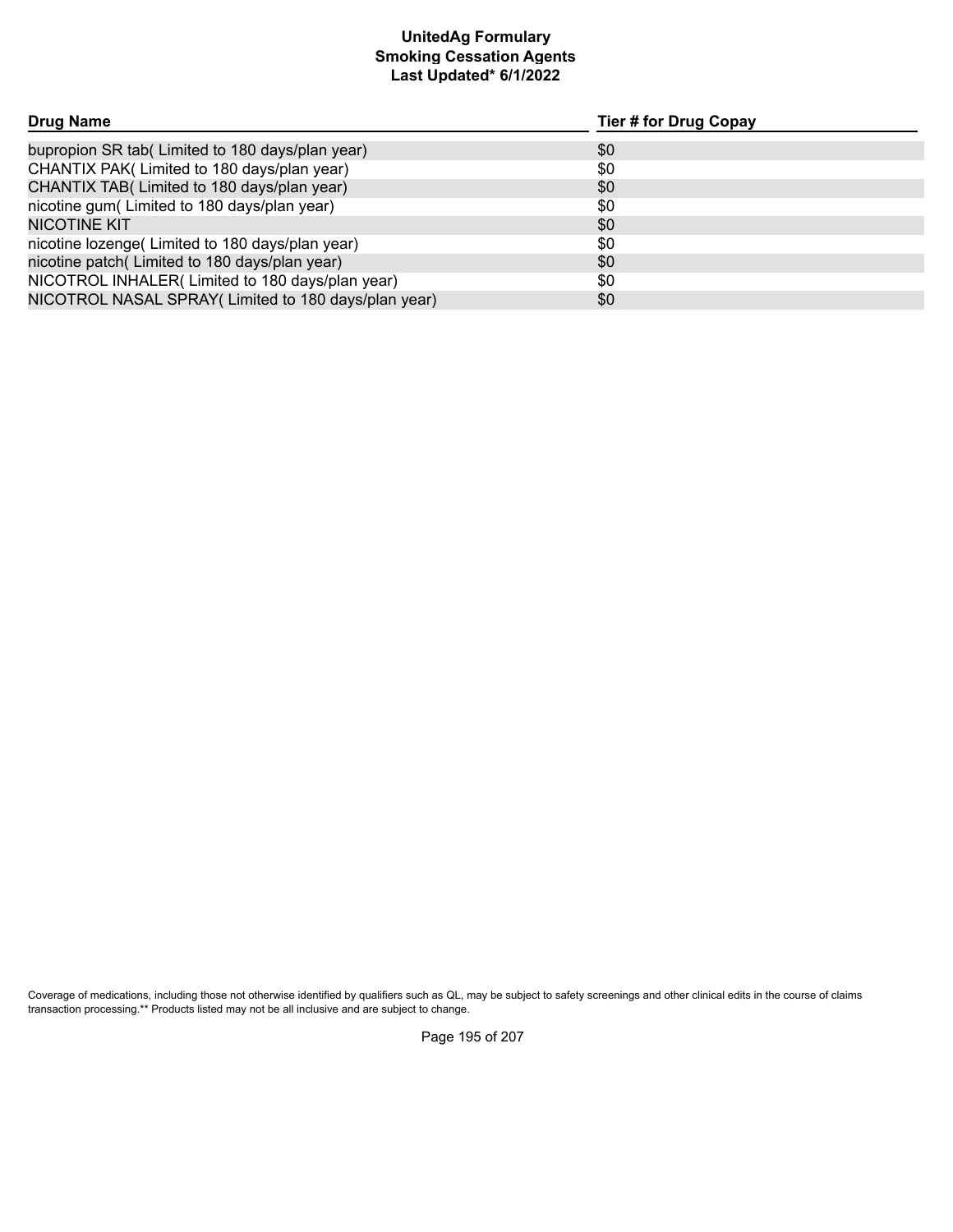**UnitedAg Formulary**
**Smoking Cessation Agents**
**Last Updated* 6/1/2022**

| Drug Name | Tier # for Drug Copay |
| --- | --- |
| bupropion SR tab( Limited to 180 days/plan year) | $0 |
| CHANTIX PAK( Limited to 180 days/plan year) | $0 |
| CHANTIX TAB( Limited to 180 days/plan year) | $0 |
| nicotine gum( Limited to 180 days/plan year) | $0 |
| NICOTINE KIT | $0 |
| nicotine lozenge( Limited to 180 days/plan year) | $0 |
| nicotine patch( Limited to 180 days/plan year) | $0 |
| NICOTROL INHALER( Limited to 180 days/plan year) | $0 |
| NICOTROL NASAL SPRAY( Limited to 180 days/plan year) | $0 |

Coverage of medications, including those not otherwise identified by qualifiers such as QL, may be subject to safety screenings and other clinical edits in the course of claims transaction processing.** Products listed may not be all inclusive and are subject to change.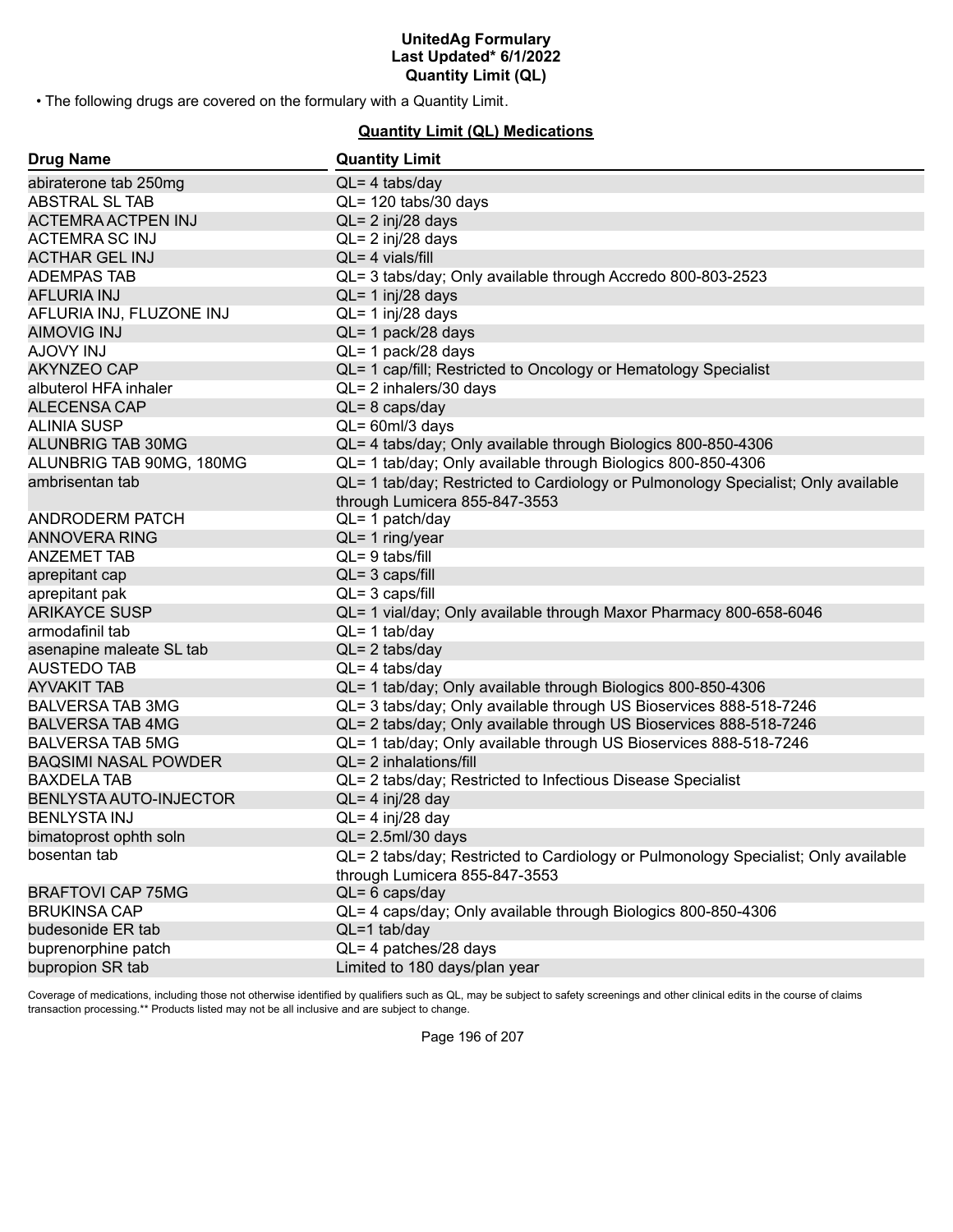# UnitedAg Formulary
## Last Updated* 6/1/2022
## Quantity Limit (QL)

- The following drugs are covered on the formulary with a Quantity Limit.

### Quantity Limit (QL) Medications

| Drug Name | Quantity Limit |
|---|---|
| abiraterone tab 250mg | QL= 4 tabs/day |
| ABSTRAL SL TAB | QL= 120 tabs/30 days |
| ACTEMRA ACTPEN INJ | QL= 2 inj/28 days |
| ACTEMRA SC INJ | QL= 2 inj/28 days |
| ACTHAR GEL INJ | QL= 4 vials/fill |
| ADEMPAS TAB | QL= 3 tabs/day; Only available through Accredo 800-803-2523 |
| AFLURIA INJ | QL= 1 inj/28 days |
| AFLURIA INJ, FLUZONE INJ | QL= 1 inj/28 days |
| AIMOVIG INJ | QL= 1 pack/28 days |
| AJOVY INJ | QL= 1 pack/28 days |
| AKYNZEO CAP | QL= 1 cap/fill; Restricted to Oncology or Hematology Specialist |
| albuterol HFA inhaler | QL= 2 inhalers/30 days |
| ALECENSA CAP | QL= 8 caps/day |
| ALINIA SUSP | QL= 60ml/3 days |
| ALUNBRIG TAB 30MG | QL= 4 tabs/day; Only available through Biologics 800-850-4306 |
| ALUNBRIG TAB 90MG, 180MG | QL= 1 tab/day; Only available through Biologics 800-850-4306 |
| ambrisentan tab | QL= 1 tab/day; Restricted to Cardiology or Pulmonology Specialist; Only available through Lumicera 855-847-3553 |
| ANDRODERM PATCH | QL= 1 patch/day |
| ANNOVERA RING | QL= 1 ring/year |
| ANZEMET TAB | QL= 9 tabs/fill |
| aprepitant cap | QL= 3 caps/fill |
| aprepitant pak | QL= 3 caps/fill |
| ARIKAYCE SUSP | QL= 1 vial/day; Only available through Maxor Pharmacy 800-658-6046 |
| armodafinil tab | QL= 1 tab/day |
| asenapine maleate SL tab | QL= 2 tabs/day |
| AUSTEDO TAB | QL= 4 tabs/day |
| AYVAKIT TAB | QL= 1 tab/day; Only available through Biologics 800-850-4306 |
| BALVERSA TAB 3MG | QL= 3 tabs/day; Only available through US Bioservices 888-518-7246 |
| BALVERSA TAB 4MG | QL= 2 tabs/day; Only available through US Bioservices 888-518-7246 |
| BALVERSA TAB 5MG | QL= 1 tab/day; Only available through US Bioservices 888-518-7246 |
| BAQSIMI NASAL POWDER | QL= 2 inhalations/fill |
| BAXDELA TAB | QL= 2 tabs/day; Restricted to Infectious Disease Specialist |
| BENLYSTA AUTO-INJECTOR | QL= 4 inj/28 day |
| BENLYSTA INJ | QL= 4 inj/28 day |
| bimatoprost ophth soln | QL= 2.5ml/30 days |
| bosentan tab | QL= 2 tabs/day; Restricted to Cardiology or Pulmonology Specialist; Only available through Lumicera 855-847-3553 |
| BRAFTOVI CAP 75MG | QL= 6 caps/day |
| BRUKINSA CAP | QL= 4 caps/day; Only available through Biologics 800-850-4306 |
| budesonide ER tab | QL=1 tab/day |
| buprenorphine patch | QL= 4 patches/28 days |
| bupropion SR tab | Limited to 180 days/plan year |

Coverage of medications, including those not otherwise identified by qualifiers such as QL, may be subject to safety screenings and other clinical edits in the course of claims transaction processing.** Products listed may not be all inclusive and are subject to change.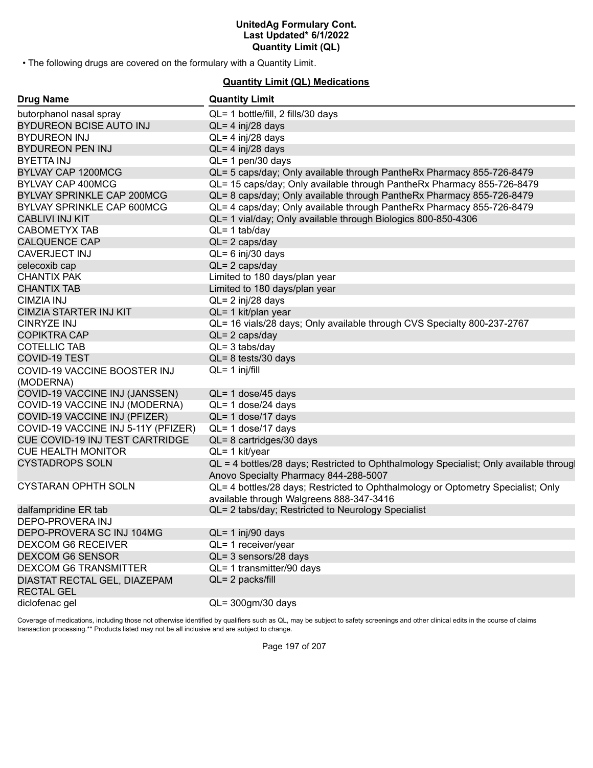• The following drugs are covered on the formulary with a Quantity Limit.

## Quantity Limit (QL) Medications

| Drug Name | Quantity Limit |
|---|---|
| butorphanol nasal spray | QL= 1 bottle/fill, 2 fills/30 days |
| BYDUREON BCISE AUTO INJ | QL= 4 inj/28 days |
| BYDUREON INJ | QL= 4 inj/28 days |
| BYDUREON PEN INJ | QL= 4 inj/28 days |
| BYETTA INJ | QL= 1 pen/30 days |
| BYLVAY CAP 1200MCG | QL= 5 caps/day; Only available through PantheRx Pharmacy 855-726-8479 |
| BYLVAY CAP 400MCG | QL= 15 caps/day; Only available through PantheRx Pharmacy 855-726-8479 |
| BYLVAY SPRINKLE CAP 200MCG | QL= 8 caps/day; Only available through PantheRx Pharmacy 855-726-8479 |
| BYLVAY SPRINKLE CAP 600MCG | QL= 4 caps/day; Only available through PantheRx Pharmacy 855-726-8479 |
| CABLIVI INJ KIT | QL= 1 vial/day; Only available through Biologics 800-850-4306 |
| CABOMETYX TAB | QL= 1 tab/day |
| CALQUENCE CAP | QL= 2 caps/day |
| CAVERJECT INJ | QL= 6 inj/30 days |
| celecoxib cap | QL= 2 caps/day |
| CHANTIX PAK | Limited to 180 days/plan year |
| CHANTIX TAB | Limited to 180 days/plan year |
| CIMZIA INJ | QL= 2 inj/28 days |
| CIMZIA STARTER INJ KIT | QL= 1 kit/plan year |
| CINRYZE INJ | QL= 16 vials/28 days; Only available through CVS Specialty 800-237-2767 |
| COPIKTRA CAP | QL= 2 caps/day |
| COTELLIC TAB | QL= 3 tabs/day |
| COVID-19 TEST | QL= 8 tests/30 days |
| COVID-19 VACCINE BOOSTER INJ (MODERNA) | QL= 1 inj/fill |
| COVID-19 VACCINE INJ (JANSSEN) | QL= 1 dose/45 days |
| COVID-19 VACCINE INJ (MODERNA) | QL= 1 dose/24 days |
| COVID-19 VACCINE INJ (PFIZER) | QL= 1 dose/17 days |
| COVID-19 VACCINE INJ 5-11Y (PFIZER) | QL= 1 dose/17 days |
| CUE COVID-19 INJ TEST CARTRIDGE | QL= 8 cartridges/30 days |
| CUE HEALTH MONITOR | QL= 1 kit/year |
| CYSTADROPS SOLN | QL = 4 bottles/28 days; Restricted to Ophthalmology Specialist; Only available through Anovo Specialty Pharmacy 844-288-5007 |
| CYSTARAN OPHTH SOLN | QL= 4 bottles/28 days; Restricted to Ophthalmology or Optometry Specialist; Only available through Walgreens 888-347-3416 |
| dalfampridine ER tab | QL= 2 tabs/day; Restricted to Neurology Specialist |
| DEPO-PROVERA INJ | |
| DEPO-PROVERA SC INJ 104MG | QL= 1 inj/90 days |
| DEXCOM G6 RECEIVER | QL= 1 receiver/year |
| DEXCOM G6 SENSOR | QL= 3 sensors/28 days |
| DEXCOM G6 TRANSMITTER | QL= 1 transmitter/90 days |
| DIASTAT RECTAL GEL, DIAZEPAM RECTAL GEL | QL= 2 packs/fill |
| diclofenac gel | QL= 300gm/30 days |

Coverage of medications, including those not otherwise identified by qualifiers such as QL, may be subject to safety screenings and other clinical edits in the course of claims transaction processing.** Products listed may not be all inclusive and are subject to change.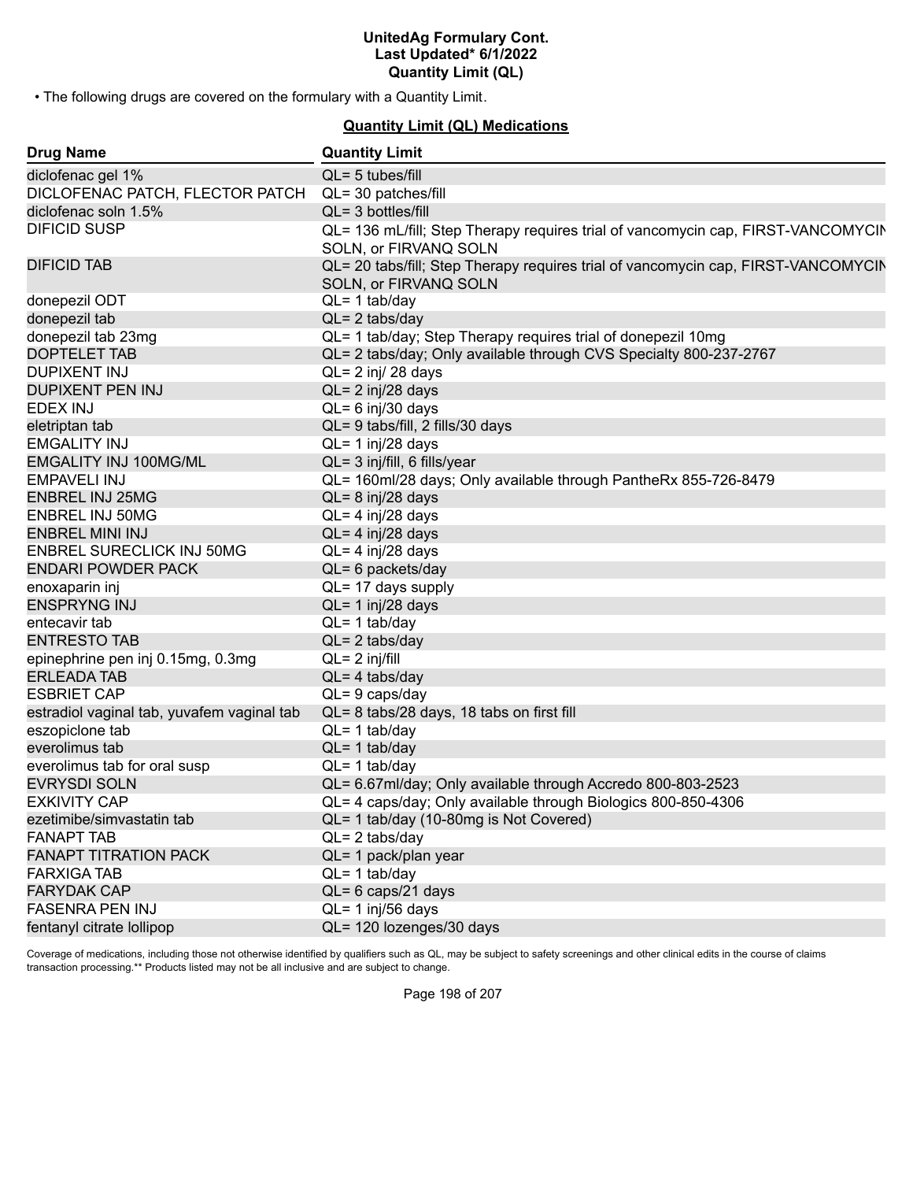• The following drugs are covered on the formulary with a Quantity Limit.

## Quantity Limit (QL) Medications

| Drug Name | Quantity Limit |
| --- | --- |
| diclofenac gel 1% | QL= 5 tubes/fill |
| DICLOFENAC PATCH, FLECTOR PATCH | QL= 30 patches/fill |
| diclofenac soln 1.5% | QL= 3 bottles/fill |
| DIFICID SUSP | QL= 136 mL/fill; Step Therapy requires trial of vancomycin cap, FIRST-VANCOMYCIN SOLN, or FIRVANQ SOLN |
| DIFICID TAB | QL= 20 tabs/fill; Step Therapy requires trial of vancomycin cap, FIRST-VANCOMYCIN SOLN, or FIRVANQ SOLN |
| donepezil ODT | QL= 1 tab/day |
| donepezil tab | QL= 2 tabs/day |
| donepezil tab 23mg | QL= 1 tab/day; Step Therapy requires trial of donepezil 10mg |
| DOPTELET TAB | QL= 2 tabs/day; Only available through CVS Specialty 800-237-2767 |
| DUPIXENT INJ | QL= 2 inj/ 28 days |
| DUPIXENT PEN INJ | QL= 2 inj/28 days |
| EDEX INJ | QL= 6 inj/30 days |
| eletriptan tab | QL= 9 tabs/fill, 2 fills/30 days |
| EMGALITY INJ | QL= 1 inj/28 days |
| EMGALITY INJ 100MG/ML | QL= 3 inj/fill, 6 fills/year |
| EMPAVELI INJ | QL= 160ml/28 days; Only available through PantheRx 855-726-8479 |
| ENBREL INJ 25MG | QL= 8 inj/28 days |
| ENBREL INJ 50MG | QL= 4 inj/28 days |
| ENBREL MINI INJ | QL= 4 inj/28 days |
| ENBREL SURECLICK INJ 50MG | QL= 4 inj/28 days |
| ENDARI POWDER PACK | QL= 6 packets/day |
| enoxaparin inj | QL= 17 days supply |
| ENSPRYNG INJ | QL= 1 inj/28 days |
| entecavir tab | QL= 1 tab/day |
| ENTRESTO TAB | QL= 2 tabs/day |
| epinephrine pen inj 0.15mg, 0.3mg | QL= 2 inj/fill |
| ERLEADA TAB | QL= 4 tabs/day |
| ESBRIET CAP | QL= 9 caps/day |
| estradiol vaginal tab, yuvafem vaginal tab | QL= 8 tabs/28 days, 18 tabs on first fill |
| eszopiclone tab | QL= 1 tab/day |
| everolimus tab | QL= 1 tab/day |
| everolimus tab for oral susp | QL= 1 tab/day |
| EVRYSDI SOLN | QL= 6.67ml/day; Only available through Accredo 800-803-2523 |
| EXKIVITY CAP | QL= 4 caps/day; Only available through Biologics 800-850-4306 |
| ezetimibe/simvastatin tab | QL= 1 tab/day (10-80mg is Not Covered) |
| FANAPT TAB | QL= 2 tabs/day |
| FANAPT TITRATION PACK | QL= 1 pack/plan year |
| FARXIGA TAB | QL= 1 tab/day |
| FARYDAK CAP | QL= 6 caps/21 days |
| FASENRA PEN INJ | QL= 1 inj/56 days |
| fentanyl citrate lollipop | QL= 120 lozenges/30 days |

Coverage of medications, including those not otherwise identified by qualifiers such as QL, may be subject to safety screenings and other clinical edits in the course of claims transaction processing.** Products listed may not be all inclusive and are subject to change.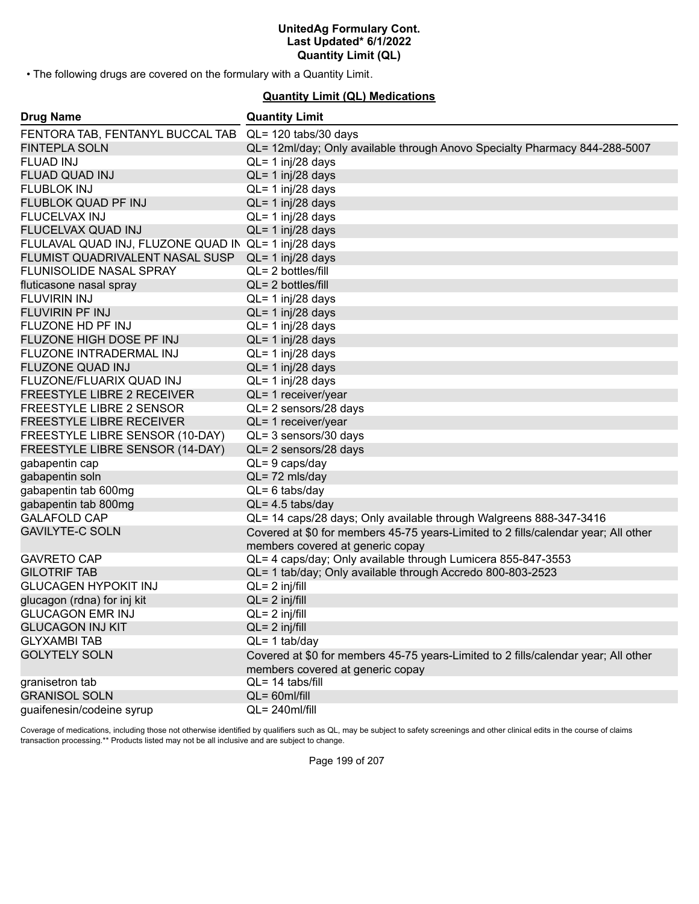• The following drugs are covered on the formulary with a Quantity Limit.

## Quantity Limit (QL) Medications

| Drug Name | Quantity Limit |
| --- | --- |
| FENTORA TAB, FENTANYL BUCCAL TAB | QL= 120 tabs/30 days |
| FINTEPLA SOLN | QL= 12ml/day; Only available through Anovo Specialty Pharmacy 844-288-5007 |
| FLUAD INJ | QL= 1 inj/28 days |
| FLUAD QUAD INJ | QL= 1 inj/28 days |
| FLUBLOK INJ | QL= 1 inj/28 days |
| FLUBLOK QUAD PF INJ | QL= 1 inj/28 days |
| FLUCELVAX INJ | QL= 1 inj/28 days |
| FLUCELVAX QUAD INJ | QL= 1 inj/28 days |
| FLULAVAL QUAD INJ, FLUZONE QUAD IN | QL= 1 inj/28 days |
| FLUMIST QUADRIVALENT NASAL SUSP | QL= 1 inj/28 days |
| FLUNISOLIDE NASAL SPRAY | QL= 2 bottles/fill |
| fluticasone nasal spray | QL= 2 bottles/fill |
| FLUVIRIN INJ | QL= 1 inj/28 days |
| FLUVIRIN PF INJ | QL= 1 inj/28 days |
| FLUZONE HD PF INJ | QL= 1 inj/28 days |
| FLUZONE HIGH DOSE PF INJ | QL= 1 inj/28 days |
| FLUZONE INTRADERMAL INJ | QL= 1 inj/28 days |
| FLUZONE QUAD INJ | QL= 1 inj/28 days |
| FLUZONE/FLUARIX QUAD INJ | QL= 1 inj/28 days |
| FREESTYLE LIBRE 2 RECEIVER | QL= 1 receiver/year |
| FREESTYLE LIBRE 2 SENSOR | QL= 2 sensors/28 days |
| FREESTYLE LIBRE RECEIVER | QL= 1 receiver/year |
| FREESTYLE LIBRE SENSOR (10-DAY) | QL= 3 sensors/30 days |
| FREESTYLE LIBRE SENSOR (14-DAY) | QL= 2 sensors/28 days |
| gabapentin cap | QL= 9 caps/day |
| gabapentin soln | QL= 72 mls/day |
| gabapentin tab 600mg | QL= 6 tabs/day |
| gabapentin tab 800mg | QL= 4.5 tabs/day |
| GALAFOLD CAP | QL= 14 caps/28 days; Only available through Walgreens 888-347-3416 |
| GAVILYTE-C SOLN | Covered at $0 for members 45-75 years-Limited to 2 fills/calendar year; All other members covered at generic copay |
| GAVRETO CAP | QL= 4 caps/day; Only available through Lumicera 855-847-3553 |
| GILOTRIF TAB | QL= 1 tab/day; Only available through Accredo 800-803-2523 |
| GLUCAGEN HYPOKIT INJ | QL= 2 inj/fill |
| glucagon (rdna) for inj kit | QL= 2 inj/fill |
| GLUCAGON EMR INJ | QL= 2 inj/fill |
| GLUCAGON INJ KIT | QL= 2 inj/fill |
| GLYXAMBI TAB | QL= 1 tab/day |
| GOLYTELY SOLN | Covered at $0 for members 45-75 years-Limited to 2 fills/calendar year; All other members covered at generic copay |
| granisetron tab | QL= 14 tabs/fill |
| GRANISOL SOLN | QL= 60ml/fill |
| guaifenesin/codeine syrup | QL= 240ml/fill |

Coverage of medications, including those not otherwise identified by qualifiers such as QL, may be subject to safety screenings and other clinical edits in the course of claims transaction processing.** Products listed may not be all inclusive and are subject to change.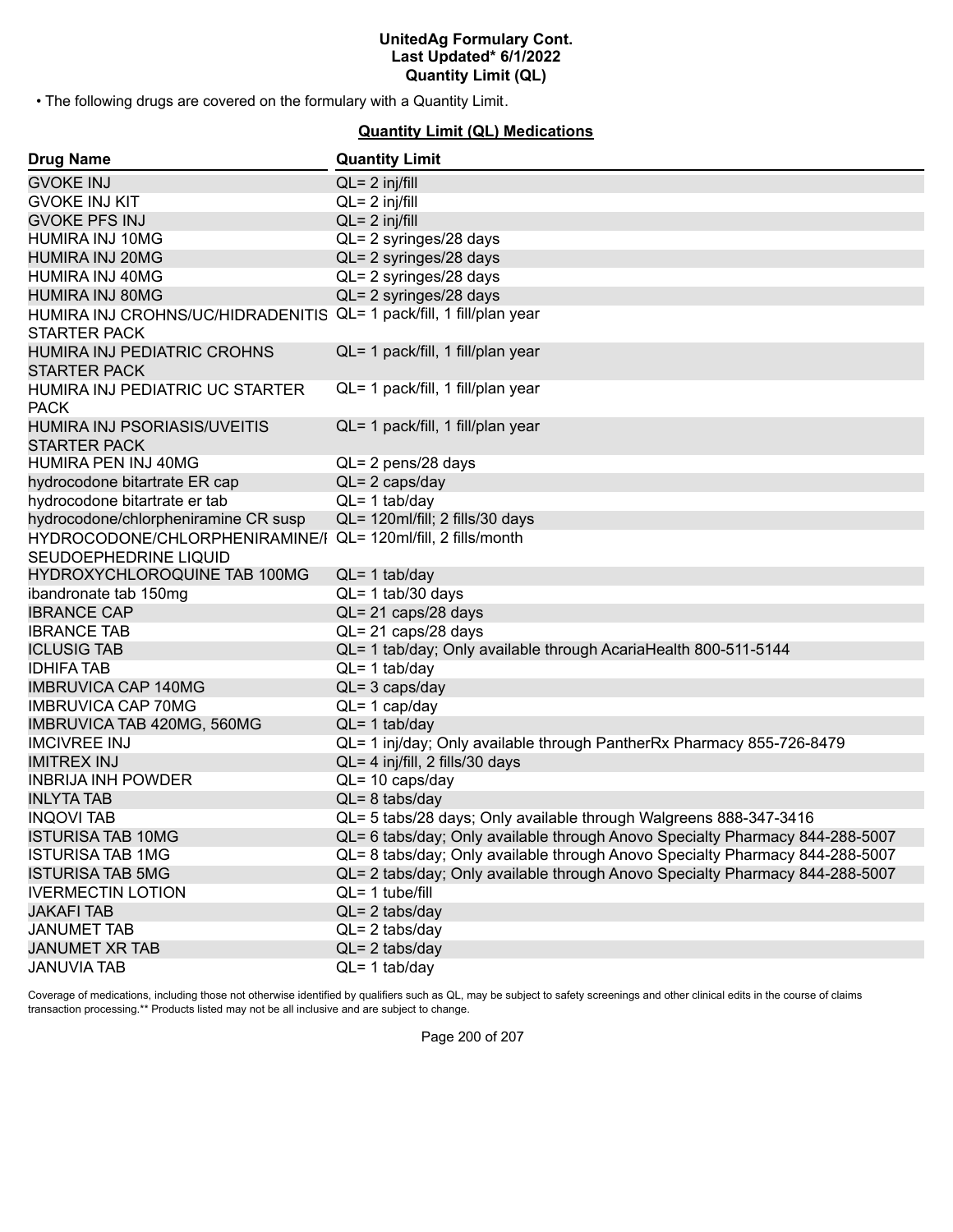• The following drugs are covered on the formulary with a Quantity Limit.

## Quantity Limit (QL) Medications

| Drug Name | Quantity Limit |
|---|---|
| GVOKE INJ | QL= 2 inj/fill |
| GVOKE INJ KIT | QL= 2 inj/fill |
| GVOKE PFS INJ | QL= 2 inj/fill |
| HUMIRA INJ 10MG | QL= 2 syringes/28 days |
| HUMIRA INJ 20MG | QL= 2 syringes/28 days |
| HUMIRA INJ 40MG | QL= 2 syringes/28 days |
| HUMIRA INJ 80MG | QL= 2 syringes/28 days |
| HUMIRA INJ CROHNS/UC/HIDRADENITIS STARTER PACK | QL= 1 pack/fill, 1 fill/plan year |
| HUMIRA INJ PEDIATRIC CROHNS STARTER PACK | QL= 1 pack/fill, 1 fill/plan year |
| HUMIRA INJ PEDIATRIC UC STARTER PACK | QL= 1 pack/fill, 1 fill/plan year |
| HUMIRA INJ PSORIASIS/UVEITIS STARTER PACK | QL= 1 pack/fill, 1 fill/plan year |
| HUMIRA PEN INJ 40MG | QL= 2 pens/28 days |
| hydrocodone bitartrate ER cap | QL= 2 caps/day |
| hydrocodone bitartrate er tab | QL= 1 tab/day |
| hydrocodone/chlorpheniramine CR susp | QL= 120ml/fill; 2 fills/30 days |
| HYDROCODONE/CHLORPHENIRAMINE/PSEUDOEPHEDRINE LIQUID | QL= 120ml/fill, 2 fills/month |
| HYDROXYCHLOROQUINE TAB 100MG | QL= 1 tab/day |
| ibandronate tab 150mg | QL= 1 tab/30 days |
| IBRANCE CAP | QL= 21 caps/28 days |
| IBRANCE TAB | QL= 21 caps/28 days |
| ICLUSIG TAB | QL= 1 tab/day; Only available through AcariaHealth 800-511-5144 |
| IDHIFA TAB | QL= 1 tab/day |
| IMBRUVICA CAP 140MG | QL= 3 caps/day |
| IMBRUVICA CAP 70MG | QL= 1 cap/day |
| IMBRUVICA TAB 420MG, 560MG | QL= 1 tab/day |
| IMCIVREE INJ | QL= 1 inj/day; Only available through PantherRx Pharmacy 855-726-8479 |
| IMITREX INJ | QL= 4 inj/fill, 2 fills/30 days |
| INBRIJA INH POWDER | QL= 10 caps/day |
| INLYTA TAB | QL= 8 tabs/day |
| INQOVI TAB | QL= 5 tabs/28 days; Only available through Walgreens 888-347-3416 |
| ISTURISA TAB 10MG | QL= 6 tabs/day; Only available through Anovo Specialty Pharmacy 844-288-5007 |
| ISTURISA TAB 1MG | QL= 8 tabs/day; Only available through Anovo Specialty Pharmacy 844-288-5007 |
| ISTURISA TAB 5MG | QL= 2 tabs/day; Only available through Anovo Specialty Pharmacy 844-288-5007 |
| IVERMECTIN LOTION | QL= 1 tube/fill |
| JAKAFI TAB | QL= 2 tabs/day |
| JANUMET TAB | QL= 2 tabs/day |
| JANUMET XR TAB | QL= 2 tabs/day |
| JANUVIA TAB | QL= 1 tab/day |

Coverage of medications, including those not otherwise identified by qualifiers such as QL, may be subject to safety screenings and other clinical edits in the course of claims transaction processing.** Products listed may not be all inclusive and are subject to change.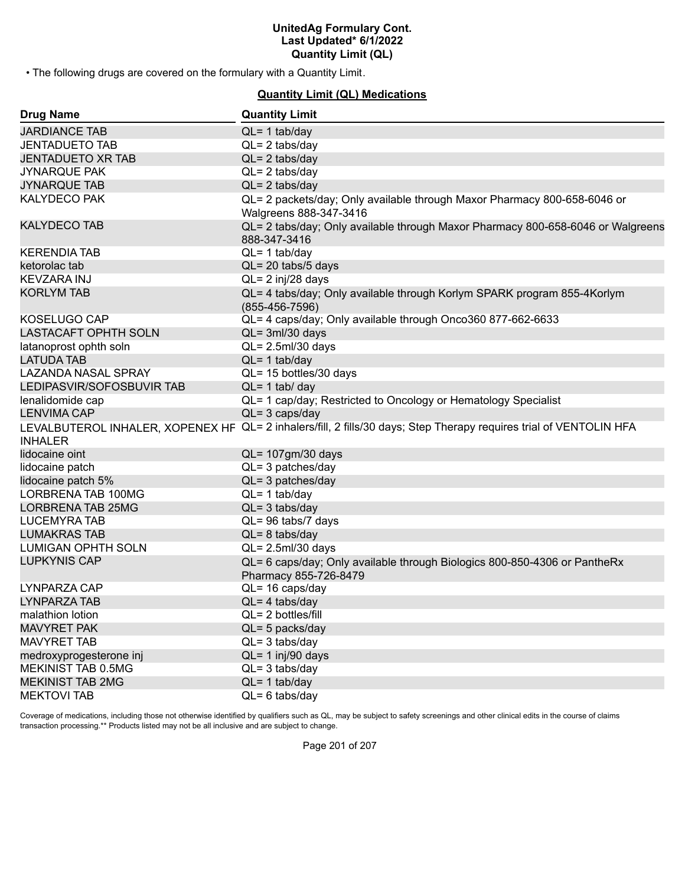• The following drugs are covered on the formulary with a Quantity Limit.

## Quantity Limit (QL) Medications

| Drug Name | Quantity Limit |
|---|---|
| JARDIANCE TAB | QL= 1 tab/day |
| JENTADUETO TAB | QL= 2 tabs/day |
| JENTADUETO XR TAB | QL= 2 tabs/day |
| JYNARQUE PAK | QL= 2 tabs/day |
| JYNARQUE TAB | QL= 2 tabs/day |
| KALYDECO PAK | QL= 2 packets/day; Only available through Maxor Pharmacy 800-658-6046 or Walgreens 888-347-3416 |
| KALYDECO TAB | QL= 2 tabs/day; Only available through Maxor Pharmacy 800-658-6046 or Walgreens 888-347-3416 |
| KERENDIA TAB | QL= 1 tab/day |
| ketorolac tab | QL= 20 tabs/5 days |
| KEVZARA INJ | QL= 2 inj/28 days |
| KORLYM TAB | QL= 4 tabs/day; Only available through Korlym SPARK program 855-4Korlym (855-456-7596) |
| KOSELUGO CAP | QL= 4 caps/day; Only available through Onco360 877-662-6633 |
| LASTACAFT OPHTH SOLN | QL= 3ml/30 days |
| latanoprost ophth soln | QL= 2.5ml/30 days |
| LATUDA TAB | QL= 1 tab/day |
| LAZANDA NASAL SPRAY | QL= 15 bottles/30 days |
| LEDIPASVIR/SOFOSBUVIR TAB | QL= 1 tab/ day |
| lenalidomide cap | QL= 1 cap/day; Restricted to Oncology or Hematology Specialist |
| LENVIMA CAP | QL= 3 caps/day |
| LEVALBUTEROL INHALER, XOPENEX HFA INHALER | QL= 2 inhalers/fill, 2 fills/30 days; Step Therapy requires trial of VENTOLIN HFA |
| lidocaine oint | QL= 107gm/30 days |
| lidocaine patch | QL= 3 patches/day |
| lidocaine patch 5% | QL= 3 patches/day |
| LORBRENA TAB 100MG | QL= 1 tab/day |
| LORBRENA TAB 25MG | QL= 3 tabs/day |
| LUCEMYRA TAB | QL= 96 tabs/7 days |
| LUMAKRAS TAB | QL= 8 tabs/day |
| LUMIGAN OPHTH SOLN | QL= 2.5ml/30 days |
| LUPKYNIS CAP | QL= 6 caps/day; Only available through Biologics 800-850-4306 or PantheRx Pharmacy 855-726-8479 |
| LYNPARZA CAP | QL= 16 caps/day |
| LYNPARZA TAB | QL= 4 tabs/day |
| malathion lotion | QL= 2 bottles/fill |
| MAVYRET PAK | QL= 5 packs/day |
| MAVYRET TAB | QL= 3 tabs/day |
| medroxyprogesterone inj | QL= 1 inj/90 days |
| MEKINIST TAB 0.5MG | QL= 3 tabs/day |
| MEKINIST TAB 2MG | QL= 1 tab/day |
| MEKTOVI TAB | QL= 6 tabs/day |

Coverage of medications, including those not otherwise identified by qualifiers such as QL, may be subject to safety screenings and other clinical edits in the course of claims transaction processing.** Products listed may not be all inclusive and are subject to change.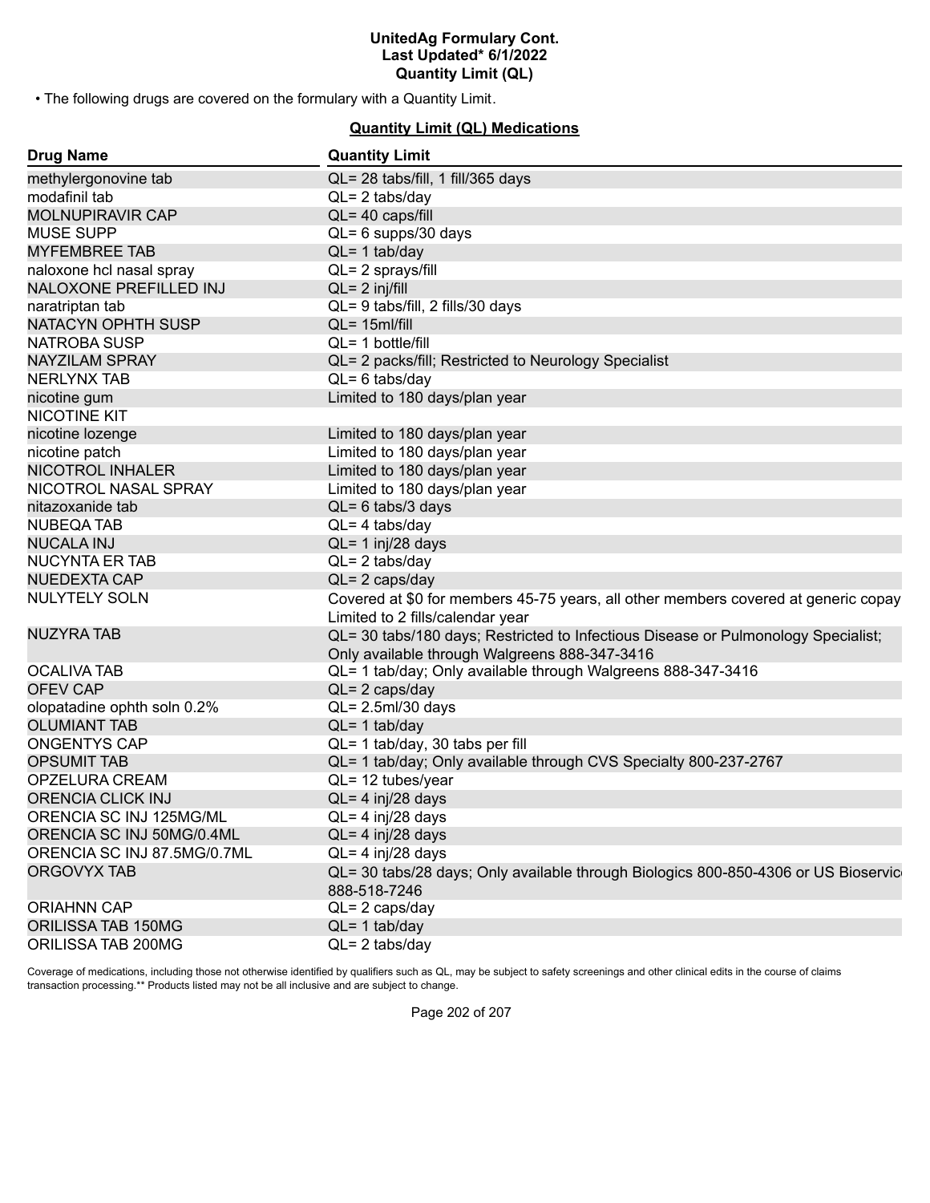# UnitedAg Formulary Cont.
## Last Updated* 6/1/2022
## Quantity Limit (QL)

• The following drugs are covered on the formulary with a Quantity Limit.

### Quantity Limit (QL) Medications

| Drug Name | Quantity Limit |
|---|---|
| methylergonovine tab | QL= 28 tabs/fill, 1 fill/365 days |
| modafinil tab | QL= 2 tabs/day |
| MOLNUPIRAVIR CAP | QL= 40 caps/fill |
| MUSE SUPP | QL= 6 supps/30 days |
| MYFEMBREE TAB | QL= 1 tab/day |
| naloxone hcl nasal spray | QL= 2 sprays/fill |
| NALOXONE PREFILLED INJ | QL= 2 inj/fill |
| naratriptan tab | QL= 9 tabs/fill, 2 fills/30 days |
| NATACYN OPHTH SUSP | QL= 15ml/fill |
| NATROBA SUSP | QL= 1 bottle/fill |
| NAYZILAM SPRAY | QL= 2 packs/fill; Restricted to Neurology Specialist |
| NERLYNX TAB | QL= 6 tabs/day |
| nicotine gum | Limited to 180 days/plan year |
| NICOTINE KIT | |
| nicotine lozenge | Limited to 180 days/plan year |
| nicotine patch | Limited to 180 days/plan year |
| NICOTROL INHALER | Limited to 180 days/plan year |
| NICOTROL NASAL SPRAY | Limited to 180 days/plan year |
| nitazoxanide tab | QL= 6 tabs/3 days |
| NUBEQA TAB | QL= 4 tabs/day |
| NUCALA INJ | QL= 1 inj/28 days |
| NUCYNTA ER TAB | QL= 2 tabs/day |
| NUEDEXTA CAP | QL= 2 caps/day |
| NULYTELY SOLN | Covered at $0 for members 45-75 years, all other members covered at generic copay Limited to 2 fills/calendar year |
| NUZYRA TAB | QL= 30 tabs/180 days; Restricted to Infectious Disease or Pulmonology Specialist; Only available through Walgreens 888-347-3416 |
| OCALIVA TAB | QL= 1 tab/day; Only available through Walgreens 888-347-3416 |
| OFEV CAP | QL= 2 caps/day |
| olopatadine ophth soln 0.2% | QL= 2.5ml/30 days |
| OLUMIANT TAB | QL= 1 tab/day |
| ONGENTYS CAP | QL= 1 tab/day, 30 tabs per fill |
| OPSUMIT TAB | QL= 1 tab/day; Only available through CVS Specialty 800-237-2767 |
| OPZELURA CREAM | QL= 12 tubes/year |
| ORENCIA CLICK INJ | QL= 4 inj/28 days |
| ORENCIA SC INJ 125MG/ML | QL= 4 inj/28 days |
| ORENCIA SC INJ 50MG/0.4ML | QL= 4 inj/28 days |
| ORENCIA SC INJ 87.5MG/0.7ML | QL= 4 inj/28 days |
| ORGOVYX TAB | QL= 30 tabs/28 days; Only available through Biologics 800-850-4306 or US Bioservic 888-518-7246 |
| ORIAHNN CAP | QL= 2 caps/day |
| ORILISSA TAB 150MG | QL= 1 tab/day |
| ORILISSA TAB 200MG | QL= 2 tabs/day |

Coverage of medications, including those not otherwise identified by qualifiers such as QL, may be subject to safety screenings and other clinical edits in the course of claims transaction processing.** Products listed may not be all inclusive and are subject to change.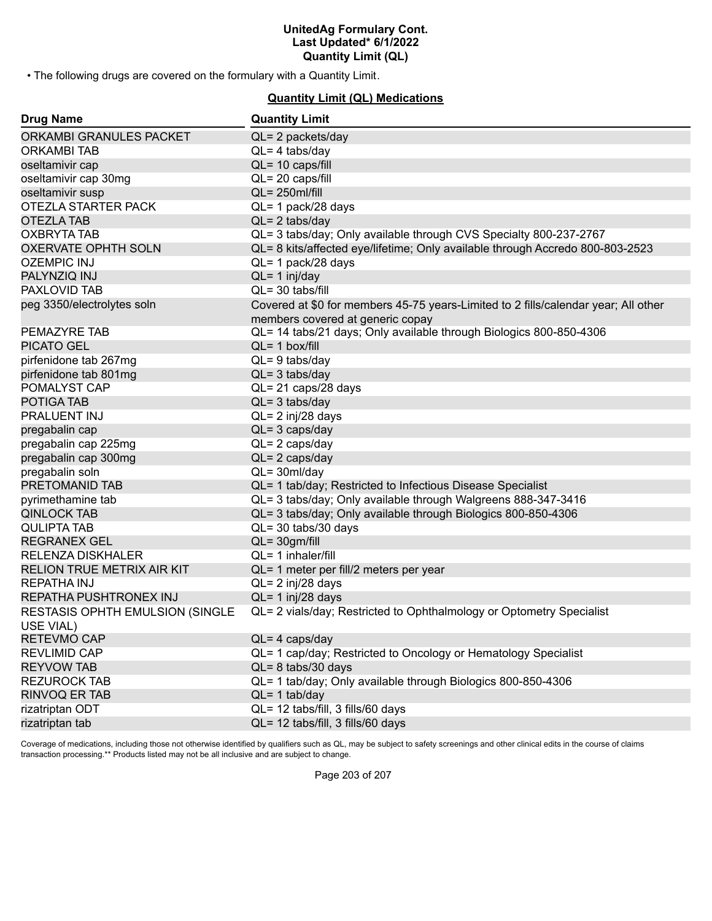• The following drugs are covered on the formulary with a Quantity Limit.

## Quantity Limit (QL) Medications

| Drug Name | Quantity Limit |
| --- | --- |
| ORKAMBI GRANULES PACKET | QL= 2 packets/day |
| ORKAMBI TAB | QL= 4 tabs/day |
| oseltamivir cap | QL= 10 caps/fill |
| oseltamivir cap 30mg | QL= 20 caps/fill |
| oseltamivir susp | QL= 250ml/fill |
| OTEZLA STARTER PACK | QL= 1 pack/28 days |
| OTEZLA TAB | QL= 2 tabs/day |
| OXBRYTA TAB | QL= 3 tabs/day; Only available through CVS Specialty 800-237-2767 |
| OXERVATE OPHTH SOLN | QL= 8 kits/affected eye/lifetime; Only available through Accredo 800-803-2523 |
| OZEMPIC INJ | QL= 1 pack/28 days |
| PALYNZIQ INJ | QL= 1 inj/day |
| PAXLOVID TAB | QL= 30 tabs/fill |
| peg 3350/electrolytes soln | Covered at $0 for members 45-75 years-Limited to 2 fills/calendar year; All other members covered at generic copay |
| PEMAZYRE TAB | QL= 14 tabs/21 days; Only available through Biologics 800-850-4306 |
| PICATO GEL | QL= 1 box/fill |
| pirfenidone tab 267mg | QL= 9 tabs/day |
| pirfenidone tab 801mg | QL= 3 tabs/day |
| POMALYST CAP | QL= 21 caps/28 days |
| POTIGA TAB | QL= 3 tabs/day |
| PRALUENT INJ | QL= 2 inj/28 days |
| pregabalin cap | QL= 3 caps/day |
| pregabalin cap 225mg | QL= 2 caps/day |
| pregabalin cap 300mg | QL= 2 caps/day |
| pregabalin soln | QL= 30ml/day |
| PRETOMANID TAB | QL= 1 tab/day; Restricted to Infectious Disease Specialist |
| pyrimethamine tab | QL= 3 tabs/day; Only available through Walgreens 888-347-3416 |
| QINLOCK TAB | QL= 3 tabs/day; Only available through Biologics 800-850-4306 |
| QULIPTA TAB | QL= 30 tabs/30 days |
| REGRANEX GEL | QL= 30gm/fill |
| RELENZA DISKHALER | QL= 1 inhaler/fill |
| RELION TRUE METRIX AIR KIT | QL= 1 meter per fill/2 meters per year |
| REPATHA INJ | QL= 2 inj/28 days |
| REPATHA PUSHTRONEX INJ | QL= 1 inj/28 days |
| RESTASIS OPHTH EMULSION (SINGLE USE VIAL) | QL= 2 vials/day; Restricted to Ophthalmology or Optometry Specialist |
| RETEVMO CAP | QL= 4 caps/day |
| REVLIMID CAP | QL= 1 cap/day; Restricted to Oncology or Hematology Specialist |
| REYVOW TAB | QL= 8 tabs/30 days |
| REZUROCK TAB | QL= 1 tab/day; Only available through Biologics 800-850-4306 |
| RINVOQ ER TAB | QL= 1 tab/day |
| rizatriptan ODT | QL= 12 tabs/fill, 3 fills/60 days |
| rizatriptan tab | QL= 12 tabs/fill, 3 fills/60 days |

Coverage of medications, including those not otherwise identified by qualifiers such as QL, may be subject to safety screenings and other clinical edits in the course of claims transaction processing.** Products listed may not be all inclusive and are subject to change.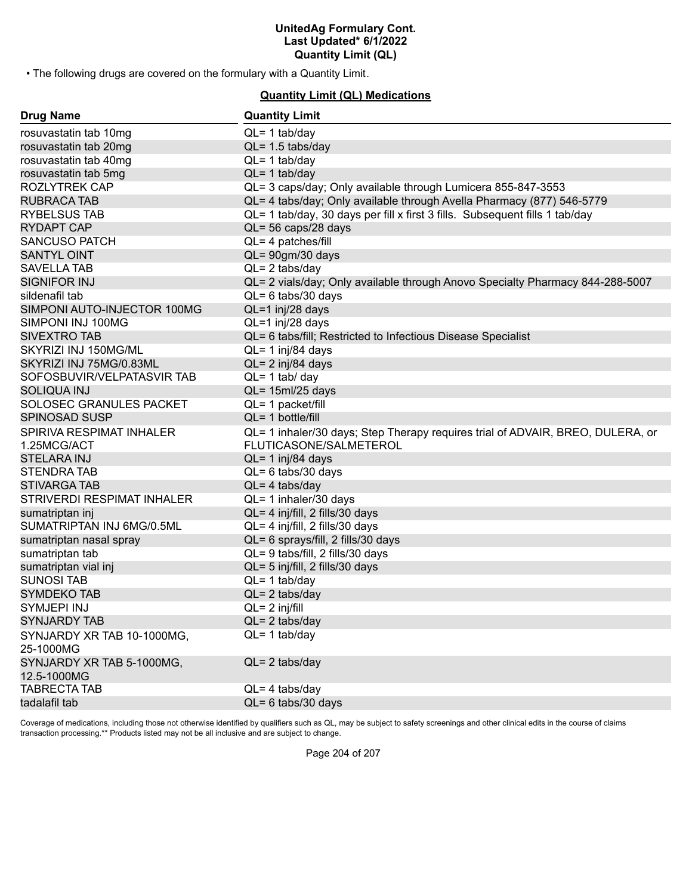• The following drugs are covered on the formulary with a Quantity Limit.

**Quantity Limit (QL) Medications**

| Drug Name | Quantity Limit |
|---|---|
| rosuvastatin tab 10mg | QL= 1 tab/day |
| rosuvastatin tab 20mg | QL= 1.5 tabs/day |
| rosuvastatin tab 40mg | QL= 1 tab/day |
| rosuvastatin tab 5mg | QL= 1 tab/day |
| ROZLYTREK CAP | QL= 3 caps/day; Only available through Lumicera 855-847-3553 |
| RUBRACA TAB | QL= 4 tabs/day; Only available through Avella Pharmacy (877) 546-5779 |
| RYBELSUS TAB | QL= 1 tab/day, 30 days per fill x first 3 fills. Subsequent fills 1 tab/day |
| RYDAPT CAP | QL= 56 caps/28 days |
| SANCUSO PATCH | QL= 4 patches/fill |
| SANTYL OINT | QL= 90gm/30 days |
| SAVELLA TAB | QL= 2 tabs/day |
| SIGNIFOR INJ | QL= 2 vials/day; Only available through Anovo Specialty Pharmacy 844-288-5007 |
| sildenafil tab | QL= 6 tabs/30 days |
| SIMPONI AUTO-INJECTOR 100MG | QL=1 inj/28 days |
| SIMPONI INJ 100MG | QL=1 inj/28 days |
| SIVEXTRO TAB | QL= 6 tabs/fill; Restricted to Infectious Disease Specialist |
| SKYRIZI INJ 150MG/ML | QL= 1 inj/84 days |
| SKYRIZI INJ 75MG/0.83ML | QL= 2 inj/84 days |
| SOFOSBUVIR/VELPATASVIR TAB | QL= 1 tab/ day |
| SOLIQUA INJ | QL= 15ml/25 days |
| SOLOSEC GRANULES PACKET | QL= 1 packet/fill |
| SPINOSAD SUSP | QL= 1 bottle/fill |
| SPIRIVA RESPIMAT INHALER 1.25MCG/ACT | QL= 1 inhaler/30 days; Step Therapy requires trial of ADVAIR, BREO, DULERA, or FLUTICASONE/SALMETEROL |
| STELARA INJ | QL= 1 inj/84 days |
| STENDRA TAB | QL= 6 tabs/30 days |
| STIVARGA TAB | QL= 4 tabs/day |
| STRIVERDI RESPIMAT INHALER | QL= 1 inhaler/30 days |
| sumatriptan inj | QL= 4 inj/fill, 2 fills/30 days |
| SUMATRIPTAN INJ 6MG/0.5ML | QL= 4 inj/fill, 2 fills/30 days |
| sumatriptan nasal spray | QL= 6 sprays/fill, 2 fills/30 days |
| sumatriptan tab | QL= 9 tabs/fill, 2 fills/30 days |
| sumatriptan vial inj | QL= 5 inj/fill, 2 fills/30 days |
| SUNOSI TAB | QL= 1 tab/day |
| SYMDEKO TAB | QL= 2 tabs/day |
| SYMJEPI INJ | QL= 2 inj/fill |
| SYNJARDY TAB | QL= 2 tabs/day |
| SYNJARDY XR TAB 10-1000MG, 25-1000MG | QL= 1 tab/day |
| SYNJARDY XR TAB 5-1000MG, 12.5-1000MG | QL= 2 tabs/day |
| TABRECTA TAB | QL= 4 tabs/day |
| tadalafil tab | QL= 6 tabs/30 days |

Coverage of medications, including those not otherwise identified by qualifiers such as QL, may be subject to safety screenings and other clinical edits in the course of claims transaction processing.** Products listed may not be all inclusive and are subject to change.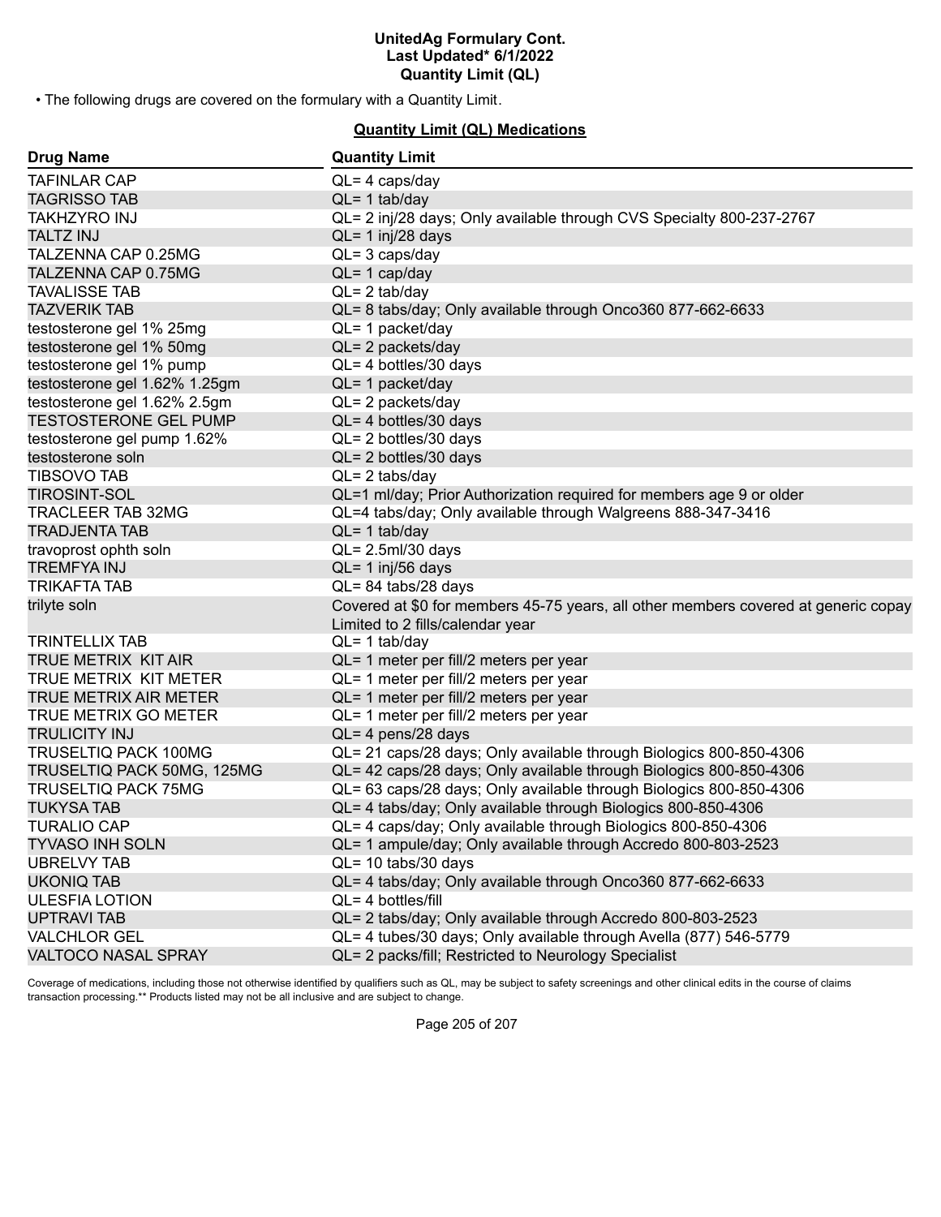# UnitedAg Formulary Cont.
## Last Updated* 6/1/2022
## Quantity Limit (QL)

• The following drugs are covered on the formulary with a Quantity Limit.

### Quantity Limit (QL) Medications

| Drug Name | Quantity Limit |
|---|---|
| TAFINLAR CAP | QL= 4 caps/day |
| TAGRISSO TAB | QL= 1 tab/day |
| TAKHZYRO INJ | QL= 2 inj/28 days; Only available through CVS Specialty 800-237-2767 |
| TALTZ INJ | QL= 1 inj/28 days |
| TALZENNA CAP 0.25MG | QL= 3 caps/day |
| TALZENNA CAP 0.75MG | QL= 1 cap/day |
| TAVALISSE TAB | QL= 2 tab/day |
| TAZVERIK TAB | QL= 8 tabs/day; Only available through Onco360 877-662-6633 |
| testosterone gel 1% 25mg | QL= 1 packet/day |
| testosterone gel 1% 50mg | QL= 2 packets/day |
| testosterone gel 1% pump | QL= 4 bottles/30 days |
| testosterone gel 1.62% 1.25gm | QL= 1 packet/day |
| testosterone gel 1.62% 2.5gm | QL= 2 packets/day |
| TESTOSTERONE GEL PUMP | QL= 4 bottles/30 days |
| testosterone gel pump 1.62% | QL= 2 bottles/30 days |
| testosterone soln | QL= 2 bottles/30 days |
| TIBSOVO TAB | QL= 2 tabs/day |
| TIROSINT-SOL | QL=1 ml/day; Prior Authorization required for members age 9 or older |
| TRACLEER TAB 32MG | QL=4 tabs/day; Only available through Walgreens 888-347-3416 |
| TRADJENTA TAB | QL= 1 tab/day |
| travoprost ophth soln | QL= 2.5ml/30 days |
| TREMFYA INJ | QL= 1 inj/56 days |
| TRIKAFTA TAB | QL= 84 tabs/28 days |
| trilyte soln | Covered at $0 for members 45-75 years, all other members covered at generic copay Limited to 2 fills/calendar year |
| TRINTELLIX TAB | QL= 1 tab/day |
| TRUE METRIX KIT AIR | QL= 1 meter per fill/2 meters per year |
| TRUE METRIX KIT METER | QL= 1 meter per fill/2 meters per year |
| TRUE METRIX AIR METER | QL= 1 meter per fill/2 meters per year |
| TRUE METRIX GO METER | QL= 1 meter per fill/2 meters per year |
| TRULICITY INJ | QL= 4 pens/28 days |
| TRUSELTIQ PACK 100MG | QL= 21 caps/28 days; Only available through Biologics 800-850-4306 |
| TRUSELTIQ PACK 50MG, 125MG | QL= 42 caps/28 days; Only available through Biologics 800-850-4306 |
| TRUSELTIQ PACK 75MG | QL= 63 caps/28 days; Only available through Biologics 800-850-4306 |
| TUKYSA TAB | QL= 4 tabs/day; Only available through Biologics 800-850-4306 |
| TURALIO CAP | QL= 4 caps/day; Only available through Biologics 800-850-4306 |
| TYVASO INH SOLN | QL= 1 ampule/day; Only available through Accredo 800-803-2523 |
| UBRELVY TAB | QL= 10 tabs/30 days |
| UKONIQ TAB | QL= 4 tabs/day; Only available through Onco360 877-662-6633 |
| ULESFIA LOTION | QL= 4 bottles/fill |
| UPTRAVI TAB | QL= 2 tabs/day; Only available through Accredo 800-803-2523 |
| VALCHLOR GEL | QL= 4 tubes/30 days; Only available through Avella (877) 546-5779 |
| VALTOCO NASAL SPRAY | QL= 2 packs/fill; Restricted to Neurology Specialist |

Coverage of medications, including those not otherwise identified by qualifiers such as QL, may be subject to safety screenings and other clinical edits in the course of claims transaction processing.** Products listed may not be all inclusive and are subject to change.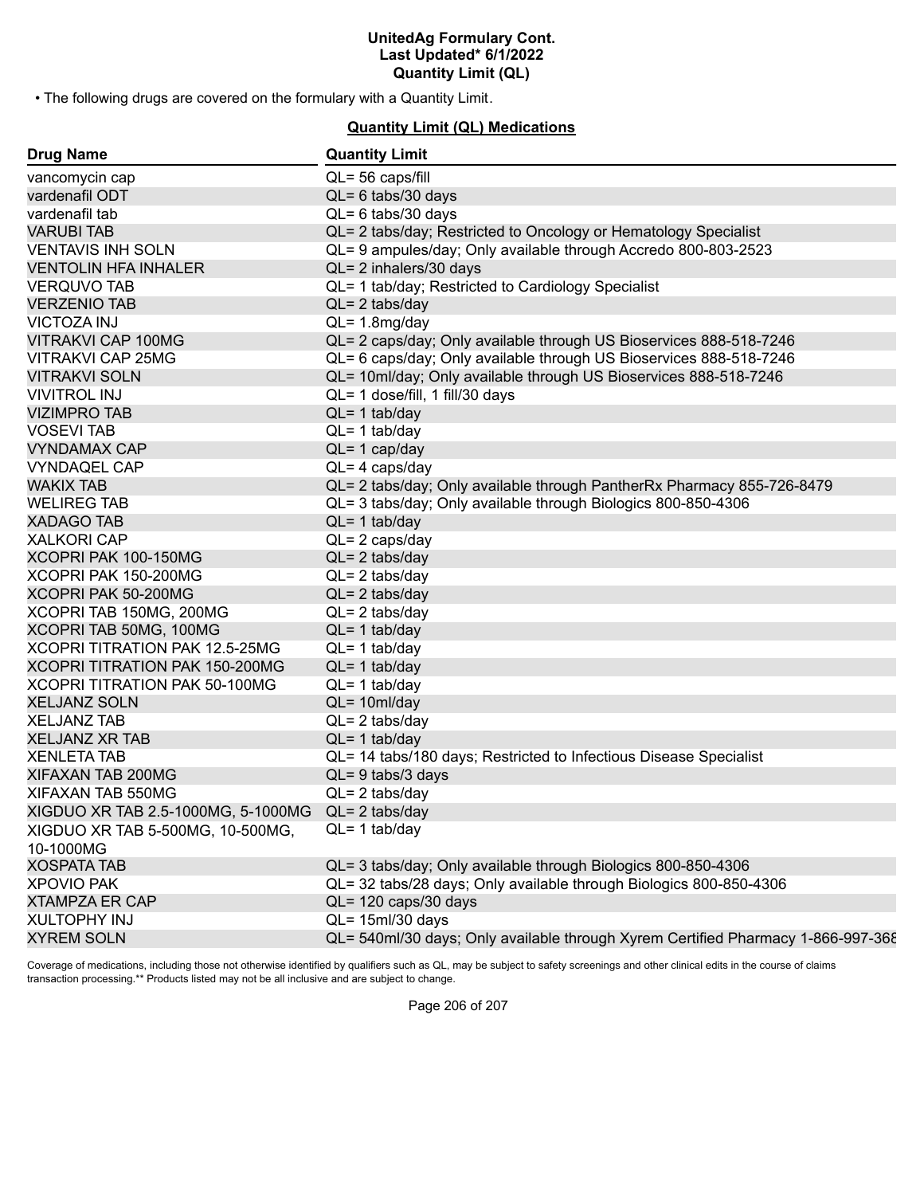• The following drugs are covered on the formulary with a Quantity Limit.

## Quantity Limit (QL) Medications

| Drug Name | Quantity Limit |
| --- | --- |
| vancomycin cap | QL= 56 caps/fill |
| vardenafil ODT | QL= 6 tabs/30 days |
| vardenafil tab | QL= 6 tabs/30 days |
| VARUBI TAB | QL= 2 tabs/day; Restricted to Oncology or Hematology Specialist |
| VENTAVIS INH SOLN | QL= 9 ampules/day; Only available through Accredo 800-803-2523 |
| VENTOLIN HFA INHALER | QL= 2 inhalers/30 days |
| VERQUVO TAB | QL= 1 tab/day; Restricted to Cardiology Specialist |
| VERZENIO TAB | QL= 2 tabs/day |
| VICTOZA INJ | QL= 1.8mg/day |
| VITRAKVI CAP 100MG | QL= 2 caps/day; Only available through US Bioservices 888-518-7246 |
| VITRAKVI CAP 25MG | QL= 6 caps/day; Only available through US Bioservices 888-518-7246 |
| VITRAKVI SOLN | QL= 10ml/day; Only available through US Bioservices 888-518-7246 |
| VIVITROL INJ | QL= 1 dose/fill, 1 fill/30 days |
| VIZIMPRO TAB | QL= 1 tab/day |
| VOSEVI TAB | QL= 1 tab/day |
| VYNDAMAX CAP | QL= 1 cap/day |
| VYNDAQEL CAP | QL= 4 caps/day |
| WAKIX TAB | QL= 2 tabs/day; Only available through PantherRx Pharmacy 855-726-8479 |
| WELIREG TAB | QL= 3 tabs/day; Only available through Biologics 800-850-4306 |
| XADAGO TAB | QL= 1 tab/day |
| XALKORI CAP | QL= 2 caps/day |
| XCOPRI PAK 100-150MG | QL= 2 tabs/day |
| XCOPRI PAK 150-200MG | QL= 2 tabs/day |
| XCOPRI PAK 50-200MG | QL= 2 tabs/day |
| XCOPRI TAB 150MG, 200MG | QL= 2 tabs/day |
| XCOPRI TAB 50MG, 100MG | QL= 1 tab/day |
| XCOPRI TITRATION PAK 12.5-25MG | QL= 1 tab/day |
| XCOPRI TITRATION PAK 150-200MG | QL= 1 tab/day |
| XCOPRI TITRATION PAK 50-100MG | QL= 1 tab/day |
| XELJANZ SOLN | QL= 10ml/day |
| XELJANZ TAB | QL= 2 tabs/day |
| XELJANZ XR TAB | QL= 1 tab/day |
| XENLETA TAB | QL= 14 tabs/180 days; Restricted to Infectious Disease Specialist |
| XIFAXAN TAB 200MG | QL= 9 tabs/3 days |
| XIFAXAN TAB 550MG | QL= 2 tabs/day |
| XIGDUO XR TAB 2.5-1000MG, 5-1000MG | QL= 2 tabs/day |
| XIGDUO XR TAB 5-500MG, 10-500MG, 10-1000MG | QL= 1 tab/day |
| XOSPATA TAB | QL= 3 tabs/day; Only available through Biologics 800-850-4306 |
| XPOVIO PAK | QL= 32 tabs/28 days; Only available through Biologics 800-850-4306 |
| XTAMPZA ER CAP | QL= 120 caps/30 days |
| XULTOPHY INJ | QL= 15ml/30 days |
| XYREM SOLN | QL= 540ml/30 days; Only available through Xyrem Certified Pharmacy 1-866-997-368 |

Coverage of medications, including those not otherwise identified by qualifiers such as QL, may be subject to safety screenings and other clinical edits in the course of claims transaction processing.** Products listed may not be all inclusive and are subject to change.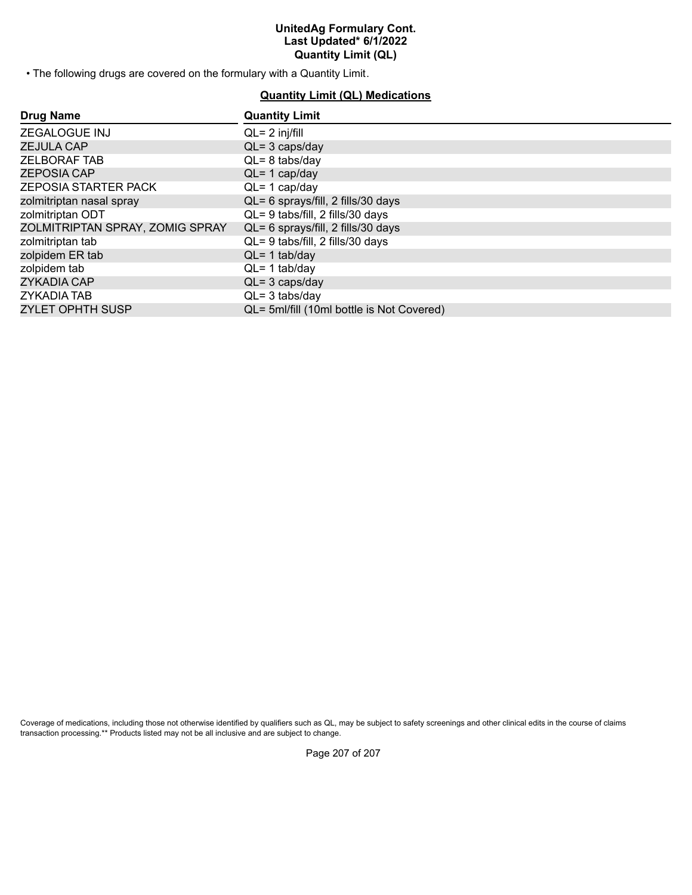# UnitedAg Formulary Cont.
**Last Updated* 6/1/2022**
**Quantity Limit (QL)**

• The following drugs are covered on the formulary with a Quantity Limit.

## Quantity Limit (QL) Medications

| Drug Name | Quantity Limit |
| --- | --- |
| ZEGALOGUE INJ | QL= 2 inj/fill |
| ZEJULA CAP | QL= 3 caps/day |
| ZELBORAF TAB | QL= 8 tabs/day |
| ZEPOSIA CAP | QL= 1 cap/day |
| ZEPOSIA STARTER PACK | QL= 1 cap/day |
| zolmitriptan nasal spray | QL= 6 sprays/fill, 2 fills/30 days |
| zolmitriptan ODT | QL= 9 tabs/fill, 2 fills/30 days |
| ZOLMITRIPTAN SPRAY, ZOMIG SPRAY | QL= 6 sprays/fill, 2 fills/30 days |
| zolmitriptan tab | QL= 9 tabs/fill, 2 fills/30 days |
| zolpidem ER tab | QL= 1 tab/day |
| zolpidem tab | QL= 1 tab/day |
| ZYKADIA CAP | QL= 3 caps/day |
| ZYKADIA TAB | QL= 3 tabs/day |
| ZYLET OPHTH SUSP | QL= 5ml/fill (10ml bottle is Not Covered) |

Coverage of medications, including those not otherwise identified by qualifiers such as QL, may be subject to safety screenings and other clinical edits in the course of claims transaction processing.** Products listed may not be all inclusive and are subject to change.